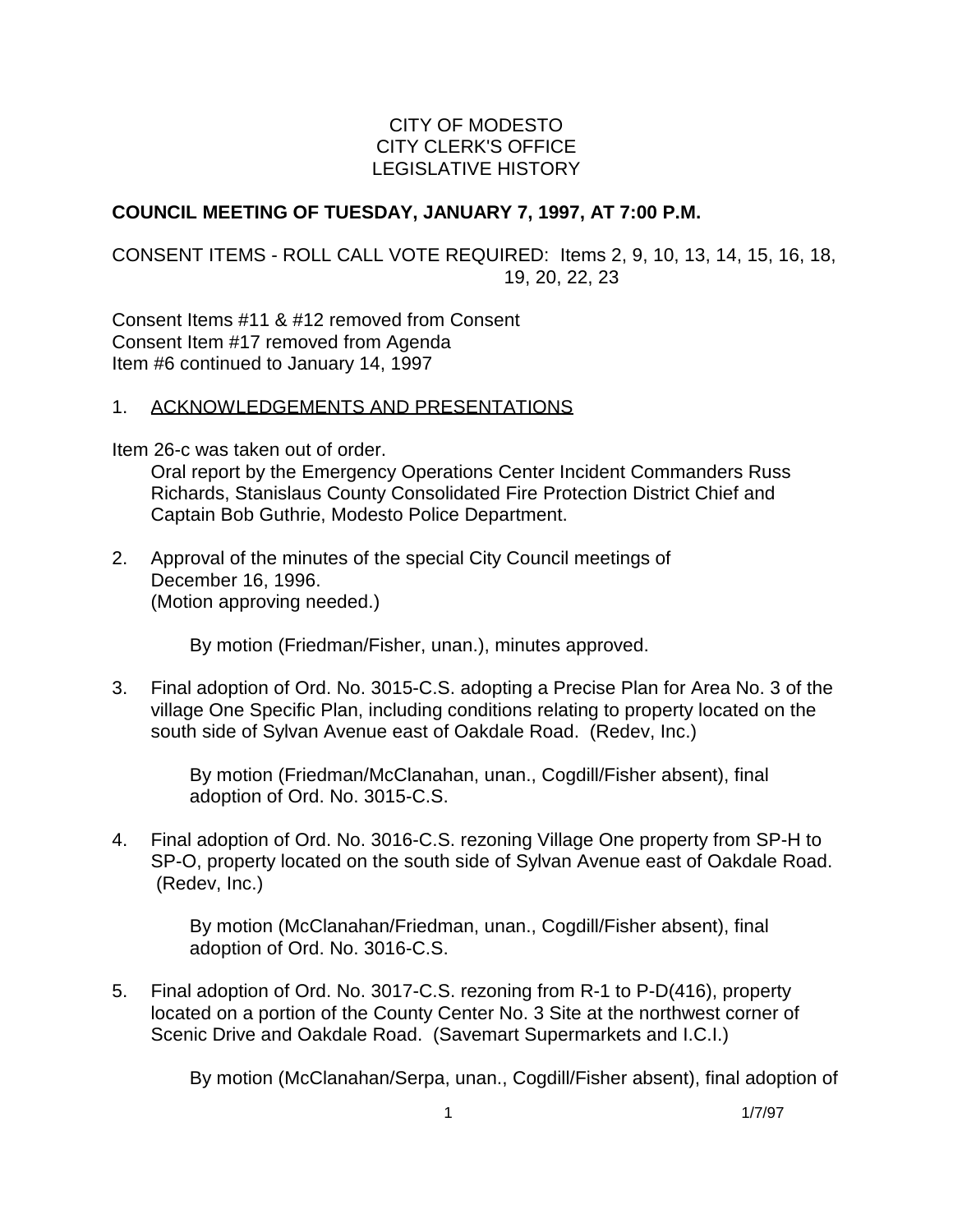CITY OF MODESTO
CITY CLERK'S OFFICE
LEGISLATIVE HISTORY

**COUNCIL MEETING OF TUESDAY, JANUARY 7, 1997, AT 7:00 P.M.**

CONSENT ITEMS - ROLL CALL VOTE REQUIRED: Items 2, 9, 10, 13, 14, 15, 16, 18, 19, 20, 22, 23

Consent Items #11 & #12 removed from Consent
Consent Item #17 removed from Agenda
Item #6 continued to January 14, 1997

1. ACKNOWLEDGEMENTS AND PRESENTATIONS

Item 26-c was taken out of order.
Oral report by the Emergency Operations Center Incident Commanders Russ Richards, Stanislaus County Consolidated Fire Protection District Chief and Captain Bob Guthrie, Modesto Police Department.

2. Approval of the minutes of the special City Council meetings of December 16, 1996.
(Motion approving needed.)

   By motion (Friedman/Fisher, unan.), minutes approved.

3. Final adoption of Ord. No. 3015-C.S. adopting a Precise Plan for Area No. 3 of the village One Specific Plan, including conditions relating to property located on the south side of Sylvan Avenue east of Oakdale Road. (Redev, Inc.)

   By motion (Friedman/McClanahan, unan., Cogdill/Fisher absent), final adoption of Ord. No. 3015-C.S.

4. Final adoption of Ord. No. 3016-C.S. rezoning Village One property from SP-H to SP-O, property located on the south side of Sylvan Avenue east of Oakdale Road. (Redev, Inc.)

   By motion (McClanahan/Friedman, unan., Cogdill/Fisher absent), final adoption of Ord. No. 3016-C.S.

5. Final adoption of Ord. No. 3017-C.S. rezoning from R-1 to P-D(416), property located on a portion of the County Center No. 3 Site at the northwest corner of Scenic Drive and Oakdale Road. (Savemart Supermarkets and I.C.I.)

   By motion (McClanahan/Serpa, unan., Cogdill/Fisher absent), final adoption of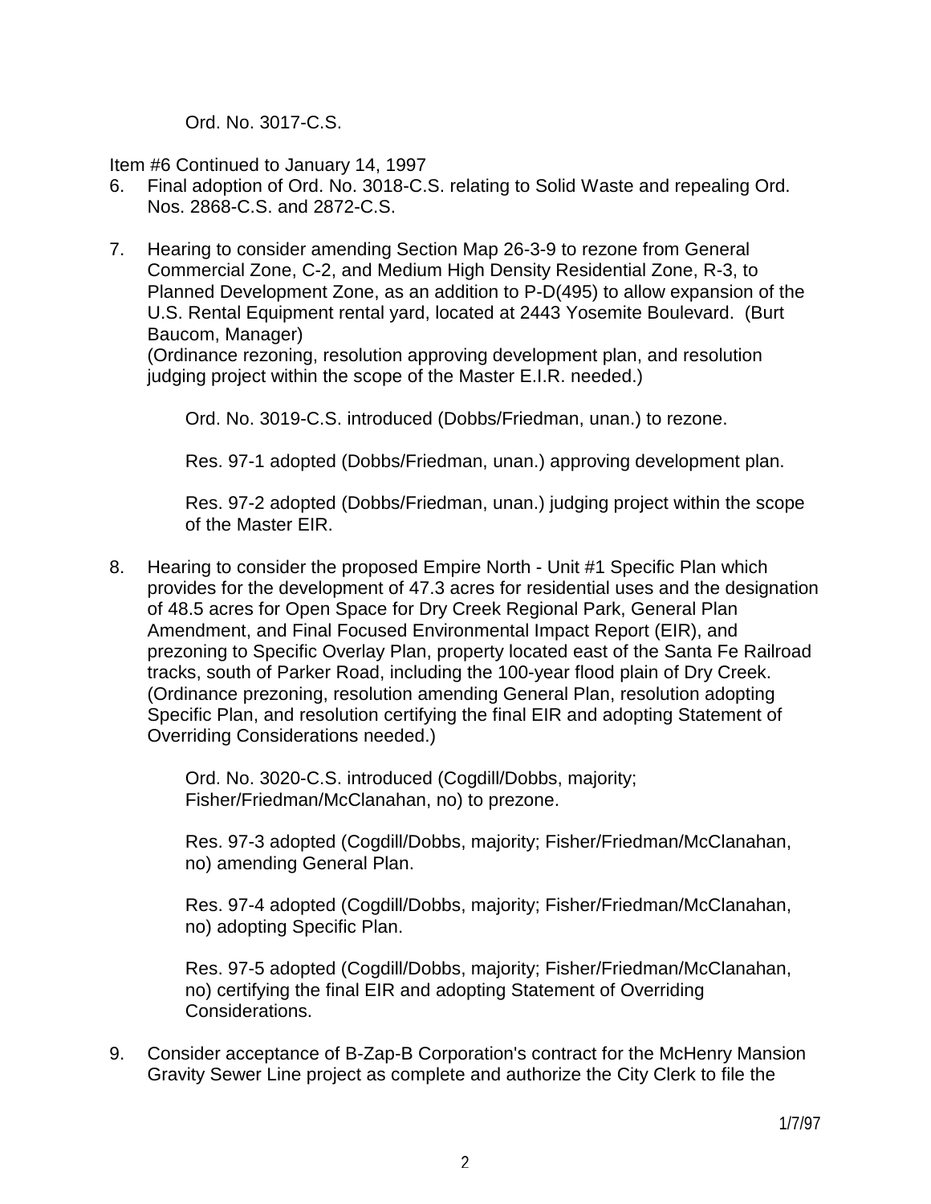Ord. No. 3017-C.S.

Item #6 Continued to January 14, 1997

6. Final adoption of Ord. No. 3018-C.S. relating to Solid Waste and repealing Ord. Nos. 2868-C.S. and 2872-C.S.

7. Hearing to consider amending Section Map 26-3-9 to rezone from General Commercial Zone, C-2, and Medium High Density Residential Zone, R-3, to Planned Development Zone, as an addition to P-D(495) to allow expansion of the U.S. Rental Equipment rental yard, located at 2443 Yosemite Boulevard. (Burt Baucom, Manager)
(Ordinance rezoning, resolution approving development plan, and resolution judging project within the scope of the Master E.I.R. needed.)

   Ord. No. 3019-C.S. introduced (Dobbs/Friedman, unan.) to rezone.

   Res. 97-1 adopted (Dobbs/Friedman, unan.) approving development plan.

   Res. 97-2 adopted (Dobbs/Friedman, unan.) judging project within the scope of the Master EIR.

8. Hearing to consider the proposed Empire North - Unit #1 Specific Plan which provides for the development of 47.3 acres for residential uses and the designation of 48.5 acres for Open Space for Dry Creek Regional Park, General Plan Amendment, and Final Focused Environmental Impact Report (EIR), and prezoning to Specific Overlay Plan, property located east of the Santa Fe Railroad tracks, south of Parker Road, including the 100-year flood plain of Dry Creek.
(Ordinance prezoning, resolution amending General Plan, resolution adopting Specific Plan, and resolution certifying the final EIR and adopting Statement of Overriding Considerations needed.)

   Ord. No. 3020-C.S. introduced (Cogdill/Dobbs, majority; Fisher/Friedman/McClanahan, no) to prezone.

   Res. 97-3 adopted (Cogdill/Dobbs, majority; Fisher/Friedman/McClanahan, no) amending General Plan.

   Res. 97-4 adopted (Cogdill/Dobbs, majority; Fisher/Friedman/McClanahan, no) adopting Specific Plan.

   Res. 97-5 adopted (Cogdill/Dobbs, majority; Fisher/Friedman/McClanahan, no) certifying the final EIR and adopting Statement of Overriding Considerations.

9. Consider acceptance of B-Zap-B Corporation's contract for the McHenry Mansion Gravity Sewer Line project as complete and authorize the City Clerk to file the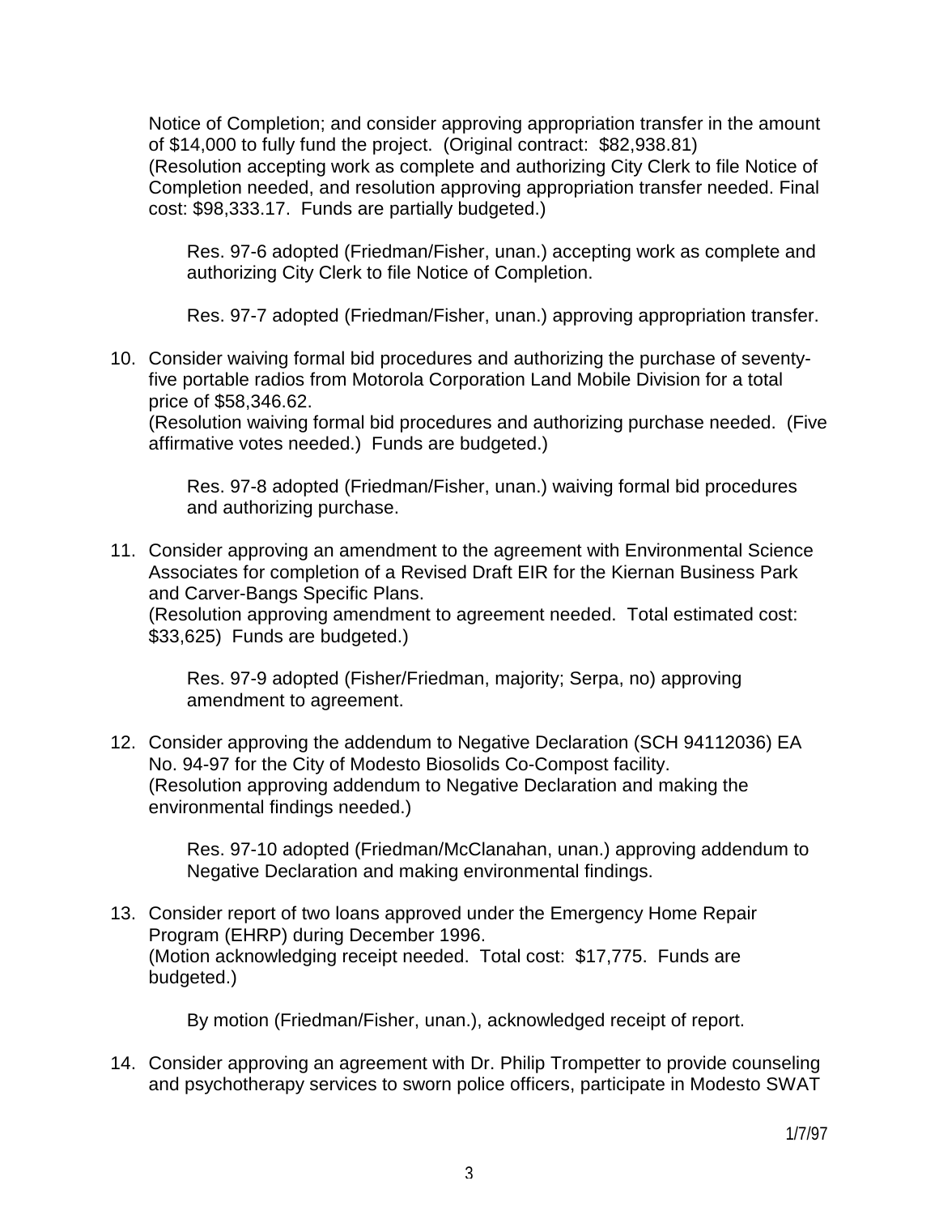Notice of Completion; and consider approving appropriation transfer in the amount of $14,000 to fully fund the project. (Original contract: $82,938.81)
(Resolution accepting work as complete and authorizing City Clerk to file Notice of Completion needed, and resolution approving appropriation transfer needed. Final cost: $98,333.17. Funds are partially budgeted.)

> Res. 97-6 adopted (Friedman/Fisher, unan.) accepting work as complete and authorizing City Clerk to file Notice of Completion.
>
> Res. 97-7 adopted (Friedman/Fisher, unan.) approving appropriation transfer.

10. Consider waiving formal bid procedures and authorizing the purchase of seventy-five portable radios from Motorola Corporation Land Mobile Division for a total price of $58,346.62.
(Resolution waiving formal bid procedures and authorizing purchase needed. (Five affirmative votes needed.) Funds are budgeted.)

    > Res. 97-8 adopted (Friedman/Fisher, unan.) waiving formal bid procedures and authorizing purchase.

11. Consider approving an amendment to the agreement with Environmental Science Associates for completion of a Revised Draft EIR for the Kiernan Business Park and Carver-Bangs Specific Plans.
(Resolution approving amendment to agreement needed. Total estimated cost: $33,625) Funds are budgeted.)

    > Res. 97-9 adopted (Fisher/Friedman, majority; Serpa, no) approving amendment to agreement.

12. Consider approving the addendum to Negative Declaration (SCH 94112036) EA No. 94-97 for the City of Modesto Biosolids Co-Compost facility.
(Resolution approving addendum to Negative Declaration and making the environmental findings needed.)

    > Res. 97-10 adopted (Friedman/McClanahan, unan.) approving addendum to Negative Declaration and making environmental findings.

13. Consider report of two loans approved under the Emergency Home Repair Program (EHRP) during December 1996.
(Motion acknowledging receipt needed. Total cost: $17,775. Funds are budgeted.)

    > By motion (Friedman/Fisher, unan.), acknowledged receipt of report.

14. Consider approving an agreement with Dr. Philip Trompetter to provide counseling and psychotherapy services to sworn police officers, participate in Modesto SWAT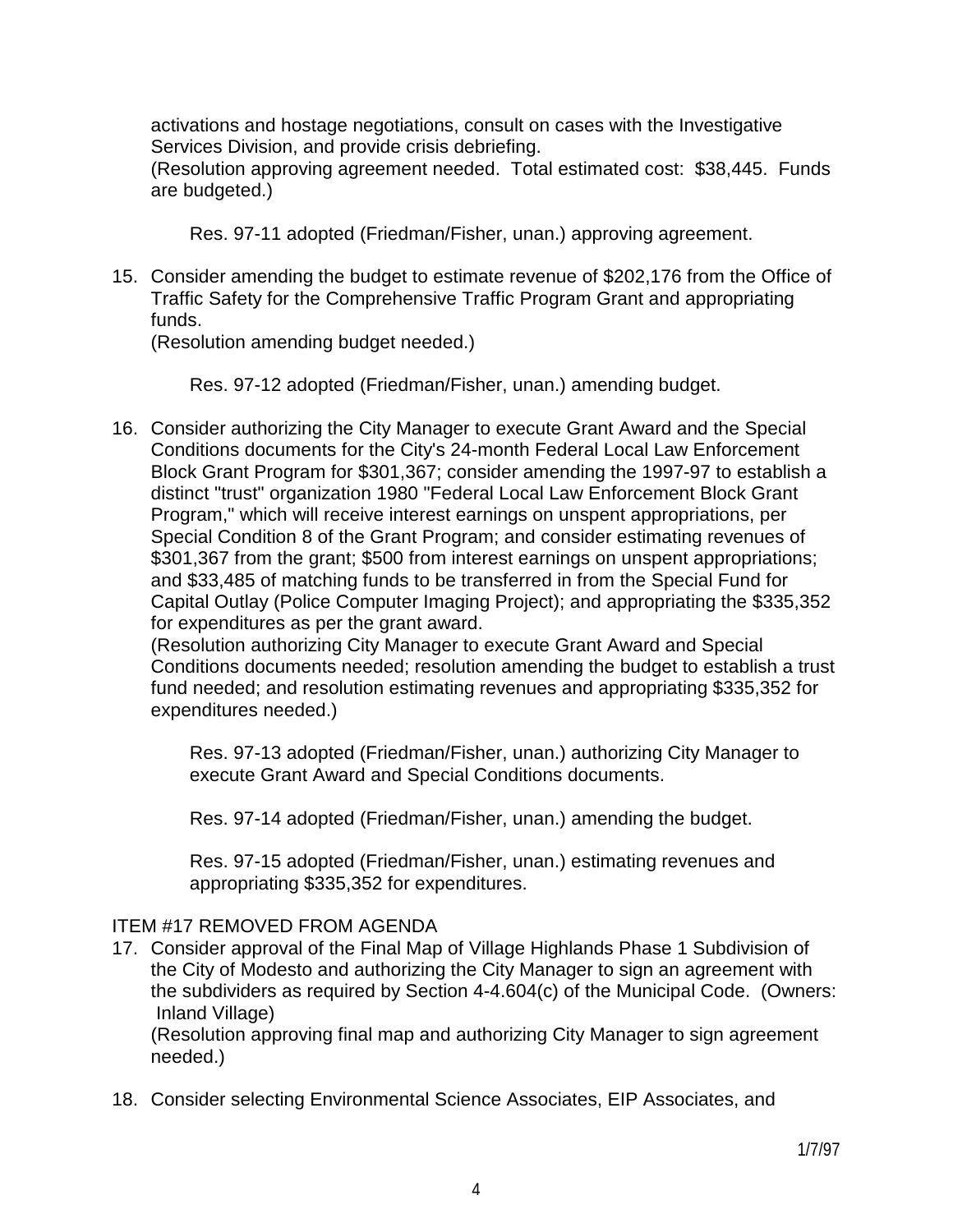activations and hostage negotiations, consult on cases with the Investigative Services Division, and provide crisis debriefing.
(Resolution approving agreement needed. Total estimated cost: $38,445. Funds are budgeted.)

Res. 97-11 adopted (Friedman/Fisher, unan.) approving agreement.

15. Consider amending the budget to estimate revenue of $202,176 from the Office of Traffic Safety for the Comprehensive Traffic Program Grant and appropriating funds.
(Resolution amending budget needed.)

    Res. 97-12 adopted (Friedman/Fisher, unan.) amending budget.

16. Consider authorizing the City Manager to execute Grant Award and the Special Conditions documents for the City's 24-month Federal Local Law Enforcement Block Grant Program for $301,367; consider amending the 1997-97 to establish a distinct "trust" organization 1980 "Federal Local Law Enforcement Block Grant Program," which will receive interest earnings on unspent appropriations, per Special Condition 8 of the Grant Program; and consider estimating revenues of $301,367 from the grant; $500 from interest earnings on unspent appropriations; and $33,485 of matching funds to be transferred in from the Special Fund for Capital Outlay (Police Computer Imaging Project); and appropriating the $335,352 for expenditures as per the grant award.
(Resolution authorizing City Manager to execute Grant Award and Special Conditions documents needed; resolution amending the budget to establish a trust fund needed; and resolution estimating revenues and appropriating $335,352 for expenditures needed.)

    Res. 97-13 adopted (Friedman/Fisher, unan.) authorizing City Manager to execute Grant Award and Special Conditions documents.

    Res. 97-14 adopted (Friedman/Fisher, unan.) amending the budget.

    Res. 97-15 adopted (Friedman/Fisher, unan.) estimating revenues and appropriating $335,352 for expenditures.

ITEM #17 REMOVED FROM AGENDA

17. Consider approval of the Final Map of Village Highlands Phase 1 Subdivision of the City of Modesto and authorizing the City Manager to sign an agreement with the subdividers as required by Section 4-4.604(c) of the Municipal Code. (Owners: Inland Village)
(Resolution approving final map and authorizing City Manager to sign agreement needed.)

18. Consider selecting Environmental Science Associates, EIP Associates, and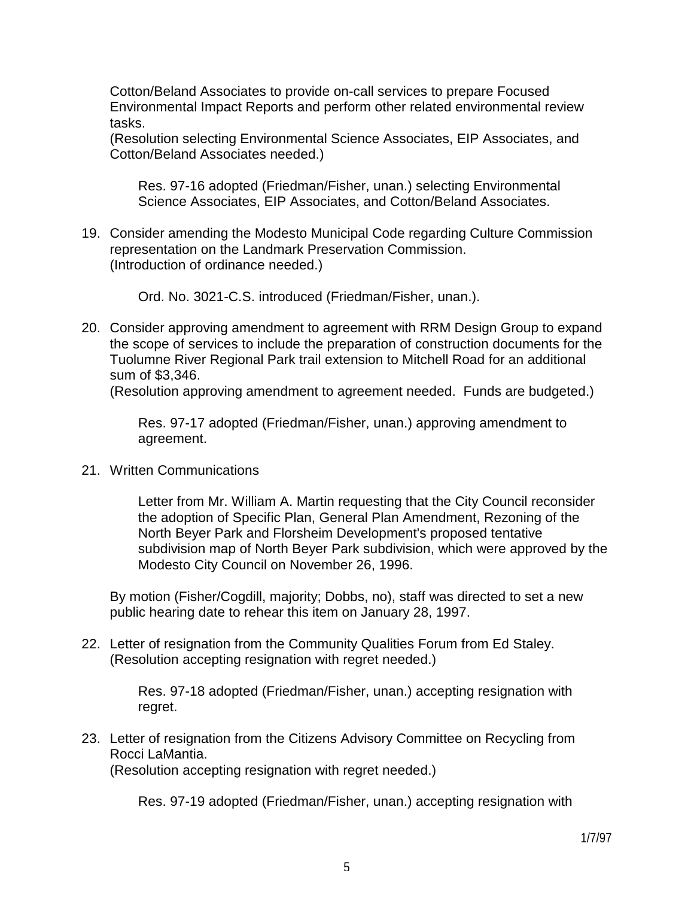Cotton/Beland Associates to provide on-call services to prepare Focused Environmental Impact Reports and perform other related environmental review tasks.
(Resolution selecting Environmental Science Associates, EIP Associates, and Cotton/Beland Associates needed.)

> Res. 97-16 adopted (Friedman/Fisher, unan.) selecting Environmental Science Associates, EIP Associates, and Cotton/Beland Associates.

19. Consider amending the Modesto Municipal Code regarding Culture Commission representation on the Landmark Preservation Commission.
(Introduction of ordinance needed.)

    > Ord. No. 3021-C.S. introduced (Friedman/Fisher, unan.).

20. Consider approving amendment to agreement with RRM Design Group to expand the scope of services to include the preparation of construction documents for the Tuolumne River Regional Park trail extension to Mitchell Road for an additional sum of $3,346.
(Resolution approving amendment to agreement needed. Funds are budgeted.)

    > Res. 97-17 adopted (Friedman/Fisher, unan.) approving amendment to agreement.

21. Written Communications

    > Letter from Mr. William A. Martin requesting that the City Council reconsider the adoption of Specific Plan, General Plan Amendment, Rezoning of the North Beyer Park and Florsheim Development's proposed tentative subdivision map of North Beyer Park subdivision, which were approved by the Modesto City Council on November 26, 1996.

    By motion (Fisher/Cogdill, majority; Dobbs, no), staff was directed to set a new public hearing date to rehear this item on January 28, 1997.

22. Letter of resignation from the Community Qualities Forum from Ed Staley.
(Resolution accepting resignation with regret needed.)

    > Res. 97-18 adopted (Friedman/Fisher, unan.) accepting resignation with regret.

23. Letter of resignation from the Citizens Advisory Committee on Recycling from Rocci LaMantia.
(Resolution accepting resignation with regret needed.)

    > Res. 97-19 adopted (Friedman/Fisher, unan.) accepting resignation with

1/7/97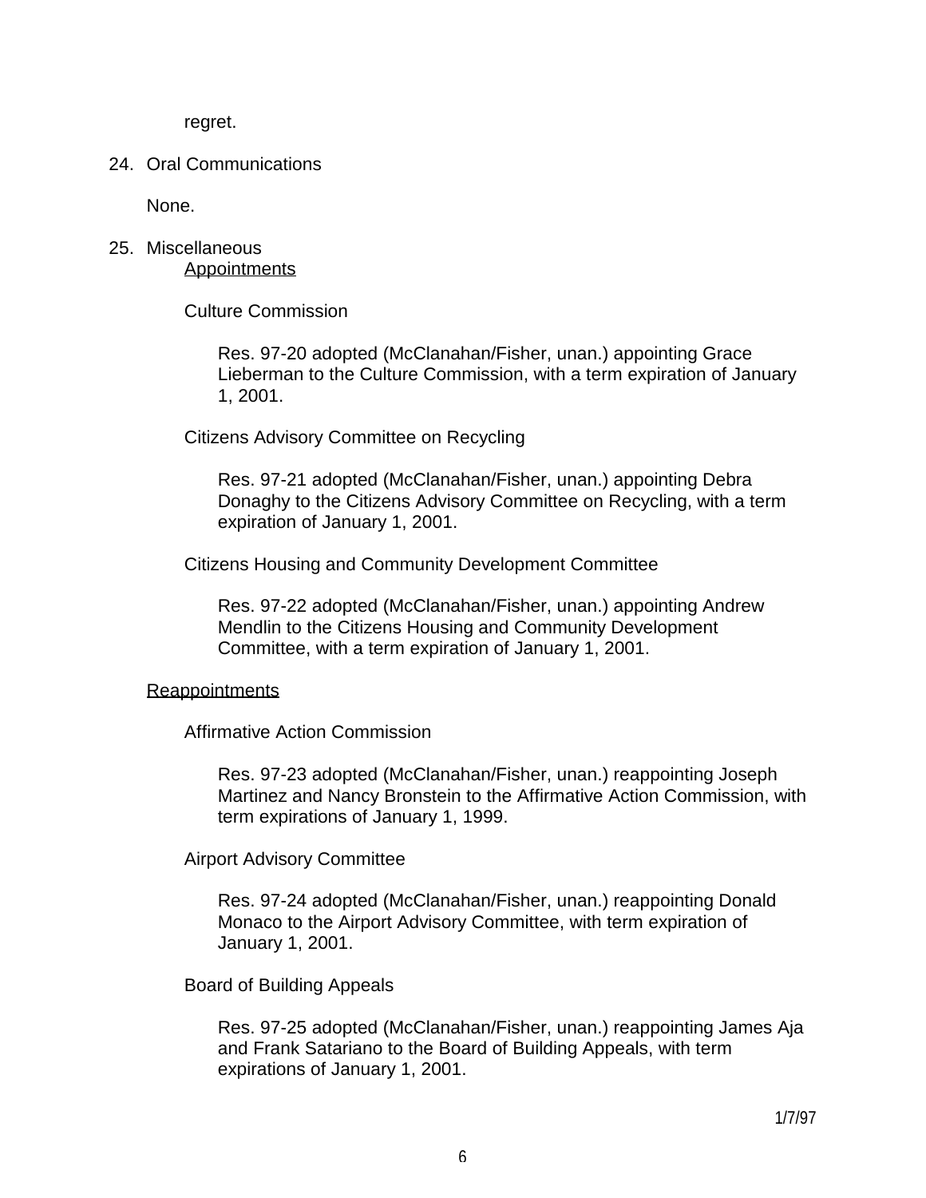regret.

24. Oral Communications

    None.

25. Miscellaneous

    Appointments

    Culture Commission

    Res. 97-20 adopted (McClanahan/Fisher, unan.) appointing Grace Lieberman to the Culture Commission, with a term expiration of January 1, 2001.

    Citizens Advisory Committee on Recycling

    Res. 97-21 adopted (McClanahan/Fisher, unan.) appointing Debra Donaghy to the Citizens Advisory Committee on Recycling, with a term expiration of January 1, 2001.

    Citizens Housing and Community Development Committee

    Res. 97-22 adopted (McClanahan/Fisher, unan.) appointing Andrew Mendlin to the Citizens Housing and Community Development Committee, with a term expiration of January 1, 2001.

    Reappointments

    Affirmative Action Commission

    Res. 97-23 adopted (McClanahan/Fisher, unan.) reappointing Joseph Martinez and Nancy Bronstein to the Affirmative Action Commission, with term expirations of January 1, 1999.

    Airport Advisory Committee

    Res. 97-24 adopted (McClanahan/Fisher, unan.) reappointing Donald Monaco to the Airport Advisory Committee, with term expiration of January 1, 2001.

    Board of Building Appeals

    Res. 97-25 adopted (McClanahan/Fisher, unan.) reappointing James Aja and Frank Satariano to the Board of Building Appeals, with term expirations of January 1, 2001.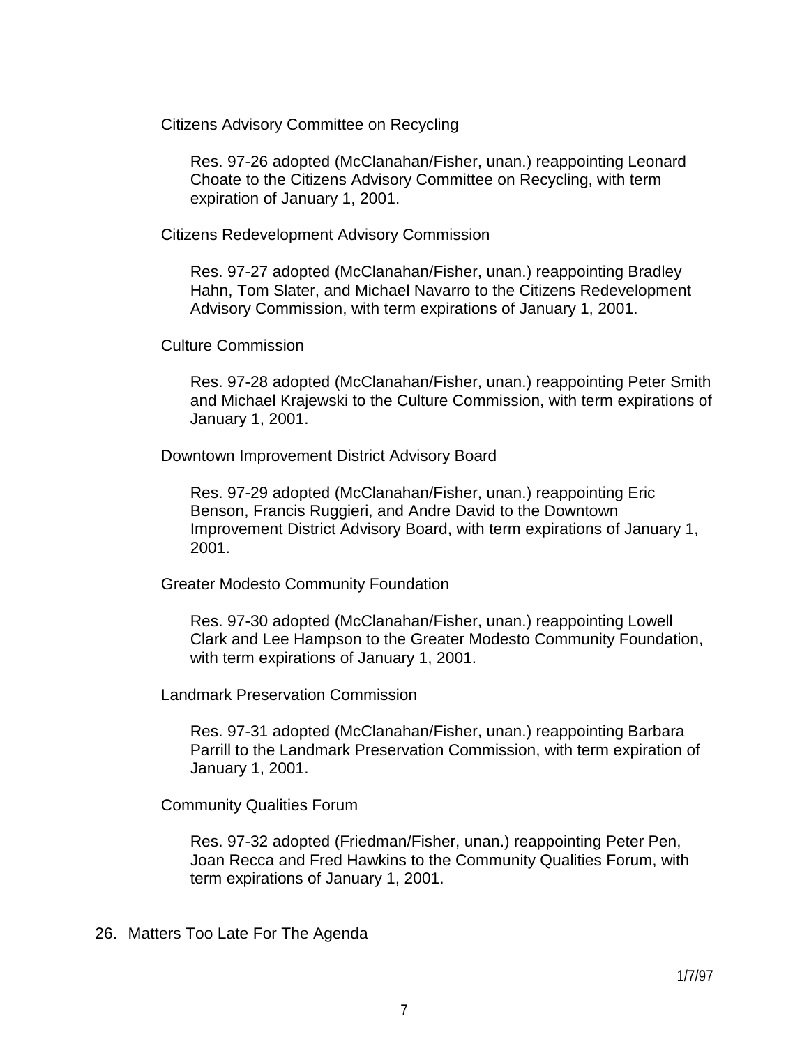Citizens Advisory Committee on Recycling

Res. 97-26 adopted (McClanahan/Fisher, unan.) reappointing Leonard Choate to the Citizens Advisory Committee on Recycling, with term expiration of January 1, 2001.

Citizens Redevelopment Advisory Commission

Res. 97-27 adopted (McClanahan/Fisher, unan.) reappointing Bradley Hahn, Tom Slater, and Michael Navarro to the Citizens Redevelopment Advisory Commission, with term expirations of January 1, 2001.

Culture Commission

Res. 97-28 adopted (McClanahan/Fisher, unan.) reappointing Peter Smith and Michael Krajewski to the Culture Commission, with term expirations of January 1, 2001.

Downtown Improvement District Advisory Board

Res. 97-29 adopted (McClanahan/Fisher, unan.) reappointing Eric Benson, Francis Ruggieri, and Andre David to the Downtown Improvement District Advisory Board, with term expirations of January 1, 2001.

Greater Modesto Community Foundation

Res. 97-30 adopted (McClanahan/Fisher, unan.) reappointing Lowell Clark and Lee Hampson to the Greater Modesto Community Foundation, with term expirations of January 1, 2001.

Landmark Preservation Commission

Res. 97-31 adopted (McClanahan/Fisher, unan.) reappointing Barbara Parrill to the Landmark Preservation Commission, with term expiration of January 1, 2001.

Community Qualities Forum

Res. 97-32 adopted (Friedman/Fisher, unan.) reappointing Peter Pen, Joan Recca and Fred Hawkins to the Community Qualities Forum, with term expirations of January 1, 2001.

26. Matters Too Late For The Agenda

1/7/97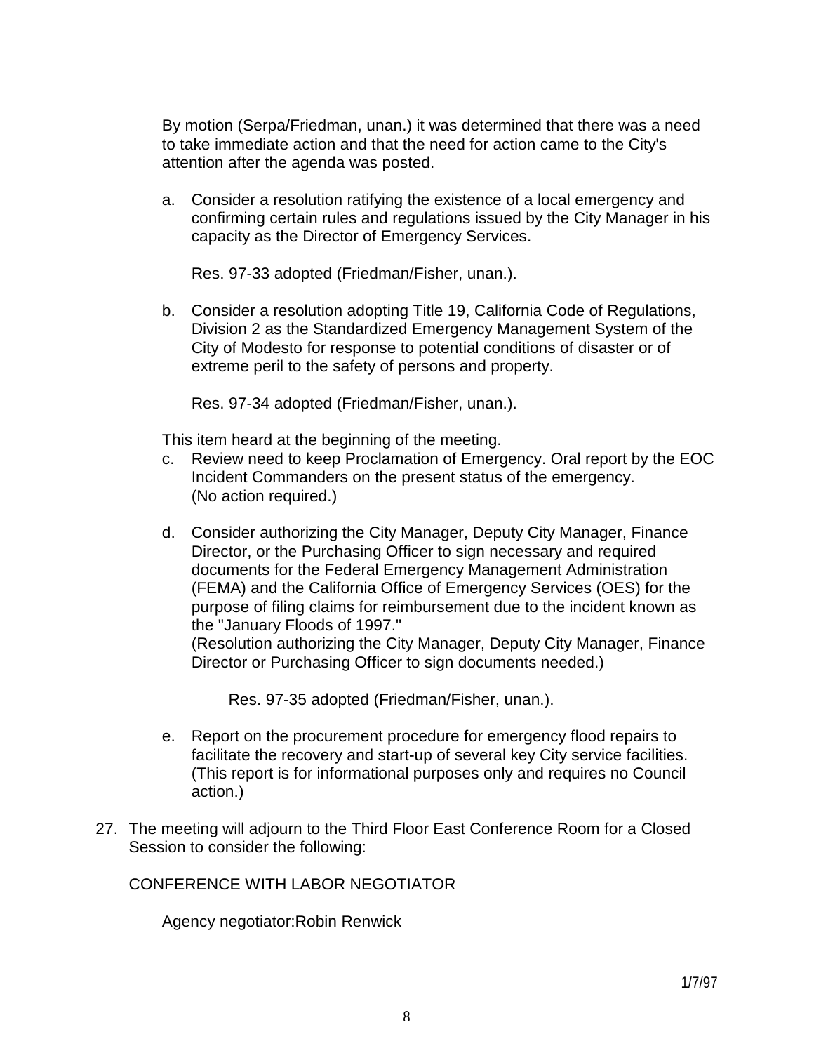By motion (Serpa/Friedman, unan.) it was determined that there was a need to take immediate action and that the need for action came to the City's attention after the agenda was posted.

a. Consider a resolution ratifying the existence of a local emergency and confirming certain rules and regulations issued by the City Manager in his capacity as the Director of Emergency Services.

   Res. 97-33 adopted (Friedman/Fisher, unan.).

b. Consider a resolution adopting Title 19, California Code of Regulations, Division 2 as the Standardized Emergency Management System of the City of Modesto for response to potential conditions of disaster or of extreme peril to the safety of persons and property.

   Res. 97-34 adopted (Friedman/Fisher, unan.).

This item heard at the beginning of the meeting.

c. Review need to keep Proclamation of Emergency. Oral report by the EOC Incident Commanders on the present status of the emergency. (No action required.)

d. Consider authorizing the City Manager, Deputy City Manager, Finance Director, or the Purchasing Officer to sign necessary and required documents for the Federal Emergency Management Administration (FEMA) and the California Office of Emergency Services (OES) for the purpose of filing claims for reimbursement due to the incident known as the "January Floods of 1997."
   (Resolution authorizing the City Manager, Deputy City Manager, Finance Director or Purchasing Officer to sign documents needed.)

   Res. 97-35 adopted (Friedman/Fisher, unan.).

e. Report on the procurement procedure for emergency flood repairs to facilitate the recovery and start-up of several key City service facilities. (This report is for informational purposes only and requires no Council action.)

27. The meeting will adjourn to the Third Floor East Conference Room for a Closed Session to consider the following:

   CONFERENCE WITH LABOR NEGOTIATOR

   Agency negotiator:Robin Renwick

1/7/97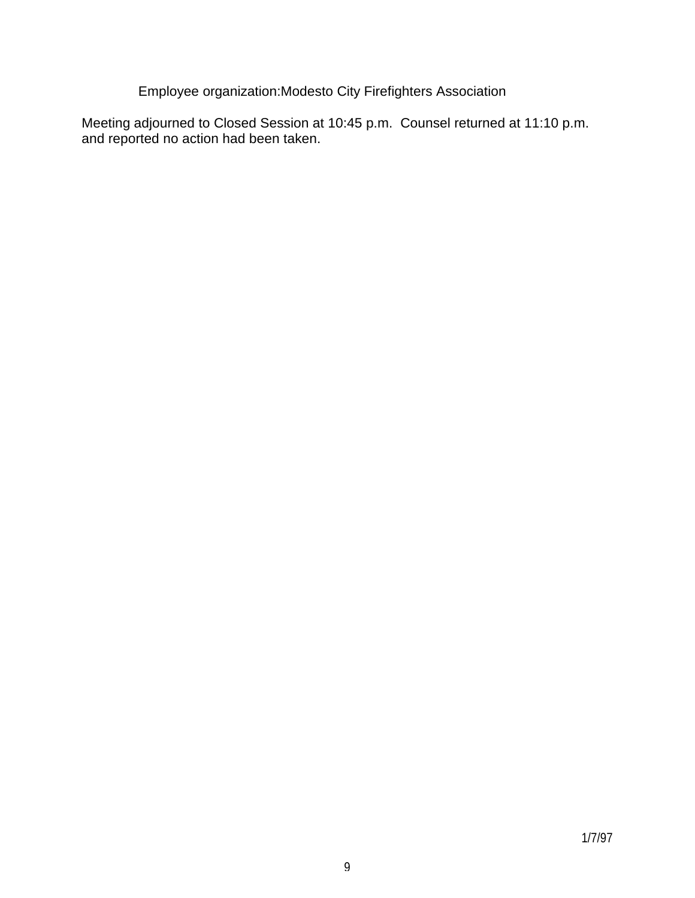Employee organization:Modesto City Firefighters Association

Meeting adjourned to Closed Session at 10:45 p.m.  Counsel returned at 11:10 p.m. and reported no action had been taken.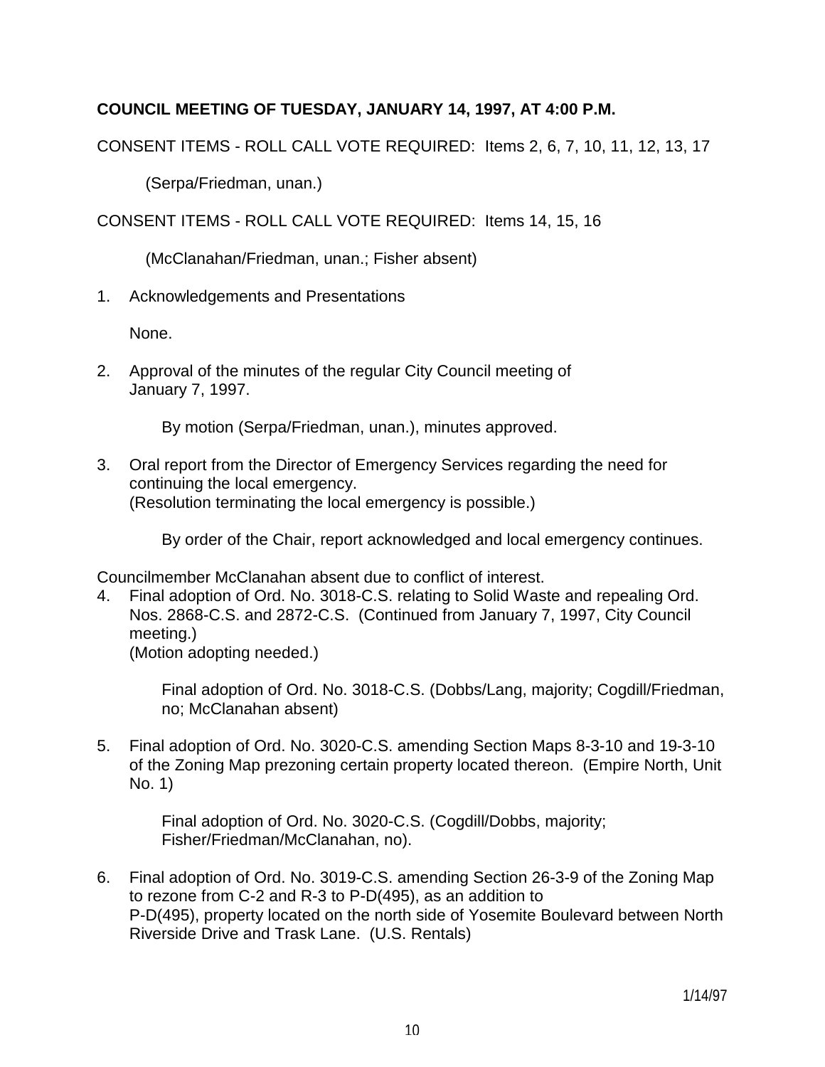**COUNCIL MEETING OF TUESDAY, JANUARY 14, 1997, AT 4:00 P.M.**

CONSENT ITEMS - ROLL CALL VOTE REQUIRED: Items 2, 6, 7, 10, 11, 12, 13, 17

(Serpa/Friedman, unan.)

CONSENT ITEMS - ROLL CALL VOTE REQUIRED: Items 14, 15, 16

(McClanahan/Friedman, unan.; Fisher absent)

1. Acknowledgements and Presentations

   None.

2. Approval of the minutes of the regular City Council meeting of January 7, 1997.

   By motion (Serpa/Friedman, unan.), minutes approved.

3. Oral report from the Director of Emergency Services regarding the need for continuing the local emergency.
   (Resolution terminating the local emergency is possible.)

   By order of the Chair, report acknowledged and local emergency continues.

Councilmember McClanahan absent due to conflict of interest.

4. Final adoption of Ord. No. 3018-C.S. relating to Solid Waste and repealing Ord. Nos. 2868-C.S. and 2872-C.S. (Continued from January 7, 1997, City Council meeting.)
   (Motion adopting needed.)

   Final adoption of Ord. No. 3018-C.S. (Dobbs/Lang, majority; Cogdill/Friedman, no; McClanahan absent)

5. Final adoption of Ord. No. 3020-C.S. amending Section Maps 8-3-10 and 19-3-10 of the Zoning Map prezoning certain property located thereon. (Empire North, Unit No. 1)

   Final adoption of Ord. No. 3020-C.S. (Cogdill/Dobbs, majority; Fisher/Friedman/McClanahan, no).

6. Final adoption of Ord. No. 3019-C.S. amending Section 26-3-9 of the Zoning Map to rezone from C-2 and R-3 to P-D(495), as an addition to P-D(495), property located on the north side of Yosemite Boulevard between North Riverside Drive and Trask Lane. (U.S. Rentals)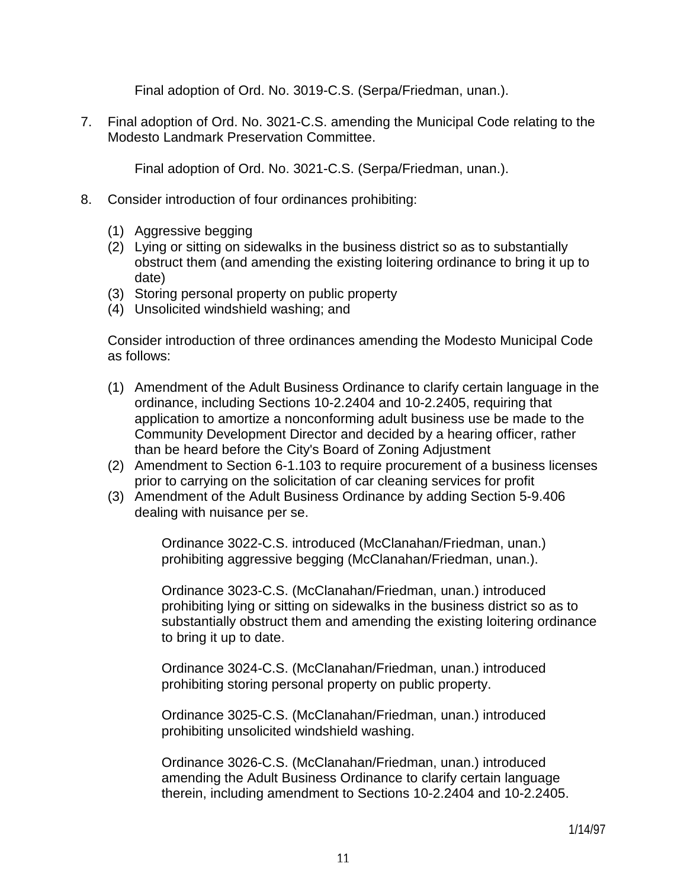Final adoption of Ord. No. 3019-C.S. (Serpa/Friedman, unan.).

7. Final adoption of Ord. No. 3021-C.S. amending the Municipal Code relating to the Modesto Landmark Preservation Committee.

   Final adoption of Ord. No. 3021-C.S. (Serpa/Friedman, unan.).

8. Consider introduction of four ordinances prohibiting:

   (1) Aggressive begging
   (2) Lying or sitting on sidewalks in the business district so as to substantially obstruct them (and amending the existing loitering ordinance to bring it up to date)
   (3) Storing personal property on public property
   (4) Unsolicited windshield washing; and

   Consider introduction of three ordinances amending the Modesto Municipal Code as follows:

   (1) Amendment of the Adult Business Ordinance to clarify certain language in the ordinance, including Sections 10-2.2404 and 10-2.2405, requiring that application to amortize a nonconforming adult business use be made to the Community Development Director and decided by a hearing officer, rather than be heard before the City's Board of Zoning Adjustment
   (2) Amendment to Section 6-1.103 to require procurement of a business licenses prior to carrying on the solicitation of car cleaning services for profit
   (3) Amendment of the Adult Business Ordinance by adding Section 5-9.406 dealing with nuisance per se.

      Ordinance 3022-C.S. introduced (McClanahan/Friedman, unan.) prohibiting aggressive begging (McClanahan/Friedman, unan.).

      Ordinance 3023-C.S. (McClanahan/Friedman, unan.) introduced prohibiting lying or sitting on sidewalks in the business district so as to substantially obstruct them and amending the existing loitering ordinance to bring it up to date.

      Ordinance 3024-C.S. (McClanahan/Friedman, unan.) introduced prohibiting storing personal property on public property.

      Ordinance 3025-C.S. (McClanahan/Friedman, unan.) introduced prohibiting unsolicited windshield washing.

      Ordinance 3026-C.S. (McClanahan/Friedman, unan.) introduced amending the Adult Business Ordinance to clarify certain language therein, including amendment to Sections 10-2.2404 and 10-2.2405.

1/14/97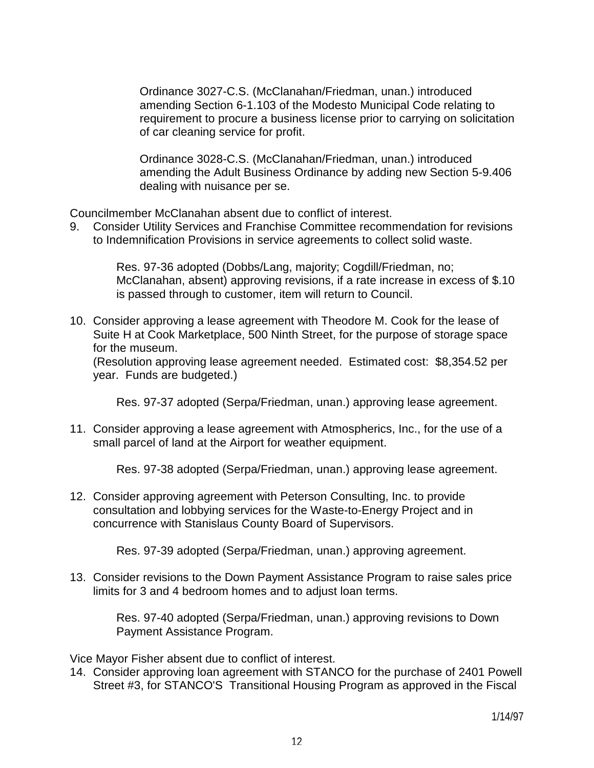Ordinance 3027-C.S. (McClanahan/Friedman, unan.) introduced amending Section 6-1.103 of the Modesto Municipal Code relating to requirement to procure a business license prior to carrying on solicitation of car cleaning service for profit.

Ordinance 3028-C.S. (McClanahan/Friedman, unan.) introduced amending the Adult Business Ordinance by adding new Section 5-9.406 dealing with nuisance per se.

Councilmember McClanahan absent due to conflict of interest.

9. Consider Utility Services and Franchise Committee recommendation for revisions to Indemnification Provisions in service agreements to collect solid waste.

   Res. 97-36 adopted (Dobbs/Lang, majority; Cogdill/Friedman, no; McClanahan, absent) approving revisions, if a rate increase in excess of $.10 is passed through to customer, item will return to Council.

10. Consider approving a lease agreement with Theodore M. Cook for the lease of Suite H at Cook Marketplace, 500 Ninth Street, for the purpose of storage space for the museum.
    (Resolution approving lease agreement needed. Estimated cost: $8,354.52 per year. Funds are budgeted.)

    Res. 97-37 adopted (Serpa/Friedman, unan.) approving lease agreement.

11. Consider approving a lease agreement with Atmospherics, Inc., for the use of a small parcel of land at the Airport for weather equipment.

    Res. 97-38 adopted (Serpa/Friedman, unan.) approving lease agreement.

12. Consider approving agreement with Peterson Consulting, Inc. to provide consultation and lobbying services for the Waste-to-Energy Project and in concurrence with Stanislaus County Board of Supervisors.

    Res. 97-39 adopted (Serpa/Friedman, unan.) approving agreement.

13. Consider revisions to the Down Payment Assistance Program to raise sales price limits for 3 and 4 bedroom homes and to adjust loan terms.

    Res. 97-40 adopted (Serpa/Friedman, unan.) approving revisions to Down Payment Assistance Program.

Vice Mayor Fisher absent due to conflict of interest.

14. Consider approving loan agreement with STANCO for the purchase of 2401 Powell Street #3, for STANCO'S Transitional Housing Program as approved in the Fiscal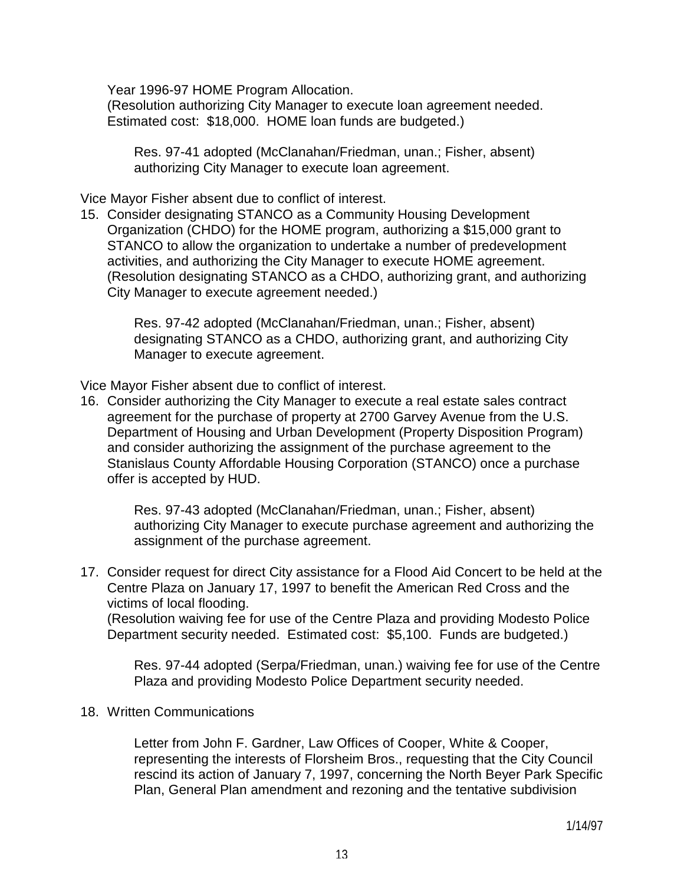Year 1996-97 HOME Program Allocation.
(Resolution authorizing City Manager to execute loan agreement needed. Estimated cost: $18,000. HOME loan funds are budgeted.)

> Res. 97-41 adopted (McClanahan/Friedman, unan.; Fisher, absent) authorizing City Manager to execute loan agreement.

Vice Mayor Fisher absent due to conflict of interest.

15. Consider designating STANCO as a Community Housing Development Organization (CHDO) for the HOME program, authorizing a $15,000 grant to STANCO to allow the organization to undertake a number of predevelopment activities, and authorizing the City Manager to execute HOME agreement. (Resolution designating STANCO as a CHDO, authorizing grant, and authorizing City Manager to execute agreement needed.)

    > Res. 97-42 adopted (McClanahan/Friedman, unan.; Fisher, absent) designating STANCO as a CHDO, authorizing grant, and authorizing City Manager to execute agreement.

Vice Mayor Fisher absent due to conflict of interest.

16. Consider authorizing the City Manager to execute a real estate sales contract agreement for the purchase of property at 2700 Garvey Avenue from the U.S. Department of Housing and Urban Development (Property Disposition Program) and consider authorizing the assignment of the purchase agreement to the Stanislaus County Affordable Housing Corporation (STANCO) once a purchase offer is accepted by HUD.

    > Res. 97-43 adopted (McClanahan/Friedman, unan.; Fisher, absent) authorizing City Manager to execute purchase agreement and authorizing the assignment of the purchase agreement.

17. Consider request for direct City assistance for a Flood Aid Concert to be held at the Centre Plaza on January 17, 1997 to benefit the American Red Cross and the victims of local flooding.
    (Resolution waiving fee for use of the Centre Plaza and providing Modesto Police Department security needed. Estimated cost: $5,100. Funds are budgeted.)

    > Res. 97-44 adopted (Serpa/Friedman, unan.) waiving fee for use of the Centre Plaza and providing Modesto Police Department security needed.

18. Written Communications

    > Letter from John F. Gardner, Law Offices of Cooper, White & Cooper, representing the interests of Florsheim Bros., requesting that the City Council rescind its action of January 7, 1997, concerning the North Beyer Park Specific Plan, General Plan amendment and rezoning and the tentative subdivision

1/14/97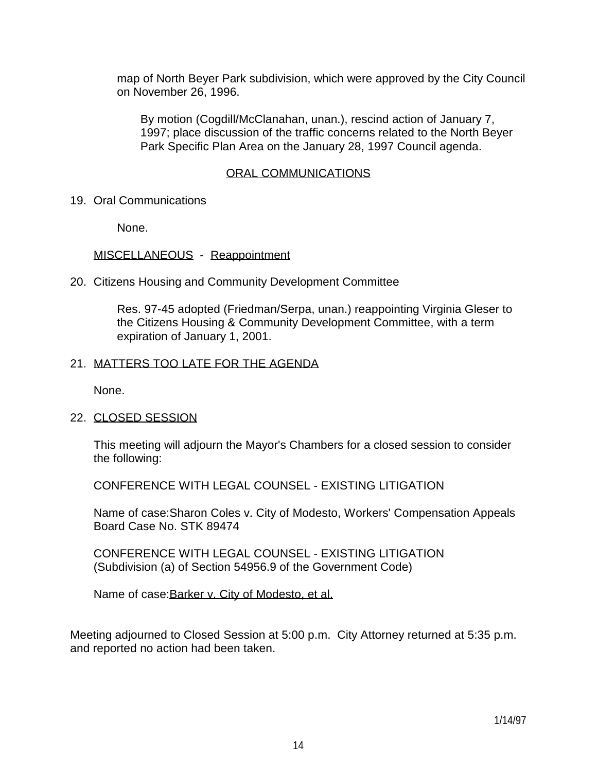map of North Beyer Park subdivision, which were approved by the City Council on November 26, 1996.

By motion (Cogdill/McClanahan, unan.), rescind action of January 7, 1997; place discussion of the traffic concerns related to the North Beyer Park Specific Plan Area on the January 28, 1997 Council agenda.

ORAL COMMUNICATIONS

19. Oral Communications

    None.

MISCELLANEOUS - Reappointment

20. Citizens Housing and Community Development Committee

    Res. 97-45 adopted (Friedman/Serpa, unan.) reappointing Virginia Gleser to the Citizens Housing & Community Development Committee, with a term expiration of January 1, 2001.

21. MATTERS TOO LATE FOR THE AGENDA

    None.

22. CLOSED SESSION

    This meeting will adjourn the Mayor's Chambers for a closed session to consider the following:

    CONFERENCE WITH LEGAL COUNSEL - EXISTING LITIGATION

    Name of case: Sharon Coles v. City of Modesto, Workers' Compensation Appeals Board Case No. STK 89474

    CONFERENCE WITH LEGAL COUNSEL - EXISTING LITIGATION (Subdivision (a) of Section 54956.9 of the Government Code)

    Name of case: Barker v. City of Modesto, et al.

Meeting adjourned to Closed Session at 5:00 p.m. City Attorney returned at 5:35 p.m. and reported no action had been taken.

1/14/97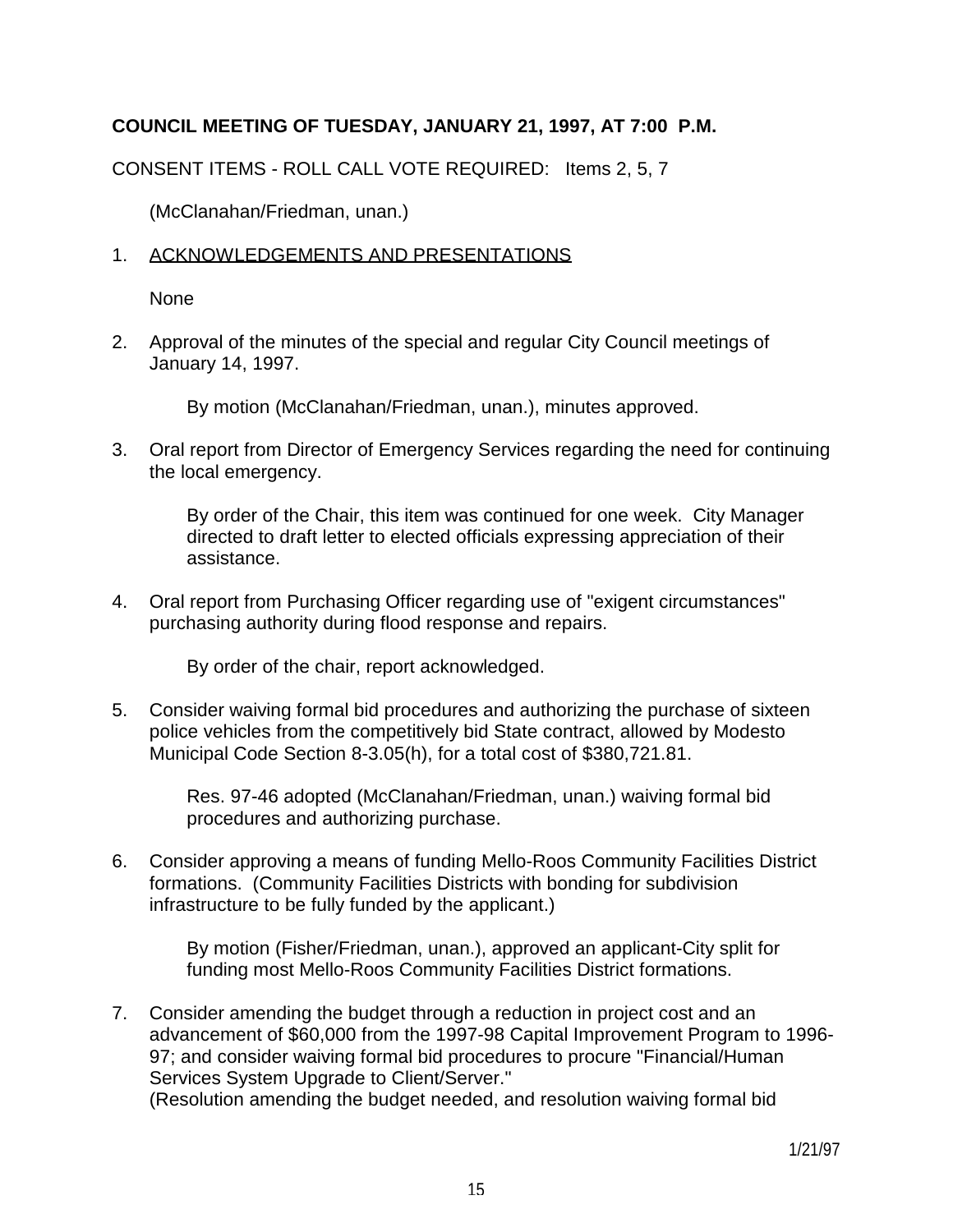**COUNCIL MEETING OF TUESDAY, JANUARY 21, 1997, AT 7:00 P.M.**

CONSENT ITEMS - ROLL CALL VOTE REQUIRED: Items 2, 5, 7

(McClanahan/Friedman, unan.)

1. ACKNOWLEDGEMENTS AND PRESENTATIONS

   None

2. Approval of the minutes of the special and regular City Council meetings of January 14, 1997.

   By motion (McClanahan/Friedman, unan.), minutes approved.

3. Oral report from Director of Emergency Services regarding the need for continuing the local emergency.

   By order of the Chair, this item was continued for one week. City Manager directed to draft letter to elected officials expressing appreciation of their assistance.

4. Oral report from Purchasing Officer regarding use of "exigent circumstances" purchasing authority during flood response and repairs.

   By order of the chair, report acknowledged.

5. Consider waiving formal bid procedures and authorizing the purchase of sixteen police vehicles from the competitively bid State contract, allowed by Modesto Municipal Code Section 8-3.05(h), for a total cost of $380,721.81.

   Res. 97-46 adopted (McClanahan/Friedman, unan.) waiving formal bid procedures and authorizing purchase.

6. Consider approving a means of funding Mello-Roos Community Facilities District formations. (Community Facilities Districts with bonding for subdivision infrastructure to be fully funded by the applicant.)

   By motion (Fisher/Friedman, unan.), approved an applicant-City split for funding most Mello-Roos Community Facilities District formations.

7. Consider amending the budget through a reduction in project cost and an advancement of $60,000 from the 1997-98 Capital Improvement Program to 1996-97; and consider waiving formal bid procedures to procure "Financial/Human Services System Upgrade to Client/Server."
   (Resolution amending the budget needed, and resolution waiving formal bid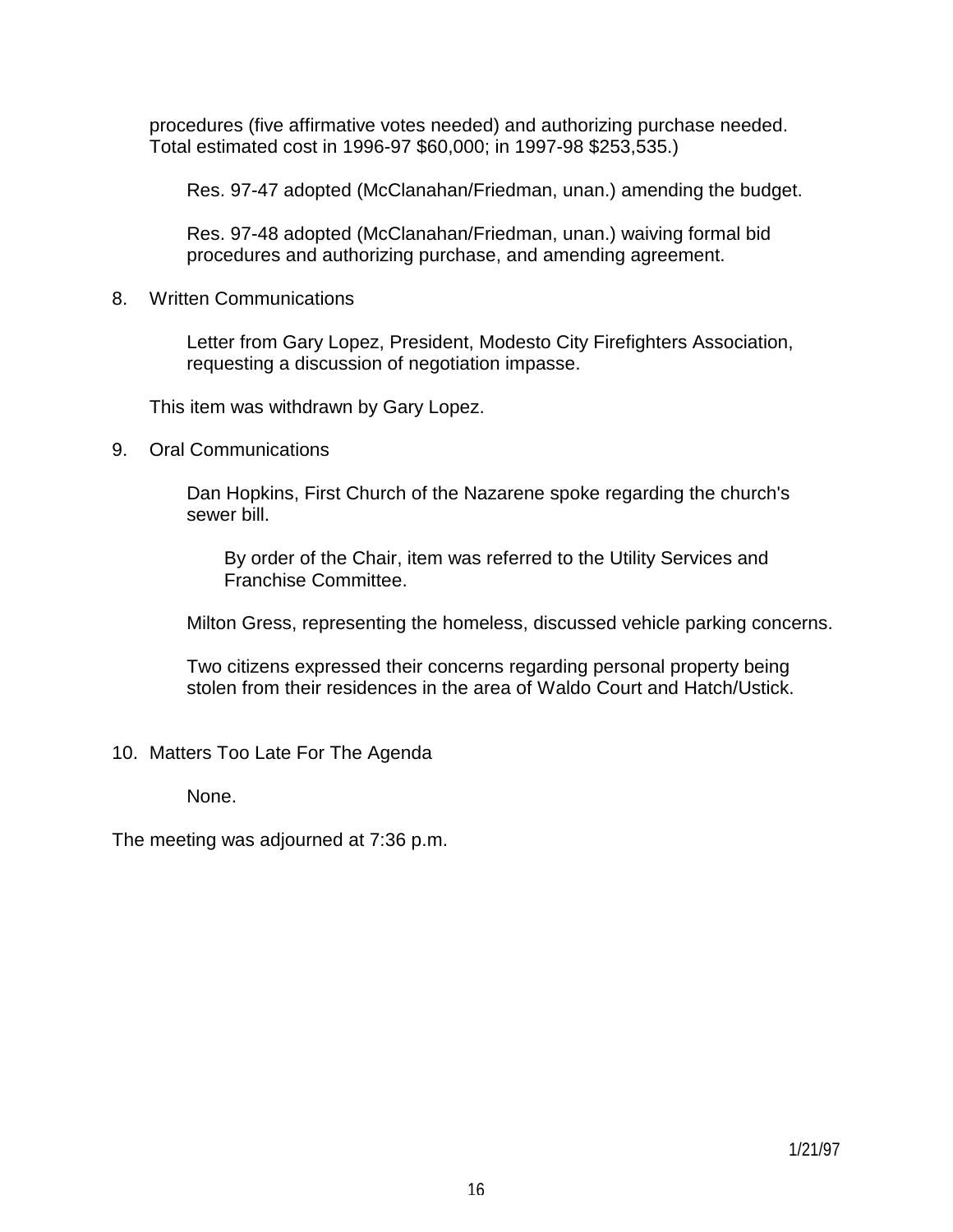procedures (five affirmative votes needed) and authorizing purchase needed. Total estimated cost in 1996-97 $60,000; in 1997-98 $253,535.)

Res. 97-47 adopted (McClanahan/Friedman, unan.) amending the budget.

Res. 97-48 adopted (McClanahan/Friedman, unan.) waiving formal bid procedures and authorizing purchase, and amending agreement.

8. Written Communications

   Letter from Gary Lopez, President, Modesto City Firefighters Association, requesting a discussion of negotiation impasse.

   This item was withdrawn by Gary Lopez.

9. Oral Communications

   Dan Hopkins, First Church of the Nazarene spoke regarding the church's sewer bill.

   By order of the Chair, item was referred to the Utility Services and Franchise Committee.

   Milton Gress, representing the homeless, discussed vehicle parking concerns.

   Two citizens expressed their concerns regarding personal property being stolen from their residences in the area of Waldo Court and Hatch/Ustick.

10. Matters Too Late For The Agenda

    None.

The meeting was adjourned at 7:36 p.m.

1/21/97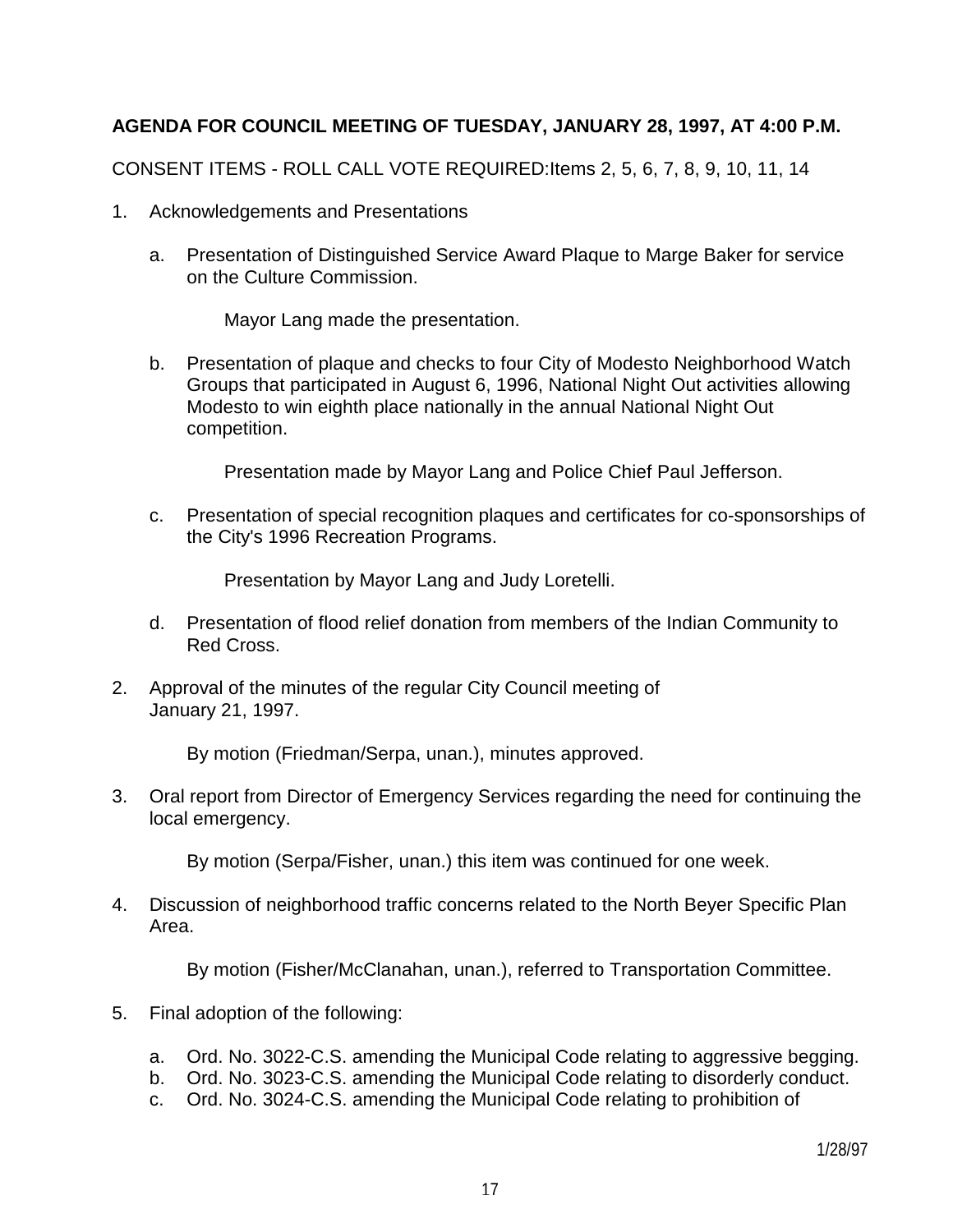**AGENDA FOR COUNCIL MEETING OF TUESDAY, JANUARY 28, 1997, AT 4:00 P.M.**

CONSENT ITEMS - ROLL CALL VOTE REQUIRED:Items 2, 5, 6, 7, 8, 9, 10, 11, 14

1. Acknowledgements and Presentations

   a. Presentation of Distinguished Service Award Plaque to Marge Baker for service on the Culture Commission.

      Mayor Lang made the presentation.

   b. Presentation of plaque and checks to four City of Modesto Neighborhood Watch Groups that participated in August 6, 1996, National Night Out activities allowing Modesto to win eighth place nationally in the annual National Night Out competition.

      Presentation made by Mayor Lang and Police Chief Paul Jefferson.

   c. Presentation of special recognition plaques and certificates for co-sponsorships of the City's 1996 Recreation Programs.

      Presentation by Mayor Lang and Judy Loretelli.

   d. Presentation of flood relief donation from members of the Indian Community to Red Cross.

2. Approval of the minutes of the regular City Council meeting of January 21, 1997.

   By motion (Friedman/Serpa, unan.), minutes approved.

3. Oral report from Director of Emergency Services regarding the need for continuing the local emergency.

   By motion (Serpa/Fisher, unan.) this item was continued for one week.

4. Discussion of neighborhood traffic concerns related to the North Beyer Specific Plan Area.

   By motion (Fisher/McClanahan, unan.), referred to Transportation Committee.

5. Final adoption of the following:

   a. Ord. No. 3022-C.S. amending the Municipal Code relating to aggressive begging.
   b. Ord. No. 3023-C.S. amending the Municipal Code relating to disorderly conduct.
   c. Ord. No. 3024-C.S. amending the Municipal Code relating to prohibition of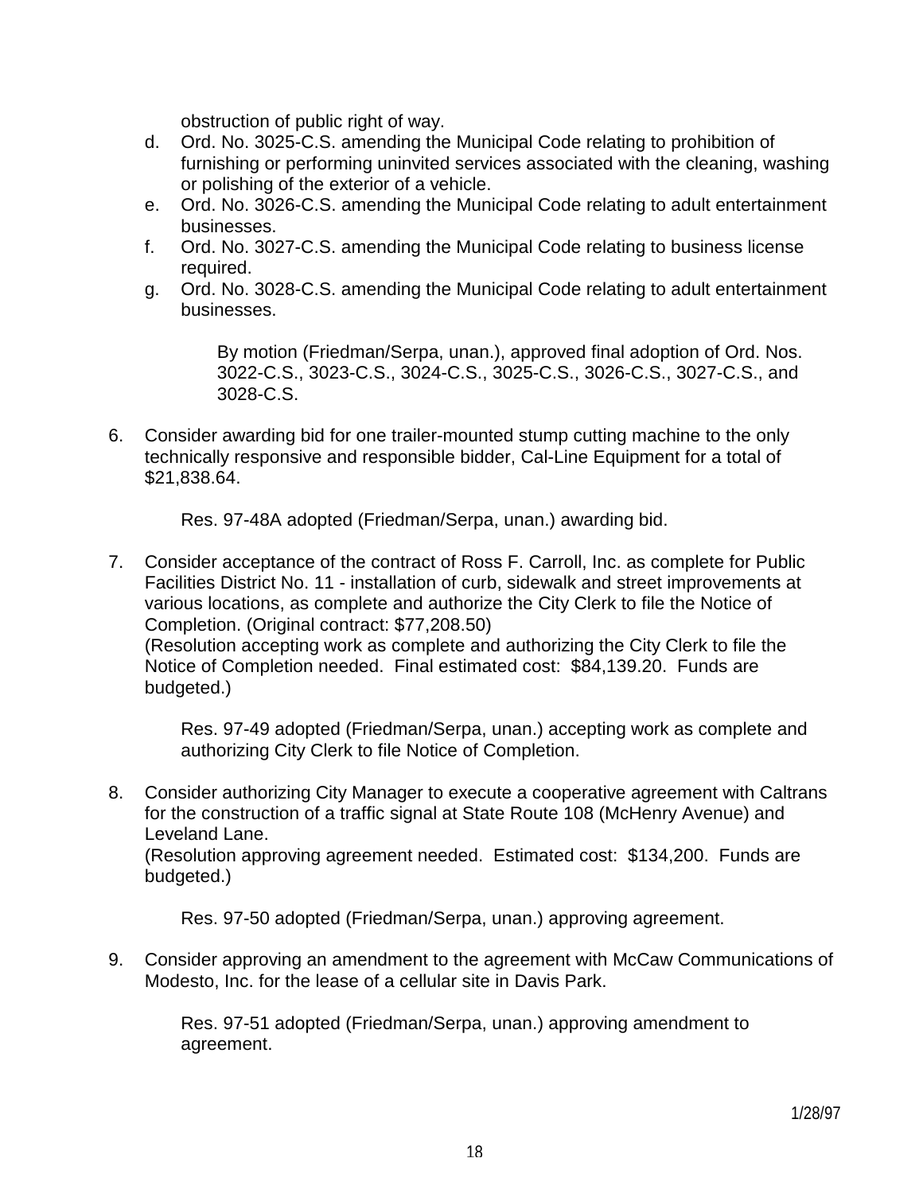obstruction of public right of way.

d. Ord. No. 3025-C.S. amending the Municipal Code relating to prohibition of furnishing or performing uninvited services associated with the cleaning, washing or polishing of the exterior of a vehicle.
e. Ord. No. 3026-C.S. amending the Municipal Code relating to adult entertainment businesses.
f. Ord. No. 3027-C.S. amending the Municipal Code relating to business license required.
g. Ord. No. 3028-C.S. amending the Municipal Code relating to adult entertainment businesses.

By motion (Friedman/Serpa, unan.), approved final adoption of Ord. Nos. 3022-C.S., 3023-C.S., 3024-C.S., 3025-C.S., 3026-C.S., 3027-C.S., and 3028-C.S.

6. Consider awarding bid for one trailer-mounted stump cutting machine to the only technically responsive and responsible bidder, Cal-Line Equipment for a total of $21,838.64.

   Res. 97-48A adopted (Friedman/Serpa, unan.) awarding bid.

7. Consider acceptance of the contract of Ross F. Carroll, Inc. as complete for Public Facilities District No. 11 - installation of curb, sidewalk and street improvements at various locations, as complete and authorize the City Clerk to file the Notice of Completion. (Original contract: $77,208.50)
   (Resolution accepting work as complete and authorizing the City Clerk to file the Notice of Completion needed. Final estimated cost: $84,139.20. Funds are budgeted.)

   Res. 97-49 adopted (Friedman/Serpa, unan.) accepting work as complete and authorizing City Clerk to file Notice of Completion.

8. Consider authorizing City Manager to execute a cooperative agreement with Caltrans for the construction of a traffic signal at State Route 108 (McHenry Avenue) and Leveland Lane.
   (Resolution approving agreement needed. Estimated cost: $134,200. Funds are budgeted.)

   Res. 97-50 adopted (Friedman/Serpa, unan.) approving agreement.

9. Consider approving an amendment to the agreement with McCaw Communications of Modesto, Inc. for the lease of a cellular site in Davis Park.

   Res. 97-51 adopted (Friedman/Serpa, unan.) approving amendment to agreement.

1/28/97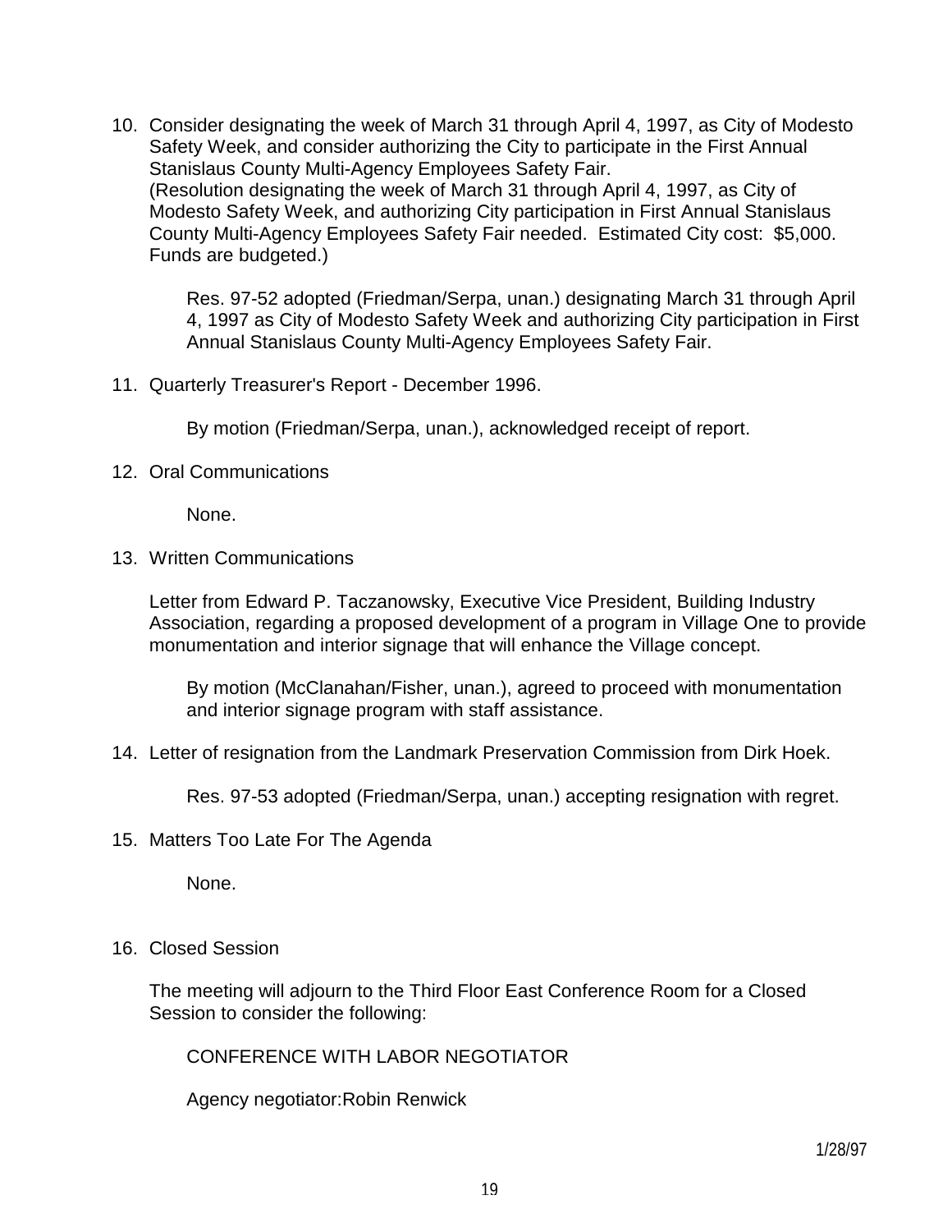10. Consider designating the week of March 31 through April 4, 1997, as City of Modesto Safety Week, and consider authorizing the City to participate in the First Annual Stanislaus County Multi-Agency Employees Safety Fair.
    (Resolution designating the week of March 31 through April 4, 1997, as City of Modesto Safety Week, and authorizing City participation in First Annual Stanislaus County Multi-Agency Employees Safety Fair needed. Estimated City cost: $5,000. Funds are budgeted.)

    Res. 97-52 adopted (Friedman/Serpa, unan.) designating March 31 through April 4, 1997 as City of Modesto Safety Week and authorizing City participation in First Annual Stanislaus County Multi-Agency Employees Safety Fair.

11. Quarterly Treasurer's Report - December 1996.

    By motion (Friedman/Serpa, unan.), acknowledged receipt of report.

12. Oral Communications

    None.

13. Written Communications

    Letter from Edward P. Taczanowsky, Executive Vice President, Building Industry Association, regarding a proposed development of a program in Village One to provide monumentation and interior signage that will enhance the Village concept.

    By motion (McClanahan/Fisher, unan.), agreed to proceed with monumentation and interior signage program with staff assistance.

14. Letter of resignation from the Landmark Preservation Commission from Dirk Hoek.

    Res. 97-53 adopted (Friedman/Serpa, unan.) accepting resignation with regret.

15. Matters Too Late For The Agenda

    None.

16. Closed Session

    The meeting will adjourn to the Third Floor East Conference Room for a Closed Session to consider the following:

    CONFERENCE WITH LABOR NEGOTIATOR

    Agency negotiator:Robin Renwick

1/28/97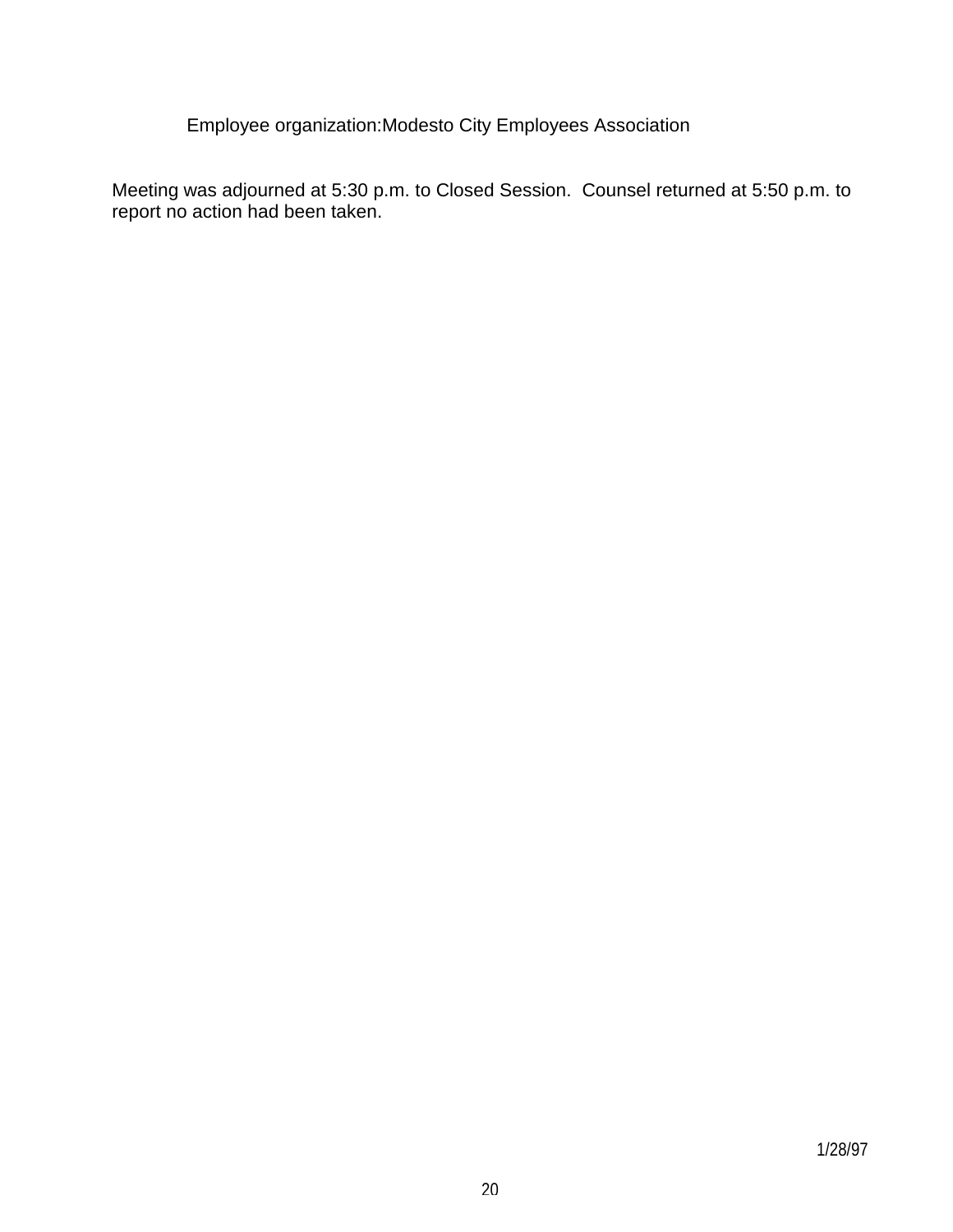Employee organization:Modesto City Employees Association

Meeting was adjourned at 5:30 p.m. to Closed Session. Counsel returned at 5:50 p.m. to report no action had been taken.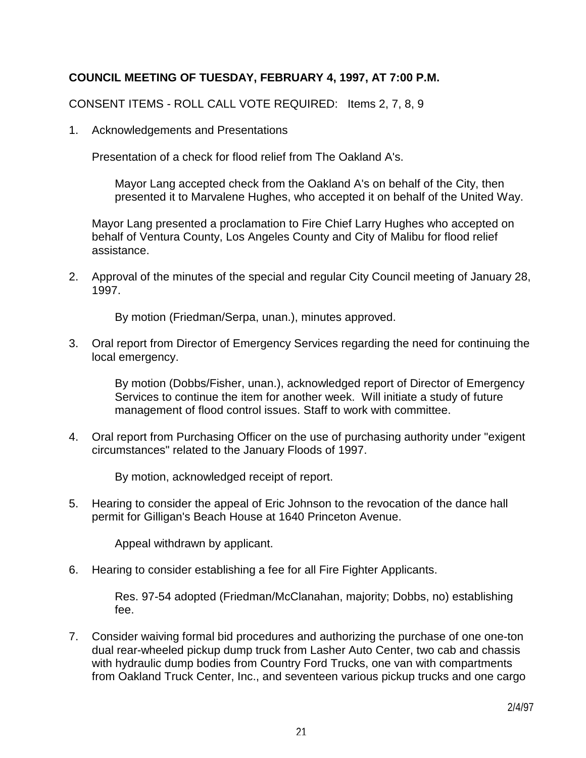**COUNCIL MEETING OF TUESDAY, FEBRUARY 4, 1997, AT 7:00 P.M.**

CONSENT ITEMS - ROLL CALL VOTE REQUIRED: Items 2, 7, 8, 9

1. Acknowledgements and Presentations

   Presentation of a check for flood relief from The Oakland A's.

   > Mayor Lang accepted check from the Oakland A's on behalf of the City, then presented it to Marvalene Hughes, who accepted it on behalf of the United Way.

   Mayor Lang presented a proclamation to Fire Chief Larry Hughes who accepted on behalf of Ventura County, Los Angeles County and City of Malibu for flood relief assistance.

2. Approval of the minutes of the special and regular City Council meeting of January 28, 1997.

   > By motion (Friedman/Serpa, unan.), minutes approved.

3. Oral report from Director of Emergency Services regarding the need for continuing the local emergency.

   > By motion (Dobbs/Fisher, unan.), acknowledged report of Director of Emergency Services to continue the item for another week. Will initiate a study of future management of flood control issues. Staff to work with committee.

4. Oral report from Purchasing Officer on the use of purchasing authority under "exigent circumstances" related to the January Floods of 1997.

   > By motion, acknowledged receipt of report.

5. Hearing to consider the appeal of Eric Johnson to the revocation of the dance hall permit for Gilligan's Beach House at 1640 Princeton Avenue.

   > Appeal withdrawn by applicant.

6. Hearing to consider establishing a fee for all Fire Fighter Applicants.

   > Res. 97-54 adopted (Friedman/McClanahan, majority; Dobbs, no) establishing fee.

7. Consider waiving formal bid procedures and authorizing the purchase of one one-ton dual rear-wheeled pickup dump truck from Lasher Auto Center, two cab and chassis with hydraulic dump bodies from Country Ford Trucks, one van with compartments from Oakland Truck Center, Inc., and seventeen various pickup trucks and one cargo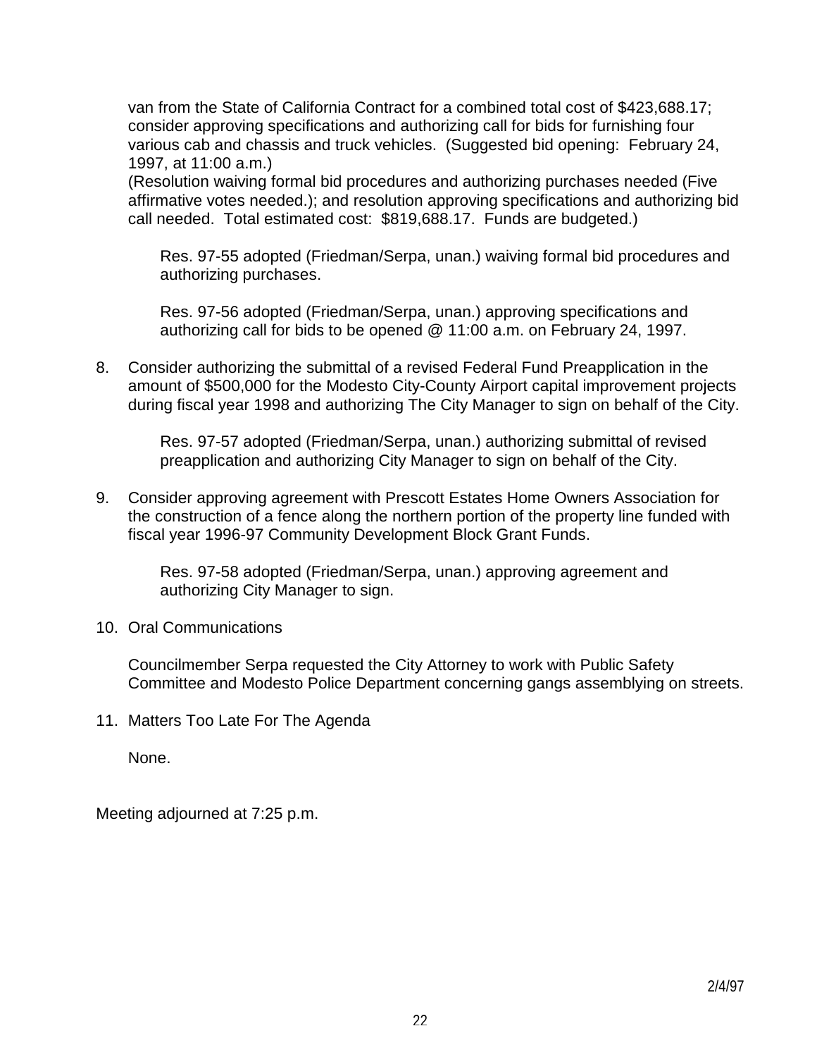van from the State of California Contract for a combined total cost of $423,688.17; consider approving specifications and authorizing call for bids for furnishing four various cab and chassis and truck vehicles. (Suggested bid opening: February 24, 1997, at 11:00 a.m.)
(Resolution waiving formal bid procedures and authorizing purchases needed (Five affirmative votes needed.); and resolution approving specifications and authorizing bid call needed. Total estimated cost: $819,688.17. Funds are budgeted.)

Res. 97-55 adopted (Friedman/Serpa, unan.) waiving formal bid procedures and authorizing purchases.

Res. 97-56 adopted (Friedman/Serpa, unan.) approving specifications and authorizing call for bids to be opened @ 11:00 a.m. on February 24, 1997.

8. Consider authorizing the submittal of a revised Federal Fund Preapplication in the amount of $500,000 for the Modesto City-County Airport capital improvement projects during fiscal year 1998 and authorizing The City Manager to sign on behalf of the City.

   Res. 97-57 adopted (Friedman/Serpa, unan.) authorizing submittal of revised preapplication and authorizing City Manager to sign on behalf of the City.

9. Consider approving agreement with Prescott Estates Home Owners Association for the construction of a fence along the northern portion of the property line funded with fiscal year 1996-97 Community Development Block Grant Funds.

   Res. 97-58 adopted (Friedman/Serpa, unan.) approving agreement and authorizing City Manager to sign.

10. Oral Communications

    Councilmember Serpa requested the City Attorney to work with Public Safety Committee and Modesto Police Department concerning gangs assemblying on streets.

11. Matters Too Late For The Agenda

    None.

Meeting adjourned at 7:25 p.m.

2/4/97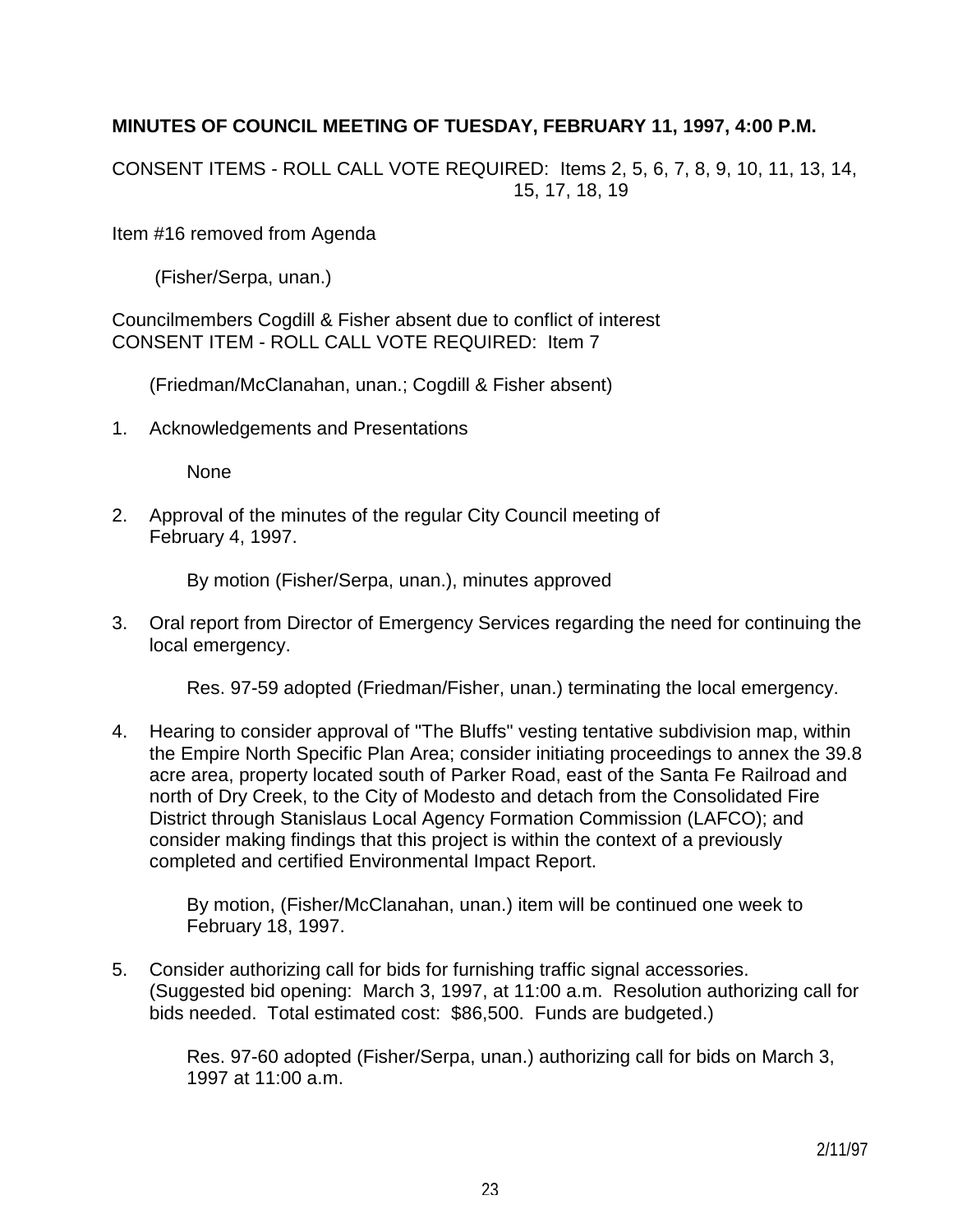**MINUTES OF COUNCIL MEETING OF TUESDAY, FEBRUARY 11, 1997, 4:00 P.M.**

CONSENT ITEMS - ROLL CALL VOTE REQUIRED: Items 2, 5, 6, 7, 8, 9, 10, 11, 13, 14, 15, 17, 18, 19

Item #16 removed from Agenda

(Fisher/Serpa, unan.)

Councilmembers Cogdill & Fisher absent due to conflict of interest
CONSENT ITEM - ROLL CALL VOTE REQUIRED: Item 7

(Friedman/McClanahan, unan.; Cogdill & Fisher absent)

1. Acknowledgements and Presentations

   None

2. Approval of the minutes of the regular City Council meeting of February 4, 1997.

   By motion (Fisher/Serpa, unan.), minutes approved

3. Oral report from Director of Emergency Services regarding the need for continuing the local emergency.

   Res. 97-59 adopted (Friedman/Fisher, unan.) terminating the local emergency.

4. Hearing to consider approval of "The Bluffs" vesting tentative subdivision map, within the Empire North Specific Plan Area; consider initiating proceedings to annex the 39.8 acre area, property located south of Parker Road, east of the Santa Fe Railroad and north of Dry Creek, to the City of Modesto and detach from the Consolidated Fire District through Stanislaus Local Agency Formation Commission (LAFCO); and consider making findings that this project is within the context of a previously completed and certified Environmental Impact Report.

   By motion, (Fisher/McClanahan, unan.) item will be continued one week to February 18, 1997.

5. Consider authorizing call for bids for furnishing traffic signal accessories. (Suggested bid opening: March 3, 1997, at 11:00 a.m. Resolution authorizing call for bids needed. Total estimated cost: $86,500. Funds are budgeted.)

   Res. 97-60 adopted (Fisher/Serpa, unan.) authorizing call for bids on March 3, 1997 at 11:00 a.m.

2/11/97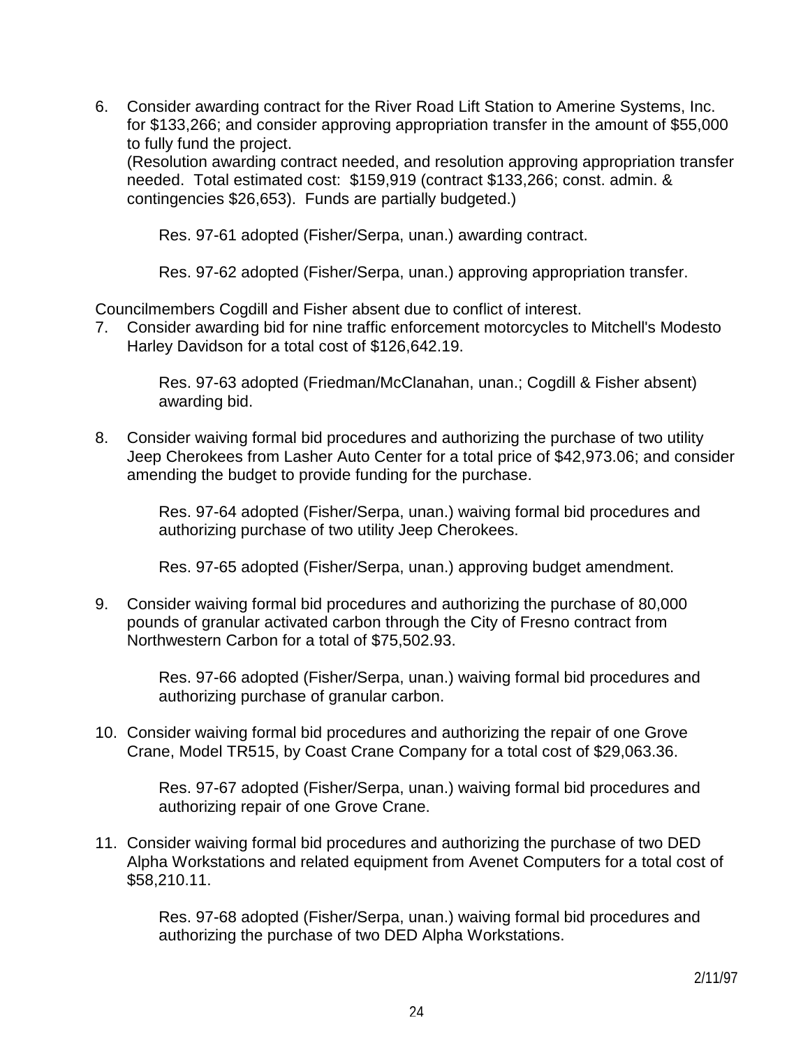6. Consider awarding contract for the River Road Lift Station to Amerine Systems, Inc. for $133,266; and consider approving appropriation transfer in the amount of $55,000 to fully fund the project.
   (Resolution awarding contract needed, and resolution approving appropriation transfer needed. Total estimated cost: $159,919 (contract $133,266; const. admin. & contingencies $26,653). Funds are partially budgeted.)

   Res. 97-61 adopted (Fisher/Serpa, unan.) awarding contract.

   Res. 97-62 adopted (Fisher/Serpa, unan.) approving appropriation transfer.

Councilmembers Cogdill and Fisher absent due to conflict of interest.

7. Consider awarding bid for nine traffic enforcement motorcycles to Mitchell's Modesto Harley Davidson for a total cost of $126,642.19.

   Res. 97-63 adopted (Friedman/McClanahan, unan.; Cogdill & Fisher absent) awarding bid.

8. Consider waiving formal bid procedures and authorizing the purchase of two utility Jeep Cherokees from Lasher Auto Center for a total price of $42,973.06; and consider amending the budget to provide funding for the purchase.

   Res. 97-64 adopted (Fisher/Serpa, unan.) waiving formal bid procedures and authorizing purchase of two utility Jeep Cherokees.

   Res. 97-65 adopted (Fisher/Serpa, unan.) approving budget amendment.

9. Consider waiving formal bid procedures and authorizing the purchase of 80,000 pounds of granular activated carbon through the City of Fresno contract from Northwestern Carbon for a total of $75,502.93.

   Res. 97-66 adopted (Fisher/Serpa, unan.) waiving formal bid procedures and authorizing purchase of granular carbon.

10. Consider waiving formal bid procedures and authorizing the repair of one Grove Crane, Model TR515, by Coast Crane Company for a total cost of $29,063.36.

    Res. 97-67 adopted (Fisher/Serpa, unan.) waiving formal bid procedures and authorizing repair of one Grove Crane.

11. Consider waiving formal bid procedures and authorizing the purchase of two DED Alpha Workstations and related equipment from Avenet Computers for a total cost of $58,210.11.

    Res. 97-68 adopted (Fisher/Serpa, unan.) waiving formal bid procedures and authorizing the purchase of two DED Alpha Workstations.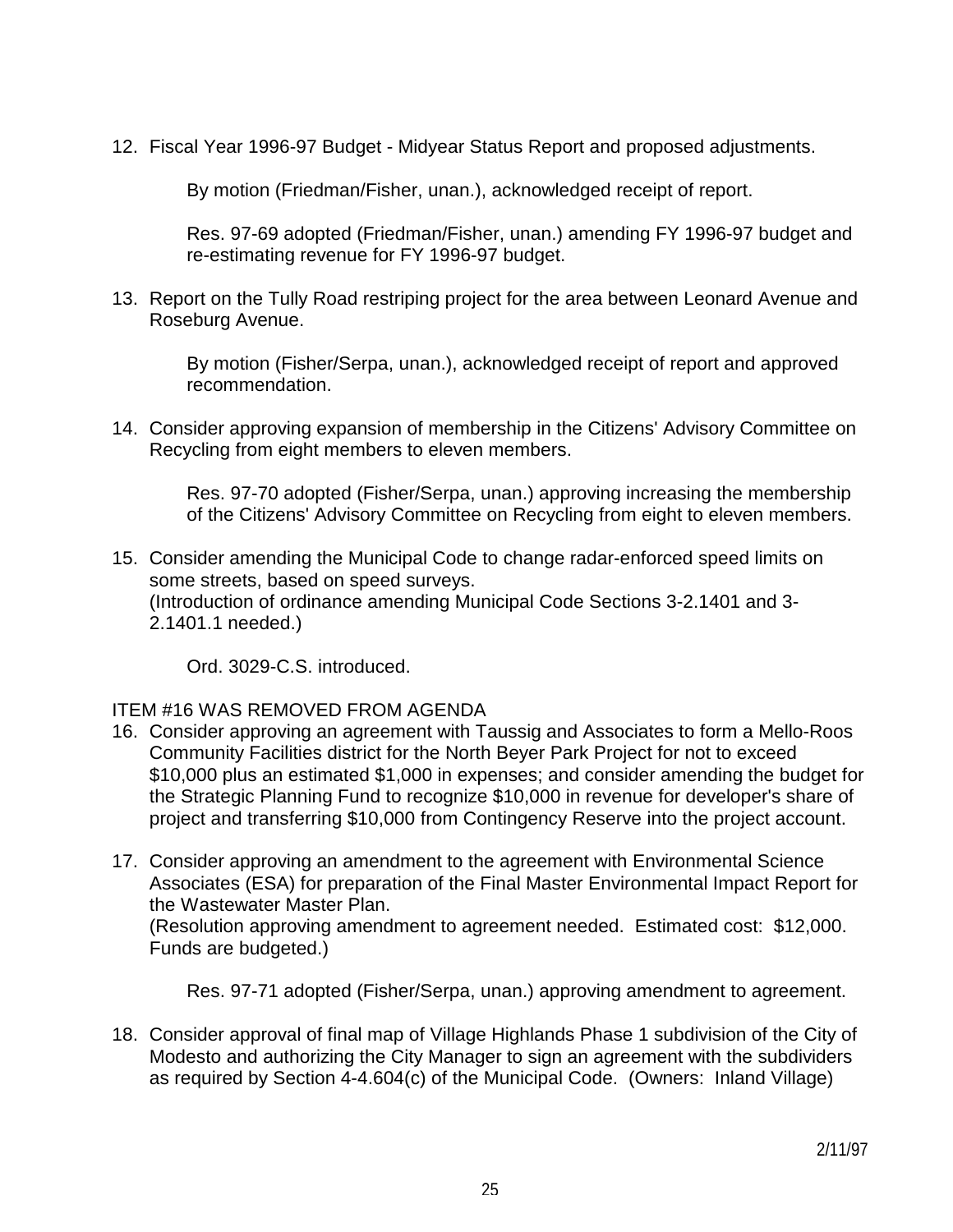12. Fiscal Year 1996-97 Budget - Midyear Status Report and proposed adjustments.

    By motion (Friedman/Fisher, unan.), acknowledged receipt of report.

    Res. 97-69 adopted (Friedman/Fisher, unan.) amending FY 1996-97 budget and re-estimating revenue for FY 1996-97 budget.

13. Report on the Tully Road restriping project for the area between Leonard Avenue and Roseburg Avenue.

    By motion (Fisher/Serpa, unan.), acknowledged receipt of report and approved recommendation.

14. Consider approving expansion of membership in the Citizens' Advisory Committee on Recycling from eight members to eleven members.

    Res. 97-70 adopted (Fisher/Serpa, unan.) approving increasing the membership of the Citizens' Advisory Committee on Recycling from eight to eleven members.

15. Consider amending the Municipal Code to change radar-enforced speed limits on some streets, based on speed surveys.
    (Introduction of ordinance amending Municipal Code Sections 3-2.1401 and 3-2.1401.1 needed.)

    Ord. 3029-C.S. introduced.

ITEM #16 WAS REMOVED FROM AGENDA

16. Consider approving an agreement with Taussig and Associates to form a Mello-Roos Community Facilities district for the North Beyer Park Project for not to exceed $10,000 plus an estimated $1,000 in expenses; and consider amending the budget for the Strategic Planning Fund to recognize $10,000 in revenue for developer's share of project and transferring $10,000 from Contingency Reserve into the project account.

17. Consider approving an amendment to the agreement with Environmental Science Associates (ESA) for preparation of the Final Master Environmental Impact Report for the Wastewater Master Plan.
    (Resolution approving amendment to agreement needed. Estimated cost: $12,000. Funds are budgeted.)

    Res. 97-71 adopted (Fisher/Serpa, unan.) approving amendment to agreement.

18. Consider approval of final map of Village Highlands Phase 1 subdivision of the City of Modesto and authorizing the City Manager to sign an agreement with the subdividers as required by Section 4-4.604(c) of the Municipal Code. (Owners: Inland Village)

2/11/97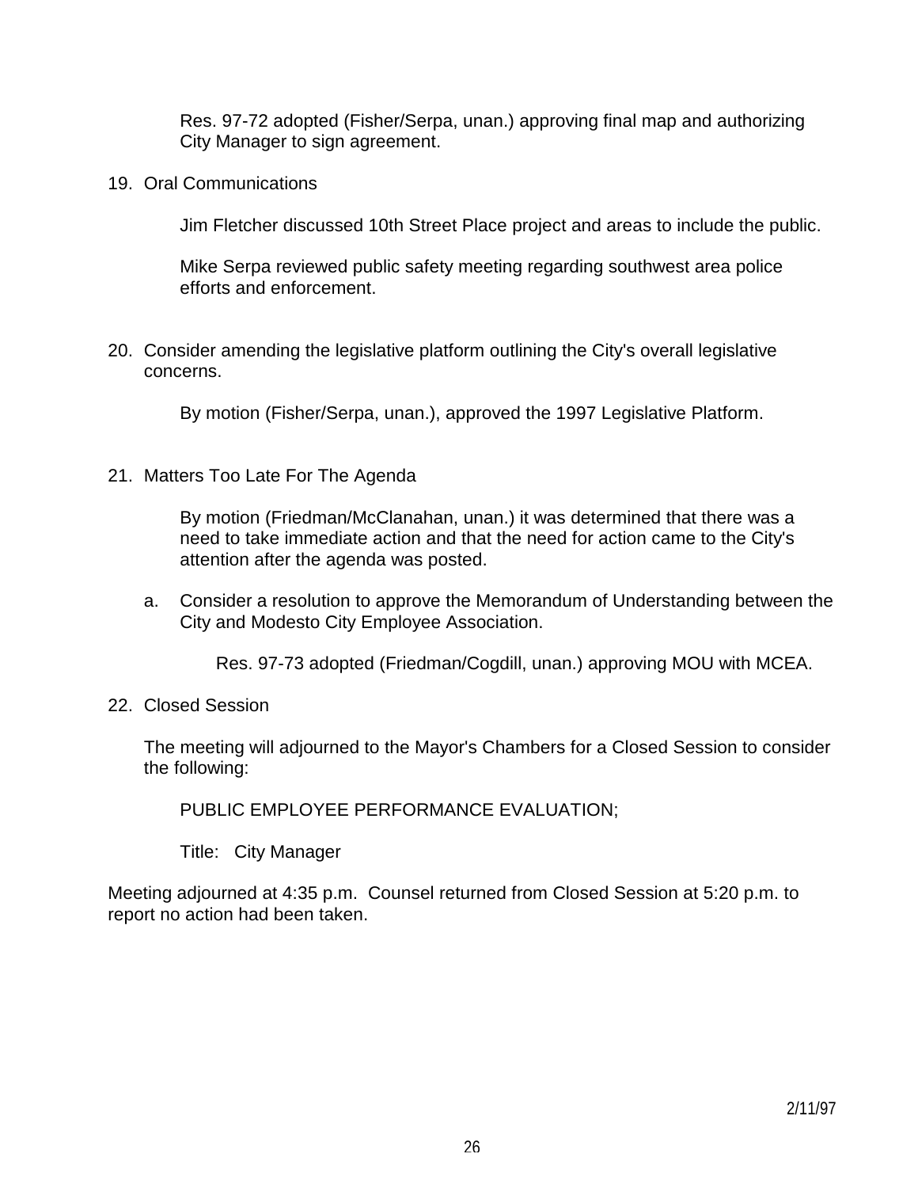Res. 97-72 adopted (Fisher/Serpa, unan.) approving final map and authorizing City Manager to sign agreement.

19. Oral Communications

 Jim Fletcher discussed 10th Street Place project and areas to include the public.

 Mike Serpa reviewed public safety meeting regarding southwest area police efforts and enforcement.

20. Consider amending the legislative platform outlining the City's overall legislative concerns.

 By motion (Fisher/Serpa, unan.), approved the 1997 Legislative Platform.

21. Matters Too Late For The Agenda

 By motion (Friedman/McClanahan, unan.) it was determined that there was a need to take immediate action and that the need for action came to the City's attention after the agenda was posted.

 a. Consider a resolution to approve the Memorandum of Understanding between the City and Modesto City Employee Association.

  Res. 97-73 adopted (Friedman/Cogdill, unan.) approving MOU with MCEA.

22. Closed Session

 The meeting will adjourned to the Mayor's Chambers for a Closed Session to consider the following:

 PUBLIC EMPLOYEE PERFORMANCE EVALUATION;

 Title: City Manager

Meeting adjourned at 4:35 p.m. Counsel returned from Closed Session at 5:20 p.m. to report no action had been taken.

2/11/97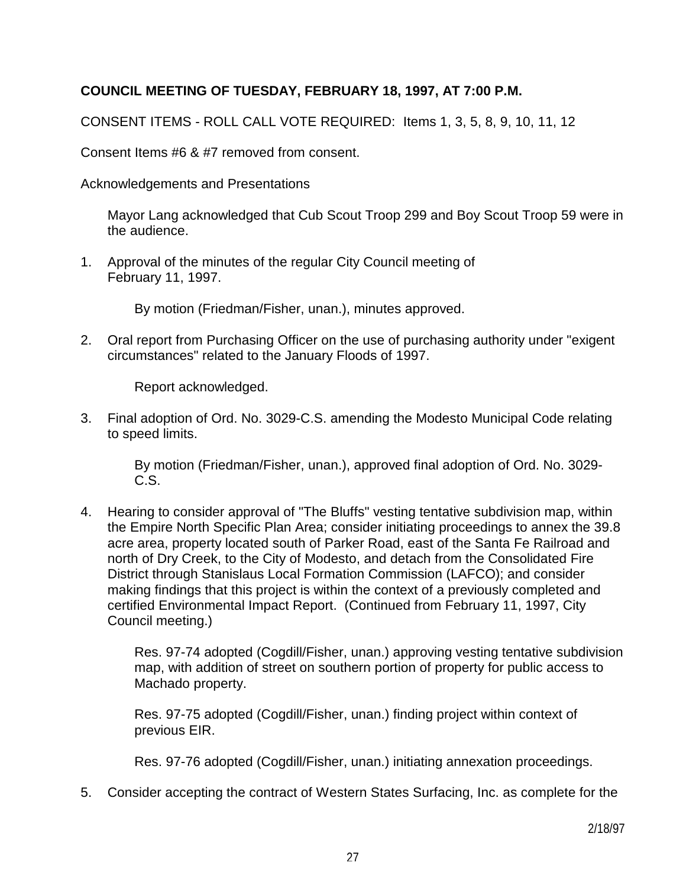**COUNCIL MEETING OF TUESDAY, FEBRUARY 18, 1997, AT 7:00 P.M.**

CONSENT ITEMS - ROLL CALL VOTE REQUIRED: Items 1, 3, 5, 8, 9, 10, 11, 12

Consent Items #6 & #7 removed from consent.

Acknowledgements and Presentations

Mayor Lang acknowledged that Cub Scout Troop 299 and Boy Scout Troop 59 were in the audience.

1. Approval of the minutes of the regular City Council meeting of February 11, 1997.

   By motion (Friedman/Fisher, unan.), minutes approved.

2. Oral report from Purchasing Officer on the use of purchasing authority under "exigent circumstances" related to the January Floods of 1997.

   Report acknowledged.

3. Final adoption of Ord. No. 3029-C.S. amending the Modesto Municipal Code relating to speed limits.

   By motion (Friedman/Fisher, unan.), approved final adoption of Ord. No. 3029-C.S.

4. Hearing to consider approval of "The Bluffs" vesting tentative subdivision map, within the Empire North Specific Plan Area; consider initiating proceedings to annex the 39.8 acre area, property located south of Parker Road, east of the Santa Fe Railroad and north of Dry Creek, to the City of Modesto, and detach from the Consolidated Fire District through Stanislaus Local Formation Commission (LAFCO); and consider making findings that this project is within the context of a previously completed and certified Environmental Impact Report. (Continued from February 11, 1997, City Council meeting.)

   Res. 97-74 adopted (Cogdill/Fisher, unan.) approving vesting tentative subdivision map, with addition of street on southern portion of property for public access to Machado property.

   Res. 97-75 adopted (Cogdill/Fisher, unan.) finding project within context of previous EIR.

   Res. 97-76 adopted (Cogdill/Fisher, unan.) initiating annexation proceedings.

5. Consider accepting the contract of Western States Surfacing, Inc. as complete for the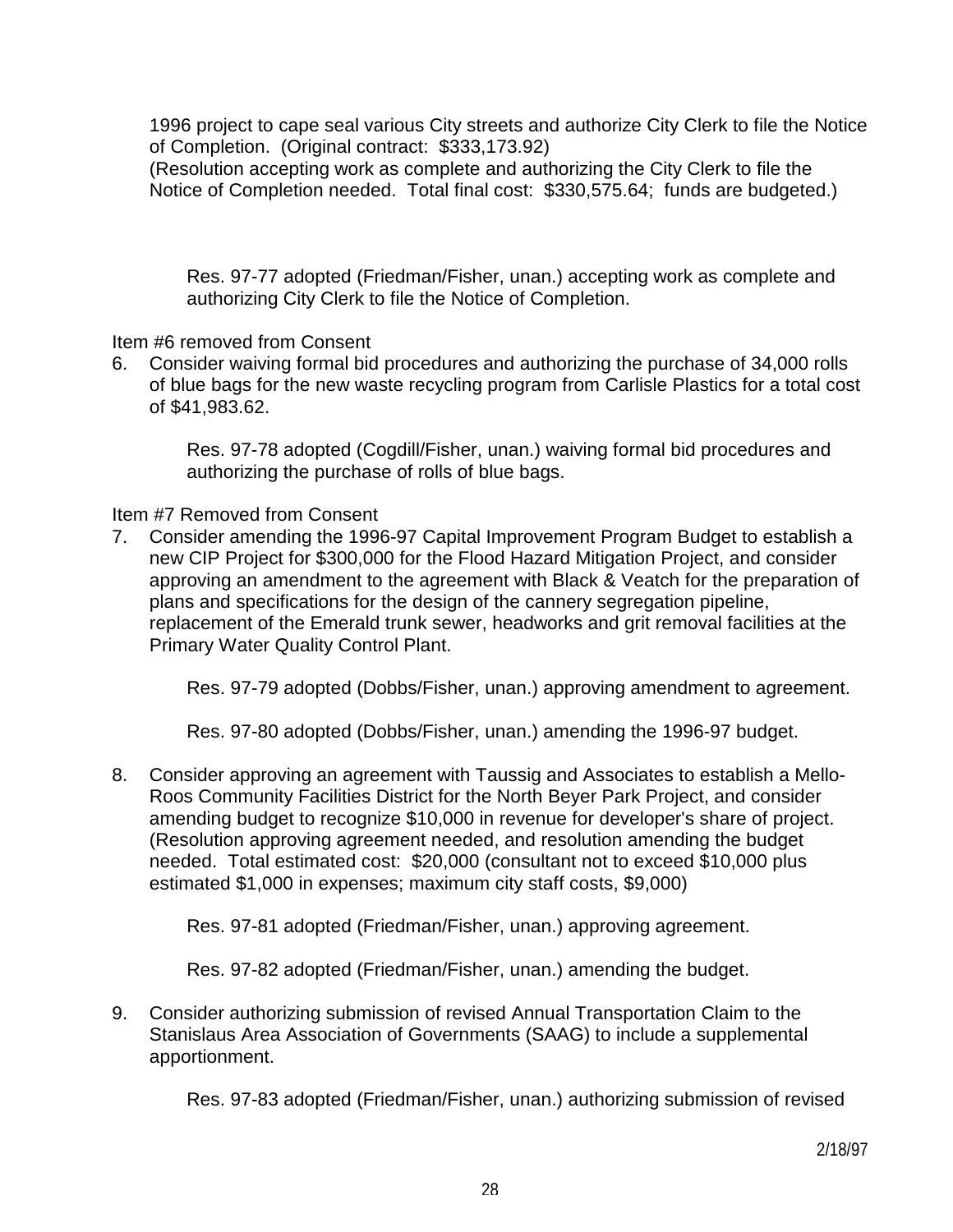1996 project to cape seal various City streets and authorize City Clerk to file the Notice of Completion. (Original contract: $333,173.92)
(Resolution accepting work as complete and authorizing the City Clerk to file the Notice of Completion needed. Total final cost: $330,575.64; funds are budgeted.)

> Res. 97-77 adopted (Friedman/Fisher, unan.) accepting work as complete and authorizing City Clerk to file the Notice of Completion.

Item #6 removed from Consent

6. Consider waiving formal bid procedures and authorizing the purchase of 34,000 rolls of blue bags for the new waste recycling program from Carlisle Plastics for a total cost of $41,983.62.

   > Res. 97-78 adopted (Cogdill/Fisher, unan.) waiving formal bid procedures and authorizing the purchase of rolls of blue bags.

Item #7 Removed from Consent

7. Consider amending the 1996-97 Capital Improvement Program Budget to establish a new CIP Project for $300,000 for the Flood Hazard Mitigation Project, and consider approving an amendment to the agreement with Black & Veatch for the preparation of plans and specifications for the design of the cannery segregation pipeline, replacement of the Emerald trunk sewer, headworks and grit removal facilities at the Primary Water Quality Control Plant.

   > Res. 97-79 adopted (Dobbs/Fisher, unan.) approving amendment to agreement.
   >
   > Res. 97-80 adopted (Dobbs/Fisher, unan.) amending the 1996-97 budget.

8. Consider approving an agreement with Taussig and Associates to establish a Mello-Roos Community Facilities District for the North Beyer Park Project, and consider amending budget to recognize $10,000 in revenue for developer's share of project. (Resolution approving agreement needed, and resolution amending the budget needed. Total estimated cost: $20,000 (consultant not to exceed $10,000 plus estimated $1,000 in expenses; maximum city staff costs, $9,000)

   > Res. 97-81 adopted (Friedman/Fisher, unan.) approving agreement.
   >
   > Res. 97-82 adopted (Friedman/Fisher, unan.) amending the budget.

9. Consider authorizing submission of revised Annual Transportation Claim to the Stanislaus Area Association of Governments (SAAG) to include a supplemental apportionment.

   > Res. 97-83 adopted (Friedman/Fisher, unan.) authorizing submission of revised

2/18/97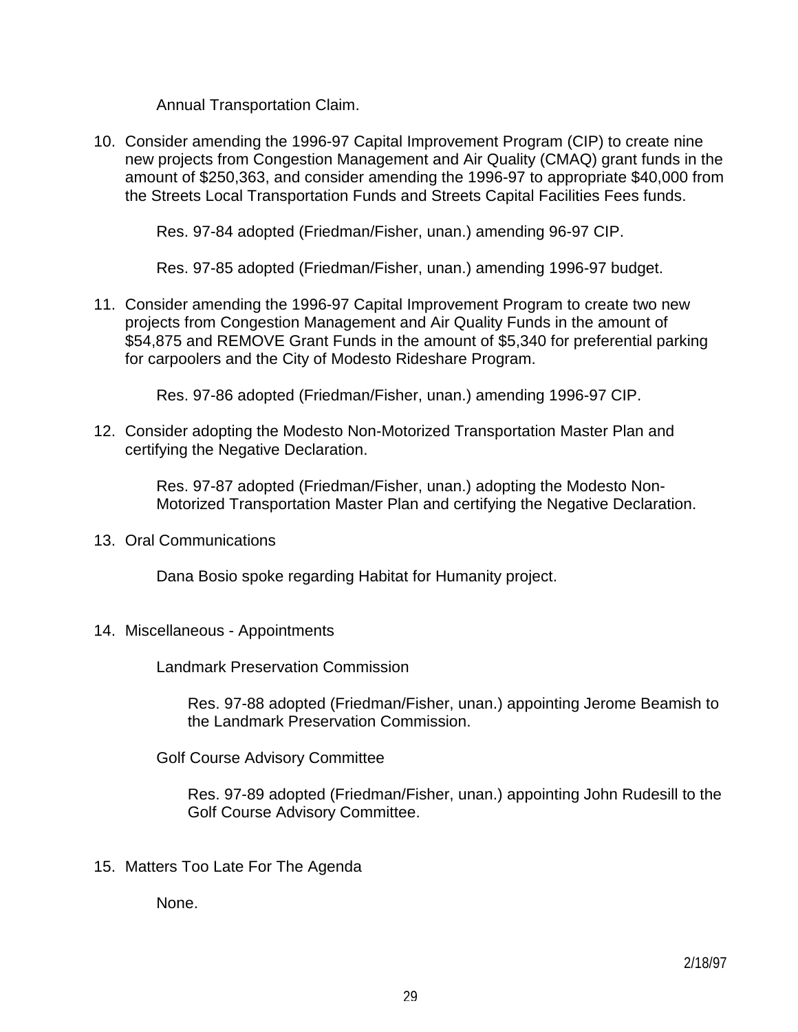Annual Transportation Claim.

10. Consider amending the 1996-97 Capital Improvement Program (CIP) to create nine new projects from Congestion Management and Air Quality (CMAQ) grant funds in the amount of $250,363, and consider amending the 1996-97 to appropriate $40,000 from the Streets Local Transportation Funds and Streets Capital Facilities Fees funds.

    Res. 97-84 adopted (Friedman/Fisher, unan.) amending 96-97 CIP.

    Res. 97-85 adopted (Friedman/Fisher, unan.) amending 1996-97 budget.

11. Consider amending the 1996-97 Capital Improvement Program to create two new projects from Congestion Management and Air Quality Funds in the amount of $54,875 and REMOVE Grant Funds in the amount of $5,340 for preferential parking for carpoolers and the City of Modesto Rideshare Program.

    Res. 97-86 adopted (Friedman/Fisher, unan.) amending 1996-97 CIP.

12. Consider adopting the Modesto Non-Motorized Transportation Master Plan and certifying the Negative Declaration.

    Res. 97-87 adopted (Friedman/Fisher, unan.) adopting the Modesto Non-Motorized Transportation Master Plan and certifying the Negative Declaration.

13. Oral Communications

    Dana Bosio spoke regarding Habitat for Humanity project.

14. Miscellaneous - Appointments

    Landmark Preservation Commission

    Res. 97-88 adopted (Friedman/Fisher, unan.) appointing Jerome Beamish to the Landmark Preservation Commission.

    Golf Course Advisory Committee

    Res. 97-89 adopted (Friedman/Fisher, unan.) appointing John Rudesill to the Golf Course Advisory Committee.

15. Matters Too Late For The Agenda

    None.

2/18/97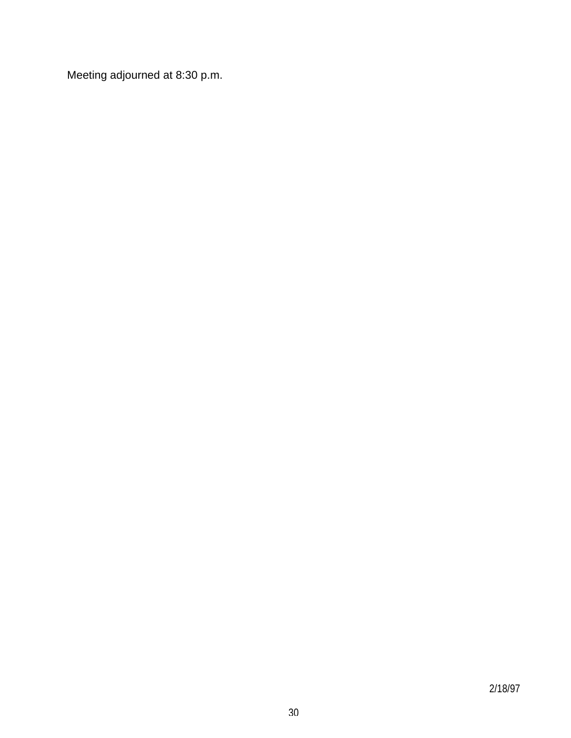Meeting adjourned at 8:30 p.m.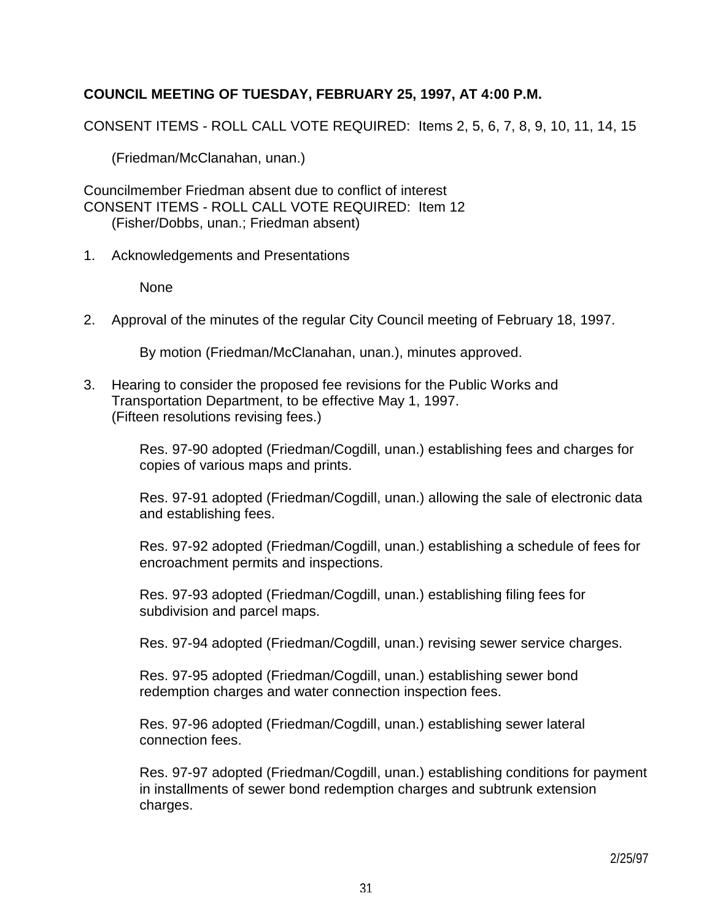**COUNCIL MEETING OF TUESDAY, FEBRUARY 25, 1997, AT 4:00 P.M.**

CONSENT ITEMS - ROLL CALL VOTE REQUIRED: Items 2, 5, 6, 7, 8, 9, 10, 11, 14, 15

(Friedman/McClanahan, unan.)

Councilmember Friedman absent due to conflict of interest
CONSENT ITEMS - ROLL CALL VOTE REQUIRED: Item 12
(Fisher/Dobbs, unan.; Friedman absent)

1. Acknowledgements and Presentations

   None

2. Approval of the minutes of the regular City Council meeting of February 18, 1997.

   By motion (Friedman/McClanahan, unan.), minutes approved.

3. Hearing to consider the proposed fee revisions for the Public Works and Transportation Department, to be effective May 1, 1997.
   (Fifteen resolutions revising fees.)

   Res. 97-90 adopted (Friedman/Cogdill, unan.) establishing fees and charges for copies of various maps and prints.

   Res. 97-91 adopted (Friedman/Cogdill, unan.) allowing the sale of electronic data and establishing fees.

   Res. 97-92 adopted (Friedman/Cogdill, unan.) establishing a schedule of fees for encroachment permits and inspections.

   Res. 97-93 adopted (Friedman/Cogdill, unan.) establishing filing fees for subdivision and parcel maps.

   Res. 97-94 adopted (Friedman/Cogdill, unan.) revising sewer service charges.

   Res. 97-95 adopted (Friedman/Cogdill, unan.) establishing sewer bond redemption charges and water connection inspection fees.

   Res. 97-96 adopted (Friedman/Cogdill, unan.) establishing sewer lateral connection fees.

   Res. 97-97 adopted (Friedman/Cogdill, unan.) establishing conditions for payment in installments of sewer bond redemption charges and subtrunk extension charges.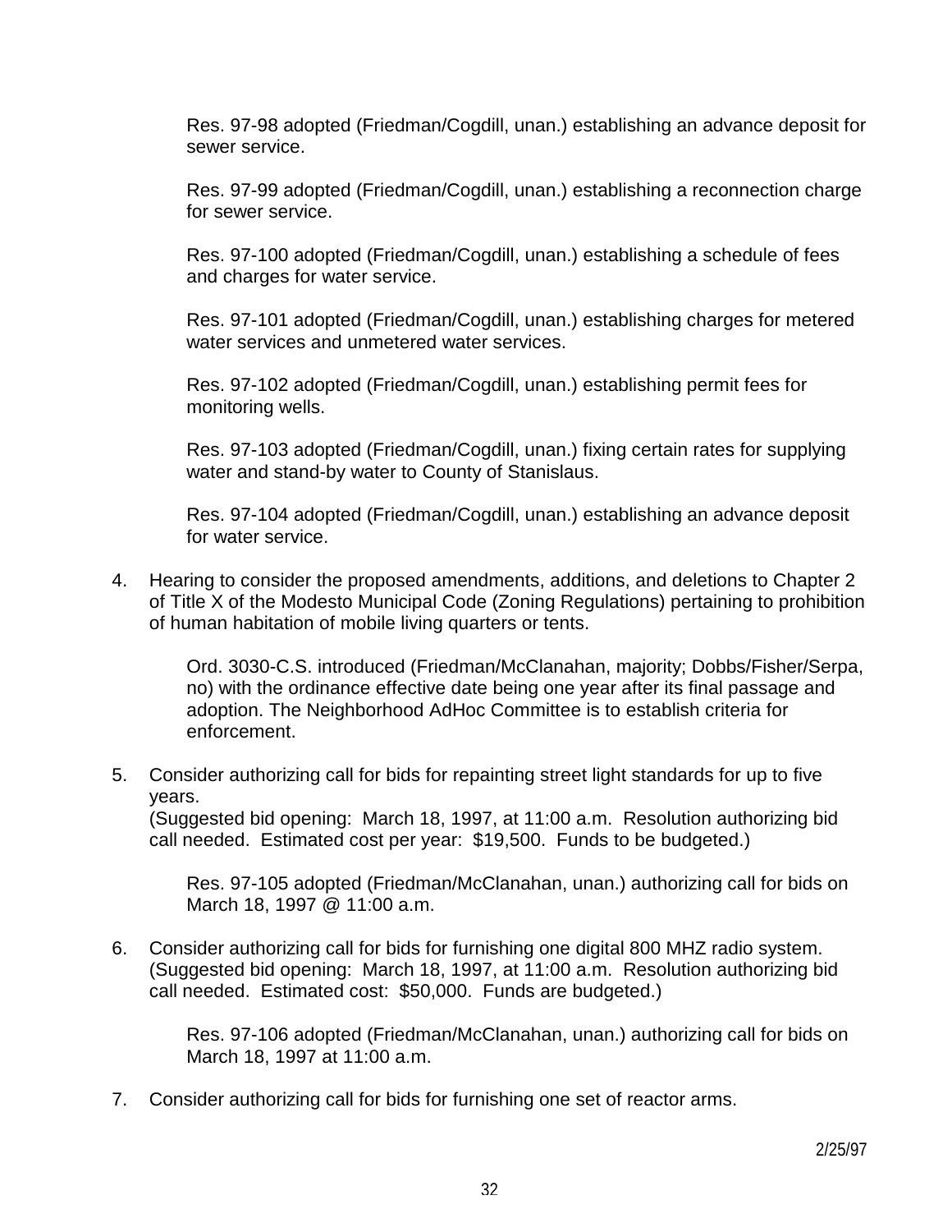Res. 97-98 adopted (Friedman/Cogdill, unan.) establishing an advance deposit for sewer service.

Res. 97-99 adopted (Friedman/Cogdill, unan.) establishing a reconnection charge for sewer service.

Res. 97-100 adopted (Friedman/Cogdill, unan.) establishing a schedule of fees and charges for water service.

Res. 97-101 adopted (Friedman/Cogdill, unan.) establishing charges for metered water services and unmetered water services.

Res. 97-102 adopted (Friedman/Cogdill, unan.) establishing permit fees for monitoring wells.

Res. 97-103 adopted (Friedman/Cogdill, unan.) fixing certain rates for supplying water and stand-by water to County of Stanislaus.

Res. 97-104 adopted (Friedman/Cogdill, unan.) establishing an advance deposit for water service.

4. Hearing to consider the proposed amendments, additions, and deletions to Chapter 2 of Title X of the Modesto Municipal Code (Zoning Regulations) pertaining to prohibition of human habitation of mobile living quarters or tents.

   Ord. 3030-C.S. introduced (Friedman/McClanahan, majority; Dobbs/Fisher/Serpa, no) with the ordinance effective date being one year after its final passage and adoption. The Neighborhood AdHoc Committee is to establish criteria for enforcement.

5. Consider authorizing call for bids for repainting street light standards for up to five years.
   (Suggested bid opening: March 18, 1997, at 11:00 a.m. Resolution authorizing bid call needed. Estimated cost per year: $19,500. Funds to be budgeted.)

   Res. 97-105 adopted (Friedman/McClanahan, unan.) authorizing call for bids on March 18, 1997 @ 11:00 a.m.

6. Consider authorizing call for bids for furnishing one digital 800 MHZ radio system.
   (Suggested bid opening: March 18, 1997, at 11:00 a.m. Resolution authorizing bid call needed. Estimated cost: $50,000. Funds are budgeted.)

   Res. 97-106 adopted (Friedman/McClanahan, unan.) authorizing call for bids on March 18, 1997 at 11:00 a.m.

7. Consider authorizing call for bids for furnishing one set of reactor arms.

2/25/97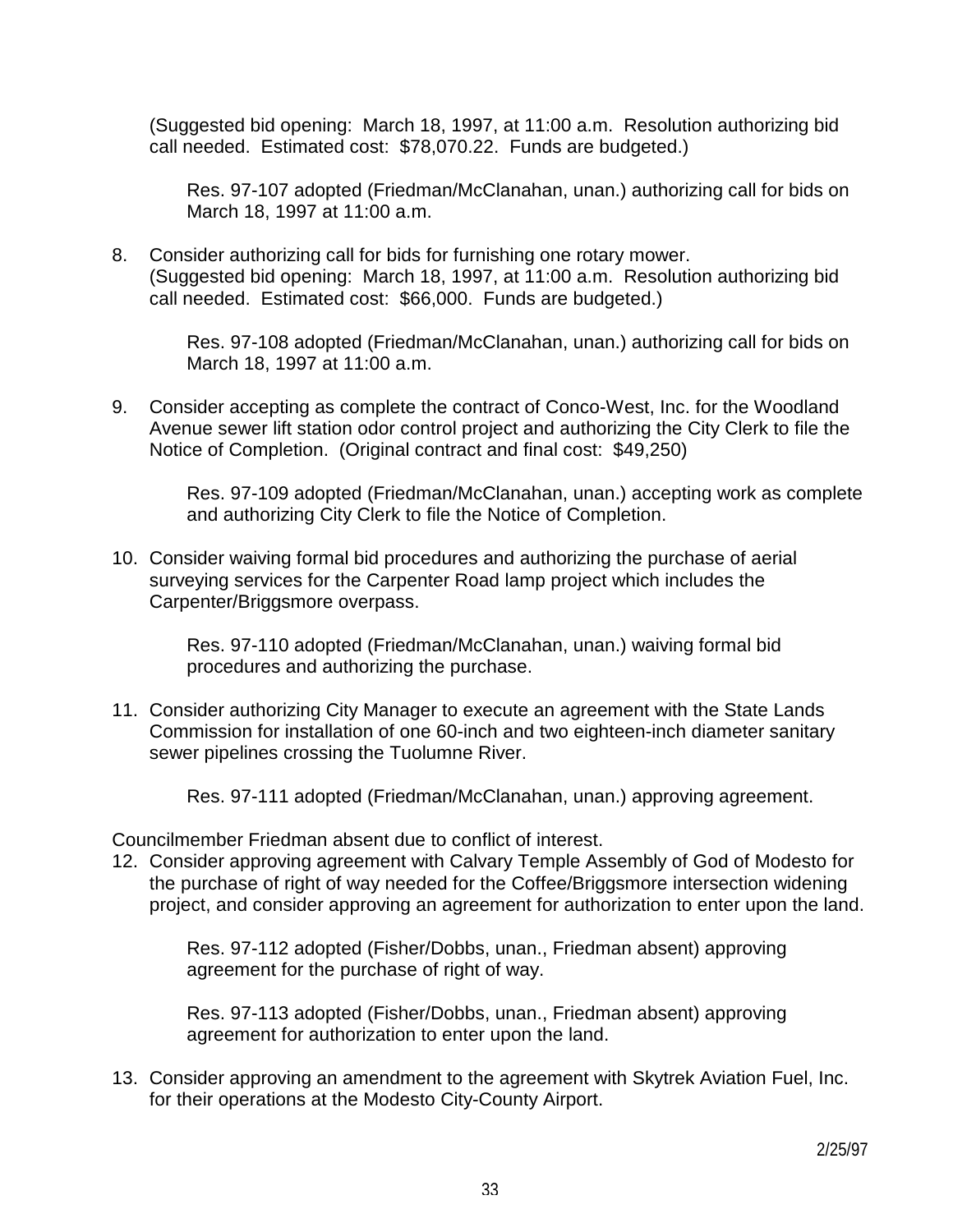(Suggested bid opening: March 18, 1997, at 11:00 a.m. Resolution authorizing bid call needed. Estimated cost: $78,070.22. Funds are budgeted.)

Res. 97-107 adopted (Friedman/McClanahan, unan.) authorizing call for bids on March 18, 1997 at 11:00 a.m.

8. Consider authorizing call for bids for furnishing one rotary mower. (Suggested bid opening: March 18, 1997, at 11:00 a.m. Resolution authorizing bid call needed. Estimated cost: $66,000. Funds are budgeted.)

   Res. 97-108 adopted (Friedman/McClanahan, unan.) authorizing call for bids on March 18, 1997 at 11:00 a.m.

9. Consider accepting as complete the contract of Conco-West, Inc. for the Woodland Avenue sewer lift station odor control project and authorizing the City Clerk to file the Notice of Completion. (Original contract and final cost: $49,250)

   Res. 97-109 adopted (Friedman/McClanahan, unan.) accepting work as complete and authorizing City Clerk to file the Notice of Completion.

10. Consider waiving formal bid procedures and authorizing the purchase of aerial surveying services for the Carpenter Road lamp project which includes the Carpenter/Briggsmore overpass.

    Res. 97-110 adopted (Friedman/McClanahan, unan.) waiving formal bid procedures and authorizing the purchase.

11. Consider authorizing City Manager to execute an agreement with the State Lands Commission for installation of one 60-inch and two eighteen-inch diameter sanitary sewer pipelines crossing the Tuolumne River.

    Res. 97-111 adopted (Friedman/McClanahan, unan.) approving agreement.

Councilmember Friedman absent due to conflict of interest.

12. Consider approving agreement with Calvary Temple Assembly of God of Modesto for the purchase of right of way needed for the Coffee/Briggsmore intersection widening project, and consider approving an agreement for authorization to enter upon the land.

    Res. 97-112 adopted (Fisher/Dobbs, unan., Friedman absent) approving agreement for the purchase of right of way.

    Res. 97-113 adopted (Fisher/Dobbs, unan., Friedman absent) approving agreement for authorization to enter upon the land.

13. Consider approving an amendment to the agreement with Skytrek Aviation Fuel, Inc. for their operations at the Modesto City-County Airport.

2/25/97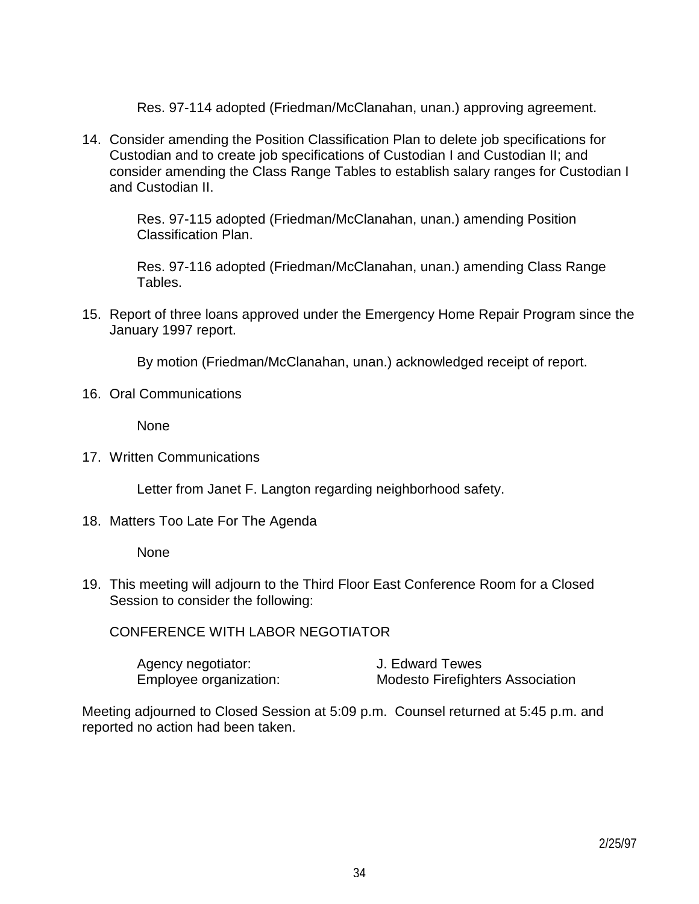Res. 97-114 adopted (Friedman/McClanahan, unan.) approving agreement.

14. Consider amending the Position Classification Plan to delete job specifications for Custodian and to create job specifications of Custodian I and Custodian II; and consider amending the Class Range Tables to establish salary ranges for Custodian I and Custodian II.

    Res. 97-115 adopted (Friedman/McClanahan, unan.) amending Position Classification Plan.

    Res. 97-116 adopted (Friedman/McClanahan, unan.) amending Class Range Tables.

15. Report of three loans approved under the Emergency Home Repair Program since the January 1997 report.

    By motion (Friedman/McClanahan, unan.) acknowledged receipt of report.

16. Oral Communications

    None

17. Written Communications

    Letter from Janet F. Langton regarding neighborhood safety.

18. Matters Too Late For The Agenda

    None

19. This meeting will adjourn to the Third Floor East Conference Room for a Closed Session to consider the following:

    CONFERENCE WITH LABOR NEGOTIATOR

    | | |
    |---|---|
    | Agency negotiator: | J. Edward Tewes |
    | Employee organization: | Modesto Firefighters Association |

Meeting adjourned to Closed Session at 5:09 p.m. Counsel returned at 5:45 p.m. and reported no action had been taken.

2/25/97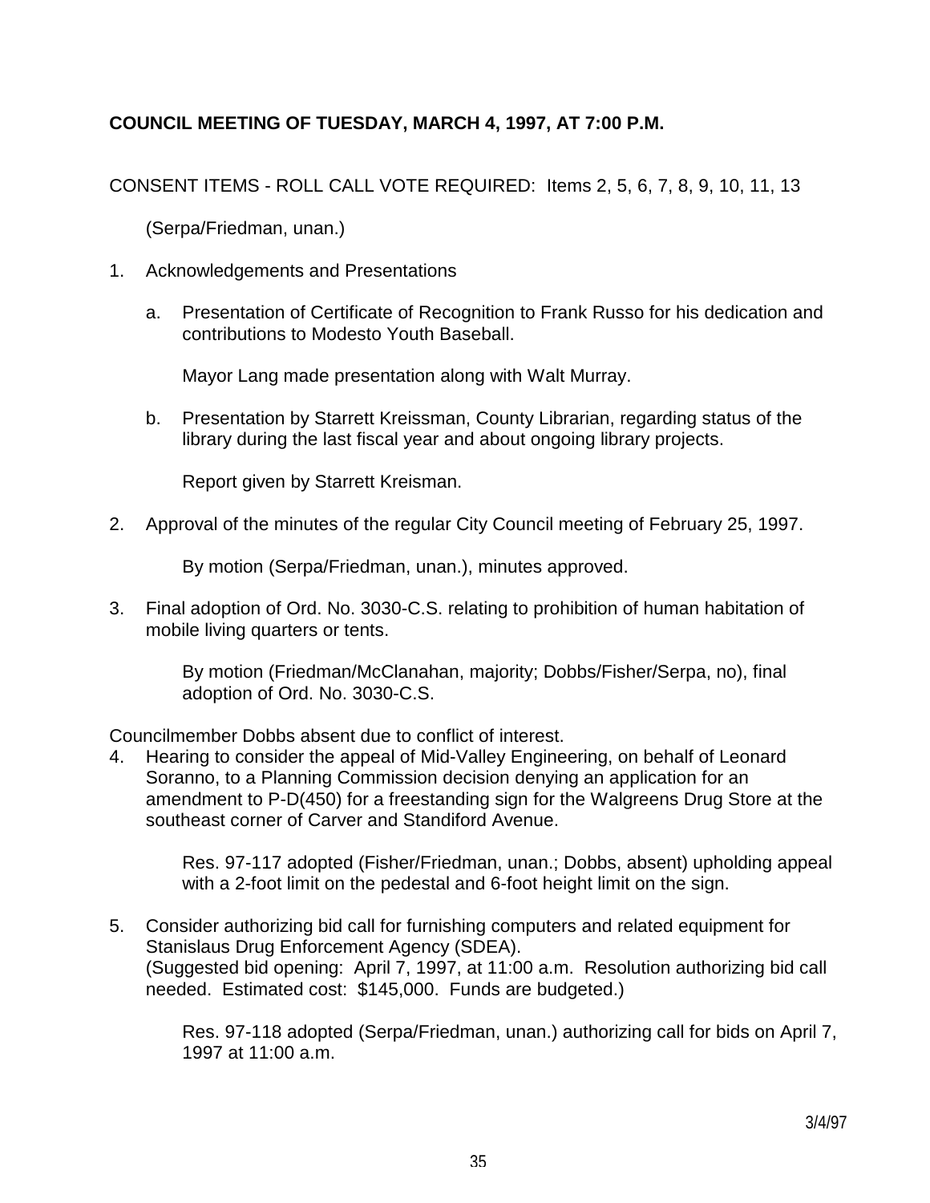**COUNCIL MEETING OF TUESDAY, MARCH 4, 1997, AT 7:00 P.M.**

CONSENT ITEMS - ROLL CALL VOTE REQUIRED: Items 2, 5, 6, 7, 8, 9, 10, 11, 13

(Serpa/Friedman, unan.)

1. Acknowledgements and Presentations

   a. Presentation of Certificate of Recognition to Frank Russo for his dedication and contributions to Modesto Youth Baseball.

      Mayor Lang made presentation along with Walt Murray.

   b. Presentation by Starrett Kreissman, County Librarian, regarding status of the library during the last fiscal year and about ongoing library projects.

      Report given by Starrett Kreisman.

2. Approval of the minutes of the regular City Council meeting of February 25, 1997.

   By motion (Serpa/Friedman, unan.), minutes approved.

3. Final adoption of Ord. No. 3030-C.S. relating to prohibition of human habitation of mobile living quarters or tents.

   By motion (Friedman/McClanahan, majority; Dobbs/Fisher/Serpa, no), final adoption of Ord. No. 3030-C.S.

Councilmember Dobbs absent due to conflict of interest.

4. Hearing to consider the appeal of Mid-Valley Engineering, on behalf of Leonard Soranno, to a Planning Commission decision denying an application for an amendment to P-D(450) for a freestanding sign for the Walgreens Drug Store at the southeast corner of Carver and Standiford Avenue.

   Res. 97-117 adopted (Fisher/Friedman, unan.; Dobbs, absent) upholding appeal with a 2-foot limit on the pedestal and 6-foot height limit on the sign.

5. Consider authorizing bid call for furnishing computers and related equipment for Stanislaus Drug Enforcement Agency (SDEA).
(Suggested bid opening: April 7, 1997, at 11:00 a.m. Resolution authorizing bid call needed. Estimated cost: $145,000. Funds are budgeted.)

   Res. 97-118 adopted (Serpa/Friedman, unan.) authorizing call for bids on April 7, 1997 at 11:00 a.m.

3/4/97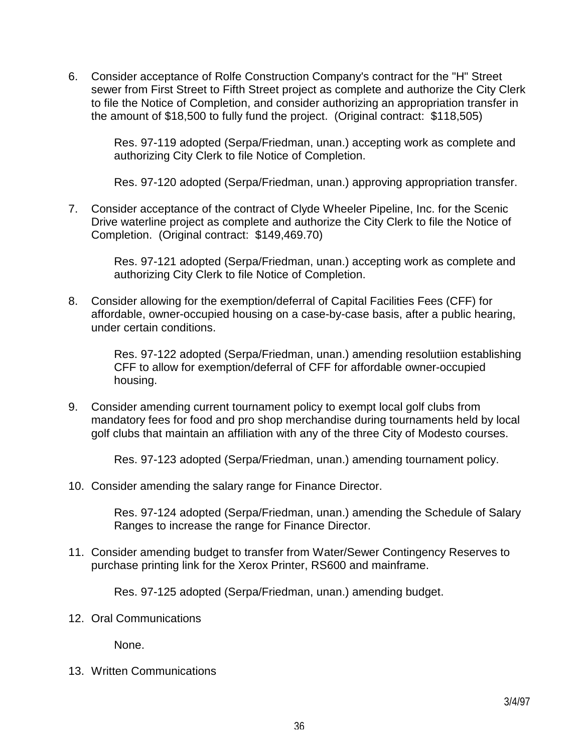6. Consider acceptance of Rolfe Construction Company's contract for the "H" Street sewer from First Street to Fifth Street project as complete and authorize the City Clerk to file the Notice of Completion, and consider authorizing an appropriation transfer in the amount of $18,500 to fully fund the project. (Original contract: $118,505)

   Res. 97-119 adopted (Serpa/Friedman, unan.) accepting work as complete and authorizing City Clerk to file Notice of Completion.

   Res. 97-120 adopted (Serpa/Friedman, unan.) approving appropriation transfer.

7. Consider acceptance of the contract of Clyde Wheeler Pipeline, Inc. for the Scenic Drive waterline project as complete and authorize the City Clerk to file the Notice of Completion. (Original contract: $149,469.70)

   Res. 97-121 adopted (Serpa/Friedman, unan.) accepting work as complete and authorizing City Clerk to file Notice of Completion.

8. Consider allowing for the exemption/deferral of Capital Facilities Fees (CFF) for affordable, owner-occupied housing on a case-by-case basis, after a public hearing, under certain conditions.

   Res. 97-122 adopted (Serpa/Friedman, unan.) amending resolutiion establishing CFF to allow for exemption/deferral of CFF for affordable owner-occupied housing.

9. Consider amending current tournament policy to exempt local golf clubs from mandatory fees for food and pro shop merchandise during tournaments held by local golf clubs that maintain an affiliation with any of the three City of Modesto courses.

   Res. 97-123 adopted (Serpa/Friedman, unan.) amending tournament policy.

10. Consider amending the salary range for Finance Director.

    Res. 97-124 adopted (Serpa/Friedman, unan.) amending the Schedule of Salary Ranges to increase the range for Finance Director.

11. Consider amending budget to transfer from Water/Sewer Contingency Reserves to purchase printing link for the Xerox Printer, RS600 and mainframe.

    Res. 97-125 adopted (Serpa/Friedman, unan.) amending budget.

12. Oral Communications

    None.

13. Written Communications

3/4/97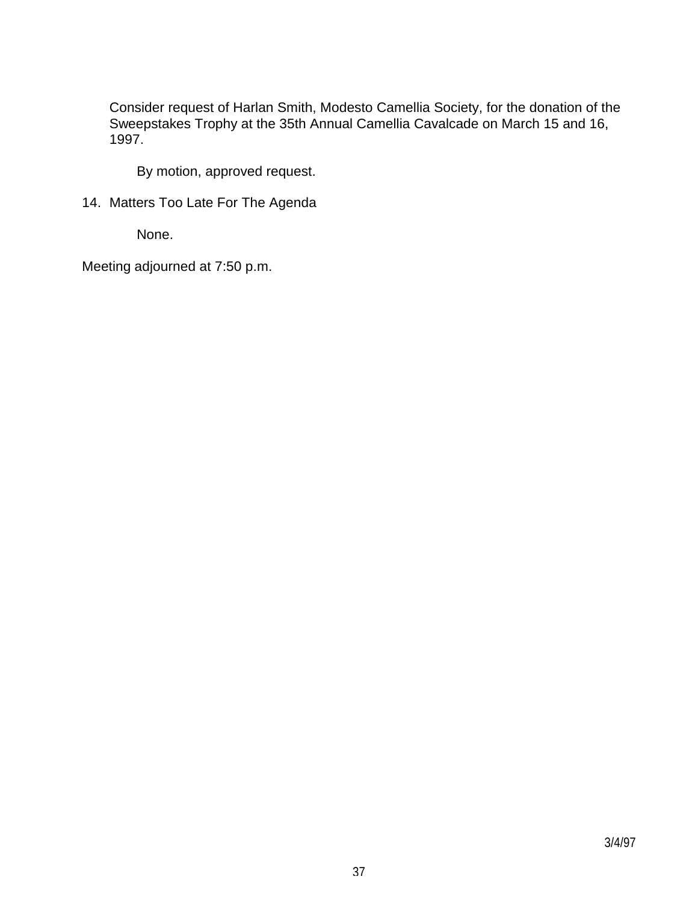Consider request of Harlan Smith, Modesto Camellia Society, for the donation of the Sweepstakes Trophy at the 35th Annual Camellia Cavalcade on March 15 and 16, 1997.

By motion, approved request.

14. Matters Too Late For The Agenda

None.

Meeting adjourned at 7:50 p.m.

3/4/97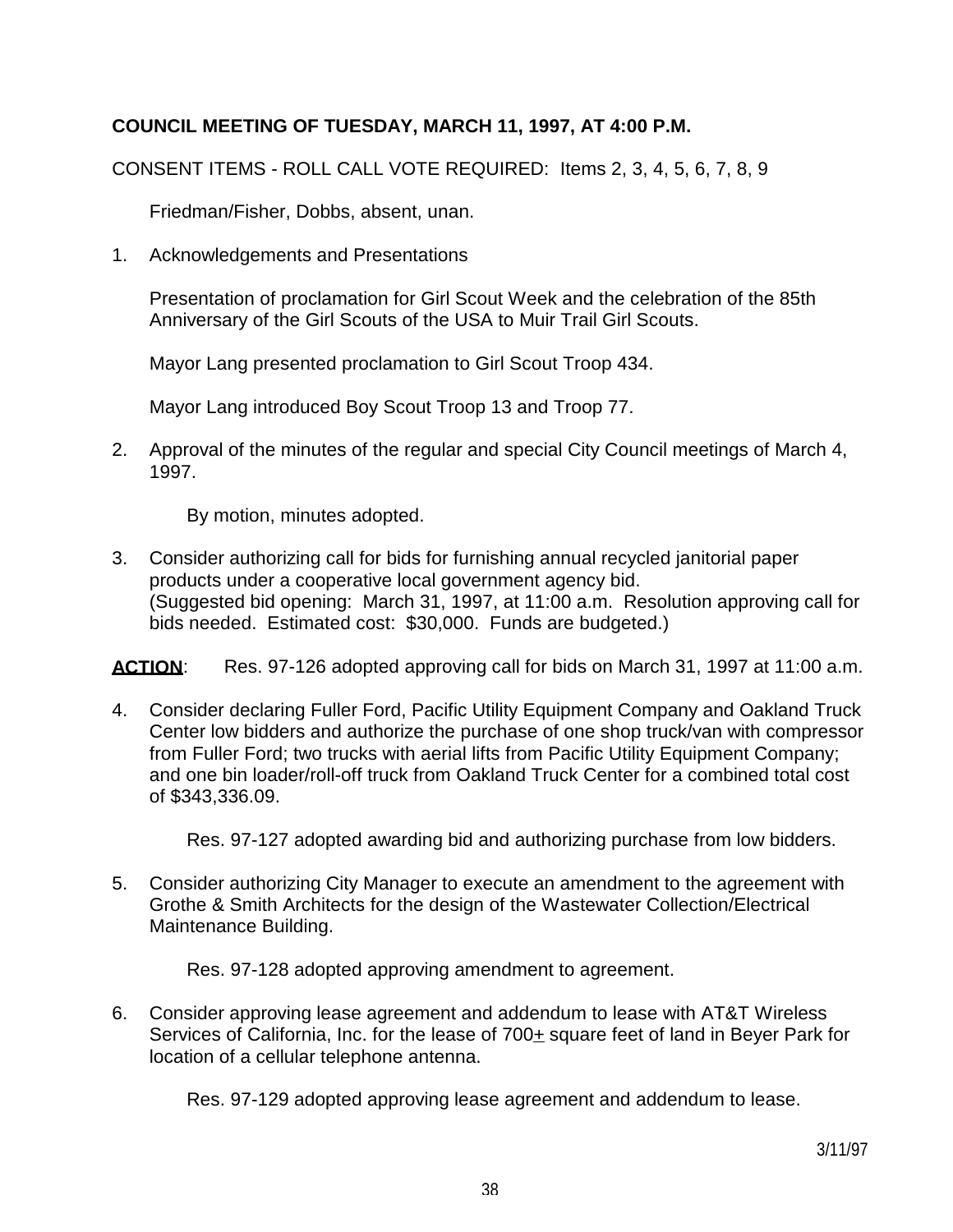**COUNCIL MEETING OF TUESDAY, MARCH 11, 1997, AT 4:00 P.M.**

CONSENT ITEMS - ROLL CALL VOTE REQUIRED: Items 2, 3, 4, 5, 6, 7, 8, 9

Friedman/Fisher, Dobbs, absent, unan.

1. Acknowledgements and Presentations

   Presentation of proclamation for Girl Scout Week and the celebration of the 85th Anniversary of the Girl Scouts of the USA to Muir Trail Girl Scouts.

   Mayor Lang presented proclamation to Girl Scout Troop 434.

   Mayor Lang introduced Boy Scout Troop 13 and Troop 77.

2. Approval of the minutes of the regular and special City Council meetings of March 4, 1997.

   By motion, minutes adopted.

3. Consider authorizing call for bids for furnishing annual recycled janitorial paper products under a cooperative local government agency bid. (Suggested bid opening: March 31, 1997, at 11:00 a.m. Resolution approving call for bids needed. Estimated cost: $30,000. Funds are budgeted.)

**ACTION**: Res. 97-126 adopted approving call for bids on March 31, 1997 at 11:00 a.m.

4. Consider declaring Fuller Ford, Pacific Utility Equipment Company and Oakland Truck Center low bidders and authorize the purchase of one shop truck/van with compressor from Fuller Ford; two trucks with aerial lifts from Pacific Utility Equipment Company; and one bin loader/roll-off truck from Oakland Truck Center for a combined total cost of $343,336.09.

   Res. 97-127 adopted awarding bid and authorizing purchase from low bidders.

5. Consider authorizing City Manager to execute an amendment to the agreement with Grothe & Smith Architects for the design of the Wastewater Collection/Electrical Maintenance Building.

   Res. 97-128 adopted approving amendment to agreement.

6. Consider approving lease agreement and addendum to lease with AT&T Wireless Services of California, Inc. for the lease of 700± square feet of land in Beyer Park for location of a cellular telephone antenna.

   Res. 97-129 adopted approving lease agreement and addendum to lease.

3/11/97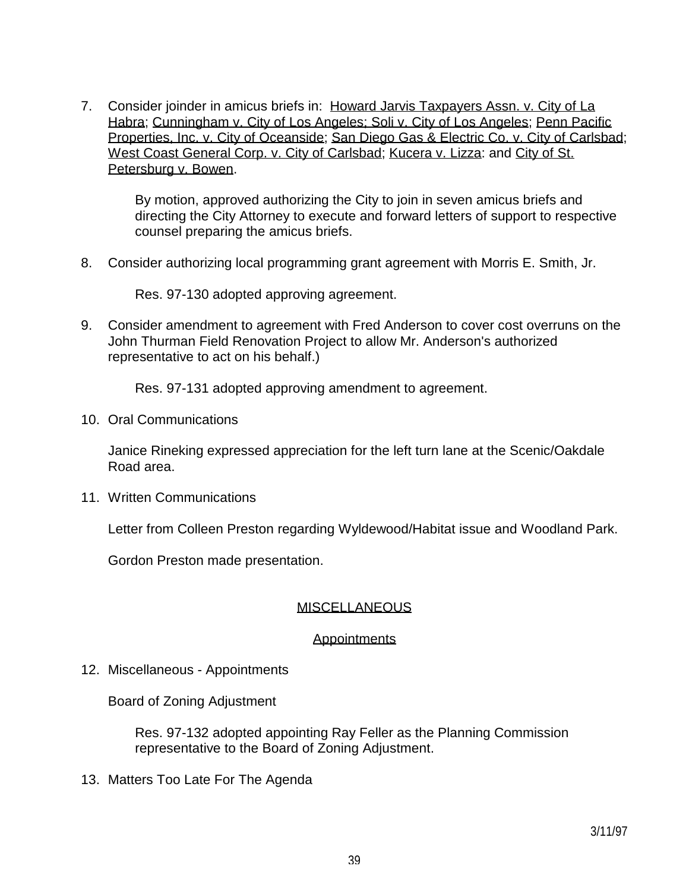7. Consider joinder in amicus briefs in: Howard Jarvis Taxpayers Assn. v. City of La Habra; Cunningham v. City of Los Angeles; Soli v. City of Los Angeles; Penn Pacific Properties, Inc. v. City of Oceanside; San Diego Gas & Electric Co. v. City of Carlsbad; West Coast General Corp. v. City of Carlsbad; Kucera v. Lizza: and City of St. Petersburg v. Bowen.

   By motion, approved authorizing the City to join in seven amicus briefs and directing the City Attorney to execute and forward letters of support to respective counsel preparing the amicus briefs.

8. Consider authorizing local programming grant agreement with Morris E. Smith, Jr.

   Res. 97-130 adopted approving agreement.

9. Consider amendment to agreement with Fred Anderson to cover cost overruns on the John Thurman Field Renovation Project to allow Mr. Anderson's authorized representative to act on his behalf.)

   Res. 97-131 adopted approving amendment to agreement.

10. Oral Communications

    Janice Rineking expressed appreciation for the left turn lane at the Scenic/Oakdale Road area.

11. Written Communications

    Letter from Colleen Preston regarding Wyldewood/Habitat issue and Woodland Park.

    Gordon Preston made presentation.

## MISCELLANEOUS

### Appointments

12. Miscellaneous - Appointments

    Board of Zoning Adjustment

    Res. 97-132 adopted appointing Ray Feller as the Planning Commission representative to the Board of Zoning Adjustment.

13. Matters Too Late For The Agenda

3/11/97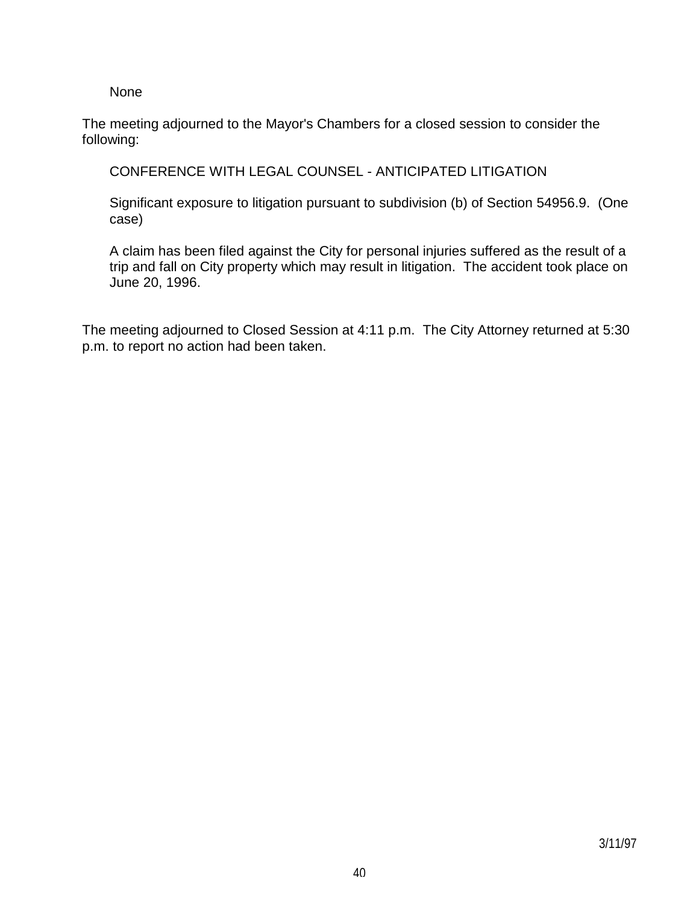None

The meeting adjourned to the Mayor's Chambers for a closed session to consider the following:

CONFERENCE WITH LEGAL COUNSEL - ANTICIPATED LITIGATION

Significant exposure to litigation pursuant to subdivision (b) of Section 54956.9. (One case)

A claim has been filed against the City for personal injuries suffered as the result of a trip and fall on City property which may result in litigation. The accident took place on June 20, 1996.

The meeting adjourned to Closed Session at 4:11 p.m. The City Attorney returned at 5:30 p.m. to report no action had been taken.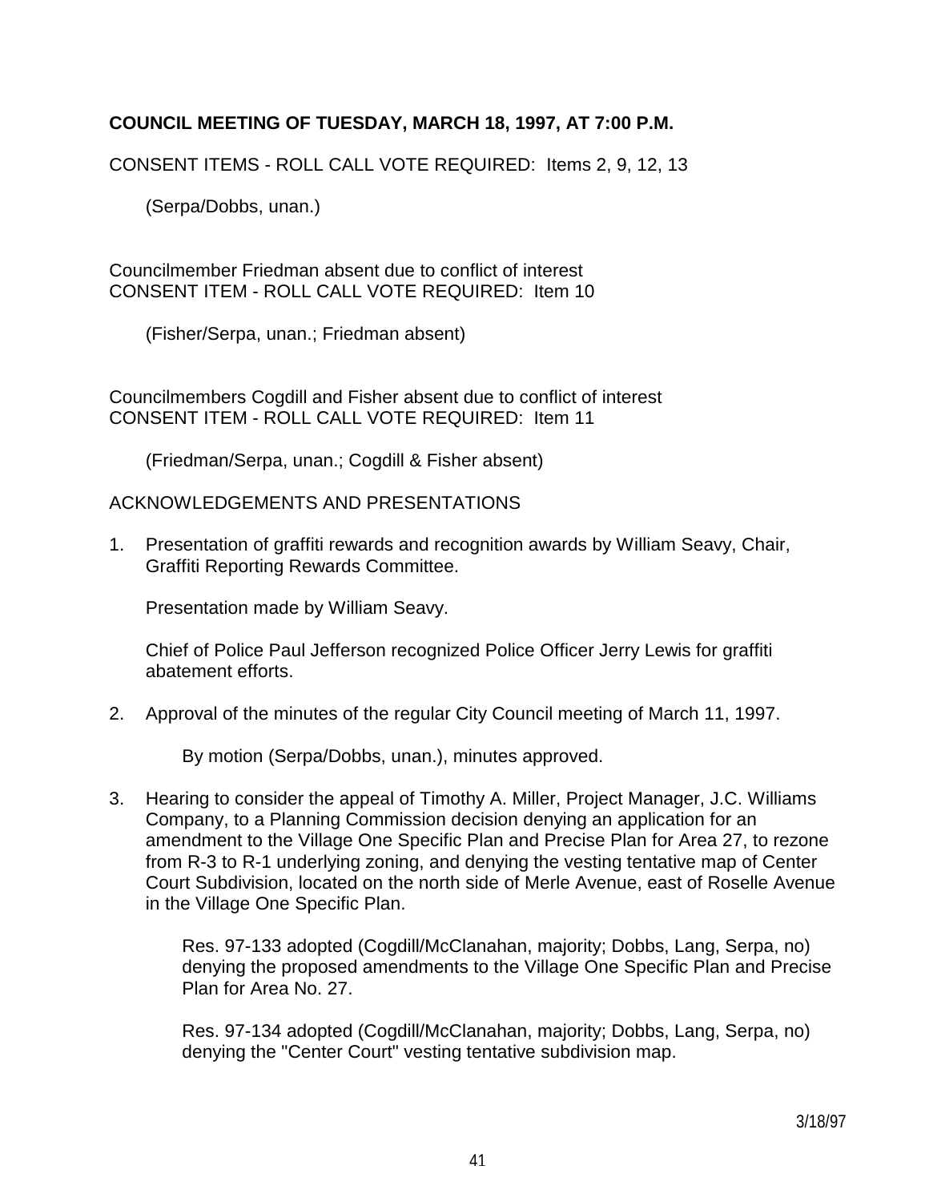**COUNCIL MEETING OF TUESDAY, MARCH 18, 1997, AT 7:00 P.M.**

CONSENT ITEMS - ROLL CALL VOTE REQUIRED: Items 2, 9, 12, 13

(Serpa/Dobbs, unan.)

Councilmember Friedman absent due to conflict of interest
CONSENT ITEM - ROLL CALL VOTE REQUIRED: Item 10

(Fisher/Serpa, unan.; Friedman absent)

Councilmembers Cogdill and Fisher absent due to conflict of interest
CONSENT ITEM - ROLL CALL VOTE REQUIRED: Item 11

(Friedman/Serpa, unan.; Cogdill & Fisher absent)

ACKNOWLEDGEMENTS AND PRESENTATIONS

1. Presentation of graffiti rewards and recognition awards by William Seavy, Chair, Graffiti Reporting Rewards Committee.

   Presentation made by William Seavy.

   Chief of Police Paul Jefferson recognized Police Officer Jerry Lewis for graffiti abatement efforts.

2. Approval of the minutes of the regular City Council meeting of March 11, 1997.

   By motion (Serpa/Dobbs, unan.), minutes approved.

3. Hearing to consider the appeal of Timothy A. Miller, Project Manager, J.C. Williams Company, to a Planning Commission decision denying an application for an amendment to the Village One Specific Plan and Precise Plan for Area 27, to rezone from R-3 to R-1 underlying zoning, and denying the vesting tentative map of Center Court Subdivision, located on the north side of Merle Avenue, east of Roselle Avenue in the Village One Specific Plan.

   Res. 97-133 adopted (Cogdill/McClanahan, majority; Dobbs, Lang, Serpa, no) denying the proposed amendments to the Village One Specific Plan and Precise Plan for Area No. 27.

   Res. 97-134 adopted (Cogdill/McClanahan, majority; Dobbs, Lang, Serpa, no) denying the "Center Court" vesting tentative subdivision map.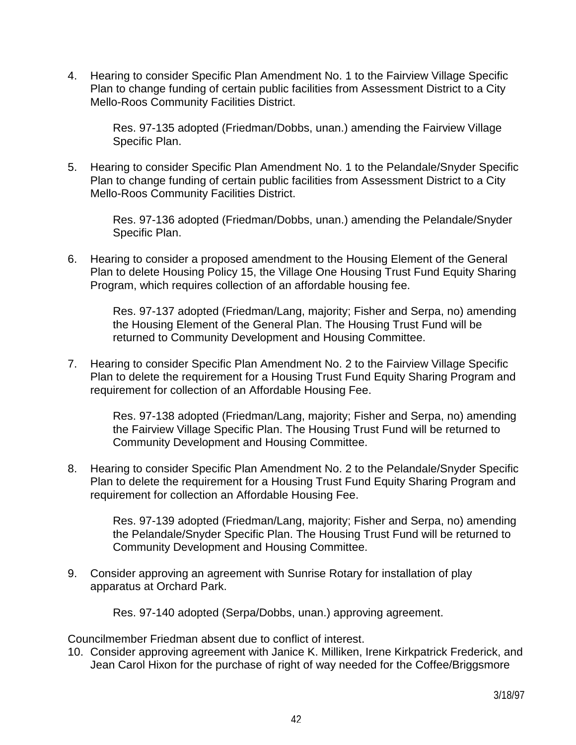4. Hearing to consider Specific Plan Amendment No. 1 to the Fairview Village Specific Plan to change funding of certain public facilities from Assessment District to a City Mello-Roos Community Facilities District.

   Res. 97-135 adopted (Friedman/Dobbs, unan.) amending the Fairview Village Specific Plan.

5. Hearing to consider Specific Plan Amendment No. 1 to the Pelandale/Snyder Specific Plan to change funding of certain public facilities from Assessment District to a City Mello-Roos Community Facilities District.

   Res. 97-136 adopted (Friedman/Dobbs, unan.) amending the Pelandale/Snyder Specific Plan.

6. Hearing to consider a proposed amendment to the Housing Element of the General Plan to delete Housing Policy 15, the Village One Housing Trust Fund Equity Sharing Program, which requires collection of an affordable housing fee.

   Res. 97-137 adopted (Friedman/Lang, majority; Fisher and Serpa, no) amending the Housing Element of the General Plan. The Housing Trust Fund will be returned to Community Development and Housing Committee.

7. Hearing to consider Specific Plan Amendment No. 2 to the Fairview Village Specific Plan to delete the requirement for a Housing Trust Fund Equity Sharing Program and requirement for collection of an Affordable Housing Fee.

   Res. 97-138 adopted (Friedman/Lang, majority; Fisher and Serpa, no) amending the Fairview Village Specific Plan. The Housing Trust Fund will be returned to Community Development and Housing Committee.

8. Hearing to consider Specific Plan Amendment No. 2 to the Pelandale/Snyder Specific Plan to delete the requirement for a Housing Trust Fund Equity Sharing Program and requirement for collection an Affordable Housing Fee.

   Res. 97-139 adopted (Friedman/Lang, majority; Fisher and Serpa, no) amending the Pelandale/Snyder Specific Plan. The Housing Trust Fund will be returned to Community Development and Housing Committee.

9. Consider approving an agreement with Sunrise Rotary for installation of play apparatus at Orchard Park.

   Res. 97-140 adopted (Serpa/Dobbs, unan.) approving agreement.

Councilmember Friedman absent due to conflict of interest.

10. Consider approving agreement with Janice K. Milliken, Irene Kirkpatrick Frederick, and Jean Carol Hixon for the purchase of right of way needed for the Coffee/Briggsmore

3/18/97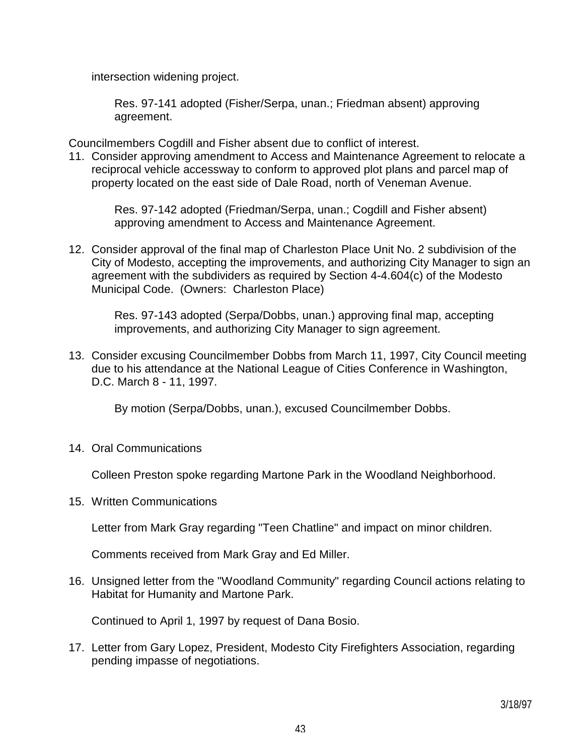intersection widening project.

Res. 97-141 adopted (Fisher/Serpa, unan.; Friedman absent) approving agreement.

Councilmembers Cogdill and Fisher absent due to conflict of interest.

11. Consider approving amendment to Access and Maintenance Agreement to relocate a reciprocal vehicle accessway to conform to approved plot plans and parcel map of property located on the east side of Dale Road, north of Veneman Avenue.

    Res. 97-142 adopted (Friedman/Serpa, unan.; Cogdill and Fisher absent) approving amendment to Access and Maintenance Agreement.

12. Consider approval of the final map of Charleston Place Unit No. 2 subdivision of the City of Modesto, accepting the improvements, and authorizing City Manager to sign an agreement with the subdividers as required by Section 4-4.604(c) of the Modesto Municipal Code. (Owners: Charleston Place)

    Res. 97-143 adopted (Serpa/Dobbs, unan.) approving final map, accepting improvements, and authorizing City Manager to sign agreement.

13. Consider excusing Councilmember Dobbs from March 11, 1997, City Council meeting due to his attendance at the National League of Cities Conference in Washington, D.C. March 8 - 11, 1997.

    By motion (Serpa/Dobbs, unan.), excused Councilmember Dobbs.

14. Oral Communications

    Colleen Preston spoke regarding Martone Park in the Woodland Neighborhood.

15. Written Communications

    Letter from Mark Gray regarding "Teen Chatline" and impact on minor children.

    Comments received from Mark Gray and Ed Miller.

16. Unsigned letter from the "Woodland Community" regarding Council actions relating to Habitat for Humanity and Martone Park.

    Continued to April 1, 1997 by request of Dana Bosio.

17. Letter from Gary Lopez, President, Modesto City Firefighters Association, regarding pending impasse of negotiations.

3/18/97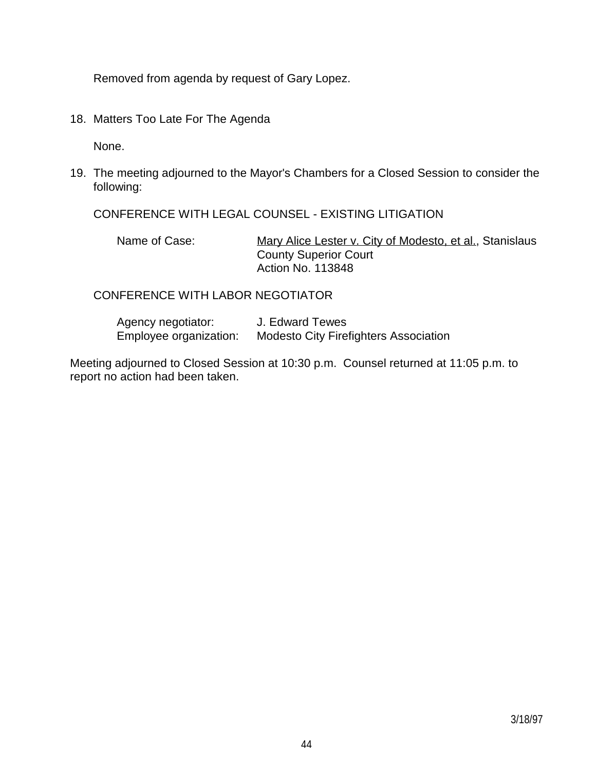Removed from agenda by request of Gary Lopez.

18. Matters Too Late For The Agenda

    None.

19. The meeting adjourned to the Mayor's Chambers for a Closed Session to consider the following:

    CONFERENCE WITH LEGAL COUNSEL - EXISTING LITIGATION

    Name of Case: Mary Alice Lester v. City of Modesto, et al., Stanislaus County Superior Court Action No. 113848

    CONFERENCE WITH LABOR NEGOTIATOR

    Agency negotiator: J. Edward Tewes
    Employee organization: Modesto City Firefighters Association

Meeting adjourned to Closed Session at 10:30 p.m. Counsel returned at 11:05 p.m. to report no action had been taken.

3/18/97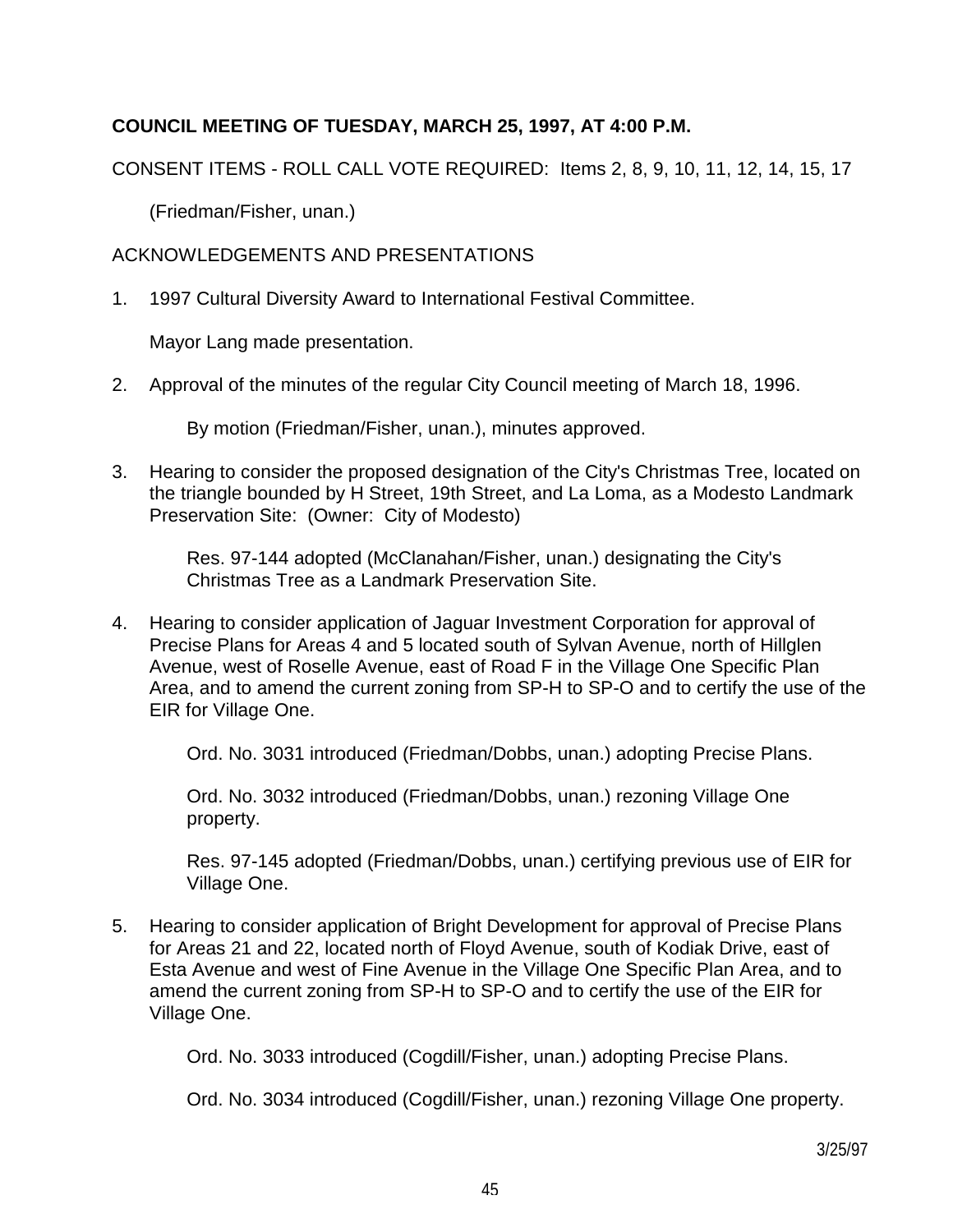**COUNCIL MEETING OF TUESDAY, MARCH 25, 1997, AT 4:00 P.M.**

CONSENT ITEMS - ROLL CALL VOTE REQUIRED: Items 2, 8, 9, 10, 11, 12, 14, 15, 17

(Friedman/Fisher, unan.)

ACKNOWLEDGEMENTS AND PRESENTATIONS

1. 1997 Cultural Diversity Award to International Festival Committee.

   Mayor Lang made presentation.

2. Approval of the minutes of the regular City Council meeting of March 18, 1996.

   By motion (Friedman/Fisher, unan.), minutes approved.

3. Hearing to consider the proposed designation of the City's Christmas Tree, located on the triangle bounded by H Street, 19th Street, and La Loma, as a Modesto Landmark Preservation Site: (Owner: City of Modesto)

   Res. 97-144 adopted (McClanahan/Fisher, unan.) designating the City's Christmas Tree as a Landmark Preservation Site.

4. Hearing to consider application of Jaguar Investment Corporation for approval of Precise Plans for Areas 4 and 5 located south of Sylvan Avenue, north of Hillglen Avenue, west of Roselle Avenue, east of Road F in the Village One Specific Plan Area, and to amend the current zoning from SP-H to SP-O and to certify the use of the EIR for Village One.

   Ord. No. 3031 introduced (Friedman/Dobbs, unan.) adopting Precise Plans.

   Ord. No. 3032 introduced (Friedman/Dobbs, unan.) rezoning Village One property.

   Res. 97-145 adopted (Friedman/Dobbs, unan.) certifying previous use of EIR for Village One.

5. Hearing to consider application of Bright Development for approval of Precise Plans for Areas 21 and 22, located north of Floyd Avenue, south of Kodiak Drive, east of Esta Avenue and west of Fine Avenue in the Village One Specific Plan Area, and to amend the current zoning from SP-H to SP-O and to certify the use of the EIR for Village One.

   Ord. No. 3033 introduced (Cogdill/Fisher, unan.) adopting Precise Plans.

   Ord. No. 3034 introduced (Cogdill/Fisher, unan.) rezoning Village One property.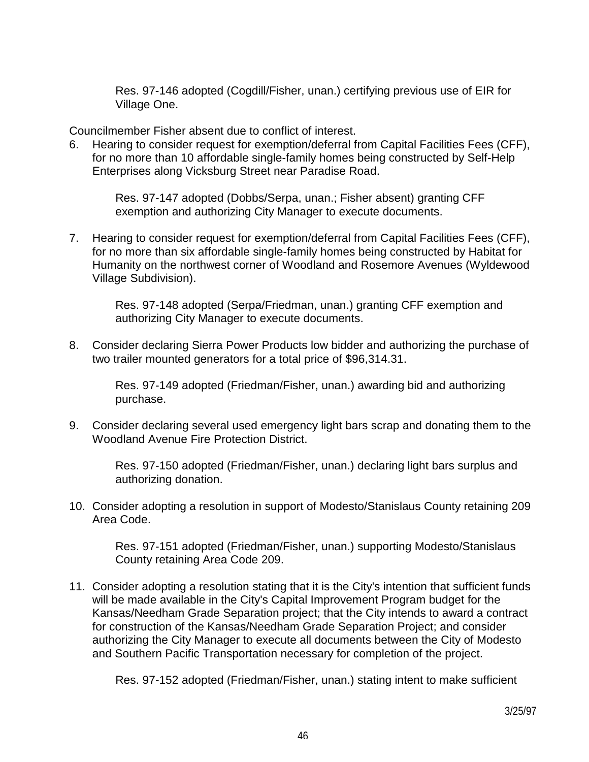Res. 97-146 adopted (Cogdill/Fisher, unan.) certifying previous use of EIR for Village One.

Councilmember Fisher absent due to conflict of interest.

6. Hearing to consider request for exemption/deferral from Capital Facilities Fees (CFF), for no more than 10 affordable single-family homes being constructed by Self-Help Enterprises along Vicksburg Street near Paradise Road.

   Res. 97-147 adopted (Dobbs/Serpa, unan.; Fisher absent) granting CFF exemption and authorizing City Manager to execute documents.

7. Hearing to consider request for exemption/deferral from Capital Facilities Fees (CFF), for no more than six affordable single-family homes being constructed by Habitat for Humanity on the northwest corner of Woodland and Rosemore Avenues (Wyldewood Village Subdivision).

   Res. 97-148 adopted (Serpa/Friedman, unan.) granting CFF exemption and authorizing City Manager to execute documents.

8. Consider declaring Sierra Power Products low bidder and authorizing the purchase of two trailer mounted generators for a total price of $96,314.31.

   Res. 97-149 adopted (Friedman/Fisher, unan.) awarding bid and authorizing purchase.

9. Consider declaring several used emergency light bars scrap and donating them to the Woodland Avenue Fire Protection District.

   Res. 97-150 adopted (Friedman/Fisher, unan.) declaring light bars surplus and authorizing donation.

10. Consider adopting a resolution in support of Modesto/Stanislaus County retaining 209 Area Code.

    Res. 97-151 adopted (Friedman/Fisher, unan.) supporting Modesto/Stanislaus County retaining Area Code 209.

11. Consider adopting a resolution stating that it is the City's intention that sufficient funds will be made available in the City's Capital Improvement Program budget for the Kansas/Needham Grade Separation project; that the City intends to award a contract for construction of the Kansas/Needham Grade Separation Project; and consider authorizing the City Manager to execute all documents between the City of Modesto and Southern Pacific Transportation necessary for completion of the project.

    Res. 97-152 adopted (Friedman/Fisher, unan.) stating intent to make sufficient

3/25/97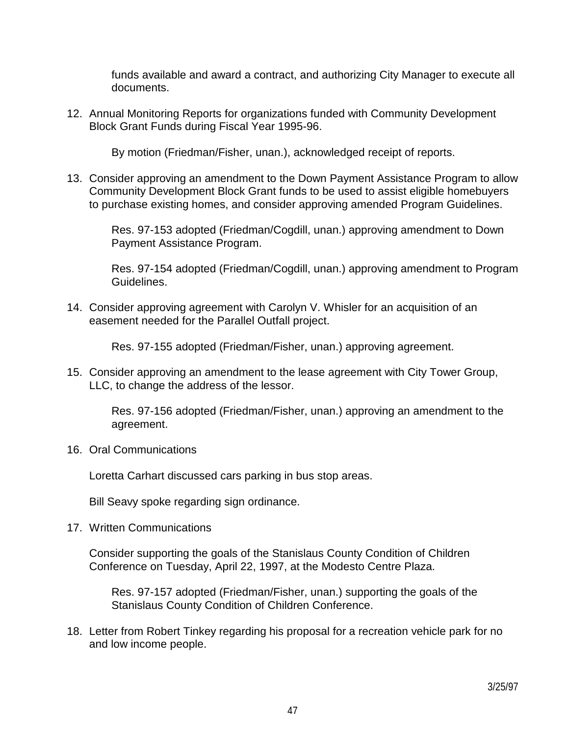funds available and award a contract, and authorizing City Manager to execute all documents.

12. Annual Monitoring Reports for organizations funded with Community Development Block Grant Funds during Fiscal Year 1995-96.

    By motion (Friedman/Fisher, unan.), acknowledged receipt of reports.

13. Consider approving an amendment to the Down Payment Assistance Program to allow Community Development Block Grant funds to be used to assist eligible homebuyers to purchase existing homes, and consider approving amended Program Guidelines.

    Res. 97-153 adopted (Friedman/Cogdill, unan.) approving amendment to Down Payment Assistance Program.

    Res. 97-154 adopted (Friedman/Cogdill, unan.) approving amendment to Program Guidelines.

14. Consider approving agreement with Carolyn V. Whisler for an acquisition of an easement needed for the Parallel Outfall project.

    Res. 97-155 adopted (Friedman/Fisher, unan.) approving agreement.

15. Consider approving an amendment to the lease agreement with City Tower Group, LLC, to change the address of the lessor.

    Res. 97-156 adopted (Friedman/Fisher, unan.) approving an amendment to the agreement.

16. Oral Communications

    Loretta Carhart discussed cars parking in bus stop areas.

    Bill Seavy spoke regarding sign ordinance.

17. Written Communications

    Consider supporting the goals of the Stanislaus County Condition of Children Conference on Tuesday, April 22, 1997, at the Modesto Centre Plaza.

    Res. 97-157 adopted (Friedman/Fisher, unan.) supporting the goals of the Stanislaus County Condition of Children Conference.

18. Letter from Robert Tinkey regarding his proposal for a recreation vehicle park for no and low income people.

3/25/97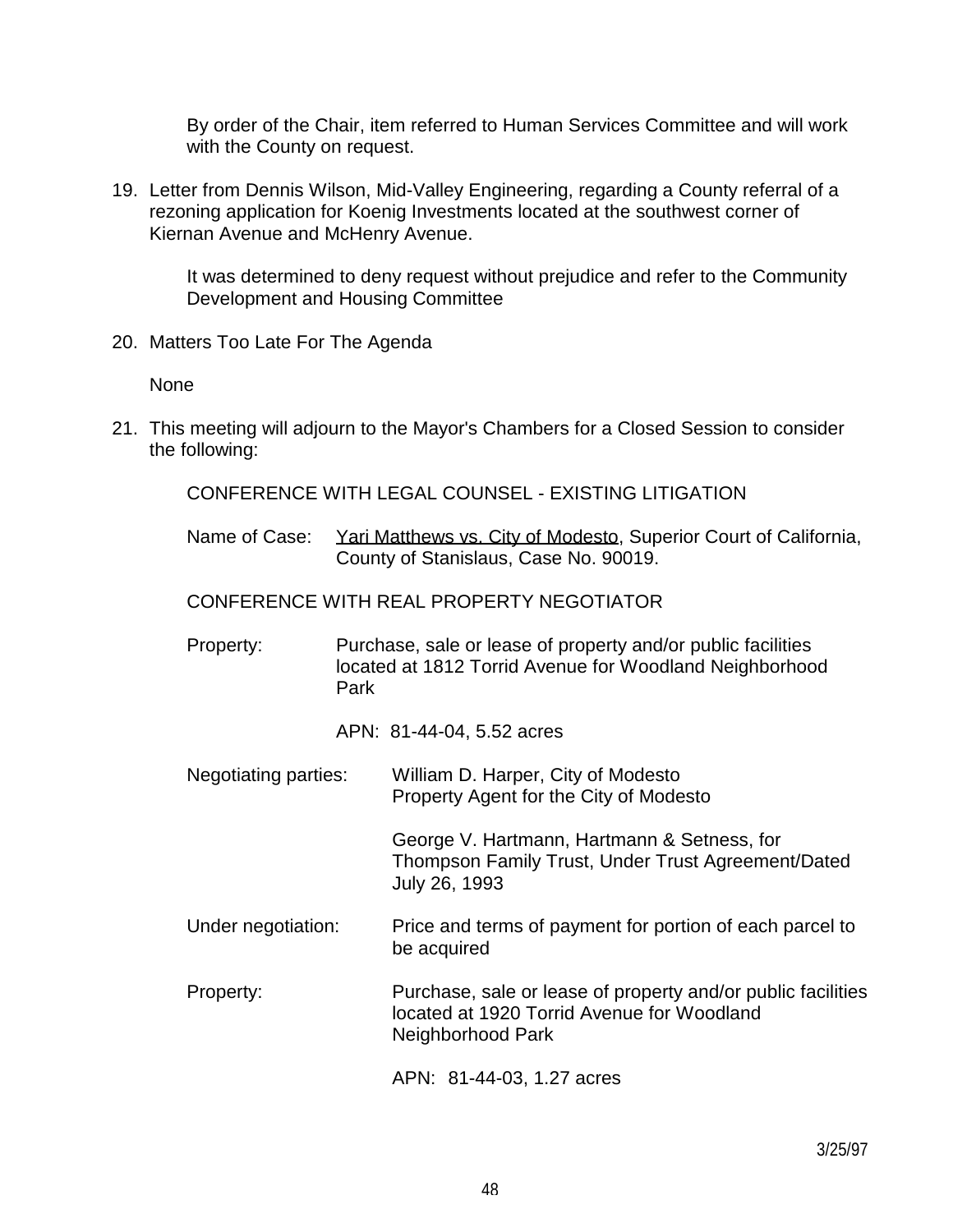By order of the Chair, item referred to Human Services Committee and will work with the County on request.

19. Letter from Dennis Wilson, Mid-Valley Engineering, regarding a County referral of a rezoning application for Koenig Investments located at the southwest corner of Kiernan Avenue and McHenry Avenue.

    It was determined to deny request without prejudice and refer to the Community Development and Housing Committee

20. Matters Too Late For The Agenda

    None

21. This meeting will adjourn to the Mayor's Chambers for a Closed Session to consider the following:

    CONFERENCE WITH LEGAL COUNSEL - EXISTING LITIGATION

    Name of Case: Yari Matthews vs. City of Modesto, Superior Court of California, County of Stanislaus, Case No. 90019.

    CONFERENCE WITH REAL PROPERTY NEGOTIATOR

    Property: Purchase, sale or lease of property and/or public facilities located at 1812 Torrid Avenue for Woodland Neighborhood Park

    APN: 81-44-04, 5.52 acres

    Negotiating parties: William D. Harper, City of Modesto
    Property Agent for the City of Modesto

    George V. Hartmann, Hartmann & Setness, for Thompson Family Trust, Under Trust Agreement/Dated July 26, 1993

    Under negotiation: Price and terms of payment for portion of each parcel to be acquired

    Property: Purchase, sale or lease of property and/or public facilities located at 1920 Torrid Avenue for Woodland Neighborhood Park

    APN: 81-44-03, 1.27 acres

3/25/97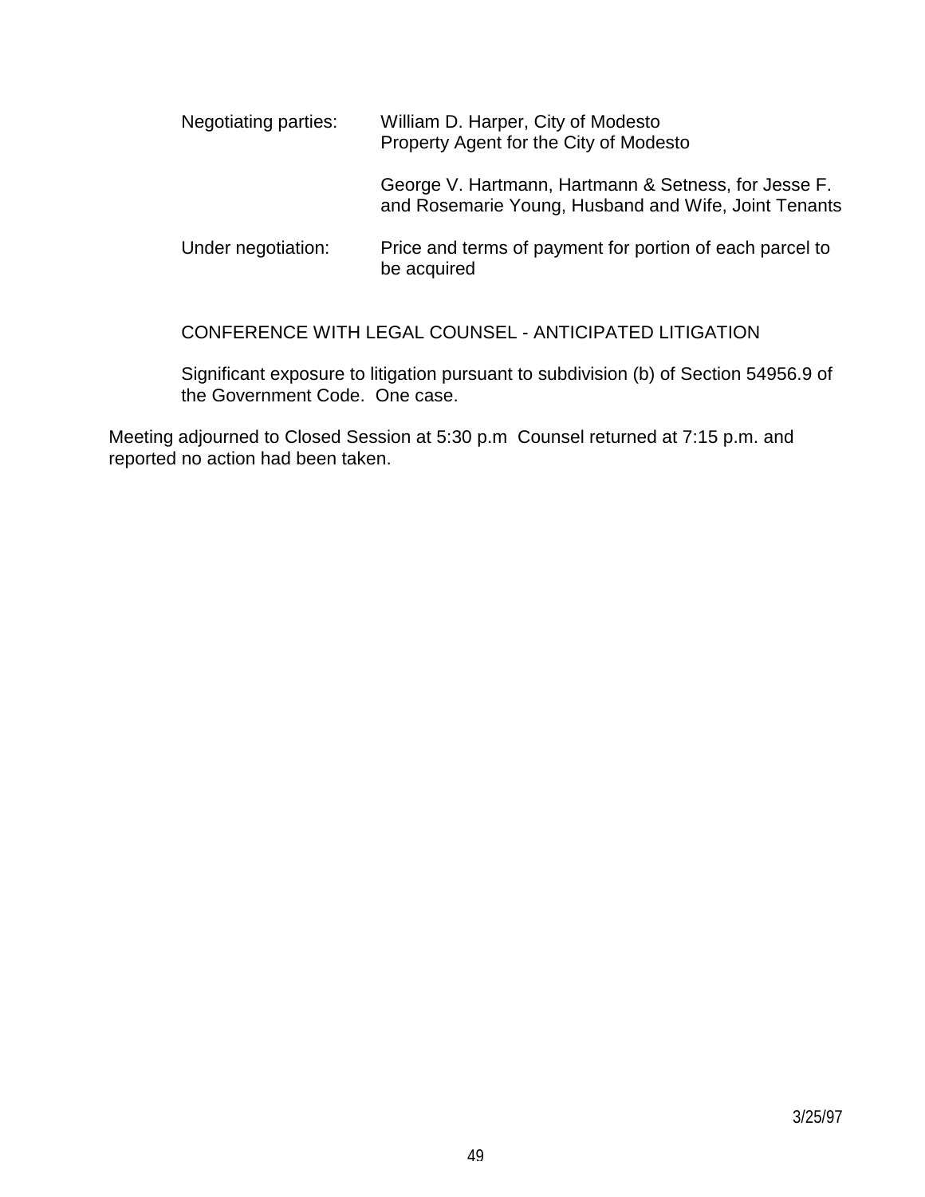Negotiating parties: William D. Harper, City of Modesto
Property Agent for the City of Modesto

George V. Hartmann, Hartmann & Setness, for Jesse F. and Rosemarie Young, Husband and Wife, Joint Tenants

Under negotiation: Price and terms of payment for portion of each parcel to be acquired

CONFERENCE WITH LEGAL COUNSEL - ANTICIPATED LITIGATION

Significant exposure to litigation pursuant to subdivision (b) of Section 54956.9 of the Government Code. One case.

Meeting adjourned to Closed Session at 5:30 p.m Counsel returned at 7:15 p.m. and reported no action had been taken.

3/25/97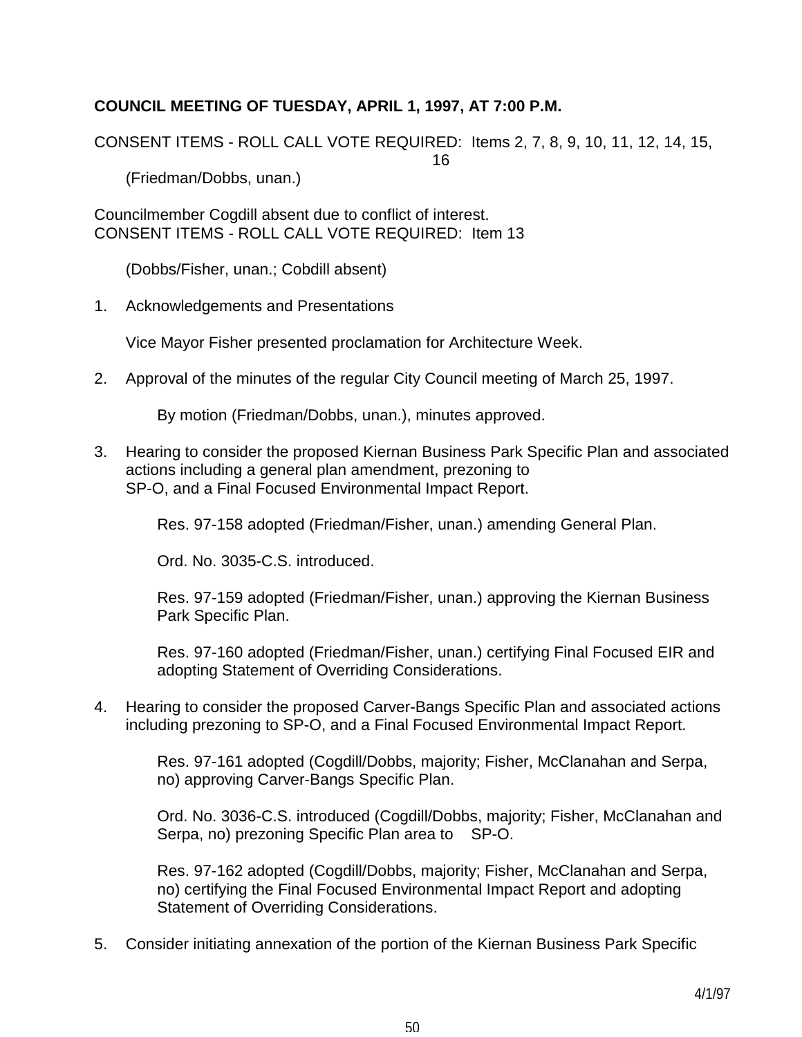**COUNCIL MEETING OF TUESDAY, APRIL 1, 1997, AT 7:00 P.M.**

CONSENT ITEMS - ROLL CALL VOTE REQUIRED: Items 2, 7, 8, 9, 10, 11, 12, 14, 15, 16

(Friedman/Dobbs, unan.)

Councilmember Cogdill absent due to conflict of interest.
CONSENT ITEMS - ROLL CALL VOTE REQUIRED: Item 13

(Dobbs/Fisher, unan.; Cobdill absent)

1. Acknowledgements and Presentations

   Vice Mayor Fisher presented proclamation for Architecture Week.

2. Approval of the minutes of the regular City Council meeting of March 25, 1997.

   By motion (Friedman/Dobbs, unan.), minutes approved.

3. Hearing to consider the proposed Kiernan Business Park Specific Plan and associated actions including a general plan amendment, prezoning to SP-O, and a Final Focused Environmental Impact Report.

   Res. 97-158 adopted (Friedman/Fisher, unan.) amending General Plan.

   Ord. No. 3035-C.S. introduced.

   Res. 97-159 adopted (Friedman/Fisher, unan.) approving the Kiernan Business Park Specific Plan.

   Res. 97-160 adopted (Friedman/Fisher, unan.) certifying Final Focused EIR and adopting Statement of Overriding Considerations.

4. Hearing to consider the proposed Carver-Bangs Specific Plan and associated actions including prezoning to SP-O, and a Final Focused Environmental Impact Report.

   Res. 97-161 adopted (Cogdill/Dobbs, majority; Fisher, McClanahan and Serpa, no) approving Carver-Bangs Specific Plan.

   Ord. No. 3036-C.S. introduced (Cogdill/Dobbs, majority; Fisher, McClanahan and Serpa, no) prezoning Specific Plan area to SP-O.

   Res. 97-162 adopted (Cogdill/Dobbs, majority; Fisher, McClanahan and Serpa, no) certifying the Final Focused Environmental Impact Report and adopting Statement of Overriding Considerations.

5. Consider initiating annexation of the portion of the Kiernan Business Park Specific

4/1/97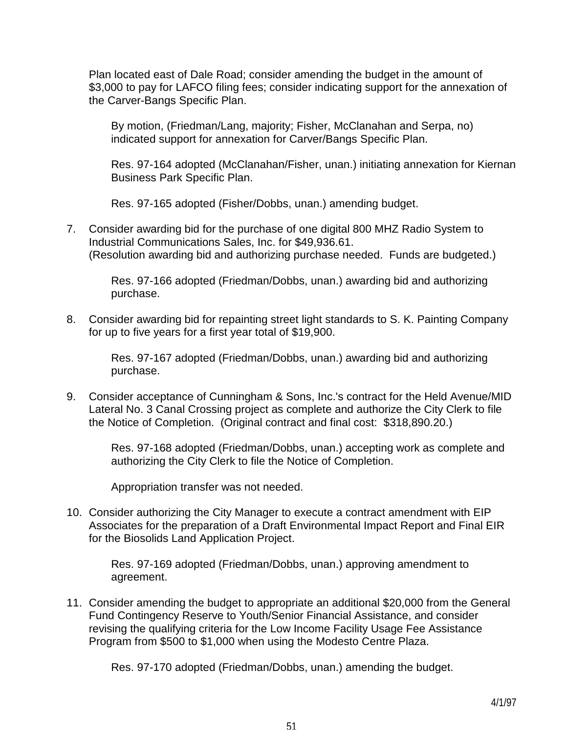Plan located east of Dale Road; consider amending the budget in the amount of $3,000 to pay for LAFCO filing fees; consider indicating support for the annexation of the Carver-Bangs Specific Plan.

> By motion, (Friedman/Lang, majority; Fisher, McClanahan and Serpa, no) indicated support for annexation for Carver/Bangs Specific Plan.
>
> Res. 97-164 adopted (McClanahan/Fisher, unan.) initiating annexation for Kiernan Business Park Specific Plan.
>
> Res. 97-165 adopted (Fisher/Dobbs, unan.) amending budget.

7. Consider awarding bid for the purchase of one digital 800 MHZ Radio System to Industrial Communications Sales, Inc. for $49,936.61.
   (Resolution awarding bid and authorizing purchase needed.  Funds are budgeted.)

   > Res. 97-166 adopted (Friedman/Dobbs, unan.) awarding bid and authorizing purchase.

8. Consider awarding bid for repainting street light standards to S. K. Painting Company for up to five years for a first year total of $19,900.

   > Res. 97-167 adopted (Friedman/Dobbs, unan.) awarding bid and authorizing purchase.

9. Consider acceptance of Cunningham & Sons, Inc.'s contract for the Held Avenue/MID Lateral No. 3 Canal Crossing project as complete and authorize the City Clerk to file the Notice of Completion.  (Original contract and final cost:  $318,890.20.)

   > Res. 97-168 adopted (Friedman/Dobbs, unan.) accepting work as complete and authorizing the City Clerk to file the Notice of Completion.
   >
   > Appropriation transfer was not needed.

10. Consider authorizing the City Manager to execute a contract amendment with EIP Associates for the preparation of a Draft Environmental Impact Report and Final EIR for the Biosolids Land Application Project.

    > Res. 97-169 adopted (Friedman/Dobbs, unan.) approving amendment to agreement.

11. Consider amending the budget to appropriate an additional $20,000 from the General Fund Contingency Reserve to Youth/Senior Financial Assistance, and consider revising the qualifying criteria for the Low Income Facility Usage Fee Assistance Program from $500 to $1,000 when using the Modesto Centre Plaza.

    > Res. 97-170 adopted (Friedman/Dobbs, unan.) amending the budget.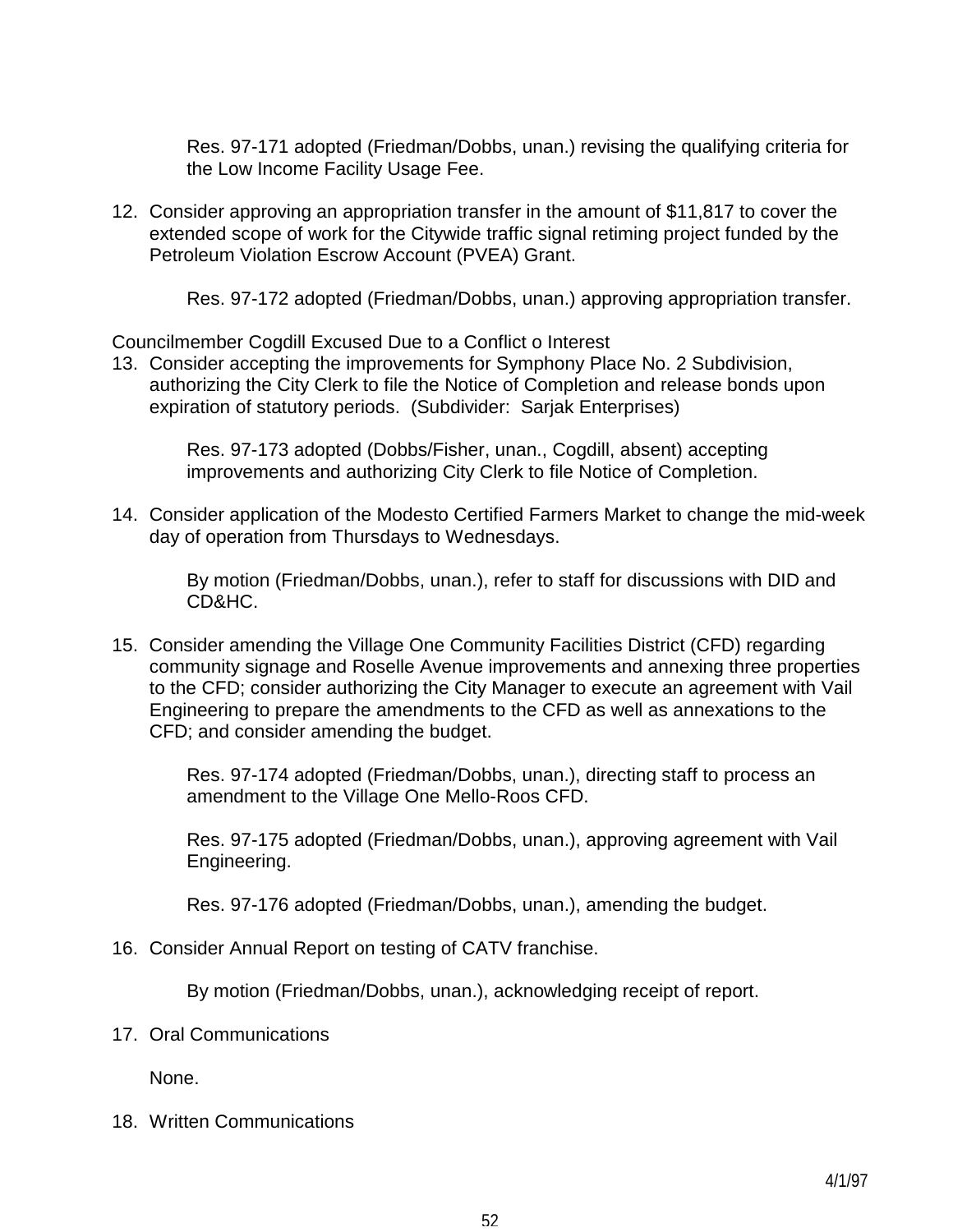Res. 97-171 adopted (Friedman/Dobbs, unan.) revising the qualifying criteria for the Low Income Facility Usage Fee.

12. Consider approving an appropriation transfer in the amount of $11,817 to cover the extended scope of work for the Citywide traffic signal retiming project funded by the Petroleum Violation Escrow Account (PVEA) Grant.

    Res. 97-172 adopted (Friedman/Dobbs, unan.) approving appropriation transfer.

Councilmember Cogdill Excused Due to a Conflict o Interest

13. Consider accepting the improvements for Symphony Place No. 2 Subdivision, authorizing the City Clerk to file the Notice of Completion and release bonds upon expiration of statutory periods. (Subdivider: Sarjak Enterprises)

    Res. 97-173 adopted (Dobbs/Fisher, unan., Cogdill, absent) accepting improvements and authorizing City Clerk to file Notice of Completion.

14. Consider application of the Modesto Certified Farmers Market to change the mid-week day of operation from Thursdays to Wednesdays.

    By motion (Friedman/Dobbs, unan.), refer to staff for discussions with DID and CD&HC.

15. Consider amending the Village One Community Facilities District (CFD) regarding community signage and Roselle Avenue improvements and annexing three properties to the CFD; consider authorizing the City Manager to execute an agreement with Vail Engineering to prepare the amendments to the CFD as well as annexations to the CFD; and consider amending the budget.

    Res. 97-174 adopted (Friedman/Dobbs, unan.), directing staff to process an amendment to the Village One Mello-Roos CFD.

    Res. 97-175 adopted (Friedman/Dobbs, unan.), approving agreement with Vail Engineering.

    Res. 97-176 adopted (Friedman/Dobbs, unan.), amending the budget.

16. Consider Annual Report on testing of CATV franchise.

    By motion (Friedman/Dobbs, unan.), acknowledging receipt of report.

17. Oral Communications

    None.

18. Written Communications

4/1/97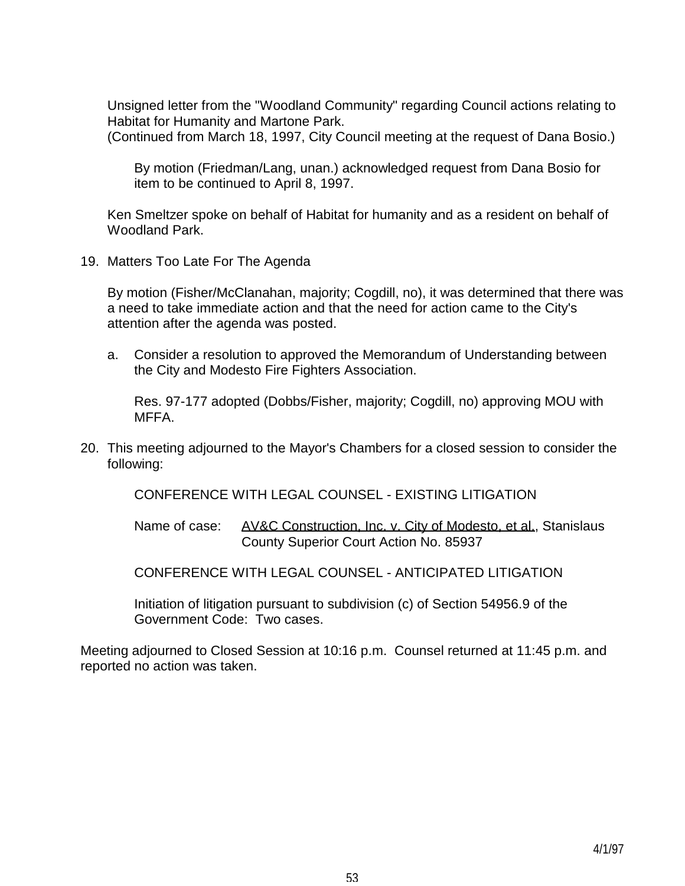Unsigned letter from the "Woodland Community" regarding Council actions relating to Habitat for Humanity and Martone Park.
(Continued from March 18, 1997, City Council meeting at the request of Dana Bosio.)

By motion (Friedman/Lang, unan.) acknowledged request from Dana Bosio for item to be continued to April 8, 1997.

Ken Smeltzer spoke on behalf of Habitat for humanity and as a resident on behalf of Woodland Park.

19. Matters Too Late For The Agenda

    By motion (Fisher/McClanahan, majority; Cogdill, no), it was determined that there was a need to take immediate action and that the need for action came to the City's attention after the agenda was posted.

    a. Consider a resolution to approved the Memorandum of Understanding between the City and Modesto Fire Fighters Association.

       Res. 97-177 adopted (Dobbs/Fisher, majority; Cogdill, no) approving MOU with MFFA.

20. This meeting adjourned to the Mayor's Chambers for a closed session to consider the following:

    CONFERENCE WITH LEGAL COUNSEL - EXISTING LITIGATION

    Name of case: AV&C Construction, Inc. v. City of Modesto, et al., Stanislaus County Superior Court Action No. 85937

    CONFERENCE WITH LEGAL COUNSEL - ANTICIPATED LITIGATION

    Initiation of litigation pursuant to subdivision (c) of Section 54956.9 of the Government Code: Two cases.

Meeting adjourned to Closed Session at 10:16 p.m. Counsel returned at 11:45 p.m. and reported no action was taken.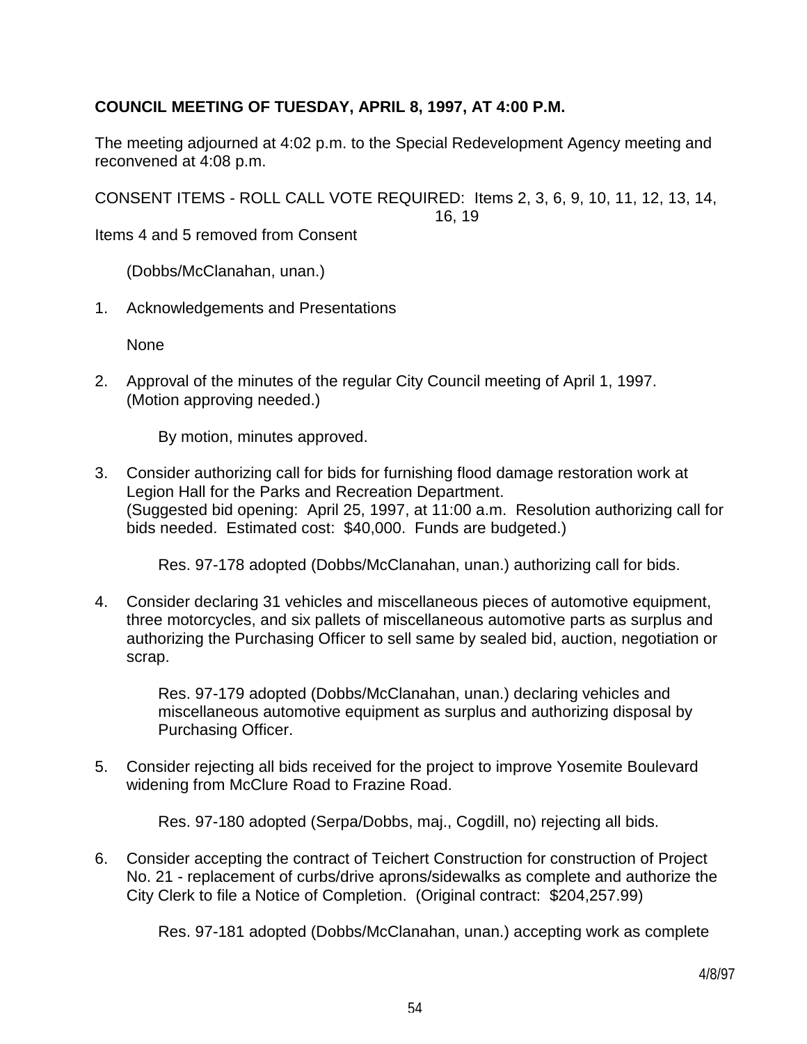**COUNCIL MEETING OF TUESDAY, APRIL 8, 1997, AT 4:00 P.M.**

The meeting adjourned at 4:02 p.m. to the Special Redevelopment Agency meeting and reconvened at 4:08 p.m.

CONSENT ITEMS - ROLL CALL VOTE REQUIRED: Items 2, 3, 6, 9, 10, 11, 12, 13, 14, 16, 19

Items 4 and 5 removed from Consent

(Dobbs/McClanahan, unan.)

1. Acknowledgements and Presentations

   None

2. Approval of the minutes of the regular City Council meeting of April 1, 1997. (Motion approving needed.)

   By motion, minutes approved.

3. Consider authorizing call for bids for furnishing flood damage restoration work at Legion Hall for the Parks and Recreation Department. (Suggested bid opening: April 25, 1997, at 11:00 a.m. Resolution authorizing call for bids needed. Estimated cost: $40,000. Funds are budgeted.)

   Res. 97-178 adopted (Dobbs/McClanahan, unan.) authorizing call for bids.

4. Consider declaring 31 vehicles and miscellaneous pieces of automotive equipment, three motorcycles, and six pallets of miscellaneous automotive parts as surplus and authorizing the Purchasing Officer to sell same by sealed bid, auction, negotiation or scrap.

   Res. 97-179 adopted (Dobbs/McClanahan, unan.) declaring vehicles and miscellaneous automotive equipment as surplus and authorizing disposal by Purchasing Officer.

5. Consider rejecting all bids received for the project to improve Yosemite Boulevard widening from McClure Road to Frazine Road.

   Res. 97-180 adopted (Serpa/Dobbs, maj., Cogdill, no) rejecting all bids.

6. Consider accepting the contract of Teichert Construction for construction of Project No. 21 - replacement of curbs/drive aprons/sidewalks as complete and authorize the City Clerk to file a Notice of Completion. (Original contract: $204,257.99)

   Res. 97-181 adopted (Dobbs/McClanahan, unan.) accepting work as complete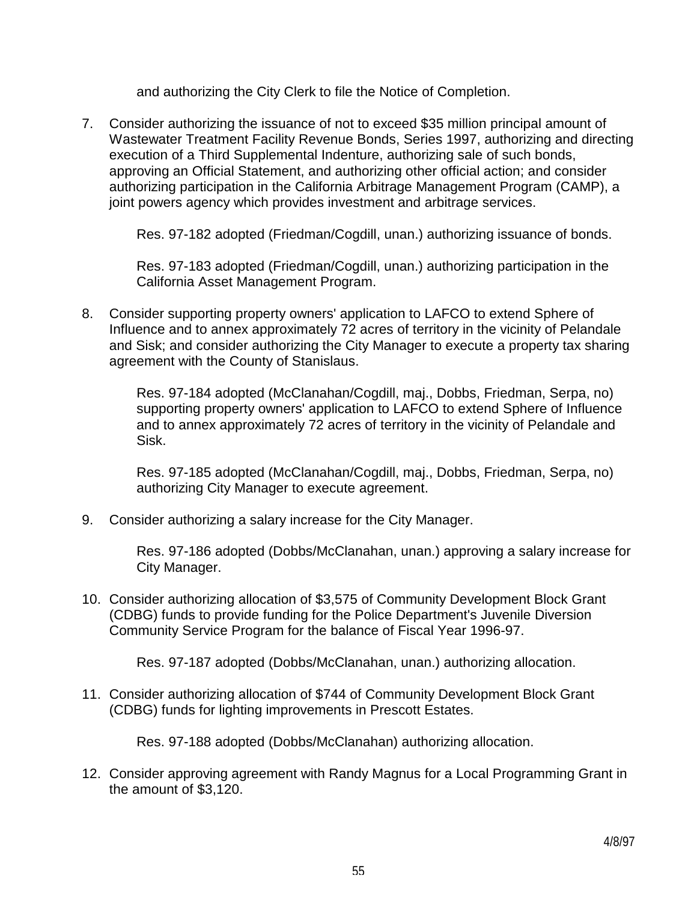and authorizing the City Clerk to file the Notice of Completion.

7. Consider authorizing the issuance of not to exceed $35 million principal amount of Wastewater Treatment Facility Revenue Bonds, Series 1997, authorizing and directing execution of a Third Supplemental Indenture, authorizing sale of such bonds, approving an Official Statement, and authorizing other official action; and consider authorizing participation in the California Arbitrage Management Program (CAMP), a joint powers agency which provides investment and arbitrage services.

   Res. 97-182 adopted (Friedman/Cogdill, unan.) authorizing issuance of bonds.

   Res. 97-183 adopted (Friedman/Cogdill, unan.) authorizing participation in the California Asset Management Program.

8. Consider supporting property owners' application to LAFCO to extend Sphere of Influence and to annex approximately 72 acres of territory in the vicinity of Pelandale and Sisk; and consider authorizing the City Manager to execute a property tax sharing agreement with the County of Stanislaus.

   Res. 97-184 adopted (McClanahan/Cogdill, maj., Dobbs, Friedman, Serpa, no) supporting property owners' application to LAFCO to extend Sphere of Influence and to annex approximately 72 acres of territory in the vicinity of Pelandale and Sisk.

   Res. 97-185 adopted (McClanahan/Cogdill, maj., Dobbs, Friedman, Serpa, no) authorizing City Manager to execute agreement.

9. Consider authorizing a salary increase for the City Manager.

   Res. 97-186 adopted (Dobbs/McClanahan, unan.) approving a salary increase for City Manager.

10. Consider authorizing allocation of $3,575 of Community Development Block Grant (CDBG) funds to provide funding for the Police Department's Juvenile Diversion Community Service Program for the balance of Fiscal Year 1996-97.

    Res. 97-187 adopted (Dobbs/McClanahan, unan.) authorizing allocation.

11. Consider authorizing allocation of $744 of Community Development Block Grant (CDBG) funds for lighting improvements in Prescott Estates.

    Res. 97-188 adopted (Dobbs/McClanahan) authorizing allocation.

12. Consider approving agreement with Randy Magnus for a Local Programming Grant in the amount of $3,120.

4/8/97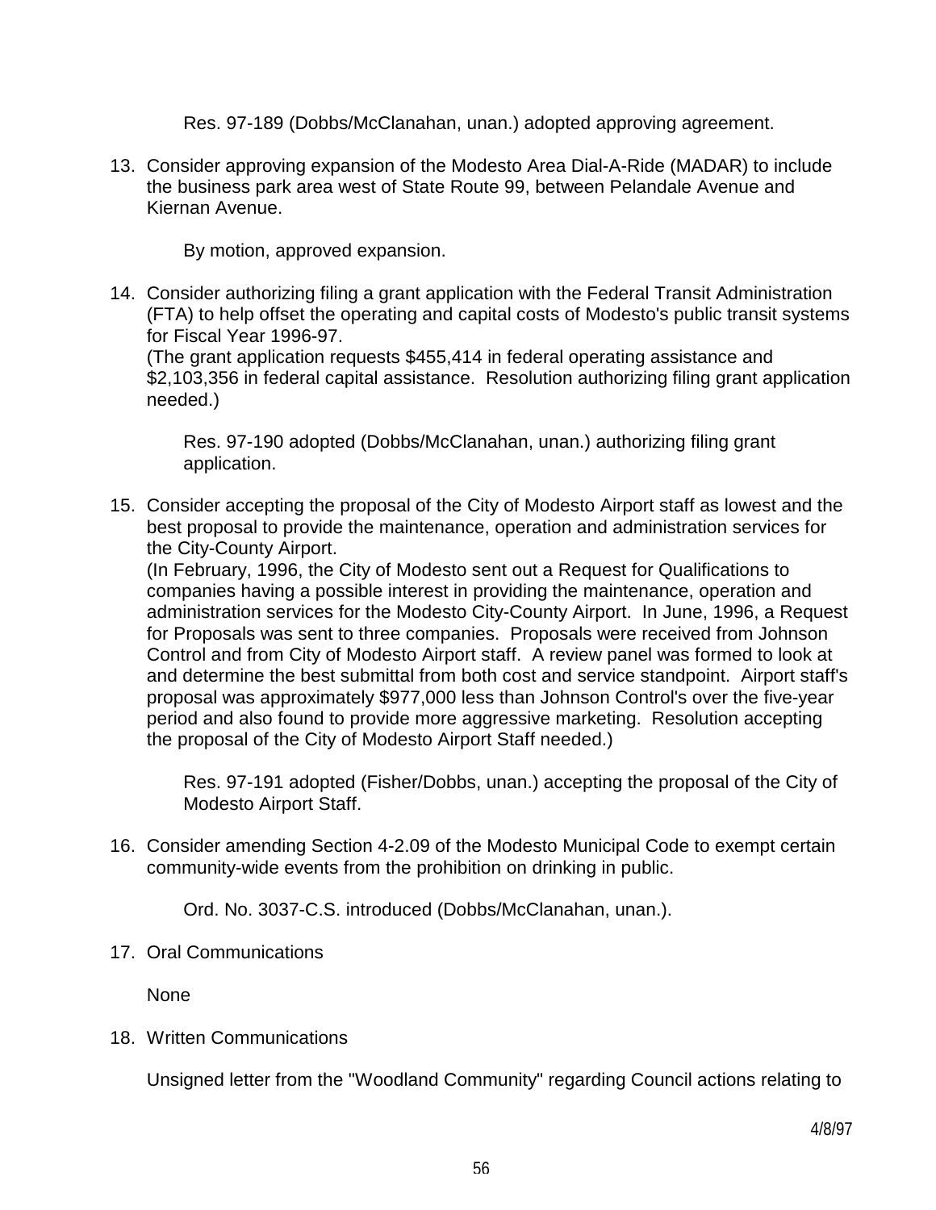Res. 97-189 (Dobbs/McClanahan, unan.) adopted approving agreement.

13. Consider approving expansion of the Modesto Area Dial-A-Ride (MADAR) to include the business park area west of State Route 99, between Pelandale Avenue and Kiernan Avenue.

    By motion, approved expansion.

14. Consider authorizing filing a grant application with the Federal Transit Administration (FTA) to help offset the operating and capital costs of Modesto's public transit systems for Fiscal Year 1996-97.
    (The grant application requests $455,414 in federal operating assistance and $2,103,356 in federal capital assistance. Resolution authorizing filing grant application needed.)

    Res. 97-190 adopted (Dobbs/McClanahan, unan.) authorizing filing grant application.

15. Consider accepting the proposal of the City of Modesto Airport staff as lowest and the best proposal to provide the maintenance, operation and administration services for the City-County Airport.
    (In February, 1996, the City of Modesto sent out a Request for Qualifications to companies having a possible interest in providing the maintenance, operation and administration services for the Modesto City-County Airport. In June, 1996, a Request for Proposals was sent to three companies. Proposals were received from Johnson Control and from City of Modesto Airport staff. A review panel was formed to look at and determine the best submittal from both cost and service standpoint. Airport staff's proposal was approximately $977,000 less than Johnson Control's over the five-year period and also found to provide more aggressive marketing. Resolution accepting the proposal of the City of Modesto Airport Staff needed.)

    Res. 97-191 adopted (Fisher/Dobbs, unan.) accepting the proposal of the City of Modesto Airport Staff.

16. Consider amending Section 4-2.09 of the Modesto Municipal Code to exempt certain community-wide events from the prohibition on drinking in public.

    Ord. No. 3037-C.S. introduced (Dobbs/McClanahan, unan.).

17. Oral Communications

    None

18. Written Communications

    Unsigned letter from the "Woodland Community" regarding Council actions relating to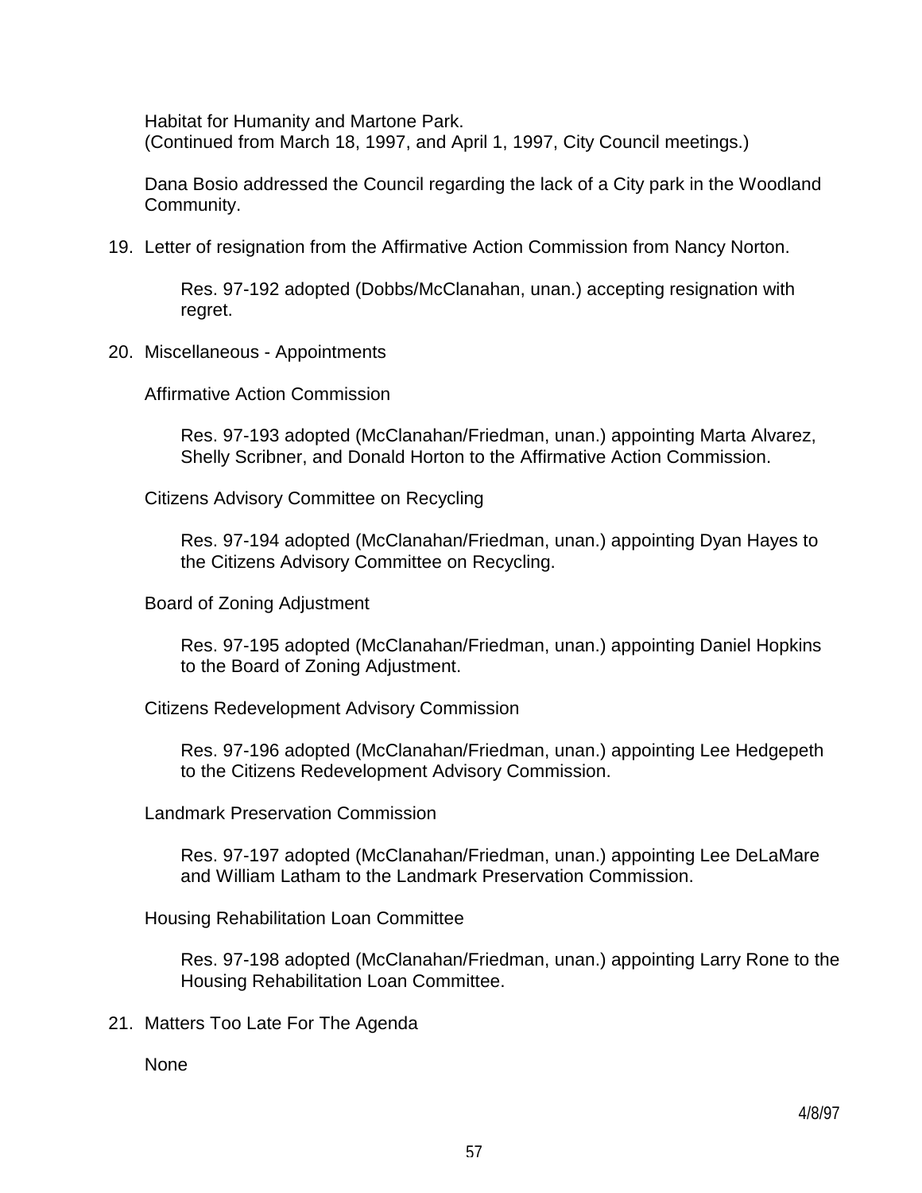Habitat for Humanity and Martone Park.
(Continued from March 18, 1997, and April 1, 1997, City Council meetings.)

Dana Bosio addressed the Council regarding the lack of a City park in the Woodland Community.

19. Letter of resignation from the Affirmative Action Commission from Nancy Norton.

    Res. 97-192 adopted (Dobbs/McClanahan, unan.) accepting resignation with regret.

20. Miscellaneous - Appointments

    Affirmative Action Commission

    Res. 97-193 adopted (McClanahan/Friedman, unan.) appointing Marta Alvarez, Shelly Scribner, and Donald Horton to the Affirmative Action Commission.

    Citizens Advisory Committee on Recycling

    Res. 97-194 adopted (McClanahan/Friedman, unan.) appointing Dyan Hayes to the Citizens Advisory Committee on Recycling.

    Board of Zoning Adjustment

    Res. 97-195 adopted (McClanahan/Friedman, unan.) appointing Daniel Hopkins to the Board of Zoning Adjustment.

    Citizens Redevelopment Advisory Commission

    Res. 97-196 adopted (McClanahan/Friedman, unan.) appointing Lee Hedgepeth to the Citizens Redevelopment Advisory Commission.

    Landmark Preservation Commission

    Res. 97-197 adopted (McClanahan/Friedman, unan.) appointing Lee DeLaMare and William Latham to the Landmark Preservation Commission.

    Housing Rehabilitation Loan Committee

    Res. 97-198 adopted (McClanahan/Friedman, unan.) appointing Larry Rone to the Housing Rehabilitation Loan Committee.

21. Matters Too Late For The Agenda

    None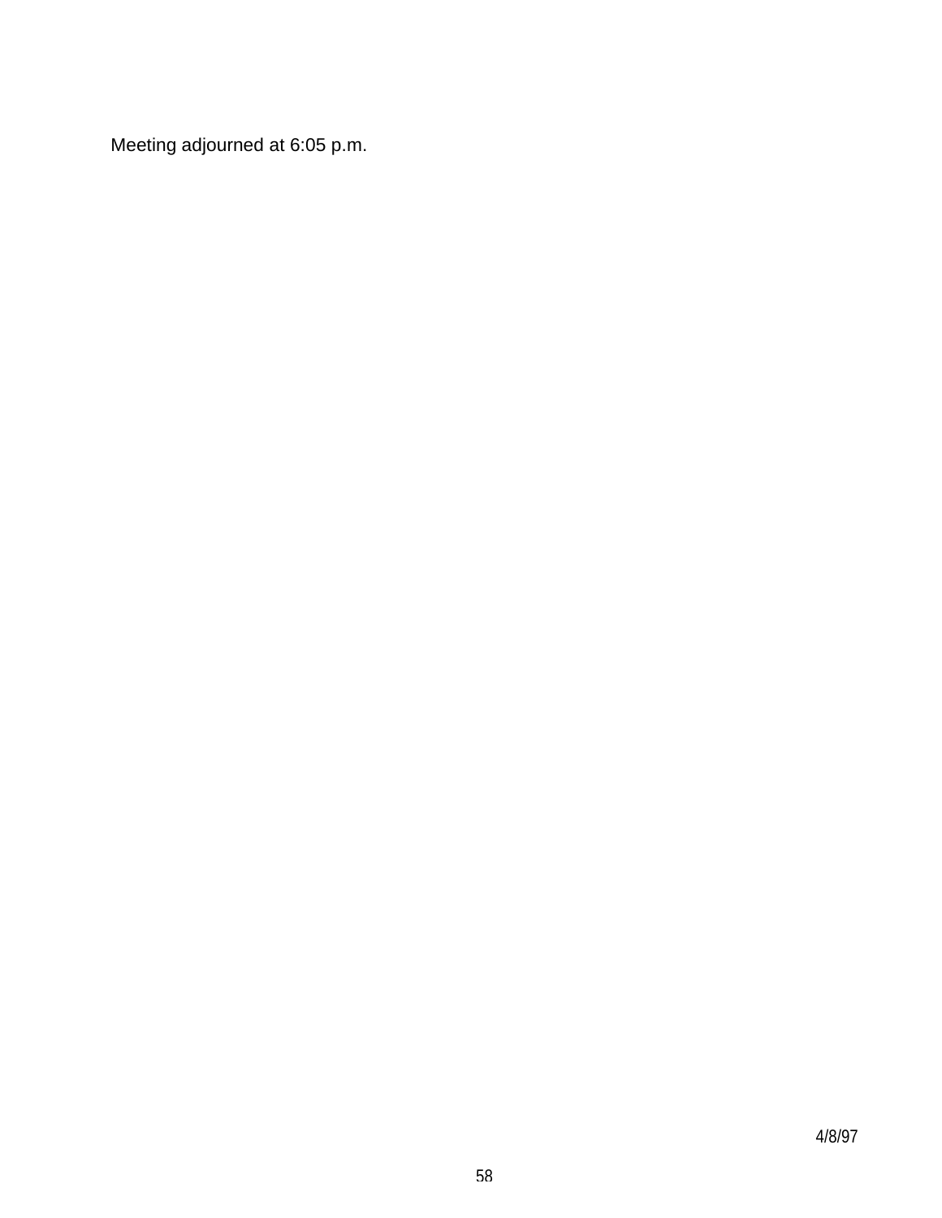Meeting adjourned at 6:05 p.m.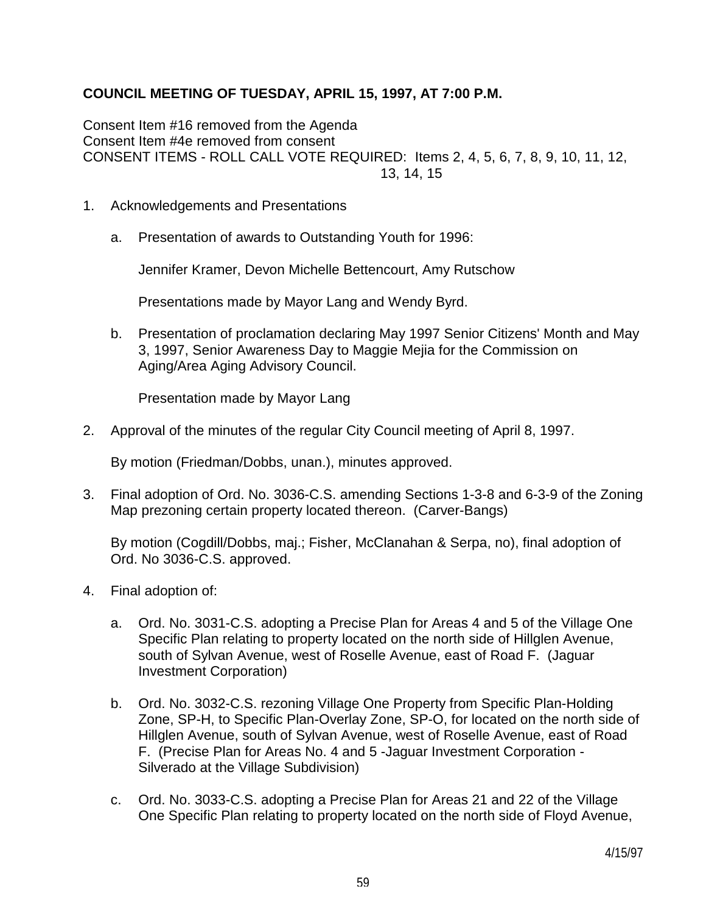**COUNCIL MEETING OF TUESDAY, APRIL 15, 1997, AT 7:00 P.M.**

Consent Item #16 removed from the Agenda
Consent Item #4e removed from consent
CONSENT ITEMS - ROLL CALL VOTE REQUIRED: Items 2, 4, 5, 6, 7, 8, 9, 10, 11, 12, 13, 14, 15

1. Acknowledgements and Presentations

   a. Presentation of awards to Outstanding Youth for 1996:

      Jennifer Kramer, Devon Michelle Bettencourt, Amy Rutschow

      Presentations made by Mayor Lang and Wendy Byrd.

   b. Presentation of proclamation declaring May 1997 Senior Citizens' Month and May 3, 1997, Senior Awareness Day to Maggie Mejia for the Commission on Aging/Area Aging Advisory Council.

      Presentation made by Mayor Lang

2. Approval of the minutes of the regular City Council meeting of April 8, 1997.

   By motion (Friedman/Dobbs, unan.), minutes approved.

3. Final adoption of Ord. No. 3036-C.S. amending Sections 1-3-8 and 6-3-9 of the Zoning Map prezoning certain property located thereon. (Carver-Bangs)

   By motion (Cogdill/Dobbs, maj.; Fisher, McClanahan & Serpa, no), final adoption of Ord. No 3036-C.S. approved.

4. Final adoption of:

   a. Ord. No. 3031-C.S. adopting a Precise Plan for Areas 4 and 5 of the Village One Specific Plan relating to property located on the north side of Hillglen Avenue, south of Sylvan Avenue, west of Roselle Avenue, east of Road F. (Jaguar Investment Corporation)

   b. Ord. No. 3032-C.S. rezoning Village One Property from Specific Plan-Holding Zone, SP-H, to Specific Plan-Overlay Zone, SP-O, for located on the north side of Hillglen Avenue, south of Sylvan Avenue, west of Roselle Avenue, east of Road F. (Precise Plan for Areas No. 4 and 5 -Jaguar Investment Corporation - Silverado at the Village Subdivision)

   c. Ord. No. 3033-C.S. adopting a Precise Plan for Areas 21 and 22 of the Village One Specific Plan relating to property located on the north side of Floyd Avenue,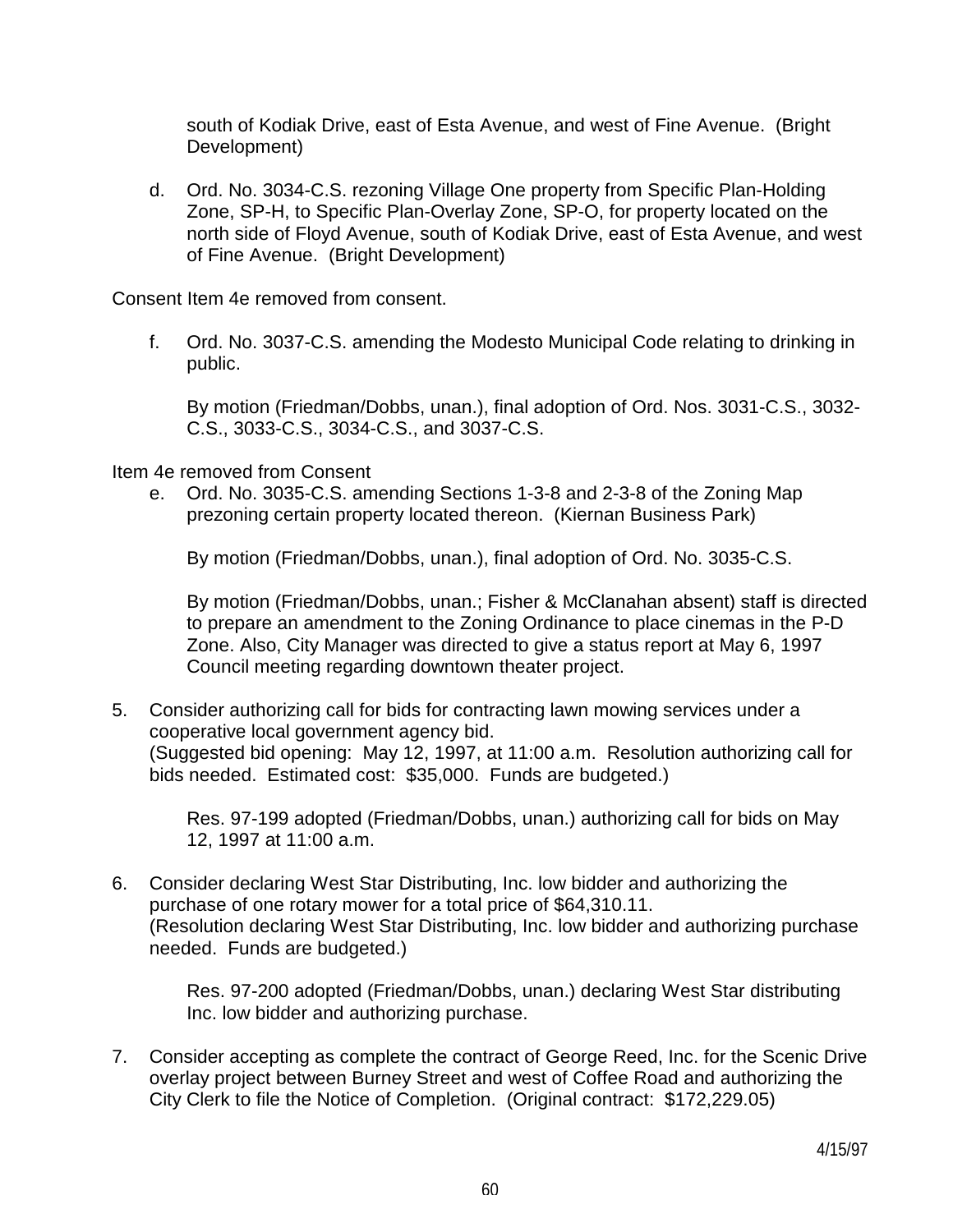south of Kodiak Drive, east of Esta Avenue, and west of Fine Avenue. (Bright Development)

d. Ord. No. 3034-C.S. rezoning Village One property from Specific Plan-Holding Zone, SP-H, to Specific Plan-Overlay Zone, SP-O, for property located on the north side of Floyd Avenue, south of Kodiak Drive, east of Esta Avenue, and west of Fine Avenue. (Bright Development)

Consent Item 4e removed from consent.

f. Ord. No. 3037-C.S. amending the Modesto Municipal Code relating to drinking in public.

By motion (Friedman/Dobbs, unan.), final adoption of Ord. Nos. 3031-C.S., 3032-C.S., 3033-C.S., 3034-C.S., and 3037-C.S.

Item 4e removed from Consent

e. Ord. No. 3035-C.S. amending Sections 1-3-8 and 2-3-8 of the Zoning Map prezoning certain property located thereon. (Kiernan Business Park)

By motion (Friedman/Dobbs, unan.), final adoption of Ord. No. 3035-C.S.

By motion (Friedman/Dobbs, unan.; Fisher & McClanahan absent) staff is directed to prepare an amendment to the Zoning Ordinance to place cinemas in the P-D Zone. Also, City Manager was directed to give a status report at May 6, 1997 Council meeting regarding downtown theater project.

5. Consider authorizing call for bids for contracting lawn mowing services under a cooperative local government agency bid.
(Suggested bid opening: May 12, 1997, at 11:00 a.m. Resolution authorizing call for bids needed. Estimated cost: $35,000. Funds are budgeted.)

Res. 97-199 adopted (Friedman/Dobbs, unan.) authorizing call for bids on May 12, 1997 at 11:00 a.m.

6. Consider declaring West Star Distributing, Inc. low bidder and authorizing the purchase of one rotary mower for a total price of $64,310.11.
(Resolution declaring West Star Distributing, Inc. low bidder and authorizing purchase needed. Funds are budgeted.)

Res. 97-200 adopted (Friedman/Dobbs, unan.) declaring West Star distributing Inc. low bidder and authorizing purchase.

7. Consider accepting as complete the contract of George Reed, Inc. for the Scenic Drive overlay project between Burney Street and west of Coffee Road and authorizing the City Clerk to file the Notice of Completion. (Original contract: $172,229.05)

4/15/97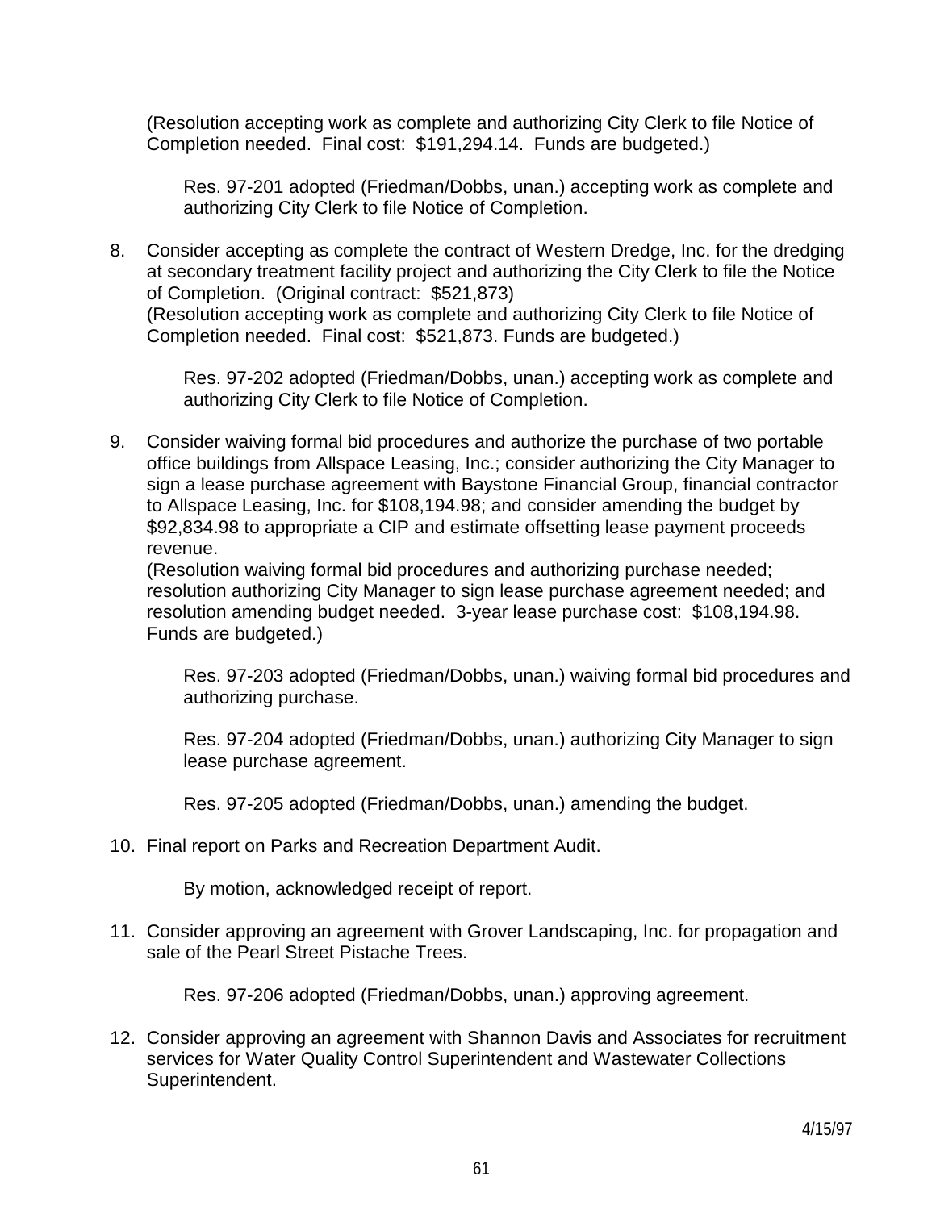(Resolution accepting work as complete and authorizing City Clerk to file Notice of Completion needed. Final cost: $191,294.14. Funds are budgeted.)

Res. 97-201 adopted (Friedman/Dobbs, unan.) accepting work as complete and authorizing City Clerk to file Notice of Completion.

8. Consider accepting as complete the contract of Western Dredge, Inc. for the dredging at secondary treatment facility project and authorizing the City Clerk to file the Notice of Completion. (Original contract: $521,873)
   (Resolution accepting work as complete and authorizing City Clerk to file Notice of Completion needed. Final cost: $521,873. Funds are budgeted.)

   Res. 97-202 adopted (Friedman/Dobbs, unan.) accepting work as complete and authorizing City Clerk to file Notice of Completion.

9. Consider waiving formal bid procedures and authorize the purchase of two portable office buildings from Allspace Leasing, Inc.; consider authorizing the City Manager to sign a lease purchase agreement with Baystone Financial Group, financial contractor to Allspace Leasing, Inc. for $108,194.98; and consider amending the budget by $92,834.98 to appropriate a CIP and estimate offsetting lease payment proceeds revenue.
   (Resolution waiving formal bid procedures and authorizing purchase needed; resolution authorizing City Manager to sign lease purchase agreement needed; and resolution amending budget needed. 3-year lease purchase cost: $108,194.98. Funds are budgeted.)

   Res. 97-203 adopted (Friedman/Dobbs, unan.) waiving formal bid procedures and authorizing purchase.

   Res. 97-204 adopted (Friedman/Dobbs, unan.) authorizing City Manager to sign lease purchase agreement.

   Res. 97-205 adopted (Friedman/Dobbs, unan.) amending the budget.

10. Final report on Parks and Recreation Department Audit.

    By motion, acknowledged receipt of report.

11. Consider approving an agreement with Grover Landscaping, Inc. for propagation and sale of the Pearl Street Pistache Trees.

    Res. 97-206 adopted (Friedman/Dobbs, unan.) approving agreement.

12. Consider approving an agreement with Shannon Davis and Associates for recruitment services for Water Quality Control Superintendent and Wastewater Collections Superintendent.

4/15/97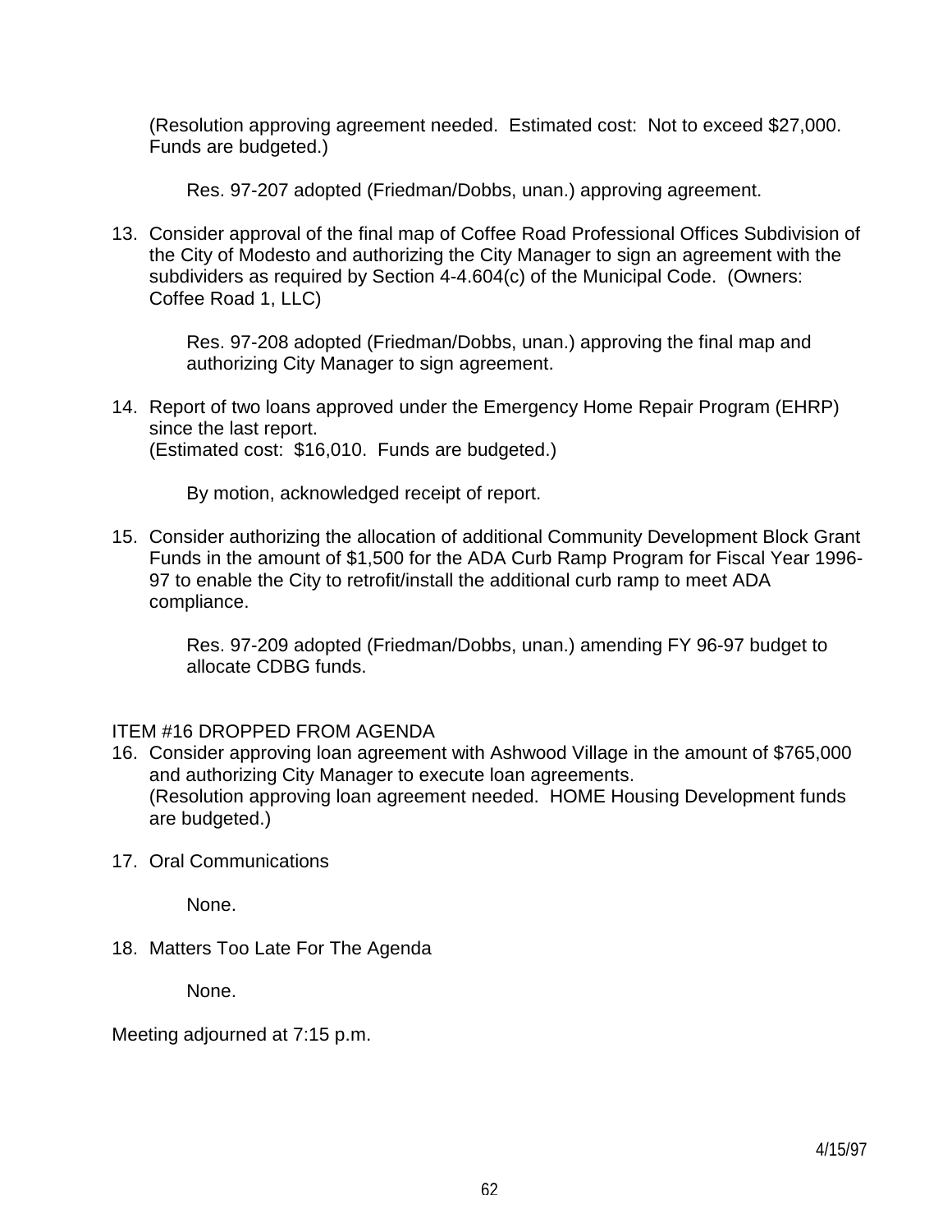(Resolution approving agreement needed. Estimated cost: Not to exceed $27,000. Funds are budgeted.)

Res. 97-207 adopted (Friedman/Dobbs, unan.) approving agreement.

13. Consider approval of the final map of Coffee Road Professional Offices Subdivision of the City of Modesto and authorizing the City Manager to sign an agreement with the subdividers as required by Section 4-4.604(c) of the Municipal Code. (Owners: Coffee Road 1, LLC)

    Res. 97-208 adopted (Friedman/Dobbs, unan.) approving the final map and authorizing City Manager to sign agreement.

14. Report of two loans approved under the Emergency Home Repair Program (EHRP) since the last report.
    (Estimated cost: $16,010. Funds are budgeted.)

    By motion, acknowledged receipt of report.

15. Consider authorizing the allocation of additional Community Development Block Grant Funds in the amount of $1,500 for the ADA Curb Ramp Program for Fiscal Year 1996-97 to enable the City to retrofit/install the additional curb ramp to meet ADA compliance.

    Res. 97-209 adopted (Friedman/Dobbs, unan.) amending FY 96-97 budget to allocate CDBG funds.

ITEM #16 DROPPED FROM AGENDA

16. Consider approving loan agreement with Ashwood Village in the amount of $765,000 and authorizing City Manager to execute loan agreements.
    (Resolution approving loan agreement needed. HOME Housing Development funds are budgeted.)

17. Oral Communications

    None.

18. Matters Too Late For The Agenda

    None.

Meeting adjourned at 7:15 p.m.

4/15/97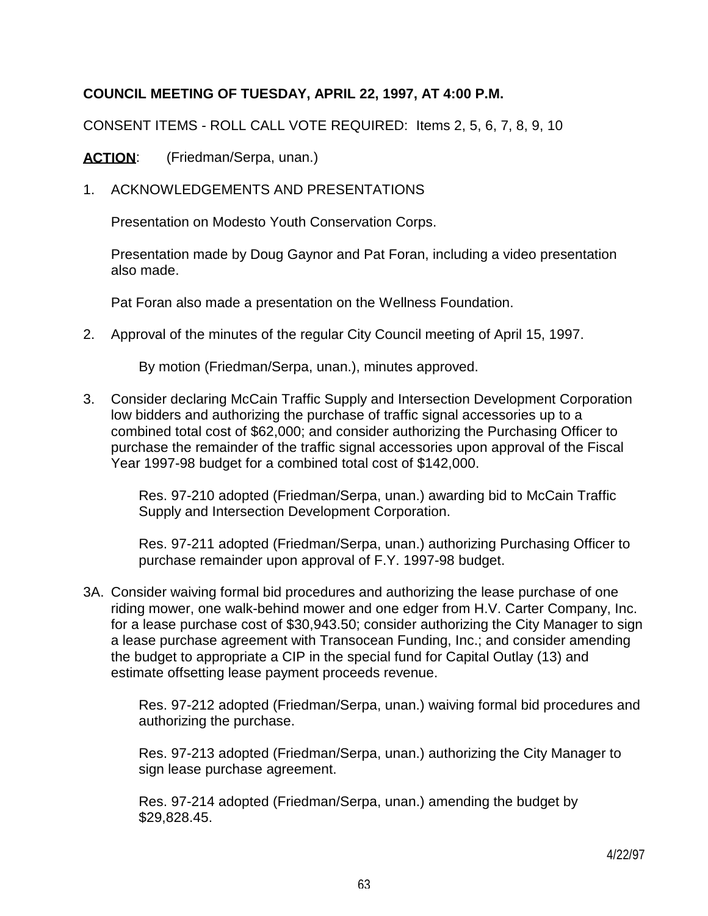**COUNCIL MEETING OF TUESDAY, APRIL 22, 1997, AT 4:00 P.M.**

CONSENT ITEMS - ROLL CALL VOTE REQUIRED: Items 2, 5, 6, 7, 8, 9, 10

**ACTION**: (Friedman/Serpa, unan.)

1. ACKNOWLEDGEMENTS AND PRESENTATIONS

   Presentation on Modesto Youth Conservation Corps.

   Presentation made by Doug Gaynor and Pat Foran, including a video presentation also made.

   Pat Foran also made a presentation on the Wellness Foundation.

2. Approval of the minutes of the regular City Council meeting of April 15, 1997.

   By motion (Friedman/Serpa, unan.), minutes approved.

3. Consider declaring McCain Traffic Supply and Intersection Development Corporation low bidders and authorizing the purchase of traffic signal accessories up to a combined total cost of $62,000; and consider authorizing the Purchasing Officer to purchase the remainder of the traffic signal accessories upon approval of the Fiscal Year 1997-98 budget for a combined total cost of $142,000.

   Res. 97-210 adopted (Friedman/Serpa, unan.) awarding bid to McCain Traffic Supply and Intersection Development Corporation.

   Res. 97-211 adopted (Friedman/Serpa, unan.) authorizing Purchasing Officer to purchase remainder upon approval of F.Y. 1997-98 budget.

3A. Consider waiving formal bid procedures and authorizing the lease purchase of one riding mower, one walk-behind mower and one edger from H.V. Carter Company, Inc. for a lease purchase cost of $30,943.50; consider authorizing the City Manager to sign a lease purchase agreement with Transocean Funding, Inc.; and consider amending the budget to appropriate a CIP in the special fund for Capital Outlay (13) and estimate offsetting lease payment proceeds revenue.

   Res. 97-212 adopted (Friedman/Serpa, unan.) waiving formal bid procedures and authorizing the purchase.

   Res. 97-213 adopted (Friedman/Serpa, unan.) authorizing the City Manager to sign lease purchase agreement.

   Res. 97-214 adopted (Friedman/Serpa, unan.) amending the budget by $29,828.45.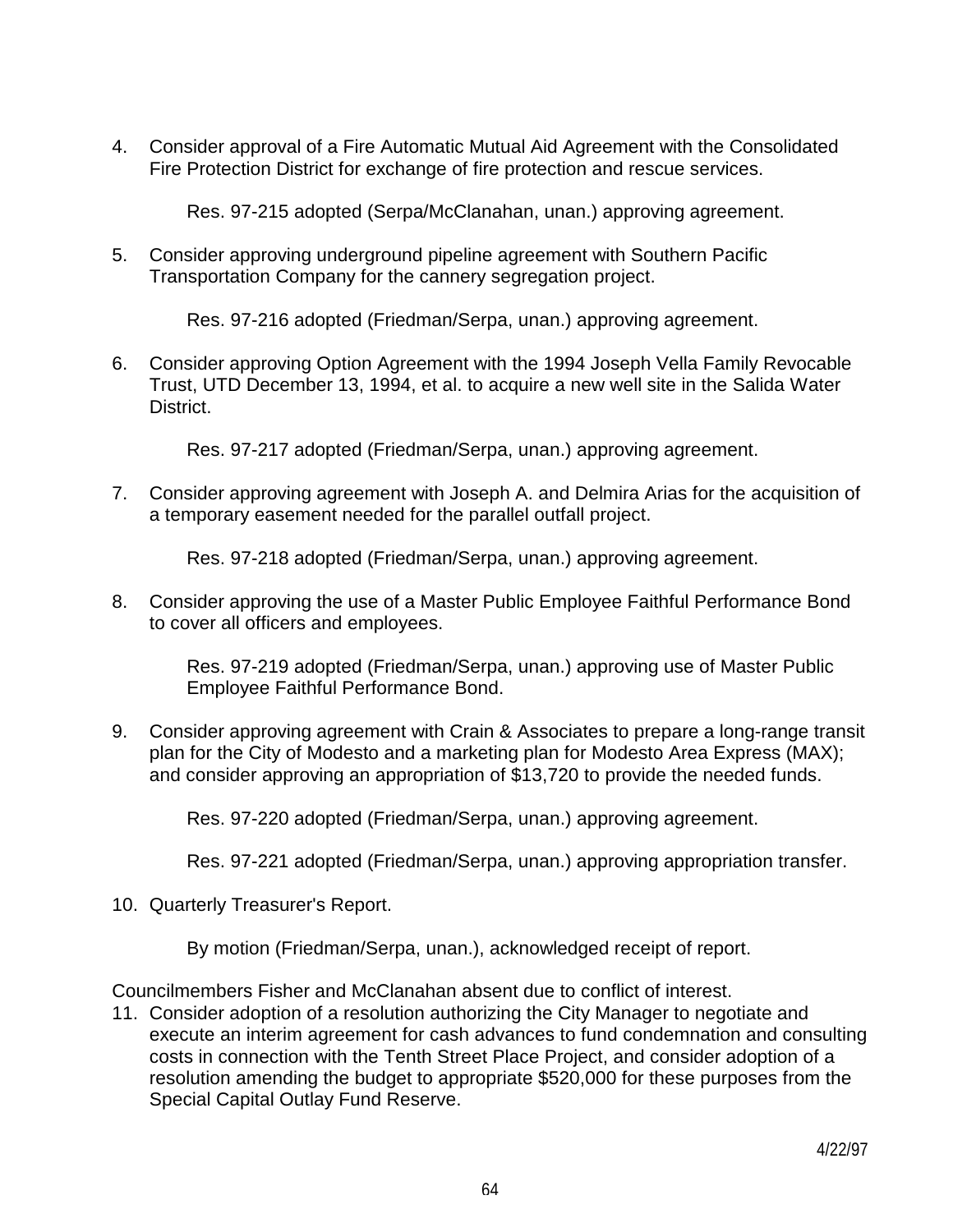4. Consider approval of a Fire Automatic Mutual Aid Agreement with the Consolidated Fire Protection District for exchange of fire protection and rescue services.

    Res. 97-215 adopted (Serpa/McClanahan, unan.) approving agreement.

5. Consider approving underground pipeline agreement with Southern Pacific Transportation Company for the cannery segregation project.

    Res. 97-216 adopted (Friedman/Serpa, unan.) approving agreement.

6. Consider approving Option Agreement with the 1994 Joseph Vella Family Revocable Trust, UTD December 13, 1994, et al. to acquire a new well site in the Salida Water District.

    Res. 97-217 adopted (Friedman/Serpa, unan.) approving agreement.

7. Consider approving agreement with Joseph A. and Delmira Arias for the acquisition of a temporary easement needed for the parallel outfall project.

    Res. 97-218 adopted (Friedman/Serpa, unan.) approving agreement.

8. Consider approving the use of a Master Public Employee Faithful Performance Bond to cover all officers and employees.

    Res. 97-219 adopted (Friedman/Serpa, unan.) approving use of Master Public Employee Faithful Performance Bond.

9. Consider approving agreement with Crain & Associates to prepare a long-range transit plan for the City of Modesto and a marketing plan for Modesto Area Express (MAX); and consider approving an appropriation of $13,720 to provide the needed funds.

    Res. 97-220 adopted (Friedman/Serpa, unan.) approving agreement.

    Res. 97-221 adopted (Friedman/Serpa, unan.) approving appropriation transfer.

10. Quarterly Treasurer's Report.

    By motion (Friedman/Serpa, unan.), acknowledged receipt of report.

Councilmembers Fisher and McClanahan absent due to conflict of interest.

11. Consider adoption of a resolution authorizing the City Manager to negotiate and execute an interim agreement for cash advances to fund condemnation and consulting costs in connection with the Tenth Street Place Project, and consider adoption of a resolution amending the budget to appropriate $520,000 for these purposes from the Special Capital Outlay Fund Reserve.

4/22/97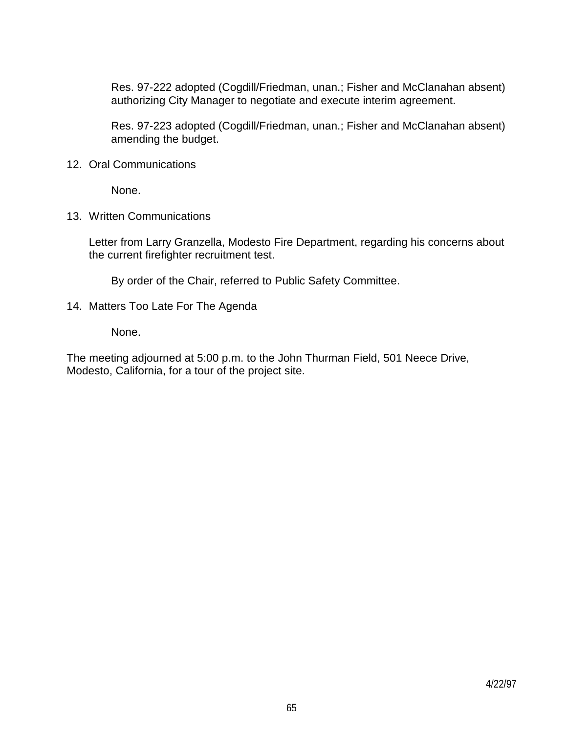Res. 97-222 adopted (Cogdill/Friedman, unan.; Fisher and McClanahan absent) authorizing City Manager to negotiate and execute interim agreement.

Res. 97-223 adopted (Cogdill/Friedman, unan.; Fisher and McClanahan absent) amending the budget.

12. Oral Communications

    None.

13. Written Communications

    Letter from Larry Granzella, Modesto Fire Department, regarding his concerns about the current firefighter recruitment test.

    By order of the Chair, referred to Public Safety Committee.

14. Matters Too Late For The Agenda

    None.

The meeting adjourned at 5:00 p.m. to the John Thurman Field, 501 Neece Drive, Modesto, California, for a tour of the project site.

4/22/97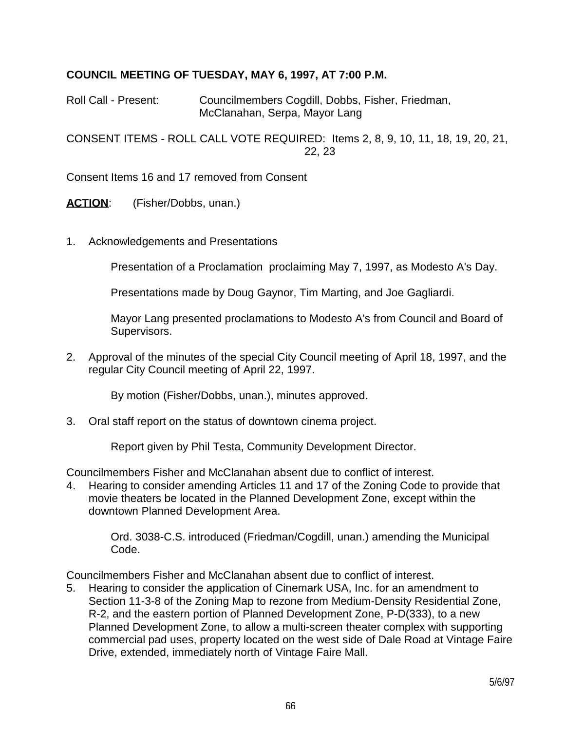**COUNCIL MEETING OF TUESDAY, MAY 6, 1997, AT 7:00 P.M.**

Roll Call - Present: Councilmembers Cogdill, Dobbs, Fisher, Friedman, McClanahan, Serpa, Mayor Lang

CONSENT ITEMS - ROLL CALL VOTE REQUIRED: Items 2, 8, 9, 10, 11, 18, 19, 20, 21, 22, 23

Consent Items 16 and 17 removed from Consent

**ACTION**: (Fisher/Dobbs, unan.)

1. Acknowledgements and Presentations

   Presentation of a Proclamation proclaiming May 7, 1997, as Modesto A's Day.

   Presentations made by Doug Gaynor, Tim Marting, and Joe Gagliardi.

   Mayor Lang presented proclamations to Modesto A's from Council and Board of Supervisors.

2. Approval of the minutes of the special City Council meeting of April 18, 1997, and the regular City Council meeting of April 22, 1997.

   By motion (Fisher/Dobbs, unan.), minutes approved.

3. Oral staff report on the status of downtown cinema project.

   Report given by Phil Testa, Community Development Director.

Councilmembers Fisher and McClanahan absent due to conflict of interest.

4. Hearing to consider amending Articles 11 and 17 of the Zoning Code to provide that movie theaters be located in the Planned Development Zone, except within the downtown Planned Development Area.

   Ord. 3038-C.S. introduced (Friedman/Cogdill, unan.) amending the Municipal Code.

Councilmembers Fisher and McClanahan absent due to conflict of interest.

5. Hearing to consider the application of Cinemark USA, Inc. for an amendment to Section 11-3-8 of the Zoning Map to rezone from Medium-Density Residential Zone, R-2, and the eastern portion of Planned Development Zone, P-D(333), to a new Planned Development Zone, to allow a multi-screen theater complex with supporting commercial pad uses, property located on the west side of Dale Road at Vintage Faire Drive, extended, immediately north of Vintage Faire Mall.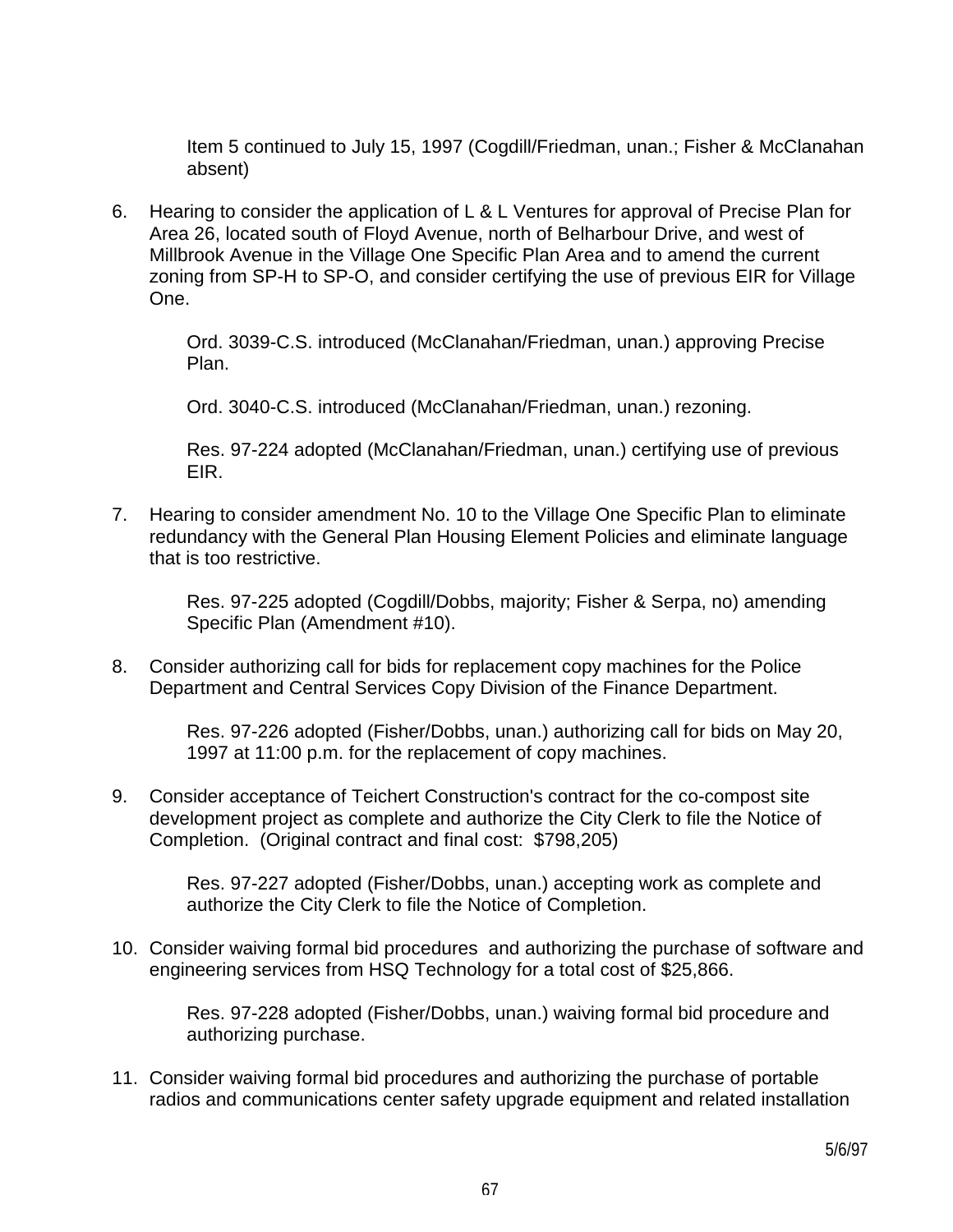Item 5 continued to July 15, 1997 (Cogdill/Friedman, unan.; Fisher & McClanahan absent)

6. Hearing to consider the application of L & L Ventures for approval of Precise Plan for Area 26, located south of Floyd Avenue, north of Belharbour Drive, and west of Millbrook Avenue in the Village One Specific Plan Area and to amend the current zoning from SP-H to SP-O, and consider certifying the use of previous EIR for Village One.

   Ord. 3039-C.S. introduced (McClanahan/Friedman, unan.) approving Precise Plan.

   Ord. 3040-C.S. introduced (McClanahan/Friedman, unan.) rezoning.

   Res. 97-224 adopted (McClanahan/Friedman, unan.) certifying use of previous EIR.

7. Hearing to consider amendment No. 10 to the Village One Specific Plan to eliminate redundancy with the General Plan Housing Element Policies and eliminate language that is too restrictive.

   Res. 97-225 adopted (Cogdill/Dobbs, majority; Fisher & Serpa, no) amending Specific Plan (Amendment #10).

8. Consider authorizing call for bids for replacement copy machines for the Police Department and Central Services Copy Division of the Finance Department.

   Res. 97-226 adopted (Fisher/Dobbs, unan.) authorizing call for bids on May 20, 1997 at 11:00 p.m. for the replacement of copy machines.

9. Consider acceptance of Teichert Construction's contract for the co-compost site development project as complete and authorize the City Clerk to file the Notice of Completion. (Original contract and final cost: $798,205)

   Res. 97-227 adopted (Fisher/Dobbs, unan.) accepting work as complete and authorize the City Clerk to file the Notice of Completion.

10. Consider waiving formal bid procedures and authorizing the purchase of software and engineering services from HSQ Technology for a total cost of $25,866.

   Res. 97-228 adopted (Fisher/Dobbs, unan.) waiving formal bid procedure and authorizing purchase.

11. Consider waiving formal bid procedures and authorizing the purchase of portable radios and communications center safety upgrade equipment and related installation

5/6/97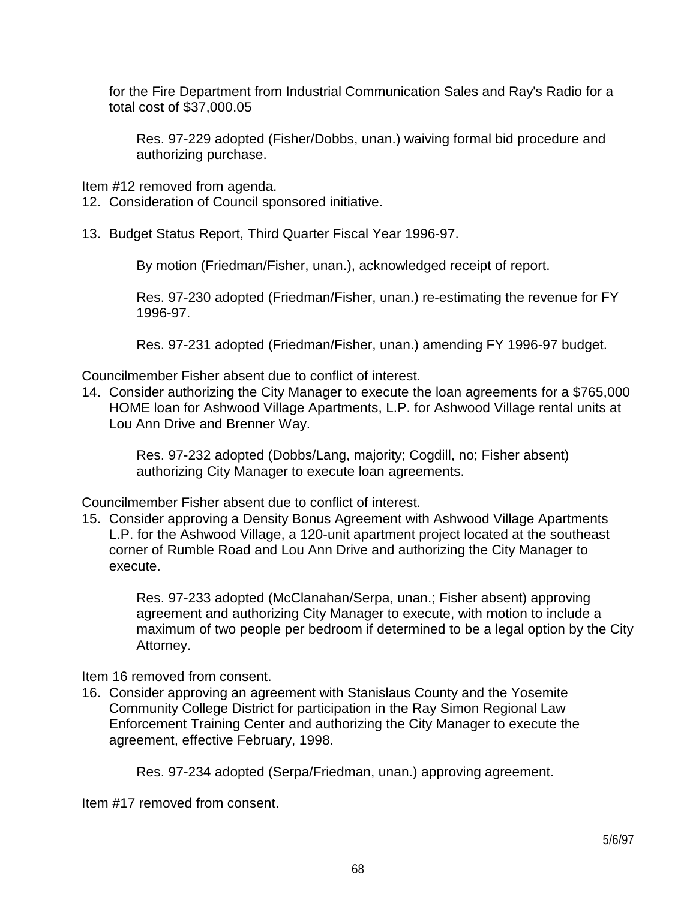for the Fire Department from Industrial Communication Sales and Ray's Radio for a total cost of $37,000.05

Res. 97-229 adopted (Fisher/Dobbs, unan.) waiving formal bid procedure and authorizing purchase.

Item #12 removed from agenda.

12. Consideration of Council sponsored initiative.

13. Budget Status Report, Third Quarter Fiscal Year 1996-97.

    By motion (Friedman/Fisher, unan.), acknowledged receipt of report.

    Res. 97-230 adopted (Friedman/Fisher, unan.) re-estimating the revenue for FY 1996-97.

    Res. 97-231 adopted (Friedman/Fisher, unan.) amending FY 1996-97 budget.

Councilmember Fisher absent due to conflict of interest.

14. Consider authorizing the City Manager to execute the loan agreements for a $765,000 HOME loan for Ashwood Village Apartments, L.P. for Ashwood Village rental units at Lou Ann Drive and Brenner Way.

    Res. 97-232 adopted (Dobbs/Lang, majority; Cogdill, no; Fisher absent) authorizing City Manager to execute loan agreements.

Councilmember Fisher absent due to conflict of interest.

15. Consider approving a Density Bonus Agreement with Ashwood Village Apartments L.P. for the Ashwood Village, a 120-unit apartment project located at the southeast corner of Rumble Road and Lou Ann Drive and authorizing the City Manager to execute.

    Res. 97-233 adopted (McClanahan/Serpa, unan.; Fisher absent) approving agreement and authorizing City Manager to execute, with motion to include a maximum of two people per bedroom if determined to be a legal option by the City Attorney.

Item 16 removed from consent.

16. Consider approving an agreement with Stanislaus County and the Yosemite Community College District for participation in the Ray Simon Regional Law Enforcement Training Center and authorizing the City Manager to execute the agreement, effective February, 1998.

    Res. 97-234 adopted (Serpa/Friedman, unan.) approving agreement.

Item #17 removed from consent.

5/6/97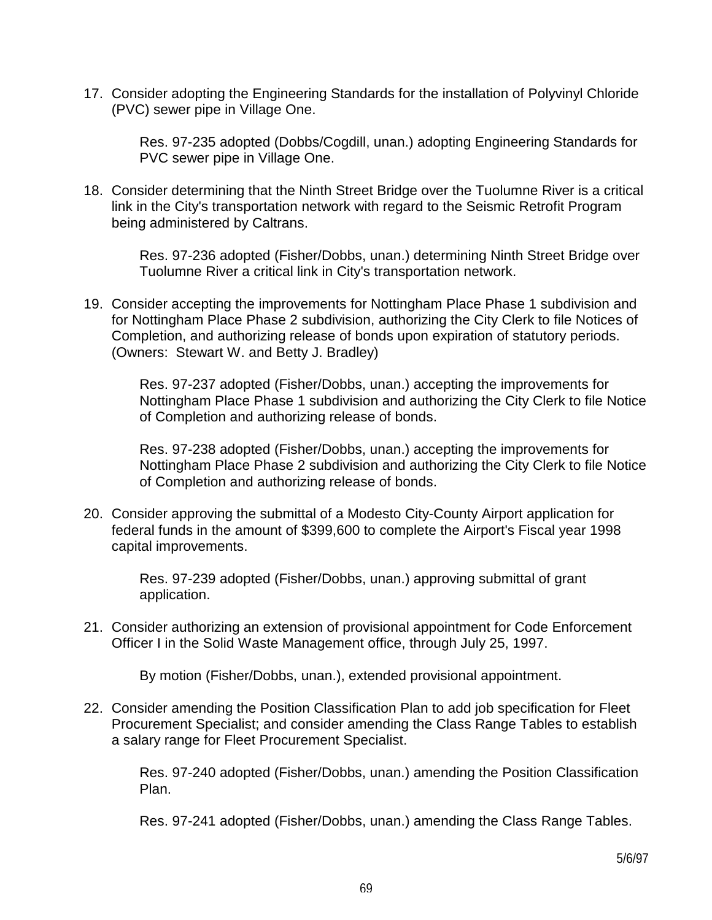17. Consider adopting the Engineering Standards for the installation of Polyvinyl Chloride (PVC) sewer pipe in Village One.

    Res. 97-235 adopted (Dobbs/Cogdill, unan.) adopting Engineering Standards for PVC sewer pipe in Village One.

18. Consider determining that the Ninth Street Bridge over the Tuolumne River is a critical link in the City's transportation network with regard to the Seismic Retrofit Program being administered by Caltrans.

    Res. 97-236 adopted (Fisher/Dobbs, unan.) determining Ninth Street Bridge over Tuolumne River a critical link in City's transportation network.

19. Consider accepting the improvements for Nottingham Place Phase 1 subdivision and for Nottingham Place Phase 2 subdivision, authorizing the City Clerk to file Notices of Completion, and authorizing release of bonds upon expiration of statutory periods. (Owners: Stewart W. and Betty J. Bradley)

    Res. 97-237 adopted (Fisher/Dobbs, unan.) accepting the improvements for Nottingham Place Phase 1 subdivision and authorizing the City Clerk to file Notice of Completion and authorizing release of bonds.

    Res. 97-238 adopted (Fisher/Dobbs, unan.) accepting the improvements for Nottingham Place Phase 2 subdivision and authorizing the City Clerk to file Notice of Completion and authorizing release of bonds.

20. Consider approving the submittal of a Modesto City-County Airport application for federal funds in the amount of $399,600 to complete the Airport's Fiscal year 1998 capital improvements.

    Res. 97-239 adopted (Fisher/Dobbs, unan.) approving submittal of grant application.

21. Consider authorizing an extension of provisional appointment for Code Enforcement Officer I in the Solid Waste Management office, through July 25, 1997.

    By motion (Fisher/Dobbs, unan.), extended provisional appointment.

22. Consider amending the Position Classification Plan to add job specification for Fleet Procurement Specialist; and consider amending the Class Range Tables to establish a salary range for Fleet Procurement Specialist.

    Res. 97-240 adopted (Fisher/Dobbs, unan.) amending the Position Classification Plan.

    Res. 97-241 adopted (Fisher/Dobbs, unan.) amending the Class Range Tables.

5/6/97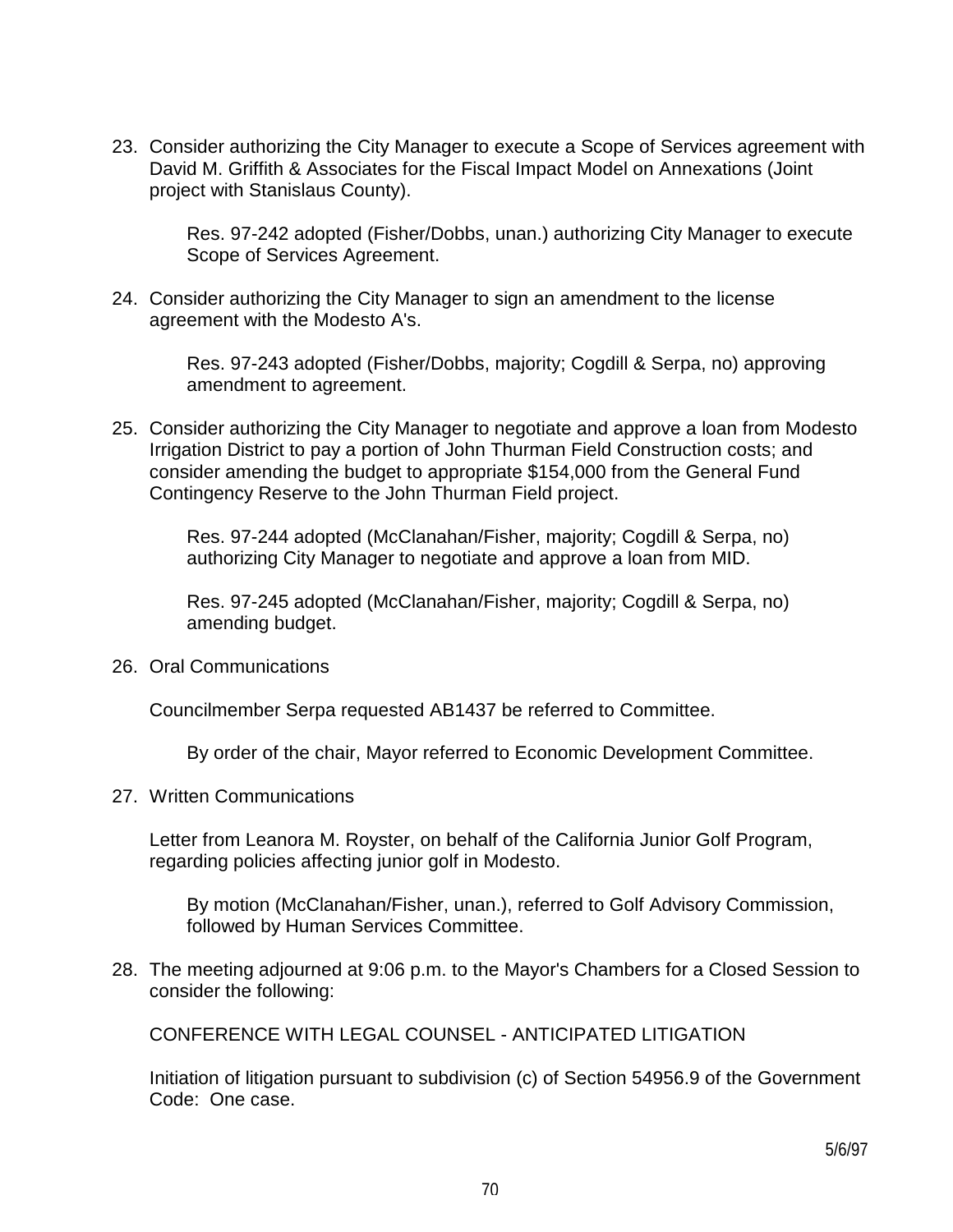23. Consider authorizing the City Manager to execute a Scope of Services agreement with David M. Griffith & Associates for the Fiscal Impact Model on Annexations (Joint project with Stanislaus County).

    Res. 97-242 adopted (Fisher/Dobbs, unan.) authorizing City Manager to execute Scope of Services Agreement.

24. Consider authorizing the City Manager to sign an amendment to the license agreement with the Modesto A's.

    Res. 97-243 adopted (Fisher/Dobbs, majority; Cogdill & Serpa, no) approving amendment to agreement.

25. Consider authorizing the City Manager to negotiate and approve a loan from Modesto Irrigation District to pay a portion of John Thurman Field Construction costs; and consider amending the budget to appropriate $154,000 from the General Fund Contingency Reserve to the John Thurman Field project.

    Res. 97-244 adopted (McClanahan/Fisher, majority; Cogdill & Serpa, no) authorizing City Manager to negotiate and approve a loan from MID.

    Res. 97-245 adopted (McClanahan/Fisher, majority; Cogdill & Serpa, no) amending budget.

26. Oral Communications

    Councilmember Serpa requested AB1437 be referred to Committee.

    By order of the chair, Mayor referred to Economic Development Committee.

27. Written Communications

    Letter from Leanora M. Royster, on behalf of the California Junior Golf Program, regarding policies affecting junior golf in Modesto.

    By motion (McClanahan/Fisher, unan.), referred to Golf Advisory Commission, followed by Human Services Committee.

28. The meeting adjourned at 9:06 p.m. to the Mayor's Chambers for a Closed Session to consider the following:

    CONFERENCE WITH LEGAL COUNSEL - ANTICIPATED LITIGATION

    Initiation of litigation pursuant to subdivision (c) of Section 54956.9 of the Government Code: One case.

5/6/97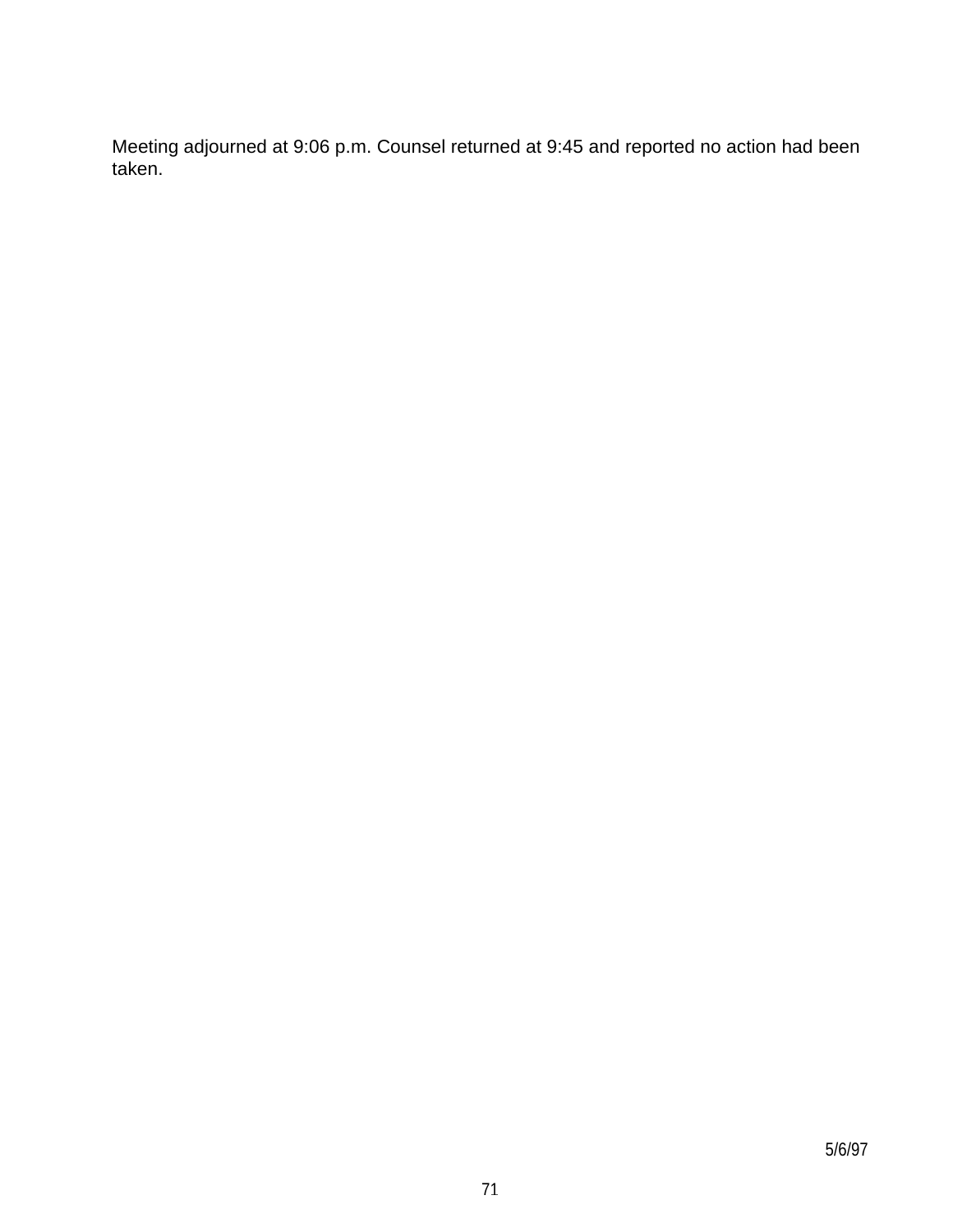Meeting adjourned at 9:06 p.m. Counsel returned at 9:45 and reported no action had been taken.

5/6/97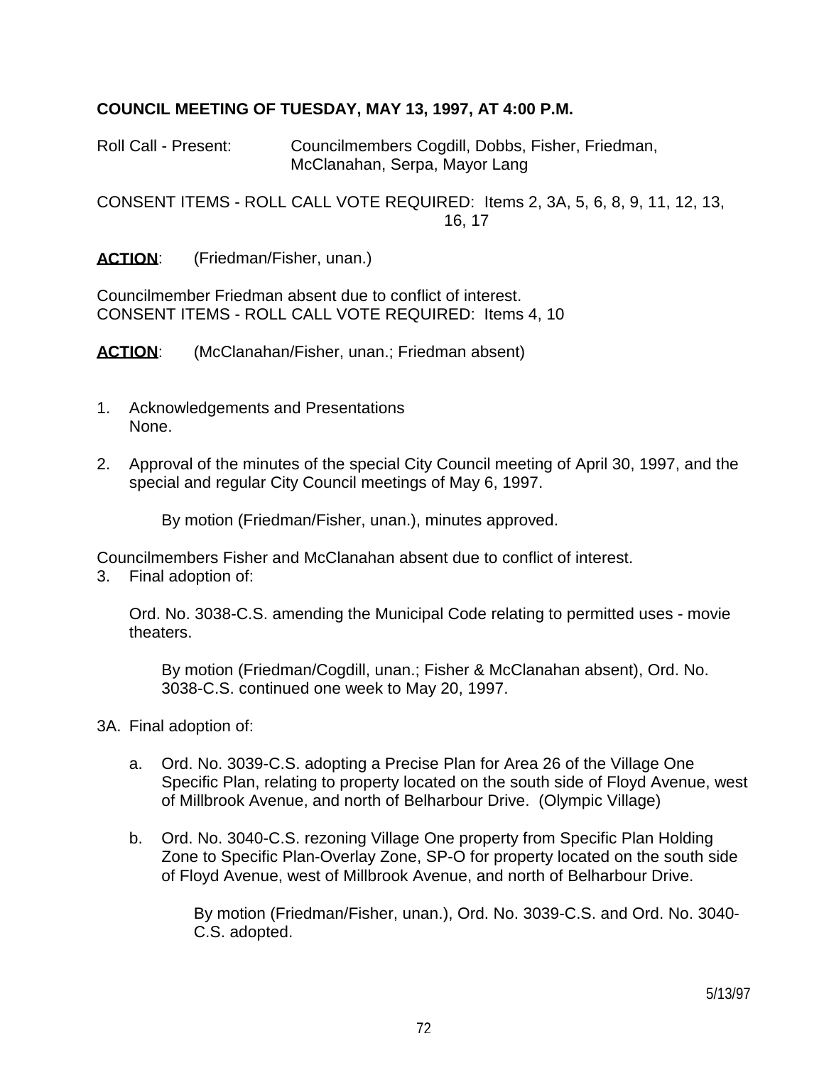**COUNCIL MEETING OF TUESDAY, MAY 13, 1997, AT 4:00 P.M.**

Roll Call - Present: Councilmembers Cogdill, Dobbs, Fisher, Friedman, McClanahan, Serpa, Mayor Lang

CONSENT ITEMS - ROLL CALL VOTE REQUIRED: Items 2, 3A, 5, 6, 8, 9, 11, 12, 13, 16, 17

**ACTION**: (Friedman/Fisher, unan.)

Councilmember Friedman absent due to conflict of interest.
CONSENT ITEMS - ROLL CALL VOTE REQUIRED: Items 4, 10

**ACTION**: (McClanahan/Fisher, unan.; Friedman absent)

1. Acknowledgements and Presentations
   None.

2. Approval of the minutes of the special City Council meeting of April 30, 1997, and the special and regular City Council meetings of May 6, 1997.

   By motion (Friedman/Fisher, unan.), minutes approved.

Councilmembers Fisher and McClanahan absent due to conflict of interest.

3. Final adoption of:

   Ord. No. 3038-C.S. amending the Municipal Code relating to permitted uses - movie theaters.

   By motion (Friedman/Cogdill, unan.; Fisher & McClanahan absent), Ord. No. 3038-C.S. continued one week to May 20, 1997.

3A. Final adoption of:

   a. Ord. No. 3039-C.S. adopting a Precise Plan for Area 26 of the Village One Specific Plan, relating to property located on the south side of Floyd Avenue, west of Millbrook Avenue, and north of Belharbour Drive. (Olympic Village)

   b. Ord. No. 3040-C.S. rezoning Village One property from Specific Plan Holding Zone to Specific Plan-Overlay Zone, SP-O for property located on the south side of Floyd Avenue, west of Millbrook Avenue, and north of Belharbour Drive.

      By motion (Friedman/Fisher, unan.), Ord. No. 3039-C.S. and Ord. No. 3040-C.S. adopted.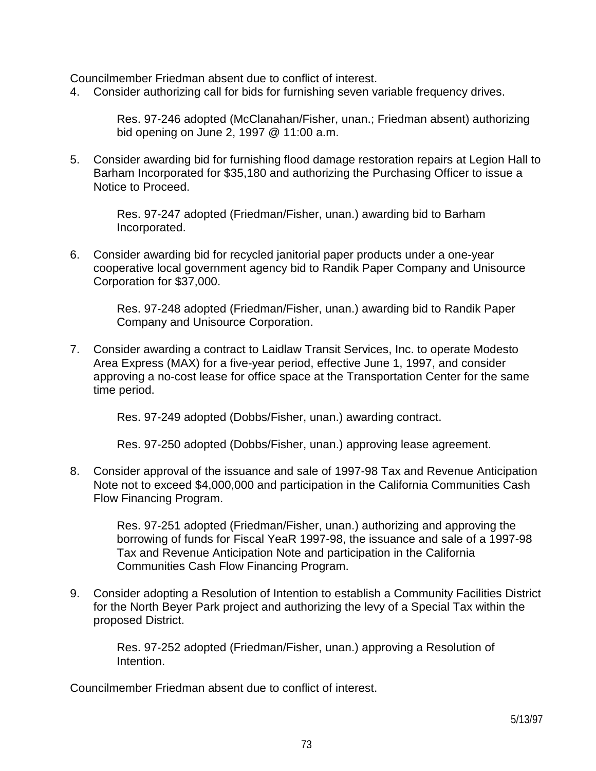Councilmember Friedman absent due to conflict of interest.

4. Consider authorizing call for bids for furnishing seven variable frequency drives.

   Res. 97-246 adopted (McClanahan/Fisher, unan.; Friedman absent) authorizing bid opening on June 2, 1997 @ 11:00 a.m.

5. Consider awarding bid for furnishing flood damage restoration repairs at Legion Hall to Barham Incorporated for $35,180 and authorizing the Purchasing Officer to issue a Notice to Proceed.

   Res. 97-247 adopted (Friedman/Fisher, unan.) awarding bid to Barham Incorporated.

6. Consider awarding bid for recycled janitorial paper products under a one-year cooperative local government agency bid to Randik Paper Company and Unisource Corporation for $37,000.

   Res. 97-248 adopted (Friedman/Fisher, unan.) awarding bid to Randik Paper Company and Unisource Corporation.

7. Consider awarding a contract to Laidlaw Transit Services, Inc. to operate Modesto Area Express (MAX) for a five-year period, effective June 1, 1997, and consider approving a no-cost lease for office space at the Transportation Center for the same time period.

   Res. 97-249 adopted (Dobbs/Fisher, unan.) awarding contract.

   Res. 97-250 adopted (Dobbs/Fisher, unan.) approving lease agreement.

8. Consider approval of the issuance and sale of 1997-98 Tax and Revenue Anticipation Note not to exceed $4,000,000 and participation in the California Communities Cash Flow Financing Program.

   Res. 97-251 adopted (Friedman/Fisher, unan.) authorizing and approving the borrowing of funds for Fiscal YeaR 1997-98, the issuance and sale of a 1997-98 Tax and Revenue Anticipation Note and participation in the California Communities Cash Flow Financing Program.

9. Consider adopting a Resolution of Intention to establish a Community Facilities District for the North Beyer Park project and authorizing the levy of a Special Tax within the proposed District.

   Res. 97-252 adopted (Friedman/Fisher, unan.) approving a Resolution of Intention.

Councilmember Friedman absent due to conflict of interest.

5/13/97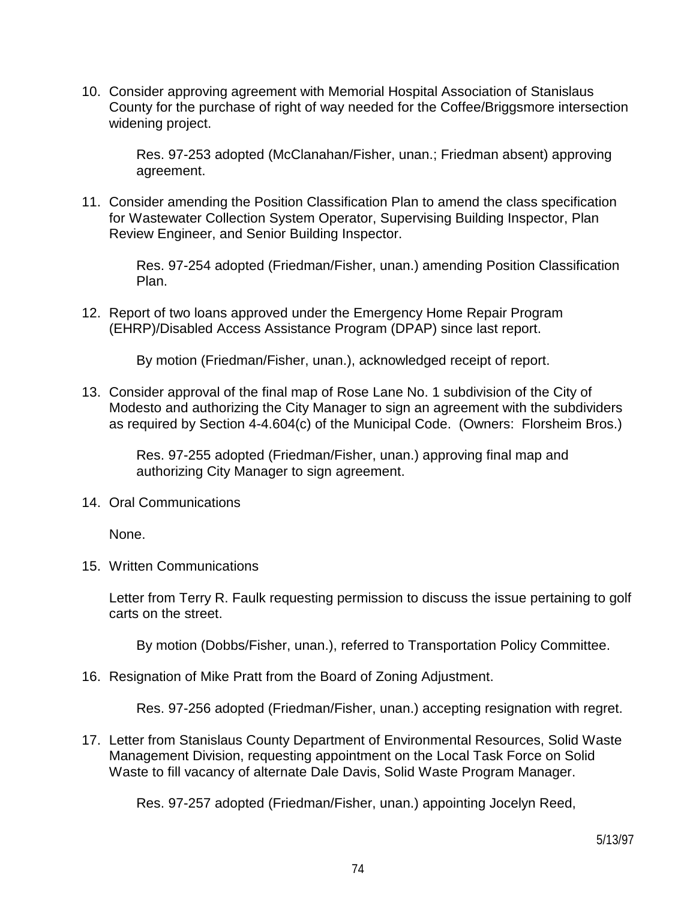10. Consider approving agreement with Memorial Hospital Association of Stanislaus County for the purchase of right of way needed for the Coffee/Briggsmore intersection widening project.

    Res. 97-253 adopted (McClanahan/Fisher, unan.; Friedman absent) approving agreement.

11. Consider amending the Position Classification Plan to amend the class specification for Wastewater Collection System Operator, Supervising Building Inspector, Plan Review Engineer, and Senior Building Inspector.

    Res. 97-254 adopted (Friedman/Fisher, unan.) amending Position Classification Plan.

12. Report of two loans approved under the Emergency Home Repair Program (EHRP)/Disabled Access Assistance Program (DPAP) since last report.

    By motion (Friedman/Fisher, unan.), acknowledged receipt of report.

13. Consider approval of the final map of Rose Lane No. 1 subdivision of the City of Modesto and authorizing the City Manager to sign an agreement with the subdividers as required by Section 4-4.604(c) of the Municipal Code. (Owners: Florsheim Bros.)

    Res. 97-255 adopted (Friedman/Fisher, unan.) approving final map and authorizing City Manager to sign agreement.

14. Oral Communications

    None.

15. Written Communications

    Letter from Terry R. Faulk requesting permission to discuss the issue pertaining to golf carts on the street.

    By motion (Dobbs/Fisher, unan.), referred to Transportation Policy Committee.

16. Resignation of Mike Pratt from the Board of Zoning Adjustment.

    Res. 97-256 adopted (Friedman/Fisher, unan.) accepting resignation with regret.

17. Letter from Stanislaus County Department of Environmental Resources, Solid Waste Management Division, requesting appointment on the Local Task Force on Solid Waste to fill vacancy of alternate Dale Davis, Solid Waste Program Manager.

    Res. 97-257 adopted (Friedman/Fisher, unan.) appointing Jocelyn Reed,

5/13/97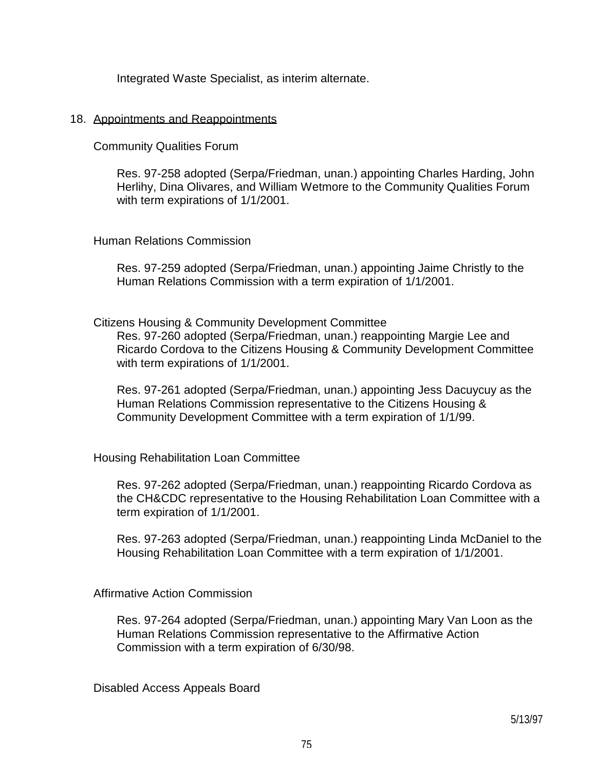Integrated Waste Specialist, as interim alternate.

18. Appointments and Reappointments

Community Qualities Forum

Res. 97-258 adopted (Serpa/Friedman, unan.) appointing Charles Harding, John Herlihy, Dina Olivares, and William Wetmore to the Community Qualities Forum with term expirations of 1/1/2001.

Human Relations Commission

Res. 97-259 adopted (Serpa/Friedman, unan.) appointing Jaime Christly to the Human Relations Commission with a term expiration of 1/1/2001.

Citizens Housing & Community Development Committee

Res. 97-260 adopted (Serpa/Friedman, unan.) reappointing Margie Lee and Ricardo Cordova to the Citizens Housing & Community Development Committee with term expirations of 1/1/2001.

Res. 97-261 adopted (Serpa/Friedman, unan.) appointing Jess Dacuycuy as the Human Relations Commission representative to the Citizens Housing & Community Development Committee with a term expiration of 1/1/99.

Housing Rehabilitation Loan Committee

Res. 97-262 adopted (Serpa/Friedman, unan.) reappointing Ricardo Cordova as the CH&CDC representative to the Housing Rehabilitation Loan Committee with a term expiration of 1/1/2001.

Res. 97-263 adopted (Serpa/Friedman, unan.) reappointing Linda McDaniel to the Housing Rehabilitation Loan Committee with a term expiration of 1/1/2001.

Affirmative Action Commission

Res. 97-264 adopted (Serpa/Friedman, unan.) appointing Mary Van Loon as the Human Relations Commission representative to the Affirmative Action Commission with a term expiration of 6/30/98.

Disabled Access Appeals Board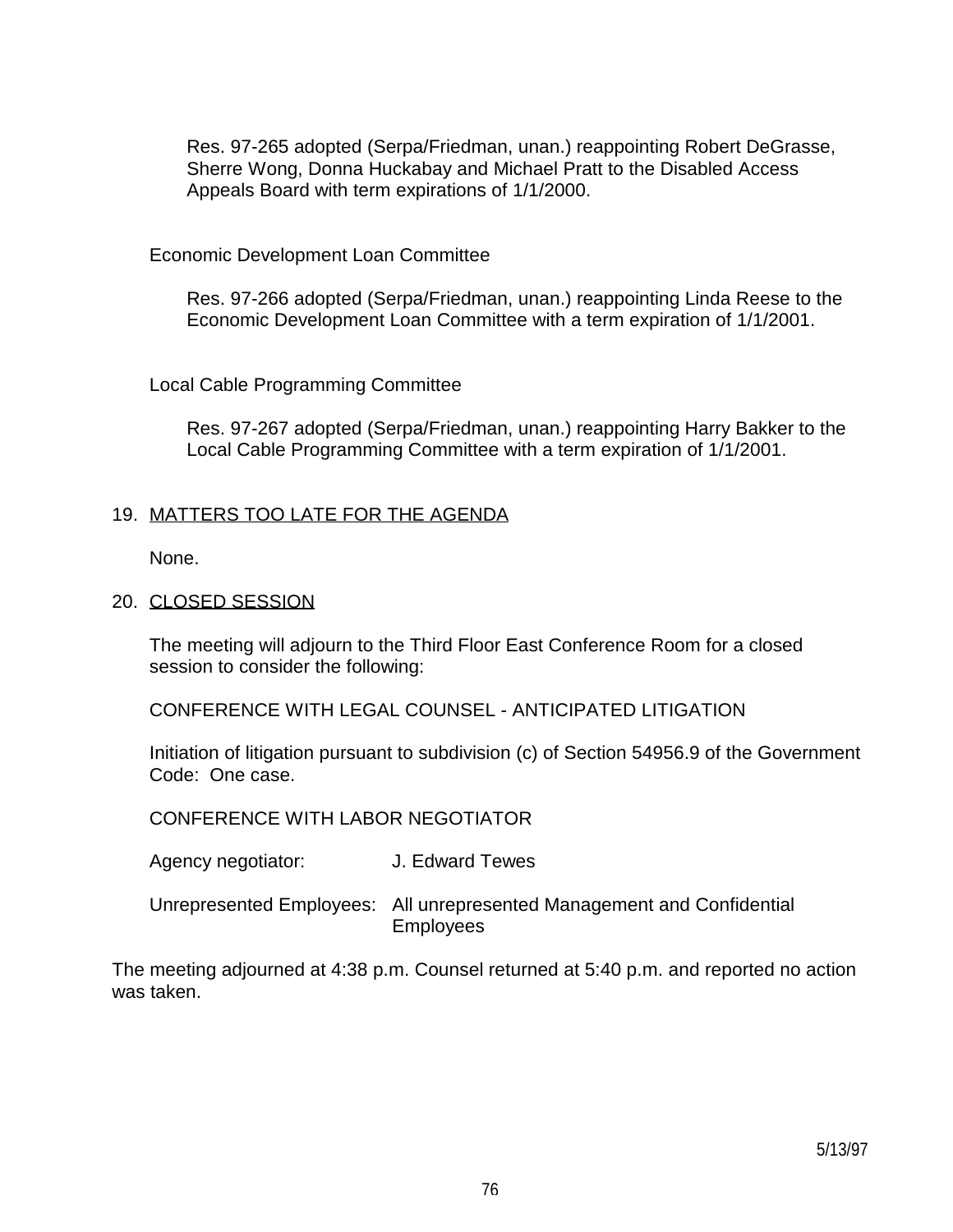Res. 97-265 adopted (Serpa/Friedman, unan.) reappointing Robert DeGrasse, Sherre Wong, Donna Huckabay and Michael Pratt to the Disabled Access Appeals Board with term expirations of 1/1/2000.

Economic Development Loan Committee

Res. 97-266 adopted (Serpa/Friedman, unan.) reappointing Linda Reese to the Economic Development Loan Committee with a term expiration of 1/1/2001.

Local Cable Programming Committee

Res. 97-267 adopted (Serpa/Friedman, unan.) reappointing Harry Bakker to the Local Cable Programming Committee with a term expiration of 1/1/2001.

19. MATTERS TOO LATE FOR THE AGENDA

None.

20. CLOSED SESSION

The meeting will adjourn to the Third Floor East Conference Room for a closed session to consider the following:

CONFERENCE WITH LEGAL COUNSEL - ANTICIPATED LITIGATION

Initiation of litigation pursuant to subdivision (c) of Section 54956.9 of the Government Code: One case.

CONFERENCE WITH LABOR NEGOTIATOR

Agency negotiator: J. Edward Tewes

Unrepresented Employees: All unrepresented Management and Confidential Employees

The meeting adjourned at 4:38 p.m. Counsel returned at 5:40 p.m. and reported no action was taken.

5/13/97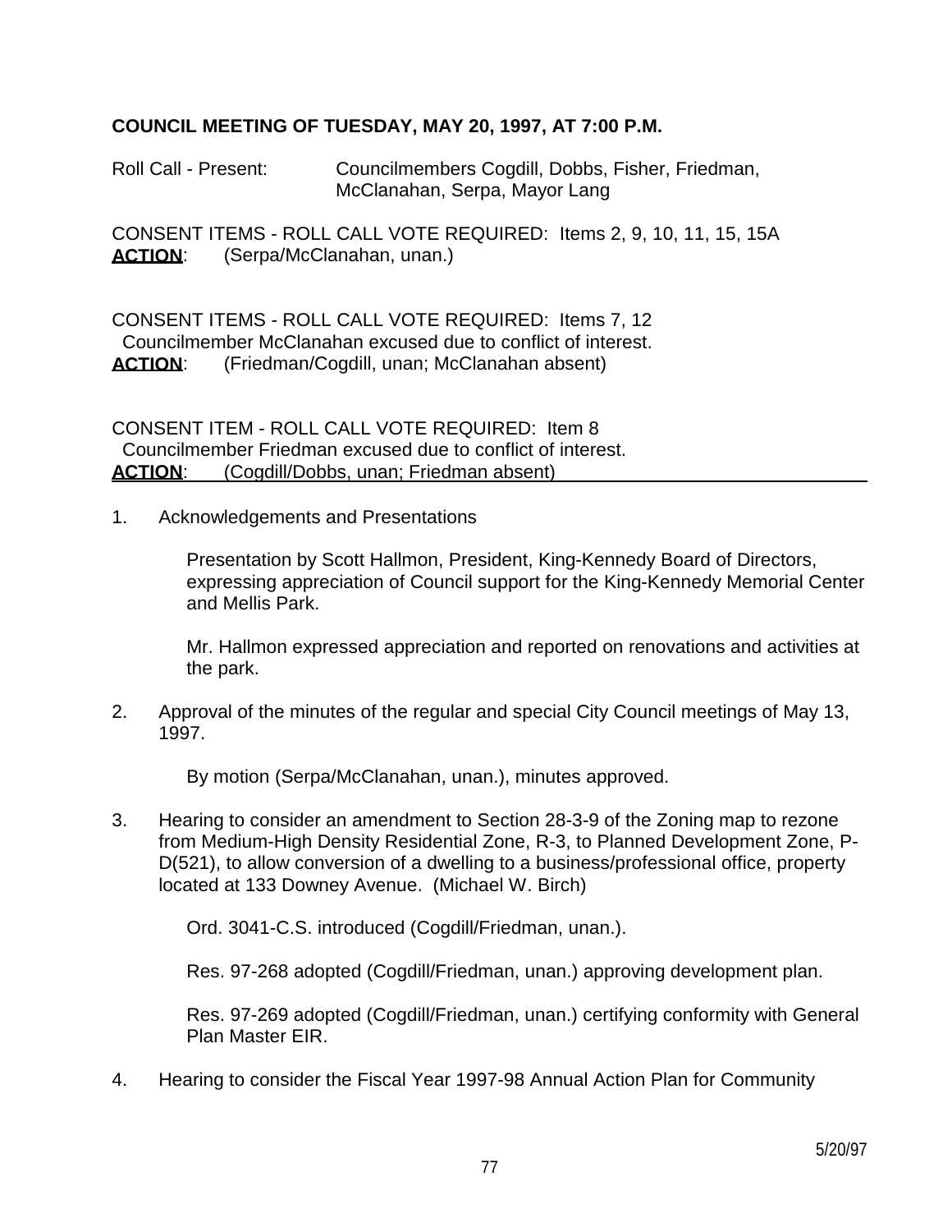**COUNCIL MEETING OF TUESDAY, MAY 20, 1997, AT 7:00 P.M.**

Roll Call - Present: Councilmembers Cogdill, Dobbs, Fisher, Friedman, McClanahan, Serpa, Mayor Lang

CONSENT ITEMS - ROLL CALL VOTE REQUIRED: Items 2, 9, 10, 11, 15, 15A
**ACTION**: (Serpa/McClanahan, unan.)

CONSENT ITEMS - ROLL CALL VOTE REQUIRED: Items 7, 12
Councilmember McClanahan excused due to conflict of interest.
**ACTION**: (Friedman/Cogdill, unan; McClanahan absent)

CONSENT ITEM - ROLL CALL VOTE REQUIRED: Item 8
Councilmember Friedman excused due to conflict of interest.
**ACTION**: (Cogdill/Dobbs, unan; Friedman absent)

---

1. Acknowledgements and Presentations

   Presentation by Scott Hallmon, President, King-Kennedy Board of Directors, expressing appreciation of Council support for the King-Kennedy Memorial Center and Mellis Park.

   Mr. Hallmon expressed appreciation and reported on renovations and activities at the park.

2. Approval of the minutes of the regular and special City Council meetings of May 13, 1997.

   By motion (Serpa/McClanahan, unan.), minutes approved.

3. Hearing to consider an amendment to Section 28-3-9 of the Zoning map to rezone from Medium-High Density Residential Zone, R-3, to Planned Development Zone, P-D(521), to allow conversion of a dwelling to a business/professional office, property located at 133 Downey Avenue. (Michael W. Birch)

   Ord. 3041-C.S. introduced (Cogdill/Friedman, unan.).

   Res. 97-268 adopted (Cogdill/Friedman, unan.) approving development plan.

   Res. 97-269 adopted (Cogdill/Friedman, unan.) certifying conformity with General Plan Master EIR.

4. Hearing to consider the Fiscal Year 1997-98 Annual Action Plan for Community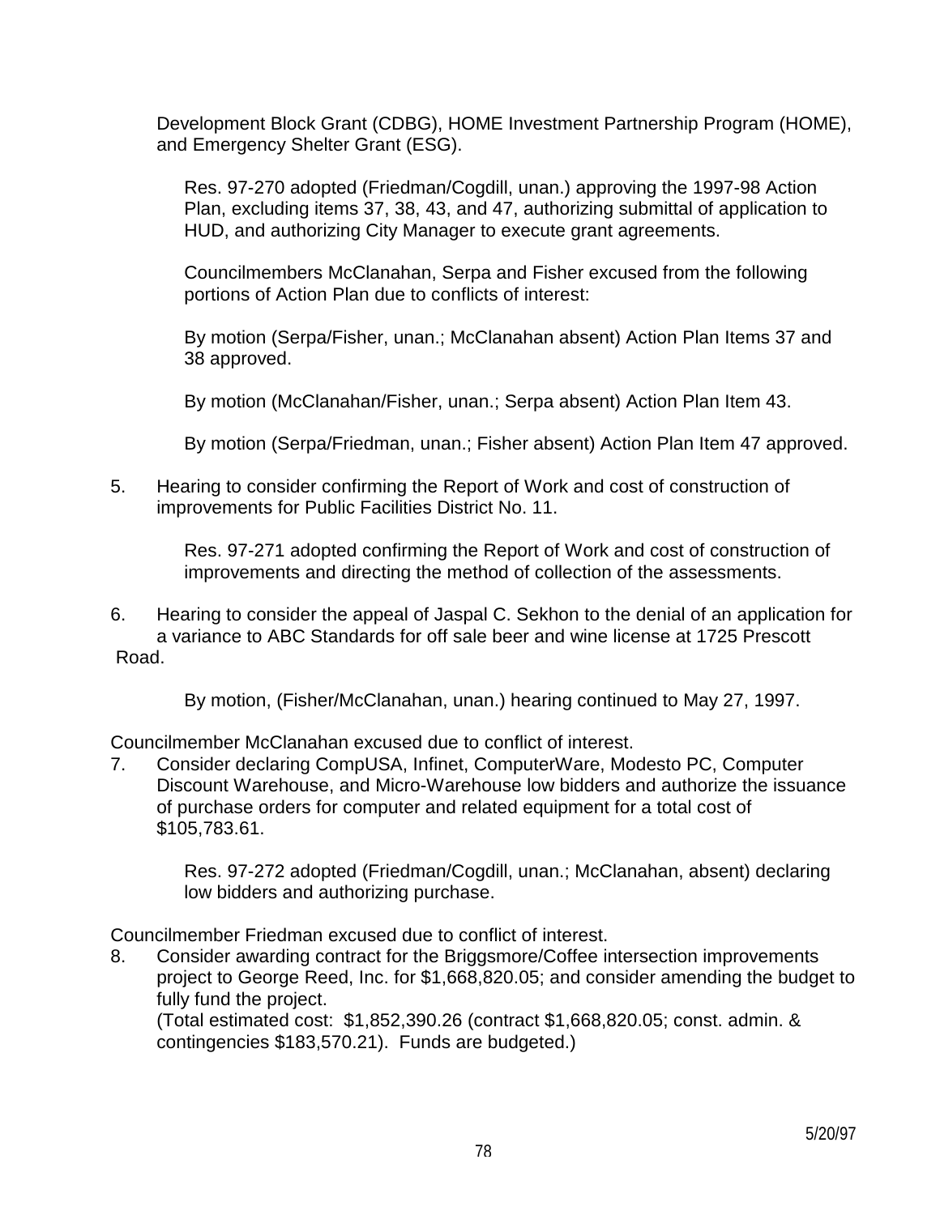Development Block Grant (CDBG), HOME Investment Partnership Program (HOME), and Emergency Shelter Grant (ESG).

Res. 97-270 adopted (Friedman/Cogdill, unan.) approving the 1997-98 Action Plan, excluding items 37, 38, 43, and 47, authorizing submittal of application to HUD, and authorizing City Manager to execute grant agreements.

Councilmembers McClanahan, Serpa and Fisher excused from the following portions of Action Plan due to conflicts of interest:

By motion (Serpa/Fisher, unan.; McClanahan absent) Action Plan Items 37 and 38 approved.

By motion (McClanahan/Fisher, unan.; Serpa absent) Action Plan Item 43.

By motion (Serpa/Friedman, unan.; Fisher absent) Action Plan Item 47 approved.

5. Hearing to consider confirming the Report of Work and cost of construction of improvements for Public Facilities District No. 11.

   Res. 97-271 adopted confirming the Report of Work and cost of construction of improvements and directing the method of collection of the assessments.

6. Hearing to consider the appeal of Jaspal C. Sekhon to the denial of an application for a variance to ABC Standards for off sale beer and wine license at 1725 Prescott Road.

   By motion, (Fisher/McClanahan, unan.) hearing continued to May 27, 1997.

Councilmember McClanahan excused due to conflict of interest.

7. Consider declaring CompUSA, Infinet, ComputerWare, Modesto PC, Computer Discount Warehouse, and Micro-Warehouse low bidders and authorize the issuance of purchase orders for computer and related equipment for a total cost of $105,783.61.

   Res. 97-272 adopted (Friedman/Cogdill, unan.; McClanahan, absent) declaring low bidders and authorizing purchase.

Councilmember Friedman excused due to conflict of interest.

8. Consider awarding contract for the Briggsmore/Coffee intersection improvements project to George Reed, Inc. for $1,668,820.05; and consider amending the budget to fully fund the project.
   (Total estimated cost: $1,852,390.26 (contract $1,668,820.05; const. admin. & contingencies $183,570.21). Funds are budgeted.)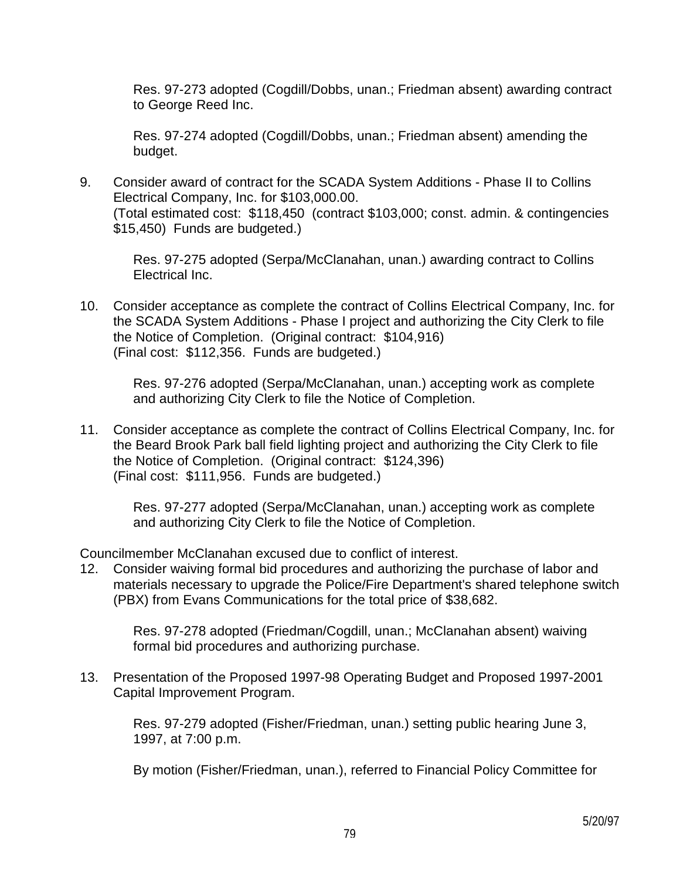Res. 97-273 adopted (Cogdill/Dobbs, unan.; Friedman absent) awarding contract to George Reed Inc.

Res. 97-274 adopted (Cogdill/Dobbs, unan.; Friedman absent) amending the budget.

9. Consider award of contract for the SCADA System Additions - Phase II to Collins Electrical Company, Inc. for $103,000.00.
   (Total estimated cost: $118,450 (contract $103,000; const. admin. & contingencies $15,450) Funds are budgeted.)

   Res. 97-275 adopted (Serpa/McClanahan, unan.) awarding contract to Collins Electrical Inc.

10. Consider acceptance as complete the contract of Collins Electrical Company, Inc. for the SCADA System Additions - Phase I project and authorizing the City Clerk to file the Notice of Completion. (Original contract: $104,916)
    (Final cost: $112,356. Funds are budgeted.)

    Res. 97-276 adopted (Serpa/McClanahan, unan.) accepting work as complete and authorizing City Clerk to file the Notice of Completion.

11. Consider acceptance as complete the contract of Collins Electrical Company, Inc. for the Beard Brook Park ball field lighting project and authorizing the City Clerk to file the Notice of Completion. (Original contract: $124,396)
    (Final cost: $111,956. Funds are budgeted.)

    Res. 97-277 adopted (Serpa/McClanahan, unan.) accepting work as complete and authorizing City Clerk to file the Notice of Completion.

Councilmember McClanahan excused due to conflict of interest.

12. Consider waiving formal bid procedures and authorizing the purchase of labor and materials necessary to upgrade the Police/Fire Department's shared telephone switch (PBX) from Evans Communications for the total price of $38,682.

    Res. 97-278 adopted (Friedman/Cogdill, unan.; McClanahan absent) waiving formal bid procedures and authorizing purchase.

13. Presentation of the Proposed 1997-98 Operating Budget and Proposed 1997-2001 Capital Improvement Program.

    Res. 97-279 adopted (Fisher/Friedman, unan.) setting public hearing June 3, 1997, at 7:00 p.m.

    By motion (Fisher/Friedman, unan.), referred to Financial Policy Committee for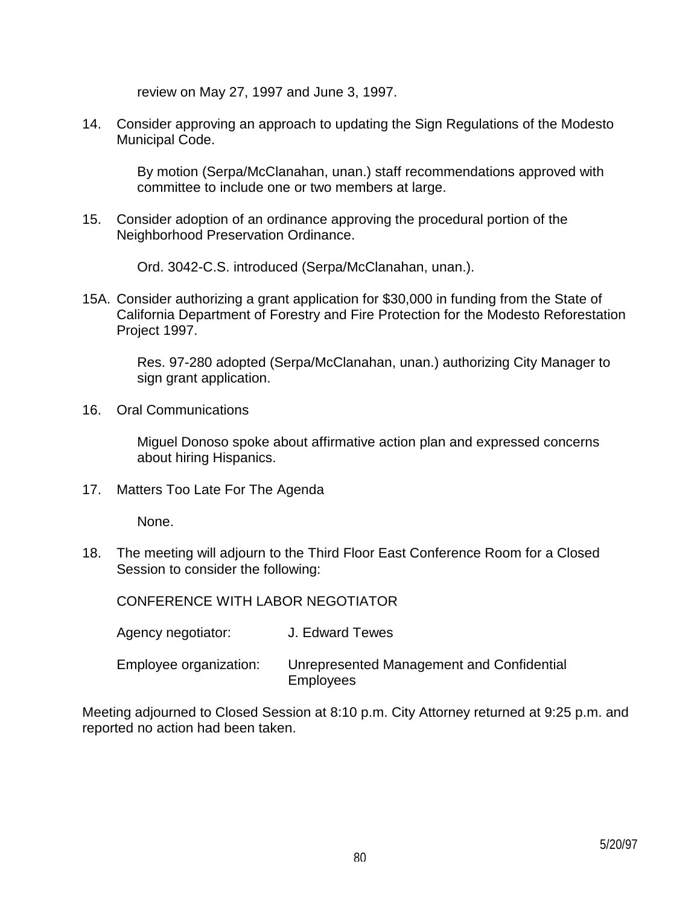review on May 27, 1997 and June 3, 1997.

14. Consider approving an approach to updating the Sign Regulations of the Modesto Municipal Code.

    By motion (Serpa/McClanahan, unan.) staff recommendations approved with committee to include one or two members at large.

15. Consider adoption of an ordinance approving the procedural portion of the Neighborhood Preservation Ordinance.

    Ord. 3042-C.S. introduced (Serpa/McClanahan, unan.).

15A. Consider authorizing a grant application for $30,000 in funding from the State of California Department of Forestry and Fire Protection for the Modesto Reforestation Project 1997.

    Res. 97-280 adopted (Serpa/McClanahan, unan.) authorizing City Manager to sign grant application.

16. Oral Communications

    Miguel Donoso spoke about affirmative action plan and expressed concerns about hiring Hispanics.

17. Matters Too Late For The Agenda

    None.

18. The meeting will adjourn to the Third Floor East Conference Room for a Closed Session to consider the following:

    CONFERENCE WITH LABOR NEGOTIATOR

    Agency negotiator: J. Edward Tewes

    Employee organization: Unrepresented Management and Confidential Employees

Meeting adjourned to Closed Session at 8:10 p.m. City Attorney returned at 9:25 p.m. and reported no action had been taken.

5/20/97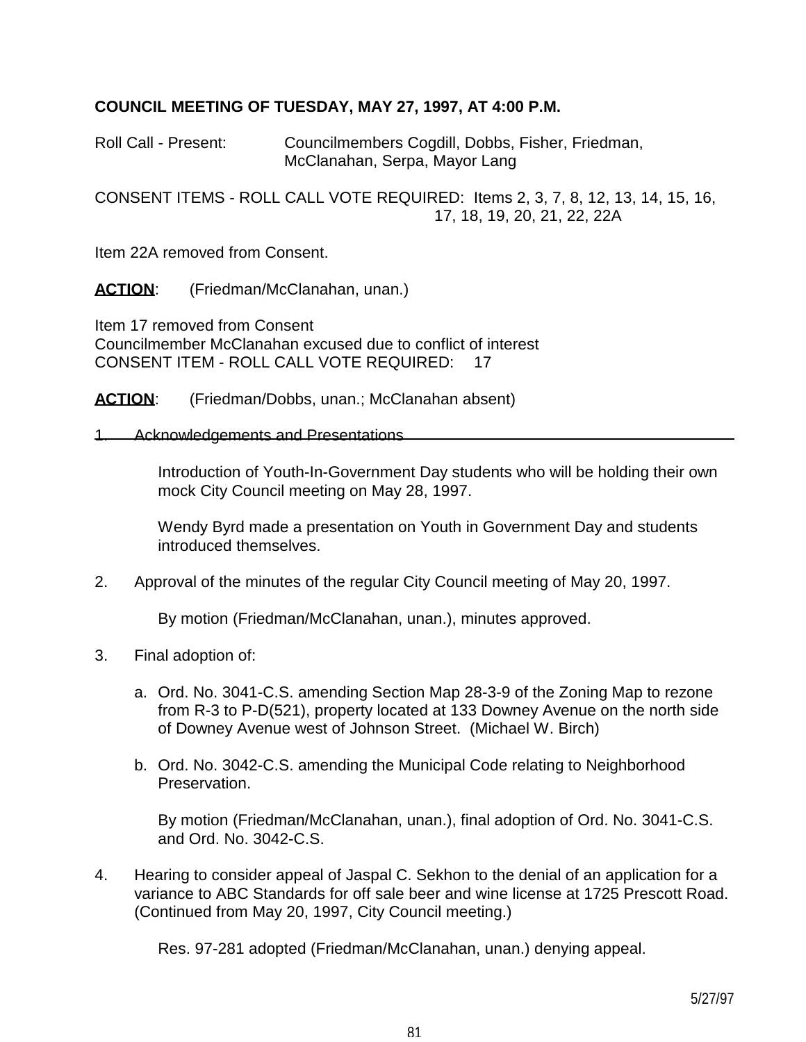**COUNCIL MEETING OF TUESDAY, MAY 27, 1997, AT 4:00 P.M.**

Roll Call - Present: Councilmembers Cogdill, Dobbs, Fisher, Friedman, McClanahan, Serpa, Mayor Lang

CONSENT ITEMS - ROLL CALL VOTE REQUIRED: Items 2, 3, 7, 8, 12, 13, 14, 15, 16, 17, 18, 19, 20, 21, 22, 22A

Item 22A removed from Consent.

**ACTION**: (Friedman/McClanahan, unan.)

Item 17 removed from Consent
Councilmember McClanahan excused due to conflict of interest
CONSENT ITEM - ROLL CALL VOTE REQUIRED: 17

**ACTION**: (Friedman/Dobbs, unan.; McClanahan absent)

1. Acknowledgements and Presentations

   Introduction of Youth-In-Government Day students who will be holding their own mock City Council meeting on May 28, 1997.

   Wendy Byrd made a presentation on Youth in Government Day and students introduced themselves.

2. Approval of the minutes of the regular City Council meeting of May 20, 1997.

   By motion (Friedman/McClanahan, unan.), minutes approved.

3. Final adoption of:

   a. Ord. No. 3041-C.S. amending Section Map 28-3-9 of the Zoning Map to rezone from R-3 to P-D(521), property located at 133 Downey Avenue on the north side of Downey Avenue west of Johnson Street. (Michael W. Birch)

   b. Ord. No. 3042-C.S. amending the Municipal Code relating to Neighborhood Preservation.

   By motion (Friedman/McClanahan, unan.), final adoption of Ord. No. 3041-C.S. and Ord. No. 3042-C.S.

4. Hearing to consider appeal of Jaspal C. Sekhon to the denial of an application for a variance to ABC Standards for off sale beer and wine license at 1725 Prescott Road. (Continued from May 20, 1997, City Council meeting.)

   Res. 97-281 adopted (Friedman/McClanahan, unan.) denying appeal.

5/27/97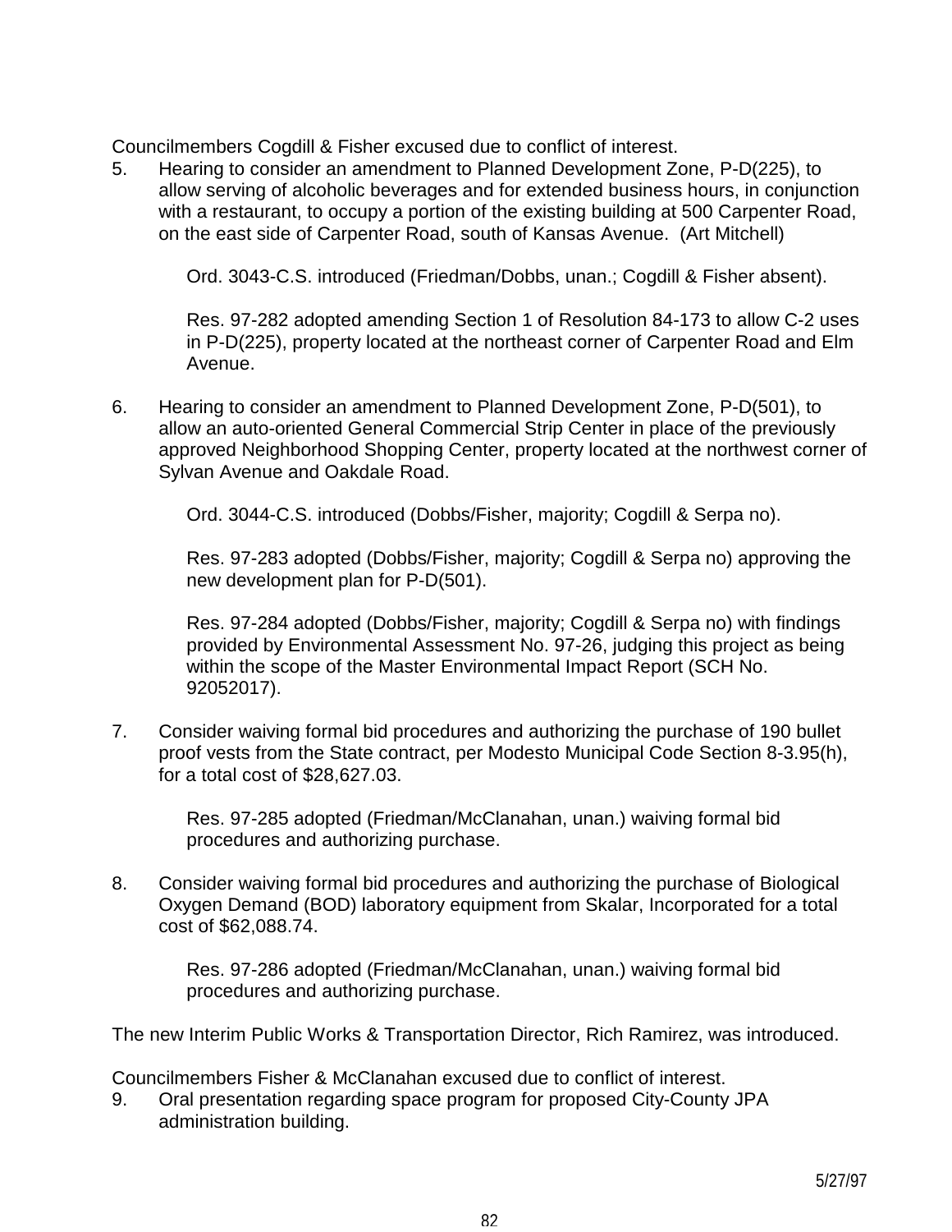Councilmembers Cogdill & Fisher excused due to conflict of interest.

5. Hearing to consider an amendment to Planned Development Zone, P-D(225), to allow serving of alcoholic beverages and for extended business hours, in conjunction with a restaurant, to occupy a portion of the existing building at 500 Carpenter Road, on the east side of Carpenter Road, south of Kansas Avenue. (Art Mitchell)

   Ord. 3043-C.S. introduced (Friedman/Dobbs, unan.; Cogdill & Fisher absent).

   Res. 97-282 adopted amending Section 1 of Resolution 84-173 to allow C-2 uses in P-D(225), property located at the northeast corner of Carpenter Road and Elm Avenue.

6. Hearing to consider an amendment to Planned Development Zone, P-D(501), to allow an auto-oriented General Commercial Strip Center in place of the previously approved Neighborhood Shopping Center, property located at the northwest corner of Sylvan Avenue and Oakdale Road.

   Ord. 3044-C.S. introduced (Dobbs/Fisher, majority; Cogdill & Serpa no).

   Res. 97-283 adopted (Dobbs/Fisher, majority; Cogdill & Serpa no) approving the new development plan for P-D(501).

   Res. 97-284 adopted (Dobbs/Fisher, majority; Cogdill & Serpa no) with findings provided by Environmental Assessment No. 97-26, judging this project as being within the scope of the Master Environmental Impact Report (SCH No. 92052017).

7. Consider waiving formal bid procedures and authorizing the purchase of 190 bullet proof vests from the State contract, per Modesto Municipal Code Section 8-3.95(h), for a total cost of $28,627.03.

   Res. 97-285 adopted (Friedman/McClanahan, unan.) waiving formal bid procedures and authorizing purchase.

8. Consider waiving formal bid procedures and authorizing the purchase of Biological Oxygen Demand (BOD) laboratory equipment from Skalar, Incorporated for a total cost of $62,088.74.

   Res. 97-286 adopted (Friedman/McClanahan, unan.) waiving formal bid procedures and authorizing purchase.

The new Interim Public Works & Transportation Director, Rich Ramirez, was introduced.

Councilmembers Fisher & McClanahan excused due to conflict of interest.

9. Oral presentation regarding space program for proposed City-County JPA administration building.

5/27/97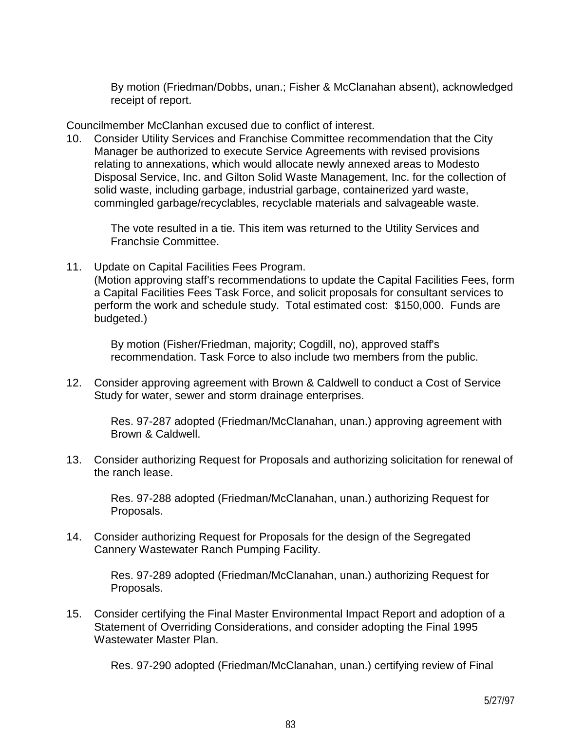By motion (Friedman/Dobbs, unan.; Fisher & McClanahan absent), acknowledged receipt of report.

Councilmember McClanhan excused due to conflict of interest.

10. Consider Utility Services and Franchise Committee recommendation that the City Manager be authorized to execute Service Agreements with revised provisions relating to annexations, which would allocate newly annexed areas to Modesto Disposal Service, Inc. and Gilton Solid Waste Management, Inc. for the collection of solid waste, including garbage, industrial garbage, containerized yard waste, commingled garbage/recyclables, recyclable materials and salvageable waste.

    The vote resulted in a tie. This item was returned to the Utility Services and Franchsie Committee.

11. Update on Capital Facilities Fees Program.
    (Motion approving staff's recommendations to update the Capital Facilities Fees, form a Capital Facilities Fees Task Force, and solicit proposals for consultant services to perform the work and schedule study. Total estimated cost: $150,000. Funds are budgeted.)

    By motion (Fisher/Friedman, majority; Cogdill, no), approved staff's recommendation. Task Force to also include two members from the public.

12. Consider approving agreement with Brown & Caldwell to conduct a Cost of Service Study for water, sewer and storm drainage enterprises.

    Res. 97-287 adopted (Friedman/McClanahan, unan.) approving agreement with Brown & Caldwell.

13. Consider authorizing Request for Proposals and authorizing solicitation for renewal of the ranch lease.

    Res. 97-288 adopted (Friedman/McClanahan, unan.) authorizing Request for Proposals.

14. Consider authorizing Request for Proposals for the design of the Segregated Cannery Wastewater Ranch Pumping Facility.

    Res. 97-289 adopted (Friedman/McClanahan, unan.) authorizing Request for Proposals.

15. Consider certifying the Final Master Environmental Impact Report and adoption of a Statement of Overriding Considerations, and consider adopting the Final 1995 Wastewater Master Plan.

    Res. 97-290 adopted (Friedman/McClanahan, unan.) certifying review of Final

5/27/97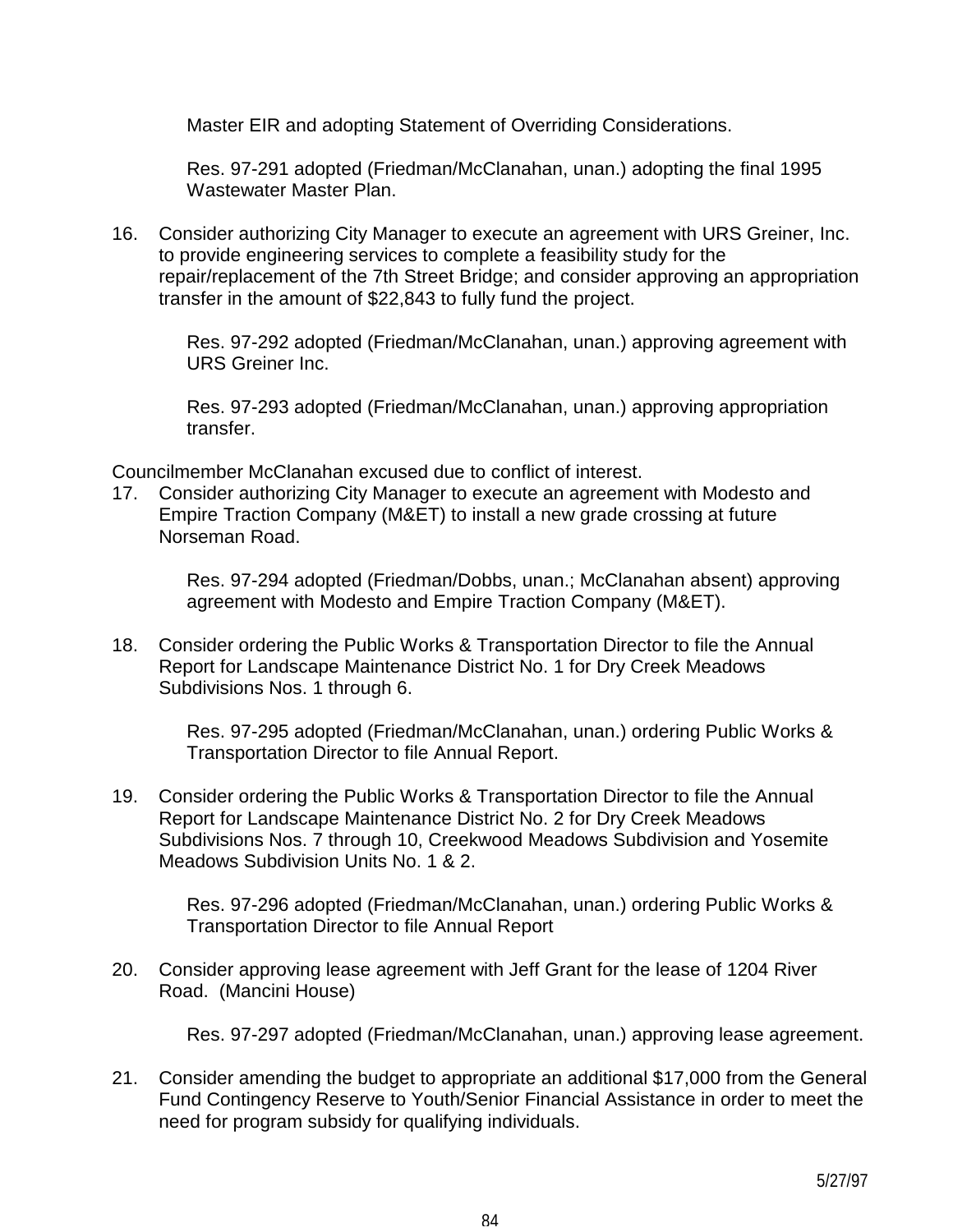Master EIR and adopting Statement of Overriding Considerations.

Res. 97-291 adopted (Friedman/McClanahan, unan.) adopting the final 1995 Wastewater Master Plan.

16. Consider authorizing City Manager to execute an agreement with URS Greiner, Inc. to provide engineering services to complete a feasibility study for the repair/replacement of the 7th Street Bridge; and consider approving an appropriation transfer in the amount of $22,843 to fully fund the project.

    Res. 97-292 adopted (Friedman/McClanahan, unan.) approving agreement with URS Greiner Inc.

    Res. 97-293 adopted (Friedman/McClanahan, unan.) approving appropriation transfer.

Councilmember McClanahan excused due to conflict of interest.

17. Consider authorizing City Manager to execute an agreement with Modesto and Empire Traction Company (M&ET) to install a new grade crossing at future Norseman Road.

    Res. 97-294 adopted (Friedman/Dobbs, unan.; McClanahan absent) approving agreement with Modesto and Empire Traction Company (M&ET).

18. Consider ordering the Public Works & Transportation Director to file the Annual Report for Landscape Maintenance District No. 1 for Dry Creek Meadows Subdivisions Nos. 1 through 6.

    Res. 97-295 adopted (Friedman/McClanahan, unan.) ordering Public Works & Transportation Director to file Annual Report.

19. Consider ordering the Public Works & Transportation Director to file the Annual Report for Landscape Maintenance District No. 2 for Dry Creek Meadows Subdivisions Nos. 7 through 10, Creekwood Meadows Subdivision and Yosemite Meadows Subdivision Units No. 1 & 2.

    Res. 97-296 adopted (Friedman/McClanahan, unan.) ordering Public Works & Transportation Director to file Annual Report

20. Consider approving lease agreement with Jeff Grant for the lease of 1204 River Road. (Mancini House)

    Res. 97-297 adopted (Friedman/McClanahan, unan.) approving lease agreement.

21. Consider amending the budget to appropriate an additional $17,000 from the General Fund Contingency Reserve to Youth/Senior Financial Assistance in order to meet the need for program subsidy for qualifying individuals.

5/27/97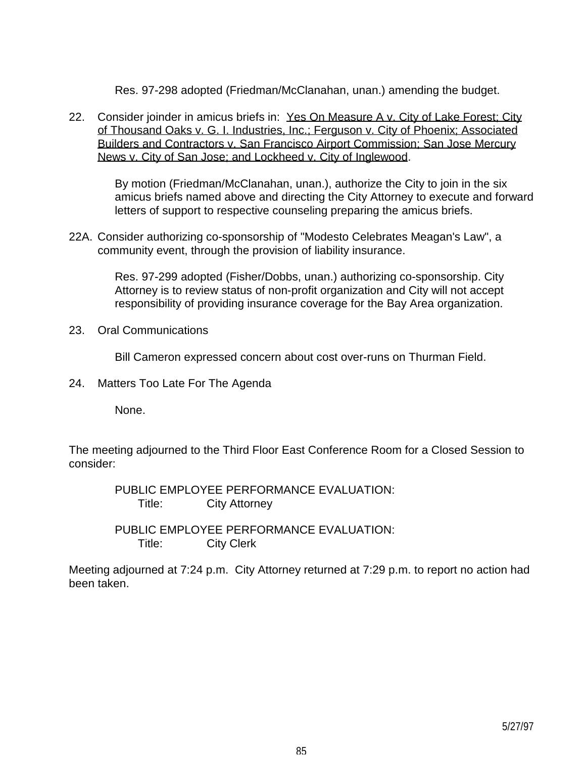Res. 97-298 adopted (Friedman/McClanahan, unan.) amending the budget.

22. Consider joinder in amicus briefs in: Yes On Measure A v. City of Lake Forest; City of Thousand Oaks v. G. I. Industries, Inc.; Ferguson v. City of Phoenix; Associated Builders and Contractors v. San Francisco Airport Commission; San Jose Mercury News v. City of San Jose; and Lockheed v. City of Inglewood.

    By motion (Friedman/McClanahan, unan.), authorize the City to join in the six amicus briefs named above and directing the City Attorney to execute and forward letters of support to respective counseling preparing the amicus briefs.

22A. Consider authorizing co-sponsorship of "Modesto Celebrates Meagan's Law", a community event, through the provision of liability insurance.

    Res. 97-299 adopted (Fisher/Dobbs, unan.) authorizing co-sponsorship. City Attorney is to review status of non-profit organization and City will not accept responsibility of providing insurance coverage for the Bay Area organization.

23. Oral Communications

    Bill Cameron expressed concern about cost over-runs on Thurman Field.

24. Matters Too Late For The Agenda

    None.

The meeting adjourned to the Third Floor East Conference Room for a Closed Session to consider:

PUBLIC EMPLOYEE PERFORMANCE EVALUATION:
Title: City Attorney

PUBLIC EMPLOYEE PERFORMANCE EVALUATION:
Title: City Clerk

Meeting adjourned at 7:24 p.m. City Attorney returned at 7:29 p.m. to report no action had been taken.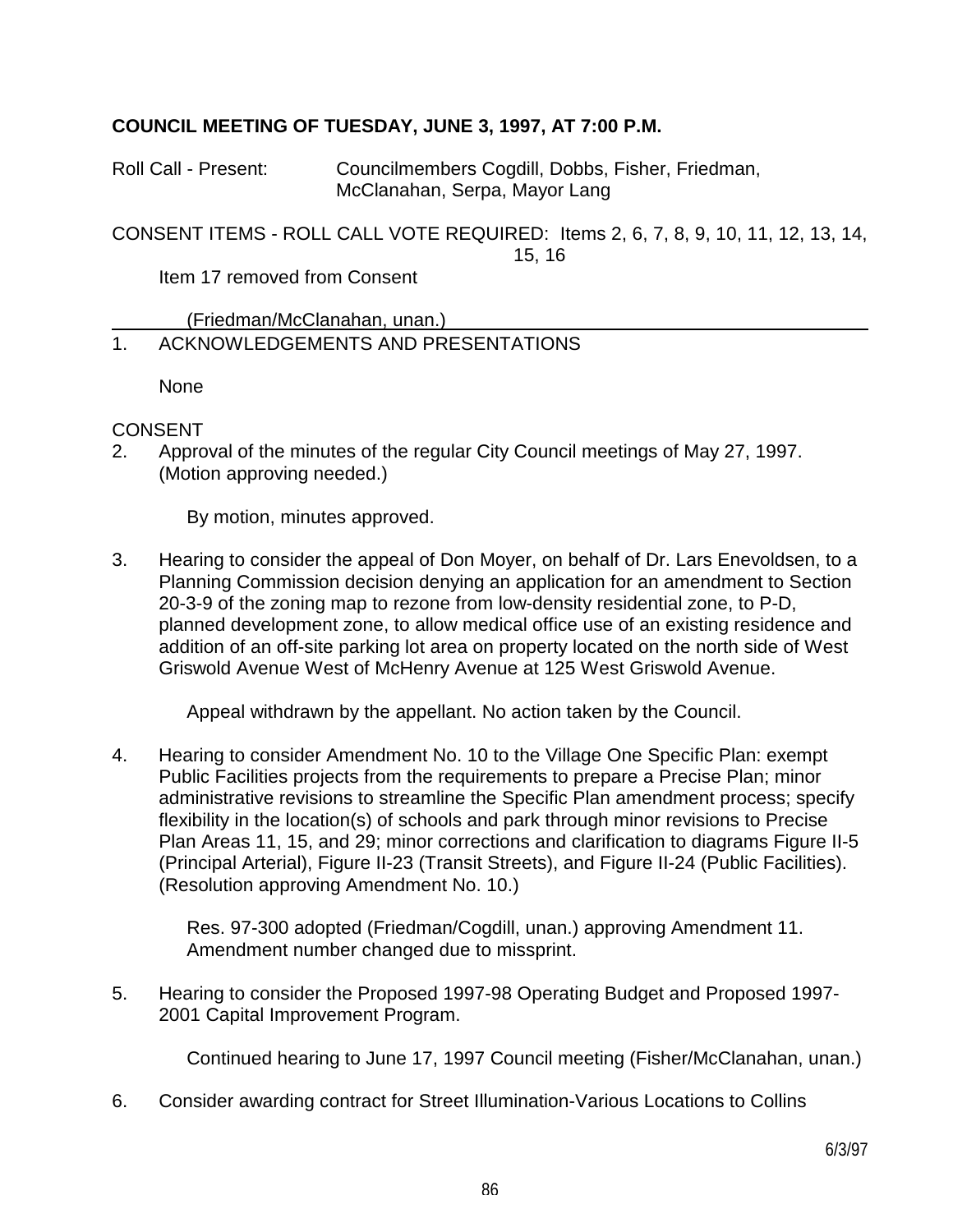**COUNCIL MEETING OF TUESDAY, JUNE 3, 1997, AT 7:00 P.M.**

Roll Call - Present: Councilmembers Cogdill, Dobbs, Fisher, Friedman, McClanahan, Serpa, Mayor Lang

CONSENT ITEMS - ROLL CALL VOTE REQUIRED: Items 2, 6, 7, 8, 9, 10, 11, 12, 13, 14, 15, 16

Item 17 removed from Consent

(Friedman/McClanahan, unan.)

1. ACKNOWLEDGEMENTS AND PRESENTATIONS

   None

CONSENT

2. Approval of the minutes of the regular City Council meetings of May 27, 1997. (Motion approving needed.)

   By motion, minutes approved.

3. Hearing to consider the appeal of Don Moyer, on behalf of Dr. Lars Enevoldsen, to a Planning Commission decision denying an application for an amendment to Section 20-3-9 of the zoning map to rezone from low-density residential zone, to P-D, planned development zone, to allow medical office use of an existing residence and addition of an off-site parking lot area on property located on the north side of West Griswold Avenue West of McHenry Avenue at 125 West Griswold Avenue.

   Appeal withdrawn by the appellant. No action taken by the Council.

4. Hearing to consider Amendment No. 10 to the Village One Specific Plan: exempt Public Facilities projects from the requirements to prepare a Precise Plan; minor administrative revisions to streamline the Specific Plan amendment process; specify flexibility in the location(s) of schools and park through minor revisions to Precise Plan Areas 11, 15, and 29; minor corrections and clarification to diagrams Figure II-5 (Principal Arterial), Figure II-23 (Transit Streets), and Figure II-24 (Public Facilities). (Resolution approving Amendment No. 10.)

   Res. 97-300 adopted (Friedman/Cogdill, unan.) approving Amendment 11. Amendment number changed due to missprint.

5. Hearing to consider the Proposed 1997-98 Operating Budget and Proposed 1997-2001 Capital Improvement Program.

   Continued hearing to June 17, 1997 Council meeting (Fisher/McClanahan, unan.)

6. Consider awarding contract for Street Illumination-Various Locations to Collins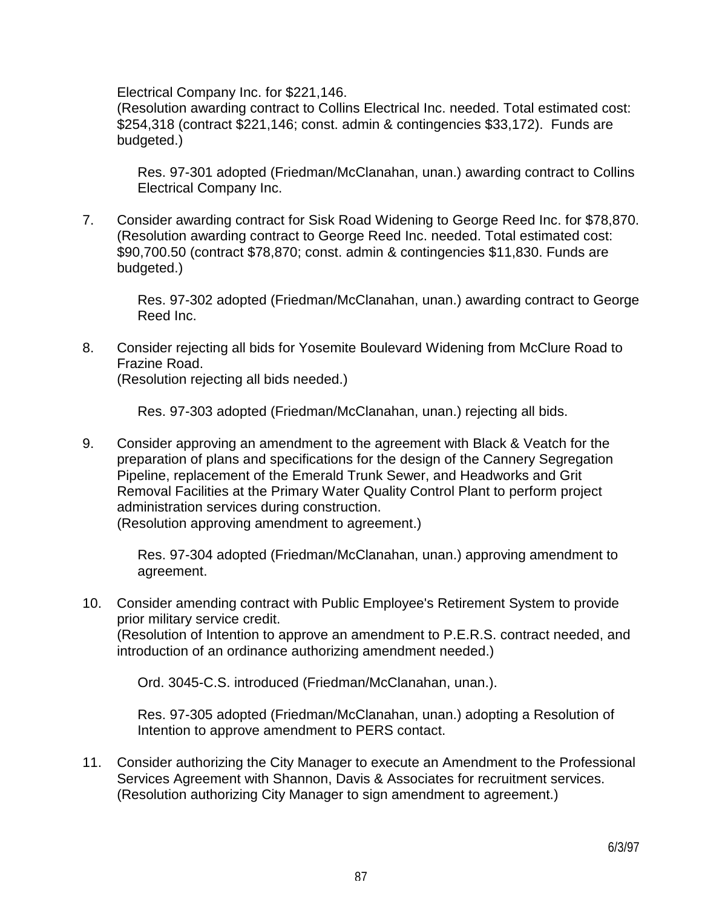Electrical Company Inc. for $221,146.
(Resolution awarding contract to Collins Electrical Inc. needed. Total estimated cost: $254,318 (contract $221,146; const. admin & contingencies $33,172). Funds are budgeted.)

> Res. 97-301 adopted (Friedman/McClanahan, unan.) awarding contract to Collins Electrical Company Inc.

7. Consider awarding contract for Sisk Road Widening to George Reed Inc. for $78,870. (Resolution awarding contract to George Reed Inc. needed. Total estimated cost: $90,700.50 (contract $78,870; const. admin & contingencies $11,830. Funds are budgeted.)

   > Res. 97-302 adopted (Friedman/McClanahan, unan.) awarding contract to George Reed Inc.

8. Consider rejecting all bids for Yosemite Boulevard Widening from McClure Road to Frazine Road.
   (Resolution rejecting all bids needed.)

   > Res. 97-303 adopted (Friedman/McClanahan, unan.) rejecting all bids.

9. Consider approving an amendment to the agreement with Black & Veatch for the preparation of plans and specifications for the design of the Cannery Segregation Pipeline, replacement of the Emerald Trunk Sewer, and Headworks and Grit Removal Facilities at the Primary Water Quality Control Plant to perform project administration services during construction.
   (Resolution approving amendment to agreement.)

   > Res. 97-304 adopted (Friedman/McClanahan, unan.) approving amendment to agreement.

10. Consider amending contract with Public Employee's Retirement System to provide prior military service credit.
    (Resolution of Intention to approve an amendment to P.E.R.S. contract needed, and introduction of an ordinance authorizing amendment needed.)

    > Ord. 3045-C.S. introduced (Friedman/McClanahan, unan.).
    >
    > Res. 97-305 adopted (Friedman/McClanahan, unan.) adopting a Resolution of Intention to approve amendment to PERS contact.

11. Consider authorizing the City Manager to execute an Amendment to the Professional Services Agreement with Shannon, Davis & Associates for recruitment services.
    (Resolution authorizing City Manager to sign amendment to agreement.)

6/3/97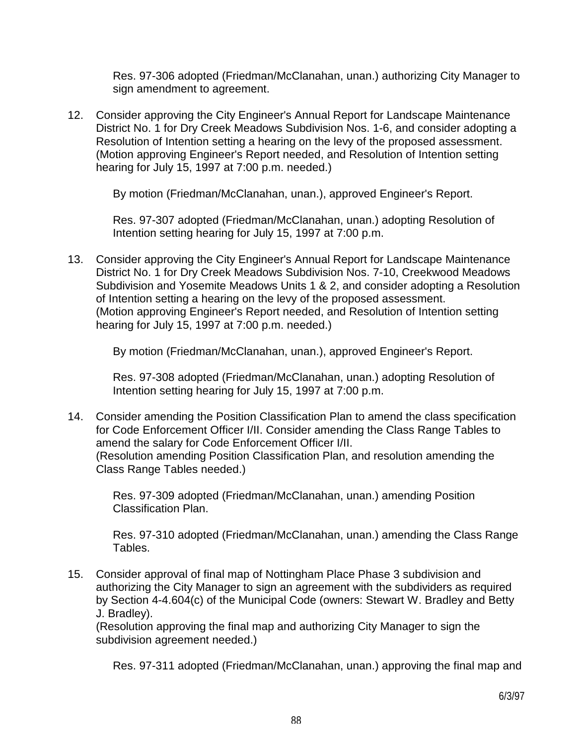Res. 97-306 adopted (Friedman/McClanahan, unan.) authorizing City Manager to sign amendment to agreement.

12. Consider approving the City Engineer's Annual Report for Landscape Maintenance District No. 1 for Dry Creek Meadows Subdivision Nos. 1-6, and consider adopting a Resolution of Intention setting a hearing on the levy of the proposed assessment. (Motion approving Engineer's Report needed, and Resolution of Intention setting hearing for July 15, 1997 at 7:00 p.m. needed.)

    By motion (Friedman/McClanahan, unan.), approved Engineer's Report.

    Res. 97-307 adopted (Friedman/McClanahan, unan.) adopting Resolution of Intention setting hearing for July 15, 1997 at 7:00 p.m.

13. Consider approving the City Engineer's Annual Report for Landscape Maintenance District No. 1 for Dry Creek Meadows Subdivision Nos. 7-10, Creekwood Meadows Subdivision and Yosemite Meadows Units 1 & 2, and consider adopting a Resolution of Intention setting a hearing on the levy of the proposed assessment. (Motion approving Engineer's Report needed, and Resolution of Intention setting hearing for July 15, 1997 at 7:00 p.m. needed.)

    By motion (Friedman/McClanahan, unan.), approved Engineer's Report.

    Res. 97-308 adopted (Friedman/McClanahan, unan.) adopting Resolution of Intention setting hearing for July 15, 1997 at 7:00 p.m.

14. Consider amending the Position Classification Plan to amend the class specification for Code Enforcement Officer I/II. Consider amending the Class Range Tables to amend the salary for Code Enforcement Officer I/II. (Resolution amending Position Classification Plan, and resolution amending the Class Range Tables needed.)

    Res. 97-309 adopted (Friedman/McClanahan, unan.) amending Position Classification Plan.

    Res. 97-310 adopted (Friedman/McClanahan, unan.) amending the Class Range Tables.

15. Consider approval of final map of Nottingham Place Phase 3 subdivision and authorizing the City Manager to sign an agreement with the subdividers as required by Section 4-4.604(c) of the Municipal Code (owners: Stewart W. Bradley and Betty J. Bradley). (Resolution approving the final map and authorizing City Manager to sign the subdivision agreement needed.)

    Res. 97-311 adopted (Friedman/McClanahan, unan.) approving the final map and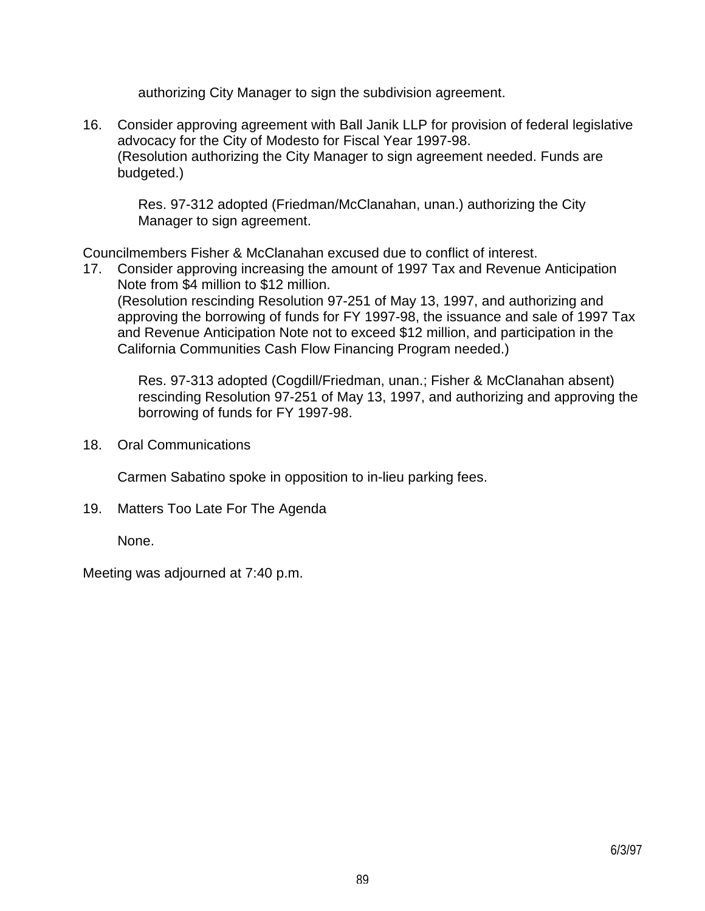authorizing City Manager to sign the subdivision agreement.

16. Consider approving agreement with Ball Janik LLP for provision of federal legislative advocacy for the City of Modesto for Fiscal Year 1997-98.
    (Resolution authorizing the City Manager to sign agreement needed. Funds are budgeted.)

    Res. 97-312 adopted (Friedman/McClanahan, unan.) authorizing the City Manager to sign agreement.

Councilmembers Fisher & McClanahan excused due to conflict of interest.

17. Consider approving increasing the amount of 1997 Tax and Revenue Anticipation Note from $4 million to $12 million.
    (Resolution rescinding Resolution 97-251 of May 13, 1997, and authorizing and approving the borrowing of funds for FY 1997-98, the issuance and sale of 1997 Tax and Revenue Anticipation Note not to exceed $12 million, and participation in the California Communities Cash Flow Financing Program needed.)

    Res. 97-313 adopted (Cogdill/Friedman, unan.; Fisher & McClanahan absent) rescinding Resolution 97-251 of May 13, 1997, and authorizing and approving the borrowing of funds for FY 1997-98.

18. Oral Communications

    Carmen Sabatino spoke in opposition to in-lieu parking fees.

19. Matters Too Late For The Agenda

    None.

Meeting was adjourned at 7:40 p.m.

6/3/97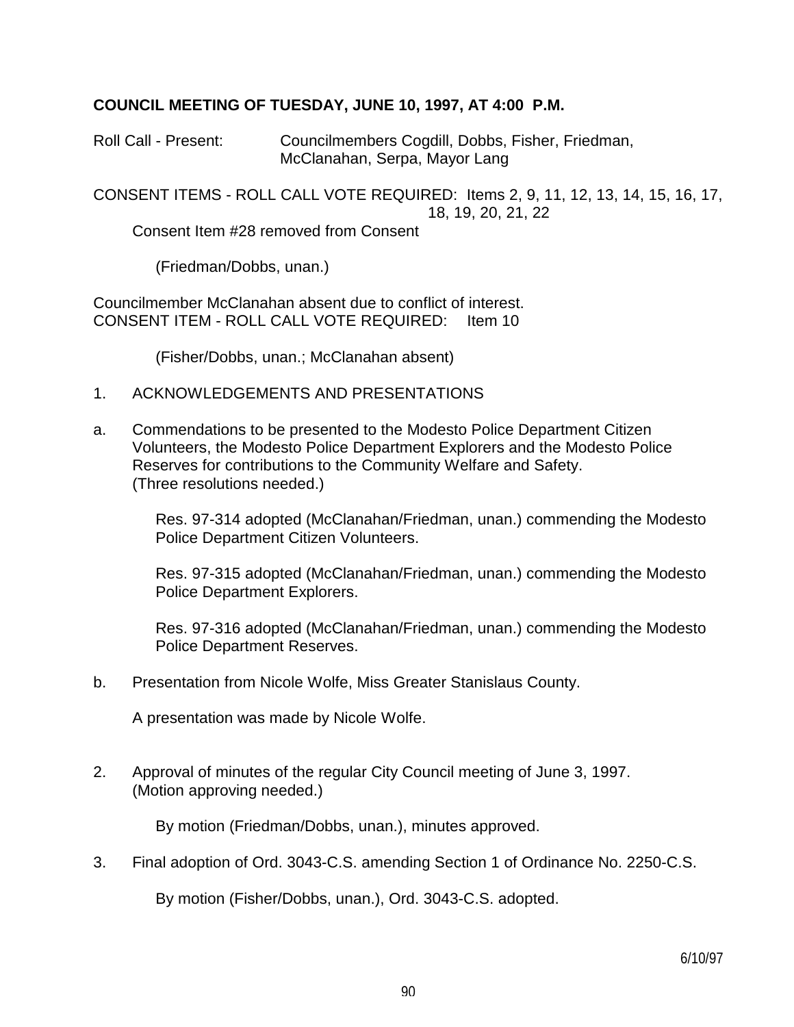**COUNCIL MEETING OF TUESDAY, JUNE 10, 1997, AT 4:00 P.M.**

Roll Call - Present: Councilmembers Cogdill, Dobbs, Fisher, Friedman, McClanahan, Serpa, Mayor Lang

CONSENT ITEMS - ROLL CALL VOTE REQUIRED: Items 2, 9, 11, 12, 13, 14, 15, 16, 17, 18, 19, 20, 21, 22

Consent Item #28 removed from Consent

(Friedman/Dobbs, unan.)

Councilmember McClanahan absent due to conflict of interest.
CONSENT ITEM - ROLL CALL VOTE REQUIRED: Item 10

(Fisher/Dobbs, unan.; McClanahan absent)

1. ACKNOWLEDGEMENTS AND PRESENTATIONS

a. Commendations to be presented to the Modesto Police Department Citizen Volunteers, the Modesto Police Department Explorers and the Modesto Police Reserves for contributions to the Community Welfare and Safety. (Three resolutions needed.)

   Res. 97-314 adopted (McClanahan/Friedman, unan.) commending the Modesto Police Department Citizen Volunteers.

   Res. 97-315 adopted (McClanahan/Friedman, unan.) commending the Modesto Police Department Explorers.

   Res. 97-316 adopted (McClanahan/Friedman, unan.) commending the Modesto Police Department Reserves.

b. Presentation from Nicole Wolfe, Miss Greater Stanislaus County.

   A presentation was made by Nicole Wolfe.

2. Approval of minutes of the regular City Council meeting of June 3, 1997. (Motion approving needed.)

   By motion (Friedman/Dobbs, unan.), minutes approved.

3. Final adoption of Ord. 3043-C.S. amending Section 1 of Ordinance No. 2250-C.S.

   By motion (Fisher/Dobbs, unan.), Ord. 3043-C.S. adopted.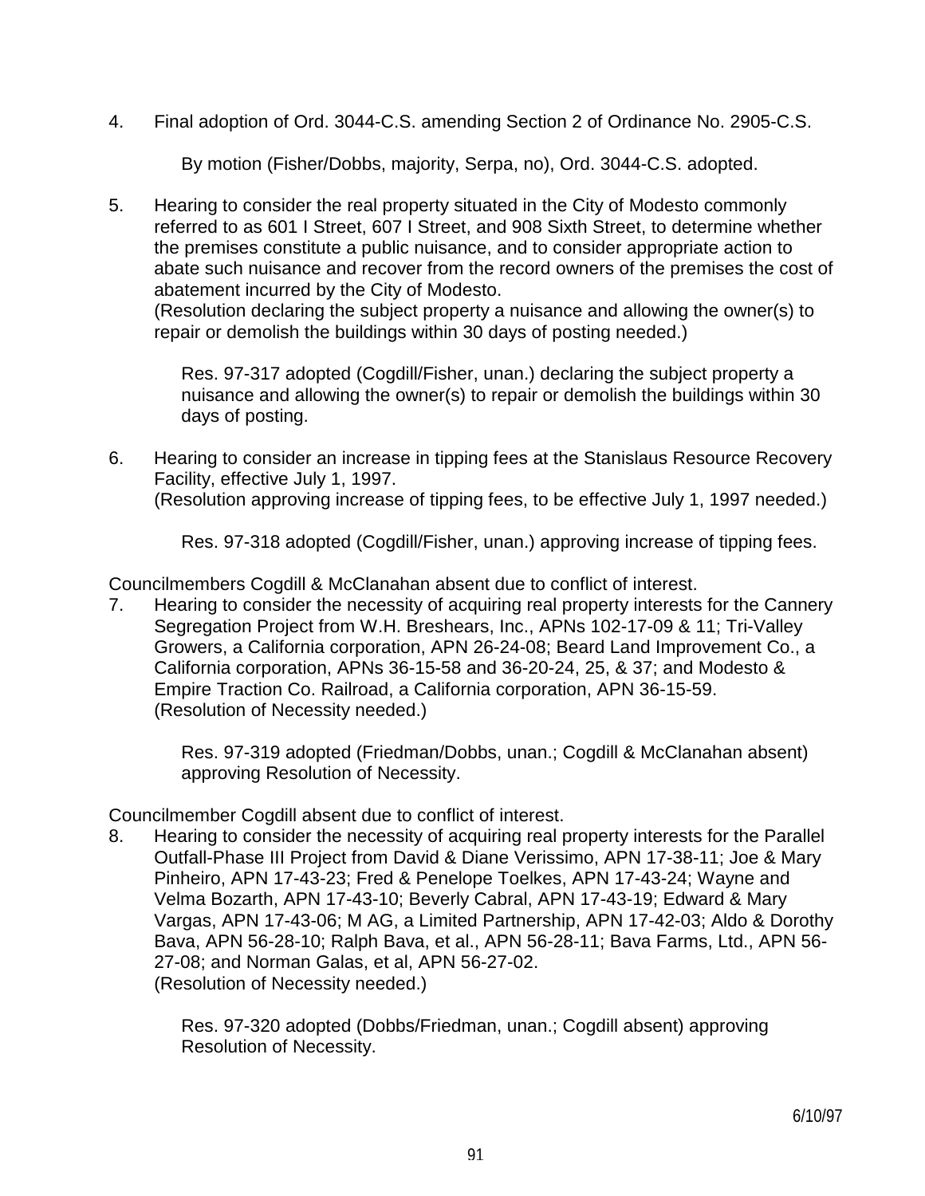4. Final adoption of Ord. 3044-C.S. amending Section 2 of Ordinance No. 2905-C.S.

   By motion (Fisher/Dobbs, majority, Serpa, no), Ord. 3044-C.S. adopted.

5. Hearing to consider the real property situated in the City of Modesto commonly referred to as 601 I Street, 607 I Street, and 908 Sixth Street, to determine whether the premises constitute a public nuisance, and to consider appropriate action to abate such nuisance and recover from the record owners of the premises the cost of abatement incurred by the City of Modesto.
   (Resolution declaring the subject property a nuisance and allowing the owner(s) to repair or demolish the buildings within 30 days of posting needed.)

   Res. 97-317 adopted (Cogdill/Fisher, unan.) declaring the subject property a nuisance and allowing the owner(s) to repair or demolish the buildings within 30 days of posting.

6. Hearing to consider an increase in tipping fees at the Stanislaus Resource Recovery Facility, effective July 1, 1997.
   (Resolution approving increase of tipping fees, to be effective July 1, 1997 needed.)

   Res. 97-318 adopted (Cogdill/Fisher, unan.) approving increase of tipping fees.

Councilmembers Cogdill & McClanahan absent due to conflict of interest.

7. Hearing to consider the necessity of acquiring real property interests for the Cannery Segregation Project from W.H. Breshears, Inc., APNs 102-17-09 & 11; Tri-Valley Growers, a California corporation, APN 26-24-08; Beard Land Improvement Co., a California corporation, APNs 36-15-58 and 36-20-24, 25, & 37; and Modesto & Empire Traction Co. Railroad, a California corporation, APN 36-15-59.
   (Resolution of Necessity needed.)

   Res. 97-319 adopted (Friedman/Dobbs, unan.; Cogdill & McClanahan absent) approving Resolution of Necessity.

Councilmember Cogdill absent due to conflict of interest.

8. Hearing to consider the necessity of acquiring real property interests for the Parallel Outfall-Phase III Project from David & Diane Verissimo, APN 17-38-11; Joe & Mary Pinheiro, APN 17-43-23; Fred & Penelope Toelkes, APN 17-43-24; Wayne and Velma Bozarth, APN 17-43-10; Beverly Cabral, APN 17-43-19; Edward & Mary Vargas, APN 17-43-06; M AG, a Limited Partnership, APN 17-42-03; Aldo & Dorothy Bava, APN 56-28-10; Ralph Bava, et al., APN 56-28-11; Bava Farms, Ltd., APN 56-27-08; and Norman Galas, et al, APN 56-27-02.
   (Resolution of Necessity needed.)

   Res. 97-320 adopted (Dobbs/Friedman, unan.; Cogdill absent) approving Resolution of Necessity.

6/10/97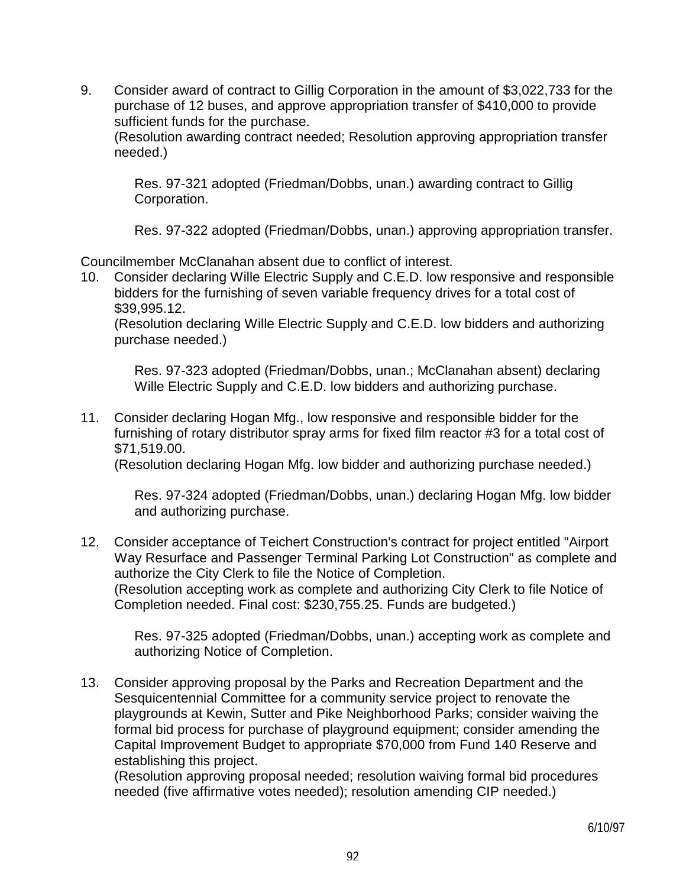9. Consider award of contract to Gillig Corporation in the amount of $3,022,733 for the purchase of 12 buses, and approve appropriation transfer of $410,000 to provide sufficient funds for the purchase.
(Resolution awarding contract needed; Resolution approving appropriation transfer needed.)

    Res. 97-321 adopted (Friedman/Dobbs, unan.) awarding contract to Gillig Corporation.

    Res. 97-322 adopted (Friedman/Dobbs, unan.) approving appropriation transfer.

Councilmember McClanahan absent due to conflict of interest.

10. Consider declaring Wille Electric Supply and C.E.D. low responsive and responsible bidders for the furnishing of seven variable frequency drives for a total cost of $39,995.12.
(Resolution declaring Wille Electric Supply and C.E.D. low bidders and authorizing purchase needed.)

    Res. 97-323 adopted (Friedman/Dobbs, unan.; McClanahan absent) declaring Wille Electric Supply and C.E.D. low bidders and authorizing purchase.

11. Consider declaring Hogan Mfg., low responsive and responsible bidder for the furnishing of rotary distributor spray arms for fixed film reactor #3 for a total cost of $71,519.00.
(Resolution declaring Hogan Mfg. low bidder and authorizing purchase needed.)

    Res. 97-324 adopted (Friedman/Dobbs, unan.) declaring Hogan Mfg. low bidder and authorizing purchase.

12. Consider acceptance of Teichert Construction's contract for project entitled "Airport Way Resurface and Passenger Terminal Parking Lot Construction" as complete and authorize the City Clerk to file the Notice of Completion.
(Resolution accepting work as complete and authorizing City Clerk to file Notice of Completion needed. Final cost: $230,755.25. Funds are budgeted.)

    Res. 97-325 adopted (Friedman/Dobbs, unan.) accepting work as complete and authorizing Notice of Completion.

13. Consider approving proposal by the Parks and Recreation Department and the Sesquicentennial Committee for a community service project to renovate the playgrounds at Kewin, Sutter and Pike Neighborhood Parks; consider waiving the formal bid process for purchase of playground equipment; consider amending the Capital Improvement Budget to appropriate $70,000 from Fund 140 Reserve and establishing this project.
(Resolution approving proposal needed; resolution waiving formal bid procedures needed (five affirmative votes needed); resolution amending CIP needed.)

6/10/97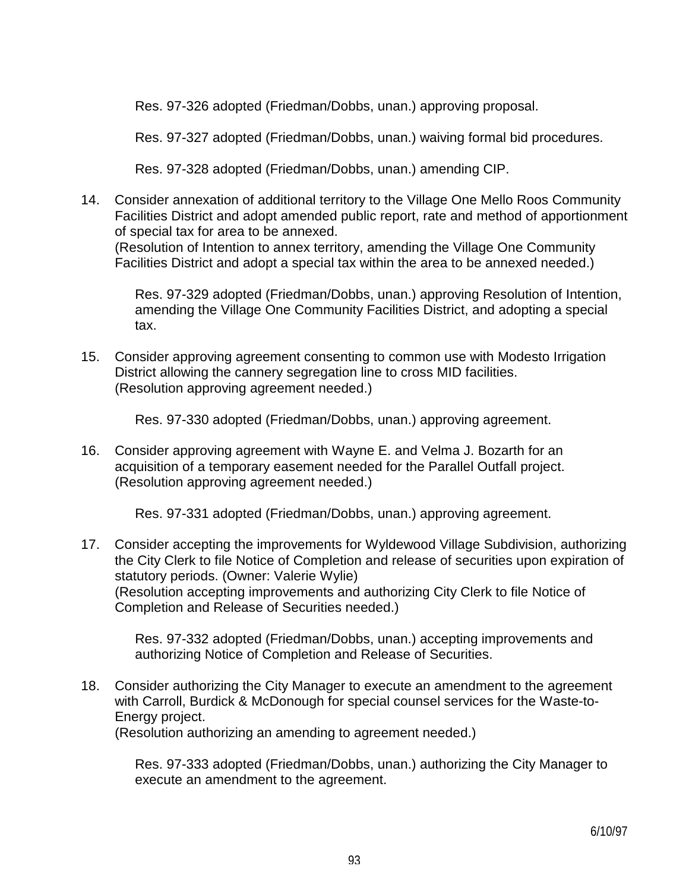Res. 97-326 adopted (Friedman/Dobbs, unan.) approving proposal.

Res. 97-327 adopted (Friedman/Dobbs, unan.) waiving formal bid procedures.

Res. 97-328 adopted (Friedman/Dobbs, unan.) amending CIP.

14. Consider annexation of additional territory to the Village One Mello Roos Community Facilities District and adopt amended public report, rate and method of apportionment of special tax for area to be annexed.
(Resolution of Intention to annex territory, amending the Village One Community Facilities District and adopt a special tax within the area to be annexed needed.)

    Res. 97-329 adopted (Friedman/Dobbs, unan.) approving Resolution of Intention, amending the Village One Community Facilities District, and adopting a special tax.

15. Consider approving agreement consenting to common use with Modesto Irrigation District allowing the cannery segregation line to cross MID facilities.
(Resolution approving agreement needed.)

    Res. 97-330 adopted (Friedman/Dobbs, unan.) approving agreement.

16. Consider approving agreement with Wayne E. and Velma J. Bozarth for an acquisition of a temporary easement needed for the Parallel Outfall project.
(Resolution approving agreement needed.)

    Res. 97-331 adopted (Friedman/Dobbs, unan.) approving agreement.

17. Consider accepting the improvements for Wyldewood Village Subdivision, authorizing the City Clerk to file Notice of Completion and release of securities upon expiration of statutory periods. (Owner: Valerie Wylie)
(Resolution accepting improvements and authorizing City Clerk to file Notice of Completion and Release of Securities needed.)

    Res. 97-332 adopted (Friedman/Dobbs, unan.) accepting improvements and authorizing Notice of Completion and Release of Securities.

18. Consider authorizing the City Manager to execute an amendment to the agreement with Carroll, Burdick & McDonough for special counsel services for the Waste-to-Energy project.
(Resolution authorizing an amending to agreement needed.)

    Res. 97-333 adopted (Friedman/Dobbs, unan.) authorizing the City Manager to execute an amendment to the agreement.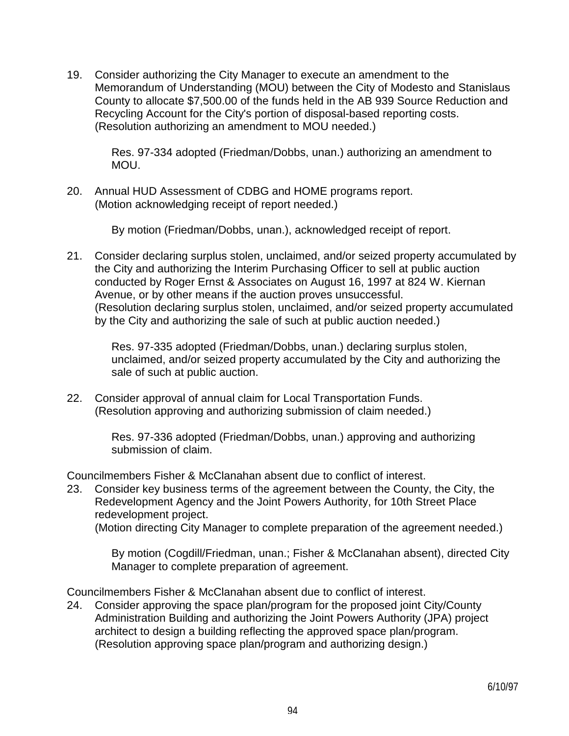19. Consider authorizing the City Manager to execute an amendment to the Memorandum of Understanding (MOU) between the City of Modesto and Stanislaus County to allocate $7,500.00 of the funds held in the AB 939 Source Reduction and Recycling Account for the City's portion of disposal-based reporting costs. (Resolution authorizing an amendment to MOU needed.)

    Res. 97-334 adopted (Friedman/Dobbs, unan.) authorizing an amendment to MOU.

20. Annual HUD Assessment of CDBG and HOME programs report. (Motion acknowledging receipt of report needed.)

    By motion (Friedman/Dobbs, unan.), acknowledged receipt of report.

21. Consider declaring surplus stolen, unclaimed, and/or seized property accumulated by the City and authorizing the Interim Purchasing Officer to sell at public auction conducted by Roger Ernst & Associates on August 16, 1997 at 824 W. Kiernan Avenue, or by other means if the auction proves unsuccessful. (Resolution declaring surplus stolen, unclaimed, and/or seized property accumulated by the City and authorizing the sale of such at public auction needed.)

    Res. 97-335 adopted (Friedman/Dobbs, unan.) declaring surplus stolen, unclaimed, and/or seized property accumulated by the City and authorizing the sale of such at public auction.

22. Consider approval of annual claim for Local Transportation Funds. (Resolution approving and authorizing submission of claim needed.)

    Res. 97-336 adopted (Friedman/Dobbs, unan.) approving and authorizing submission of claim.

Councilmembers Fisher & McClanahan absent due to conflict of interest.

23. Consider key business terms of the agreement between the County, the City, the Redevelopment Agency and the Joint Powers Authority, for 10th Street Place redevelopment project. (Motion directing City Manager to complete preparation of the agreement needed.)

    By motion (Cogdill/Friedman, unan.; Fisher & McClanahan absent), directed City Manager to complete preparation of agreement.

Councilmembers Fisher & McClanahan absent due to conflict of interest.

24. Consider approving the space plan/program for the proposed joint City/County Administration Building and authorizing the Joint Powers Authority (JPA) project architect to design a building reflecting the approved space plan/program. (Resolution approving space plan/program and authorizing design.)

6/10/97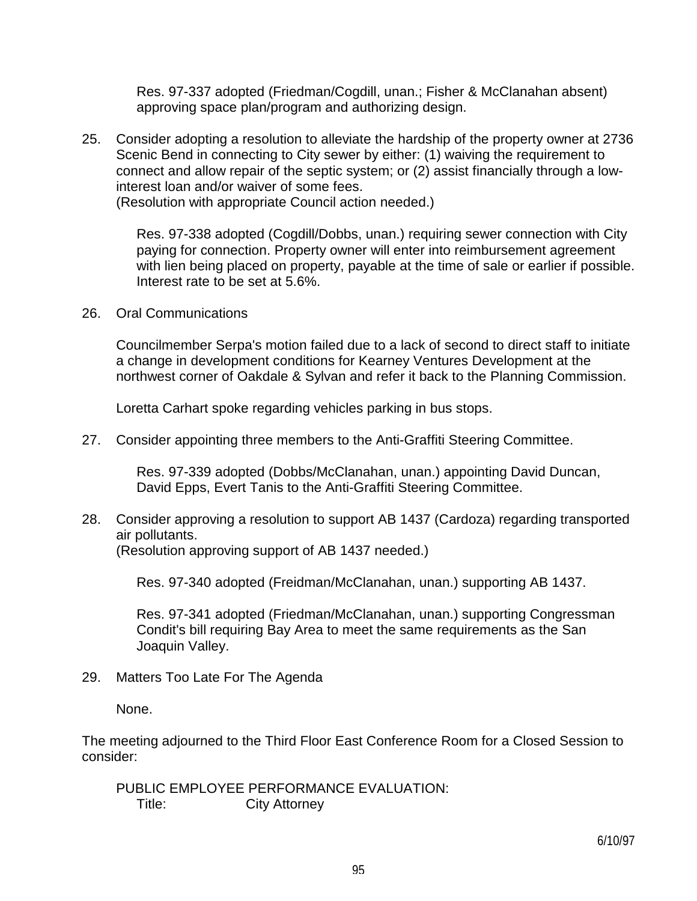Res. 97-337 adopted (Friedman/Cogdill, unan.; Fisher & McClanahan absent) approving space plan/program and authorizing design.

25. Consider adopting a resolution to alleviate the hardship of the property owner at 2736 Scenic Bend in connecting to City sewer by either: (1) waiving the requirement to connect and allow repair of the septic system; or (2) assist financially through a low-interest loan and/or waiver of some fees.
(Resolution with appropriate Council action needed.)

    Res. 97-338 adopted (Cogdill/Dobbs, unan.) requiring sewer connection with City paying for connection. Property owner will enter into reimbursement agreement with lien being placed on property, payable at the time of sale or earlier if possible. Interest rate to be set at 5.6%.

26. Oral Communications

    Councilmember Serpa's motion failed due to a lack of second to direct staff to initiate a change in development conditions for Kearney Ventures Development at the northwest corner of Oakdale & Sylvan and refer it back to the Planning Commission.

    Loretta Carhart spoke regarding vehicles parking in bus stops.

27. Consider appointing three members to the Anti-Graffiti Steering Committee.

    Res. 97-339 adopted (Dobbs/McClanahan, unan.) appointing David Duncan, David Epps, Evert Tanis to the Anti-Graffiti Steering Committee.

28. Consider approving a resolution to support AB 1437 (Cardoza) regarding transported air pollutants.
(Resolution approving support of AB 1437 needed.)

    Res. 97-340 adopted (Freidman/McClanahan, unan.) supporting AB 1437.

    Res. 97-341 adopted (Friedman/McClanahan, unan.) supporting Congressman Condit's bill requiring Bay Area to meet the same requirements as the San Joaquin Valley.

29. Matters Too Late For The Agenda

    None.

The meeting adjourned to the Third Floor East Conference Room for a Closed Session to consider:

PUBLIC EMPLOYEE PERFORMANCE EVALUATION:
Title: City Attorney

6/10/97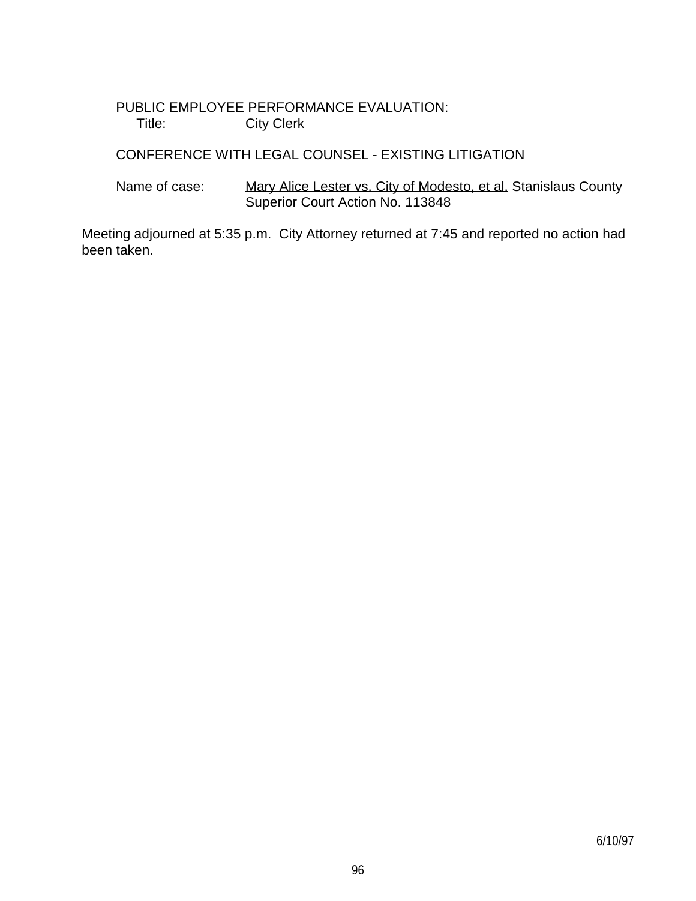PUBLIC EMPLOYEE PERFORMANCE EVALUATION:
Title: City Clerk

CONFERENCE WITH LEGAL COUNSEL - EXISTING LITIGATION

Name of case: Mary Alice Lester vs. City of Modesto, et al. Stanislaus County Superior Court Action No. 113848

Meeting adjourned at 5:35 p.m. City Attorney returned at 7:45 and reported no action had been taken.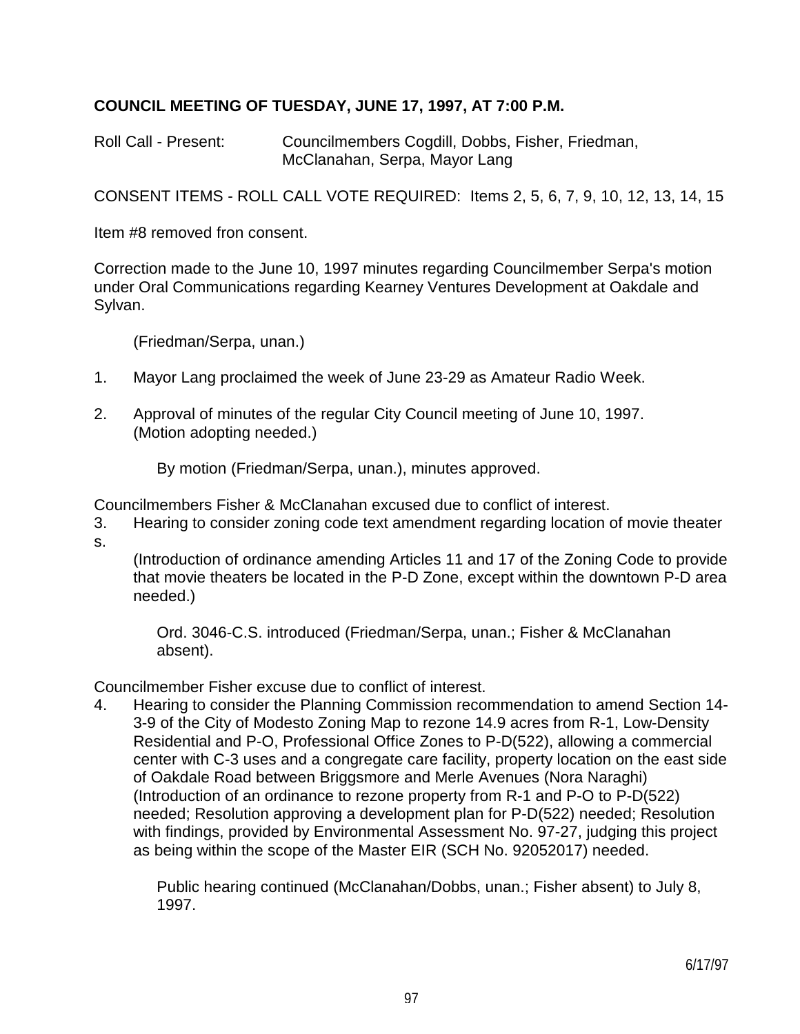**COUNCIL MEETING OF TUESDAY, JUNE 17, 1997, AT 7:00 P.M.**

Roll Call - Present: Councilmembers Cogdill, Dobbs, Fisher, Friedman, McClanahan, Serpa, Mayor Lang

CONSENT ITEMS - ROLL CALL VOTE REQUIRED: Items 2, 5, 6, 7, 9, 10, 12, 13, 14, 15

Item #8 removed fron consent.

Correction made to the June 10, 1997 minutes regarding Councilmember Serpa's motion under Oral Communications regarding Kearney Ventures Development at Oakdale and Sylvan.

(Friedman/Serpa, unan.)

1. Mayor Lang proclaimed the week of June 23-29 as Amateur Radio Week.

2. Approval of minutes of the regular City Council meeting of June 10, 1997. (Motion adopting needed.)

   By motion (Friedman/Serpa, unan.), minutes approved.

Councilmembers Fisher & McClanahan excused due to conflict of interest.

3. Hearing to consider zoning code text amendment regarding location of movie theater s.
   (Introduction of ordinance amending Articles 11 and 17 of the Zoning Code to provide that movie theaters be located in the P-D Zone, except within the downtown P-D area needed.)

   Ord. 3046-C.S. introduced (Friedman/Serpa, unan.; Fisher & McClanahan absent).

Councilmember Fisher excuse due to conflict of interest.

4. Hearing to consider the Planning Commission recommendation to amend Section 14-3-9 of the City of Modesto Zoning Map to rezone 14.9 acres from R-1, Low-Density Residential and P-O, Professional Office Zones to P-D(522), allowing a commercial center with C-3 uses and a congregate care facility, property location on the east side of Oakdale Road between Briggsmore and Merle Avenues (Nora Naraghi) (Introduction of an ordinance to rezone property from R-1 and P-O to P-D(522) needed; Resolution approving a development plan for P-D(522) needed; Resolution with findings, provided by Environmental Assessment No. 97-27, judging this project as being within the scope of the Master EIR (SCH No. 92052017) needed.

   Public hearing continued (McClanahan/Dobbs, unan.; Fisher absent) to July 8, 1997.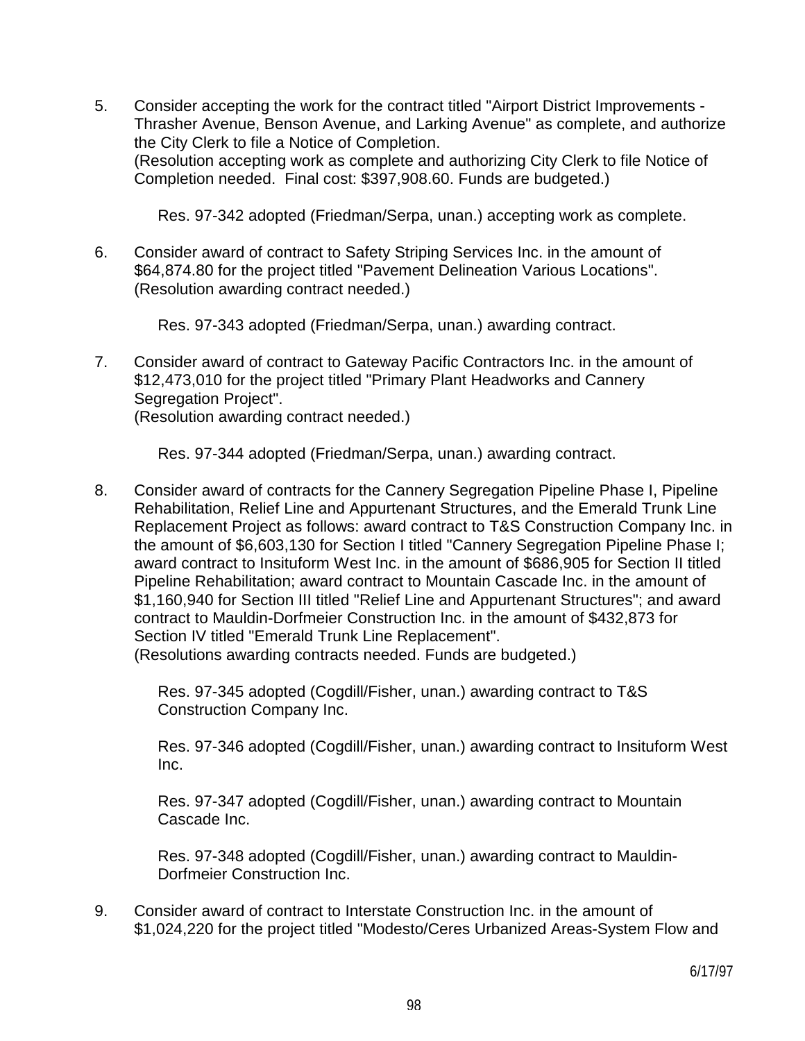5. Consider accepting the work for the contract titled "Airport District Improvements - Thrasher Avenue, Benson Avenue, and Larking Avenue" as complete, and authorize the City Clerk to file a Notice of Completion.
   (Resolution accepting work as complete and authorizing City Clerk to file Notice of Completion needed. Final cost: $397,908.60. Funds are budgeted.)

   Res. 97-342 adopted (Friedman/Serpa, unan.) accepting work as complete.

6. Consider award of contract to Safety Striping Services Inc. in the amount of $64,874.80 for the project titled "Pavement Delineation Various Locations".
   (Resolution awarding contract needed.)

   Res. 97-343 adopted (Friedman/Serpa, unan.) awarding contract.

7. Consider award of contract to Gateway Pacific Contractors Inc. in the amount of $12,473,010 for the project titled "Primary Plant Headworks and Cannery Segregation Project".
   (Resolution awarding contract needed.)

   Res. 97-344 adopted (Friedman/Serpa, unan.) awarding contract.

8. Consider award of contracts for the Cannery Segregation Pipeline Phase I, Pipeline Rehabilitation, Relief Line and Appurtenant Structures, and the Emerald Trunk Line Replacement Project as follows: award contract to T&S Construction Company Inc. in the amount of $6,603,130 for Section I titled "Cannery Segregation Pipeline Phase I; award contract to Insituform West Inc. in the amount of $686,905 for Section II titled Pipeline Rehabilitation; award contract to Mountain Cascade Inc. in the amount of $1,160,940 for Section III titled "Relief Line and Appurtenant Structures"; and award contract to Mauldin-Dorfmeier Construction Inc. in the amount of $432,873 for Section IV titled "Emerald Trunk Line Replacement".
   (Resolutions awarding contracts needed. Funds are budgeted.)

   Res. 97-345 adopted (Cogdill/Fisher, unan.) awarding contract to T&S Construction Company Inc.

   Res. 97-346 adopted (Cogdill/Fisher, unan.) awarding contract to Insituform West Inc.

   Res. 97-347 adopted (Cogdill/Fisher, unan.) awarding contract to Mountain Cascade Inc.

   Res. 97-348 adopted (Cogdill/Fisher, unan.) awarding contract to Mauldin-Dorfmeier Construction Inc.

9. Consider award of contract to Interstate Construction Inc. in the amount of $1,024,220 for the project titled "Modesto/Ceres Urbanized Areas-System Flow and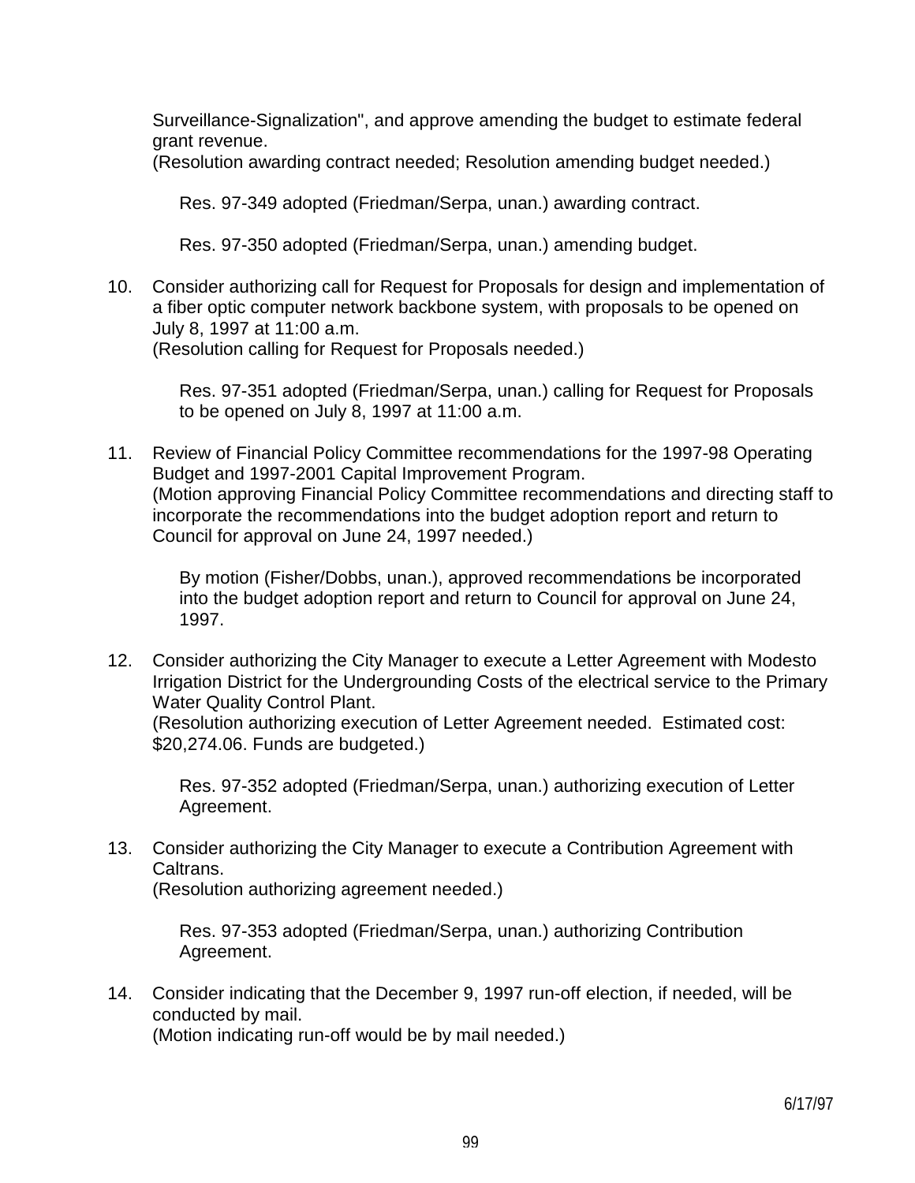Surveillance-Signalization", and approve amending the budget to estimate federal grant revenue.
(Resolution awarding contract needed; Resolution amending budget needed.)

Res. 97-349 adopted (Friedman/Serpa, unan.) awarding contract.

Res. 97-350 adopted (Friedman/Serpa, unan.) amending budget.

10. Consider authorizing call for Request for Proposals for design and implementation of a fiber optic computer network backbone system, with proposals to be opened on July 8, 1997 at 11:00 a.m.
    (Resolution calling for Request for Proposals needed.)

    Res. 97-351 adopted (Friedman/Serpa, unan.) calling for Request for Proposals to be opened on July 8, 1997 at 11:00 a.m.

11. Review of Financial Policy Committee recommendations for the 1997-98 Operating Budget and 1997-2001 Capital Improvement Program.
    (Motion approving Financial Policy Committee recommendations and directing staff to incorporate the recommendations into the budget adoption report and return to Council for approval on June 24, 1997 needed.)

    By motion (Fisher/Dobbs, unan.), approved recommendations be incorporated into the budget adoption report and return to Council for approval on June 24, 1997.

12. Consider authorizing the City Manager to execute a Letter Agreement with Modesto Irrigation District for the Undergrounding Costs of the electrical service to the Primary Water Quality Control Plant.
    (Resolution authorizing execution of Letter Agreement needed. Estimated cost: $20,274.06. Funds are budgeted.)

    Res. 97-352 adopted (Friedman/Serpa, unan.) authorizing execution of Letter Agreement.

13. Consider authorizing the City Manager to execute a Contribution Agreement with Caltrans.
    (Resolution authorizing agreement needed.)

    Res. 97-353 adopted (Friedman/Serpa, unan.) authorizing Contribution Agreement.

14. Consider indicating that the December 9, 1997 run-off election, if needed, will be conducted by mail.
    (Motion indicating run-off would be by mail needed.)

6/17/97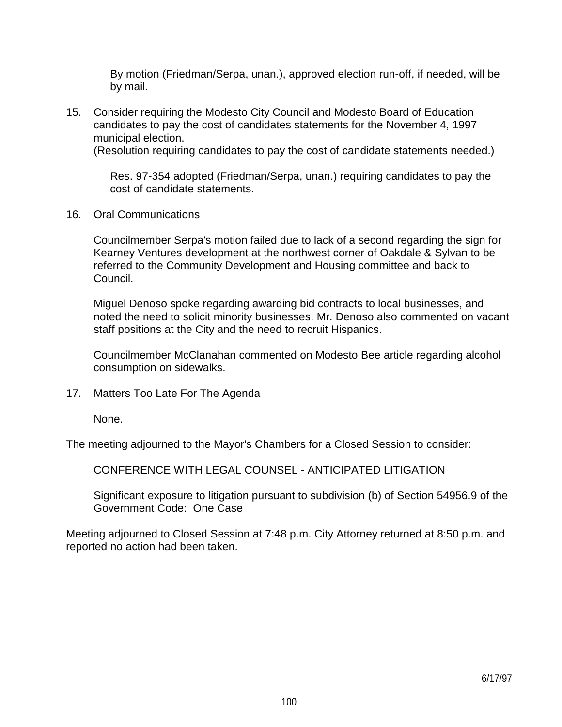By motion (Friedman/Serpa, unan.), approved election run-off, if needed, will be by mail.

15. Consider requiring the Modesto City Council and Modesto Board of Education candidates to pay the cost of candidates statements for the November 4, 1997 municipal election.
(Resolution requiring candidates to pay the cost of candidate statements needed.)

    Res. 97-354 adopted (Friedman/Serpa, unan.) requiring candidates to pay the cost of candidate statements.

16. Oral Communications

    Councilmember Serpa's motion failed due to lack of a second regarding the sign for Kearney Ventures development at the northwest corner of Oakdale & Sylvan to be referred to the Community Development and Housing committee and back to Council.

    Miguel Denoso spoke regarding awarding bid contracts to local businesses, and noted the need to solicit minority businesses. Mr. Denoso also commented on vacant staff positions at the City and the need to recruit Hispanics.

    Councilmember McClanahan commented on Modesto Bee article regarding alcohol consumption on sidewalks.

17. Matters Too Late For The Agenda

    None.

The meeting adjourned to the Mayor's Chambers for a Closed Session to consider:

CONFERENCE WITH LEGAL COUNSEL - ANTICIPATED LITIGATION

Significant exposure to litigation pursuant to subdivision (b) of Section 54956.9 of the Government Code: One Case

Meeting adjourned to Closed Session at 7:48 p.m. City Attorney returned at 8:50 p.m. and reported no action had been taken.

6/17/97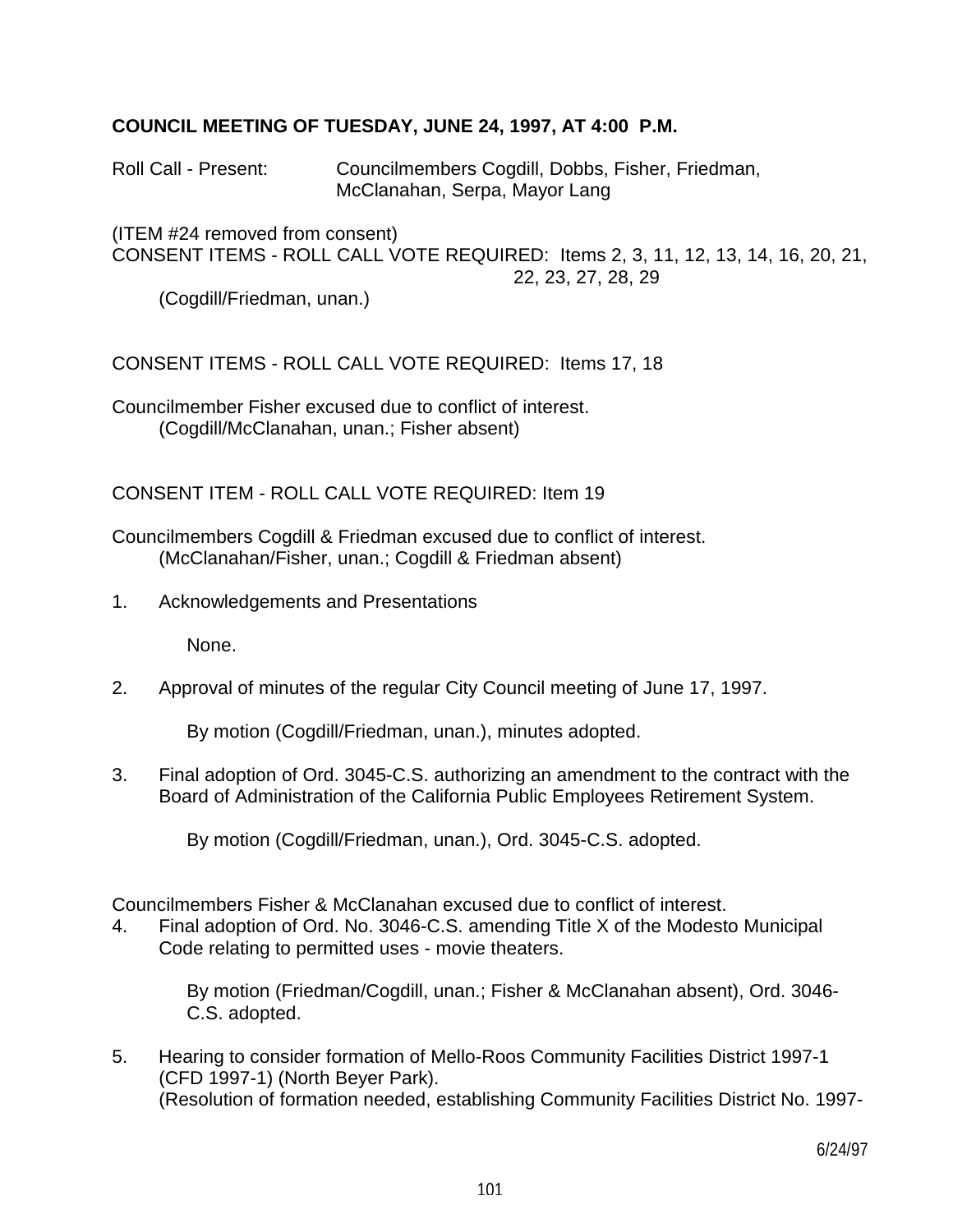**COUNCIL MEETING OF TUESDAY, JUNE 24, 1997, AT 4:00 P.M.**

Roll Call - Present: Councilmembers Cogdill, Dobbs, Fisher, Friedman, McClanahan, Serpa, Mayor Lang

(ITEM #24 removed from consent)
CONSENT ITEMS - ROLL CALL VOTE REQUIRED: Items 2, 3, 11, 12, 13, 14, 16, 20, 21, 22, 23, 27, 28, 29

(Cogdill/Friedman, unan.)

CONSENT ITEMS - ROLL CALL VOTE REQUIRED: Items 17, 18

Councilmember Fisher excused due to conflict of interest.
(Cogdill/McClanahan, unan.; Fisher absent)

CONSENT ITEM - ROLL CALL VOTE REQUIRED: Item 19

Councilmembers Cogdill & Friedman excused due to conflict of interest.
(McClanahan/Fisher, unan.; Cogdill & Friedman absent)

1. Acknowledgements and Presentations

   None.

2. Approval of minutes of the regular City Council meeting of June 17, 1997.

   By motion (Cogdill/Friedman, unan.), minutes adopted.

3. Final adoption of Ord. 3045-C.S. authorizing an amendment to the contract with the Board of Administration of the California Public Employees Retirement System.

   By motion (Cogdill/Friedman, unan.), Ord. 3045-C.S. adopted.

Councilmembers Fisher & McClanahan excused due to conflict of interest.

4. Final adoption of Ord. No. 3046-C.S. amending Title X of the Modesto Municipal Code relating to permitted uses - movie theaters.

   By motion (Friedman/Cogdill, unan.; Fisher & McClanahan absent), Ord. 3046-C.S. adopted.

5. Hearing to consider formation of Mello-Roos Community Facilities District 1997-1 (CFD 1997-1) (North Beyer Park).
   (Resolution of formation needed, establishing Community Facilities District No. 1997-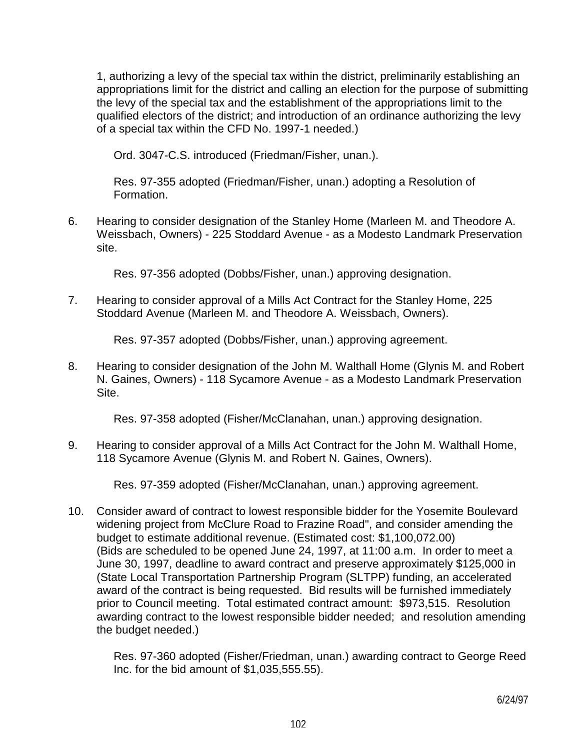1, authorizing a levy of the special tax within the district, preliminarily establishing an appropriations limit for the district and calling an election for the purpose of submitting the levy of the special tax and the establishment of the appropriations limit to the qualified electors of the district; and introduction of an ordinance authorizing the levy of a special tax within the CFD No. 1997-1 needed.)

Ord. 3047-C.S. introduced (Friedman/Fisher, unan.).

Res. 97-355 adopted (Friedman/Fisher, unan.) adopting a Resolution of Formation.

6. Hearing to consider designation of the Stanley Home (Marleen M. and Theodore A. Weissbach, Owners) - 225 Stoddard Avenue - as a Modesto Landmark Preservation site.

   Res. 97-356 adopted (Dobbs/Fisher, unan.) approving designation.

7. Hearing to consider approval of a Mills Act Contract for the Stanley Home, 225 Stoddard Avenue (Marleen M. and Theodore A. Weissbach, Owners).

   Res. 97-357 adopted (Dobbs/Fisher, unan.) approving agreement.

8. Hearing to consider designation of the John M. Walthall Home (Glynis M. and Robert N. Gaines, Owners) - 118 Sycamore Avenue - as a Modesto Landmark Preservation Site.

   Res. 97-358 adopted (Fisher/McClanahan, unan.) approving designation.

9. Hearing to consider approval of a Mills Act Contract for the John M. Walthall Home, 118 Sycamore Avenue (Glynis M. and Robert N. Gaines, Owners).

   Res. 97-359 adopted (Fisher/McClanahan, unan.) approving agreement.

10. Consider award of contract to lowest responsible bidder for the Yosemite Boulevard widening project from McClure Road to Frazine Road", and consider amending the budget to estimate additional revenue. (Estimated cost: $1,100,072.00) (Bids are scheduled to be opened June 24, 1997, at 11:00 a.m. In order to meet a June 30, 1997, deadline to award contract and preserve approximately $125,000 in (State Local Transportation Partnership Program (SLTPP) funding, an accelerated award of the contract is being requested. Bid results will be furnished immediately prior to Council meeting. Total estimated contract amount: $973,515. Resolution awarding contract to the lowest responsible bidder needed; and resolution amending the budget needed.)

    Res. 97-360 adopted (Fisher/Friedman, unan.) awarding contract to George Reed Inc. for the bid amount of $1,035,555.55).

6/24/97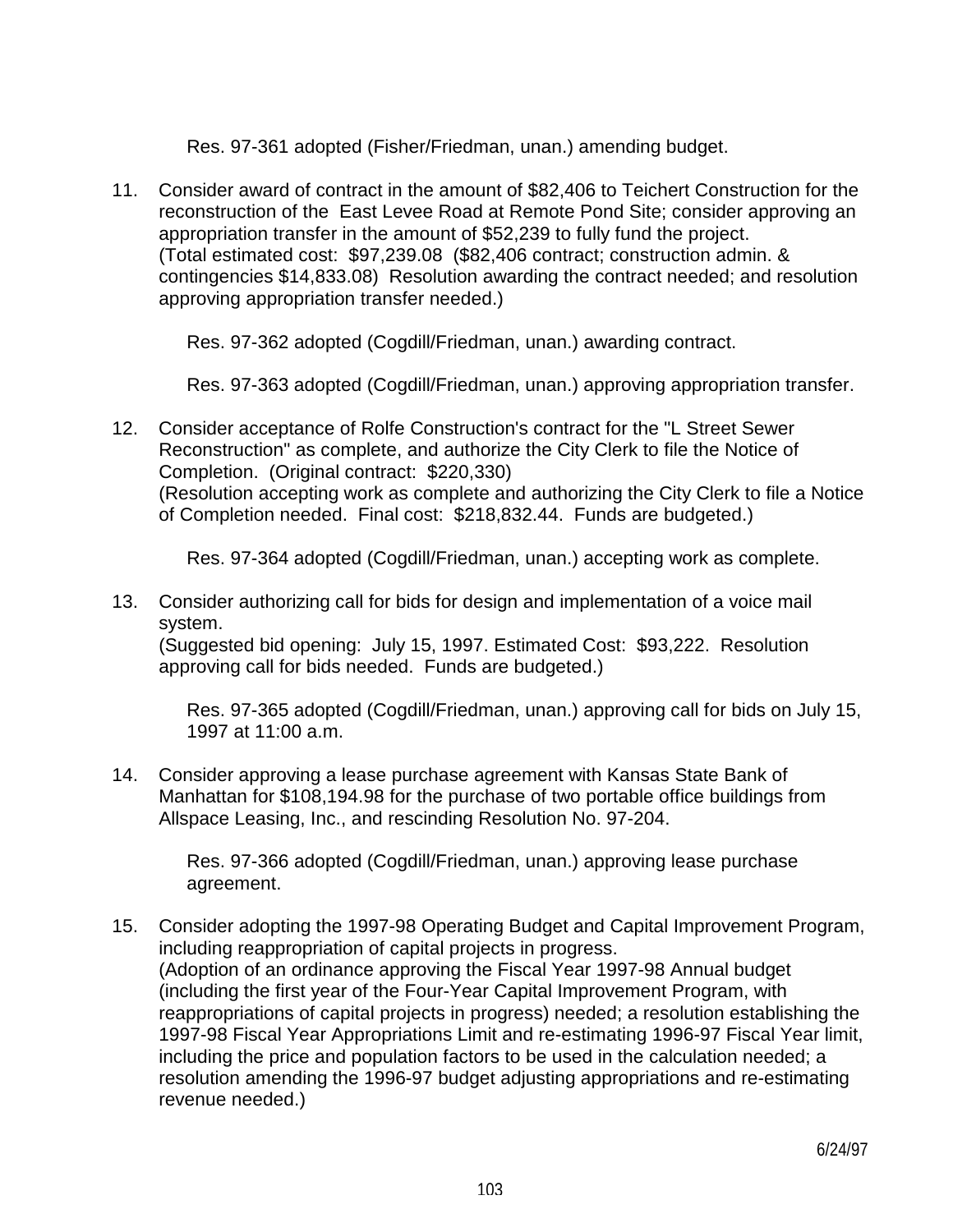Res. 97-361 adopted (Fisher/Friedman, unan.) amending budget.

11. Consider award of contract in the amount of $82,406 to Teichert Construction for the reconstruction of the East Levee Road at Remote Pond Site; consider approving an appropriation transfer in the amount of $52,239 to fully fund the project. (Total estimated cost: $97,239.08 ($82,406 contract; construction admin. & contingencies $14,833.08) Resolution awarding the contract needed; and resolution approving appropriation transfer needed.)

    Res. 97-362 adopted (Cogdill/Friedman, unan.) awarding contract.

    Res. 97-363 adopted (Cogdill/Friedman, unan.) approving appropriation transfer.

12. Consider acceptance of Rolfe Construction's contract for the "L Street Sewer Reconstruction" as complete, and authorize the City Clerk to file the Notice of Completion. (Original contract: $220,330) (Resolution accepting work as complete and authorizing the City Clerk to file a Notice of Completion needed. Final cost: $218,832.44. Funds are budgeted.)

    Res. 97-364 adopted (Cogdill/Friedman, unan.) accepting work as complete.

13. Consider authorizing call for bids for design and implementation of a voice mail system. (Suggested bid opening: July 15, 1997. Estimated Cost: $93,222. Resolution approving call for bids needed. Funds are budgeted.)

    Res. 97-365 adopted (Cogdill/Friedman, unan.) approving call for bids on July 15, 1997 at 11:00 a.m.

14. Consider approving a lease purchase agreement with Kansas State Bank of Manhattan for $108,194.98 for the purchase of two portable office buildings from Allspace Leasing, Inc., and rescinding Resolution No. 97-204.

    Res. 97-366 adopted (Cogdill/Friedman, unan.) approving lease purchase agreement.

15. Consider adopting the 1997-98 Operating Budget and Capital Improvement Program, including reappropriation of capital projects in progress. (Adoption of an ordinance approving the Fiscal Year 1997-98 Annual budget (including the first year of the Four-Year Capital Improvement Program, with reappropriations of capital projects in progress) needed; a resolution establishing the 1997-98 Fiscal Year Appropriations Limit and re-estimating 1996-97 Fiscal Year limit, including the price and population factors to be used in the calculation needed; a resolution amending the 1996-97 budget adjusting appropriations and re-estimating revenue needed.)

6/24/97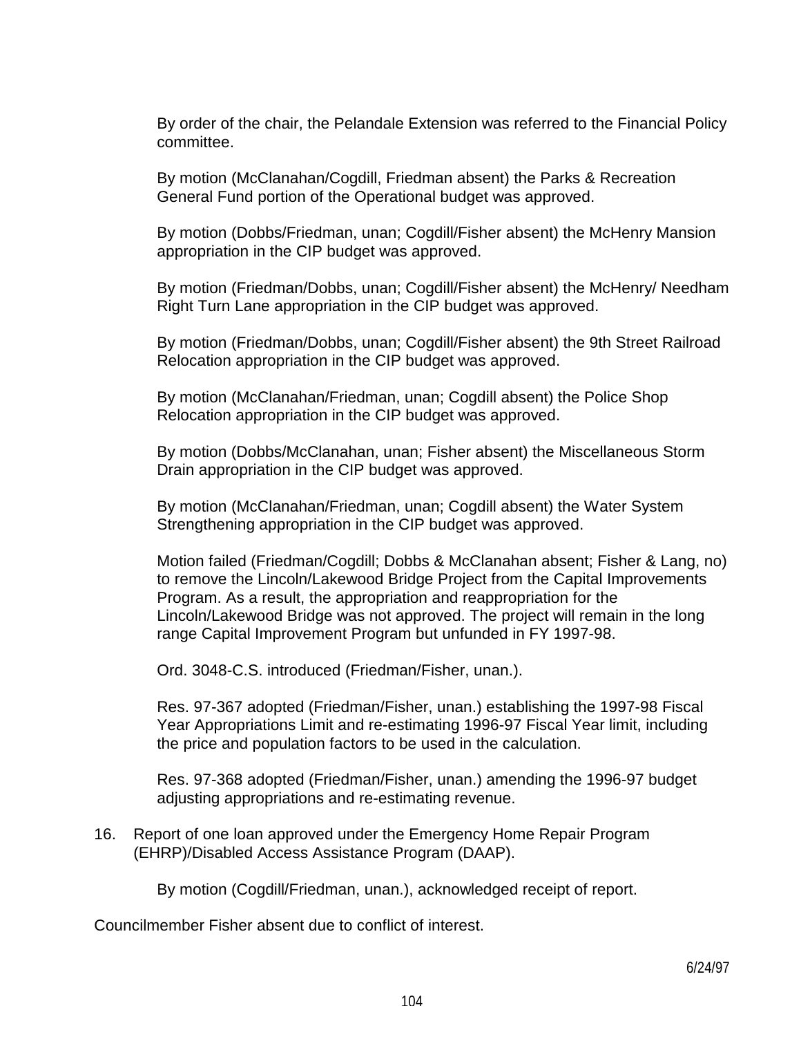By order of the chair, the Pelandale Extension was referred to the Financial Policy committee.

By motion (McClanahan/Cogdill, Friedman absent) the Parks & Recreation General Fund portion of the Operational budget was approved.

By motion (Dobbs/Friedman, unan; Cogdill/Fisher absent) the McHenry Mansion appropriation in the CIP budget was approved.

By motion (Friedman/Dobbs, unan; Cogdill/Fisher absent) the McHenry/ Needham Right Turn Lane appropriation in the CIP budget was approved.

By motion (Friedman/Dobbs, unan; Cogdill/Fisher absent) the 9th Street Railroad Relocation appropriation in the CIP budget was approved.

By motion (McClanahan/Friedman, unan; Cogdill absent) the Police Shop Relocation appropriation in the CIP budget was approved.

By motion (Dobbs/McClanahan, unan; Fisher absent) the Miscellaneous Storm Drain appropriation in the CIP budget was approved.

By motion (McClanahan/Friedman, unan; Cogdill absent) the Water System Strengthening appropriation in the CIP budget was approved.

Motion failed (Friedman/Cogdill; Dobbs & McClanahan absent; Fisher & Lang, no) to remove the Lincoln/Lakewood Bridge Project from the Capital Improvements Program. As a result, the appropriation and reappropriation for the Lincoln/Lakewood Bridge was not approved. The project will remain in the long range Capital Improvement Program but unfunded in FY 1997-98.

Ord. 3048-C.S. introduced (Friedman/Fisher, unan.).

Res. 97-367 adopted (Friedman/Fisher, unan.) establishing the 1997-98 Fiscal Year Appropriations Limit and re-estimating 1996-97 Fiscal Year limit, including the price and population factors to be used in the calculation.

Res. 97-368 adopted (Friedman/Fisher, unan.) amending the 1996-97 budget adjusting appropriations and re-estimating revenue.

16. Report of one loan approved under the Emergency Home Repair Program (EHRP)/Disabled Access Assistance Program (DAAP).

    By motion (Cogdill/Friedman, unan.), acknowledged receipt of report.

Councilmember Fisher absent due to conflict of interest.

6/24/97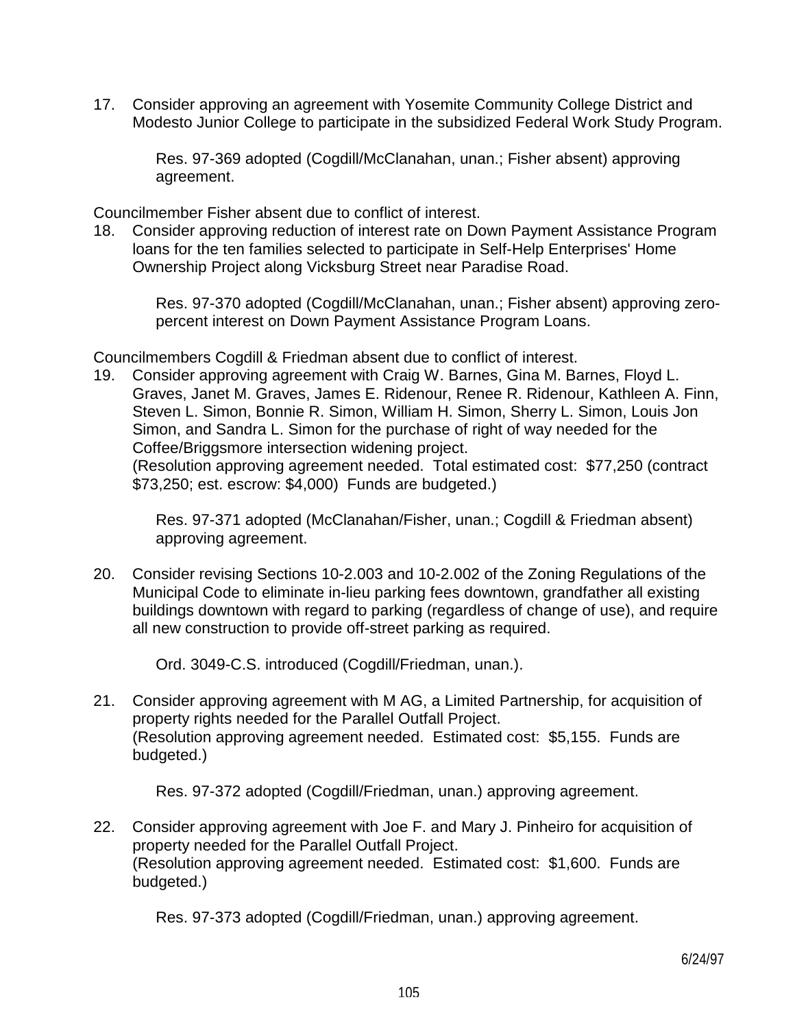17. Consider approving an agreement with Yosemite Community College District and Modesto Junior College to participate in the subsidized Federal Work Study Program.

    Res. 97-369 adopted (Cogdill/McClanahan, unan.; Fisher absent) approving agreement.

Councilmember Fisher absent due to conflict of interest.

18. Consider approving reduction of interest rate on Down Payment Assistance Program loans for the ten families selected to participate in Self-Help Enterprises' Home Ownership Project along Vicksburg Street near Paradise Road.

    Res. 97-370 adopted (Cogdill/McClanahan, unan.; Fisher absent) approving zero-percent interest on Down Payment Assistance Program Loans.

Councilmembers Cogdill & Friedman absent due to conflict of interest.

19. Consider approving agreement with Craig W. Barnes, Gina M. Barnes, Floyd L. Graves, Janet M. Graves, James E. Ridenour, Renee R. Ridenour, Kathleen A. Finn, Steven L. Simon, Bonnie R. Simon, William H. Simon, Sherry L. Simon, Louis Jon Simon, and Sandra L. Simon for the purchase of right of way needed for the Coffee/Briggsmore intersection widening project.
    (Resolution approving agreement needed. Total estimated cost: $77,250 (contract $73,250; est. escrow: $4,000) Funds are budgeted.)

    Res. 97-371 adopted (McClanahan/Fisher, unan.; Cogdill & Friedman absent) approving agreement.

20. Consider revising Sections 10-2.003 and 10-2.002 of the Zoning Regulations of the Municipal Code to eliminate in-lieu parking fees downtown, grandfather all existing buildings downtown with regard to parking (regardless of change of use), and require all new construction to provide off-street parking as required.

    Ord. 3049-C.S. introduced (Cogdill/Friedman, unan.).

21. Consider approving agreement with M AG, a Limited Partnership, for acquisition of property rights needed for the Parallel Outfall Project.
    (Resolution approving agreement needed. Estimated cost: $5,155. Funds are budgeted.)

    Res. 97-372 adopted (Cogdill/Friedman, unan.) approving agreement.

22. Consider approving agreement with Joe F. and Mary J. Pinheiro for acquisition of property needed for the Parallel Outfall Project.
    (Resolution approving agreement needed. Estimated cost: $1,600. Funds are budgeted.)

    Res. 97-373 adopted (Cogdill/Friedman, unan.) approving agreement.

6/24/97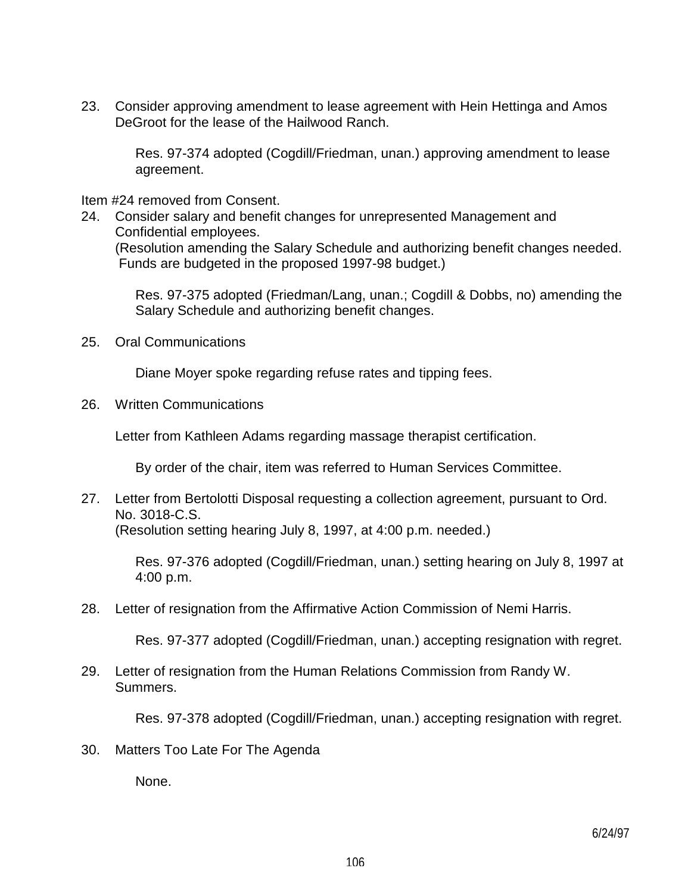23. Consider approving amendment to lease agreement with Hein Hettinga and Amos DeGroot for the lease of the Hailwood Ranch.

    Res. 97-374 adopted (Cogdill/Friedman, unan.) approving amendment to lease agreement.

Item #24 removed from Consent.

24. Consider salary and benefit changes for unrepresented Management and Confidential employees.
    (Resolution amending the Salary Schedule and authorizing benefit changes needed. Funds are budgeted in the proposed 1997-98 budget.)

    Res. 97-375 adopted (Friedman/Lang, unan.; Cogdill & Dobbs, no) amending the Salary Schedule and authorizing benefit changes.

25. Oral Communications

    Diane Moyer spoke regarding refuse rates and tipping fees.

26. Written Communications

    Letter from Kathleen Adams regarding massage therapist certification.

    By order of the chair, item was referred to Human Services Committee.

27. Letter from Bertolotti Disposal requesting a collection agreement, pursuant to Ord. No. 3018-C.S.
    (Resolution setting hearing July 8, 1997, at 4:00 p.m. needed.)

    Res. 97-376 adopted (Cogdill/Friedman, unan.) setting hearing on July 8, 1997 at 4:00 p.m.

28. Letter of resignation from the Affirmative Action Commission of Nemi Harris.

    Res. 97-377 adopted (Cogdill/Friedman, unan.) accepting resignation with regret.

29. Letter of resignation from the Human Relations Commission from Randy W. Summers.

    Res. 97-378 adopted (Cogdill/Friedman, unan.) accepting resignation with regret.

30. Matters Too Late For The Agenda

    None.

6/24/97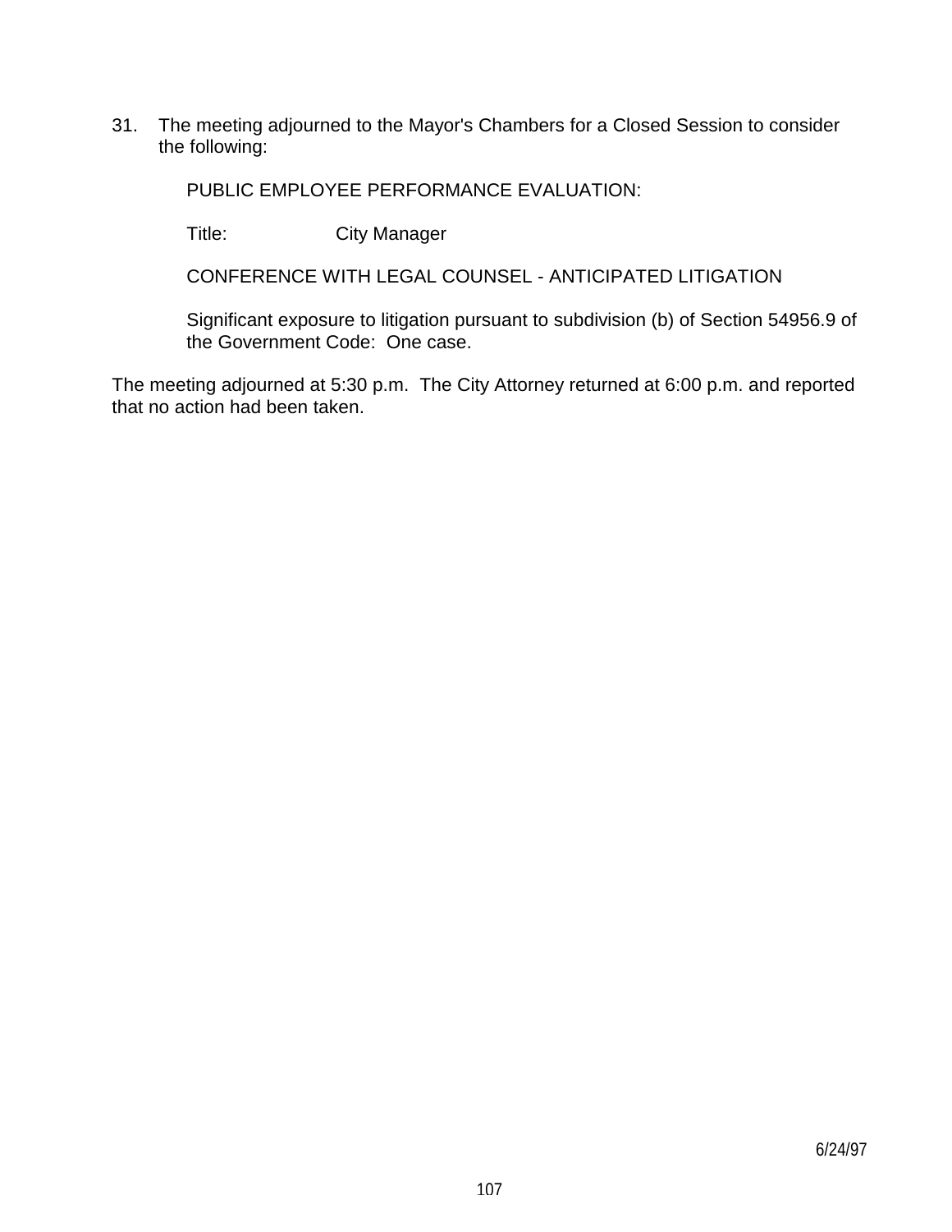31. The meeting adjourned to the Mayor's Chambers for a Closed Session to consider the following:

    PUBLIC EMPLOYEE PERFORMANCE EVALUATION:

    Title: City Manager

    CONFERENCE WITH LEGAL COUNSEL - ANTICIPATED LITIGATION

    Significant exposure to litigation pursuant to subdivision (b) of Section 54956.9 of the Government Code: One case.

The meeting adjourned at 5:30 p.m. The City Attorney returned at 6:00 p.m. and reported that no action had been taken.

6/24/97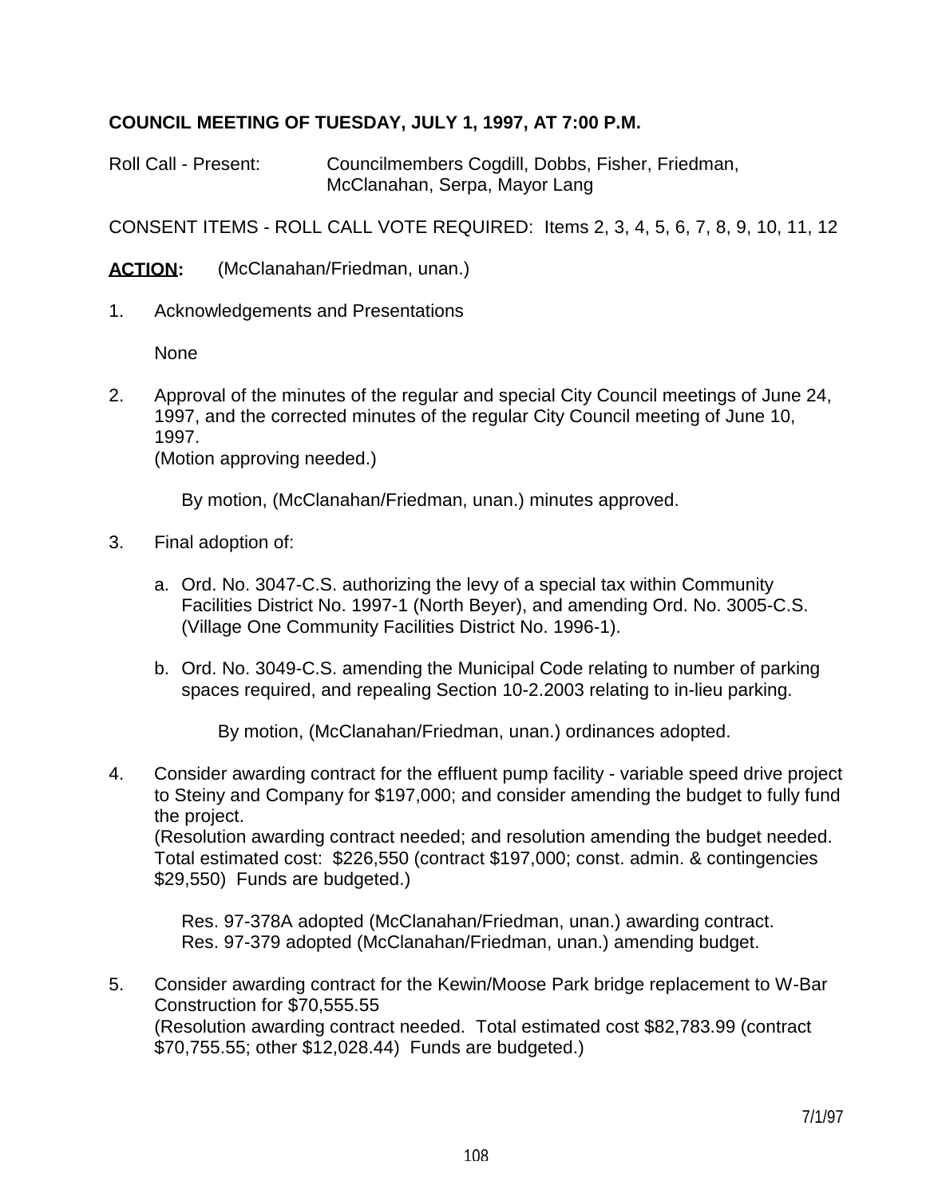**COUNCIL MEETING OF TUESDAY, JULY 1, 1997, AT 7:00 P.M.**

Roll Call - Present: Councilmembers Cogdill, Dobbs, Fisher, Friedman, McClanahan, Serpa, Mayor Lang

CONSENT ITEMS - ROLL CALL VOTE REQUIRED: Items 2, 3, 4, 5, 6, 7, 8, 9, 10, 11, 12

**ACTION:** (McClanahan/Friedman, unan.)

1. Acknowledgements and Presentations

   None

2. Approval of the minutes of the regular and special City Council meetings of June 24, 1997, and the corrected minutes of the regular City Council meeting of June 10, 1997.
   (Motion approving needed.)

   By motion, (McClanahan/Friedman, unan.) minutes approved.

3. Final adoption of:

   a. Ord. No. 3047-C.S. authorizing the levy of a special tax within Community Facilities District No. 1997-1 (North Beyer), and amending Ord. No. 3005-C.S. (Village One Community Facilities District No. 1996-1).

   b. Ord. No. 3049-C.S. amending the Municipal Code relating to number of parking spaces required, and repealing Section 10-2.2003 relating to in-lieu parking.

   By motion, (McClanahan/Friedman, unan.) ordinances adopted.

4. Consider awarding contract for the effluent pump facility - variable speed drive project to Steiny and Company for $197,000; and consider amending the budget to fully fund the project.
   (Resolution awarding contract needed; and resolution amending the budget needed. Total estimated cost: $226,550 (contract $197,000; const. admin. & contingencies $29,550) Funds are budgeted.)

   Res. 97-378A adopted (McClanahan/Friedman, unan.) awarding contract.
   Res. 97-379 adopted (McClanahan/Friedman, unan.) amending budget.

5. Consider awarding contract for the Kewin/Moose Park bridge replacement to W-Bar Construction for $70,555.55
   (Resolution awarding contract needed. Total estimated cost $82,783.99 (contract $70,755.55; other $12,028.44) Funds are budgeted.)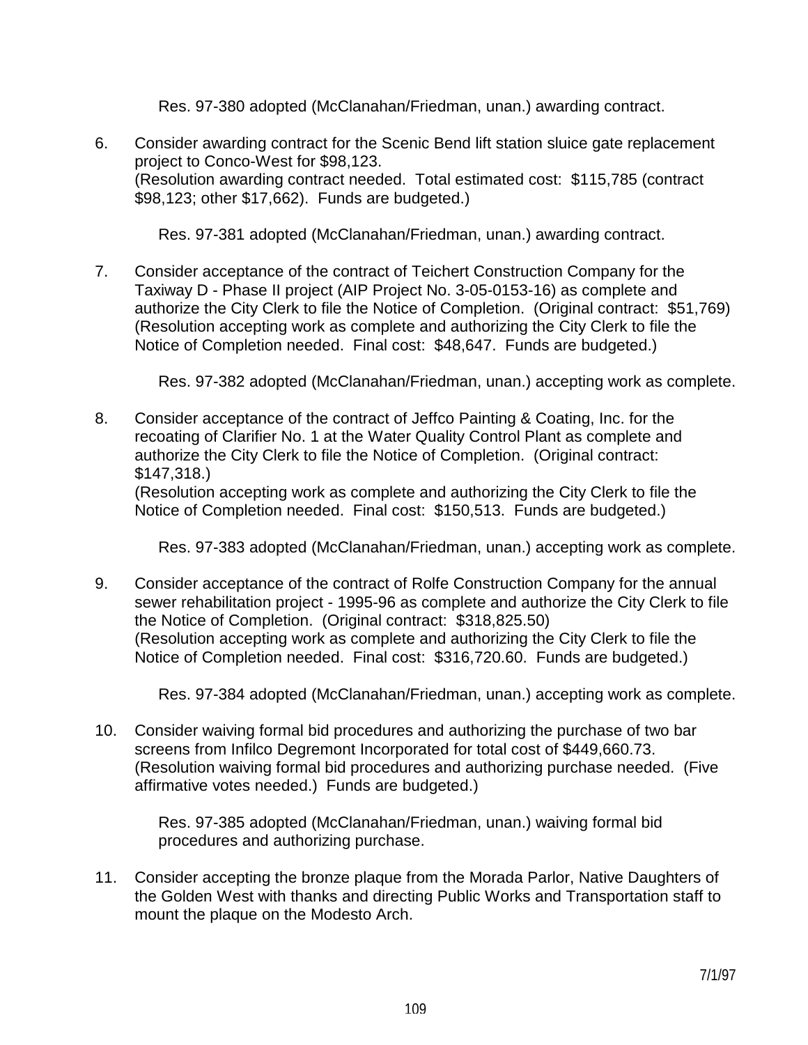Res. 97-380 adopted (McClanahan/Friedman, unan.) awarding contract.

6. Consider awarding contract for the Scenic Bend lift station sluice gate replacement project to Conco-West for $98,123.
   (Resolution awarding contract needed. Total estimated cost: $115,785 (contract $98,123; other $17,662). Funds are budgeted.)

   Res. 97-381 adopted (McClanahan/Friedman, unan.) awarding contract.

7. Consider acceptance of the contract of Teichert Construction Company for the Taxiway D - Phase II project (AIP Project No. 3-05-0153-16) as complete and authorize the City Clerk to file the Notice of Completion. (Original contract: $51,769)
   (Resolution accepting work as complete and authorizing the City Clerk to file the Notice of Completion needed. Final cost: $48,647. Funds are budgeted.)

   Res. 97-382 adopted (McClanahan/Friedman, unan.) accepting work as complete.

8. Consider acceptance of the contract of Jeffco Painting & Coating, Inc. for the recoating of Clarifier No. 1 at the Water Quality Control Plant as complete and authorize the City Clerk to file the Notice of Completion. (Original contract: $147,318.)
   (Resolution accepting work as complete and authorizing the City Clerk to file the Notice of Completion needed. Final cost: $150,513. Funds are budgeted.)

   Res. 97-383 adopted (McClanahan/Friedman, unan.) accepting work as complete.

9. Consider acceptance of the contract of Rolfe Construction Company for the annual sewer rehabilitation project - 1995-96 as complete and authorize the City Clerk to file the Notice of Completion. (Original contract: $318,825.50)
   (Resolution accepting work as complete and authorizing the City Clerk to file the Notice of Completion needed. Final cost: $316,720.60. Funds are budgeted.)

   Res. 97-384 adopted (McClanahan/Friedman, unan.) accepting work as complete.

10. Consider waiving formal bid procedures and authorizing the purchase of two bar screens from Infilco Degremont Incorporated for total cost of $449,660.73.
    (Resolution waiving formal bid procedures and authorizing purchase needed. (Five affirmative votes needed.) Funds are budgeted.)

    Res. 97-385 adopted (McClanahan/Friedman, unan.) waiving formal bid procedures and authorizing purchase.

11. Consider accepting the bronze plaque from the Morada Parlor, Native Daughters of the Golden West with thanks and directing Public Works and Transportation staff to mount the plaque on the Modesto Arch.

7/1/97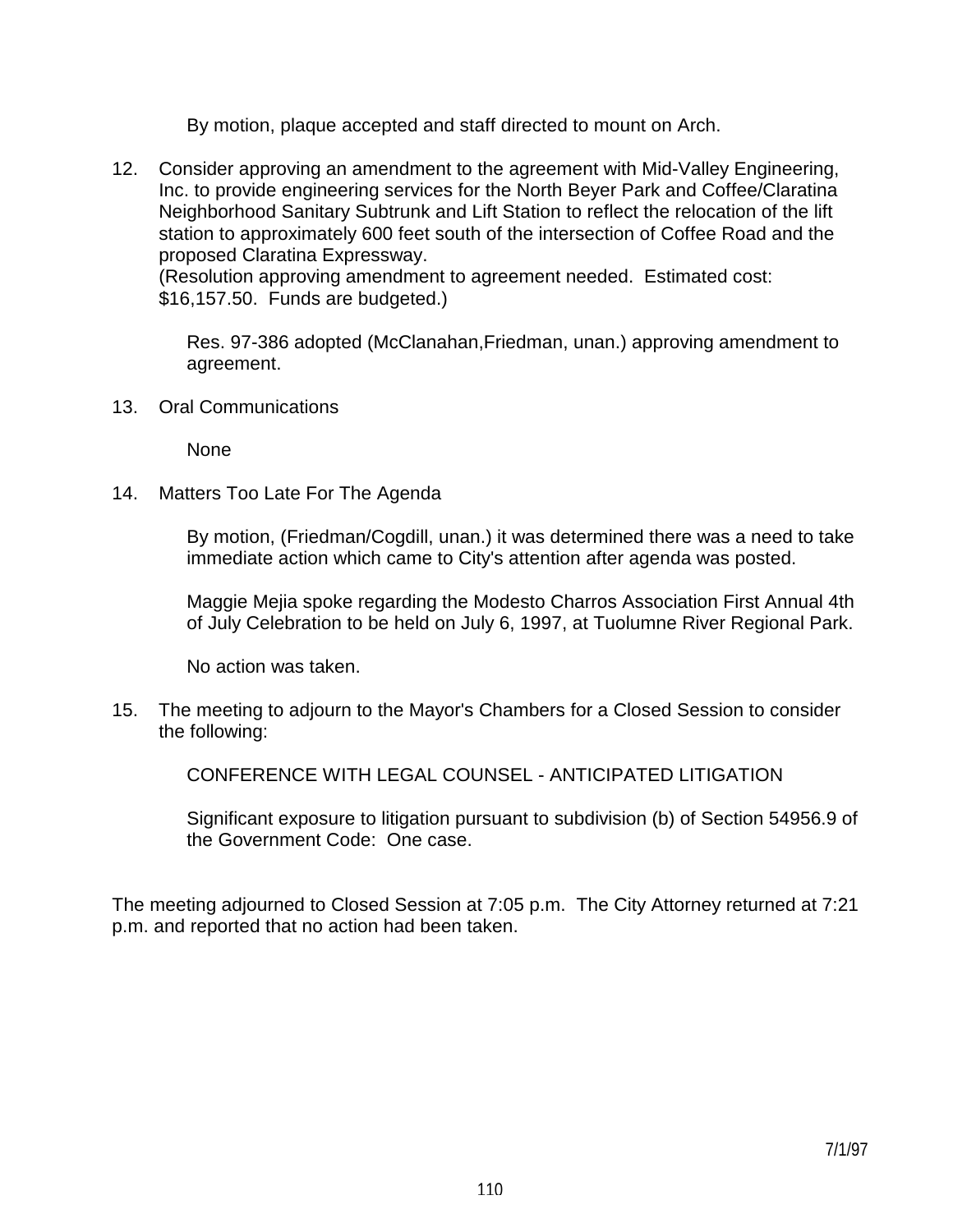By motion, plaque accepted and staff directed to mount on Arch.

12. Consider approving an amendment to the agreement with Mid-Valley Engineering, Inc. to provide engineering services for the North Beyer Park and Coffee/Claratina Neighborhood Sanitary Subtrunk and Lift Station to reflect the relocation of the lift station to approximately 600 feet south of the intersection of Coffee Road and the proposed Claratina Expressway.
    (Resolution approving amendment to agreement needed. Estimated cost: $16,157.50. Funds are budgeted.)

    Res. 97-386 adopted (McClanahan,Friedman, unan.) approving amendment to agreement.

13. Oral Communications

    None

14. Matters Too Late For The Agenda

    By motion, (Friedman/Cogdill, unan.) it was determined there was a need to take immediate action which came to City's attention after agenda was posted.

    Maggie Mejia spoke regarding the Modesto Charros Association First Annual 4th of July Celebration to be held on July 6, 1997, at Tuolumne River Regional Park.

    No action was taken.

15. The meeting to adjourn to the Mayor's Chambers for a Closed Session to consider the following:

    CONFERENCE WITH LEGAL COUNSEL - ANTICIPATED LITIGATION

    Significant exposure to litigation pursuant to subdivision (b) of Section 54956.9 of the Government Code: One case.

The meeting adjourned to Closed Session at 7:05 p.m. The City Attorney returned at 7:21 p.m. and reported that no action had been taken.

7/1/97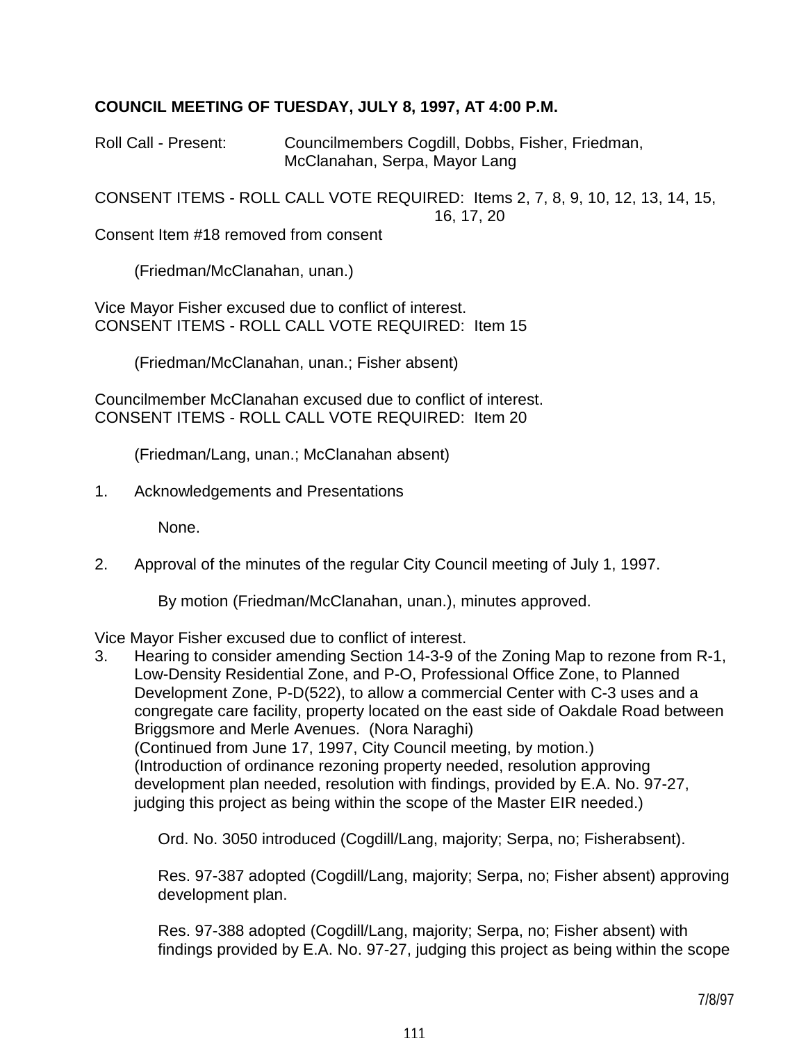**COUNCIL MEETING OF TUESDAY, JULY 8, 1997, AT 4:00 P.M.**

Roll Call - Present: Councilmembers Cogdill, Dobbs, Fisher, Friedman, McClanahan, Serpa, Mayor Lang

CONSENT ITEMS - ROLL CALL VOTE REQUIRED: Items 2, 7, 8, 9, 10, 12, 13, 14, 15, 16, 17, 20

Consent Item #18 removed from consent

(Friedman/McClanahan, unan.)

Vice Mayor Fisher excused due to conflict of interest.

CONSENT ITEMS - ROLL CALL VOTE REQUIRED: Item 15

(Friedman/McClanahan, unan.; Fisher absent)

Councilmember McClanahan excused due to conflict of interest.

CONSENT ITEMS - ROLL CALL VOTE REQUIRED: Item 20

(Friedman/Lang, unan.; McClanahan absent)

1. Acknowledgements and Presentations

   None.

2. Approval of the minutes of the regular City Council meeting of July 1, 1997.

   By motion (Friedman/McClanahan, unan.), minutes approved.

Vice Mayor Fisher excused due to conflict of interest.

3. Hearing to consider amending Section 14-3-9 of the Zoning Map to rezone from R-1, Low-Density Residential Zone, and P-O, Professional Office Zone, to Planned Development Zone, P-D(522), to allow a commercial Center with C-3 uses and a congregate care facility, property located on the east side of Oakdale Road between Briggsmore and Merle Avenues. (Nora Naraghi)
   (Continued from June 17, 1997, City Council meeting, by motion.)
   (Introduction of ordinance rezoning property needed, resolution approving development plan needed, resolution with findings, provided by E.A. No. 97-27, judging this project as being within the scope of the Master EIR needed.)

   Ord. No. 3050 introduced (Cogdill/Lang, majority; Serpa, no; Fisherabsent).

   Res. 97-387 adopted (Cogdill/Lang, majority; Serpa, no; Fisher absent) approving development plan.

   Res. 97-388 adopted (Cogdill/Lang, majority; Serpa, no; Fisher absent) with findings provided by E.A. No. 97-27, judging this project as being within the scope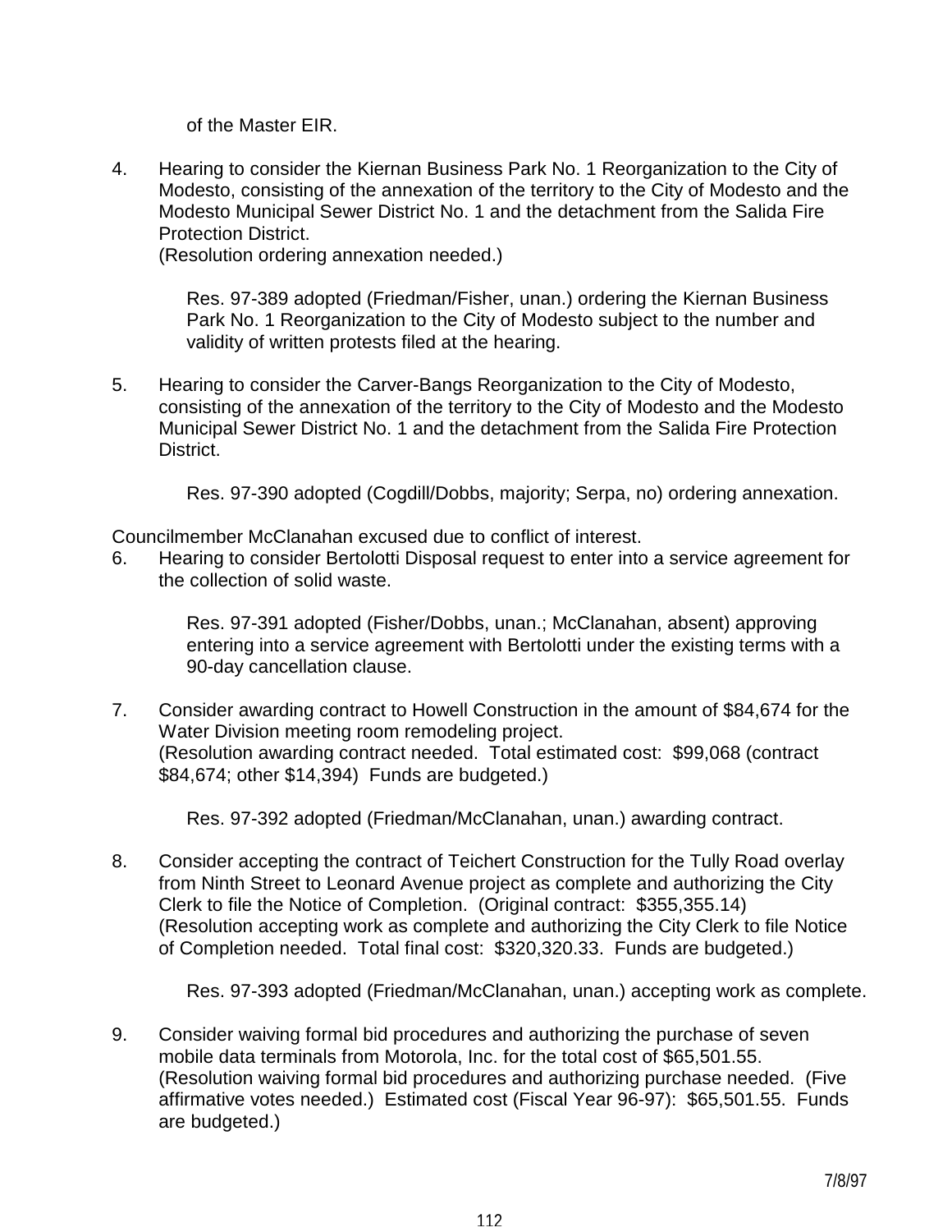of the Master EIR.

4. Hearing to consider the Kiernan Business Park No. 1 Reorganization to the City of Modesto, consisting of the annexation of the territory to the City of Modesto and the Modesto Municipal Sewer District No. 1 and the detachment from the Salida Fire Protection District.
   (Resolution ordering annexation needed.)

   Res. 97-389 adopted (Friedman/Fisher, unan.) ordering the Kiernan Business Park No. 1 Reorganization to the City of Modesto subject to the number and validity of written protests filed at the hearing.

5. Hearing to consider the Carver-Bangs Reorganization to the City of Modesto, consisting of the annexation of the territory to the City of Modesto and the Modesto Municipal Sewer District No. 1 and the detachment from the Salida Fire Protection District.

   Res. 97-390 adopted (Cogdill/Dobbs, majority; Serpa, no) ordering annexation.

Councilmember McClanahan excused due to conflict of interest.

6. Hearing to consider Bertolotti Disposal request to enter into a service agreement for the collection of solid waste.

   Res. 97-391 adopted (Fisher/Dobbs, unan.; McClanahan, absent) approving entering into a service agreement with Bertolotti under the existing terms with a 90-day cancellation clause.

7. Consider awarding contract to Howell Construction in the amount of $84,674 for the Water Division meeting room remodeling project.
   (Resolution awarding contract needed. Total estimated cost: $99,068 (contract $84,674; other $14,394) Funds are budgeted.)

   Res. 97-392 adopted (Friedman/McClanahan, unan.) awarding contract.

8. Consider accepting the contract of Teichert Construction for the Tully Road overlay from Ninth Street to Leonard Avenue project as complete and authorizing the City Clerk to file the Notice of Completion. (Original contract: $355,355.14)
   (Resolution accepting work as complete and authorizing the City Clerk to file Notice of Completion needed. Total final cost: $320,320.33. Funds are budgeted.)

   Res. 97-393 adopted (Friedman/McClanahan, unan.) accepting work as complete.

9. Consider waiving formal bid procedures and authorizing the purchase of seven mobile data terminals from Motorola, Inc. for the total cost of $65,501.55.
   (Resolution waiving formal bid procedures and authorizing purchase needed. (Five affirmative votes needed.) Estimated cost (Fiscal Year 96-97): $65,501.55. Funds are budgeted.)

7/8/97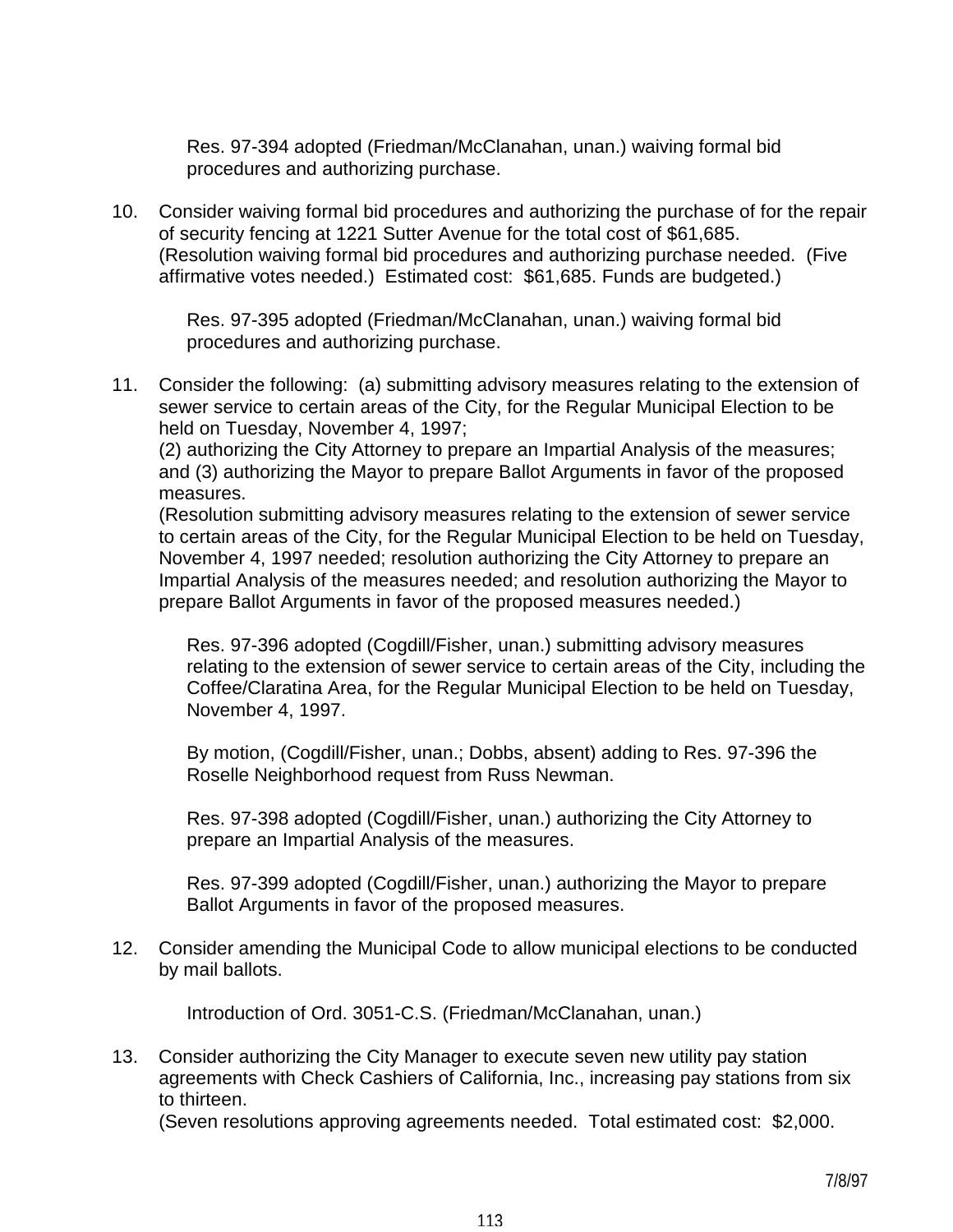Res. 97-394 adopted (Friedman/McClanahan, unan.) waiving formal bid procedures and authorizing purchase.

10. Consider waiving formal bid procedures and authorizing the purchase of for the repair of security fencing at 1221 Sutter Avenue for the total cost of $61,685. (Resolution waiving formal bid procedures and authorizing purchase needed. (Five affirmative votes needed.) Estimated cost: $61,685. Funds are budgeted.)

    Res. 97-395 adopted (Friedman/McClanahan, unan.) waiving formal bid procedures and authorizing purchase.

11. Consider the following: (a) submitting advisory measures relating to the extension of sewer service to certain areas of the City, for the Regular Municipal Election to be held on Tuesday, November 4, 1997;
    (2) authorizing the City Attorney to prepare an Impartial Analysis of the measures; and (3) authorizing the Mayor to prepare Ballot Arguments in favor of the proposed measures.
    (Resolution submitting advisory measures relating to the extension of sewer service to certain areas of the City, for the Regular Municipal Election to be held on Tuesday, November 4, 1997 needed; resolution authorizing the City Attorney to prepare an Impartial Analysis of the measures needed; and resolution authorizing the Mayor to prepare Ballot Arguments in favor of the proposed measures needed.)

    Res. 97-396 adopted (Cogdill/Fisher, unan.) submitting advisory measures relating to the extension of sewer service to certain areas of the City, including the Coffee/Claratina Area, for the Regular Municipal Election to be held on Tuesday, November 4, 1997.

    By motion, (Cogdill/Fisher, unan.; Dobbs, absent) adding to Res. 97-396 the Roselle Neighborhood request from Russ Newman.

    Res. 97-398 adopted (Cogdill/Fisher, unan.) authorizing the City Attorney to prepare an Impartial Analysis of the measures.

    Res. 97-399 adopted (Cogdill/Fisher, unan.) authorizing the Mayor to prepare Ballot Arguments in favor of the proposed measures.

12. Consider amending the Municipal Code to allow municipal elections to be conducted by mail ballots.

    Introduction of Ord. 3051-C.S. (Friedman/McClanahan, unan.)

13. Consider authorizing the City Manager to execute seven new utility pay station agreements with Check Cashiers of California, Inc., increasing pay stations from six to thirteen.
    (Seven resolutions approving agreements needed. Total estimated cost: $2,000.

7/8/97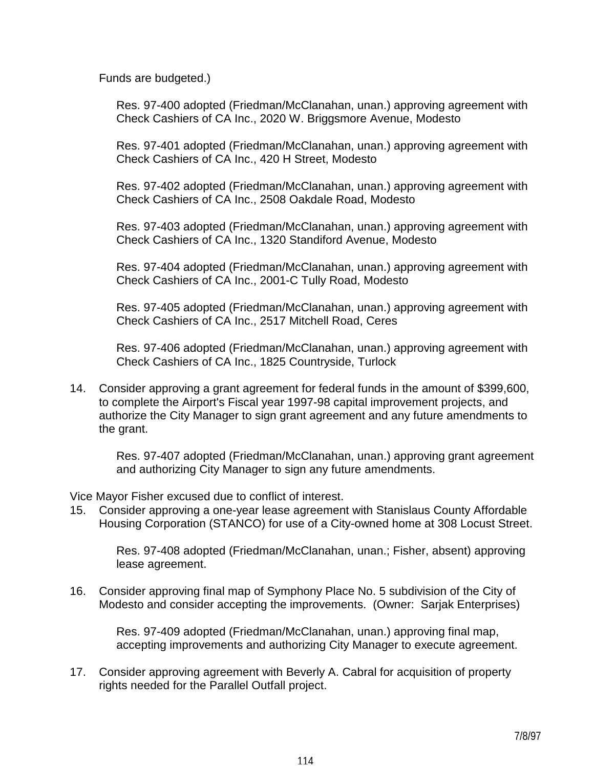Funds are budgeted.)

Res. 97-400 adopted (Friedman/McClanahan, unan.) approving agreement with Check Cashiers of CA Inc., 2020 W. Briggsmore Avenue, Modesto

Res. 97-401 adopted (Friedman/McClanahan, unan.) approving agreement with Check Cashiers of CA Inc., 420 H Street, Modesto

Res. 97-402 adopted (Friedman/McClanahan, unan.) approving agreement with Check Cashiers of CA Inc., 2508 Oakdale Road, Modesto

Res. 97-403 adopted (Friedman/McClanahan, unan.) approving agreement with Check Cashiers of CA Inc., 1320 Standiford Avenue, Modesto

Res. 97-404 adopted (Friedman/McClanahan, unan.) approving agreement with Check Cashiers of CA Inc., 2001-C Tully Road, Modesto

Res. 97-405 adopted (Friedman/McClanahan, unan.) approving agreement with Check Cashiers of CA Inc., 2517 Mitchell Road, Ceres

Res. 97-406 adopted (Friedman/McClanahan, unan.) approving agreement with Check Cashiers of CA Inc., 1825 Countryside, Turlock

14. Consider approving a grant agreement for federal funds in the amount of $399,600, to complete the Airport's Fiscal year 1997-98 capital improvement projects, and authorize the City Manager to sign grant agreement and any future amendments to the grant.

    Res. 97-407 adopted (Friedman/McClanahan, unan.) approving grant agreement and authorizing City Manager to sign any future amendments.

Vice Mayor Fisher excused due to conflict of interest.

15. Consider approving a one-year lease agreement with Stanislaus County Affordable Housing Corporation (STANCO) for use of a City-owned home at 308 Locust Street.

    Res. 97-408 adopted (Friedman/McClanahan, unan.; Fisher, absent) approving lease agreement.

16. Consider approving final map of Symphony Place No. 5 subdivision of the City of Modesto and consider accepting the improvements. (Owner: Sarjak Enterprises)

    Res. 97-409 adopted (Friedman/McClanahan, unan.) approving final map, accepting improvements and authorizing City Manager to execute agreement.

17. Consider approving agreement with Beverly A. Cabral for acquisition of property rights needed for the Parallel Outfall project.

7/8/97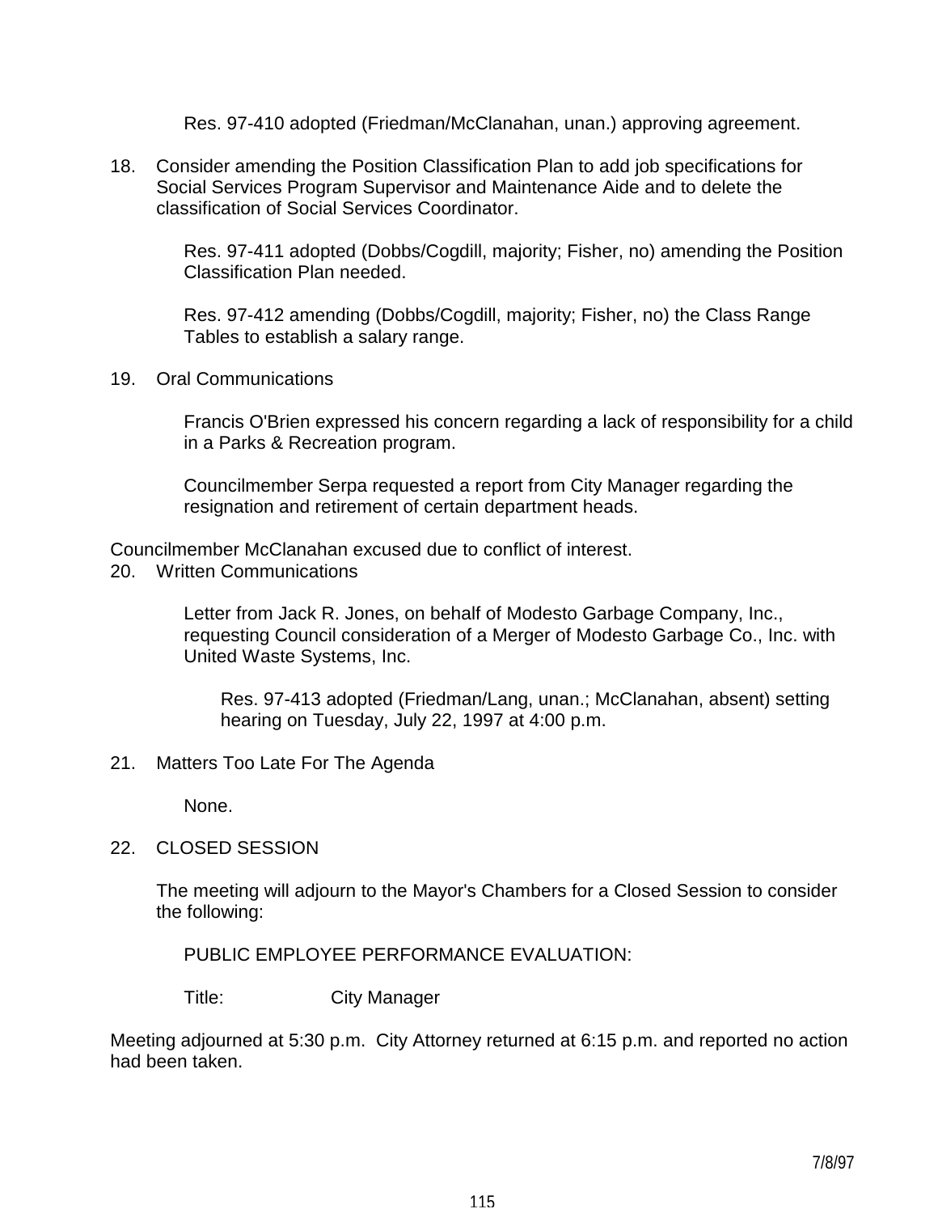Res. 97-410 adopted (Friedman/McClanahan, unan.) approving agreement.

18. Consider amending the Position Classification Plan to add job specifications for Social Services Program Supervisor and Maintenance Aide and to delete the classification of Social Services Coordinator.

    Res. 97-411 adopted (Dobbs/Cogdill, majority; Fisher, no) amending the Position Classification Plan needed.

    Res. 97-412 amending (Dobbs/Cogdill, majority; Fisher, no) the Class Range Tables to establish a salary range.

19. Oral Communications

    Francis O'Brien expressed his concern regarding a lack of responsibility for a child in a Parks & Recreation program.

    Councilmember Serpa requested a report from City Manager regarding the resignation and retirement of certain department heads.

Councilmember McClanahan excused due to conflict of interest.

20. Written Communications

    Letter from Jack R. Jones, on behalf of Modesto Garbage Company, Inc., requesting Council consideration of a Merger of Modesto Garbage Co., Inc. with United Waste Systems, Inc.

        Res. 97-413 adopted (Friedman/Lang, unan.; McClanahan, absent) setting hearing on Tuesday, July 22, 1997 at 4:00 p.m.

21. Matters Too Late For The Agenda

    None.

22. CLOSED SESSION

    The meeting will adjourn to the Mayor's Chambers for a Closed Session to consider the following:

    PUBLIC EMPLOYEE PERFORMANCE EVALUATION:

    Title: City Manager

Meeting adjourned at 5:30 p.m. City Attorney returned at 6:15 p.m. and reported no action had been taken.

7/8/97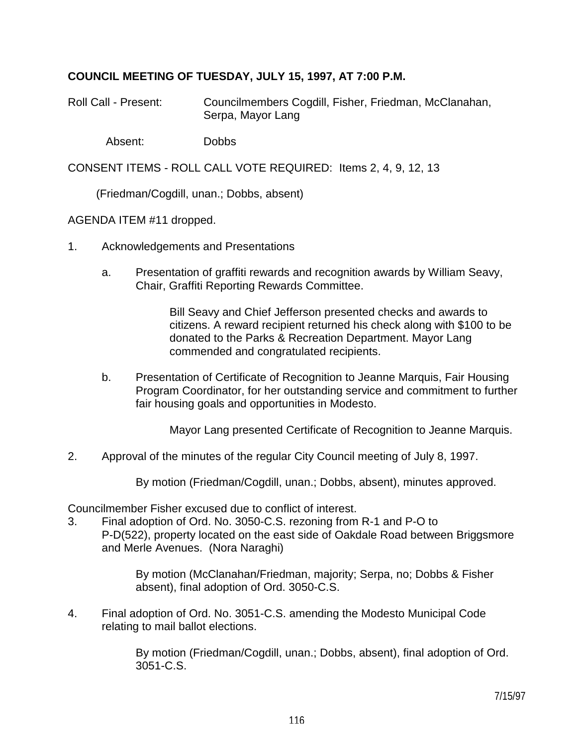**COUNCIL MEETING OF TUESDAY, JULY 15, 1997, AT 7:00 P.M.**

Roll Call - Present: Councilmembers Cogdill, Fisher, Friedman, McClanahan, Serpa, Mayor Lang

Absent: Dobbs

CONSENT ITEMS - ROLL CALL VOTE REQUIRED: Items 2, 4, 9, 12, 13

(Friedman/Cogdill, unan.; Dobbs, absent)

AGENDA ITEM #11 dropped.

1. Acknowledgements and Presentations

   a. Presentation of graffiti rewards and recognition awards by William Seavy, Chair, Graffiti Reporting Rewards Committee.

      Bill Seavy and Chief Jefferson presented checks and awards to citizens. A reward recipient returned his check along with $100 to be donated to the Parks & Recreation Department. Mayor Lang commended and congratulated recipients.

   b. Presentation of Certificate of Recognition to Jeanne Marquis, Fair Housing Program Coordinator, for her outstanding service and commitment to further fair housing goals and opportunities in Modesto.

      Mayor Lang presented Certificate of Recognition to Jeanne Marquis.

2. Approval of the minutes of the regular City Council meeting of July 8, 1997.

   By motion (Friedman/Cogdill, unan.; Dobbs, absent), minutes approved.

Councilmember Fisher excused due to conflict of interest.

3. Final adoption of Ord. No. 3050-C.S. rezoning from R-1 and P-O to P-D(522), property located on the east side of Oakdale Road between Briggsmore and Merle Avenues. (Nora Naraghi)

   By motion (McClanahan/Friedman, majority; Serpa, no; Dobbs & Fisher absent), final adoption of Ord. 3050-C.S.

4. Final adoption of Ord. No. 3051-C.S. amending the Modesto Municipal Code relating to mail ballot elections.

   By motion (Friedman/Cogdill, unan.; Dobbs, absent), final adoption of Ord. 3051-C.S.

7/15/97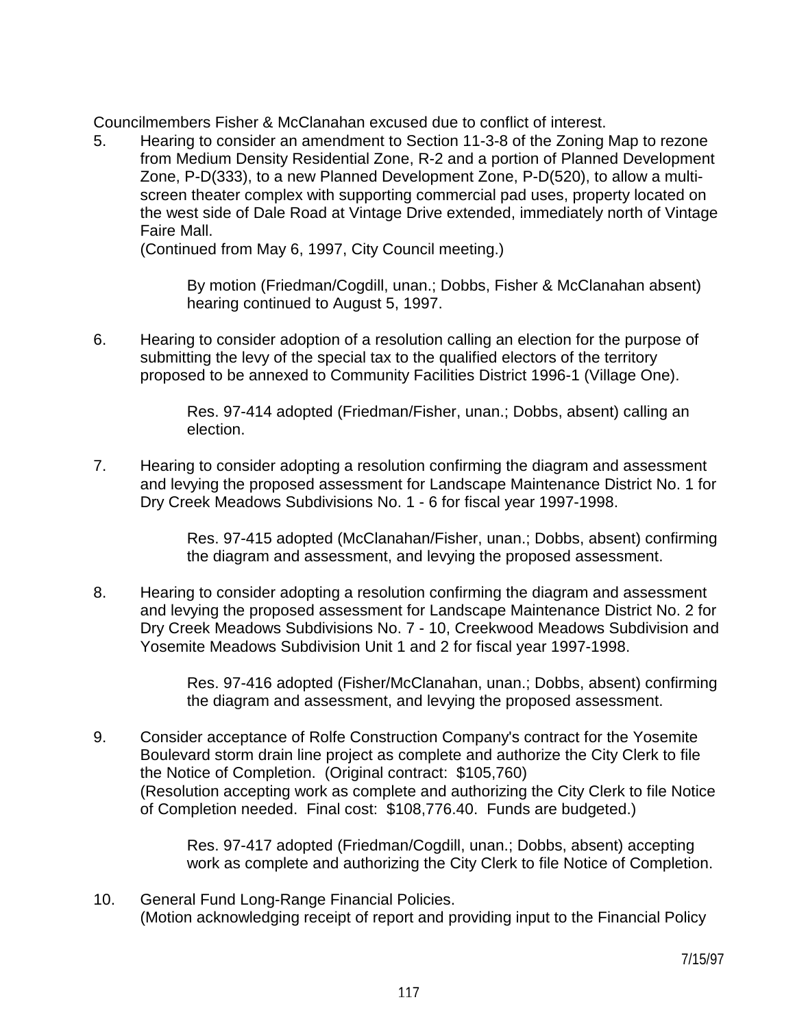Councilmembers Fisher & McClanahan excused due to conflict of interest.

5. Hearing to consider an amendment to Section 11-3-8 of the Zoning Map to rezone from Medium Density Residential Zone, R-2 and a portion of Planned Development Zone, P-D(333), to a new Planned Development Zone, P-D(520), to allow a multi-screen theater complex with supporting commercial pad uses, property located on the west side of Dale Road at Vintage Drive extended, immediately north of Vintage Faire Mall.
   (Continued from May 6, 1997, City Council meeting.)

   By motion (Friedman/Cogdill, unan.; Dobbs, Fisher & McClanahan absent) hearing continued to August 5, 1997.

6. Hearing to consider adoption of a resolution calling an election for the purpose of submitting the levy of the special tax to the qualified electors of the territory proposed to be annexed to Community Facilities District 1996-1 (Village One).

   Res. 97-414 adopted (Friedman/Fisher, unan.; Dobbs, absent) calling an election.

7. Hearing to consider adopting a resolution confirming the diagram and assessment and levying the proposed assessment for Landscape Maintenance District No. 1 for Dry Creek Meadows Subdivisions No. 1 - 6 for fiscal year 1997-1998.

   Res. 97-415 adopted (McClanahan/Fisher, unan.; Dobbs, absent) confirming the diagram and assessment, and levying the proposed assessment.

8. Hearing to consider adopting a resolution confirming the diagram and assessment and levying the proposed assessment for Landscape Maintenance District No. 2 for Dry Creek Meadows Subdivisions No. 7 - 10, Creekwood Meadows Subdivision and Yosemite Meadows Subdivision Unit 1 and 2 for fiscal year 1997-1998.

   Res. 97-416 adopted (Fisher/McClanahan, unan.; Dobbs, absent) confirming the diagram and assessment, and levying the proposed assessment.

9. Consider acceptance of Rolfe Construction Company's contract for the Yosemite Boulevard storm drain line project as complete and authorize the City Clerk to file the Notice of Completion. (Original contract: $105,760)
   (Resolution accepting work as complete and authorizing the City Clerk to file Notice of Completion needed. Final cost: $108,776.40. Funds are budgeted.)

   Res. 97-417 adopted (Friedman/Cogdill, unan.; Dobbs, absent) accepting work as complete and authorizing the City Clerk to file Notice of Completion.

10. General Fund Long-Range Financial Policies.
    (Motion acknowledging receipt of report and providing input to the Financial Policy

7/15/97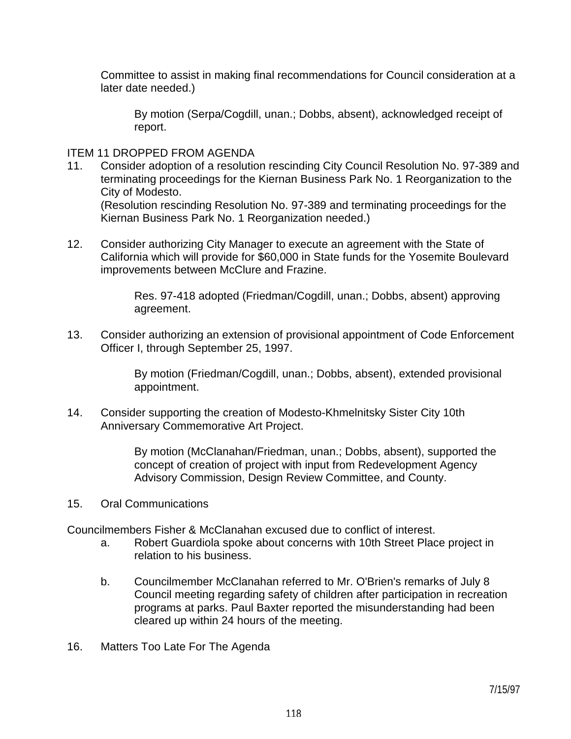Committee to assist in making final recommendations for Council consideration at a later date needed.)

By motion (Serpa/Cogdill, unan.; Dobbs, absent), acknowledged receipt of report.

ITEM 11 DROPPED FROM AGENDA

11. Consider adoption of a resolution rescinding City Council Resolution No. 97-389 and terminating proceedings for the Kiernan Business Park No. 1 Reorganization to the City of Modesto.
(Resolution rescinding Resolution No. 97-389 and terminating proceedings for the Kiernan Business Park No. 1 Reorganization needed.)

12. Consider authorizing City Manager to execute an agreement with the State of California which will provide for $60,000 in State funds for the Yosemite Boulevard improvements between McClure and Frazine.

Res. 97-418 adopted (Friedman/Cogdill, unan.; Dobbs, absent) approving agreement.

13. Consider authorizing an extension of provisional appointment of Code Enforcement Officer I, through September 25, 1997.

By motion (Friedman/Cogdill, unan.; Dobbs, absent), extended provisional appointment.

14. Consider supporting the creation of Modesto-Khmelnitsky Sister City 10th Anniversary Commemorative Art Project.

By motion (McClanahan/Friedman, unan.; Dobbs, absent), supported the concept of creation of project with input from Redevelopment Agency Advisory Commission, Design Review Committee, and County.

15. Oral Communications

Councilmembers Fisher & McClanahan excused due to conflict of interest.

a. Robert Guardiola spoke about concerns with 10th Street Place project in relation to his business.

b. Councilmember McClanahan referred to Mr. O'Brien's remarks of July 8 Council meeting regarding safety of children after participation in recreation programs at parks. Paul Baxter reported the misunderstanding had been cleared up within 24 hours of the meeting.

16. Matters Too Late For The Agenda

7/15/97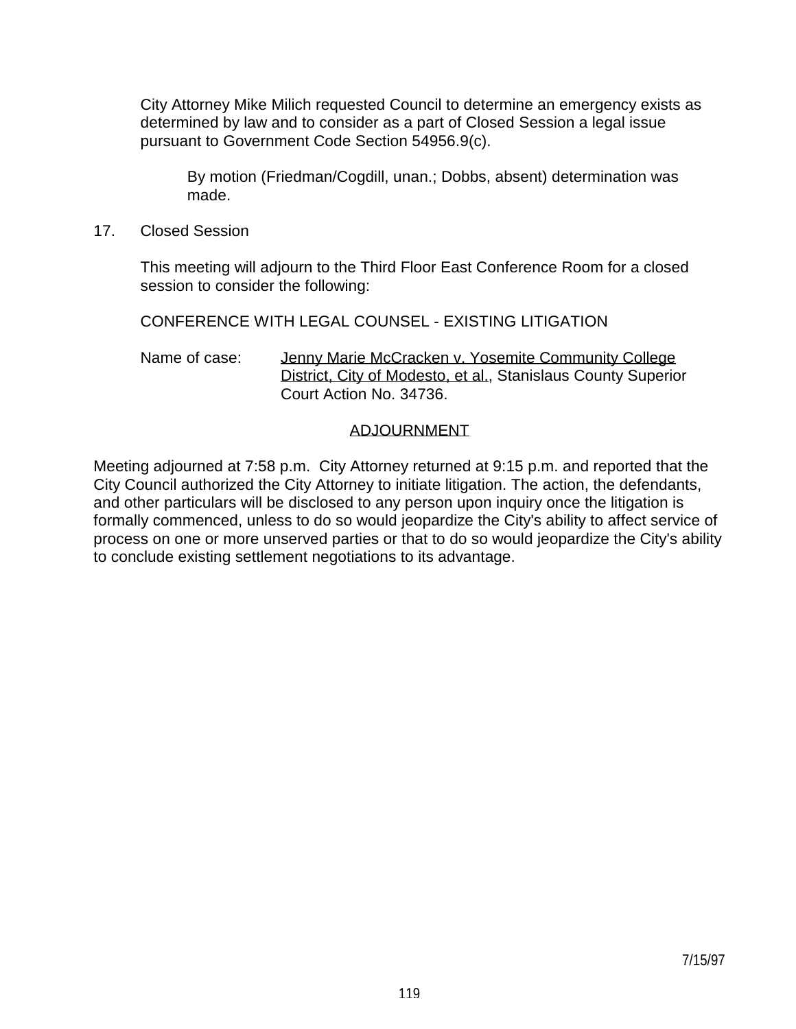City Attorney Mike Milich requested Council to determine an emergency exists as determined by law and to consider as a part of Closed Session a legal issue pursuant to Government Code Section 54956.9(c).

By motion (Friedman/Cogdill, unan.; Dobbs, absent) determination was made.

17. Closed Session

This meeting will adjourn to the Third Floor East Conference Room for a closed session to consider the following:

CONFERENCE WITH LEGAL COUNSEL - EXISTING LITIGATION

Name of case: Jenny Marie McCracken v. Yosemite Community College District, City of Modesto, et al., Stanislaus County Superior Court Action No. 34736.

ADJOURNMENT

Meeting adjourned at 7:58 p.m. City Attorney returned at 9:15 p.m. and reported that the City Council authorized the City Attorney to initiate litigation. The action, the defendants, and other particulars will be disclosed to any person upon inquiry once the litigation is formally commenced, unless to do so would jeopardize the City's ability to affect service of process on one or more unserved parties or that to do so would jeopardize the City's ability to conclude existing settlement negotiations to its advantage.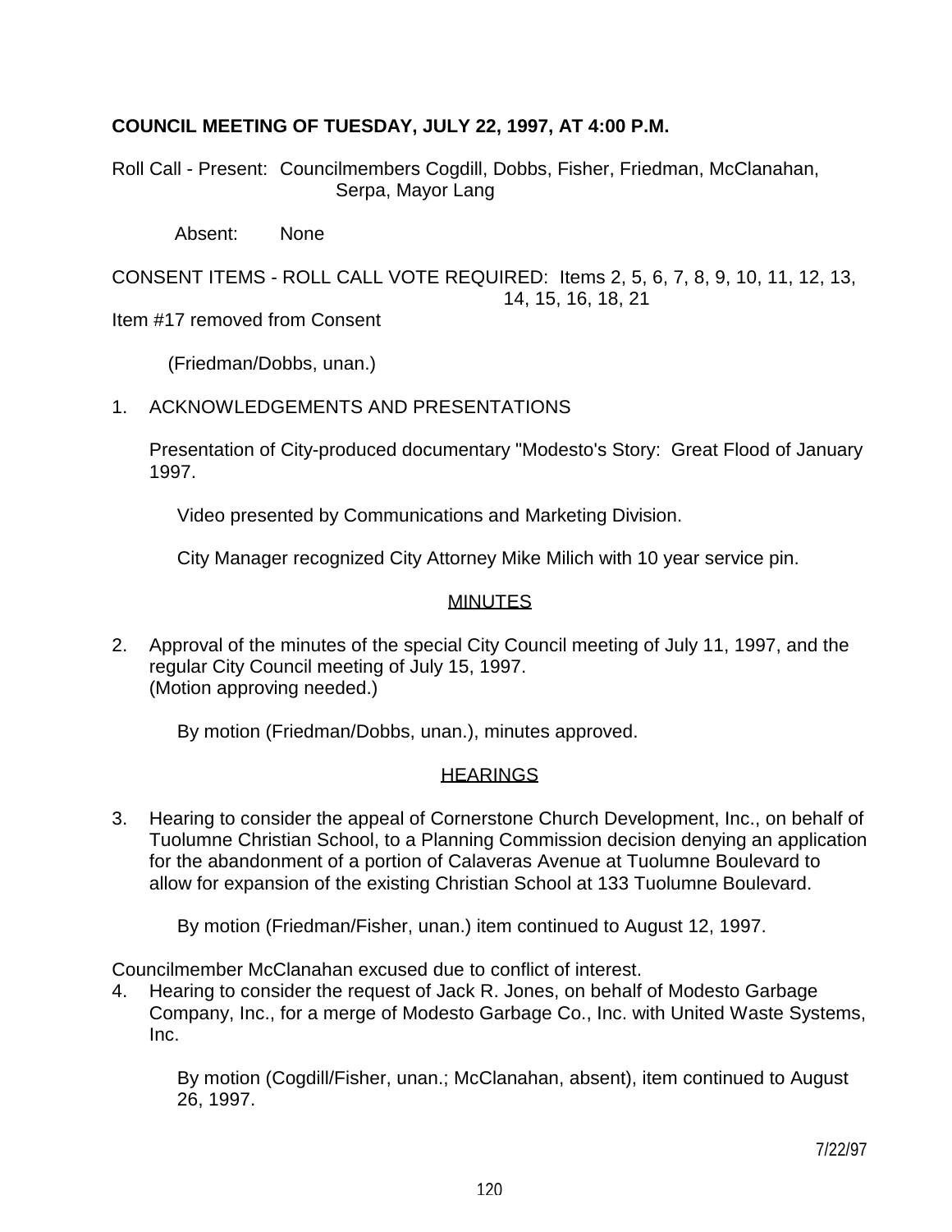**COUNCIL MEETING OF TUESDAY, JULY 22, 1997, AT 4:00 P.M.**

Roll Call - Present: Councilmembers Cogdill, Dobbs, Fisher, Friedman, McClanahan, Serpa, Mayor Lang

Absent: None

CONSENT ITEMS - ROLL CALL VOTE REQUIRED: Items 2, 5, 6, 7, 8, 9, 10, 11, 12, 13, 14, 15, 16, 18, 21

Item #17 removed from Consent

(Friedman/Dobbs, unan.)

1. ACKNOWLEDGEMENTS AND PRESENTATIONS

   Presentation of City-produced documentary "Modesto's Story: Great Flood of January 1997.

   Video presented by Communications and Marketing Division.

   City Manager recognized City Attorney Mike Milich with 10 year service pin.

## MINUTES

2. Approval of the minutes of the special City Council meeting of July 11, 1997, and the regular City Council meeting of July 15, 1997.
   (Motion approving needed.)

   By motion (Friedman/Dobbs, unan.), minutes approved.

## HEARINGS

3. Hearing to consider the appeal of Cornerstone Church Development, Inc., on behalf of Tuolumne Christian School, to a Planning Commission decision denying an application for the abandonment of a portion of Calaveras Avenue at Tuolumne Boulevard to allow for expansion of the existing Christian School at 133 Tuolumne Boulevard.

   By motion (Friedman/Fisher, unan.) item continued to August 12, 1997.

Councilmember McClanahan excused due to conflict of interest.

4. Hearing to consider the request of Jack R. Jones, on behalf of Modesto Garbage Company, Inc., for a merge of Modesto Garbage Co., Inc. with United Waste Systems, Inc.

   By motion (Cogdill/Fisher, unan.; McClanahan, absent), item continued to August 26, 1997.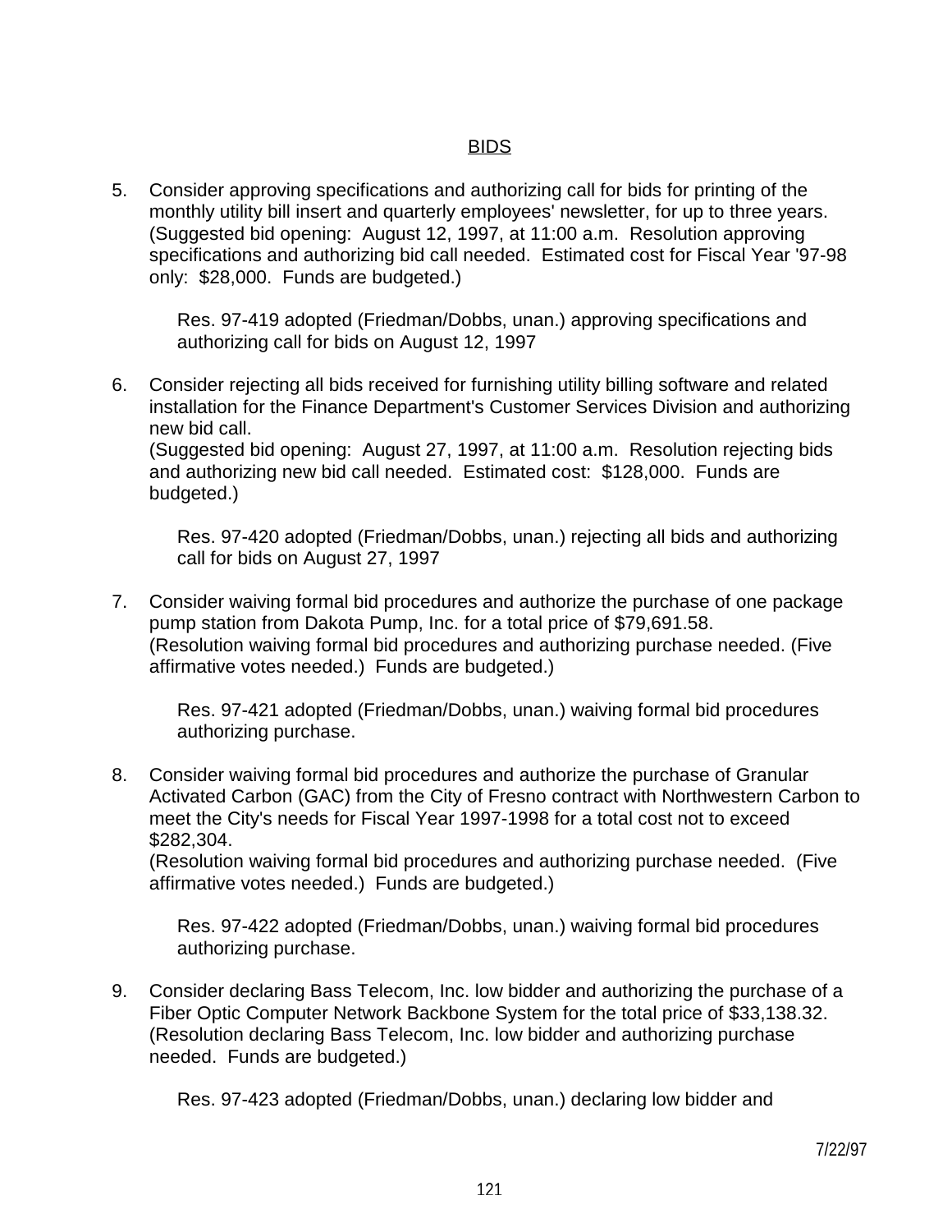## BIDS

5. Consider approving specifications and authorizing call for bids for printing of the monthly utility bill insert and quarterly employees' newsletter, for up to three years. (Suggested bid opening: August 12, 1997, at 11:00 a.m. Resolution approving specifications and authorizing bid call needed. Estimated cost for Fiscal Year '97-98 only: $28,000. Funds are budgeted.)

   Res. 97-419 adopted (Friedman/Dobbs, unan.) approving specifications and authorizing call for bids on August 12, 1997

6. Consider rejecting all bids received for furnishing utility billing software and related installation for the Finance Department's Customer Services Division and authorizing new bid call.
   (Suggested bid opening: August 27, 1997, at 11:00 a.m. Resolution rejecting bids and authorizing new bid call needed. Estimated cost: $128,000. Funds are budgeted.)

   Res. 97-420 adopted (Friedman/Dobbs, unan.) rejecting all bids and authorizing call for bids on August 27, 1997

7. Consider waiving formal bid procedures and authorize the purchase of one package pump station from Dakota Pump, Inc. for a total price of $79,691.58.
   (Resolution waiving formal bid procedures and authorizing purchase needed. (Five affirmative votes needed.) Funds are budgeted.)

   Res. 97-421 adopted (Friedman/Dobbs, unan.) waiving formal bid procedures authorizing purchase.

8. Consider waiving formal bid procedures and authorize the purchase of Granular Activated Carbon (GAC) from the City of Fresno contract with Northwestern Carbon to meet the City's needs for Fiscal Year 1997-1998 for a total cost not to exceed $282,304.
   (Resolution waiving formal bid procedures and authorizing purchase needed. (Five affirmative votes needed.) Funds are budgeted.)

   Res. 97-422 adopted (Friedman/Dobbs, unan.) waiving formal bid procedures authorizing purchase.

9. Consider declaring Bass Telecom, Inc. low bidder and authorizing the purchase of a Fiber Optic Computer Network Backbone System for the total price of $33,138.32.
   (Resolution declaring Bass Telecom, Inc. low bidder and authorizing purchase needed. Funds are budgeted.)

   Res. 97-423 adopted (Friedman/Dobbs, unan.) declaring low bidder and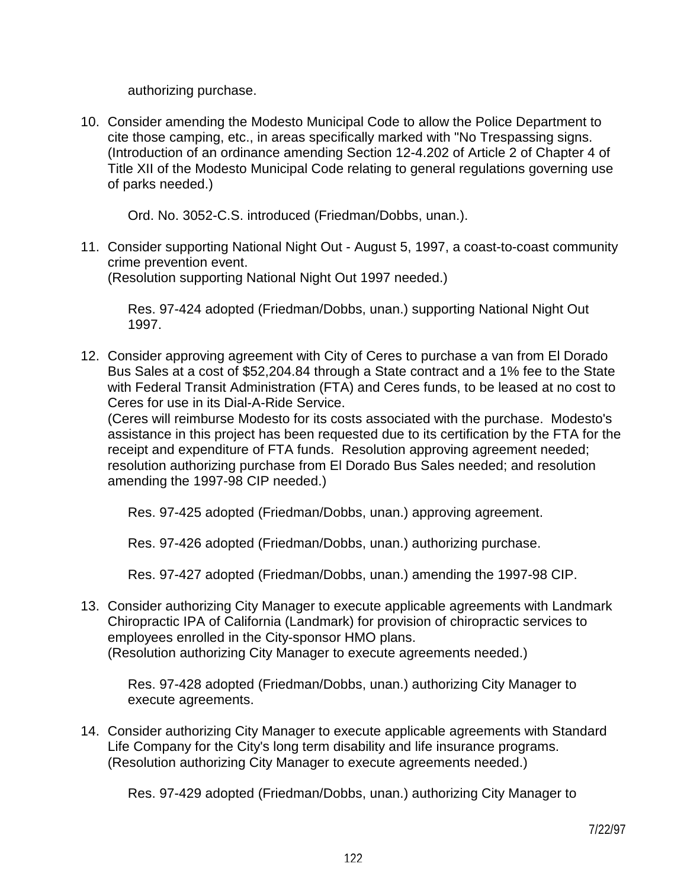authorizing purchase.

10. Consider amending the Modesto Municipal Code to allow the Police Department to cite those camping, etc., in areas specifically marked with "No Trespassing signs. (Introduction of an ordinance amending Section 12-4.202 of Article 2 of Chapter 4 of Title XII of the Modesto Municipal Code relating to general regulations governing use of parks needed.)

    Ord. No. 3052-C.S. introduced (Friedman/Dobbs, unan.).

11. Consider supporting National Night Out - August 5, 1997, a coast-to-coast community crime prevention event.
    (Resolution supporting National Night Out 1997 needed.)

    Res. 97-424 adopted (Friedman/Dobbs, unan.) supporting National Night Out 1997.

12. Consider approving agreement with City of Ceres to purchase a van from El Dorado Bus Sales at a cost of $52,204.84 through a State contract and a 1% fee to the State with Federal Transit Administration (FTA) and Ceres funds, to be leased at no cost to Ceres for use in its Dial-A-Ride Service.
    (Ceres will reimburse Modesto for its costs associated with the purchase. Modesto's assistance in this project has been requested due to its certification by the FTA for the receipt and expenditure of FTA funds. Resolution approving agreement needed; resolution authorizing purchase from El Dorado Bus Sales needed; and resolution amending the 1997-98 CIP needed.)

    Res. 97-425 adopted (Friedman/Dobbs, unan.) approving agreement.

    Res. 97-426 adopted (Friedman/Dobbs, unan.) authorizing purchase.

    Res. 97-427 adopted (Friedman/Dobbs, unan.) amending the 1997-98 CIP.

13. Consider authorizing City Manager to execute applicable agreements with Landmark Chiropractic IPA of California (Landmark) for provision of chiropractic services to employees enrolled in the City-sponsor HMO plans.
    (Resolution authorizing City Manager to execute agreements needed.)

    Res. 97-428 adopted (Friedman/Dobbs, unan.) authorizing City Manager to execute agreements.

14. Consider authorizing City Manager to execute applicable agreements with Standard Life Company for the City's long term disability and life insurance programs.
    (Resolution authorizing City Manager to execute agreements needed.)

    Res. 97-429 adopted (Friedman/Dobbs, unan.) authorizing City Manager to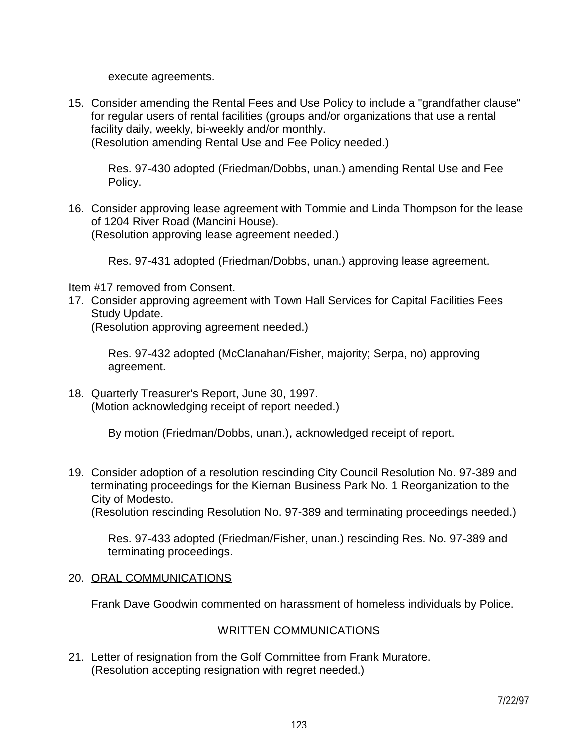execute agreements.

15. Consider amending the Rental Fees and Use Policy to include a "grandfather clause" for regular users of rental facilities (groups and/or organizations that use a rental facility daily, weekly, bi-weekly and/or monthly.
   (Resolution amending Rental Use and Fee Policy needed.)

   Res. 97-430 adopted (Friedman/Dobbs, unan.) amending Rental Use and Fee Policy.

16. Consider approving lease agreement with Tommie and Linda Thompson for the lease of 1204 River Road (Mancini House).
   (Resolution approving lease agreement needed.)

   Res. 97-431 adopted (Friedman/Dobbs, unan.) approving lease agreement.

Item #17 removed from Consent.

17. Consider approving agreement with Town Hall Services for Capital Facilities Fees Study Update.
   (Resolution approving agreement needed.)

   Res. 97-432 adopted (McClanahan/Fisher, majority; Serpa, no) approving agreement.

18. Quarterly Treasurer's Report, June 30, 1997.
   (Motion acknowledging receipt of report needed.)

   By motion (Friedman/Dobbs, unan.), acknowledged receipt of report.

19. Consider adoption of a resolution rescinding City Council Resolution No. 97-389 and terminating proceedings for the Kiernan Business Park No. 1 Reorganization to the City of Modesto.
   (Resolution rescinding Resolution No. 97-389 and terminating proceedings needed.)

   Res. 97-433 adopted (Friedman/Fisher, unan.) rescinding Res. No. 97-389 and terminating proceedings.

20. ORAL COMMUNICATIONS

   Frank Dave Goodwin commented on harassment of homeless individuals by Police.

## WRITTEN COMMUNICATIONS

21. Letter of resignation from the Golf Committee from Frank Muratore.
   (Resolution accepting resignation with regret needed.)

7/22/97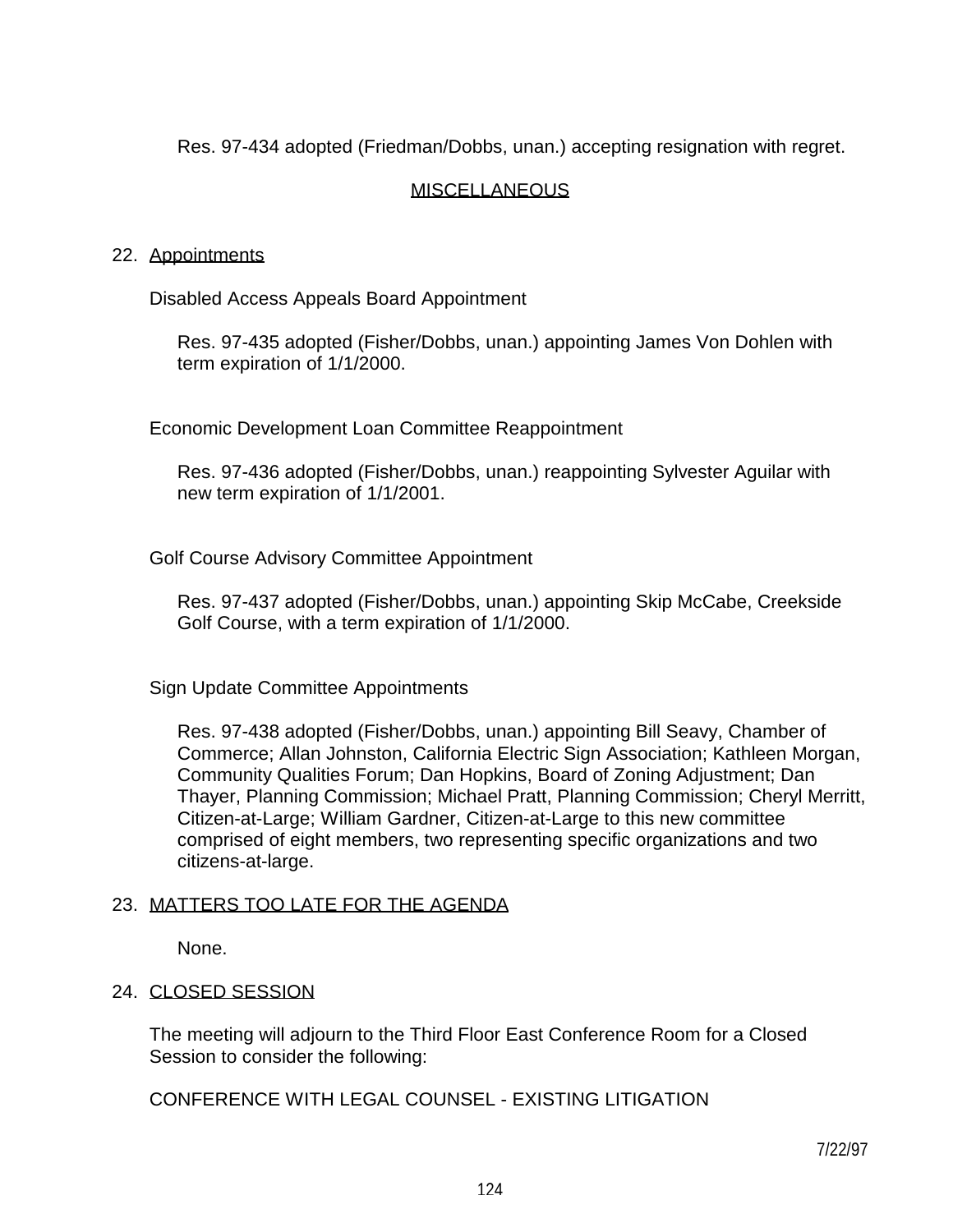Res. 97-434 adopted (Friedman/Dobbs, unan.) accepting resignation with regret.

MISCELLANEOUS

22. Appointments

Disabled Access Appeals Board Appointment

Res. 97-435 adopted (Fisher/Dobbs, unan.) appointing James Von Dohlen with term expiration of 1/1/2000.

Economic Development Loan Committee Reappointment

Res. 97-436 adopted (Fisher/Dobbs, unan.) reappointing Sylvester Aguilar with new term expiration of 1/1/2001.

Golf Course Advisory Committee Appointment

Res. 97-437 adopted (Fisher/Dobbs, unan.) appointing Skip McCabe, Creekside Golf Course, with a term expiration of 1/1/2000.

Sign Update Committee Appointments

Res. 97-438 adopted (Fisher/Dobbs, unan.) appointing Bill Seavy, Chamber of Commerce; Allan Johnston, California Electric Sign Association; Kathleen Morgan, Community Qualities Forum; Dan Hopkins, Board of Zoning Adjustment; Dan Thayer, Planning Commission; Michael Pratt, Planning Commission; Cheryl Merritt, Citizen-at-Large; William Gardner, Citizen-at-Large to this new committee comprised of eight members, two representing specific organizations and two citizens-at-large.

23. MATTERS TOO LATE FOR THE AGENDA

None.

24. CLOSED SESSION

The meeting will adjourn to the Third Floor East Conference Room for a Closed Session to consider the following:

CONFERENCE WITH LEGAL COUNSEL - EXISTING LITIGATION

7/22/97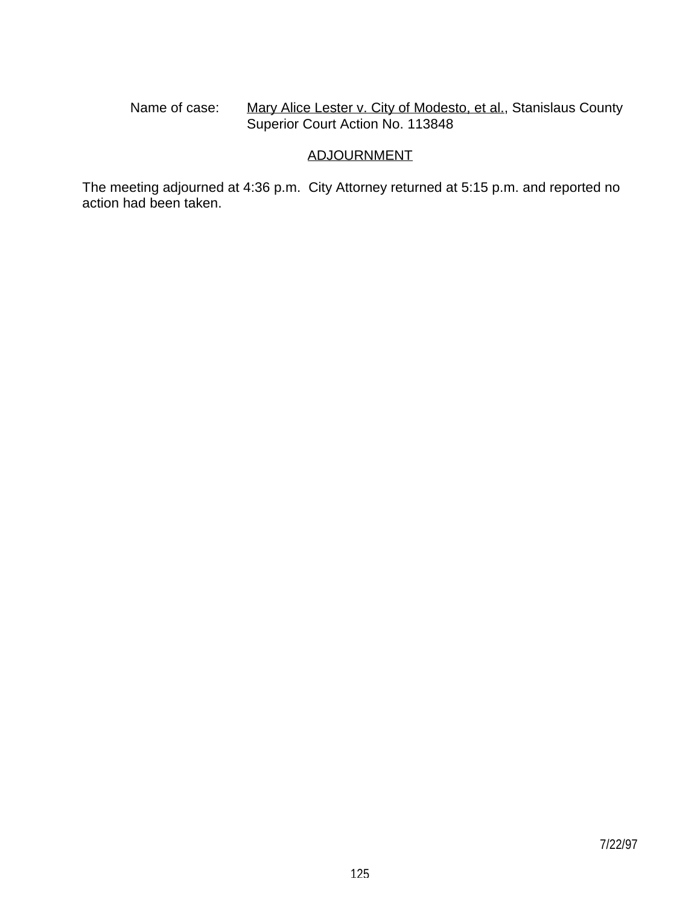Name of case: Mary Alice Lester v. City of Modesto, et al., Stanislaus County Superior Court Action No. 113848

## ADJOURNMENT

The meeting adjourned at 4:36 p.m. City Attorney returned at 5:15 p.m. and reported no action had been taken.

7/22/97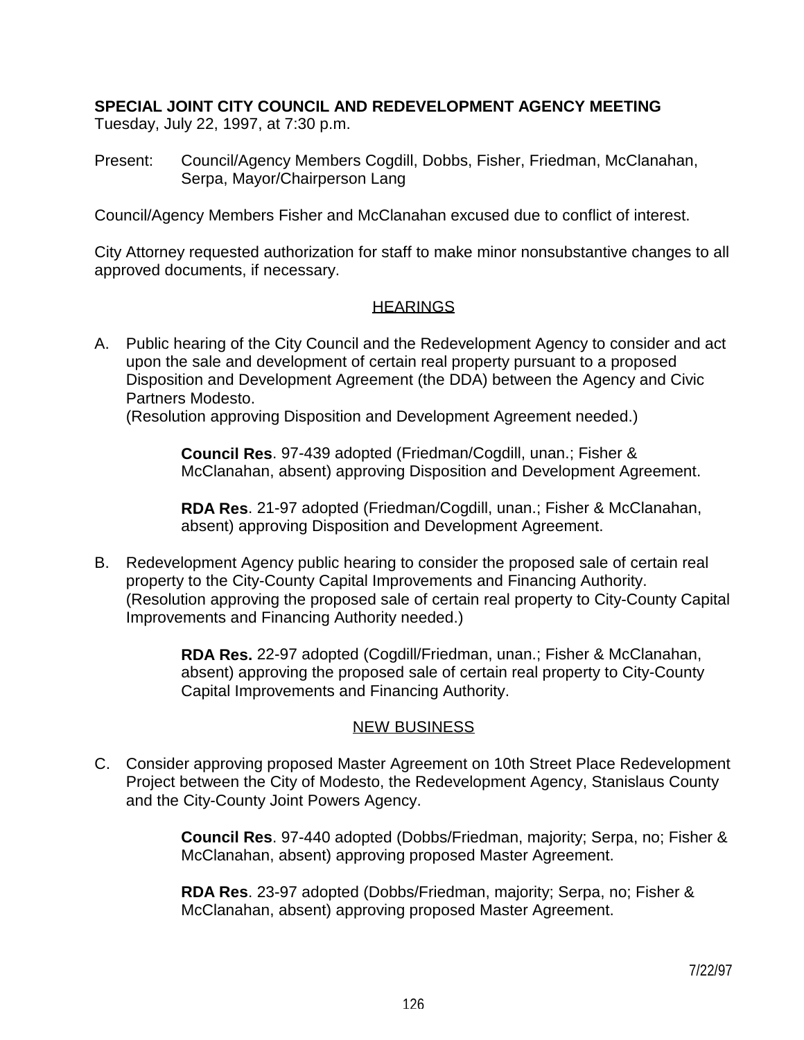**SPECIAL JOINT CITY COUNCIL AND REDEVELOPMENT AGENCY MEETING**
Tuesday, July 22, 1997, at 7:30 p.m.

Present: Council/Agency Members Cogdill, Dobbs, Fisher, Friedman, McClanahan, Serpa, Mayor/Chairperson Lang

Council/Agency Members Fisher and McClanahan excused due to conflict of interest.

City Attorney requested authorization for staff to make minor nonsubstantive changes to all approved documents, if necessary.

## HEARINGS

A. Public hearing of the City Council and the Redevelopment Agency to consider and act upon the sale and development of certain real property pursuant to a proposed Disposition and Development Agreement (the DDA) between the Agency and Civic Partners Modesto.
(Resolution approving Disposition and Development Agreement needed.)

  **Council Res**. 97-439 adopted (Friedman/Cogdill, unan.; Fisher & McClanahan, absent) approving Disposition and Development Agreement.

  **RDA Res**. 21-97 adopted (Friedman/Cogdill, unan.; Fisher & McClanahan, absent) approving Disposition and Development Agreement.

B. Redevelopment Agency public hearing to consider the proposed sale of certain real property to the City-County Capital Improvements and Financing Authority.
(Resolution approving the proposed sale of certain real property to City-County Capital Improvements and Financing Authority needed.)

  **RDA Res.** 22-97 adopted (Cogdill/Friedman, unan.; Fisher & McClanahan, absent) approving the proposed sale of certain real property to City-County Capital Improvements and Financing Authority.

## NEW BUSINESS

C. Consider approving proposed Master Agreement on 10th Street Place Redevelopment Project between the City of Modesto, the Redevelopment Agency, Stanislaus County and the City-County Joint Powers Agency.

  **Council Res**. 97-440 adopted (Dobbs/Friedman, majority; Serpa, no; Fisher & McClanahan, absent) approving proposed Master Agreement.

  **RDA Res**. 23-97 adopted (Dobbs/Friedman, majority; Serpa, no; Fisher & McClanahan, absent) approving proposed Master Agreement.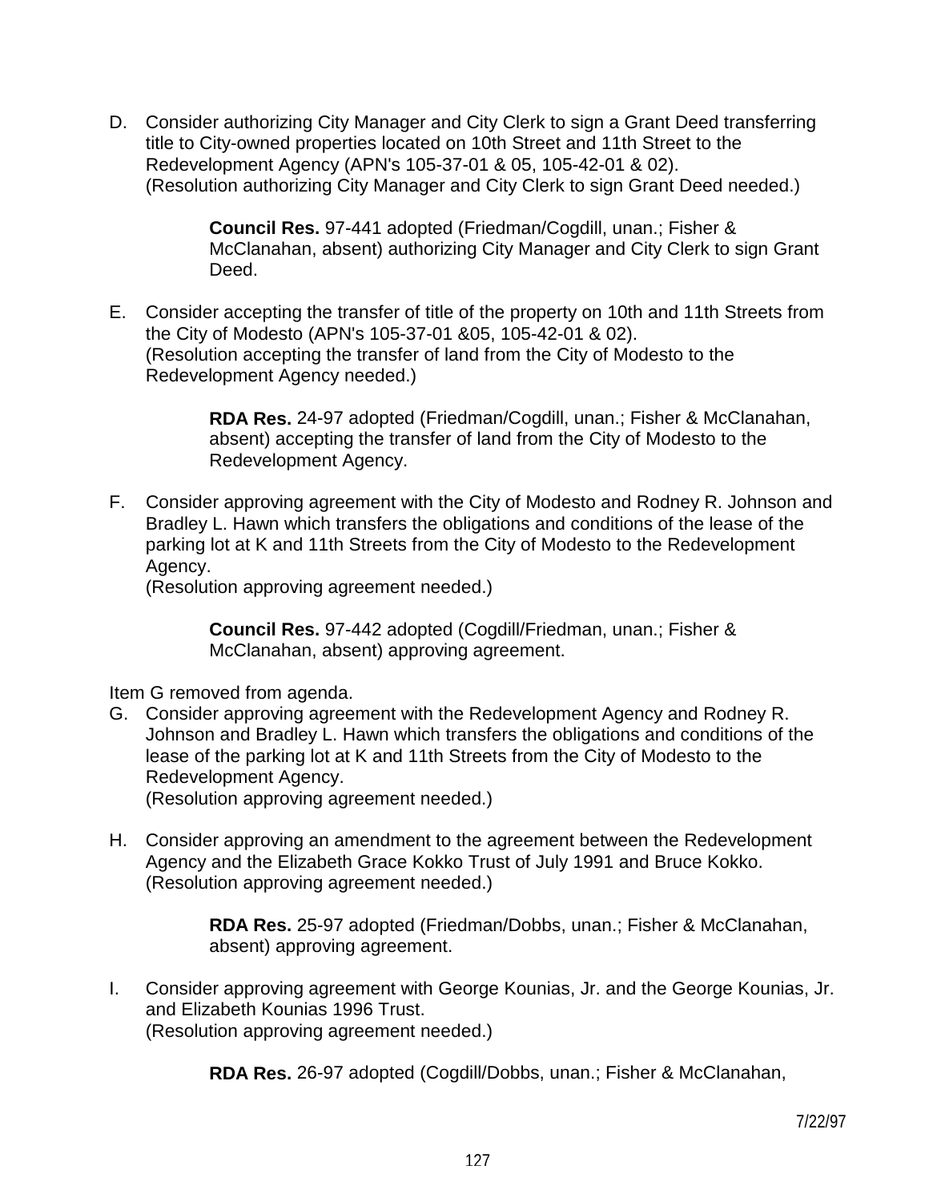D. Consider authorizing City Manager and City Clerk to sign a Grant Deed transferring title to City-owned properties located on 10th Street and 11th Street to the Redevelopment Agency (APN's 105-37-01 & 05, 105-42-01 & 02).
(Resolution authorizing City Manager and City Clerk to sign Grant Deed needed.)

> **Council Res.** 97-441 adopted (Friedman/Cogdill, unan.; Fisher & McClanahan, absent) authorizing City Manager and City Clerk to sign Grant Deed.

E. Consider accepting the transfer of title of the property on 10th and 11th Streets from the City of Modesto (APN's 105-37-01 &05, 105-42-01 & 02).
(Resolution accepting the transfer of land from the City of Modesto to the Redevelopment Agency needed.)

> **RDA Res.** 24-97 adopted (Friedman/Cogdill, unan.; Fisher & McClanahan, absent) accepting the transfer of land from the City of Modesto to the Redevelopment Agency.

F. Consider approving agreement with the City of Modesto and Rodney R. Johnson and Bradley L. Hawn which transfers the obligations and conditions of the lease of the parking lot at K and 11th Streets from the City of Modesto to the Redevelopment Agency.
(Resolution approving agreement needed.)

> **Council Res.** 97-442 adopted (Cogdill/Friedman, unan.; Fisher & McClanahan, absent) approving agreement.

Item G removed from agenda.

G. Consider approving agreement with the Redevelopment Agency and Rodney R. Johnson and Bradley L. Hawn which transfers the obligations and conditions of the lease of the parking lot at K and 11th Streets from the City of Modesto to the Redevelopment Agency.
(Resolution approving agreement needed.)

H. Consider approving an amendment to the agreement between the Redevelopment Agency and the Elizabeth Grace Kokko Trust of July 1991 and Bruce Kokko.
(Resolution approving agreement needed.)

> **RDA Res.** 25-97 adopted (Friedman/Dobbs, unan.; Fisher & McClanahan, absent) approving agreement.

I. Consider approving agreement with George Kounias, Jr. and the George Kounias, Jr. and Elizabeth Kounias 1996 Trust.
(Resolution approving agreement needed.)

> **RDA Res.** 26-97 adopted (Cogdill/Dobbs, unan.; Fisher & McClanahan,

7/22/97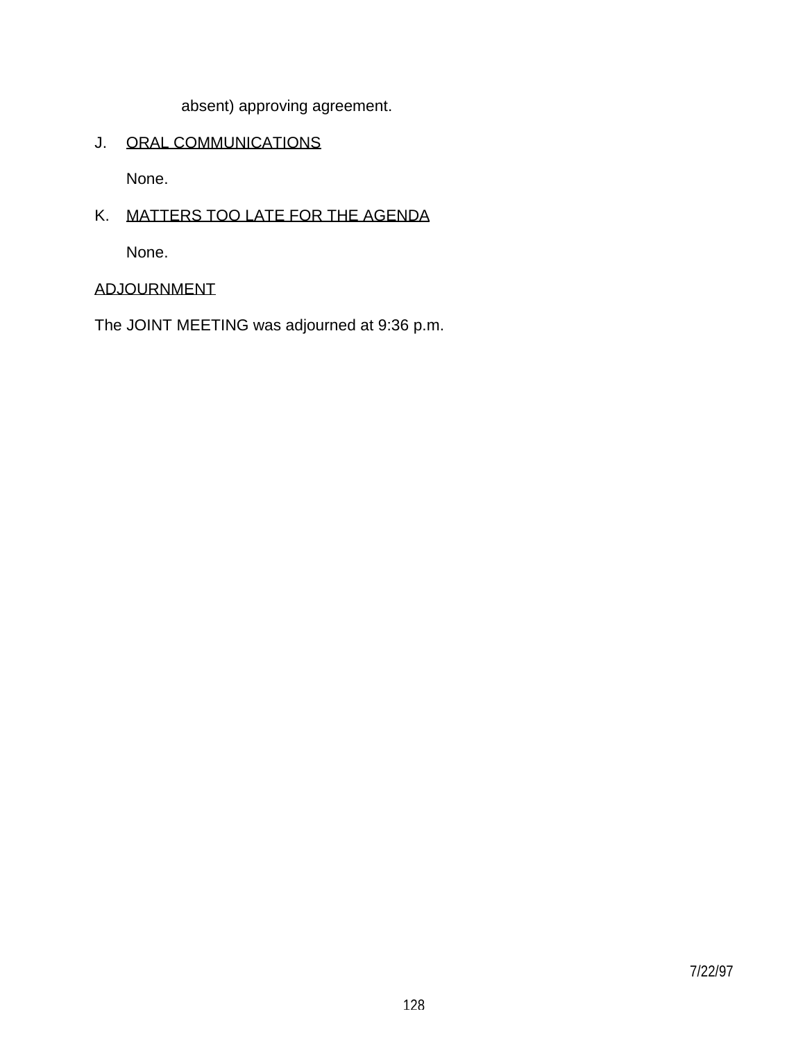absent) approving agreement.

J. ORAL COMMUNICATIONS

None.

K. MATTERS TOO LATE FOR THE AGENDA

None.

ADJOURNMENT

The JOINT MEETING was adjourned at 9:36 p.m.

7/22/97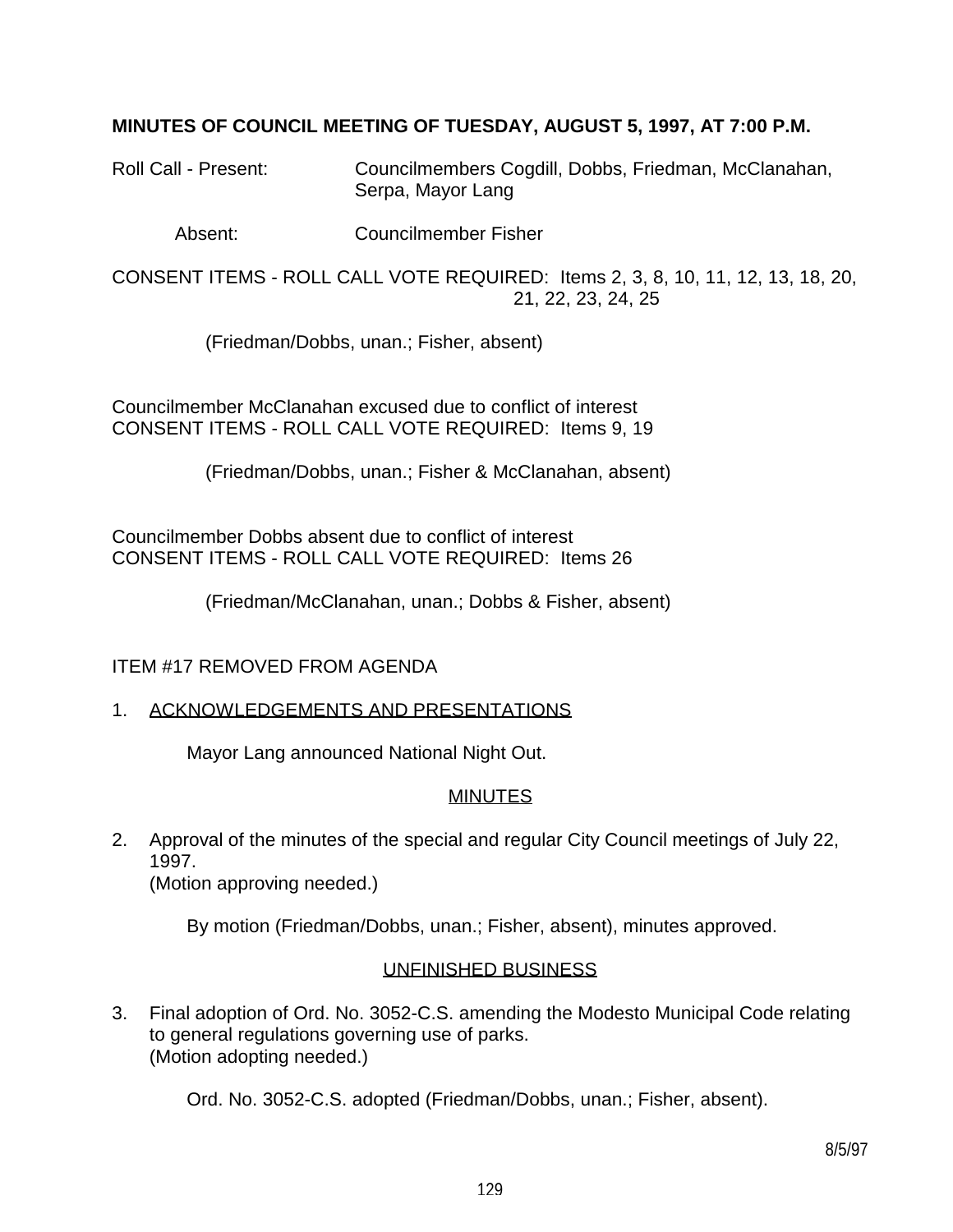**MINUTES OF COUNCIL MEETING OF TUESDAY, AUGUST 5, 1997, AT 7:00 P.M.**

Roll Call - Present: Councilmembers Cogdill, Dobbs, Friedman, McClanahan, Serpa, Mayor Lang

Absent: Councilmember Fisher

CONSENT ITEMS - ROLL CALL VOTE REQUIRED: Items 2, 3, 8, 10, 11, 12, 13, 18, 20, 21, 22, 23, 24, 25

(Friedman/Dobbs, unan.; Fisher, absent)

Councilmember McClanahan excused due to conflict of interest
CONSENT ITEMS - ROLL CALL VOTE REQUIRED: Items 9, 19

(Friedman/Dobbs, unan.; Fisher & McClanahan, absent)

Councilmember Dobbs absent due to conflict of interest
CONSENT ITEMS - ROLL CALL VOTE REQUIRED: Items 26

(Friedman/McClanahan, unan.; Dobbs & Fisher, absent)

ITEM #17 REMOVED FROM AGENDA

1. ACKNOWLEDGEMENTS AND PRESENTATIONS

   Mayor Lang announced National Night Out.

MINUTES

2. Approval of the minutes of the special and regular City Council meetings of July 22, 1997.
   (Motion approving needed.)

   By motion (Friedman/Dobbs, unan.; Fisher, absent), minutes approved.

UNFINISHED BUSINESS

3. Final adoption of Ord. No. 3052-C.S. amending the Modesto Municipal Code relating to general regulations governing use of parks.
   (Motion adopting needed.)

   Ord. No. 3052-C.S. adopted (Friedman/Dobbs, unan.; Fisher, absent).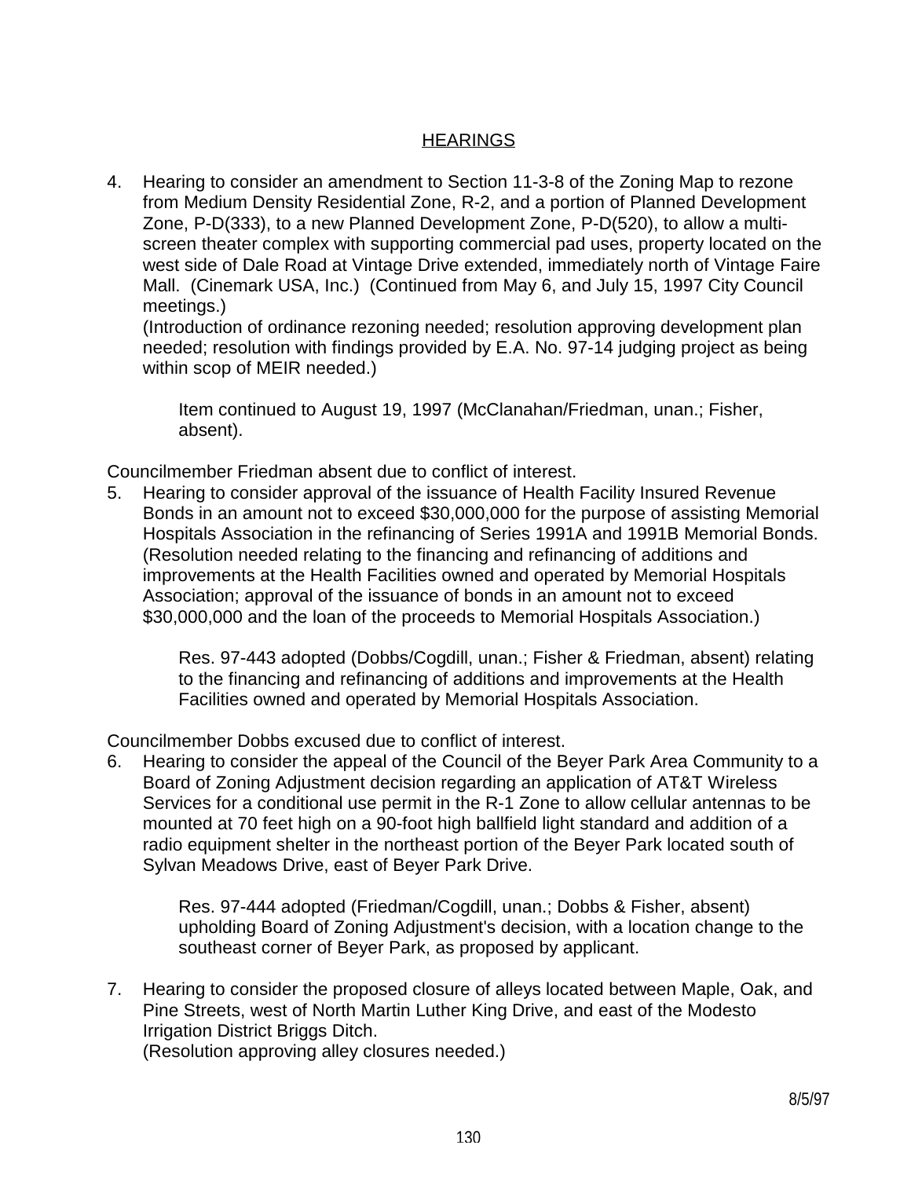## HEARINGS

4. Hearing to consider an amendment to Section 11-3-8 of the Zoning Map to rezone from Medium Density Residential Zone, R-2, and a portion of Planned Development Zone, P-D(333), to a new Planned Development Zone, P-D(520), to allow a multi-screen theater complex with supporting commercial pad uses, property located on the west side of Dale Road at Vintage Drive extended, immediately north of Vintage Faire Mall. (Cinemark USA, Inc.) (Continued from May 6, and July 15, 1997 City Council meetings.)
   (Introduction of ordinance rezoning needed; resolution approving development plan needed; resolution with findings provided by E.A. No. 97-14 judging project as being within scop of MEIR needed.)

   Item continued to August 19, 1997 (McClanahan/Friedman, unan.; Fisher, absent).

Councilmember Friedman absent due to conflict of interest.

5. Hearing to consider approval of the issuance of Health Facility Insured Revenue Bonds in an amount not to exceed $30,000,000 for the purpose of assisting Memorial Hospitals Association in the refinancing of Series 1991A and 1991B Memorial Bonds.
   (Resolution needed relating to the financing and refinancing of additions and improvements at the Health Facilities owned and operated by Memorial Hospitals Association; approval of the issuance of bonds in an amount not to exceed $30,000,000 and the loan of the proceeds to Memorial Hospitals Association.)

   Res. 97-443 adopted (Dobbs/Cogdill, unan.; Fisher & Friedman, absent) relating to the financing and refinancing of additions and improvements at the Health Facilities owned and operated by Memorial Hospitals Association.

Councilmember Dobbs excused due to conflict of interest.

6. Hearing to consider the appeal of the Council of the Beyer Park Area Community to a Board of Zoning Adjustment decision regarding an application of AT&T Wireless Services for a conditional use permit in the R-1 Zone to allow cellular antennas to be mounted at 70 feet high on a 90-foot high ballfield light standard and addition of a radio equipment shelter in the northeast portion of the Beyer Park located south of Sylvan Meadows Drive, east of Beyer Park Drive.

   Res. 97-444 adopted (Friedman/Cogdill, unan.; Dobbs & Fisher, absent) upholding Board of Zoning Adjustment's decision, with a location change to the southeast corner of Beyer Park, as proposed by applicant.

7. Hearing to consider the proposed closure of alleys located between Maple, Oak, and Pine Streets, west of North Martin Luther King Drive, and east of the Modesto Irrigation District Briggs Ditch.
   (Resolution approving alley closures needed.)

8/5/97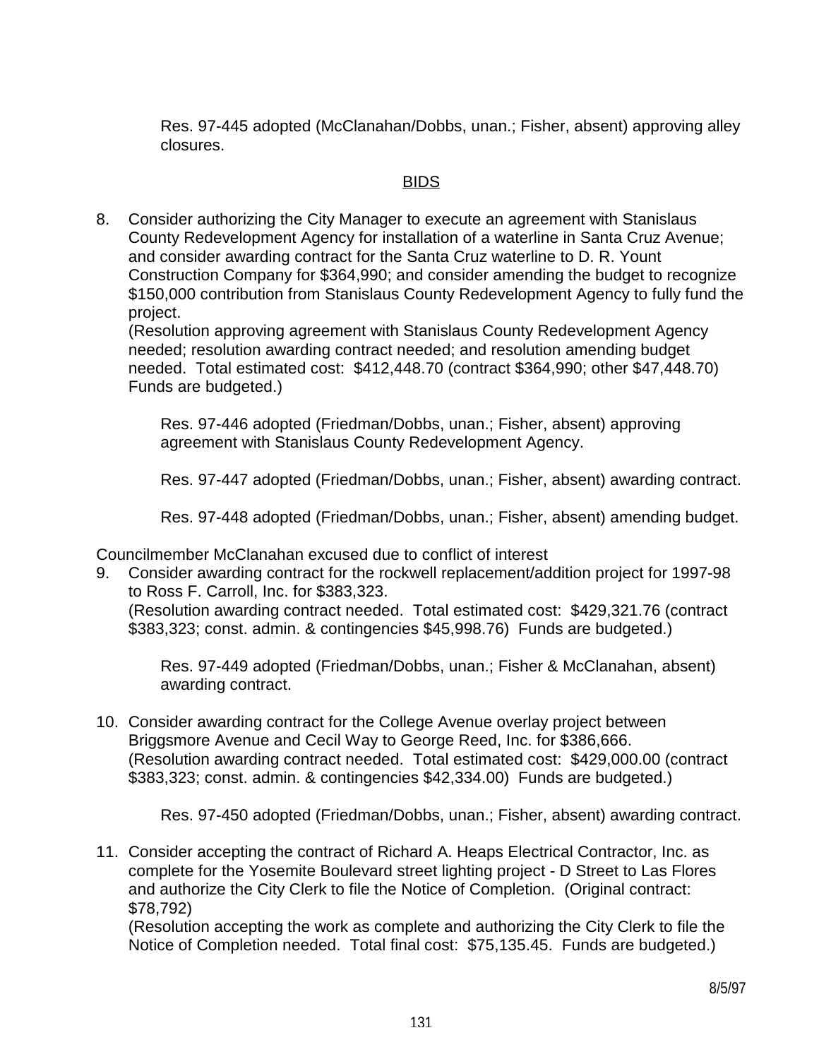Res. 97-445 adopted (McClanahan/Dobbs, unan.; Fisher, absent) approving alley closures.

## BIDS

8. Consider authorizing the City Manager to execute an agreement with Stanislaus County Redevelopment Agency for installation of a waterline in Santa Cruz Avenue; and consider awarding contract for the Santa Cruz waterline to D. R. Yount Construction Company for $364,990; and consider amending the budget to recognize $150,000 contribution from Stanislaus County Redevelopment Agency to fully fund the project.
   (Resolution approving agreement with Stanislaus County Redevelopment Agency needed; resolution awarding contract needed; and resolution amending budget needed. Total estimated cost: $412,448.70 (contract $364,990; other $47,448.70) Funds are budgeted.)

   Res. 97-446 adopted (Friedman/Dobbs, unan.; Fisher, absent) approving agreement with Stanislaus County Redevelopment Agency.

   Res. 97-447 adopted (Friedman/Dobbs, unan.; Fisher, absent) awarding contract.

   Res. 97-448 adopted (Friedman/Dobbs, unan.; Fisher, absent) amending budget.

Councilmember McClanahan excused due to conflict of interest

9. Consider awarding contract for the rockwell replacement/addition project for 1997-98 to Ross F. Carroll, Inc. for $383,323.
   (Resolution awarding contract needed. Total estimated cost: $429,321.76 (contract $383,323; const. admin. & contingencies $45,998.76) Funds are budgeted.)

   Res. 97-449 adopted (Friedman/Dobbs, unan.; Fisher & McClanahan, absent) awarding contract.

10. Consider awarding contract for the College Avenue overlay project between Briggsmore Avenue and Cecil Way to George Reed, Inc. for $386,666.
    (Resolution awarding contract needed. Total estimated cost: $429,000.00 (contract $383,323; const. admin. & contingencies $42,334.00) Funds are budgeted.)

    Res. 97-450 adopted (Friedman/Dobbs, unan.; Fisher, absent) awarding contract.

11. Consider accepting the contract of Richard A. Heaps Electrical Contractor, Inc. as complete for the Yosemite Boulevard street lighting project - D Street to Las Flores and authorize the City Clerk to file the Notice of Completion. (Original contract: $78,792)
    (Resolution accepting the work as complete and authorizing the City Clerk to file the Notice of Completion needed. Total final cost: $75,135.45. Funds are budgeted.)

8/5/97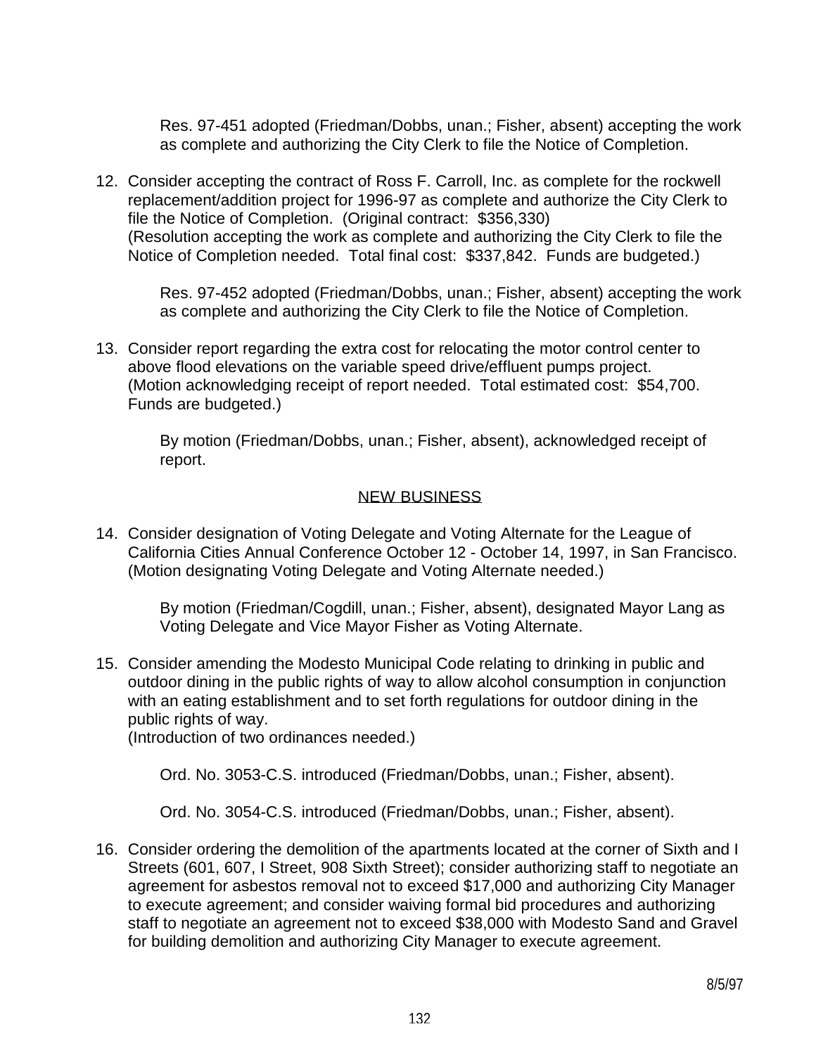Res. 97-451 adopted (Friedman/Dobbs, unan.; Fisher, absent) accepting the work as complete and authorizing the City Clerk to file the Notice of Completion.

12. Consider accepting the contract of Ross F. Carroll, Inc. as complete for the rockwell replacement/addition project for 1996-97 as complete and authorize the City Clerk to file the Notice of Completion. (Original contract: $356,330)
    (Resolution accepting the work as complete and authorizing the City Clerk to file the Notice of Completion needed. Total final cost: $337,842. Funds are budgeted.)

    Res. 97-452 adopted (Friedman/Dobbs, unan.; Fisher, absent) accepting the work as complete and authorizing the City Clerk to file the Notice of Completion.

13. Consider report regarding the extra cost for relocating the motor control center to above flood elevations on the variable speed drive/effluent pumps project.
    (Motion acknowledging receipt of report needed. Total estimated cost: $54,700. Funds are budgeted.)

    By motion (Friedman/Dobbs, unan.; Fisher, absent), acknowledged receipt of report.

## NEW BUSINESS

14. Consider designation of Voting Delegate and Voting Alternate for the League of California Cities Annual Conference October 12 - October 14, 1997, in San Francisco.
    (Motion designating Voting Delegate and Voting Alternate needed.)

    By motion (Friedman/Cogdill, unan.; Fisher, absent), designated Mayor Lang as Voting Delegate and Vice Mayor Fisher as Voting Alternate.

15. Consider amending the Modesto Municipal Code relating to drinking in public and outdoor dining in the public rights of way to allow alcohol consumption in conjunction with an eating establishment and to set forth regulations for outdoor dining in the public rights of way.
    (Introduction of two ordinances needed.)

    Ord. No. 3053-C.S. introduced (Friedman/Dobbs, unan.; Fisher, absent).

    Ord. No. 3054-C.S. introduced (Friedman/Dobbs, unan.; Fisher, absent).

16. Consider ordering the demolition of the apartments located at the corner of Sixth and I Streets (601, 607, I Street, 908 Sixth Street); consider authorizing staff to negotiate an agreement for asbestos removal not to exceed $17,000 and authorizing City Manager to execute agreement; and consider waiving formal bid procedures and authorizing staff to negotiate an agreement not to exceed $38,000 with Modesto Sand and Gravel for building demolition and authorizing City Manager to execute agreement.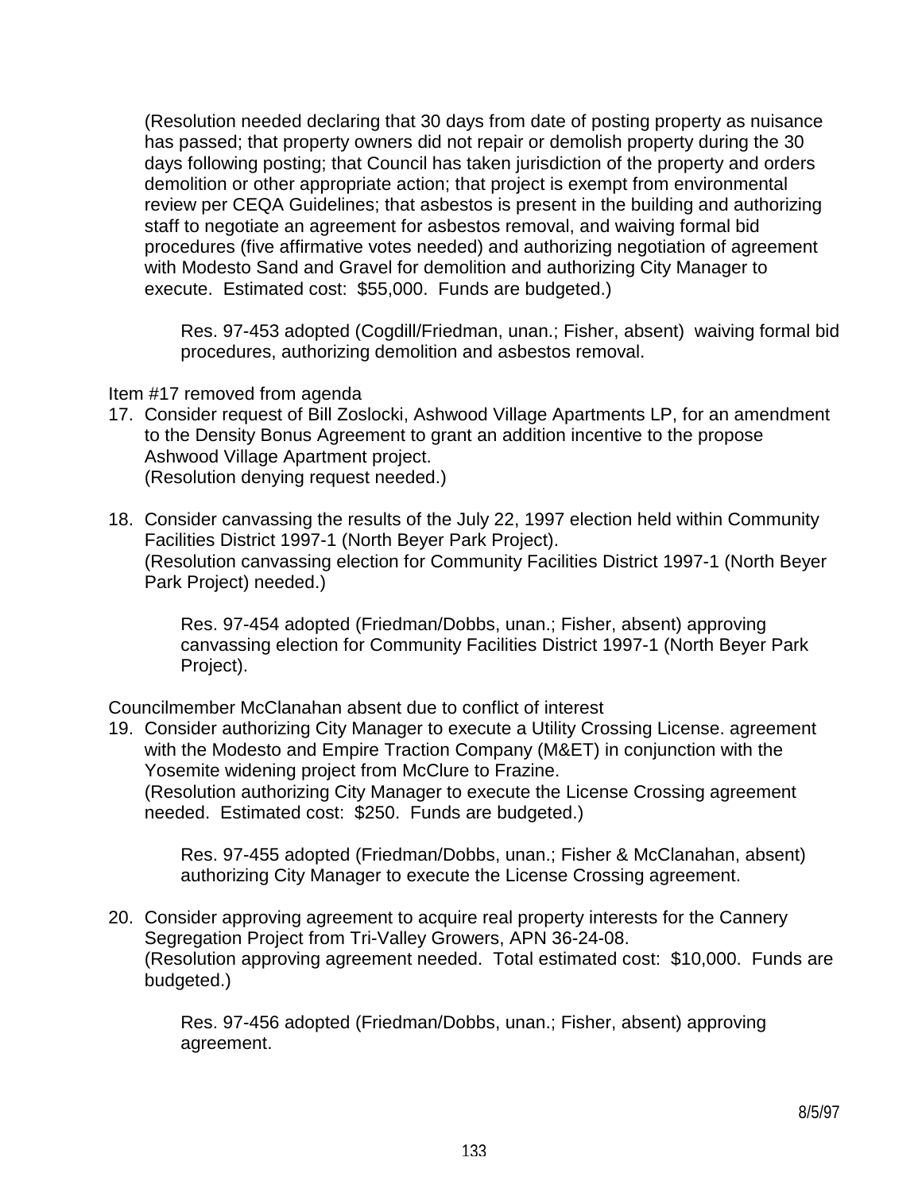(Resolution needed declaring that 30 days from date of posting property as nuisance has passed; that property owners did not repair or demolish property during the 30 days following posting; that Council has taken jurisdiction of the property and orders demolition or other appropriate action; that project is exempt from environmental review per CEQA Guidelines; that asbestos is present in the building and authorizing staff to negotiate an agreement for asbestos removal, and waiving formal bid procedures (five affirmative votes needed) and authorizing negotiation of agreement with Modesto Sand and Gravel for demolition and authorizing City Manager to execute. Estimated cost: $55,000. Funds are budgeted.)

> Res. 97-453 adopted (Cogdill/Friedman, unan.; Fisher, absent) waiving formal bid procedures, authorizing demolition and asbestos removal.

Item #17 removed from agenda

17. Consider request of Bill Zoslocki, Ashwood Village Apartments LP, for an amendment to the Density Bonus Agreement to grant an addition incentive to the propose Ashwood Village Apartment project.
    (Resolution denying request needed.)

18. Consider canvassing the results of the July 22, 1997 election held within Community Facilities District 1997-1 (North Beyer Park Project).
    (Resolution canvassing election for Community Facilities District 1997-1 (North Beyer Park Project) needed.)

    > Res. 97-454 adopted (Friedman/Dobbs, unan.; Fisher, absent) approving canvassing election for Community Facilities District 1997-1 (North Beyer Park Project).

Councilmember McClanahan absent due to conflict of interest

19. Consider authorizing City Manager to execute a Utility Crossing License. agreement with the Modesto and Empire Traction Company (M&ET) in conjunction with the Yosemite widening project from McClure to Frazine.
    (Resolution authorizing City Manager to execute the License Crossing agreement needed. Estimated cost: $250. Funds are budgeted.)

    > Res. 97-455 adopted (Friedman/Dobbs, unan.; Fisher & McClanahan, absent) authorizing City Manager to execute the License Crossing agreement.

20. Consider approving agreement to acquire real property interests for the Cannery Segregation Project from Tri-Valley Growers, APN 36-24-08.
    (Resolution approving agreement needed. Total estimated cost: $10,000. Funds are budgeted.)

    > Res. 97-456 adopted (Friedman/Dobbs, unan.; Fisher, absent) approving agreement.

8/5/97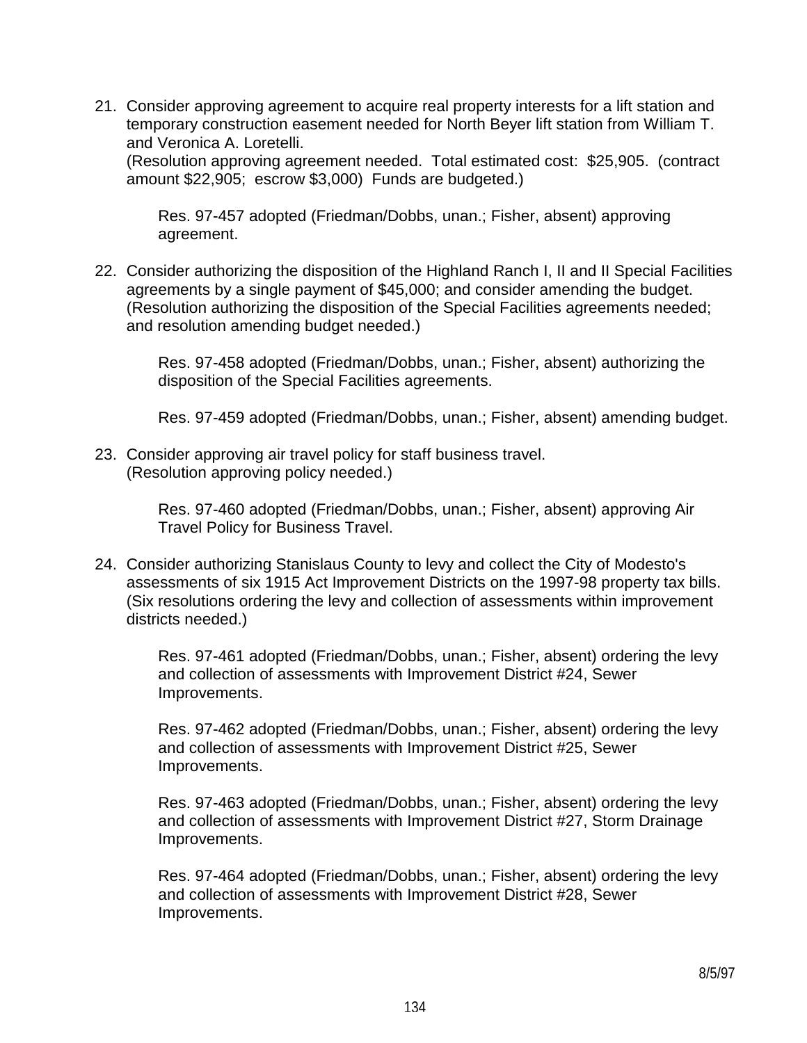21. Consider approving agreement to acquire real property interests for a lift station and temporary construction easement needed for North Beyer lift station from William T. and Veronica A. Loretelli.
    (Resolution approving agreement needed. Total estimated cost: $25,905. (contract amount $22,905; escrow $3,000) Funds are budgeted.)

    Res. 97-457 adopted (Friedman/Dobbs, unan.; Fisher, absent) approving agreement.

22. Consider authorizing the disposition of the Highland Ranch I, II and II Special Facilities agreements by a single payment of $45,000; and consider amending the budget.
    (Resolution authorizing the disposition of the Special Facilities agreements needed; and resolution amending budget needed.)

    Res. 97-458 adopted (Friedman/Dobbs, unan.; Fisher, absent) authorizing the disposition of the Special Facilities agreements.

    Res. 97-459 adopted (Friedman/Dobbs, unan.; Fisher, absent) amending budget.

23. Consider approving air travel policy for staff business travel.
    (Resolution approving policy needed.)

    Res. 97-460 adopted (Friedman/Dobbs, unan.; Fisher, absent) approving Air Travel Policy for Business Travel.

24. Consider authorizing Stanislaus County to levy and collect the City of Modesto's assessments of six 1915 Act Improvement Districts on the 1997-98 property tax bills.
    (Six resolutions ordering the levy and collection of assessments within improvement districts needed.)

    Res. 97-461 adopted (Friedman/Dobbs, unan.; Fisher, absent) ordering the levy and collection of assessments with Improvement District #24, Sewer Improvements.

    Res. 97-462 adopted (Friedman/Dobbs, unan.; Fisher, absent) ordering the levy and collection of assessments with Improvement District #25, Sewer Improvements.

    Res. 97-463 adopted (Friedman/Dobbs, unan.; Fisher, absent) ordering the levy and collection of assessments with Improvement District #27, Storm Drainage Improvements.

    Res. 97-464 adopted (Friedman/Dobbs, unan.; Fisher, absent) ordering the levy and collection of assessments with Improvement District #28, Sewer Improvements.

8/5/97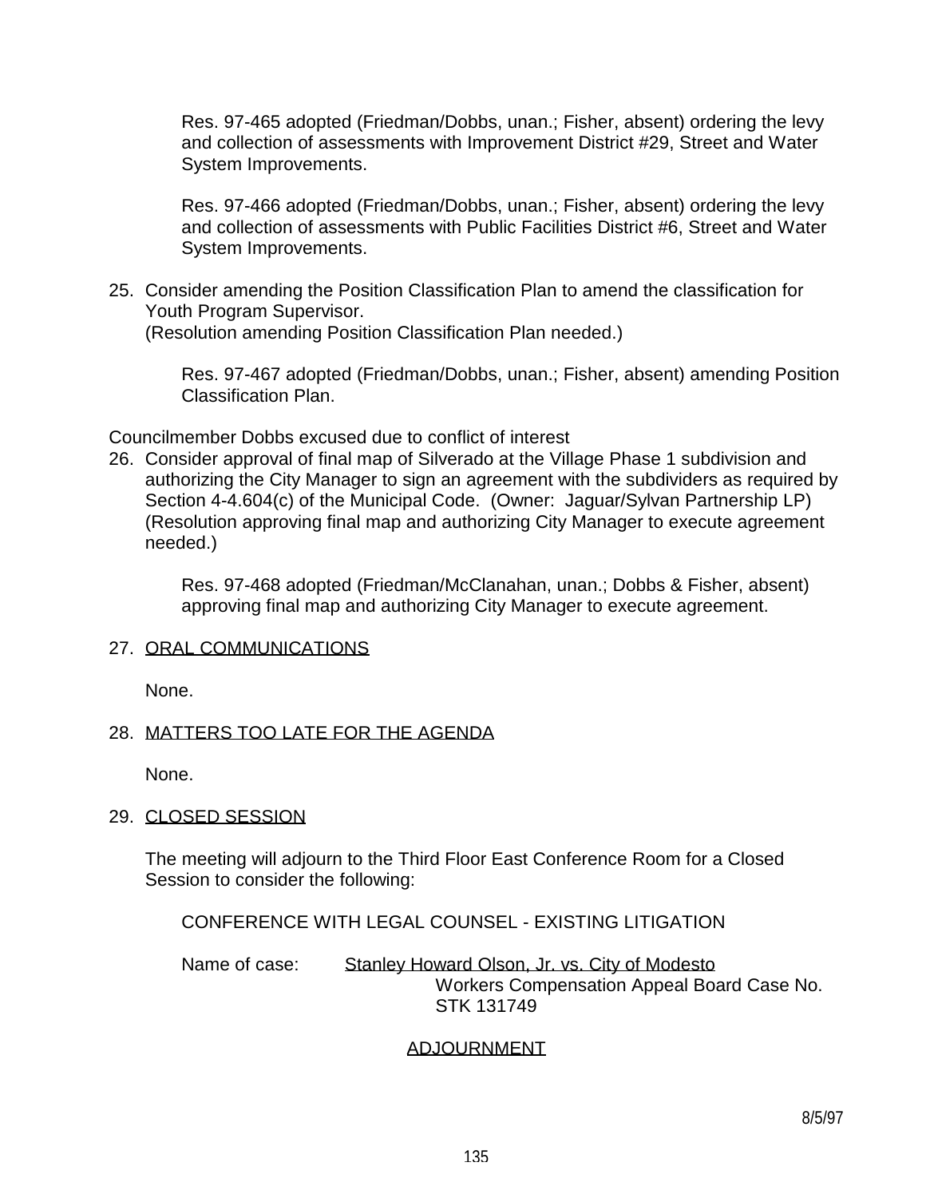Res. 97-465 adopted (Friedman/Dobbs, unan.; Fisher, absent) ordering the levy and collection of assessments with Improvement District #29, Street and Water System Improvements.

Res. 97-466 adopted (Friedman/Dobbs, unan.; Fisher, absent) ordering the levy and collection of assessments with Public Facilities District #6, Street and Water System Improvements.

25. Consider amending the Position Classification Plan to amend the classification for Youth Program Supervisor.
(Resolution amending Position Classification Plan needed.)

    Res. 97-467 adopted (Friedman/Dobbs, unan.; Fisher, absent) amending Position Classification Plan.

Councilmember Dobbs excused due to conflict of interest

26. Consider approval of final map of Silverado at the Village Phase 1 subdivision and authorizing the City Manager to sign an agreement with the subdividers as required by Section 4-4.604(c) of the Municipal Code. (Owner: Jaguar/Sylvan Partnership LP)
(Resolution approving final map and authorizing City Manager to execute agreement needed.)

    Res. 97-468 adopted (Friedman/McClanahan, unan.; Dobbs & Fisher, absent) approving final map and authorizing City Manager to execute agreement.

27. ORAL COMMUNICATIONS

    None.

28. MATTERS TOO LATE FOR THE AGENDA

    None.

29. CLOSED SESSION

    The meeting will adjourn to the Third Floor East Conference Room for a Closed Session to consider the following:

    CONFERENCE WITH LEGAL COUNSEL - EXISTING LITIGATION

    Name of case: Stanley Howard Olson, Jr. vs. City of Modesto
    Workers Compensation Appeal Board Case No. STK 131749

ADJOURNMENT

8/5/97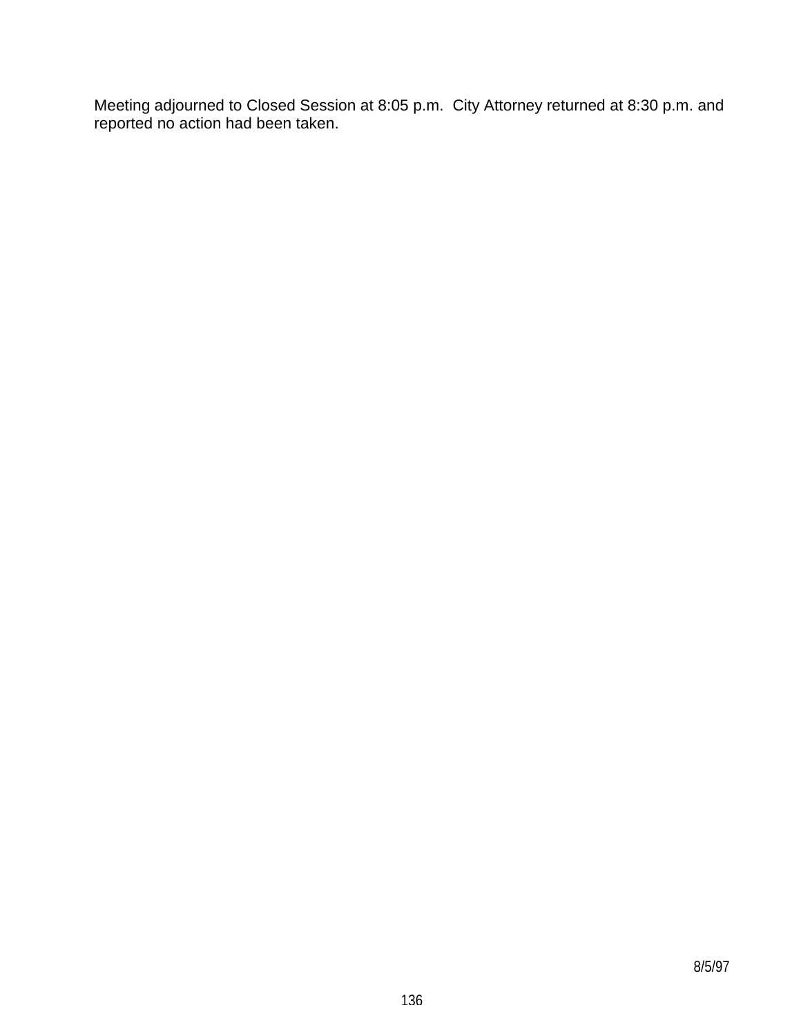Meeting adjourned to Closed Session at 8:05 p.m.  City Attorney returned at 8:30 p.m. and reported no action had been taken.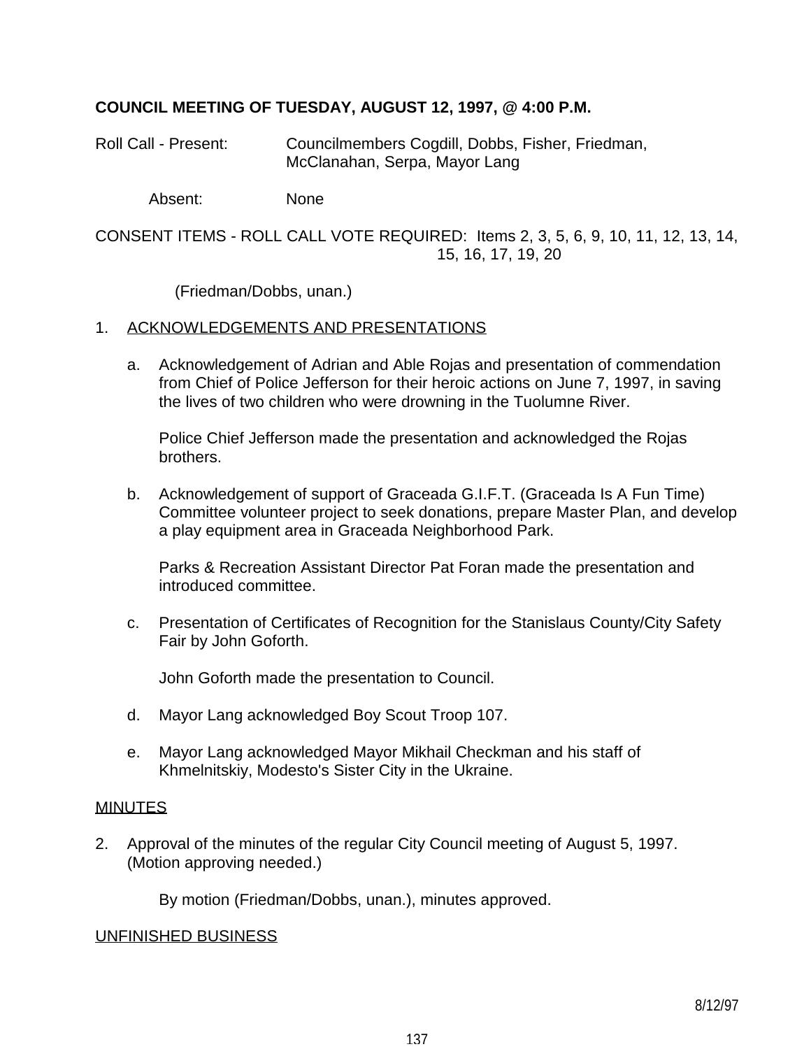**COUNCIL MEETING OF TUESDAY, AUGUST 12, 1997, @ 4:00 P.M.**

Roll Call - Present: Councilmembers Cogdill, Dobbs, Fisher, Friedman, McClanahan, Serpa, Mayor Lang

Absent: None

CONSENT ITEMS - ROLL CALL VOTE REQUIRED: Items 2, 3, 5, 6, 9, 10, 11, 12, 13, 14, 15, 16, 17, 19, 20

(Friedman/Dobbs, unan.)

1. ACKNOWLEDGEMENTS AND PRESENTATIONS

   a. Acknowledgement of Adrian and Able Rojas and presentation of commendation from Chief of Police Jefferson for their heroic actions on June 7, 1997, in saving the lives of two children who were drowning in the Tuolumne River.

      Police Chief Jefferson made the presentation and acknowledged the Rojas brothers.

   b. Acknowledgement of support of Graceada G.I.F.T. (Graceada Is A Fun Time) Committee volunteer project to seek donations, prepare Master Plan, and develop a play equipment area in Graceada Neighborhood Park.

      Parks & Recreation Assistant Director Pat Foran made the presentation and introduced committee.

   c. Presentation of Certificates of Recognition for the Stanislaus County/City Safety Fair by John Goforth.

      John Goforth made the presentation to Council.

   d. Mayor Lang acknowledged Boy Scout Troop 107.

   e. Mayor Lang acknowledged Mayor Mikhail Checkman and his staff of Khmelnitskiy, Modesto's Sister City in the Ukraine.

MINUTES

2. Approval of the minutes of the regular City Council meeting of August 5, 1997. (Motion approving needed.)

   By motion (Friedman/Dobbs, unan.), minutes approved.

UNFINISHED BUSINESS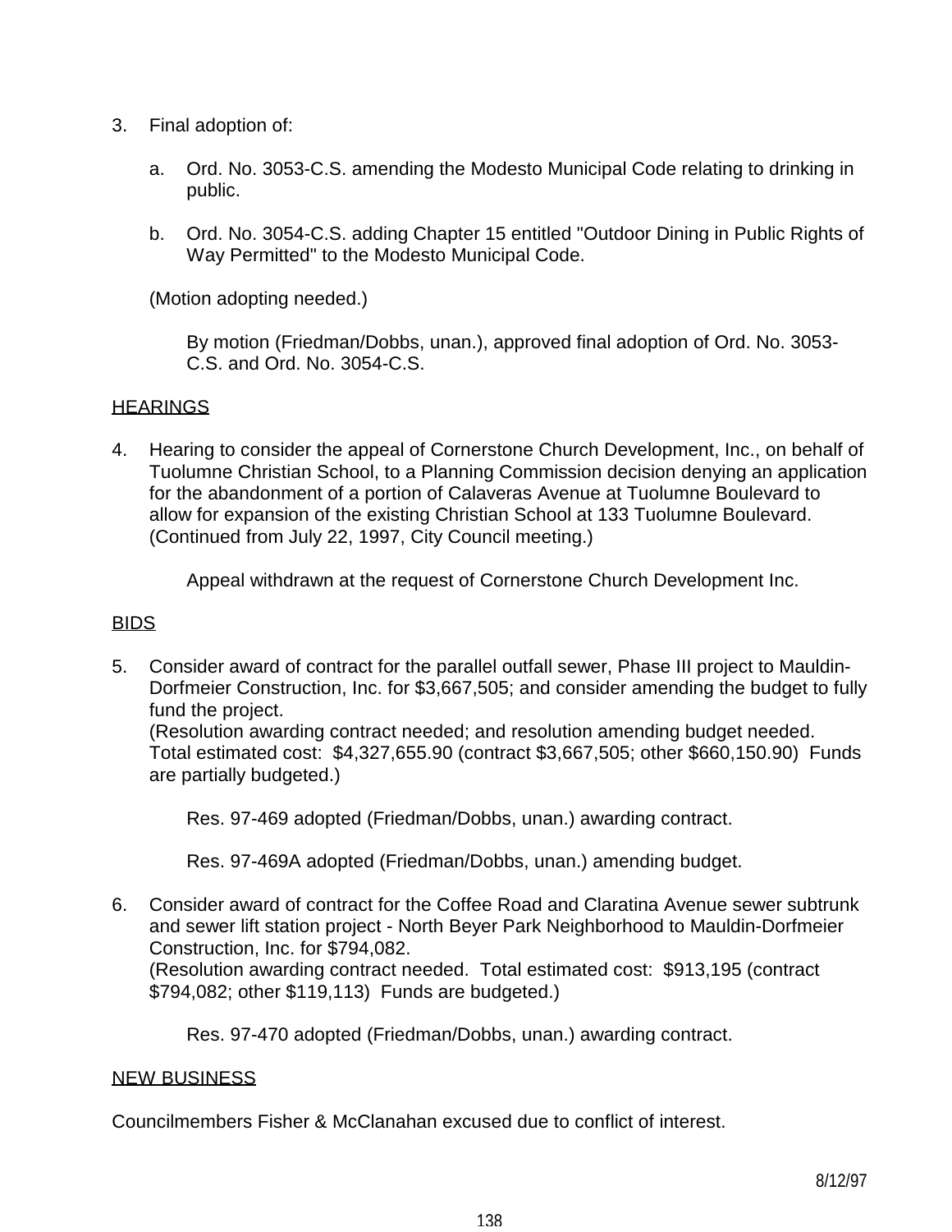3. Final adoption of:

   a. Ord. No. 3053-C.S. amending the Modesto Municipal Code relating to drinking in public.

   b. Ord. No. 3054-C.S. adding Chapter 15 entitled "Outdoor Dining in Public Rights of Way Permitted" to the Modesto Municipal Code.

   (Motion adopting needed.)

   By motion (Friedman/Dobbs, unan.), approved final adoption of Ord. No. 3053-C.S. and Ord. No. 3054-C.S.

## HEARINGS

4. Hearing to consider the appeal of Cornerstone Church Development, Inc., on behalf of Tuolumne Christian School, to a Planning Commission decision denying an application for the abandonment of a portion of Calaveras Avenue at Tuolumne Boulevard to allow for expansion of the existing Christian School at 133 Tuolumne Boulevard. (Continued from July 22, 1997, City Council meeting.)

   Appeal withdrawn at the request of Cornerstone Church Development Inc.

## BIDS

5. Consider award of contract for the parallel outfall sewer, Phase III project to Mauldin-Dorfmeier Construction, Inc. for $3,667,505; and consider amending the budget to fully fund the project.
   (Resolution awarding contract needed; and resolution amending budget needed. Total estimated cost: $4,327,655.90 (contract $3,667,505; other $660,150.90) Funds are partially budgeted.)

   Res. 97-469 adopted (Friedman/Dobbs, unan.) awarding contract.

   Res. 97-469A adopted (Friedman/Dobbs, unan.) amending budget.

6. Consider award of contract for the Coffee Road and Claratina Avenue sewer subtrunk and sewer lift station project - North Beyer Park Neighborhood to Mauldin-Dorfmeier Construction, Inc. for $794,082.
   (Resolution awarding contract needed. Total estimated cost: $913,195 (contract $794,082; other $119,113) Funds are budgeted.)

   Res. 97-470 adopted (Friedman/Dobbs, unan.) awarding contract.

## NEW BUSINESS

Councilmembers Fisher & McClanahan excused due to conflict of interest.

8/12/97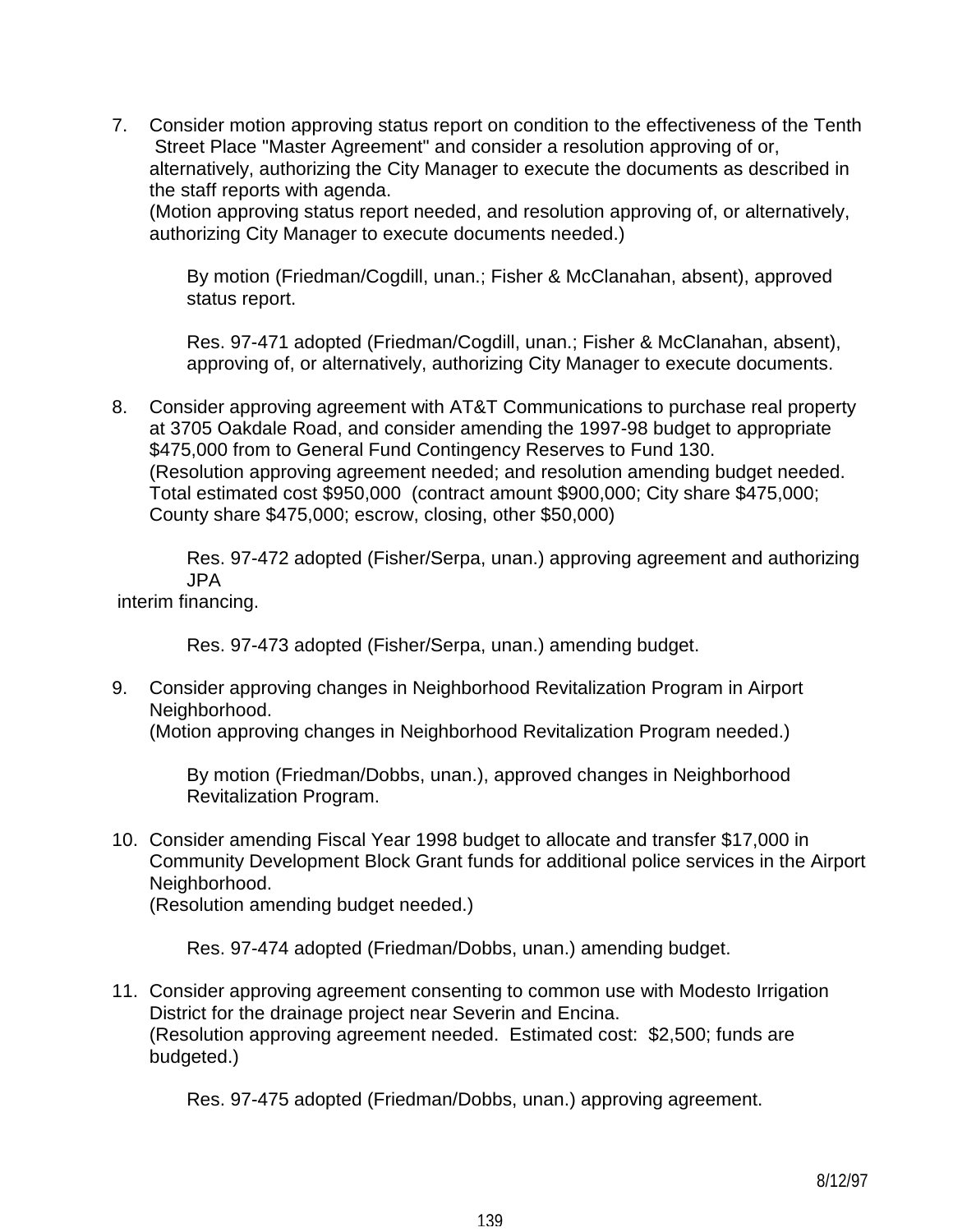7. Consider motion approving status report on condition to the effectiveness of the Tenth Street Place "Master Agreement" and consider a resolution approving of or, alternatively, authorizing the City Manager to execute the documents as described in the staff reports with agenda.
   (Motion approving status report needed, and resolution approving of, or alternatively, authorizing City Manager to execute documents needed.)

   By motion (Friedman/Cogdill, unan.; Fisher & McClanahan, absent), approved status report.

   Res. 97-471 adopted (Friedman/Cogdill, unan.; Fisher & McClanahan, absent), approving of, or alternatively, authorizing City Manager to execute documents.

8. Consider approving agreement with AT&T Communications to purchase real property at 3705 Oakdale Road, and consider amending the 1997-98 budget to appropriate $475,000 from to General Fund Contingency Reserves to Fund 130.
   (Resolution approving agreement needed; and resolution amending budget needed. Total estimated cost $950,000 (contract amount $900,000; City share $475,000; County share $475,000; escrow, closing, other $50,000)

   Res. 97-472 adopted (Fisher/Serpa, unan.) approving agreement and authorizing JPA interim financing.

   Res. 97-473 adopted (Fisher/Serpa, unan.) amending budget.

9. Consider approving changes in Neighborhood Revitalization Program in Airport Neighborhood.
   (Motion approving changes in Neighborhood Revitalization Program needed.)

   By motion (Friedman/Dobbs, unan.), approved changes in Neighborhood Revitalization Program.

10. Consider amending Fiscal Year 1998 budget to allocate and transfer $17,000 in Community Development Block Grant funds for additional police services in the Airport Neighborhood.
    (Resolution amending budget needed.)

    Res. 97-474 adopted (Friedman/Dobbs, unan.) amending budget.

11. Consider approving agreement consenting to common use with Modesto Irrigation District for the drainage project near Severin and Encina.
    (Resolution approving agreement needed. Estimated cost: $2,500; funds are budgeted.)

    Res. 97-475 adopted (Friedman/Dobbs, unan.) approving agreement.

8/12/97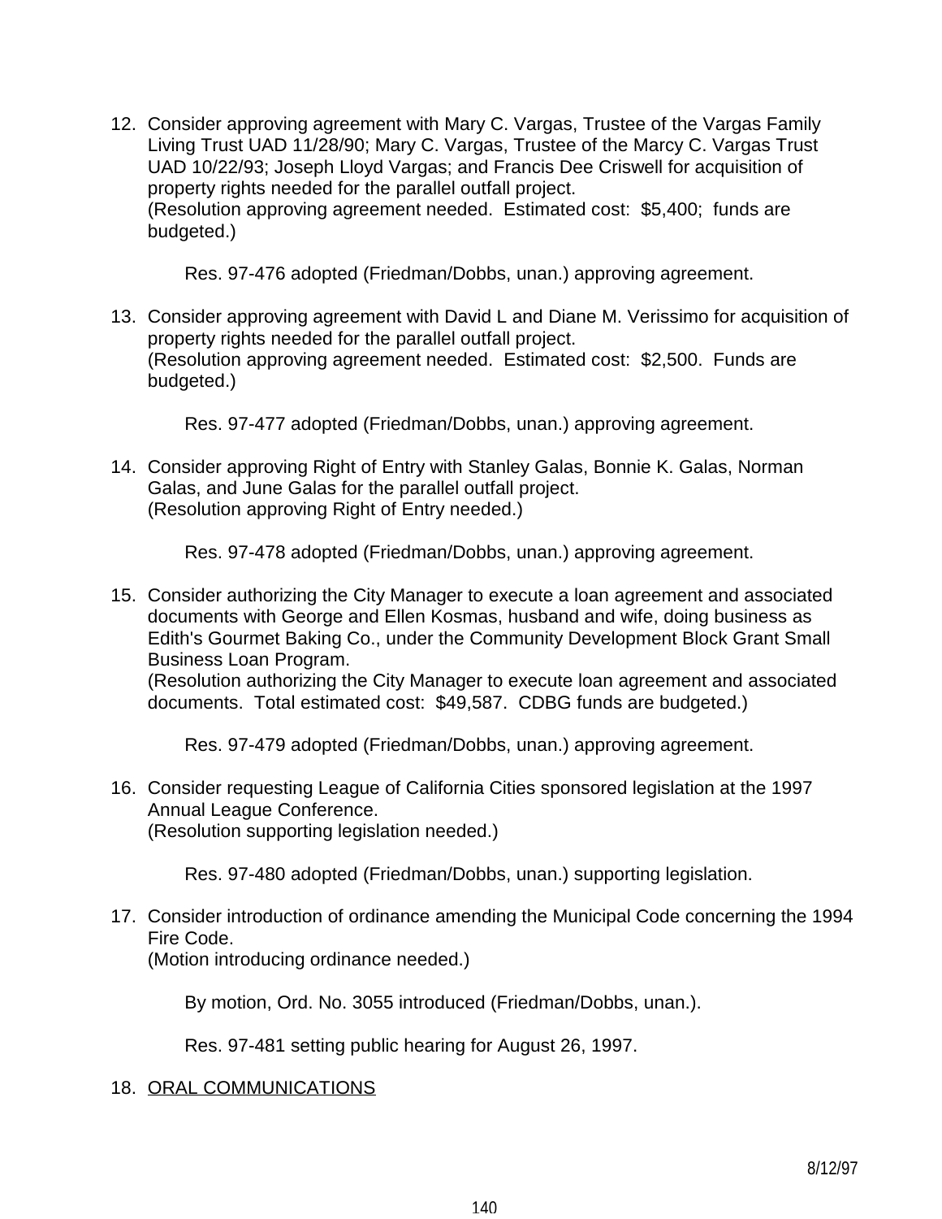12. Consider approving agreement with Mary C. Vargas, Trustee of the Vargas Family Living Trust UAD 11/28/90; Mary C. Vargas, Trustee of the Marcy C. Vargas Trust UAD 10/22/93; Joseph Lloyd Vargas; and Francis Dee Criswell for acquisition of property rights needed for the parallel outfall project.
    (Resolution approving agreement needed. Estimated cost: $5,400; funds are budgeted.)

    Res. 97-476 adopted (Friedman/Dobbs, unan.) approving agreement.

13. Consider approving agreement with David L and Diane M. Verissimo for acquisition of property rights needed for the parallel outfall project.
    (Resolution approving agreement needed. Estimated cost: $2,500. Funds are budgeted.)

    Res. 97-477 adopted (Friedman/Dobbs, unan.) approving agreement.

14. Consider approving Right of Entry with Stanley Galas, Bonnie K. Galas, Norman Galas, and June Galas for the parallel outfall project.
    (Resolution approving Right of Entry needed.)

    Res. 97-478 adopted (Friedman/Dobbs, unan.) approving agreement.

15. Consider authorizing the City Manager to execute a loan agreement and associated documents with George and Ellen Kosmas, husband and wife, doing business as Edith's Gourmet Baking Co., under the Community Development Block Grant Small Business Loan Program.
    (Resolution authorizing the City Manager to execute loan agreement and associated documents. Total estimated cost: $49,587. CDBG funds are budgeted.)

    Res. 97-479 adopted (Friedman/Dobbs, unan.) approving agreement.

16. Consider requesting League of California Cities sponsored legislation at the 1997 Annual League Conference.
    (Resolution supporting legislation needed.)

    Res. 97-480 adopted (Friedman/Dobbs, unan.) supporting legislation.

17. Consider introduction of ordinance amending the Municipal Code concerning the 1994 Fire Code.
    (Motion introducing ordinance needed.)

    By motion, Ord. No. 3055 introduced (Friedman/Dobbs, unan.).

    Res. 97-481 setting public hearing for August 26, 1997.

18. ORAL COMMUNICATIONS

8/12/97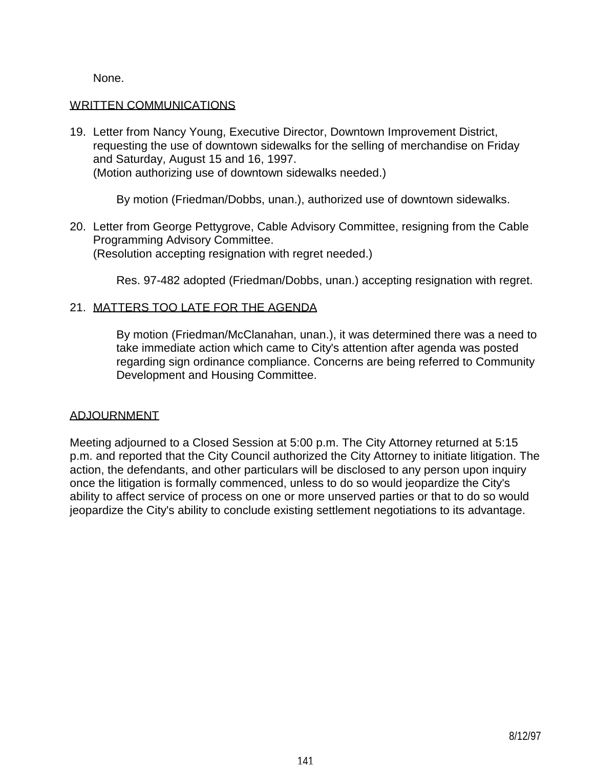None.

WRITTEN COMMUNICATIONS

19. Letter from Nancy Young, Executive Director, Downtown Improvement District, requesting the use of downtown sidewalks for the selling of merchandise on Friday and Saturday, August 15 and 16, 1997.
    (Motion authorizing use of downtown sidewalks needed.)

    By motion (Friedman/Dobbs, unan.), authorized use of downtown sidewalks.

20. Letter from George Pettygrove, Cable Advisory Committee, resigning from the Cable Programming Advisory Committee.
    (Resolution accepting resignation with regret needed.)

    Res. 97-482 adopted (Friedman/Dobbs, unan.) accepting resignation with regret.

21. MATTERS TOO LATE FOR THE AGENDA

    By motion (Friedman/McClanahan, unan.), it was determined there was a need to take immediate action which came to City's attention after agenda was posted regarding sign ordinance compliance. Concerns are being referred to Community Development and Housing Committee.

ADJOURNMENT

Meeting adjourned to a Closed Session at 5:00 p.m. The City Attorney returned at 5:15 p.m. and reported that the City Council authorized the City Attorney to initiate litigation. The action, the defendants, and other particulars will be disclosed to any person upon inquiry once the litigation is formally commenced, unless to do so would jeopardize the City's ability to affect service of process on one or more unserved parties or that to do so would jeopardize the City's ability to conclude existing settlement negotiations to its advantage.

8/12/97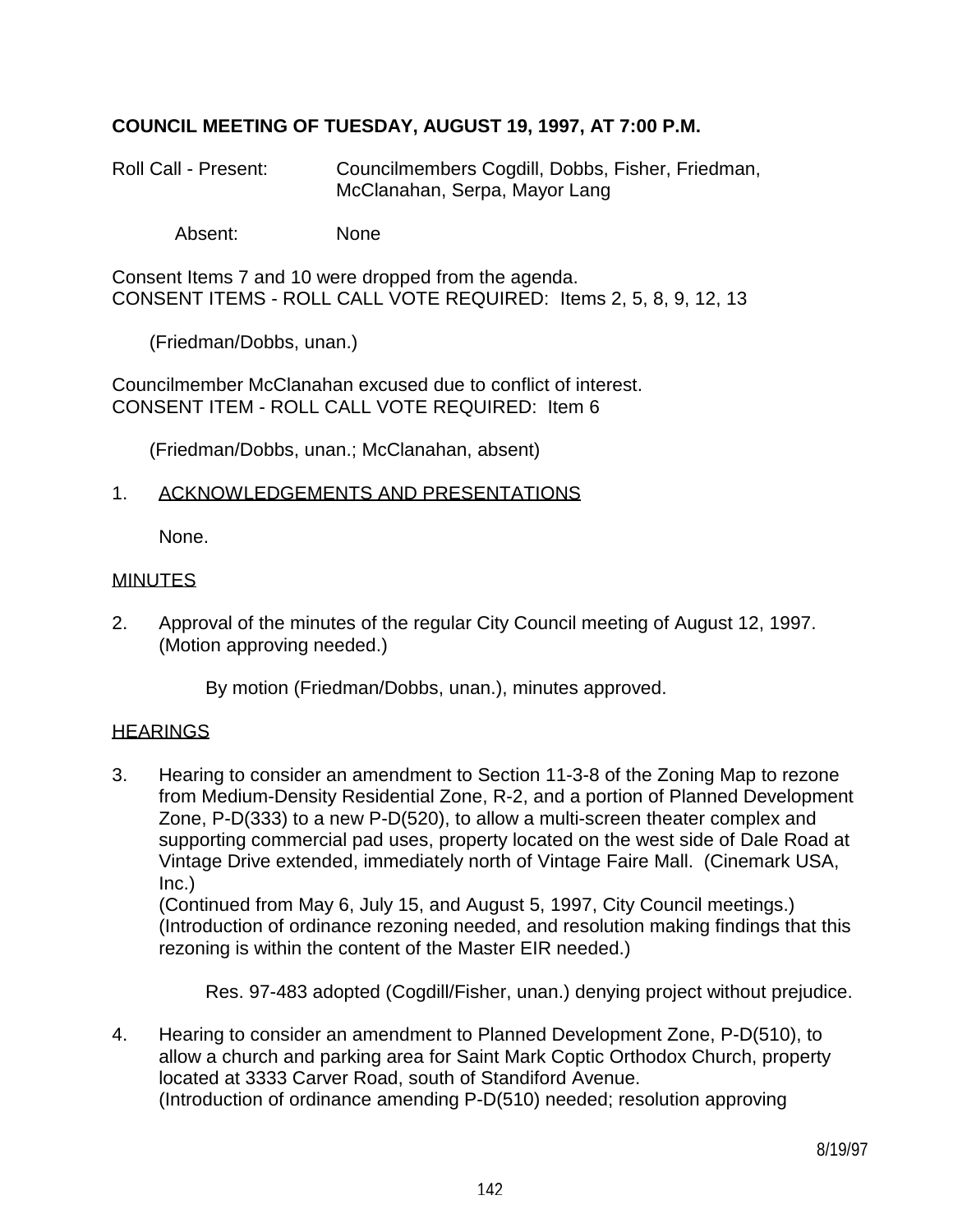**COUNCIL MEETING OF TUESDAY, AUGUST 19, 1997, AT 7:00 P.M.**

Roll Call - Present: Councilmembers Cogdill, Dobbs, Fisher, Friedman, McClanahan, Serpa, Mayor Lang

Absent: None

Consent Items 7 and 10 were dropped from the agenda.
CONSENT ITEMS - ROLL CALL VOTE REQUIRED: Items 2, 5, 8, 9, 12, 13

(Friedman/Dobbs, unan.)

Councilmember McClanahan excused due to conflict of interest.
CONSENT ITEM - ROLL CALL VOTE REQUIRED: Item 6

(Friedman/Dobbs, unan.; McClanahan, absent)

1. ACKNOWLEDGEMENTS AND PRESENTATIONS

   None.

MINUTES

2. Approval of the minutes of the regular City Council meeting of August 12, 1997. (Motion approving needed.)

   By motion (Friedman/Dobbs, unan.), minutes approved.

HEARINGS

3. Hearing to consider an amendment to Section 11-3-8 of the Zoning Map to rezone from Medium-Density Residential Zone, R-2, and a portion of Planned Development Zone, P-D(333) to a new P-D(520), to allow a multi-screen theater complex and supporting commercial pad uses, property located on the west side of Dale Road at Vintage Drive extended, immediately north of Vintage Faire Mall. (Cinemark USA, Inc.)
   (Continued from May 6, July 15, and August 5, 1997, City Council meetings.)
   (Introduction of ordinance rezoning needed, and resolution making findings that this rezoning is within the content of the Master EIR needed.)

   Res. 97-483 adopted (Cogdill/Fisher, unan.) denying project without prejudice.

4. Hearing to consider an amendment to Planned Development Zone, P-D(510), to allow a church and parking area for Saint Mark Coptic Orthodox Church, property located at 3333 Carver Road, south of Standiford Avenue.
   (Introduction of ordinance amending P-D(510) needed; resolution approving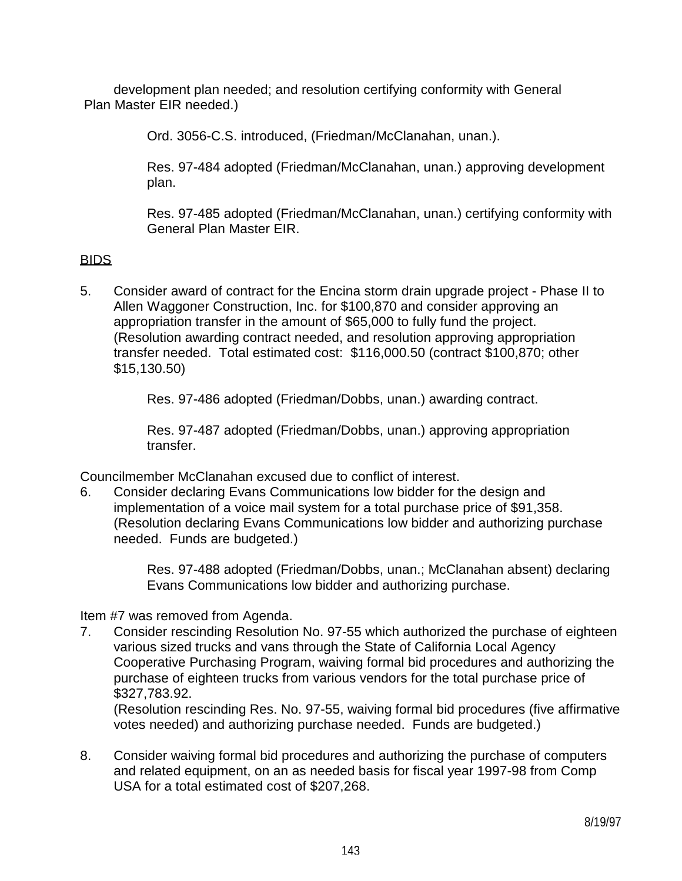development plan needed; and resolution certifying conformity with General Plan Master EIR needed.)

Ord. 3056-C.S. introduced, (Friedman/McClanahan, unan.).

Res. 97-484 adopted (Friedman/McClanahan, unan.) approving development plan.

Res. 97-485 adopted (Friedman/McClanahan, unan.) certifying conformity with General Plan Master EIR.

BIDS

5. Consider award of contract for the Encina storm drain upgrade project - Phase II to Allen Waggoner Construction, Inc. for $100,870 and consider approving an appropriation transfer in the amount of $65,000 to fully fund the project. (Resolution awarding contract needed, and resolution approving appropriation transfer needed. Total estimated cost: $116,000.50 (contract $100,870; other $15,130.50)

   Res. 97-486 adopted (Friedman/Dobbs, unan.) awarding contract.

   Res. 97-487 adopted (Friedman/Dobbs, unan.) approving appropriation transfer.

Councilmember McClanahan excused due to conflict of interest.

6. Consider declaring Evans Communications low bidder for the design and implementation of a voice mail system for a total purchase price of $91,358. (Resolution declaring Evans Communications low bidder and authorizing purchase needed. Funds are budgeted.)

   Res. 97-488 adopted (Friedman/Dobbs, unan.; McClanahan absent) declaring Evans Communications low bidder and authorizing purchase.

Item #7 was removed from Agenda.

7. Consider rescinding Resolution No. 97-55 which authorized the purchase of eighteen various sized trucks and vans through the State of California Local Agency Cooperative Purchasing Program, waiving formal bid procedures and authorizing the purchase of eighteen trucks from various vendors for the total purchase price of $327,783.92.
   (Resolution rescinding Res. No. 97-55, waiving formal bid procedures (five affirmative votes needed) and authorizing purchase needed. Funds are budgeted.)

8. Consider waiving formal bid procedures and authorizing the purchase of computers and related equipment, on an as needed basis for fiscal year 1997-98 from Comp USA for a total estimated cost of $207,268.

8/19/97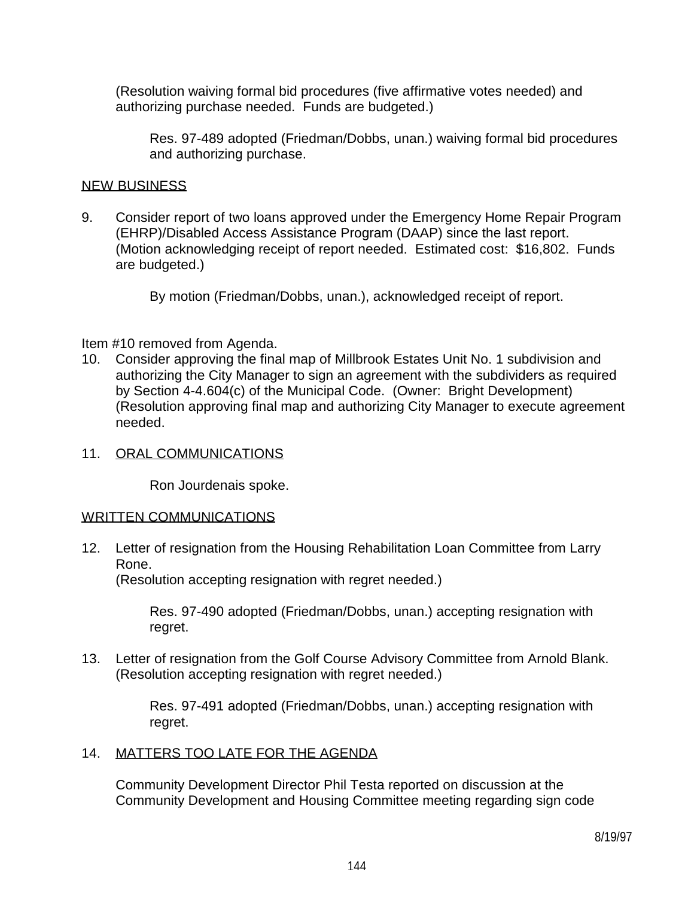(Resolution waiving formal bid procedures (five affirmative votes needed) and authorizing purchase needed. Funds are budgeted.)

Res. 97-489 adopted (Friedman/Dobbs, unan.) waiving formal bid procedures and authorizing purchase.

NEW BUSINESS

9. Consider report of two loans approved under the Emergency Home Repair Program (EHRP)/Disabled Access Assistance Program (DAAP) since the last report. (Motion acknowledging receipt of report needed. Estimated cost: $16,802. Funds are budgeted.)

   By motion (Friedman/Dobbs, unan.), acknowledged receipt of report.

Item #10 removed from Agenda.

10. Consider approving the final map of Millbrook Estates Unit No. 1 subdivision and authorizing the City Manager to sign an agreement with the subdividers as required by Section 4-4.604(c) of the Municipal Code. (Owner: Bright Development) (Resolution approving final map and authorizing City Manager to execute agreement needed.

11. ORAL COMMUNICATIONS

    Ron Jourdenais spoke.

WRITTEN COMMUNICATIONS

12. Letter of resignation from the Housing Rehabilitation Loan Committee from Larry Rone.
    (Resolution accepting resignation with regret needed.)

    Res. 97-490 adopted (Friedman/Dobbs, unan.) accepting resignation with regret.

13. Letter of resignation from the Golf Course Advisory Committee from Arnold Blank.
    (Resolution accepting resignation with regret needed.)

    Res. 97-491 adopted (Friedman/Dobbs, unan.) accepting resignation with regret.

14. MATTERS TOO LATE FOR THE AGENDA

    Community Development Director Phil Testa reported on discussion at the Community Development and Housing Committee meeting regarding sign code

8/19/97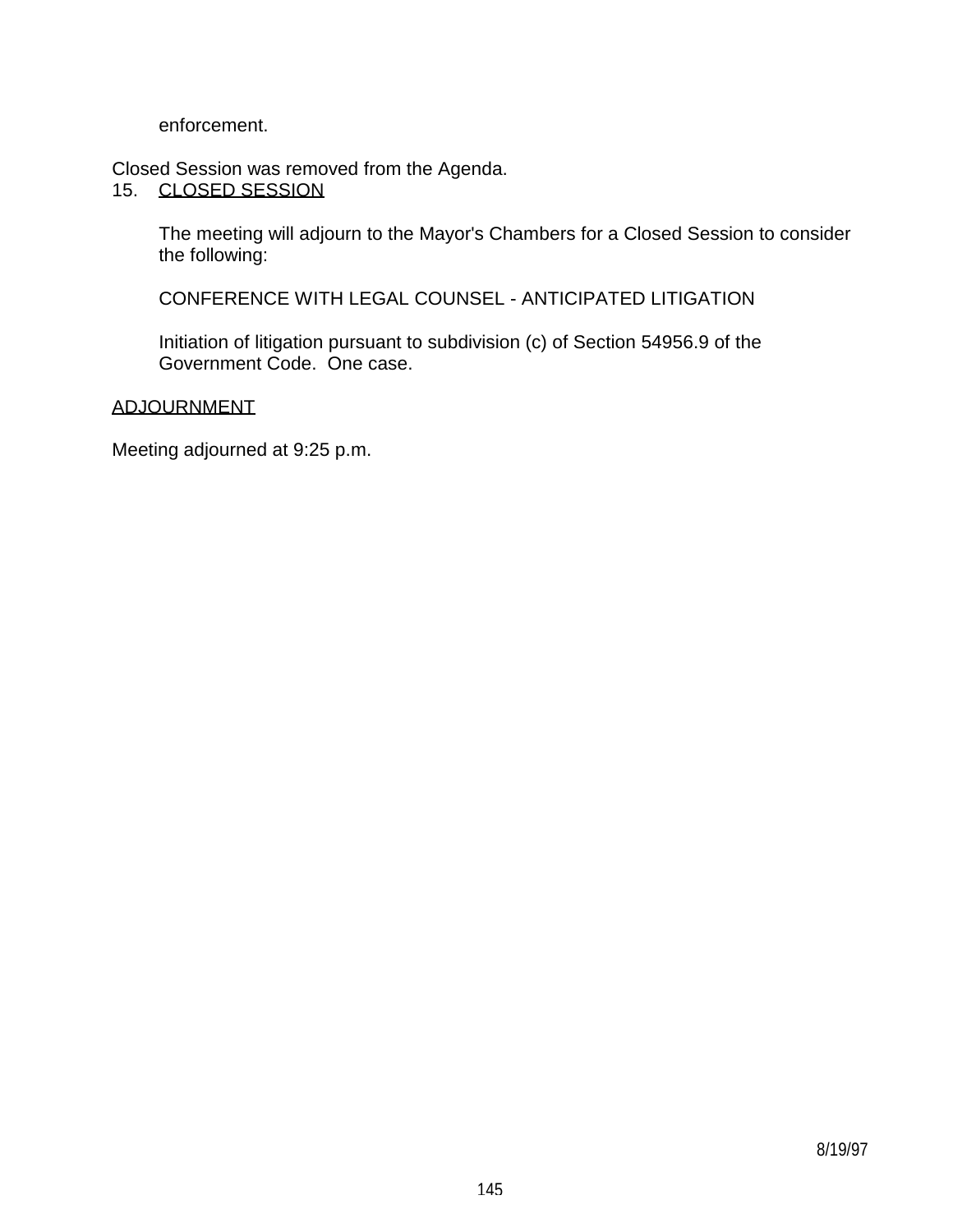enforcement.

Closed Session was removed from the Agenda.

15. CLOSED SESSION

    The meeting will adjourn to the Mayor's Chambers for a Closed Session to consider the following:

    CONFERENCE WITH LEGAL COUNSEL - ANTICIPATED LITIGATION

    Initiation of litigation pursuant to subdivision (c) of Section 54956.9 of the Government Code. One case.

ADJOURNMENT

Meeting adjourned at 9:25 p.m.

8/19/97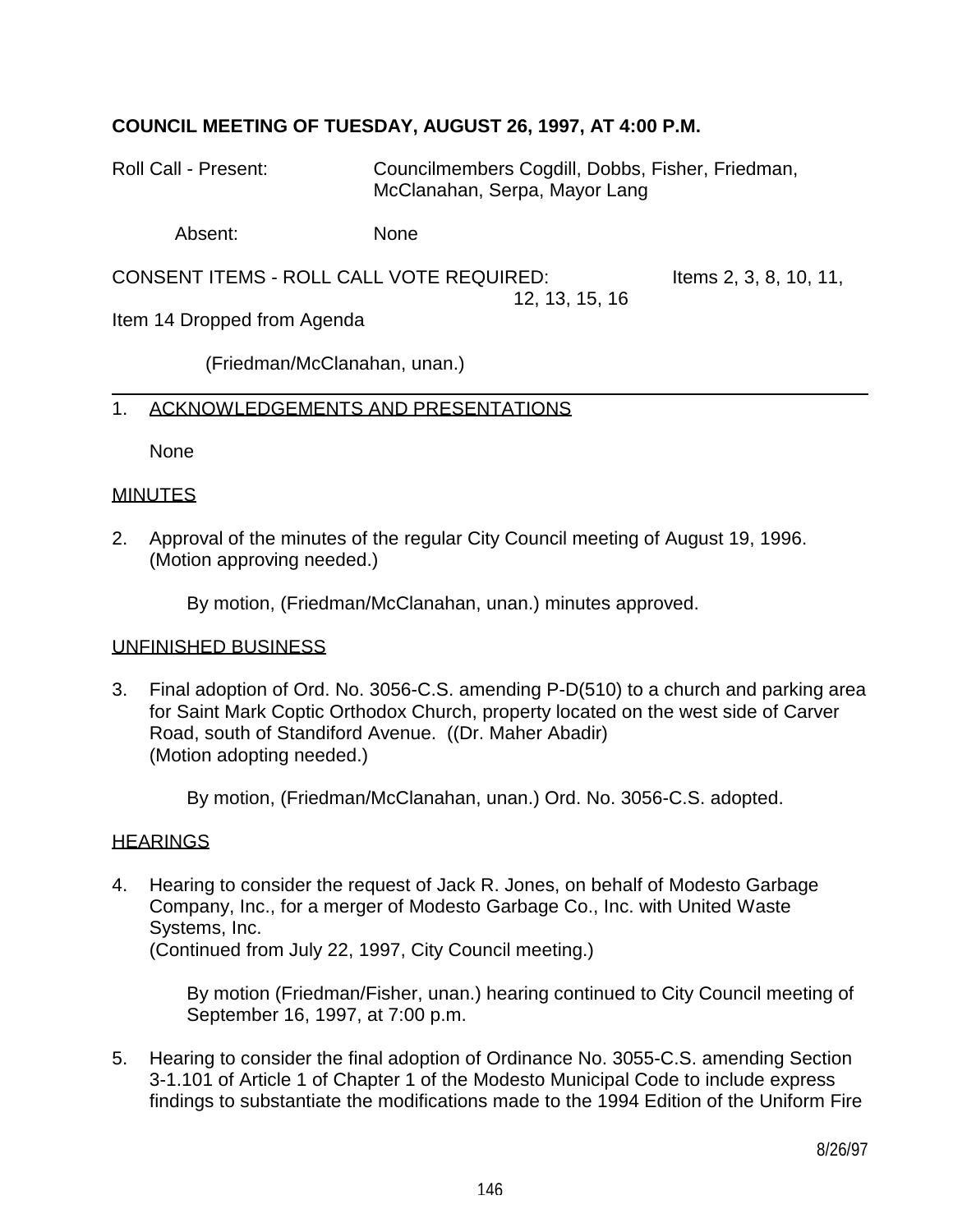**COUNCIL MEETING OF TUESDAY, AUGUST 26, 1997, AT 4:00 P.M.**

Roll Call - Present: Councilmembers Cogdill, Dobbs, Fisher, Friedman, McClanahan, Serpa, Mayor Lang

Absent: None

CONSENT ITEMS - ROLL CALL VOTE REQUIRED: Items 2, 3, 8, 10, 11, 12, 13, 15, 16

Item 14 Dropped from Agenda

(Friedman/McClanahan, unan.)

---

1. ACKNOWLEDGEMENTS AND PRESENTATIONS

   None

MINUTES

2. Approval of the minutes of the regular City Council meeting of August 19, 1996. (Motion approving needed.)

   By motion, (Friedman/McClanahan, unan.) minutes approved.

UNFINISHED BUSINESS

3. Final adoption of Ord. No. 3056-C.S. amending P-D(510) to a church and parking area for Saint Mark Coptic Orthodox Church, property located on the west side of Carver Road, south of Standiford Avenue. ((Dr. Maher Abadir) (Motion adopting needed.)

   By motion, (Friedman/McClanahan, unan.) Ord. No. 3056-C.S. adopted.

HEARINGS

4. Hearing to consider the request of Jack R. Jones, on behalf of Modesto Garbage Company, Inc., for a merger of Modesto Garbage Co., Inc. with United Waste Systems, Inc. (Continued from July 22, 1997, City Council meeting.)

   By motion (Friedman/Fisher, unan.) hearing continued to City Council meeting of September 16, 1997, at 7:00 p.m.

5. Hearing to consider the final adoption of Ordinance No. 3055-C.S. amending Section 3-1.101 of Article 1 of Chapter 1 of the Modesto Municipal Code to include express findings to substantiate the modifications made to the 1994 Edition of the Uniform Fire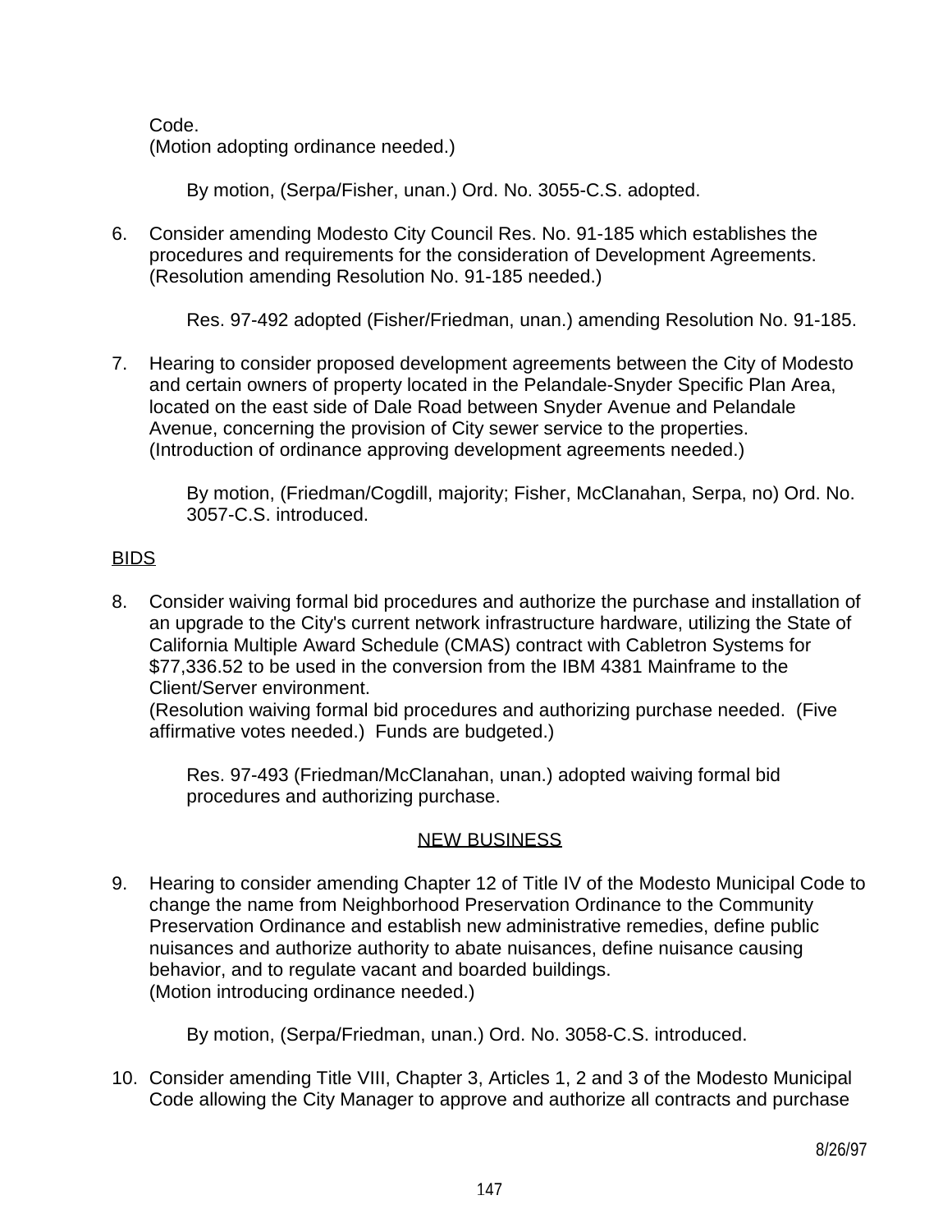Code.
(Motion adopting ordinance needed.)

By motion, (Serpa/Fisher, unan.) Ord. No. 3055-C.S. adopted.

6. Consider amending Modesto City Council Res. No. 91-185 which establishes the procedures and requirements for the consideration of Development Agreements. (Resolution amending Resolution No. 91-185 needed.)

   Res. 97-492 adopted (Fisher/Friedman, unan.) amending Resolution No. 91-185.

7. Hearing to consider proposed development agreements between the City of Modesto and certain owners of property located in the Pelandale-Snyder Specific Plan Area, located on the east side of Dale Road between Snyder Avenue and Pelandale Avenue, concerning the provision of City sewer service to the properties. (Introduction of ordinance approving development agreements needed.)

   By motion, (Friedman/Cogdill, majority; Fisher, McClanahan, Serpa, no) Ord. No. 3057-C.S. introduced.

<u>BIDS</u>

8. Consider waiving formal bid procedures and authorize the purchase and installation of an upgrade to the City's current network infrastructure hardware, utilizing the State of California Multiple Award Schedule (CMAS) contract with Cabletron Systems for $77,336.52 to be used in the conversion from the IBM 4381 Mainframe to the Client/Server environment.
   (Resolution waiving formal bid procedures and authorizing purchase needed. (Five affirmative votes needed.) Funds are budgeted.)

   Res. 97-493 (Friedman/McClanahan, unan.) adopted waiving formal bid procedures and authorizing purchase.

<u>NEW BUSINESS</u>

9. Hearing to consider amending Chapter 12 of Title IV of the Modesto Municipal Code to change the name from Neighborhood Preservation Ordinance to the Community Preservation Ordinance and establish new administrative remedies, define public nuisances and authorize authority to abate nuisances, define nuisance causing behavior, and to regulate vacant and boarded buildings.
   (Motion introducing ordinance needed.)

   By motion, (Serpa/Friedman, unan.) Ord. No. 3058-C.S. introduced.

10. Consider amending Title VIII, Chapter 3, Articles 1, 2 and 3 of the Modesto Municipal Code allowing the City Manager to approve and authorize all contracts and purchase

8/26/97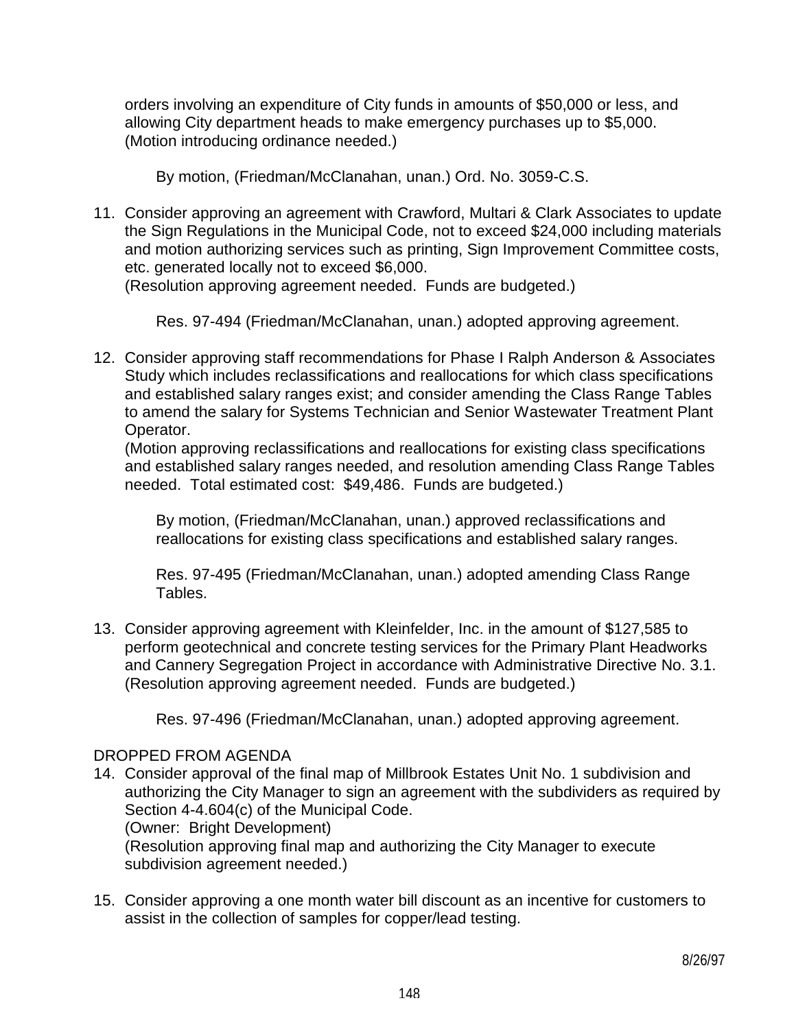orders involving an expenditure of City funds in amounts of $50,000 or less, and allowing City department heads to make emergency purchases up to $5,000.
(Motion introducing ordinance needed.)

By motion, (Friedman/McClanahan, unan.) Ord. No. 3059-C.S.

11. Consider approving an agreement with Crawford, Multari & Clark Associates to update the Sign Regulations in the Municipal Code, not to exceed $24,000 including materials and motion authorizing services such as printing, Sign Improvement Committee costs, etc. generated locally not to exceed $6,000.
(Resolution approving agreement needed. Funds are budgeted.)

    Res. 97-494 (Friedman/McClanahan, unan.) adopted approving agreement.

12. Consider approving staff recommendations for Phase I Ralph Anderson & Associates Study which includes reclassifications and reallocations for which class specifications and established salary ranges exist; and consider amending the Class Range Tables to amend the salary for Systems Technician and Senior Wastewater Treatment Plant Operator.
(Motion approving reclassifications and reallocations for existing class specifications and established salary ranges needed, and resolution amending Class Range Tables needed. Total estimated cost: $49,486. Funds are budgeted.)

    By motion, (Friedman/McClanahan, unan.) approved reclassifications and reallocations for existing class specifications and established salary ranges.

    Res. 97-495 (Friedman/McClanahan, unan.) adopted amending Class Range Tables.

13. Consider approving agreement with Kleinfelder, Inc. in the amount of $127,585 to perform geotechnical and concrete testing services for the Primary Plant Headworks and Cannery Segregation Project in accordance with Administrative Directive No. 3.1.
(Resolution approving agreement needed. Funds are budgeted.)

    Res. 97-496 (Friedman/McClanahan, unan.) adopted approving agreement.

DROPPED FROM AGENDA

14. Consider approval of the final map of Millbrook Estates Unit No. 1 subdivision and authorizing the City Manager to sign an agreement with the subdividers as required by Section 4-4.604(c) of the Municipal Code.
(Owner: Bright Development)
(Resolution approving final map and authorizing the City Manager to execute subdivision agreement needed.)

15. Consider approving a one month water bill discount as an incentive for customers to assist in the collection of samples for copper/lead testing.

8/26/97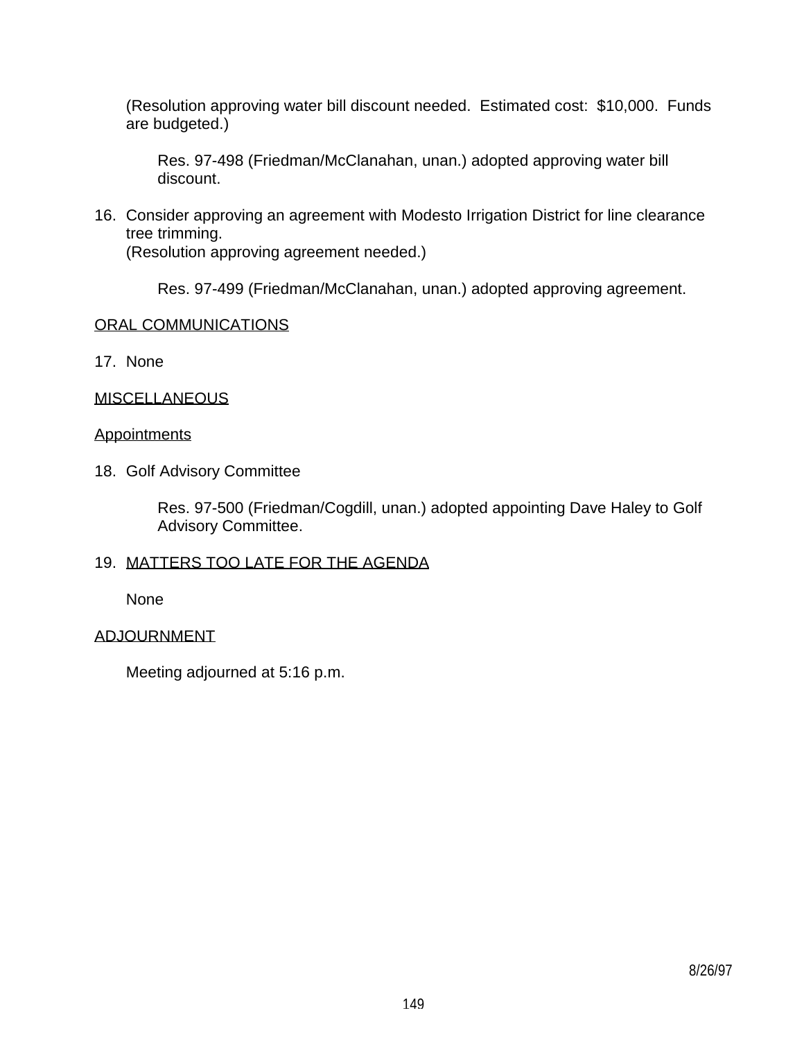(Resolution approving water bill discount needed. Estimated cost: $10,000. Funds are budgeted.)

> Res. 97-498 (Friedman/McClanahan, unan.) adopted approving water bill discount.

16. Consider approving an agreement with Modesto Irrigation District for line clearance tree trimming.
    (Resolution approving agreement needed.)

    > Res. 97-499 (Friedman/McClanahan, unan.) adopted approving agreement.

<u>ORAL COMMUNICATIONS</u>

17. None

<u>MISCELLANEOUS</u>

<u>Appointments</u>

18. Golf Advisory Committee

    > Res. 97-500 (Friedman/Cogdill, unan.) adopted appointing Dave Haley to Golf Advisory Committee.

19. <u>MATTERS TOO LATE FOR THE AGENDA</u>

    None

<u>ADJOURNMENT</u>

Meeting adjourned at 5:16 p.m.

8/26/97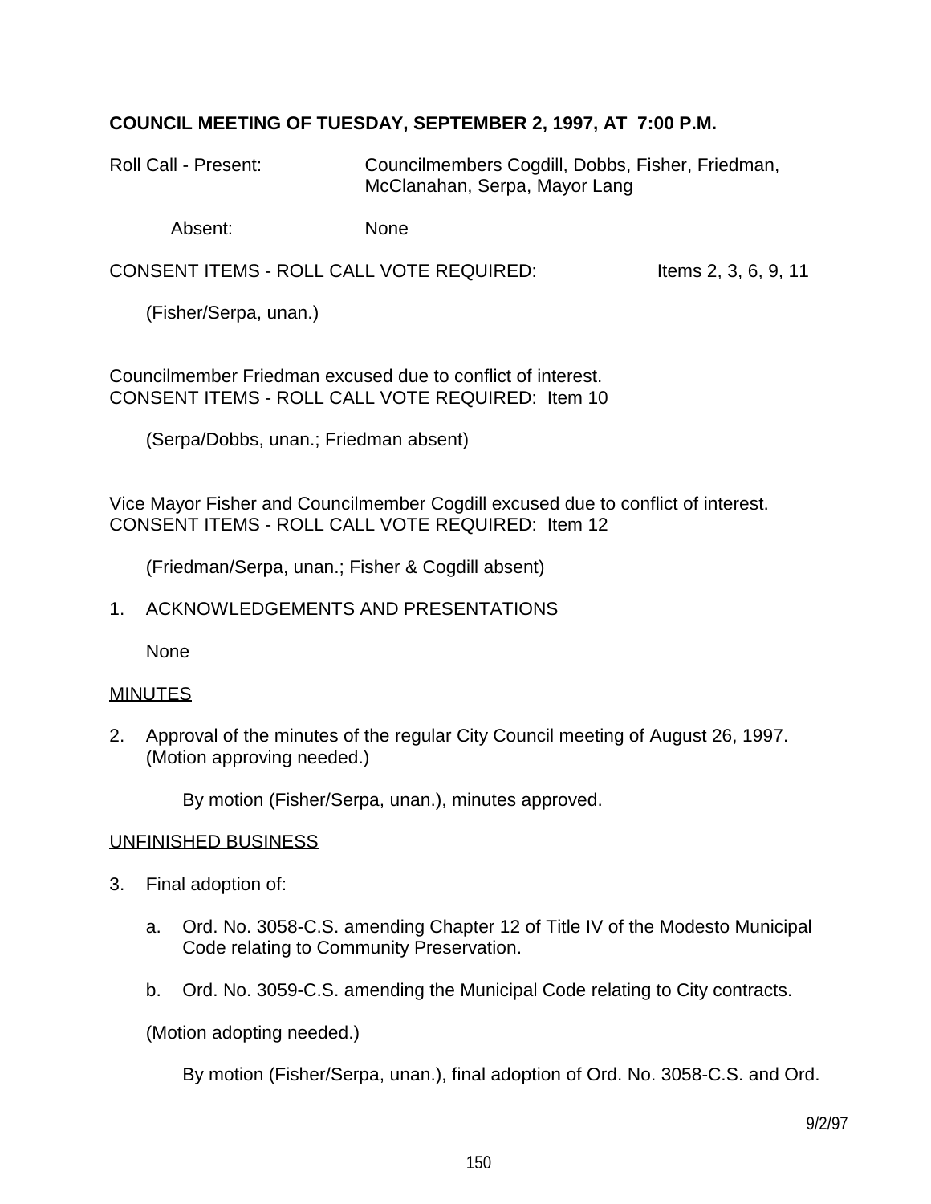**COUNCIL MEETING OF TUESDAY, SEPTEMBER 2, 1997, AT 7:00 P.M.**

Roll Call - Present: Councilmembers Cogdill, Dobbs, Fisher, Friedman, McClanahan, Serpa, Mayor Lang

Absent: None

CONSENT ITEMS - ROLL CALL VOTE REQUIRED: Items 2, 3, 6, 9, 11

(Fisher/Serpa, unan.)

Councilmember Friedman excused due to conflict of interest.
CONSENT ITEMS - ROLL CALL VOTE REQUIRED: Item 10

(Serpa/Dobbs, unan.; Friedman absent)

Vice Mayor Fisher and Councilmember Cogdill excused due to conflict of interest.
CONSENT ITEMS - ROLL CALL VOTE REQUIRED: Item 12

(Friedman/Serpa, unan.; Fisher & Cogdill absent)

1. ACKNOWLEDGEMENTS AND PRESENTATIONS

   None

MINUTES

2. Approval of the minutes of the regular City Council meeting of August 26, 1997. (Motion approving needed.)

   By motion (Fisher/Serpa, unan.), minutes approved.

UNFINISHED BUSINESS

3. Final adoption of:

   a. Ord. No. 3058-C.S. amending Chapter 12 of Title IV of the Modesto Municipal Code relating to Community Preservation.

   b. Ord. No. 3059-C.S. amending the Municipal Code relating to City contracts.

   (Motion adopting needed.)

   By motion (Fisher/Serpa, unan.), final adoption of Ord. No. 3058-C.S. and Ord.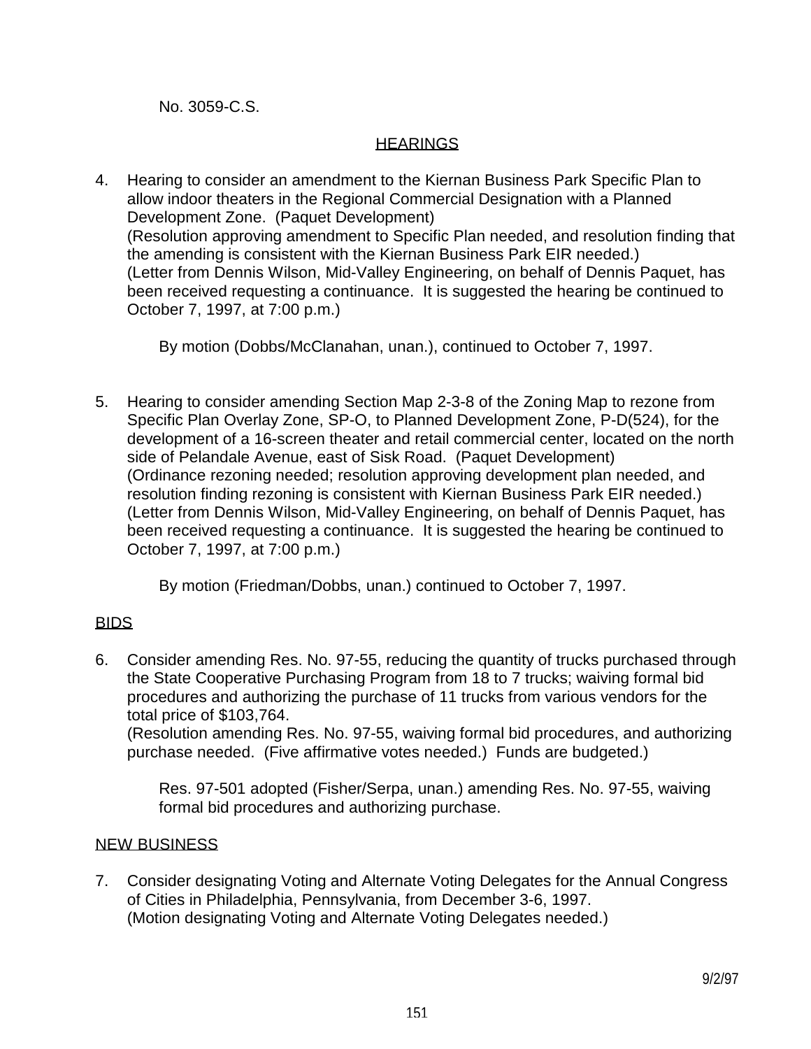No. 3059-C.S.

## HEARINGS

4. Hearing to consider an amendment to the Kiernan Business Park Specific Plan to allow indoor theaters in the Regional Commercial Designation with a Planned Development Zone. (Paquet Development)
   (Resolution approving amendment to Specific Plan needed, and resolution finding that the amending is consistent with the Kiernan Business Park EIR needed.)
   (Letter from Dennis Wilson, Mid-Valley Engineering, on behalf of Dennis Paquet, has been received requesting a continuance. It is suggested the hearing be continued to October 7, 1997, at 7:00 p.m.)

   By motion (Dobbs/McClanahan, unan.), continued to October 7, 1997.

5. Hearing to consider amending Section Map 2-3-8 of the Zoning Map to rezone from Specific Plan Overlay Zone, SP-O, to Planned Development Zone, P-D(524), for the development of a 16-screen theater and retail commercial center, located on the north side of Pelandale Avenue, east of Sisk Road. (Paquet Development)
   (Ordinance rezoning needed; resolution approving development plan needed, and resolution finding rezoning is consistent with Kiernan Business Park EIR needed.)
   (Letter from Dennis Wilson, Mid-Valley Engineering, on behalf of Dennis Paquet, has been received requesting a continuance. It is suggested the hearing be continued to October 7, 1997, at 7:00 p.m.)

   By motion (Friedman/Dobbs, unan.) continued to October 7, 1997.

## BIDS

6. Consider amending Res. No. 97-55, reducing the quantity of trucks purchased through the State Cooperative Purchasing Program from 18 to 7 trucks; waiving formal bid procedures and authorizing the purchase of 11 trucks from various vendors for the total price of $103,764.
   (Resolution amending Res. No. 97-55, waiving formal bid procedures, and authorizing purchase needed. (Five affirmative votes needed.) Funds are budgeted.)

   Res. 97-501 adopted (Fisher/Serpa, unan.) amending Res. No. 97-55, waiving formal bid procedures and authorizing purchase.

## NEW BUSINESS

7. Consider designating Voting and Alternate Voting Delegates for the Annual Congress of Cities in Philadelphia, Pennsylvania, from December 3-6, 1997.
   (Motion designating Voting and Alternate Voting Delegates needed.)

9/2/97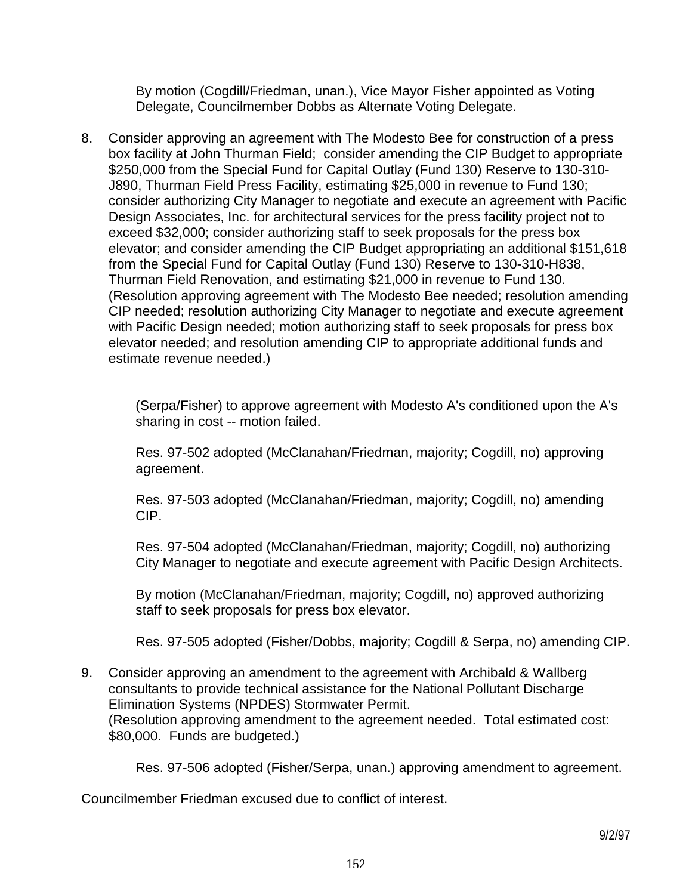By motion (Cogdill/Friedman, unan.), Vice Mayor Fisher appointed as Voting Delegate, Councilmember Dobbs as Alternate Voting Delegate.

8. Consider approving an agreement with The Modesto Bee for construction of a press box facility at John Thurman Field; consider amending the CIP Budget to appropriate $250,000 from the Special Fund for Capital Outlay (Fund 130) Reserve to 130-310-J890, Thurman Field Press Facility, estimating $25,000 in revenue to Fund 130; consider authorizing City Manager to negotiate and execute an agreement with Pacific Design Associates, Inc. for architectural services for the press facility project not to exceed $32,000; consider authorizing staff to seek proposals for the press box elevator; and consider amending the CIP Budget appropriating an additional $151,618 from the Special Fund for Capital Outlay (Fund 130) Reserve to 130-310-H838, Thurman Field Renovation, and estimating $21,000 in revenue to Fund 130. (Resolution approving agreement with The Modesto Bee needed; resolution amending CIP needed; resolution authorizing City Manager to negotiate and execute agreement with Pacific Design needed; motion authorizing staff to seek proposals for press box elevator needed; and resolution amending CIP to appropriate additional funds and estimate revenue needed.)

   (Serpa/Fisher) to approve agreement with Modesto A's conditioned upon the A's sharing in cost -- motion failed.

   Res. 97-502 adopted (McClanahan/Friedman, majority; Cogdill, no) approving agreement.

   Res. 97-503 adopted (McClanahan/Friedman, majority; Cogdill, no) amending CIP.

   Res. 97-504 adopted (McClanahan/Friedman, majority; Cogdill, no) authorizing City Manager to negotiate and execute agreement with Pacific Design Architects.

   By motion (McClanahan/Friedman, majority; Cogdill, no) approved authorizing staff to seek proposals for press box elevator.

   Res. 97-505 adopted (Fisher/Dobbs, majority; Cogdill & Serpa, no) amending CIP.

9. Consider approving an amendment to the agreement with Archibald & Wallberg consultants to provide technical assistance for the National Pollutant Discharge Elimination Systems (NPDES) Stormwater Permit. (Resolution approving amendment to the agreement needed. Total estimated cost: $80,000. Funds are budgeted.)

   Res. 97-506 adopted (Fisher/Serpa, unan.) approving amendment to agreement.

Councilmember Friedman excused due to conflict of interest.

9/2/97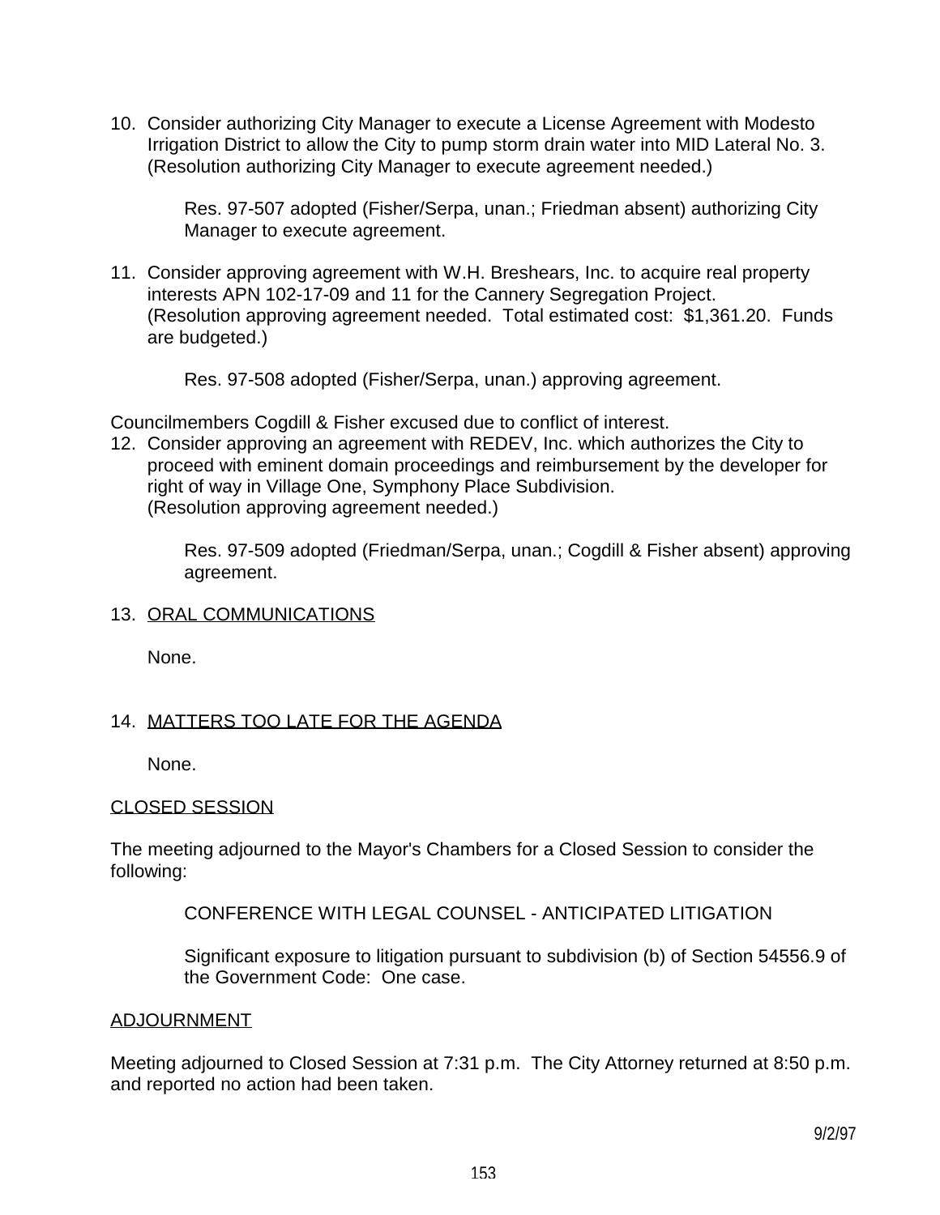10. Consider authorizing City Manager to execute a License Agreement with Modesto Irrigation District to allow the City to pump storm drain water into MID Lateral No. 3. (Resolution authorizing City Manager to execute agreement needed.)

    Res. 97-507 adopted (Fisher/Serpa, unan.; Friedman absent) authorizing City Manager to execute agreement.

11. Consider approving agreement with W.H. Breshears, Inc. to acquire real property interests APN 102-17-09 and 11 for the Cannery Segregation Project. (Resolution approving agreement needed. Total estimated cost: $1,361.20. Funds are budgeted.)

    Res. 97-508 adopted (Fisher/Serpa, unan.) approving agreement.

Councilmembers Cogdill & Fisher excused due to conflict of interest.

12. Consider approving an agreement with REDEV, Inc. which authorizes the City to proceed with eminent domain proceedings and reimbursement by the developer for right of way in Village One, Symphony Place Subdivision. (Resolution approving agreement needed.)

    Res. 97-509 adopted (Friedman/Serpa, unan.; Cogdill & Fisher absent) approving agreement.

13. ORAL COMMUNICATIONS

    None.

14. MATTERS TOO LATE FOR THE AGENDA

    None.

CLOSED SESSION

The meeting adjourned to the Mayor's Chambers for a Closed Session to consider the following:

> CONFERENCE WITH LEGAL COUNSEL - ANTICIPATED LITIGATION
>
> Significant exposure to litigation pursuant to subdivision (b) of Section 54556.9 of the Government Code: One case.

ADJOURNMENT

Meeting adjourned to Closed Session at 7:31 p.m. The City Attorney returned at 8:50 p.m. and reported no action had been taken.

9/2/97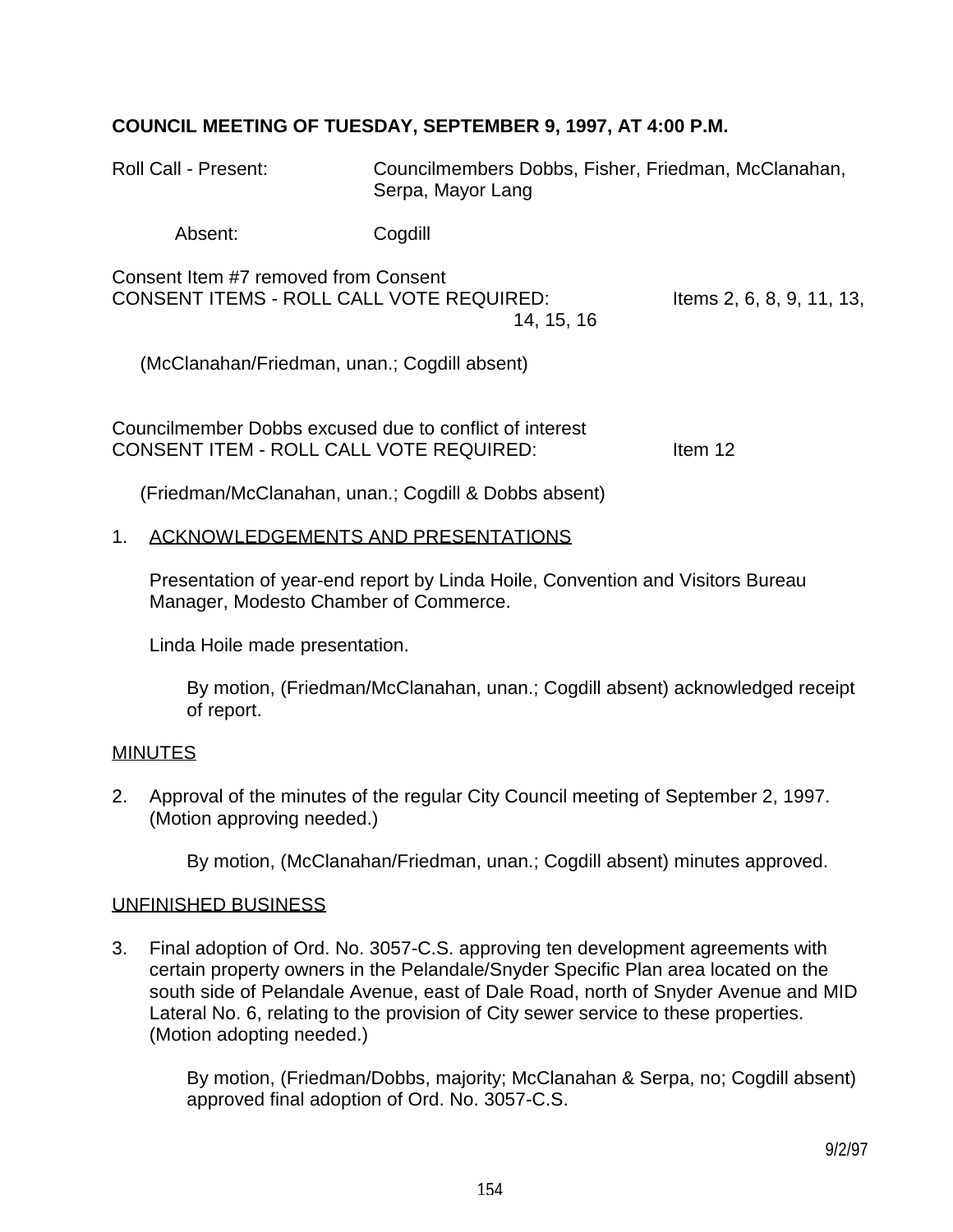**COUNCIL MEETING OF TUESDAY, SEPTEMBER 9, 1997, AT 4:00 P.M.**

Roll Call - Present: Councilmembers Dobbs, Fisher, Friedman, McClanahan, Serpa, Mayor Lang

Absent: Cogdill

Consent Item #7 removed from Consent
CONSENT ITEMS - ROLL CALL VOTE REQUIRED: Items 2, 6, 8, 9, 11, 13, 14, 15, 16

(McClanahan/Friedman, unan.; Cogdill absent)

Councilmember Dobbs excused due to conflict of interest
CONSENT ITEM - ROLL CALL VOTE REQUIRED: Item 12

(Friedman/McClanahan, unan.; Cogdill & Dobbs absent)

1. ACKNOWLEDGEMENTS AND PRESENTATIONS

   Presentation of year-end report by Linda Hoile, Convention and Visitors Bureau Manager, Modesto Chamber of Commerce.

   Linda Hoile made presentation.

   By motion, (Friedman/McClanahan, unan.; Cogdill absent) acknowledged receipt of report.

MINUTES

2. Approval of the minutes of the regular City Council meeting of September 2, 1997. (Motion approving needed.)

   By motion, (McClanahan/Friedman, unan.; Cogdill absent) minutes approved.

UNFINISHED BUSINESS

3. Final adoption of Ord. No. 3057-C.S. approving ten development agreements with certain property owners in the Pelandale/Snyder Specific Plan area located on the south side of Pelandale Avenue, east of Dale Road, north of Snyder Avenue and MID Lateral No. 6, relating to the provision of City sewer service to these properties. (Motion adopting needed.)

   By motion, (Friedman/Dobbs, majority; McClanahan & Serpa, no; Cogdill absent) approved final adoption of Ord. No. 3057-C.S.

9/2/97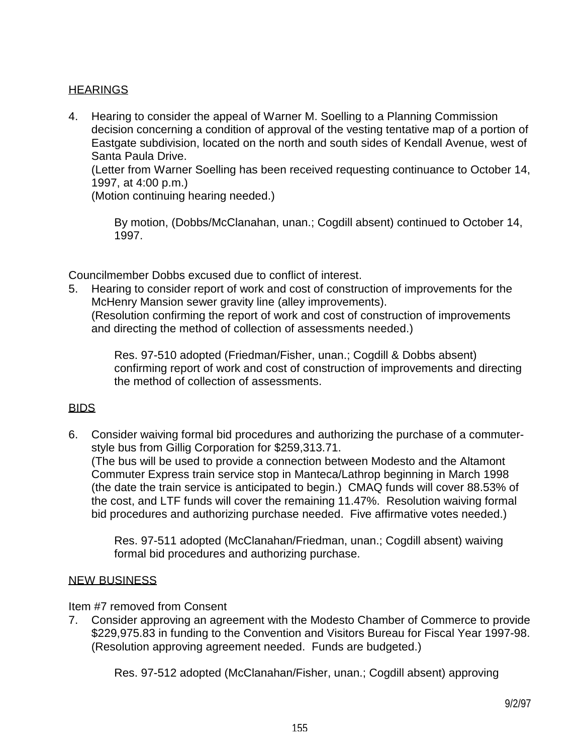HEARINGS

4. Hearing to consider the appeal of Warner M. Soelling to a Planning Commission decision concerning a condition of approval of the vesting tentative map of a portion of Eastgate subdivision, located on the north and south sides of Kendall Avenue, west of Santa Paula Drive.
   (Letter from Warner Soelling has been received requesting continuance to October 14, 1997, at 4:00 p.m.)
   (Motion continuing hearing needed.)

   By motion, (Dobbs/McClanahan, unan.; Cogdill absent) continued to October 14, 1997.

Councilmember Dobbs excused due to conflict of interest.

5. Hearing to consider report of work and cost of construction of improvements for the McHenry Mansion sewer gravity line (alley improvements).
   (Resolution confirming the report of work and cost of construction of improvements and directing the method of collection of assessments needed.)

   Res. 97-510 adopted (Friedman/Fisher, unan.; Cogdill & Dobbs absent) confirming report of work and cost of construction of improvements and directing the method of collection of assessments.

BIDS

6. Consider waiving formal bid procedures and authorizing the purchase of a commuter-style bus from Gillig Corporation for $259,313.71.
   (The bus will be used to provide a connection between Modesto and the Altamont Commuter Express train service stop in Manteca/Lathrop beginning in March 1998 (the date the train service is anticipated to begin.) CMAQ funds will cover 88.53% of the cost, and LTF funds will cover the remaining 11.47%. Resolution waiving formal bid procedures and authorizing purchase needed. Five affirmative votes needed.)

   Res. 97-511 adopted (McClanahan/Friedman, unan.; Cogdill absent) waiving formal bid procedures and authorizing purchase.

NEW BUSINESS

Item #7 removed from Consent

7. Consider approving an agreement with the Modesto Chamber of Commerce to provide $229,975.83 in funding to the Convention and Visitors Bureau for Fiscal Year 1997-98.
   (Resolution approving agreement needed. Funds are budgeted.)

   Res. 97-512 adopted (McClanahan/Fisher, unan.; Cogdill absent) approving

9/2/97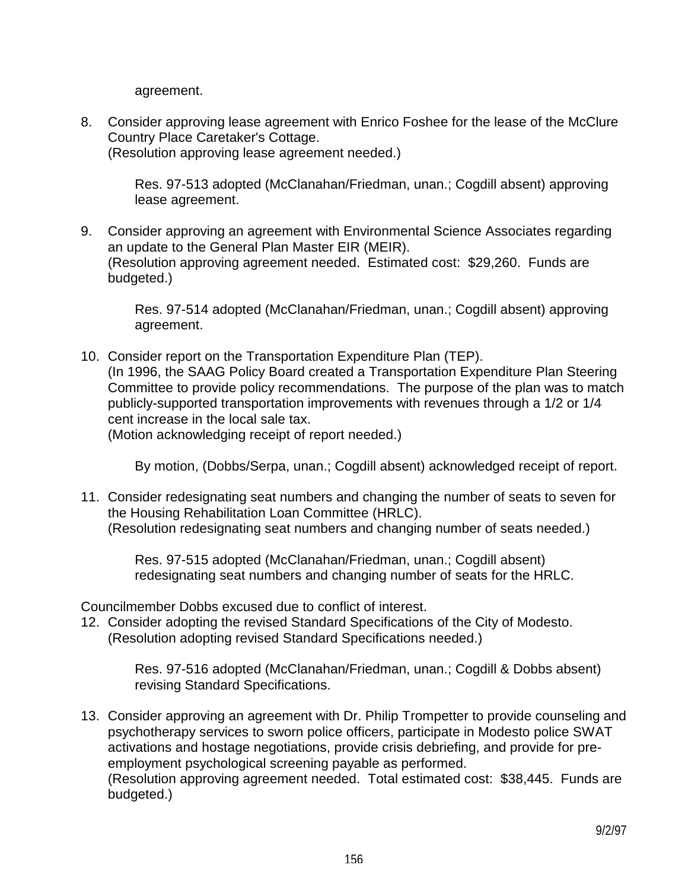agreement.

8. Consider approving lease agreement with Enrico Foshee for the lease of the McClure Country Place Caretaker's Cottage.
   (Resolution approving lease agreement needed.)

   Res. 97-513 adopted (McClanahan/Friedman, unan.; Cogdill absent) approving lease agreement.

9. Consider approving an agreement with Environmental Science Associates regarding an update to the General Plan Master EIR (MEIR).
   (Resolution approving agreement needed. Estimated cost: $29,260. Funds are budgeted.)

   Res. 97-514 adopted (McClanahan/Friedman, unan.; Cogdill absent) approving agreement.

10. Consider report on the Transportation Expenditure Plan (TEP).
    (In 1996, the SAAG Policy Board created a Transportation Expenditure Plan Steering Committee to provide policy recommendations. The purpose of the plan was to match publicly-supported transportation improvements with revenues through a 1/2 or 1/4 cent increase in the local sale tax.
    (Motion acknowledging receipt of report needed.)

    By motion, (Dobbs/Serpa, unan.; Cogdill absent) acknowledged receipt of report.

11. Consider redesignating seat numbers and changing the number of seats to seven for the Housing Rehabilitation Loan Committee (HRLC).
    (Resolution redesignating seat numbers and changing number of seats needed.)

    Res. 97-515 adopted (McClanahan/Friedman, unan.; Cogdill absent) redesignating seat numbers and changing number of seats for the HRLC.

Councilmember Dobbs excused due to conflict of interest.

12. Consider adopting the revised Standard Specifications of the City of Modesto.
    (Resolution adopting revised Standard Specifications needed.)

    Res. 97-516 adopted (McClanahan/Friedman, unan.; Cogdill & Dobbs absent) revising Standard Specifications.

13. Consider approving an agreement with Dr. Philip Trompetter to provide counseling and psychotherapy services to sworn police officers, participate in Modesto police SWAT activations and hostage negotiations, provide crisis debriefing, and provide for pre-employment psychological screening payable as performed.
    (Resolution approving agreement needed. Total estimated cost: $38,445. Funds are budgeted.)

9/2/97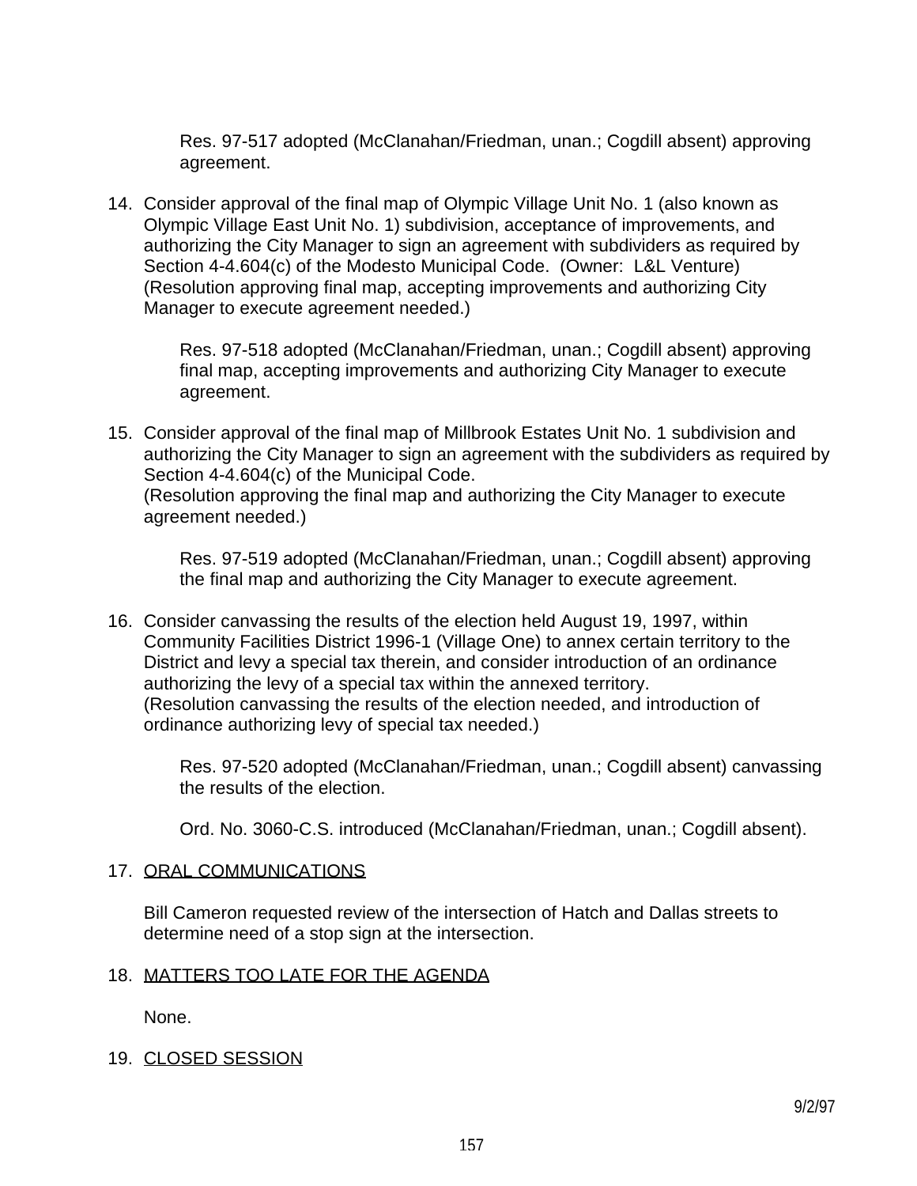Res. 97-517 adopted (McClanahan/Friedman, unan.; Cogdill absent) approving agreement.

14. Consider approval of the final map of Olympic Village Unit No. 1 (also known as Olympic Village East Unit No. 1) subdivision, acceptance of improvements, and authorizing the City Manager to sign an agreement with subdividers as required by Section 4-4.604(c) of the Modesto Municipal Code. (Owner: L&L Venture) (Resolution approving final map, accepting improvements and authorizing City Manager to execute agreement needed.)

    Res. 97-518 adopted (McClanahan/Friedman, unan.; Cogdill absent) approving final map, accepting improvements and authorizing City Manager to execute agreement.

15. Consider approval of the final map of Millbrook Estates Unit No. 1 subdivision and authorizing the City Manager to sign an agreement with the subdividers as required by Section 4-4.604(c) of the Municipal Code.
    (Resolution approving the final map and authorizing the City Manager to execute agreement needed.)

    Res. 97-519 adopted (McClanahan/Friedman, unan.; Cogdill absent) approving the final map and authorizing the City Manager to execute agreement.

16. Consider canvassing the results of the election held August 19, 1997, within Community Facilities District 1996-1 (Village One) to annex certain territory to the District and levy a special tax therein, and consider introduction of an ordinance authorizing the levy of a special tax within the annexed territory.
    (Resolution canvassing the results of the election needed, and introduction of ordinance authorizing levy of special tax needed.)

    Res. 97-520 adopted (McClanahan/Friedman, unan.; Cogdill absent) canvassing the results of the election.

    Ord. No. 3060-C.S. introduced (McClanahan/Friedman, unan.; Cogdill absent).

17. ORAL COMMUNICATIONS

    Bill Cameron requested review of the intersection of Hatch and Dallas streets to determine need of a stop sign at the intersection.

18. MATTERS TOO LATE FOR THE AGENDA

    None.

19. CLOSED SESSION

9/2/97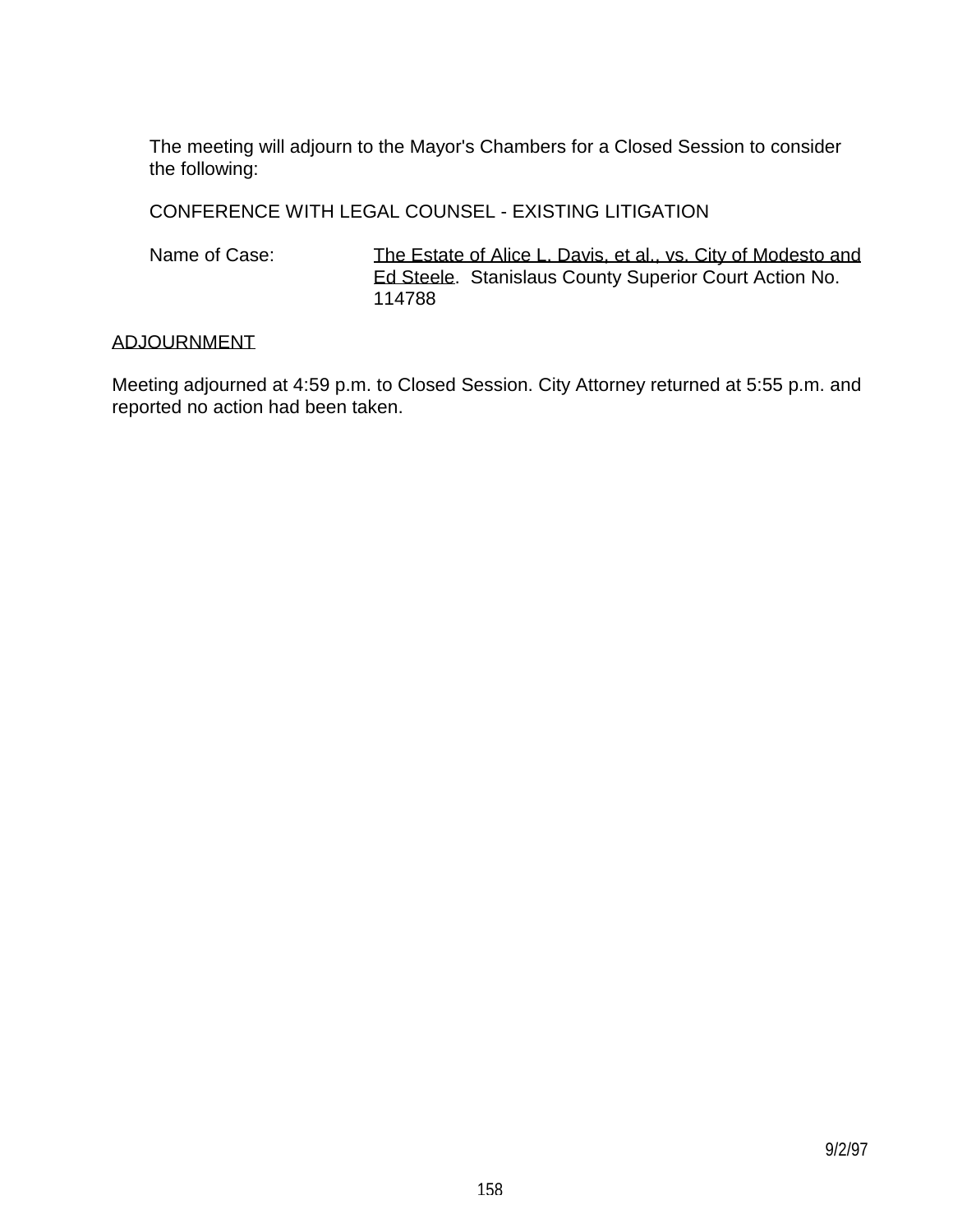The meeting will adjourn to the Mayor's Chambers for a Closed Session to consider the following:

CONFERENCE WITH LEGAL COUNSEL - EXISTING LITIGATION

Name of Case: The Estate of Alice L. Davis, et al., vs. City of Modesto and Ed Steele. Stanislaus County Superior Court Action No. 114788

ADJOURNMENT

Meeting adjourned at 4:59 p.m. to Closed Session. City Attorney returned at 5:55 p.m. and reported no action had been taken.

9/2/97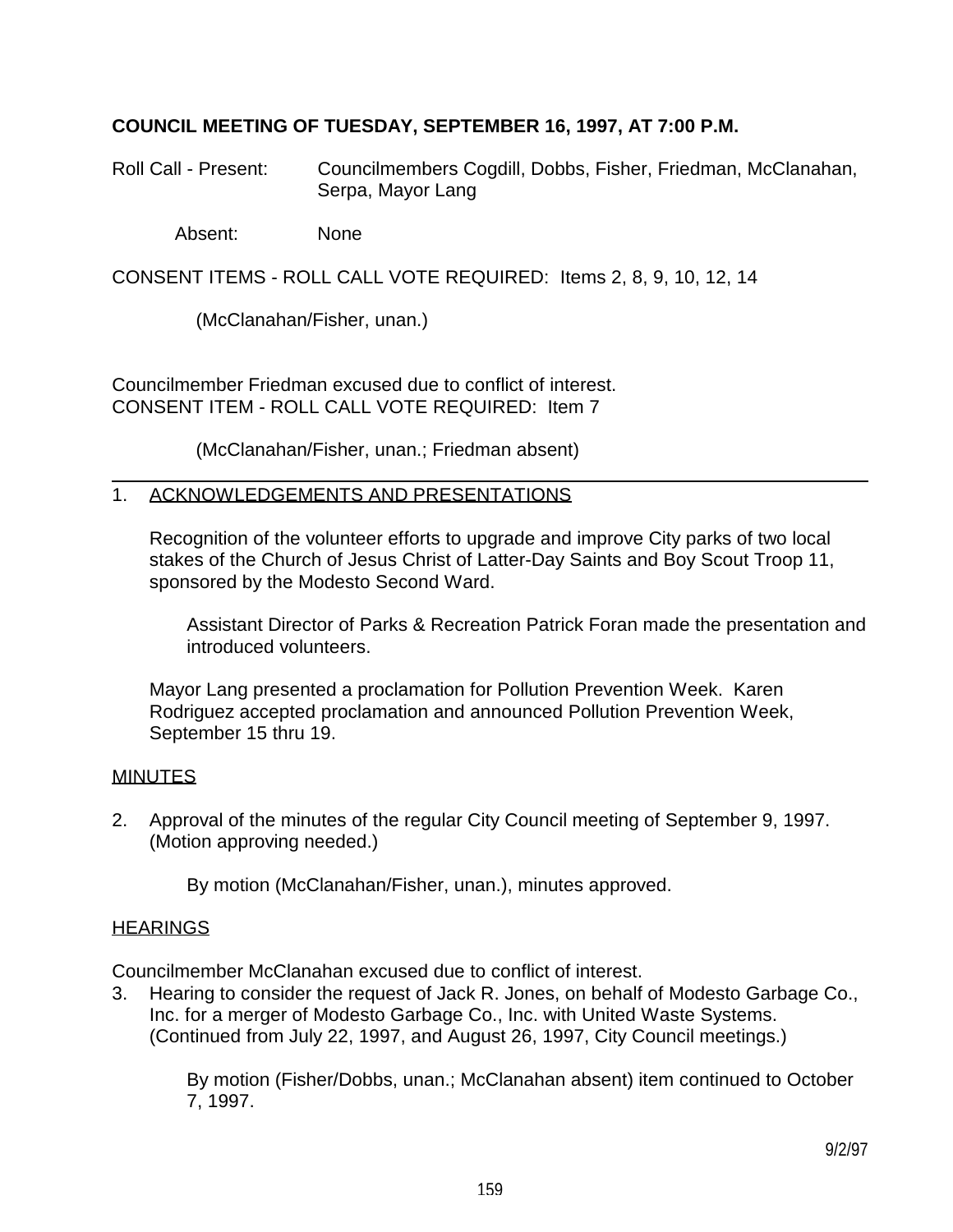**COUNCIL MEETING OF TUESDAY, SEPTEMBER 16, 1997, AT 7:00 P.M.**

Roll Call - Present: Councilmembers Cogdill, Dobbs, Fisher, Friedman, McClanahan, Serpa, Mayor Lang

Absent: None

CONSENT ITEMS - ROLL CALL VOTE REQUIRED: Items 2, 8, 9, 10, 12, 14

(McClanahan/Fisher, unan.)

Councilmember Friedman excused due to conflict of interest.
CONSENT ITEM - ROLL CALL VOTE REQUIRED: Item 7

(McClanahan/Fisher, unan.; Friedman absent)

---

1. ACKNOWLEDGEMENTS AND PRESENTATIONS

   Recognition of the volunteer efforts to upgrade and improve City parks of two local stakes of the Church of Jesus Christ of Latter-Day Saints and Boy Scout Troop 11, sponsored by the Modesto Second Ward.

   Assistant Director of Parks & Recreation Patrick Foran made the presentation and introduced volunteers.

   Mayor Lang presented a proclamation for Pollution Prevention Week. Karen Rodriguez accepted proclamation and announced Pollution Prevention Week, September 15 thru 19.

MINUTES

2. Approval of the minutes of the regular City Council meeting of September 9, 1997. (Motion approving needed.)

   By motion (McClanahan/Fisher, unan.), minutes approved.

HEARINGS

Councilmember McClanahan excused due to conflict of interest.

3. Hearing to consider the request of Jack R. Jones, on behalf of Modesto Garbage Co., Inc. for a merger of Modesto Garbage Co., Inc. with United Waste Systems. (Continued from July 22, 1997, and August 26, 1997, City Council meetings.)

   By motion (Fisher/Dobbs, unan.; McClanahan absent) item continued to October 7, 1997.

9/2/97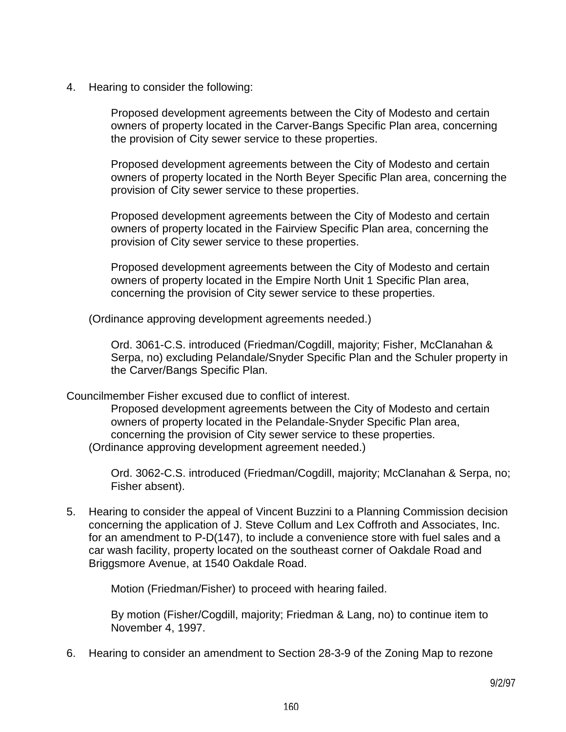4. Hearing to consider the following:

    Proposed development agreements between the City of Modesto and certain owners of property located in the Carver-Bangs Specific Plan area, concerning the provision of City sewer service to these properties.

    Proposed development agreements between the City of Modesto and certain owners of property located in the North Beyer Specific Plan area, concerning the provision of City sewer service to these properties.

    Proposed development agreements between the City of Modesto and certain owners of property located in the Fairview Specific Plan area, concerning the provision of City sewer service to these properties.

    Proposed development agreements between the City of Modesto and certain owners of property located in the Empire North Unit 1 Specific Plan area, concerning the provision of City sewer service to these properties.

    (Ordinance approving development agreements needed.)

    Ord. 3061-C.S. introduced (Friedman/Cogdill, majority; Fisher, McClanahan & Serpa, no) excluding Pelandale/Snyder Specific Plan and the Schuler property in the Carver/Bangs Specific Plan.

Councilmember Fisher excused due to conflict of interest.

    Proposed development agreements between the City of Modesto and certain owners of property located in the Pelandale-Snyder Specific Plan area, concerning the provision of City sewer service to these properties.

    (Ordinance approving development agreement needed.)

    Ord. 3062-C.S. introduced (Friedman/Cogdill, majority; McClanahan & Serpa, no; Fisher absent).

5. Hearing to consider the appeal of Vincent Buzzini to a Planning Commission decision concerning the application of J. Steve Collum and Lex Coffroth and Associates, Inc. for an amendment to P-D(147), to include a convenience store with fuel sales and a car wash facility, property located on the southeast corner of Oakdale Road and Briggsmore Avenue, at 1540 Oakdale Road.

    Motion (Friedman/Fisher) to proceed with hearing failed.

    By motion (Fisher/Cogdill, majority; Friedman & Lang, no) to continue item to November 4, 1997.

6. Hearing to consider an amendment to Section 28-3-9 of the Zoning Map to rezone

9/2/97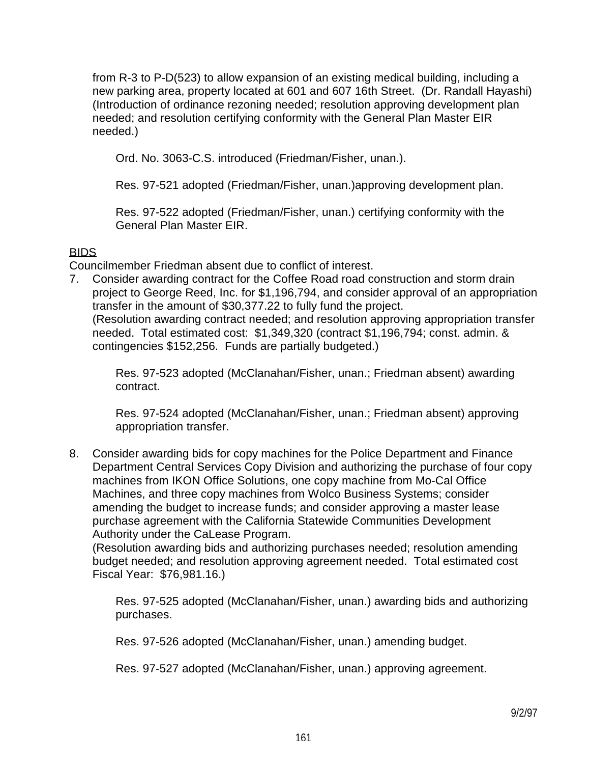from R-3 to P-D(523) to allow expansion of an existing medical building, including a new parking area, property located at 601 and 607 16th Street. (Dr. Randall Hayashi) (Introduction of ordinance rezoning needed; resolution approving development plan needed; and resolution certifying conformity with the General Plan Master EIR needed.)

Ord. No. 3063-C.S. introduced (Friedman/Fisher, unan.).

Res. 97-521 adopted (Friedman/Fisher, unan.)approving development plan.

Res. 97-522 adopted (Friedman/Fisher, unan.) certifying conformity with the General Plan Master EIR.

<u>BIDS</u>

Councilmember Friedman absent due to conflict of interest.

7. Consider awarding contract for the Coffee Road road construction and storm drain project to George Reed, Inc. for $1,196,794, and consider approval of an appropriation transfer in the amount of $30,377.22 to fully fund the project.
   (Resolution awarding contract needed; and resolution approving appropriation transfer needed. Total estimated cost: $1,349,320 (contract $1,196,794; const. admin. & contingencies $152,256. Funds are partially budgeted.)

   Res. 97-523 adopted (McClanahan/Fisher, unan.; Friedman absent) awarding contract.

   Res. 97-524 adopted (McClanahan/Fisher, unan.; Friedman absent) approving appropriation transfer.

8. Consider awarding bids for copy machines for the Police Department and Finance Department Central Services Copy Division and authorizing the purchase of four copy machines from IKON Office Solutions, one copy machine from Mo-Cal Office Machines, and three copy machines from Wolco Business Systems; consider amending the budget to increase funds; and consider approving a master lease purchase agreement with the California Statewide Communities Development Authority under the CaLease Program.
   (Resolution awarding bids and authorizing purchases needed; resolution amending budget needed; and resolution approving agreement needed. Total estimated cost Fiscal Year: $76,981.16.)

   Res. 97-525 adopted (McClanahan/Fisher, unan.) awarding bids and authorizing purchases.

   Res. 97-526 adopted (McClanahan/Fisher, unan.) amending budget.

   Res. 97-527 adopted (McClanahan/Fisher, unan.) approving agreement.

9/2/97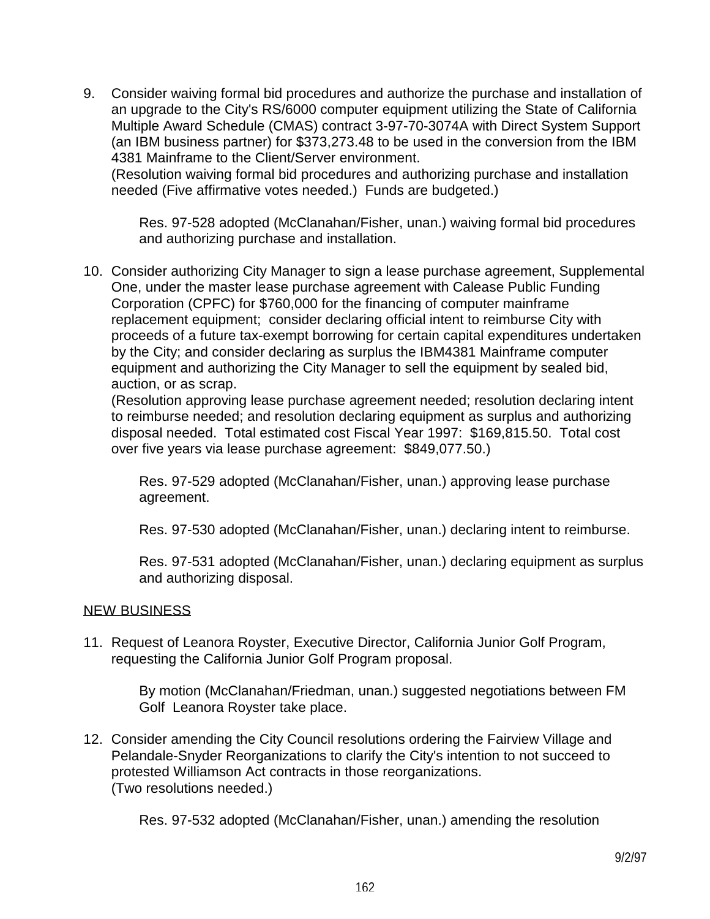9. Consider waiving formal bid procedures and authorize the purchase and installation of an upgrade to the City's RS/6000 computer equipment utilizing the State of California Multiple Award Schedule (CMAS) contract 3-97-70-3074A with Direct System Support (an IBM business partner) for $373,273.48 to be used in the conversion from the IBM 4381 Mainframe to the Client/Server environment.
   (Resolution waiving formal bid procedures and authorizing purchase and installation needed (Five affirmative votes needed.) Funds are budgeted.)

   Res. 97-528 adopted (McClanahan/Fisher, unan.) waiving formal bid procedures and authorizing purchase and installation.

10. Consider authorizing City Manager to sign a lease purchase agreement, Supplemental One, under the master lease purchase agreement with Calease Public Funding Corporation (CPFC) for $760,000 for the financing of computer mainframe replacement equipment; consider declaring official intent to reimburse City with proceeds of a future tax-exempt borrowing for certain capital expenditures undertaken by the City; and consider declaring as surplus the IBM4381 Mainframe computer equipment and authorizing the City Manager to sell the equipment by sealed bid, auction, or as scrap.
    (Resolution approving lease purchase agreement needed; resolution declaring intent to reimburse needed; and resolution declaring equipment as surplus and authorizing disposal needed. Total estimated cost Fiscal Year 1997: $169,815.50. Total cost over five years via lease purchase agreement: $849,077.50.)

    Res. 97-529 adopted (McClanahan/Fisher, unan.) approving lease purchase agreement.

    Res. 97-530 adopted (McClanahan/Fisher, unan.) declaring intent to reimburse.

    Res. 97-531 adopted (McClanahan/Fisher, unan.) declaring equipment as surplus and authorizing disposal.

NEW BUSINESS

11. Request of Leanora Royster, Executive Director, California Junior Golf Program, requesting the California Junior Golf Program proposal.

    By motion (McClanahan/Friedman, unan.) suggested negotiations between FM Golf Leanora Royster take place.

12. Consider amending the City Council resolutions ordering the Fairview Village and Pelandale-Snyder Reorganizations to clarify the City's intention to not succeed to protested Williamson Act contracts in those reorganizations.
    (Two resolutions needed.)

    Res. 97-532 adopted (McClanahan/Fisher, unan.) amending the resolution

9/2/97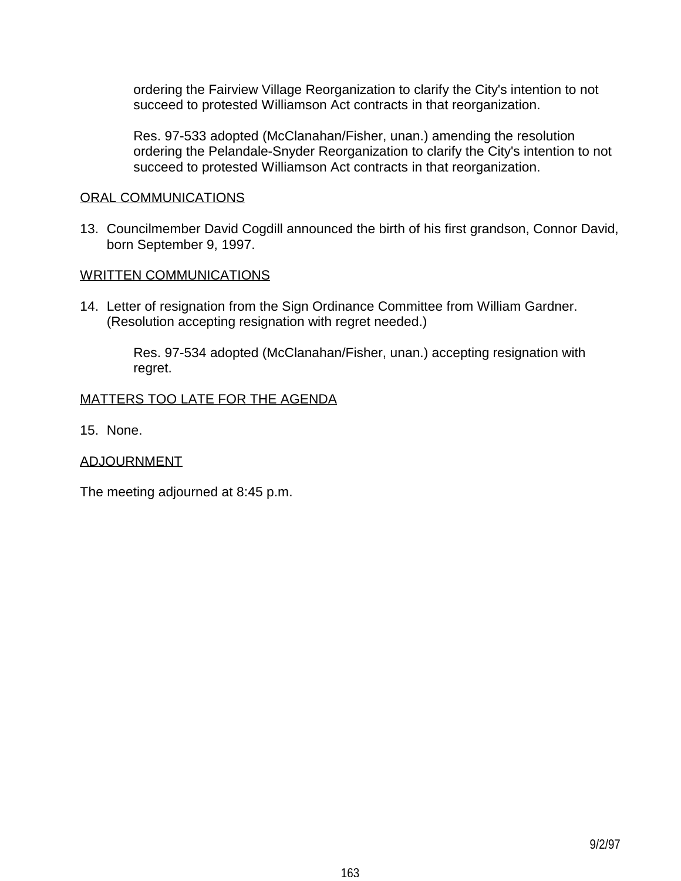ordering the Fairview Village Reorganization to clarify the City's intention to not succeed to protested Williamson Act contracts in that reorganization.

Res. 97-533 adopted (McClanahan/Fisher, unan.) amending the resolution ordering the Pelandale-Snyder Reorganization to clarify the City's intention to not succeed to protested Williamson Act contracts in that reorganization.

ORAL COMMUNICATIONS

13. Councilmember David Cogdill announced the birth of his first grandson, Connor David, born September 9, 1997.

WRITTEN COMMUNICATIONS

14. Letter of resignation from the Sign Ordinance Committee from William Gardner. (Resolution accepting resignation with regret needed.)

    Res. 97-534 adopted (McClanahan/Fisher, unan.) accepting resignation with regret.

MATTERS TOO LATE FOR THE AGENDA

15. None.

ADJOURNMENT

The meeting adjourned at 8:45 p.m.

9/2/97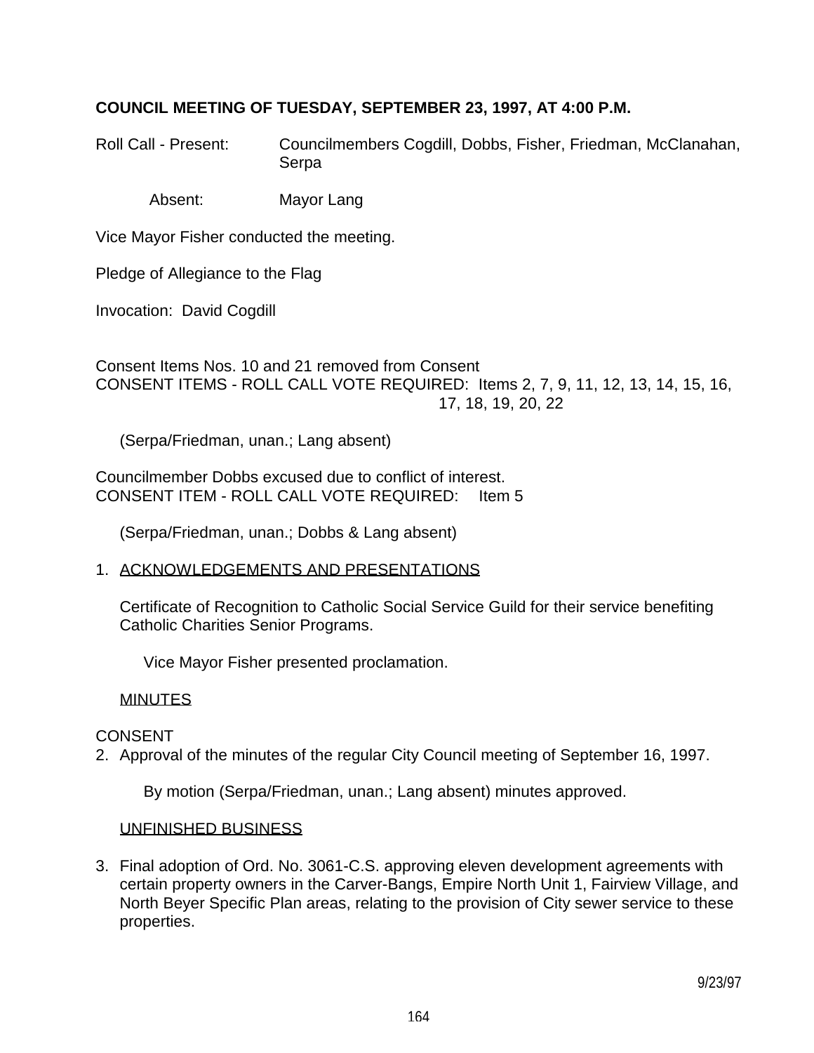**COUNCIL MEETING OF TUESDAY, SEPTEMBER 23, 1997, AT 4:00 P.M.**

Roll Call - Present: Councilmembers Cogdill, Dobbs, Fisher, Friedman, McClanahan, Serpa

Absent: Mayor Lang

Vice Mayor Fisher conducted the meeting.

Pledge of Allegiance to the Flag

Invocation: David Cogdill

Consent Items Nos. 10 and 21 removed from Consent
CONSENT ITEMS - ROLL CALL VOTE REQUIRED: Items 2, 7, 9, 11, 12, 13, 14, 15, 16, 17, 18, 19, 20, 22

(Serpa/Friedman, unan.; Lang absent)

Councilmember Dobbs excused due to conflict of interest.
CONSENT ITEM - ROLL CALL VOTE REQUIRED: Item 5

(Serpa/Friedman, unan.; Dobbs & Lang absent)

1. ACKNOWLEDGEMENTS AND PRESENTATIONS

   Certificate of Recognition to Catholic Social Service Guild for their service benefiting Catholic Charities Senior Programs.

   Vice Mayor Fisher presented proclamation.

   MINUTES

CONSENT

2. Approval of the minutes of the regular City Council meeting of September 16, 1997.

   By motion (Serpa/Friedman, unan.; Lang absent) minutes approved.

   UNFINISHED BUSINESS

3. Final adoption of Ord. No. 3061-C.S. approving eleven development agreements with certain property owners in the Carver-Bangs, Empire North Unit 1, Fairview Village, and North Beyer Specific Plan areas, relating to the provision of City sewer service to these properties.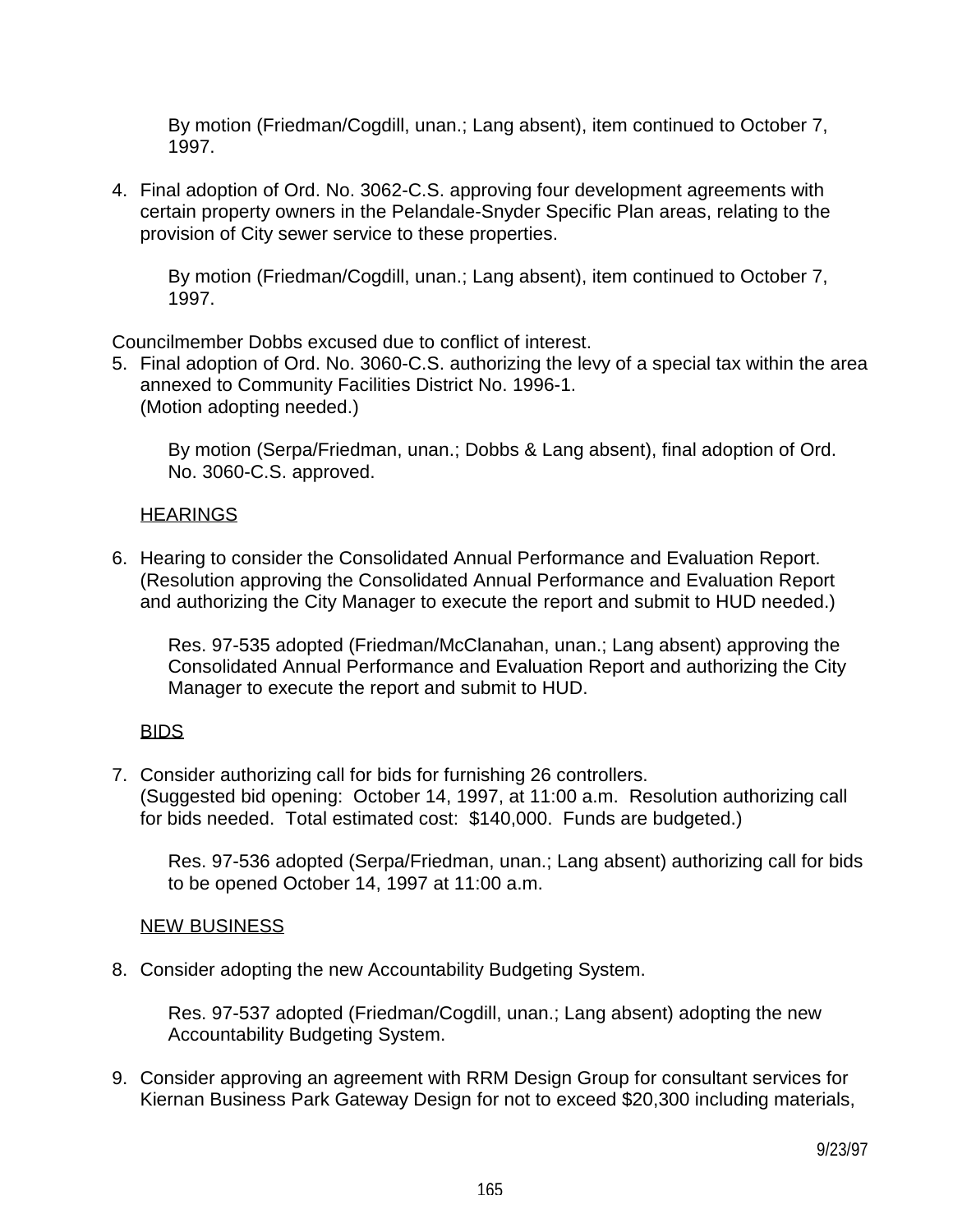By motion (Friedman/Cogdill, unan.; Lang absent), item continued to October 7, 1997.

4. Final adoption of Ord. No. 3062-C.S. approving four development agreements with certain property owners in the Pelandale-Snyder Specific Plan areas, relating to the provision of City sewer service to these properties.

   By motion (Friedman/Cogdill, unan.; Lang absent), item continued to October 7, 1997.

Councilmember Dobbs excused due to conflict of interest.

5. Final adoption of Ord. No. 3060-C.S. authorizing the levy of a special tax within the area annexed to Community Facilities District No. 1996-1.
   (Motion adopting needed.)

   By motion (Serpa/Friedman, unan.; Dobbs & Lang absent), final adoption of Ord. No. 3060-C.S. approved.

HEARINGS

6. Hearing to consider the Consolidated Annual Performance and Evaluation Report. (Resolution approving the Consolidated Annual Performance and Evaluation Report and authorizing the City Manager to execute the report and submit to HUD needed.)

   Res. 97-535 adopted (Friedman/McClanahan, unan.; Lang absent) approving the Consolidated Annual Performance and Evaluation Report and authorizing the City Manager to execute the report and submit to HUD.

BIDS

7. Consider authorizing call for bids for furnishing 26 controllers.
   (Suggested bid opening: October 14, 1997, at 11:00 a.m. Resolution authorizing call for bids needed. Total estimated cost: $140,000. Funds are budgeted.)

   Res. 97-536 adopted (Serpa/Friedman, unan.; Lang absent) authorizing call for bids to be opened October 14, 1997 at 11:00 a.m.

NEW BUSINESS

8. Consider adopting the new Accountability Budgeting System.

   Res. 97-537 adopted (Friedman/Cogdill, unan.; Lang absent) adopting the new Accountability Budgeting System.

9. Consider approving an agreement with RRM Design Group for consultant services for Kiernan Business Park Gateway Design for not to exceed $20,300 including materials,

9/23/97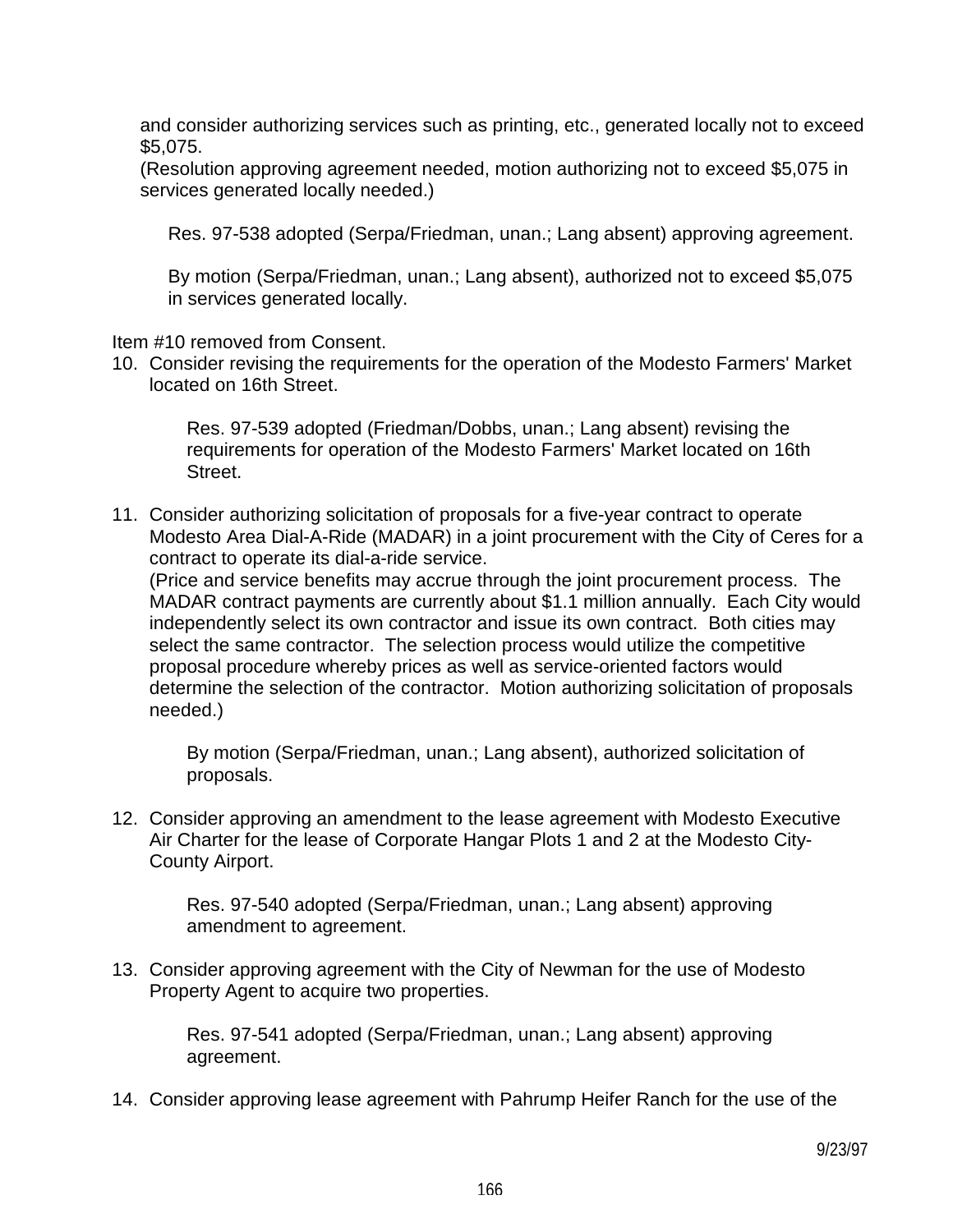and consider authorizing services such as printing, etc., generated locally not to exceed $5,075.
(Resolution approving agreement needed, motion authorizing not to exceed $5,075 in services generated locally needed.)

Res. 97-538 adopted (Serpa/Friedman, unan.; Lang absent) approving agreement.

By motion (Serpa/Friedman, unan.; Lang absent), authorized not to exceed $5,075 in services generated locally.

Item #10 removed from Consent.

10. Consider revising the requirements for the operation of the Modesto Farmers' Market located on 16th Street.

    Res. 97-539 adopted (Friedman/Dobbs, unan.; Lang absent) revising the requirements for operation of the Modesto Farmers' Market located on 16th Street.

11. Consider authorizing solicitation of proposals for a five-year contract to operate Modesto Area Dial-A-Ride (MADAR) in a joint procurement with the City of Ceres for a contract to operate its dial-a-ride service.
    (Price and service benefits may accrue through the joint procurement process. The MADAR contract payments are currently about $1.1 million annually. Each City would independently select its own contractor and issue its own contract. Both cities may select the same contractor. The selection process would utilize the competitive proposal procedure whereby prices as well as service-oriented factors would determine the selection of the contractor. Motion authorizing solicitation of proposals needed.)

    By motion (Serpa/Friedman, unan.; Lang absent), authorized solicitation of proposals.

12. Consider approving an amendment to the lease agreement with Modesto Executive Air Charter for the lease of Corporate Hangar Plots 1 and 2 at the Modesto City-County Airport.

    Res. 97-540 adopted (Serpa/Friedman, unan.; Lang absent) approving amendment to agreement.

13. Consider approving agreement with the City of Newman for the use of Modesto Property Agent to acquire two properties.

    Res. 97-541 adopted (Serpa/Friedman, unan.; Lang absent) approving agreement.

14. Consider approving lease agreement with Pahrump Heifer Ranch for the use of the

9/23/97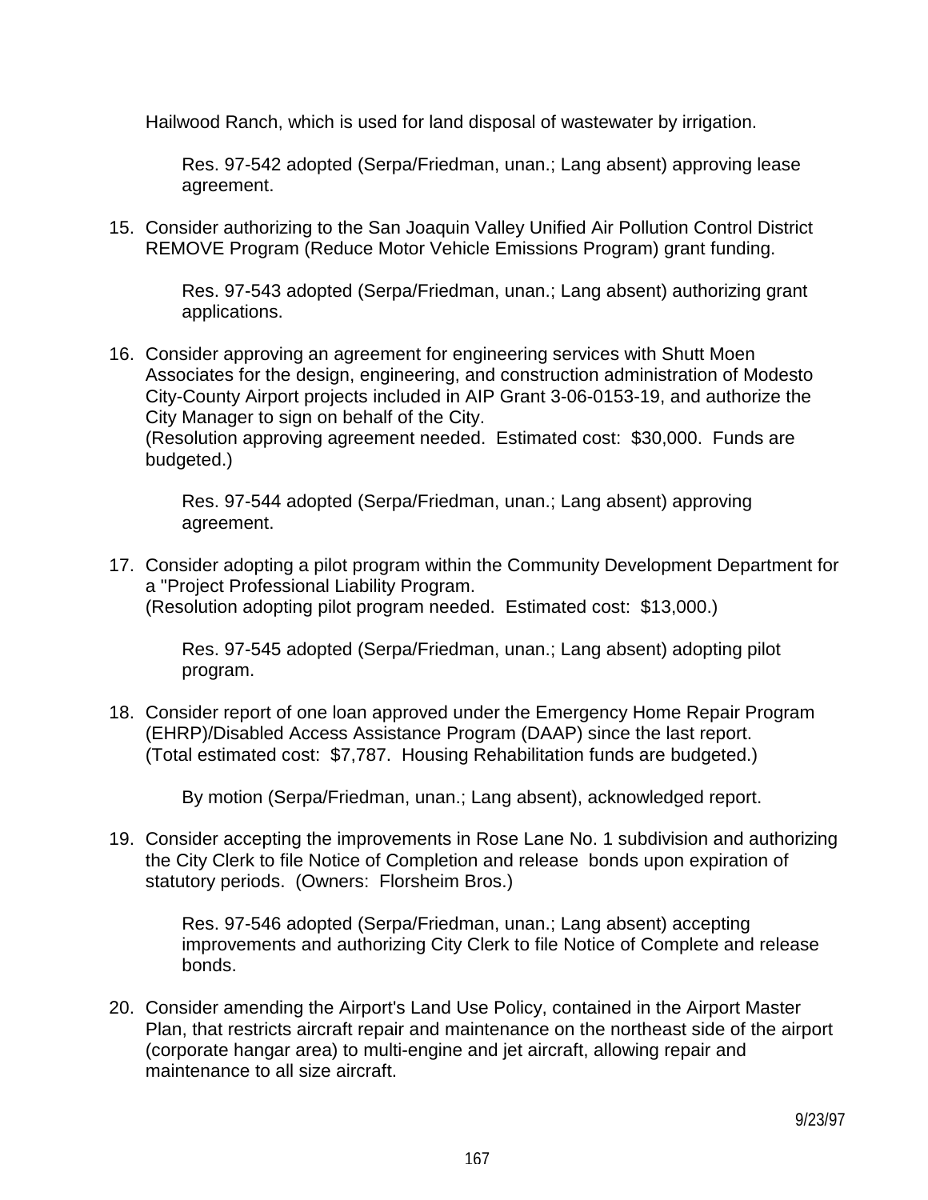Hailwood Ranch, which is used for land disposal of wastewater by irrigation.

Res. 97-542 adopted (Serpa/Friedman, unan.; Lang absent) approving lease agreement.

15. Consider authorizing to the San Joaquin Valley Unified Air Pollution Control District REMOVE Program (Reduce Motor Vehicle Emissions Program) grant funding.

    Res. 97-543 adopted (Serpa/Friedman, unan.; Lang absent) authorizing grant applications.

16. Consider approving an agreement for engineering services with Shutt Moen Associates for the design, engineering, and construction administration of Modesto City-County Airport projects included in AIP Grant 3-06-0153-19, and authorize the City Manager to sign on behalf of the City.
    (Resolution approving agreement needed. Estimated cost: $30,000. Funds are budgeted.)

    Res. 97-544 adopted (Serpa/Friedman, unan.; Lang absent) approving agreement.

17. Consider adopting a pilot program within the Community Development Department for a "Project Professional Liability Program.
    (Resolution adopting pilot program needed. Estimated cost: $13,000.)

    Res. 97-545 adopted (Serpa/Friedman, unan.; Lang absent) adopting pilot program.

18. Consider report of one loan approved under the Emergency Home Repair Program (EHRP)/Disabled Access Assistance Program (DAAP) since the last report.
    (Total estimated cost: $7,787. Housing Rehabilitation funds are budgeted.)

    By motion (Serpa/Friedman, unan.; Lang absent), acknowledged report.

19. Consider accepting the improvements in Rose Lane No. 1 subdivision and authorizing the City Clerk to file Notice of Completion and release bonds upon expiration of statutory periods. (Owners: Florsheim Bros.)

    Res. 97-546 adopted (Serpa/Friedman, unan.; Lang absent) accepting improvements and authorizing City Clerk to file Notice of Complete and release bonds.

20. Consider amending the Airport's Land Use Policy, contained in the Airport Master Plan, that restricts aircraft repair and maintenance on the northeast side of the airport (corporate hangar area) to multi-engine and jet aircraft, allowing repair and maintenance to all size aircraft.

9/23/97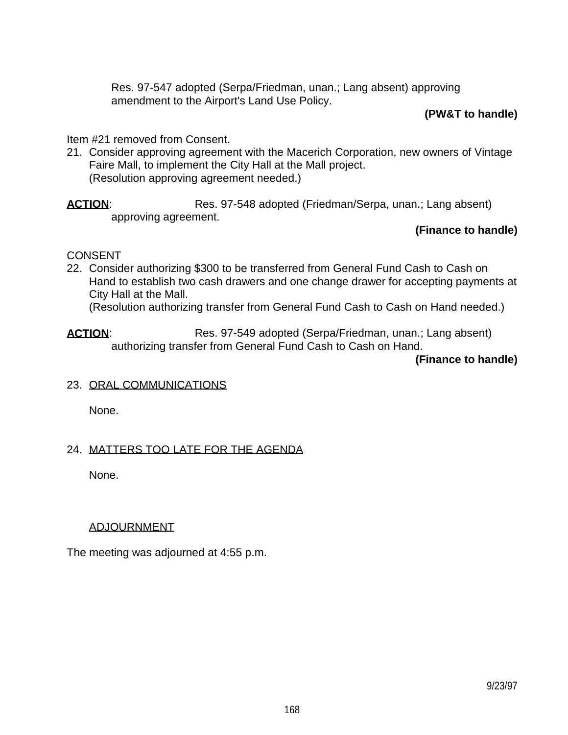Res. 97-547 adopted (Serpa/Friedman, unan.; Lang absent) approving amendment to the Airport's Land Use Policy.

**(PW&T to handle)**

Item #21 removed from Consent.

21. Consider approving agreement with the Macerich Corporation, new owners of Vintage Faire Mall, to implement the City Hall at the Mall project.
    (Resolution approving agreement needed.)

**ACTION**: Res. 97-548 adopted (Friedman/Serpa, unan.; Lang absent) approving agreement.

**(Finance to handle)**

CONSENT

22. Consider authorizing $300 to be transferred from General Fund Cash to Cash on Hand to establish two cash drawers and one change drawer for accepting payments at City Hall at the Mall.
    (Resolution authorizing transfer from General Fund Cash to Cash on Hand needed.)

**ACTION**: Res. 97-549 adopted (Serpa/Friedman, unan.; Lang absent) authorizing transfer from General Fund Cash to Cash on Hand.

**(Finance to handle)**

23. ORAL COMMUNICATIONS

    None.

24. MATTERS TOO LATE FOR THE AGENDA

    None.

ADJOURNMENT

The meeting was adjourned at 4:55 p.m.

9/23/97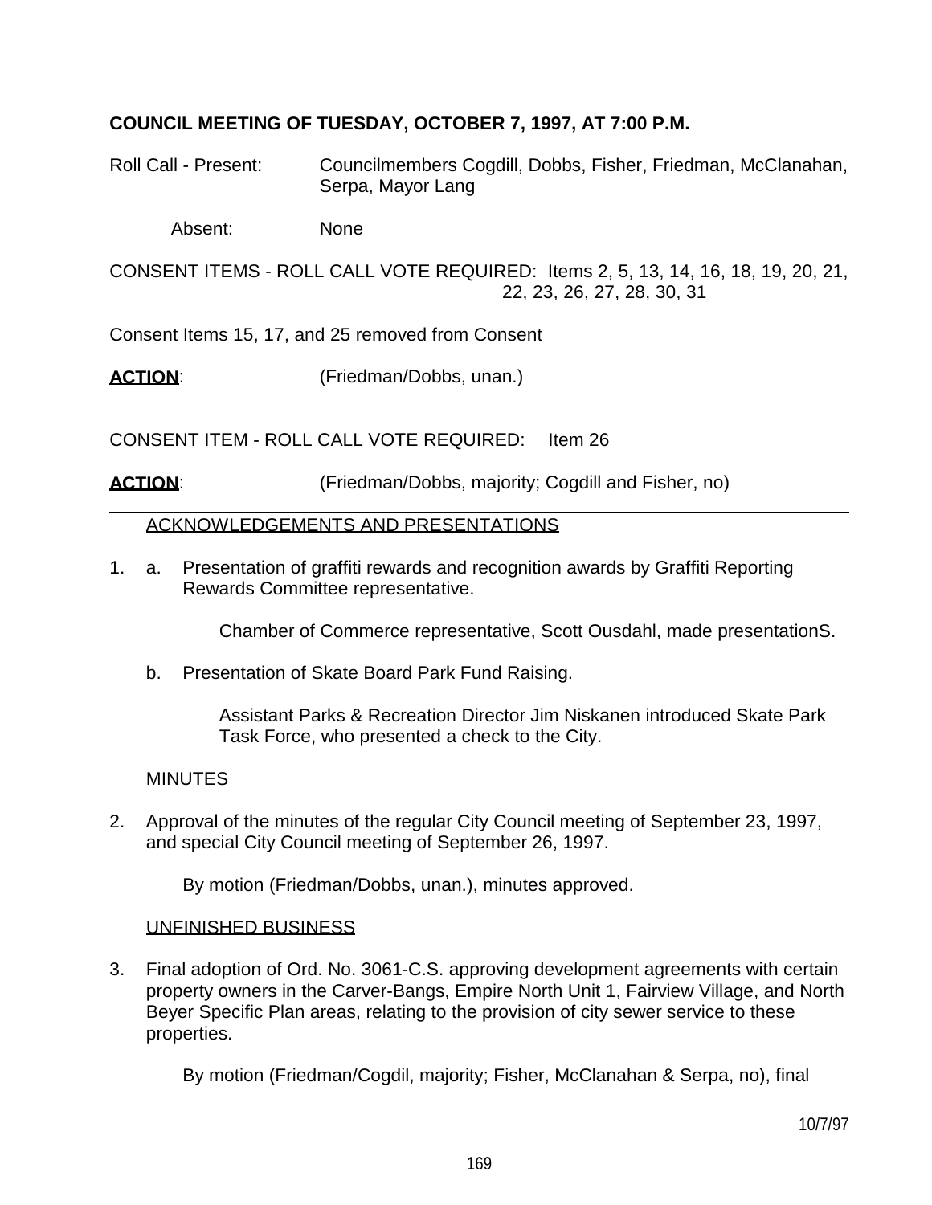**COUNCIL MEETING OF TUESDAY, OCTOBER 7, 1997, AT 7:00 P.M.**

Roll Call - Present: Councilmembers Cogdill, Dobbs, Fisher, Friedman, McClanahan, Serpa, Mayor Lang

Absent: None

CONSENT ITEMS - ROLL CALL VOTE REQUIRED: Items 2, 5, 13, 14, 16, 18, 19, 20, 21, 22, 23, 26, 27, 28, 30, 31

Consent Items 15, 17, and 25 removed from Consent

**ACTION**: (Friedman/Dobbs, unan.)

CONSENT ITEM - ROLL CALL VOTE REQUIRED: Item 26

**ACTION**: (Friedman/Dobbs, majority; Cogdill and Fisher, no)

---

ACKNOWLEDGEMENTS AND PRESENTATIONS

1. a. Presentation of graffiti rewards and recognition awards by Graffiti Reporting Rewards Committee representative.

   Chamber of Commerce representative, Scott Ousdahl, made presentationS.

   b. Presentation of Skate Board Park Fund Raising.

   Assistant Parks & Recreation Director Jim Niskanen introduced Skate Park Task Force, who presented a check to the City.

MINUTES

2. Approval of the minutes of the regular City Council meeting of September 23, 1997, and special City Council meeting of September 26, 1997.

   By motion (Friedman/Dobbs, unan.), minutes approved.

UNFINISHED BUSINESS

3. Final adoption of Ord. No. 3061-C.S. approving development agreements with certain property owners in the Carver-Bangs, Empire North Unit 1, Fairview Village, and North Beyer Specific Plan areas, relating to the provision of city sewer service to these properties.

   By motion (Friedman/Cogdil, majority; Fisher, McClanahan & Serpa, no), final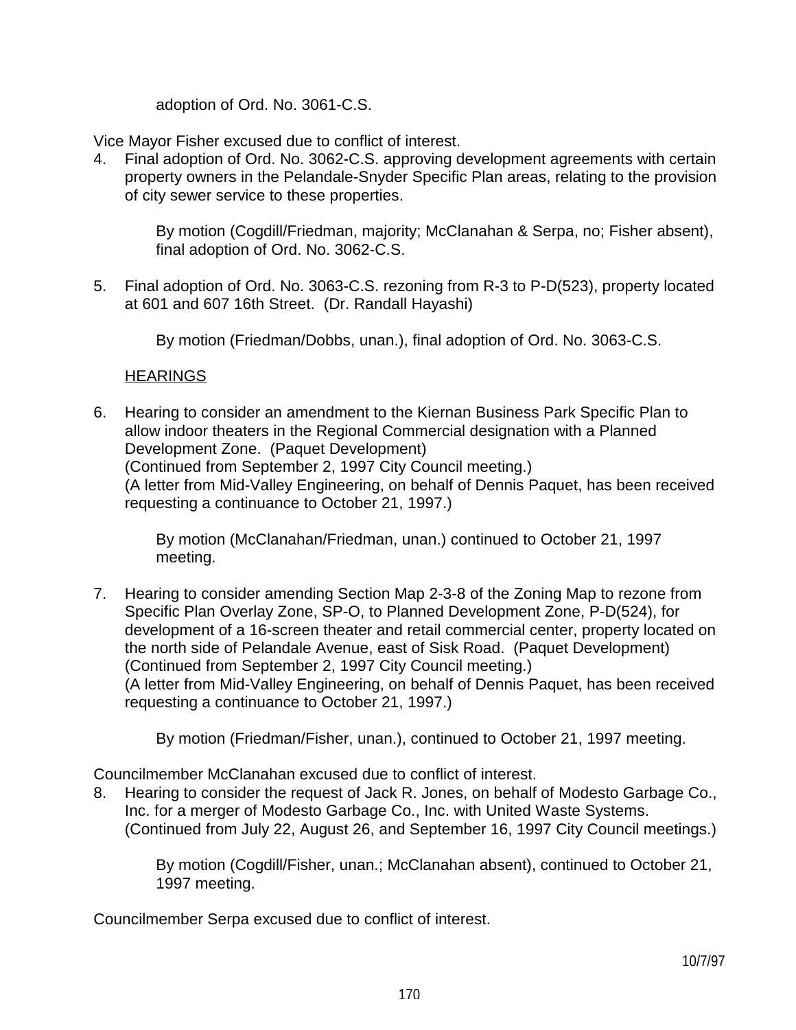adoption of Ord. No. 3061-C.S.

Vice Mayor Fisher excused due to conflict of interest.

4. Final adoption of Ord. No. 3062-C.S. approving development agreements with certain property owners in the Pelandale-Snyder Specific Plan areas, relating to the provision of city sewer service to these properties.

   By motion (Cogdill/Friedman, majority; McClanahan & Serpa, no; Fisher absent), final adoption of Ord. No. 3062-C.S.

5. Final adoption of Ord. No. 3063-C.S. rezoning from R-3 to P-D(523), property located at 601 and 607 16th Street. (Dr. Randall Hayashi)

   By motion (Friedman/Dobbs, unan.), final adoption of Ord. No. 3063-C.S.

<u>HEARINGS</u>

6. Hearing to consider an amendment to the Kiernan Business Park Specific Plan to allow indoor theaters in the Regional Commercial designation with a Planned Development Zone. (Paquet Development)
   (Continued from September 2, 1997 City Council meeting.)
   (A letter from Mid-Valley Engineering, on behalf of Dennis Paquet, has been received requesting a continuance to October 21, 1997.)

   By motion (McClanahan/Friedman, unan.) continued to October 21, 1997 meeting.

7. Hearing to consider amending Section Map 2-3-8 of the Zoning Map to rezone from Specific Plan Overlay Zone, SP-O, to Planned Development Zone, P-D(524), for development of a 16-screen theater and retail commercial center, property located on the north side of Pelandale Avenue, east of Sisk Road. (Paquet Development)
   (Continued from September 2, 1997 City Council meeting.)
   (A letter from Mid-Valley Engineering, on behalf of Dennis Paquet, has been received requesting a continuance to October 21, 1997.)

   By motion (Friedman/Fisher, unan.), continued to October 21, 1997 meeting.

Councilmember McClanahan excused due to conflict of interest.

8. Hearing to consider the request of Jack R. Jones, on behalf of Modesto Garbage Co., Inc. for a merger of Modesto Garbage Co., Inc. with United Waste Systems.
   (Continued from July 22, August 26, and September 16, 1997 City Council meetings.)

   By motion (Cogdill/Fisher, unan.; McClanahan absent), continued to October 21, 1997 meeting.

Councilmember Serpa excused due to conflict of interest.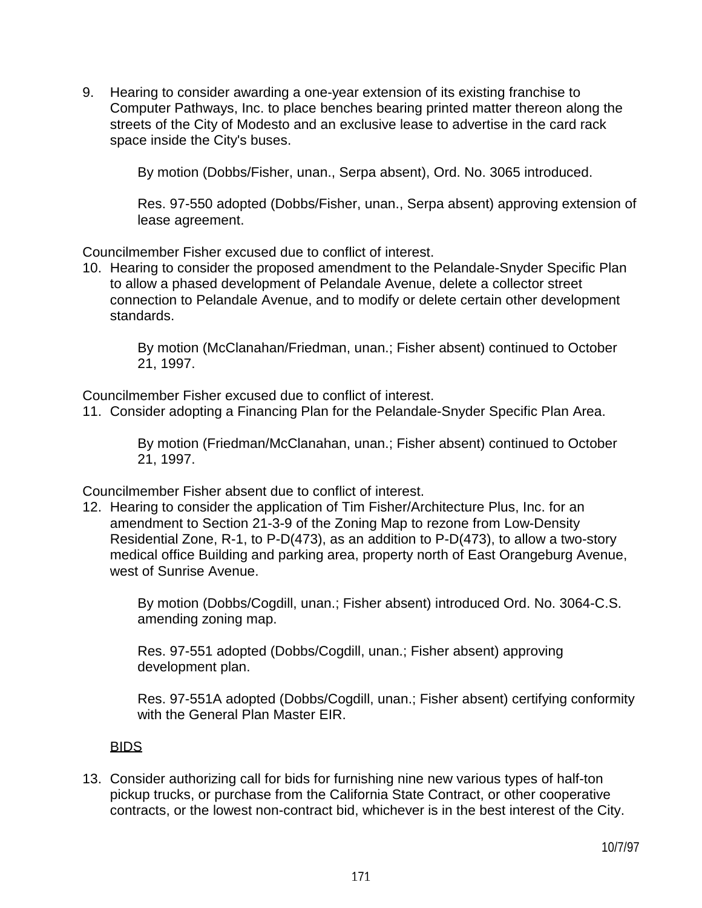9. Hearing to consider awarding a one-year extension of its existing franchise to Computer Pathways, Inc. to place benches bearing printed matter thereon along the streets of the City of Modesto and an exclusive lease to advertise in the card rack space inside the City's buses.

   By motion (Dobbs/Fisher, unan., Serpa absent), Ord. No. 3065 introduced.

   Res. 97-550 adopted (Dobbs/Fisher, unan., Serpa absent) approving extension of lease agreement.

Councilmember Fisher excused due to conflict of interest.

10. Hearing to consider the proposed amendment to the Pelandale-Snyder Specific Plan to allow a phased development of Pelandale Avenue, delete a collector street connection to Pelandale Avenue, and to modify or delete certain other development standards.

    By motion (McClanahan/Friedman, unan.; Fisher absent) continued to October 21, 1997.

Councilmember Fisher excused due to conflict of interest.

11. Consider adopting a Financing Plan for the Pelandale-Snyder Specific Plan Area.

    By motion (Friedman/McClanahan, unan.; Fisher absent) continued to October 21, 1997.

Councilmember Fisher absent due to conflict of interest.

12. Hearing to consider the application of Tim Fisher/Architecture Plus, Inc. for an amendment to Section 21-3-9 of the Zoning Map to rezone from Low-Density Residential Zone, R-1, to P-D(473), as an addition to P-D(473), to allow a two-story medical office Building and parking area, property north of East Orangeburg Avenue, west of Sunrise Avenue.

    By motion (Dobbs/Cogdill, unan.; Fisher absent) introduced Ord. No. 3064-C.S. amending zoning map.

    Res. 97-551 adopted (Dobbs/Cogdill, unan.; Fisher absent) approving development plan.

    Res. 97-551A adopted (Dobbs/Cogdill, unan.; Fisher absent) certifying conformity with the General Plan Master EIR.

<u>BIDS</u>

13. Consider authorizing call for bids for furnishing nine new various types of half-ton pickup trucks, or purchase from the California State Contract, or other cooperative contracts, or the lowest non-contract bid, whichever is in the best interest of the City.

10/7/97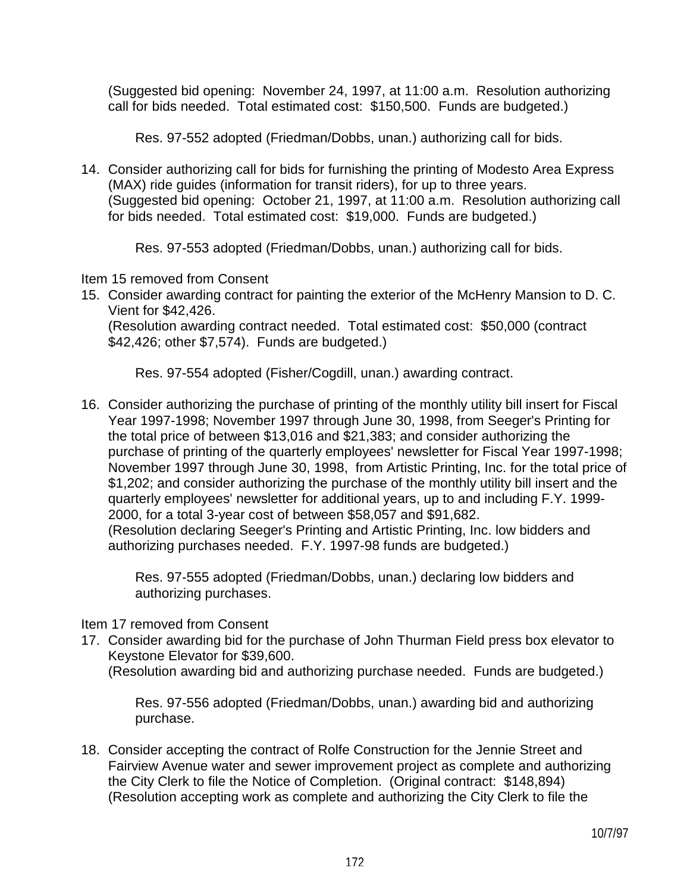(Suggested bid opening: November 24, 1997, at 11:00 a.m. Resolution authorizing call for bids needed. Total estimated cost: $150,500. Funds are budgeted.)

Res. 97-552 adopted (Friedman/Dobbs, unan.) authorizing call for bids.

14. Consider authorizing call for bids for furnishing the printing of Modesto Area Express (MAX) ride guides (information for transit riders), for up to three years. (Suggested bid opening: October 21, 1997, at 11:00 a.m. Resolution authorizing call for bids needed. Total estimated cost: $19,000. Funds are budgeted.)

    Res. 97-553 adopted (Friedman/Dobbs, unan.) authorizing call for bids.

Item 15 removed from Consent

15. Consider awarding contract for painting the exterior of the McHenry Mansion to D. C. Vient for $42,426.
    (Resolution awarding contract needed. Total estimated cost: $50,000 (contract $42,426; other $7,574). Funds are budgeted.)

    Res. 97-554 adopted (Fisher/Cogdill, unan.) awarding contract.

16. Consider authorizing the purchase of printing of the monthly utility bill insert for Fiscal Year 1997-1998; November 1997 through June 30, 1998, from Seeger's Printing for the total price of between $13,016 and $21,383; and consider authorizing the purchase of printing of the quarterly employees' newsletter for Fiscal Year 1997-1998; November 1997 through June 30, 1998, from Artistic Printing, Inc. for the total price of $1,202; and consider authorizing the purchase of the monthly utility bill insert and the quarterly employees' newsletter for additional years, up to and including F.Y. 1999-2000, for a total 3-year cost of between $58,057 and $91,682.
    (Resolution declaring Seeger's Printing and Artistic Printing, Inc. low bidders and authorizing purchases needed. F.Y. 1997-98 funds are budgeted.)

    Res. 97-555 adopted (Friedman/Dobbs, unan.) declaring low bidders and authorizing purchases.

Item 17 removed from Consent

17. Consider awarding bid for the purchase of John Thurman Field press box elevator to Keystone Elevator for $39,600.
    (Resolution awarding bid and authorizing purchase needed. Funds are budgeted.)

    Res. 97-556 adopted (Friedman/Dobbs, unan.) awarding bid and authorizing purchase.

18. Consider accepting the contract of Rolfe Construction for the Jennie Street and Fairview Avenue water and sewer improvement project as complete and authorizing the City Clerk to file the Notice of Completion. (Original contract: $148,894)
    (Resolution accepting work as complete and authorizing the City Clerk to file the

10/7/97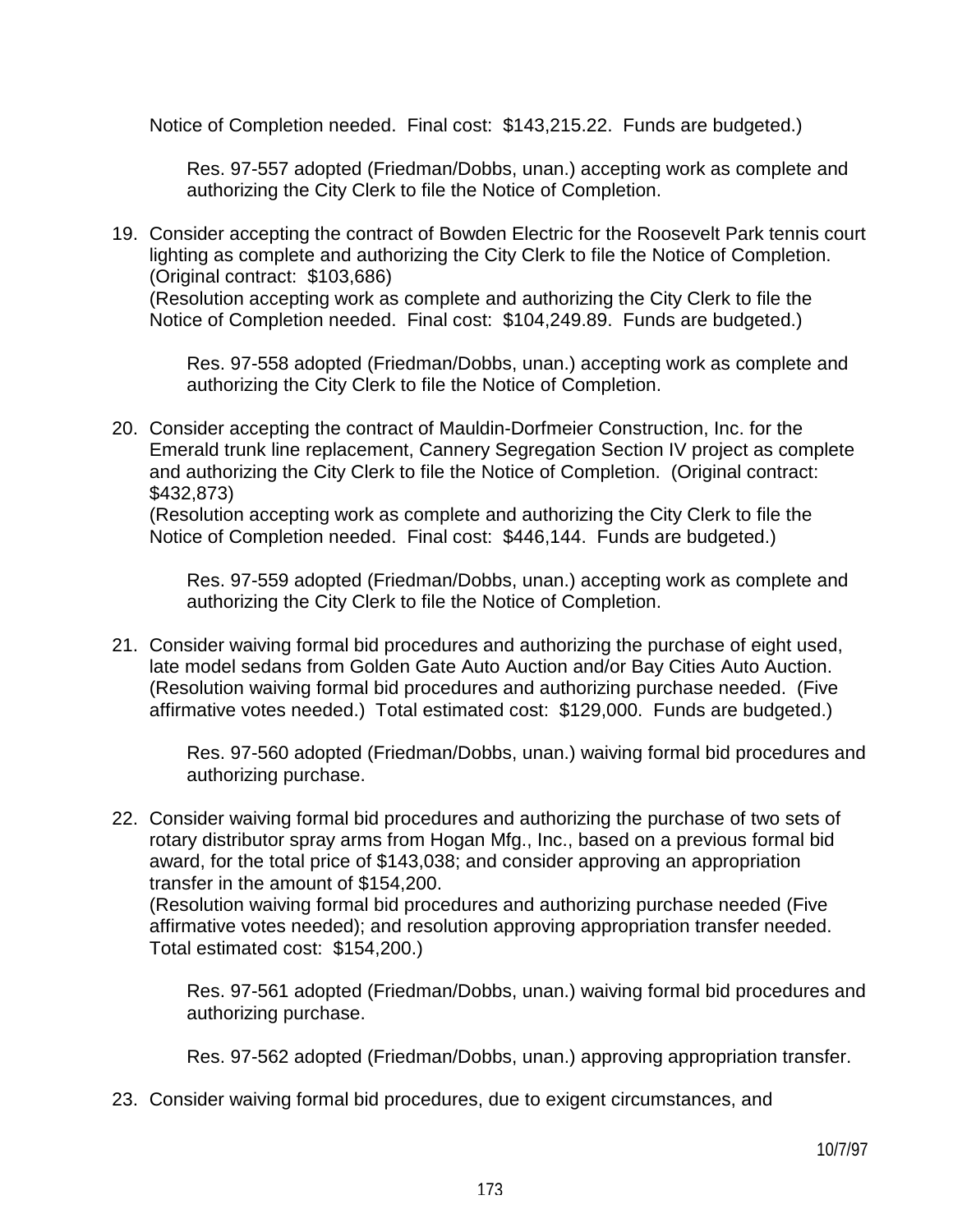Notice of Completion needed. Final cost: $143,215.22. Funds are budgeted.)

Res. 97-557 adopted (Friedman/Dobbs, unan.) accepting work as complete and authorizing the City Clerk to file the Notice of Completion.

19. Consider accepting the contract of Bowden Electric for the Roosevelt Park tennis court lighting as complete and authorizing the City Clerk to file the Notice of Completion. (Original contract: $103,686)
(Resolution accepting work as complete and authorizing the City Clerk to file the Notice of Completion needed. Final cost: $104,249.89. Funds are budgeted.)

    Res. 97-558 adopted (Friedman/Dobbs, unan.) accepting work as complete and authorizing the City Clerk to file the Notice of Completion.

20. Consider accepting the contract of Mauldin-Dorfmeier Construction, Inc. for the Emerald trunk line replacement, Cannery Segregation Section IV project as complete and authorizing the City Clerk to file the Notice of Completion. (Original contract: $432,873)
(Resolution accepting work as complete and authorizing the City Clerk to file the Notice of Completion needed. Final cost: $446,144. Funds are budgeted.)

    Res. 97-559 adopted (Friedman/Dobbs, unan.) accepting work as complete and authorizing the City Clerk to file the Notice of Completion.

21. Consider waiving formal bid procedures and authorizing the purchase of eight used, late model sedans from Golden Gate Auto Auction and/or Bay Cities Auto Auction. (Resolution waiving formal bid procedures and authorizing purchase needed. (Five affirmative votes needed.) Total estimated cost: $129,000. Funds are budgeted.)

    Res. 97-560 adopted (Friedman/Dobbs, unan.) waiving formal bid procedures and authorizing purchase.

22. Consider waiving formal bid procedures and authorizing the purchase of two sets of rotary distributor spray arms from Hogan Mfg., Inc., based on a previous formal bid award, for the total price of $143,038; and consider approving an appropriation transfer in the amount of $154,200.
(Resolution waiving formal bid procedures and authorizing purchase needed (Five affirmative votes needed); and resolution approving appropriation transfer needed. Total estimated cost: $154,200.)

    Res. 97-561 adopted (Friedman/Dobbs, unan.) waiving formal bid procedures and authorizing purchase.

    Res. 97-562 adopted (Friedman/Dobbs, unan.) approving appropriation transfer.

23. Consider waiving formal bid procedures, due to exigent circumstances, and

10/7/97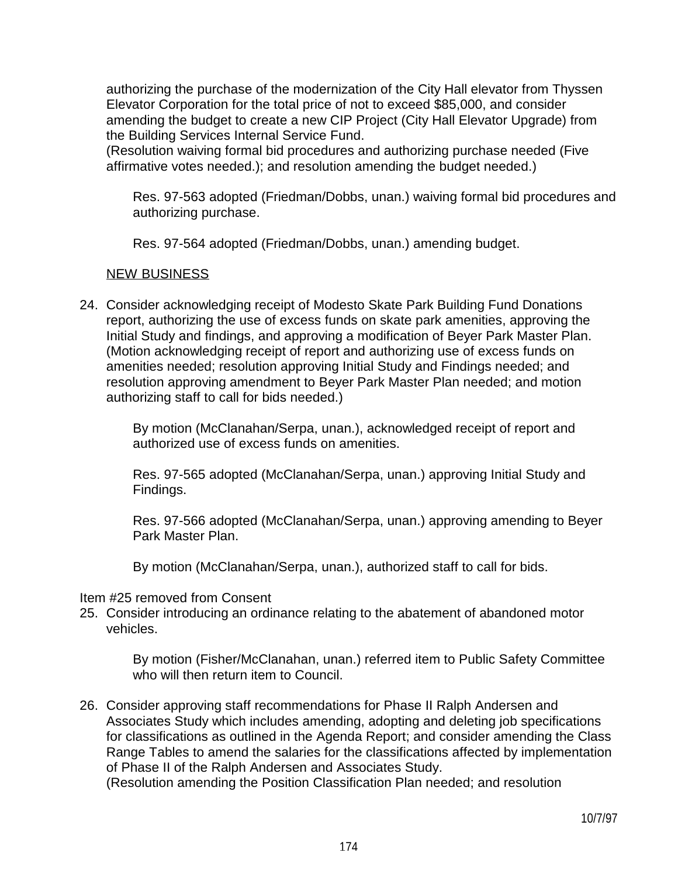authorizing the purchase of the modernization of the City Hall elevator from Thyssen Elevator Corporation for the total price of not to exceed $85,000, and consider amending the budget to create a new CIP Project (City Hall Elevator Upgrade) from the Building Services Internal Service Fund.
(Resolution waiving formal bid procedures and authorizing purchase needed (Five affirmative votes needed.); and resolution amending the budget needed.)

Res. 97-563 adopted (Friedman/Dobbs, unan.) waiving formal bid procedures and authorizing purchase.

Res. 97-564 adopted (Friedman/Dobbs, unan.) amending budget.

NEW BUSINESS

24. Consider acknowledging receipt of Modesto Skate Park Building Fund Donations report, authorizing the use of excess funds on skate park amenities, approving the Initial Study and findings, and approving a modification of Beyer Park Master Plan. (Motion acknowledging receipt of report and authorizing use of excess funds on amenities needed; resolution approving Initial Study and Findings needed; and resolution approving amendment to Beyer Park Master Plan needed; and motion authorizing staff to call for bids needed.)

    By motion (McClanahan/Serpa, unan.), acknowledged receipt of report and authorized use of excess funds on amenities.

    Res. 97-565 adopted (McClanahan/Serpa, unan.) approving Initial Study and Findings.

    Res. 97-566 adopted (McClanahan/Serpa, unan.) approving amending to Beyer Park Master Plan.

    By motion (McClanahan/Serpa, unan.), authorized staff to call for bids.

Item #25 removed from Consent

25. Consider introducing an ordinance relating to the abatement of abandoned motor vehicles.

    By motion (Fisher/McClanahan, unan.) referred item to Public Safety Committee who will then return item to Council.

26. Consider approving staff recommendations for Phase II Ralph Andersen and Associates Study which includes amending, adopting and deleting job specifications for classifications as outlined in the Agenda Report; and consider amending the Class Range Tables to amend the salaries for the classifications affected by implementation of Phase II of the Ralph Andersen and Associates Study.
    (Resolution amending the Position Classification Plan needed; and resolution

10/7/97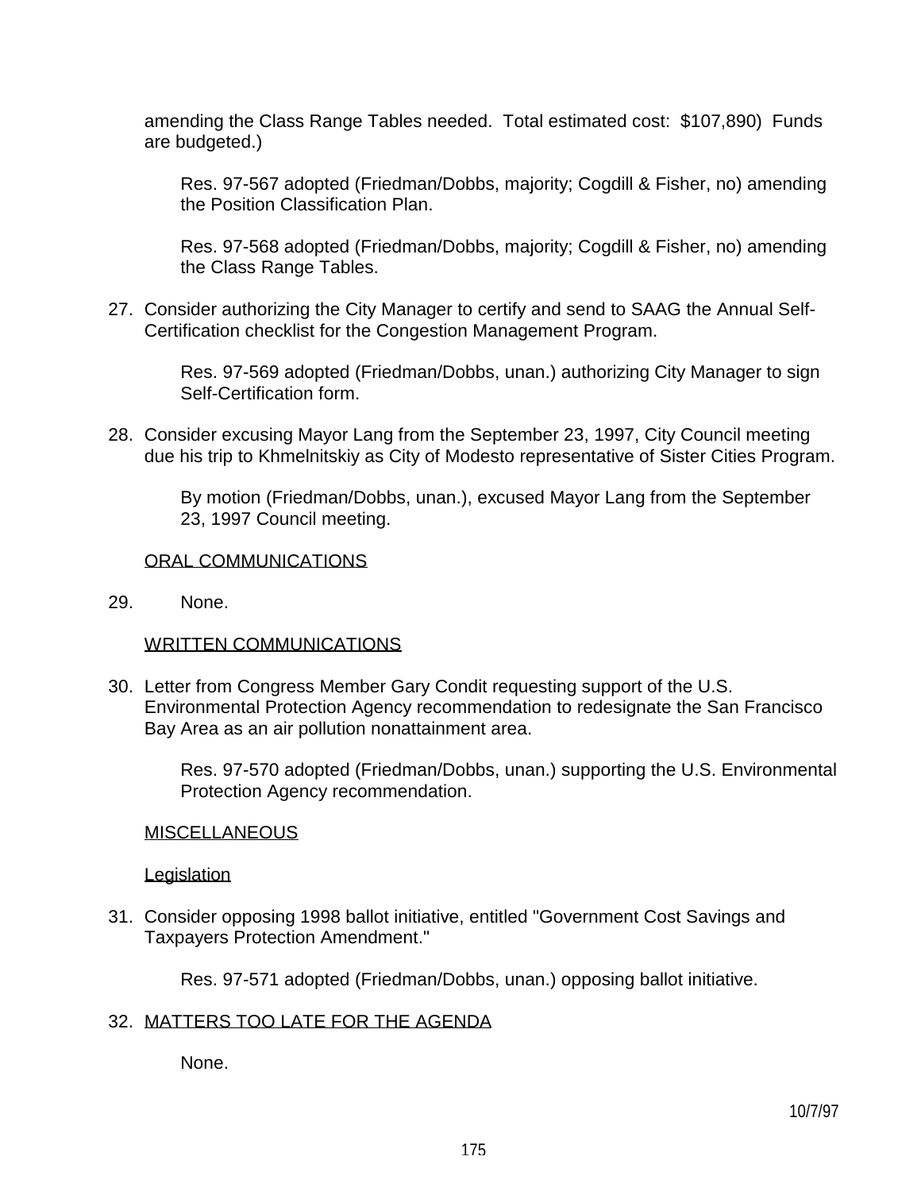amending the Class Range Tables needed. Total estimated cost: $107,890) Funds are budgeted.)

Res. 97-567 adopted (Friedman/Dobbs, majority; Cogdill & Fisher, no) amending the Position Classification Plan.

Res. 97-568 adopted (Friedman/Dobbs, majority; Cogdill & Fisher, no) amending the Class Range Tables.

27. Consider authorizing the City Manager to certify and send to SAAG the Annual Self-Certification checklist for the Congestion Management Program.

    Res. 97-569 adopted (Friedman/Dobbs, unan.) authorizing City Manager to sign Self-Certification form.

28. Consider excusing Mayor Lang from the September 23, 1997, City Council meeting due his trip to Khmelnitskiy as City of Modesto representative of Sister Cities Program.

    By motion (Friedman/Dobbs, unan.), excused Mayor Lang from the September 23, 1997 Council meeting.

ORAL COMMUNICATIONS

29. None.

WRITTEN COMMUNICATIONS

30. Letter from Congress Member Gary Condit requesting support of the U.S. Environmental Protection Agency recommendation to redesignate the San Francisco Bay Area as an air pollution nonattainment area.

    Res. 97-570 adopted (Friedman/Dobbs, unan.) supporting the U.S. Environmental Protection Agency recommendation.

MISCELLANEOUS

Legislation

31. Consider opposing 1998 ballot initiative, entitled "Government Cost Savings and Taxpayers Protection Amendment."

    Res. 97-571 adopted (Friedman/Dobbs, unan.) opposing ballot initiative.

32. MATTERS TOO LATE FOR THE AGENDA

    None.

10/7/97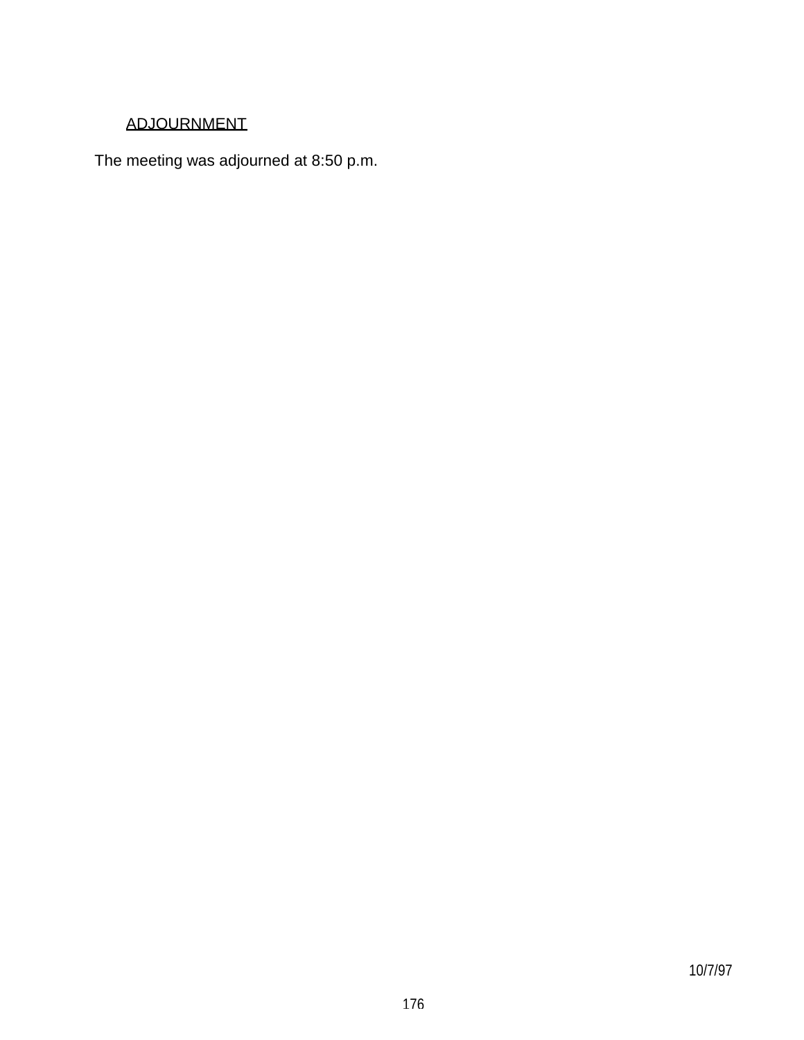<u>ADJOURNMENT</u>

The meeting was adjourned at 8:50 p.m.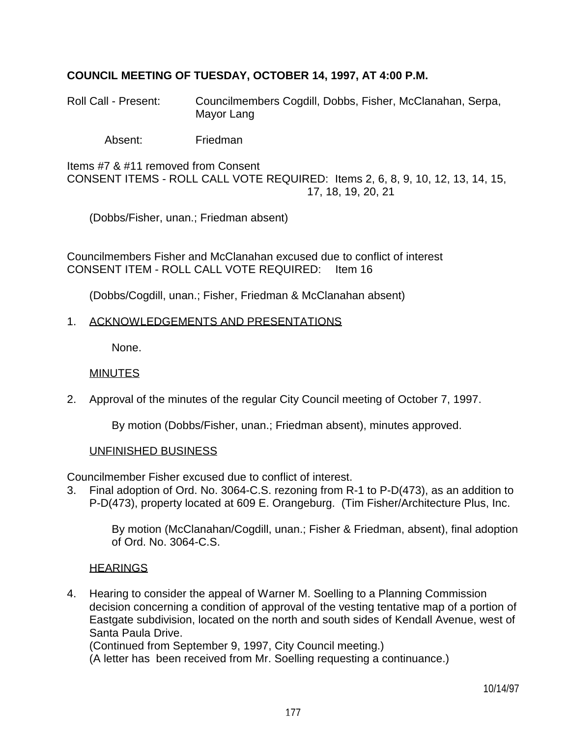**COUNCIL MEETING OF TUESDAY, OCTOBER 14, 1997, AT 4:00 P.M.**

Roll Call - Present: Councilmembers Cogdill, Dobbs, Fisher, McClanahan, Serpa, Mayor Lang

Absent: Friedman

Items #7 & #11 removed from Consent
CONSENT ITEMS - ROLL CALL VOTE REQUIRED: Items 2, 6, 8, 9, 10, 12, 13, 14, 15, 17, 18, 19, 20, 21

(Dobbs/Fisher, unan.; Friedman absent)

Councilmembers Fisher and McClanahan excused due to conflict of interest
CONSENT ITEM - ROLL CALL VOTE REQUIRED: Item 16

(Dobbs/Cogdill, unan.; Fisher, Friedman & McClanahan absent)

1. ACKNOWLEDGEMENTS AND PRESENTATIONS

   None.

   MINUTES

2. Approval of the minutes of the regular City Council meeting of October 7, 1997.

   By motion (Dobbs/Fisher, unan.; Friedman absent), minutes approved.

   UNFINISHED BUSINESS

Councilmember Fisher excused due to conflict of interest.

3. Final adoption of Ord. No. 3064-C.S. rezoning from R-1 to P-D(473), as an addition to P-D(473), property located at 609 E. Orangeburg. (Tim Fisher/Architecture Plus, Inc.

   By motion (McClanahan/Cogdill, unan.; Fisher & Friedman, absent), final adoption of Ord. No. 3064-C.S.

   HEARINGS

4. Hearing to consider the appeal of Warner M. Soelling to a Planning Commission decision concerning a condition of approval of the vesting tentative map of a portion of Eastgate subdivision, located on the north and south sides of Kendall Avenue, west of Santa Paula Drive.
   (Continued from September 9, 1997, City Council meeting.)
   (A letter has been received from Mr. Soelling requesting a continuance.)

10/14/97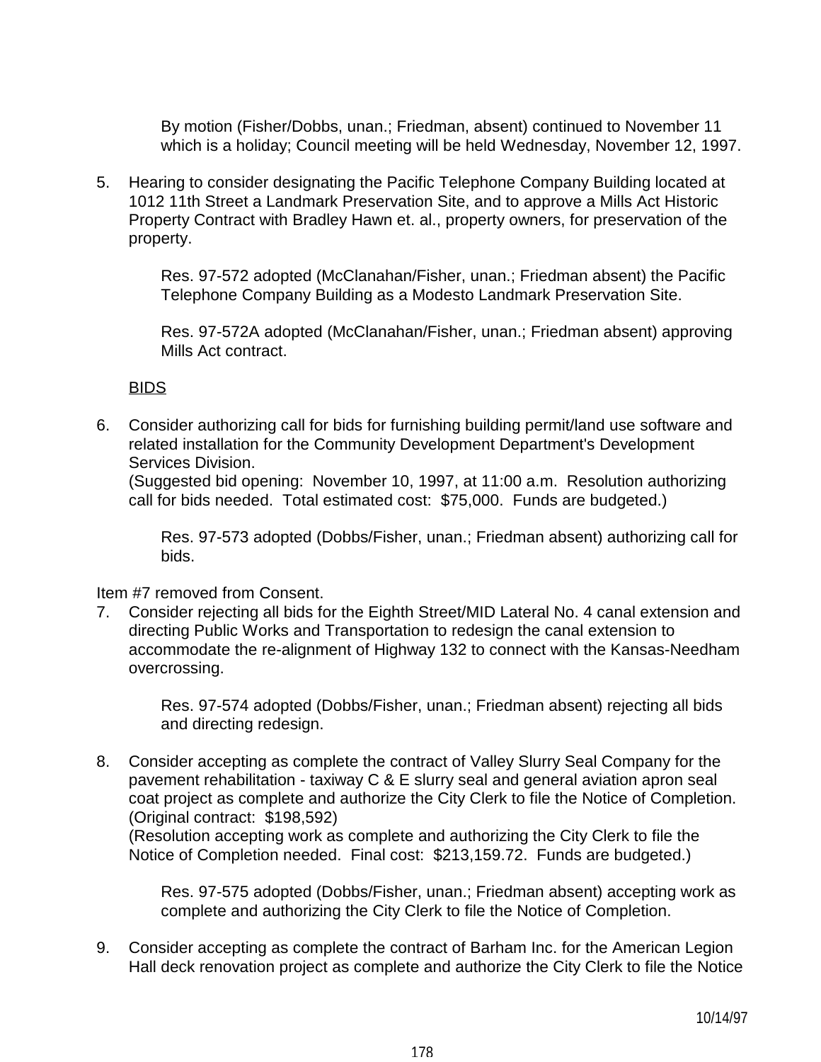By motion (Fisher/Dobbs, unan.; Friedman, absent) continued to November 11 which is a holiday; Council meeting will be held Wednesday, November 12, 1997.

5. Hearing to consider designating the Pacific Telephone Company Building located at 1012 11th Street a Landmark Preservation Site, and to approve a Mills Act Historic Property Contract with Bradley Hawn et. al., property owners, for preservation of the property.

   Res. 97-572 adopted (McClanahan/Fisher, unan.; Friedman absent) the Pacific Telephone Company Building as a Modesto Landmark Preservation Site.

   Res. 97-572A adopted (McClanahan/Fisher, unan.; Friedman absent) approving Mills Act contract.

<u>BIDS</u>

6. Consider authorizing call for bids for furnishing building permit/land use software and related installation for the Community Development Department's Development Services Division.
   (Suggested bid opening: November 10, 1997, at 11:00 a.m. Resolution authorizing call for bids needed. Total estimated cost: $75,000. Funds are budgeted.)

   Res. 97-573 adopted (Dobbs/Fisher, unan.; Friedman absent) authorizing call for bids.

Item #7 removed from Consent.

7. Consider rejecting all bids for the Eighth Street/MID Lateral No. 4 canal extension and directing Public Works and Transportation to redesign the canal extension to accommodate the re-alignment of Highway 132 to connect with the Kansas-Needham overcrossing.

   Res. 97-574 adopted (Dobbs/Fisher, unan.; Friedman absent) rejecting all bids and directing redesign.

8. Consider accepting as complete the contract of Valley Slurry Seal Company for the pavement rehabilitation - taxiway C & E slurry seal and general aviation apron seal coat project as complete and authorize the City Clerk to file the Notice of Completion. (Original contract: $198,592)
   (Resolution accepting work as complete and authorizing the City Clerk to file the Notice of Completion needed. Final cost: $213,159.72. Funds are budgeted.)

   Res. 97-575 adopted (Dobbs/Fisher, unan.; Friedman absent) accepting work as complete and authorizing the City Clerk to file the Notice of Completion.

9. Consider accepting as complete the contract of Barham Inc. for the American Legion Hall deck renovation project as complete and authorize the City Clerk to file the Notice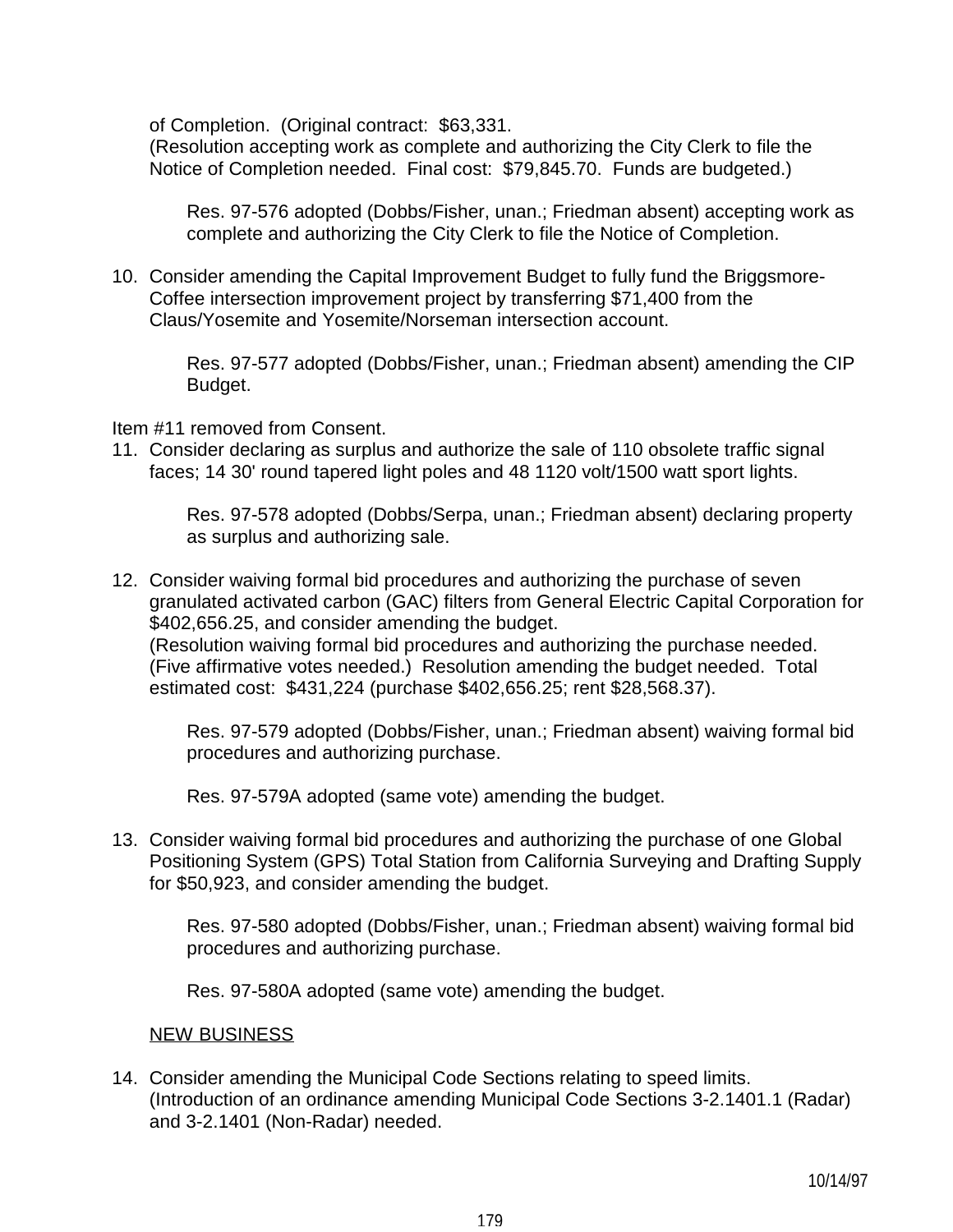of Completion. (Original contract: $63,331.
(Resolution accepting work as complete and authorizing the City Clerk to file the Notice of Completion needed. Final cost: $79,845.70. Funds are budgeted.)

> Res. 97-576 adopted (Dobbs/Fisher, unan.; Friedman absent) accepting work as complete and authorizing the City Clerk to file the Notice of Completion.

10. Consider amending the Capital Improvement Budget to fully fund the Briggsmore-Coffee intersection improvement project by transferring $71,400 from the Claus/Yosemite and Yosemite/Norseman intersection account.

    > Res. 97-577 adopted (Dobbs/Fisher, unan.; Friedman absent) amending the CIP Budget.

Item #11 removed from Consent.

11. Consider declaring as surplus and authorize the sale of 110 obsolete traffic signal faces; 14 30' round tapered light poles and 48 1120 volt/1500 watt sport lights.

    > Res. 97-578 adopted (Dobbs/Serpa, unan.; Friedman absent) declaring property as surplus and authorizing sale.

12. Consider waiving formal bid procedures and authorizing the purchase of seven granulated activated carbon (GAC) filters from General Electric Capital Corporation for $402,656.25, and consider amending the budget.
    (Resolution waiving formal bid procedures and authorizing the purchase needed. (Five affirmative votes needed.) Resolution amending the budget needed. Total estimated cost: $431,224 (purchase $402,656.25; rent $28,568.37).

    > Res. 97-579 adopted (Dobbs/Fisher, unan.; Friedman absent) waiving formal bid procedures and authorizing purchase.
    >
    > Res. 97-579A adopted (same vote) amending the budget.

13. Consider waiving formal bid procedures and authorizing the purchase of one Global Positioning System (GPS) Total Station from California Surveying and Drafting Supply for $50,923, and consider amending the budget.

    > Res. 97-580 adopted (Dobbs/Fisher, unan.; Friedman absent) waiving formal bid procedures and authorizing purchase.
    >
    > Res. 97-580A adopted (same vote) amending the budget.

<u>NEW BUSINESS</u>

14. Consider amending the Municipal Code Sections relating to speed limits.
    (Introduction of an ordinance amending Municipal Code Sections 3-2.1401.1 (Radar) and 3-2.1401 (Non-Radar) needed.

10/14/97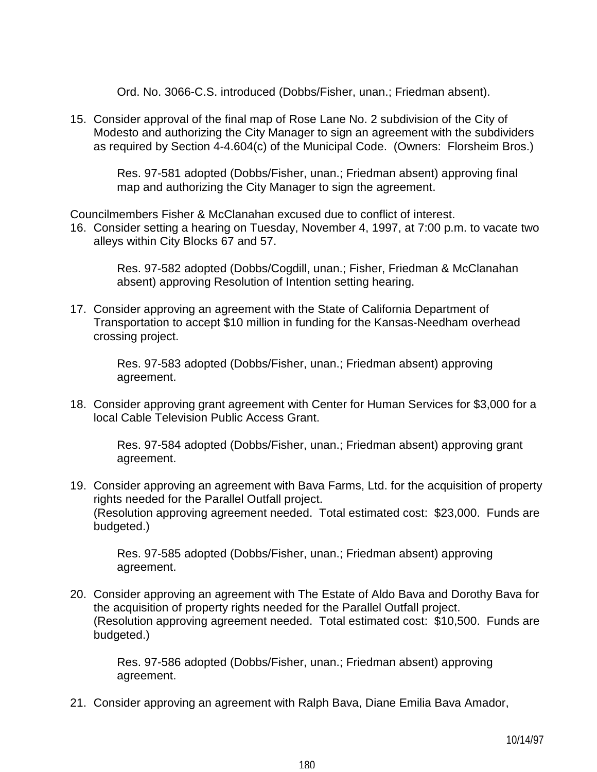Ord. No. 3066-C.S. introduced (Dobbs/Fisher, unan.; Friedman absent).

15. Consider approval of the final map of Rose Lane No. 2 subdivision of the City of Modesto and authorizing the City Manager to sign an agreement with the subdividers as required by Section 4-4.604(c) of the Municipal Code. (Owners: Florsheim Bros.)

    Res. 97-581 adopted (Dobbs/Fisher, unan.; Friedman absent) approving final map and authorizing the City Manager to sign the agreement.

Councilmembers Fisher & McClanahan excused due to conflict of interest.

16. Consider setting a hearing on Tuesday, November 4, 1997, at 7:00 p.m. to vacate two alleys within City Blocks 67 and 57.

    Res. 97-582 adopted (Dobbs/Cogdill, unan.; Fisher, Friedman & McClanahan absent) approving Resolution of Intention setting hearing.

17. Consider approving an agreement with the State of California Department of Transportation to accept $10 million in funding for the Kansas-Needham overhead crossing project.

    Res. 97-583 adopted (Dobbs/Fisher, unan.; Friedman absent) approving agreement.

18. Consider approving grant agreement with Center for Human Services for $3,000 for a local Cable Television Public Access Grant.

    Res. 97-584 adopted (Dobbs/Fisher, unan.; Friedman absent) approving grant agreement.

19. Consider approving an agreement with Bava Farms, Ltd. for the acquisition of property rights needed for the Parallel Outfall project.
    (Resolution approving agreement needed. Total estimated cost: $23,000. Funds are budgeted.)

    Res. 97-585 adopted (Dobbs/Fisher, unan.; Friedman absent) approving agreement.

20. Consider approving an agreement with The Estate of Aldo Bava and Dorothy Bava for the acquisition of property rights needed for the Parallel Outfall project.
    (Resolution approving agreement needed. Total estimated cost: $10,500. Funds are budgeted.)

    Res. 97-586 adopted (Dobbs/Fisher, unan.; Friedman absent) approving agreement.

21. Consider approving an agreement with Ralph Bava, Diane Emilia Bava Amador,

10/14/97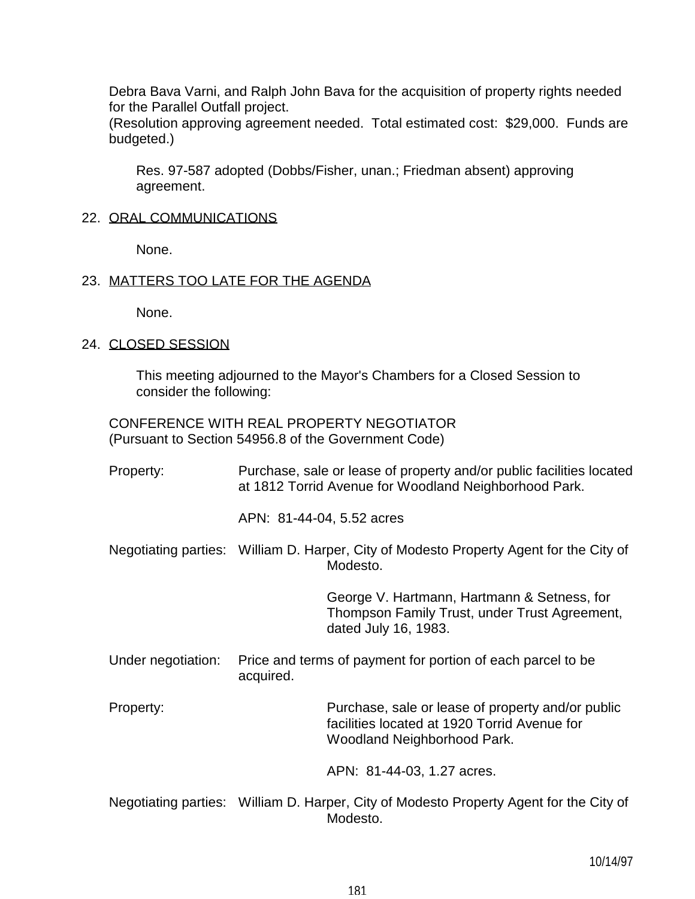Debra Bava Varni, and Ralph John Bava for the acquisition of property rights needed for the Parallel Outfall project.
(Resolution approving agreement needed. Total estimated cost: $29,000. Funds are budgeted.)

Res. 97-587 adopted (Dobbs/Fisher, unan.; Friedman absent) approving agreement.

22. ORAL COMMUNICATIONS

None.

23. MATTERS TOO LATE FOR THE AGENDA

None.

24. CLOSED SESSION

This meeting adjourned to the Mayor's Chambers for a Closed Session to consider the following:

CONFERENCE WITH REAL PROPERTY NEGOTIATOR
(Pursuant to Section 54956.8 of the Government Code)

Property: Purchase, sale or lease of property and/or public facilities located at 1812 Torrid Avenue for Woodland Neighborhood Park.

APN: 81-44-04, 5.52 acres

Negotiating parties: William D. Harper, City of Modesto Property Agent for the City of Modesto.

George V. Hartmann, Hartmann & Setness, for Thompson Family Trust, under Trust Agreement, dated July 16, 1983.

Under negotiation: Price and terms of payment for portion of each parcel to be acquired.

Property: Purchase, sale or lease of property and/or public facilities located at 1920 Torrid Avenue for Woodland Neighborhood Park.

APN: 81-44-03, 1.27 acres.

Negotiating parties: William D. Harper, City of Modesto Property Agent for the City of Modesto.

10/14/97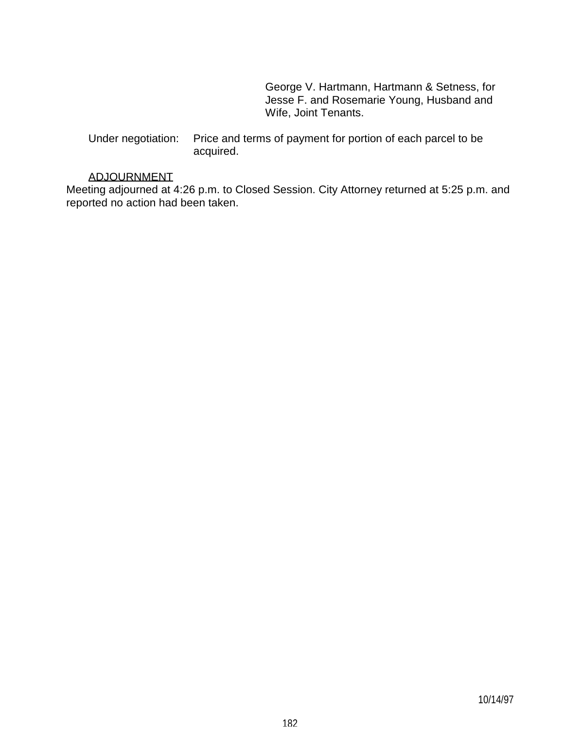George V. Hartmann, Hartmann & Setness, for Jesse F. and Rosemarie Young, Husband and Wife, Joint Tenants.

Under negotiation: Price and terms of payment for portion of each parcel to be acquired.

ADJOURNMENT

Meeting adjourned at 4:26 p.m. to Closed Session. City Attorney returned at 5:25 p.m. and reported no action had been taken.

10/14/97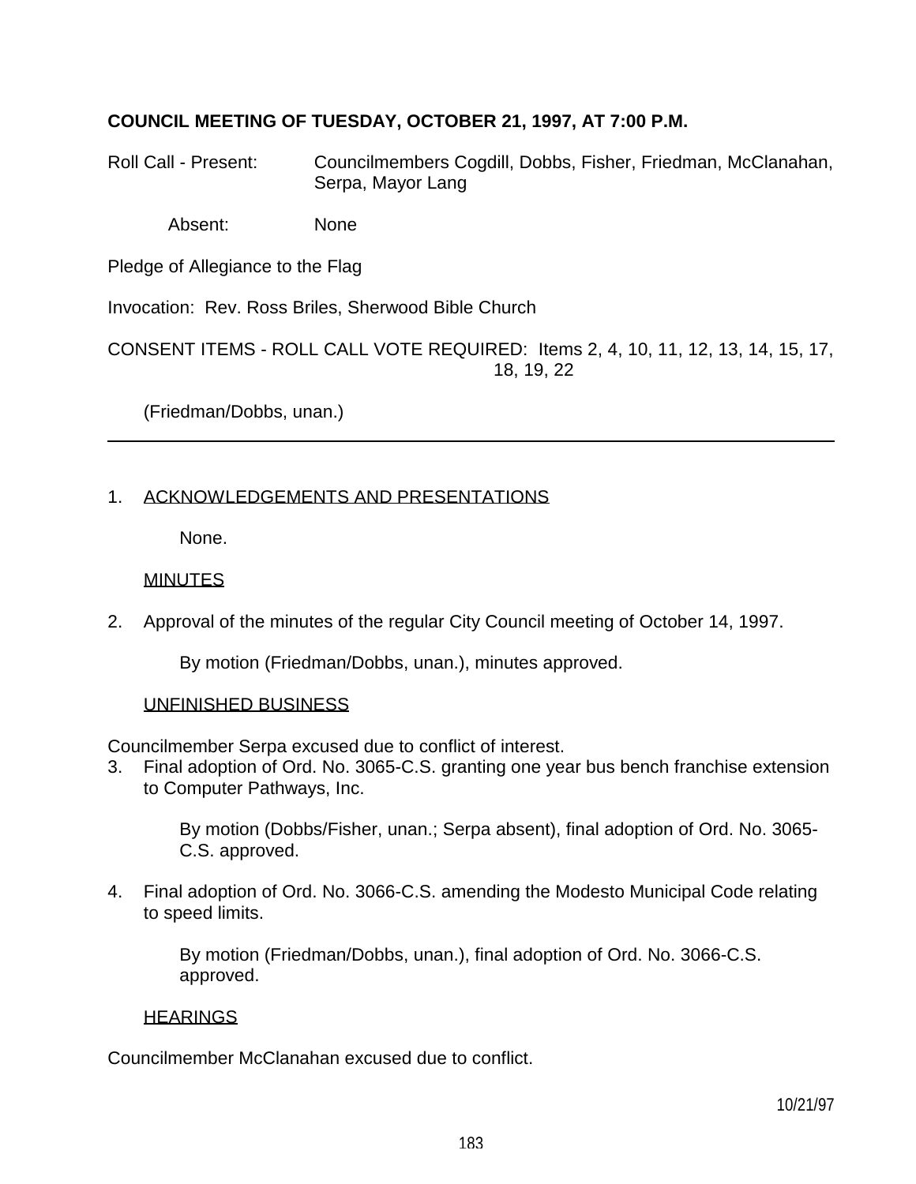**COUNCIL MEETING OF TUESDAY, OCTOBER 21, 1997, AT 7:00 P.M.**

Roll Call - Present: Councilmembers Cogdill, Dobbs, Fisher, Friedman, McClanahan, Serpa, Mayor Lang

Absent: None

Pledge of Allegiance to the Flag

Invocation: Rev. Ross Briles, Sherwood Bible Church

CONSENT ITEMS - ROLL CALL VOTE REQUIRED: Items 2, 4, 10, 11, 12, 13, 14, 15, 17, 18, 19, 22

(Friedman/Dobbs, unan.)

---

1. ACKNOWLEDGEMENTS AND PRESENTATIONS

   None.

   MINUTES

2. Approval of the minutes of the regular City Council meeting of October 14, 1997.

   By motion (Friedman/Dobbs, unan.), minutes approved.

   UNFINISHED BUSINESS

Councilmember Serpa excused due to conflict of interest.

3. Final adoption of Ord. No. 3065-C.S. granting one year bus bench franchise extension to Computer Pathways, Inc.

   By motion (Dobbs/Fisher, unan.; Serpa absent), final adoption of Ord. No. 3065-C.S. approved.

4. Final adoption of Ord. No. 3066-C.S. amending the Modesto Municipal Code relating to speed limits.

   By motion (Friedman/Dobbs, unan.), final adoption of Ord. No. 3066-C.S. approved.

   HEARINGS

Councilmember McClanahan excused due to conflict.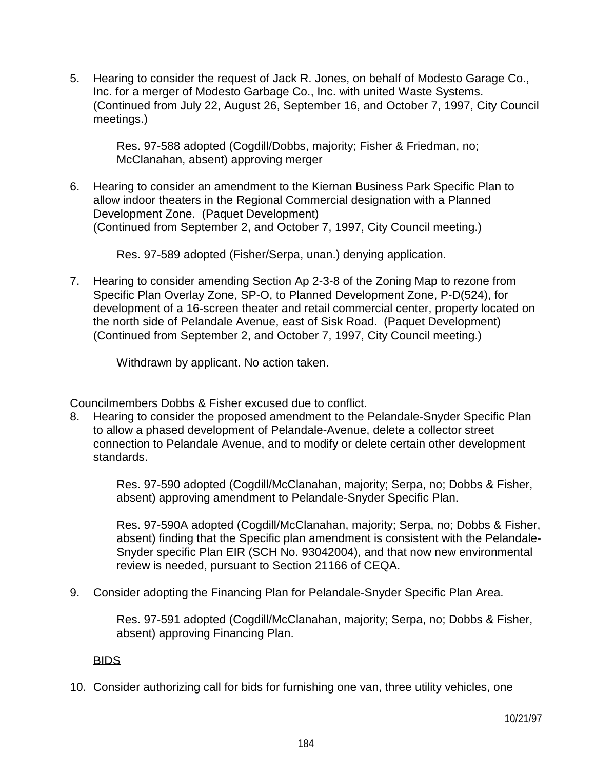5. Hearing to consider the request of Jack R. Jones, on behalf of Modesto Garage Co., Inc. for a merger of Modesto Garbage Co., Inc. with united Waste Systems. (Continued from July 22, August 26, September 16, and October 7, 1997, City Council meetings.)

   Res. 97-588 adopted (Cogdill/Dobbs, majority; Fisher & Friedman, no; McClanahan, absent) approving merger

6. Hearing to consider an amendment to the Kiernan Business Park Specific Plan to allow indoor theaters in the Regional Commercial designation with a Planned Development Zone. (Paquet Development)
   (Continued from September 2, and October 7, 1997, City Council meeting.)

   Res. 97-589 adopted (Fisher/Serpa, unan.) denying application.

7. Hearing to consider amending Section Ap 2-3-8 of the Zoning Map to rezone from Specific Plan Overlay Zone, SP-O, to Planned Development Zone, P-D(524), for development of a 16-screen theater and retail commercial center, property located on the north side of Pelandale Avenue, east of Sisk Road. (Paquet Development)
   (Continued from September 2, and October 7, 1997, City Council meeting.)

   Withdrawn by applicant. No action taken.

Councilmembers Dobbs & Fisher excused due to conflict.

8. Hearing to consider the proposed amendment to the Pelandale-Snyder Specific Plan to allow a phased development of Pelandale-Avenue, delete a collector street connection to Pelandale Avenue, and to modify or delete certain other development standards.

   Res. 97-590 adopted (Cogdill/McClanahan, majority; Serpa, no; Dobbs & Fisher, absent) approving amendment to Pelandale-Snyder Specific Plan.

   Res. 97-590A adopted (Cogdill/McClanahan, majority; Serpa, no; Dobbs & Fisher, absent) finding that the Specific plan amendment is consistent with the Pelandale-Snyder specific Plan EIR (SCH No. 93042004), and that now new environmental review is needed, pursuant to Section 21166 of CEQA.

9. Consider adopting the Financing Plan for Pelandale-Snyder Specific Plan Area.

   Res. 97-591 adopted (Cogdill/McClanahan, majority; Serpa, no; Dobbs & Fisher, absent) approving Financing Plan.

<u>BIDS</u>

10. Consider authorizing call for bids for furnishing one van, three utility vehicles, one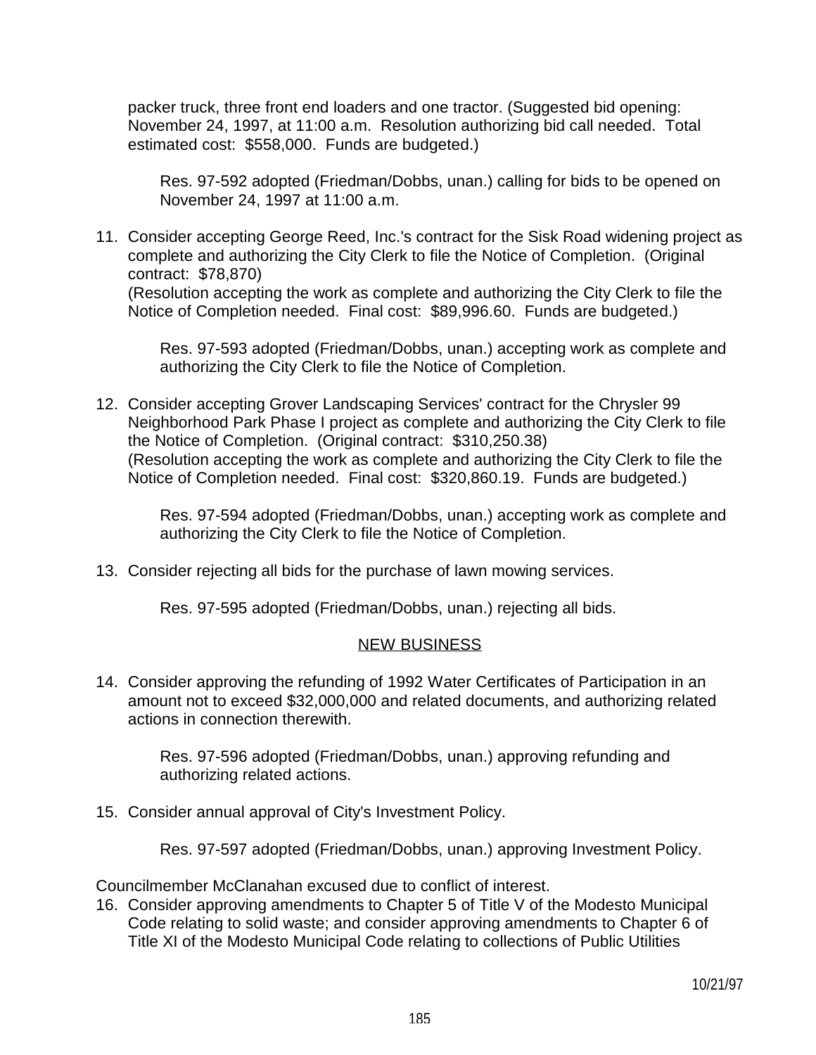packer truck, three front end loaders and one tractor. (Suggested bid opening: November 24, 1997, at 11:00 a.m. Resolution authorizing bid call needed. Total estimated cost: $558,000. Funds are budgeted.)

> Res. 97-592 adopted (Friedman/Dobbs, unan.) calling for bids to be opened on November 24, 1997 at 11:00 a.m.

11. Consider accepting George Reed, Inc.'s contract for the Sisk Road widening project as complete and authorizing the City Clerk to file the Notice of Completion. (Original contract: $78,870)
    (Resolution accepting the work as complete and authorizing the City Clerk to file the Notice of Completion needed. Final cost: $89,996.60. Funds are budgeted.)

    > Res. 97-593 adopted (Friedman/Dobbs, unan.) accepting work as complete and authorizing the City Clerk to file the Notice of Completion.

12. Consider accepting Grover Landscaping Services' contract for the Chrysler 99 Neighborhood Park Phase I project as complete and authorizing the City Clerk to file the Notice of Completion. (Original contract: $310,250.38)
    (Resolution accepting the work as complete and authorizing the City Clerk to file the Notice of Completion needed. Final cost: $320,860.19. Funds are budgeted.)

    > Res. 97-594 adopted (Friedman/Dobbs, unan.) accepting work as complete and authorizing the City Clerk to file the Notice of Completion.

13. Consider rejecting all bids for the purchase of lawn mowing services.

    > Res. 97-595 adopted (Friedman/Dobbs, unan.) rejecting all bids.

## NEW BUSINESS

14. Consider approving the refunding of 1992 Water Certificates of Participation in an amount not to exceed $32,000,000 and related documents, and authorizing related actions in connection therewith.

    > Res. 97-596 adopted (Friedman/Dobbs, unan.) approving refunding and authorizing related actions.

15. Consider annual approval of City's Investment Policy.

    > Res. 97-597 adopted (Friedman/Dobbs, unan.) approving Investment Policy.

Councilmember McClanahan excused due to conflict of interest.

16. Consider approving amendments to Chapter 5 of Title V of the Modesto Municipal Code relating to solid waste; and consider approving amendments to Chapter 6 of Title XI of the Modesto Municipal Code relating to collections of Public Utilities

10/21/97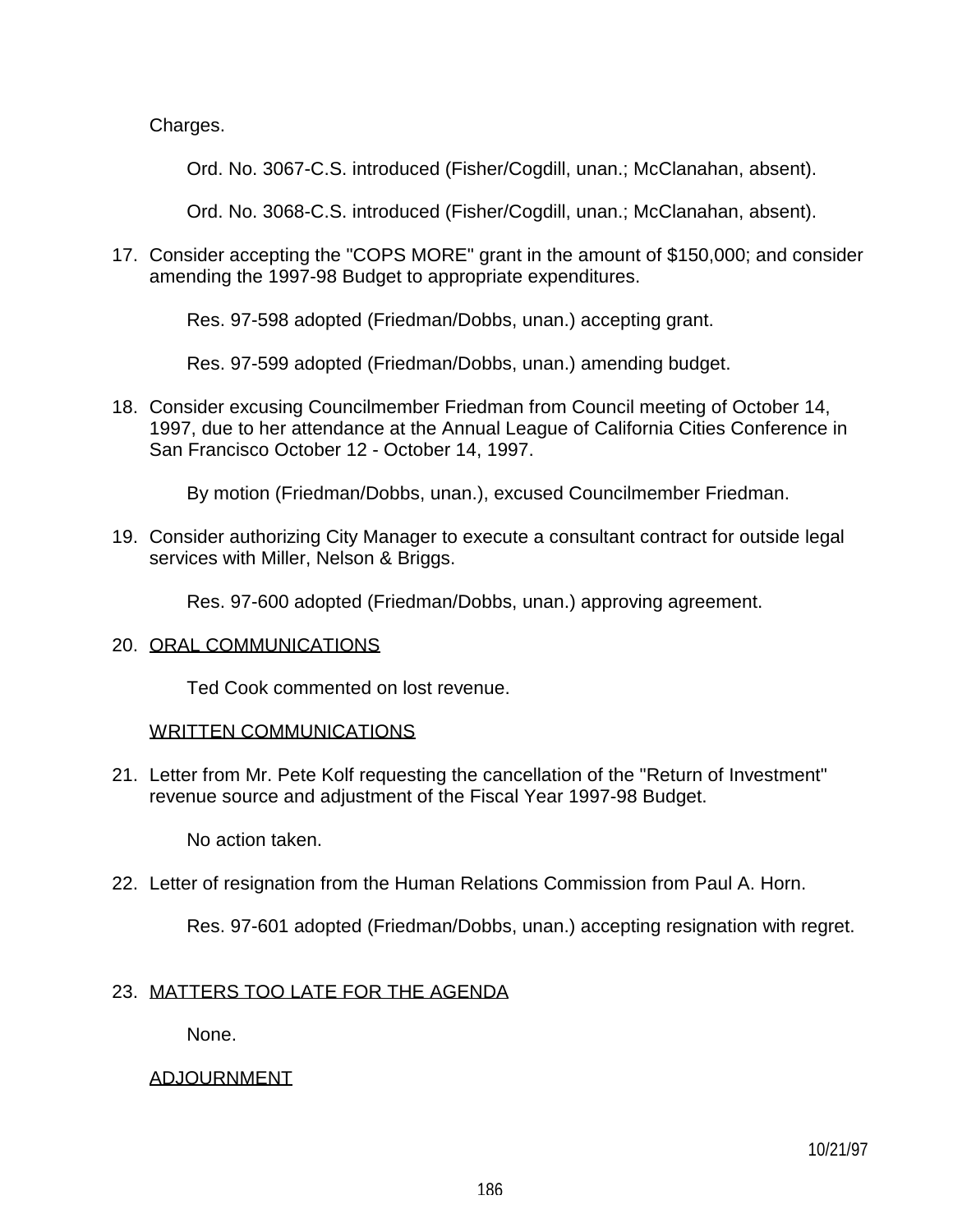Charges.

Ord. No. 3067-C.S. introduced (Fisher/Cogdill, unan.; McClanahan, absent).

Ord. No. 3068-C.S. introduced (Fisher/Cogdill, unan.; McClanahan, absent).

17. Consider accepting the "COPS MORE" grant in the amount of $150,000; and consider amending the 1997-98 Budget to appropriate expenditures.

    Res. 97-598 adopted (Friedman/Dobbs, unan.) accepting grant.

    Res. 97-599 adopted (Friedman/Dobbs, unan.) amending budget.

18. Consider excusing Councilmember Friedman from Council meeting of October 14, 1997, due to her attendance at the Annual League of California Cities Conference in San Francisco October 12 - October 14, 1997.

    By motion (Friedman/Dobbs, unan.), excused Councilmember Friedman.

19. Consider authorizing City Manager to execute a consultant contract for outside legal services with Miller, Nelson & Briggs.

    Res. 97-600 adopted (Friedman/Dobbs, unan.) approving agreement.

20. <u>ORAL COMMUNICATIONS</u>

    Ted Cook commented on lost revenue.

<u>WRITTEN COMMUNICATIONS</u>

21. Letter from Mr. Pete Kolf requesting the cancellation of the "Return of Investment" revenue source and adjustment of the Fiscal Year 1997-98 Budget.

    No action taken.

22. Letter of resignation from the Human Relations Commission from Paul A. Horn.

    Res. 97-601 adopted (Friedman/Dobbs, unan.) accepting resignation with regret.

23. <u>MATTERS TOO LATE FOR THE AGENDA</u>

    None.

<u>ADJOURNMENT</u>

10/21/97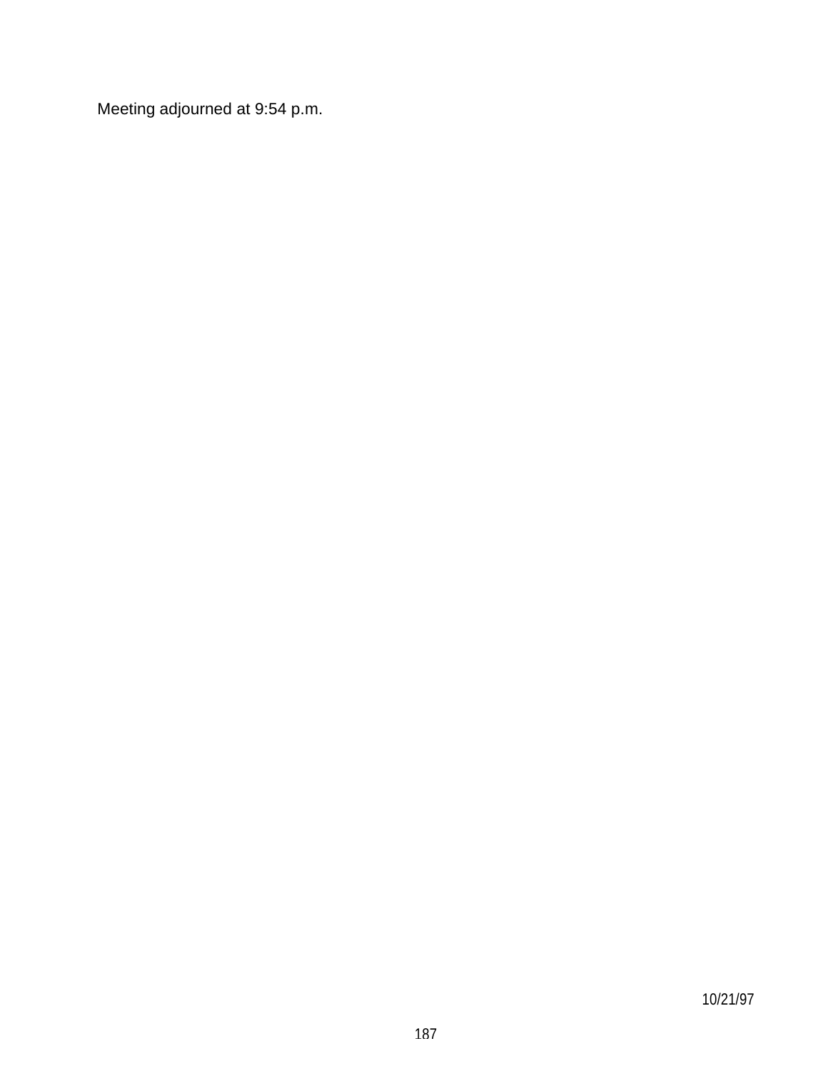Meeting adjourned at 9:54 p.m.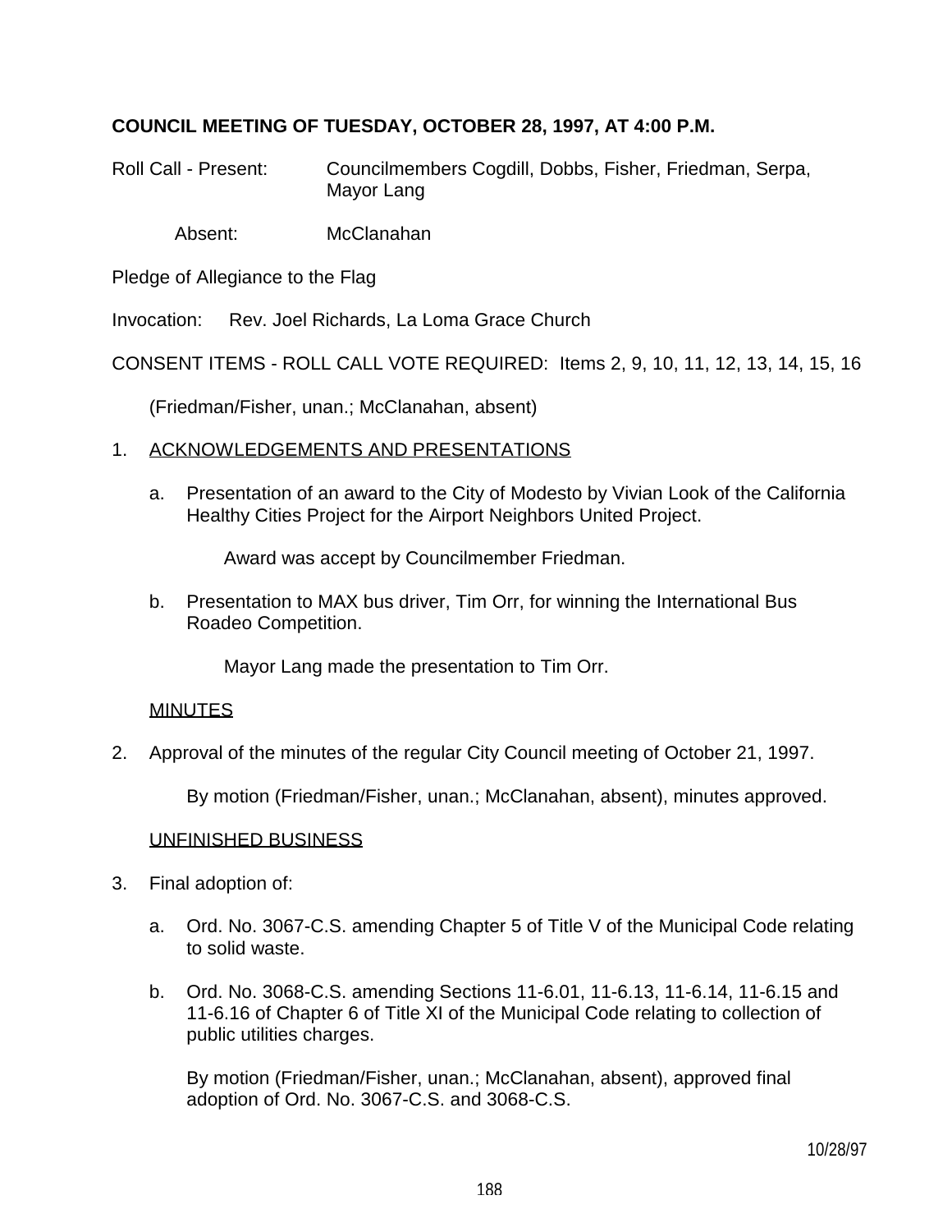**COUNCIL MEETING OF TUESDAY, OCTOBER 28, 1997, AT 4:00 P.M.**

Roll Call - Present: Councilmembers Cogdill, Dobbs, Fisher, Friedman, Serpa, Mayor Lang

Absent: McClanahan

Pledge of Allegiance to the Flag

Invocation: Rev. Joel Richards, La Loma Grace Church

CONSENT ITEMS - ROLL CALL VOTE REQUIRED: Items 2, 9, 10, 11, 12, 13, 14, 15, 16

(Friedman/Fisher, unan.; McClanahan, absent)

1. ACKNOWLEDGEMENTS AND PRESENTATIONS

   a. Presentation of an award to the City of Modesto by Vivian Look of the California Healthy Cities Project for the Airport Neighbors United Project.

      Award was accept by Councilmember Friedman.

   b. Presentation to MAX bus driver, Tim Orr, for winning the International Bus Roadeo Competition.

      Mayor Lang made the presentation to Tim Orr.

   MINUTES

2. Approval of the minutes of the regular City Council meeting of October 21, 1997.

   By motion (Friedman/Fisher, unan.; McClanahan, absent), minutes approved.

   UNFINISHED BUSINESS

3. Final adoption of:

   a. Ord. No. 3067-C.S. amending Chapter 5 of Title V of the Municipal Code relating to solid waste.

   b. Ord. No. 3068-C.S. amending Sections 11-6.01, 11-6.13, 11-6.14, 11-6.15 and 11-6.16 of Chapter 6 of Title XI of the Municipal Code relating to collection of public utilities charges.

   By motion (Friedman/Fisher, unan.; McClanahan, absent), approved final adoption of Ord. No. 3067-C.S. and 3068-C.S.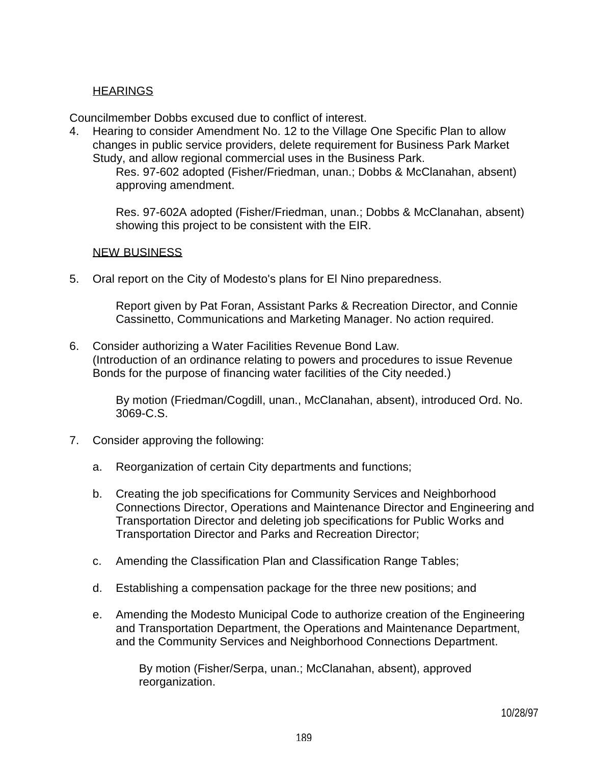HEARINGS

Councilmember Dobbs excused due to conflict of interest.

4. Hearing to consider Amendment No. 12 to the Village One Specific Plan to allow changes in public service providers, delete requirement for Business Park Market Study, and allow regional commercial uses in the Business Park.

   Res. 97-602 adopted (Fisher/Friedman, unan.; Dobbs & McClanahan, absent) approving amendment.

   Res. 97-602A adopted (Fisher/Friedman, unan.; Dobbs & McClanahan, absent) showing this project to be consistent with the EIR.

NEW BUSINESS

5. Oral report on the City of Modesto's plans for El Nino preparedness.

   Report given by Pat Foran, Assistant Parks & Recreation Director, and Connie Cassinetto, Communications and Marketing Manager. No action required.

6. Consider authorizing a Water Facilities Revenue Bond Law. (Introduction of an ordinance relating to powers and procedures to issue Revenue Bonds for the purpose of financing water facilities of the City needed.)

   By motion (Friedman/Cogdill, unan., McClanahan, absent), introduced Ord. No. 3069-C.S.

7. Consider approving the following:

   a. Reorganization of certain City departments and functions;

   b. Creating the job specifications for Community Services and Neighborhood Connections Director, Operations and Maintenance Director and Engineering and Transportation Director and deleting job specifications for Public Works and Transportation Director and Parks and Recreation Director;

   c. Amending the Classification Plan and Classification Range Tables;

   d. Establishing a compensation package for the three new positions; and

   e. Amending the Modesto Municipal Code to authorize creation of the Engineering and Transportation Department, the Operations and Maintenance Department, and the Community Services and Neighborhood Connections Department.

      By motion (Fisher/Serpa, unan.; McClanahan, absent), approved reorganization.

10/28/97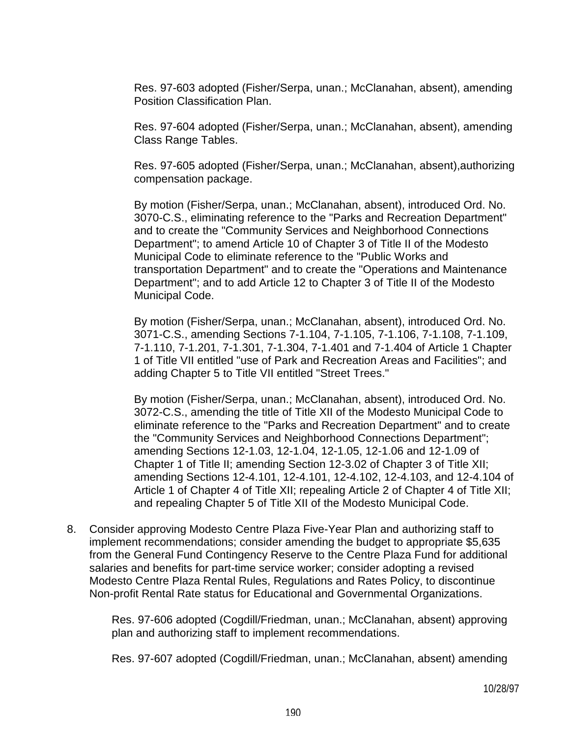Res. 97-603 adopted (Fisher/Serpa, unan.; McClanahan, absent), amending Position Classification Plan.

Res. 97-604 adopted (Fisher/Serpa, unan.; McClanahan, absent), amending Class Range Tables.

Res. 97-605 adopted (Fisher/Serpa, unan.; McClanahan, absent),authorizing compensation package.

By motion (Fisher/Serpa, unan.; McClanahan, absent), introduced Ord. No. 3070-C.S., eliminating reference to the "Parks and Recreation Department" and to create the "Community Services and Neighborhood Connections Department"; to amend Article 10 of Chapter 3 of Title II of the Modesto Municipal Code to eliminate reference to the "Public Works and transportation Department" and to create the "Operations and Maintenance Department"; and to add Article 12 to Chapter 3 of Title II of the Modesto Municipal Code.

By motion (Fisher/Serpa, unan.; McClanahan, absent), introduced Ord. No. 3071-C.S., amending Sections 7-1.104, 7-1.105, 7-1.106, 7-1.108, 7-1.109, 7-1.110, 7-1.201, 7-1.301, 7-1.304, 7-1.401 and 7-1.404 of Article 1 Chapter 1 of Title VII entitled "use of Park and Recreation Areas and Facilities"; and adding Chapter 5 to Title VII entitled "Street Trees."

By motion (Fisher/Serpa, unan.; McClanahan, absent), introduced Ord. No. 3072-C.S., amending the title of Title XII of the Modesto Municipal Code to eliminate reference to the "Parks and Recreation Department" and to create the "Community Services and Neighborhood Connections Department"; amending Sections 12-1.03, 12-1.04, 12-1.05, 12-1.06 and 12-1.09 of Chapter 1 of Title II; amending Section 12-3.02 of Chapter 3 of Title XII; amending Sections 12-4.101, 12-4.101, 12-4.102, 12-4.103, and 12-4.104 of Article 1 of Chapter 4 of Title XII; repealing Article 2 of Chapter 4 of Title XII; and repealing Chapter 5 of Title XII of the Modesto Municipal Code.

8. Consider approving Modesto Centre Plaza Five-Year Plan and authorizing staff to implement recommendations; consider amending the budget to appropriate $5,635 from the General Fund Contingency Reserve to the Centre Plaza Fund for additional salaries and benefits for part-time service worker; consider adopting a revised Modesto Centre Plaza Rental Rules, Regulations and Rates Policy, to discontinue Non-profit Rental Rate status for Educational and Governmental Organizations.

   Res. 97-606 adopted (Cogdill/Friedman, unan.; McClanahan, absent) approving plan and authorizing staff to implement recommendations.

   Res. 97-607 adopted (Cogdill/Friedman, unan.; McClanahan, absent) amending

10/28/97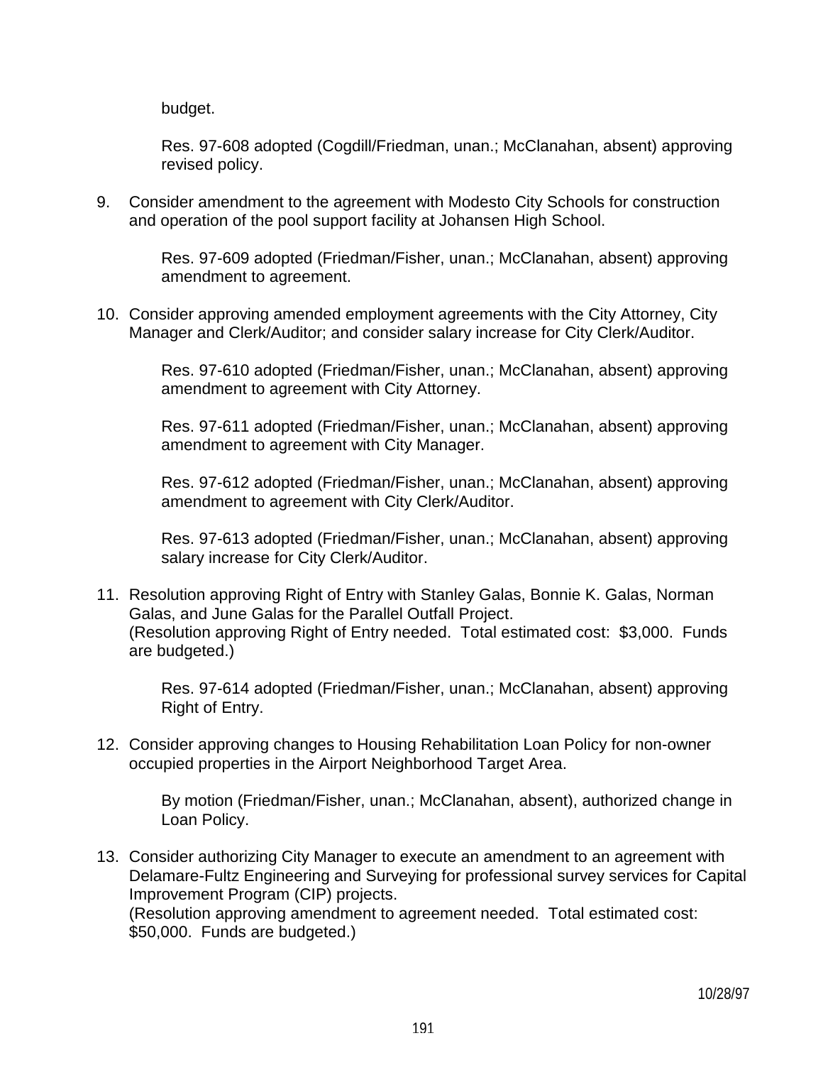budget.

Res. 97-608 adopted (Cogdill/Friedman, unan.; McClanahan, absent) approving revised policy.

9. Consider amendment to the agreement with Modesto City Schools for construction and operation of the pool support facility at Johansen High School.

   Res. 97-609 adopted (Friedman/Fisher, unan.; McClanahan, absent) approving amendment to agreement.

10. Consider approving amended employment agreements with the City Attorney, City Manager and Clerk/Auditor; and consider salary increase for City Clerk/Auditor.

    Res. 97-610 adopted (Friedman/Fisher, unan.; McClanahan, absent) approving amendment to agreement with City Attorney.

    Res. 97-611 adopted (Friedman/Fisher, unan.; McClanahan, absent) approving amendment to agreement with City Manager.

    Res. 97-612 adopted (Friedman/Fisher, unan.; McClanahan, absent) approving amendment to agreement with City Clerk/Auditor.

    Res. 97-613 adopted (Friedman/Fisher, unan.; McClanahan, absent) approving salary increase for City Clerk/Auditor.

11. Resolution approving Right of Entry with Stanley Galas, Bonnie K. Galas, Norman Galas, and June Galas for the Parallel Outfall Project.
    (Resolution approving Right of Entry needed. Total estimated cost: $3,000. Funds are budgeted.)

    Res. 97-614 adopted (Friedman/Fisher, unan.; McClanahan, absent) approving Right of Entry.

12. Consider approving changes to Housing Rehabilitation Loan Policy for non-owner occupied properties in the Airport Neighborhood Target Area.

    By motion (Friedman/Fisher, unan.; McClanahan, absent), authorized change in Loan Policy.

13. Consider authorizing City Manager to execute an amendment to an agreement with Delamare-Fultz Engineering and Surveying for professional survey services for Capital Improvement Program (CIP) projects.
    (Resolution approving amendment to agreement needed. Total estimated cost: $50,000. Funds are budgeted.)

10/28/97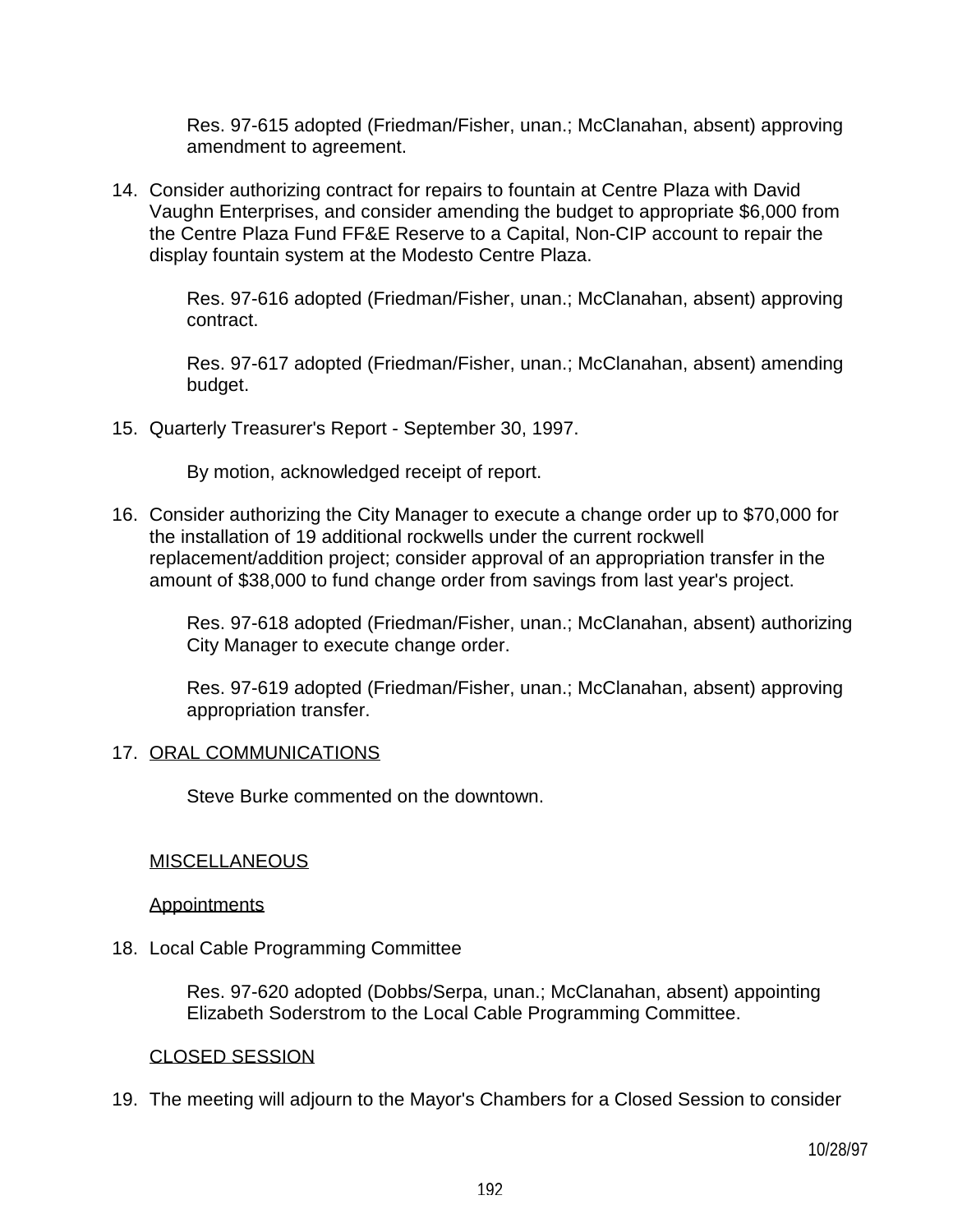Res. 97-615 adopted (Friedman/Fisher, unan.; McClanahan, absent) approving amendment to agreement.

14. Consider authorizing contract for repairs to fountain at Centre Plaza with David Vaughn Enterprises, and consider amending the budget to appropriate $6,000 from the Centre Plaza Fund FF&E Reserve to a Capital, Non-CIP account to repair the display fountain system at the Modesto Centre Plaza.

    Res. 97-616 adopted (Friedman/Fisher, unan.; McClanahan, absent) approving contract.

    Res. 97-617 adopted (Friedman/Fisher, unan.; McClanahan, absent) amending budget.

15. Quarterly Treasurer's Report - September 30, 1997.

    By motion, acknowledged receipt of report.

16. Consider authorizing the City Manager to execute a change order up to $70,000 for the installation of 19 additional rockwells under the current rockwell replacement/addition project; consider approval of an appropriation transfer in the amount of $38,000 to fund change order from savings from last year's project.

    Res. 97-618 adopted (Friedman/Fisher, unan.; McClanahan, absent) authorizing City Manager to execute change order.

    Res. 97-619 adopted (Friedman/Fisher, unan.; McClanahan, absent) approving appropriation transfer.

17. ORAL COMMUNICATIONS

    Steve Burke commented on the downtown.

MISCELLANEOUS

Appointments

18. Local Cable Programming Committee

    Res. 97-620 adopted (Dobbs/Serpa, unan.; McClanahan, absent) appointing Elizabeth Soderstrom to the Local Cable Programming Committee.

CLOSED SESSION

19. The meeting will adjourn to the Mayor's Chambers for a Closed Session to consider

10/28/97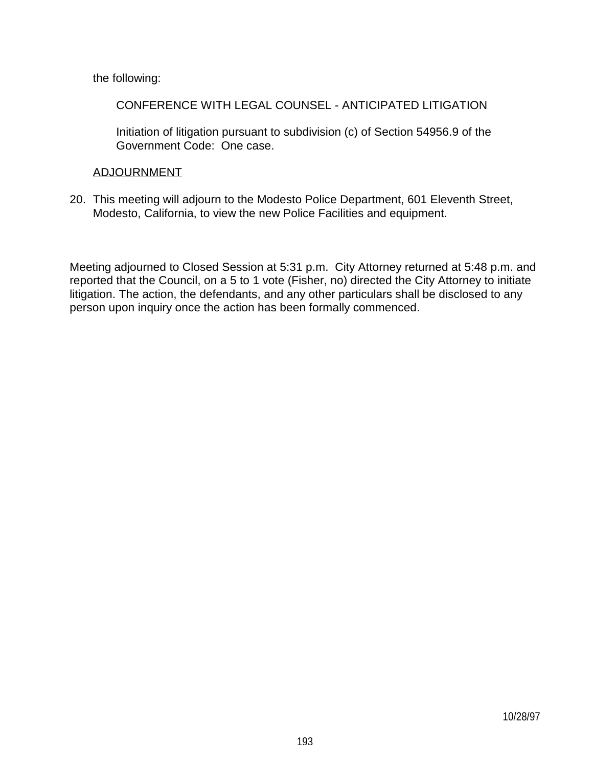the following:

CONFERENCE WITH LEGAL COUNSEL - ANTICIPATED LITIGATION

Initiation of litigation pursuant to subdivision (c) of Section 54956.9 of the Government Code: One case.

ADJOURNMENT

20. This meeting will adjourn to the Modesto Police Department, 601 Eleventh Street, Modesto, California, to view the new Police Facilities and equipment.

Meeting adjourned to Closed Session at 5:31 p.m. City Attorney returned at 5:48 p.m. and reported that the Council, on a 5 to 1 vote (Fisher, no) directed the City Attorney to initiate litigation. The action, the defendants, and any other particulars shall be disclosed to any person upon inquiry once the action has been formally commenced.

10/28/97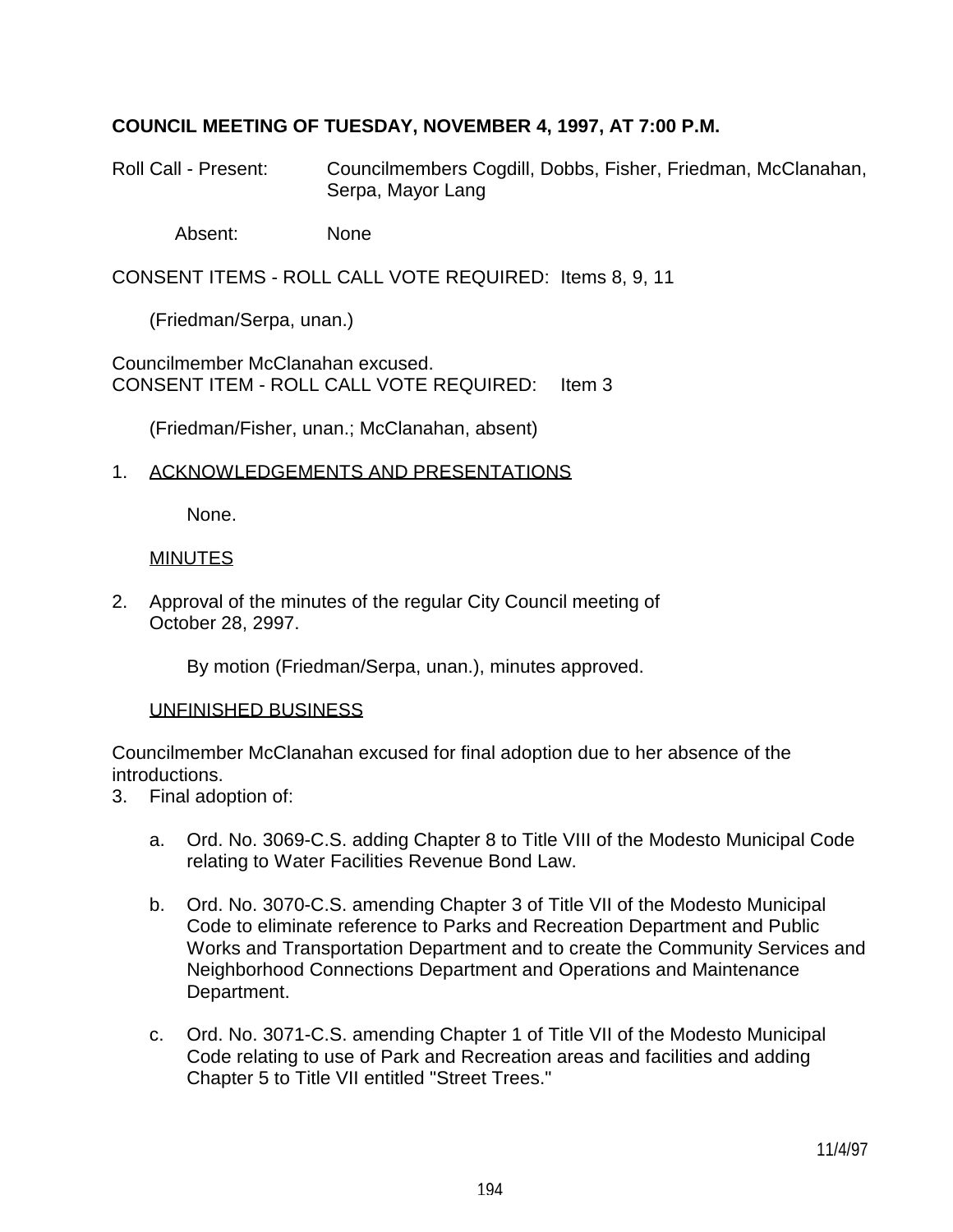**COUNCIL MEETING OF TUESDAY, NOVEMBER 4, 1997, AT 7:00 P.M.**

Roll Call - Present: Councilmembers Cogdill, Dobbs, Fisher, Friedman, McClanahan, Serpa, Mayor Lang

Absent: None

CONSENT ITEMS - ROLL CALL VOTE REQUIRED: Items 8, 9, 11

(Friedman/Serpa, unan.)

Councilmember McClanahan excused.
CONSENT ITEM - ROLL CALL VOTE REQUIRED: Item 3

(Friedman/Fisher, unan.; McClanahan, absent)

1. ACKNOWLEDGEMENTS AND PRESENTATIONS

   None.

   MINUTES

2. Approval of the minutes of the regular City Council meeting of October 28, 2997.

   By motion (Friedman/Serpa, unan.), minutes approved.

   UNFINISHED BUSINESS

Councilmember McClanahan excused for final adoption due to her absence of the introductions.

3. Final adoption of:

   a. Ord. No. 3069-C.S. adding Chapter 8 to Title VIII of the Modesto Municipal Code relating to Water Facilities Revenue Bond Law.

   b. Ord. No. 3070-C.S. amending Chapter 3 of Title VII of the Modesto Municipal Code to eliminate reference to Parks and Recreation Department and Public Works and Transportation Department and to create the Community Services and Neighborhood Connections Department and Operations and Maintenance Department.

   c. Ord. No. 3071-C.S. amending Chapter 1 of Title VII of the Modesto Municipal Code relating to use of Park and Recreation areas and facilities and adding Chapter 5 to Title VII entitled "Street Trees."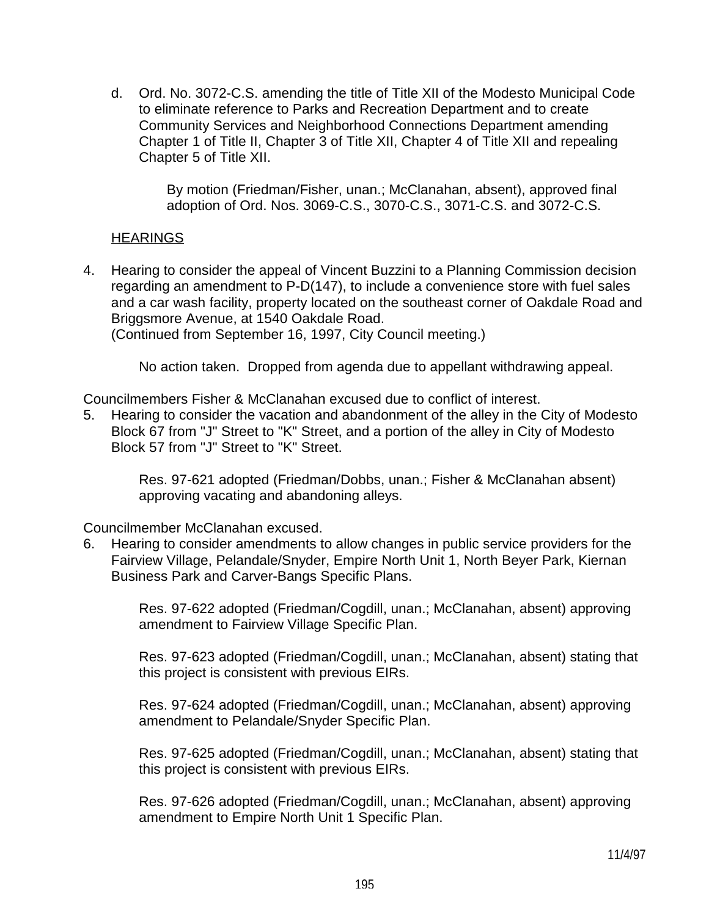d. Ord. No. 3072-C.S. amending the title of Title XII of the Modesto Municipal Code to eliminate reference to Parks and Recreation Department and to create Community Services and Neighborhood Connections Department amending Chapter 1 of Title II, Chapter 3 of Title XII, Chapter 4 of Title XII and repealing Chapter 5 of Title XII.

  By motion (Friedman/Fisher, unan.; McClanahan, absent), approved final adoption of Ord. Nos. 3069-C.S., 3070-C.S., 3071-C.S. and 3072-C.S.

HEARINGS

4. Hearing to consider the appeal of Vincent Buzzini to a Planning Commission decision regarding an amendment to P-D(147), to include a convenience store with fuel sales and a car wash facility, property located on the southeast corner of Oakdale Road and Briggsmore Avenue, at 1540 Oakdale Road.
   (Continued from September 16, 1997, City Council meeting.)

   No action taken. Dropped from agenda due to appellant withdrawing appeal.

Councilmembers Fisher & McClanahan excused due to conflict of interest.

5. Hearing to consider the vacation and abandonment of the alley in the City of Modesto Block 67 from "J" Street to "K" Street, and a portion of the alley in City of Modesto Block 57 from "J" Street to "K" Street.

   Res. 97-621 adopted (Friedman/Dobbs, unan.; Fisher & McClanahan absent) approving vacating and abandoning alleys.

Councilmember McClanahan excused.

6. Hearing to consider amendments to allow changes in public service providers for the Fairview Village, Pelandale/Snyder, Empire North Unit 1, North Beyer Park, Kiernan Business Park and Carver-Bangs Specific Plans.

   Res. 97-622 adopted (Friedman/Cogdill, unan.; McClanahan, absent) approving amendment to Fairview Village Specific Plan.

   Res. 97-623 adopted (Friedman/Cogdill, unan.; McClanahan, absent) stating that this project is consistent with previous EIRs.

   Res. 97-624 adopted (Friedman/Cogdill, unan.; McClanahan, absent) approving amendment to Pelandale/Snyder Specific Plan.

   Res. 97-625 adopted (Friedman/Cogdill, unan.; McClanahan, absent) stating that this project is consistent with previous EIRs.

   Res. 97-626 adopted (Friedman/Cogdill, unan.; McClanahan, absent) approving amendment to Empire North Unit 1 Specific Plan.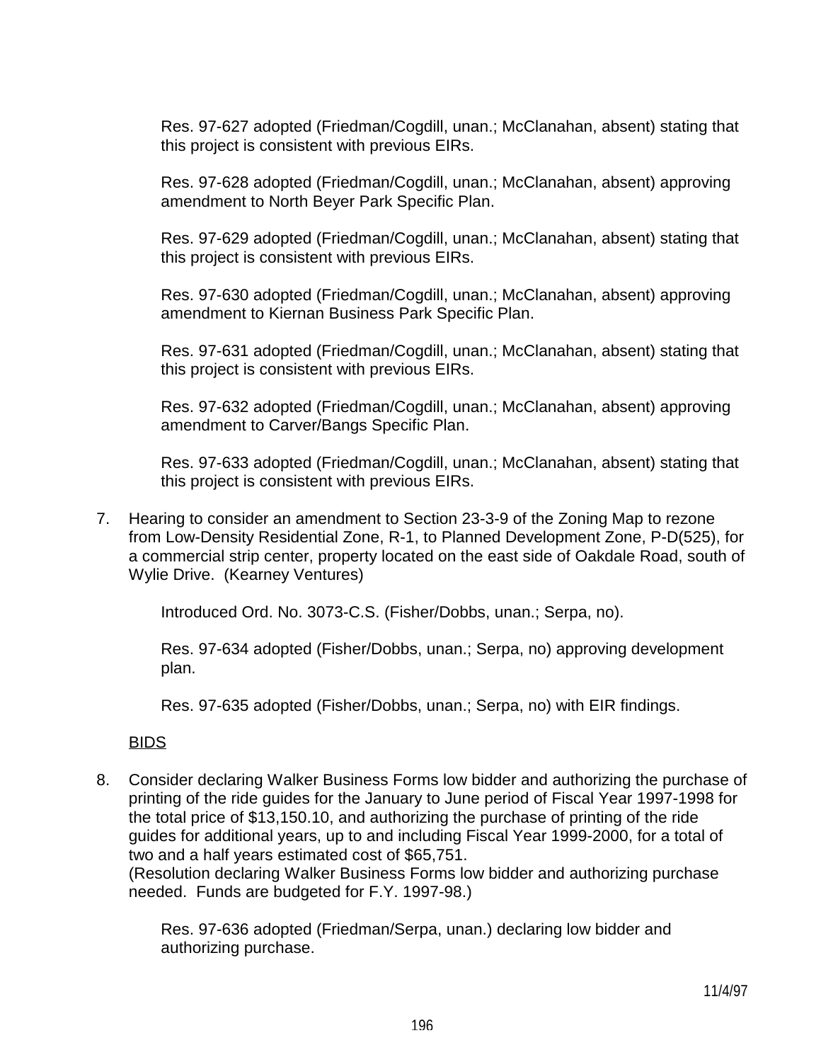Res. 97-627 adopted (Friedman/Cogdill, unan.; McClanahan, absent) stating that this project is consistent with previous EIRs.

Res. 97-628 adopted (Friedman/Cogdill, unan.; McClanahan, absent) approving amendment to North Beyer Park Specific Plan.

Res. 97-629 adopted (Friedman/Cogdill, unan.; McClanahan, absent) stating that this project is consistent with previous EIRs.

Res. 97-630 adopted (Friedman/Cogdill, unan.; McClanahan, absent) approving amendment to Kiernan Business Park Specific Plan.

Res. 97-631 adopted (Friedman/Cogdill, unan.; McClanahan, absent) stating that this project is consistent with previous EIRs.

Res. 97-632 adopted (Friedman/Cogdill, unan.; McClanahan, absent) approving amendment to Carver/Bangs Specific Plan.

Res. 97-633 adopted (Friedman/Cogdill, unan.; McClanahan, absent) stating that this project is consistent with previous EIRs.

7. Hearing to consider an amendment to Section 23-3-9 of the Zoning Map to rezone from Low-Density Residential Zone, R-1, to Planned Development Zone, P-D(525), for a commercial strip center, property located on the east side of Oakdale Road, south of Wylie Drive. (Kearney Ventures)

   Introduced Ord. No. 3073-C.S. (Fisher/Dobbs, unan.; Serpa, no).

   Res. 97-634 adopted (Fisher/Dobbs, unan.; Serpa, no) approving development plan.

   Res. 97-635 adopted (Fisher/Dobbs, unan.; Serpa, no) with EIR findings.

<u>BIDS</u>

8. Consider declaring Walker Business Forms low bidder and authorizing the purchase of printing of the ride guides for the January to June period of Fiscal Year 1997-1998 for the total price of $13,150.10, and authorizing the purchase of printing of the ride guides for additional years, up to and including Fiscal Year 1999-2000, for a total of two and a half years estimated cost of $65,751.
   (Resolution declaring Walker Business Forms low bidder and authorizing purchase needed. Funds are budgeted for F.Y. 1997-98.)

   Res. 97-636 adopted (Friedman/Serpa, unan.) declaring low bidder and authorizing purchase.

11/4/97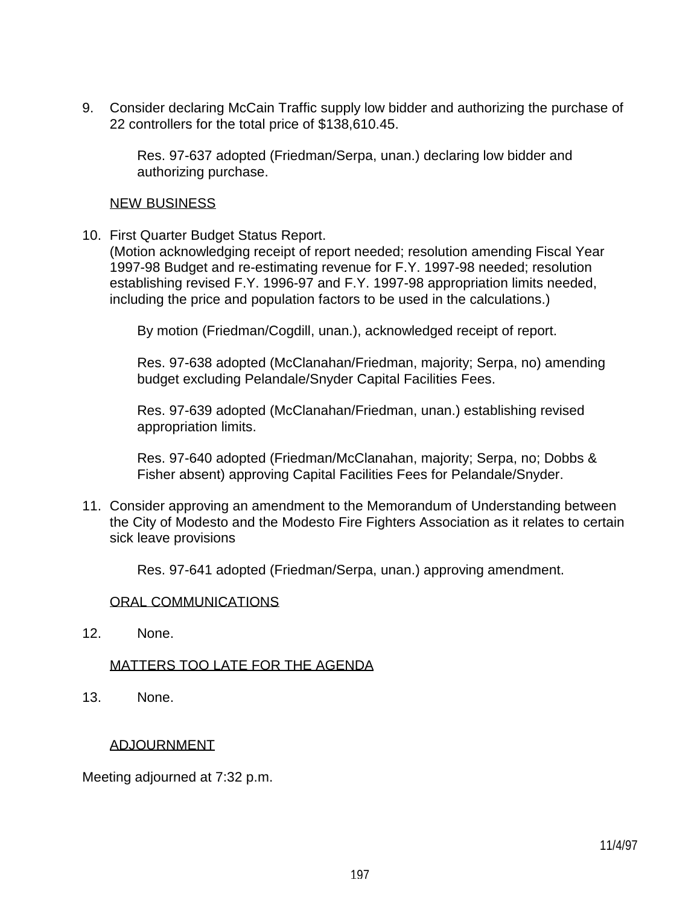9. Consider declaring McCain Traffic supply low bidder and authorizing the purchase of 22 controllers for the total price of $138,610.45.

   Res. 97-637 adopted (Friedman/Serpa, unan.) declaring low bidder and authorizing purchase.

NEW BUSINESS

10. First Quarter Budget Status Report.
(Motion acknowledging receipt of report needed; resolution amending Fiscal Year 1997-98 Budget and re-estimating revenue for F.Y. 1997-98 needed; resolution establishing revised F.Y. 1996-97 and F.Y. 1997-98 appropriation limits needed, including the price and population factors to be used in the calculations.)

    By motion (Friedman/Cogdill, unan.), acknowledged receipt of report.

    Res. 97-638 adopted (McClanahan/Friedman, majority; Serpa, no) amending budget excluding Pelandale/Snyder Capital Facilities Fees.

    Res. 97-639 adopted (McClanahan/Friedman, unan.) establishing revised appropriation limits.

    Res. 97-640 adopted (Friedman/McClanahan, majority; Serpa, no; Dobbs & Fisher absent) approving Capital Facilities Fees for Pelandale/Snyder.

11. Consider approving an amendment to the Memorandum of Understanding between the City of Modesto and the Modesto Fire Fighters Association as it relates to certain sick leave provisions

    Res. 97-641 adopted (Friedman/Serpa, unan.) approving amendment.

ORAL COMMUNICATIONS

12. None.

MATTERS TOO LATE FOR THE AGENDA

13. None.

ADJOURNMENT

Meeting adjourned at 7:32 p.m.

11/4/97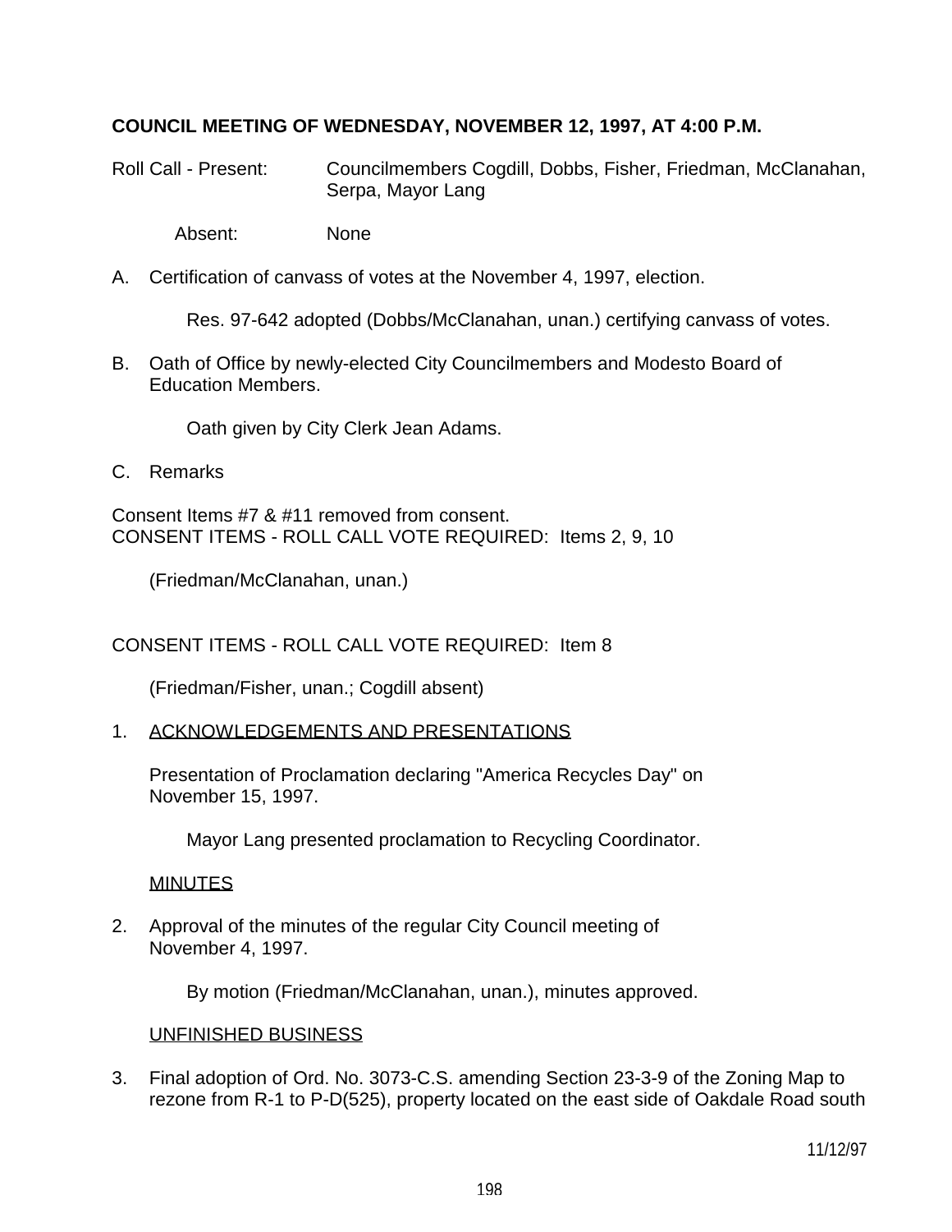**COUNCIL MEETING OF WEDNESDAY, NOVEMBER 12, 1997, AT 4:00 P.M.**

Roll Call - Present: Councilmembers Cogdill, Dobbs, Fisher, Friedman, McClanahan, Serpa, Mayor Lang

Absent: None

A. Certification of canvass of votes at the November 4, 1997, election.

Res. 97-642 adopted (Dobbs/McClanahan, unan.) certifying canvass of votes.

B. Oath of Office by newly-elected City Councilmembers and Modesto Board of Education Members.

Oath given by City Clerk Jean Adams.

C. Remarks

Consent Items #7 & #11 removed from consent.
CONSENT ITEMS - ROLL CALL VOTE REQUIRED: Items 2, 9, 10

(Friedman/McClanahan, unan.)

CONSENT ITEMS - ROLL CALL VOTE REQUIRED: Item 8

(Friedman/Fisher, unan.; Cogdill absent)

1. ACKNOWLEDGEMENTS AND PRESENTATIONS

Presentation of Proclamation declaring "America Recycles Day" on November 15, 1997.

Mayor Lang presented proclamation to Recycling Coordinator.

MINUTES

2. Approval of the minutes of the regular City Council meeting of November 4, 1997.

By motion (Friedman/McClanahan, unan.), minutes approved.

UNFINISHED BUSINESS

3. Final adoption of Ord. No. 3073-C.S. amending Section 23-3-9 of the Zoning Map to rezone from R-1 to P-D(525), property located on the east side of Oakdale Road south

11/12/97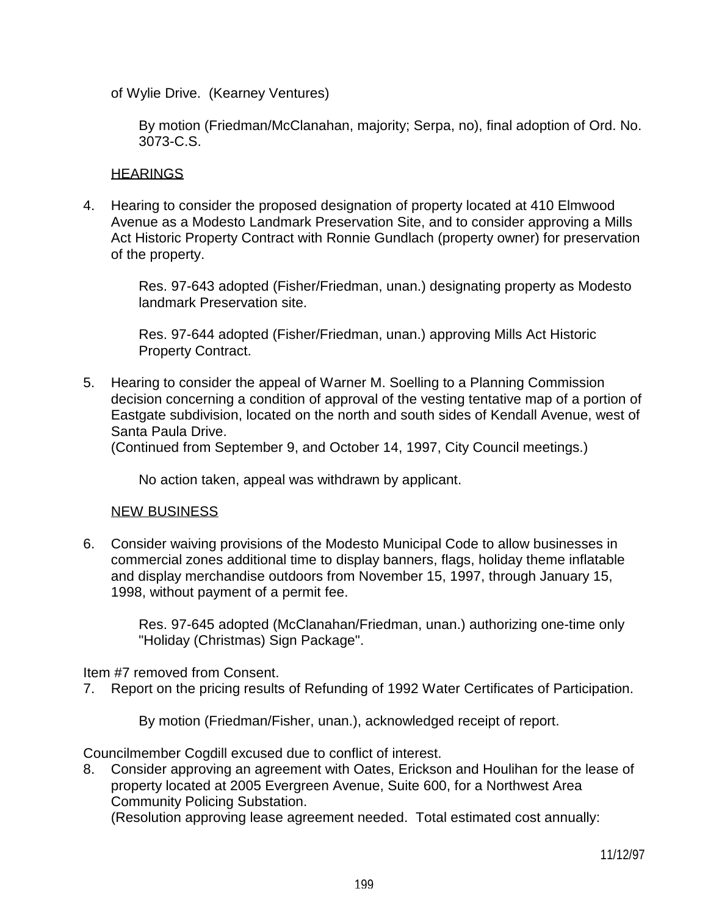of Wylie Drive. (Kearney Ventures)

By motion (Friedman/McClanahan, majority; Serpa, no), final adoption of Ord. No. 3073-C.S.

HEARINGS

4. Hearing to consider the proposed designation of property located at 410 Elmwood Avenue as a Modesto Landmark Preservation Site, and to consider approving a Mills Act Historic Property Contract with Ronnie Gundlach (property owner) for preservation of the property.

    Res. 97-643 adopted (Fisher/Friedman, unan.) designating property as Modesto landmark Preservation site.

    Res. 97-644 adopted (Fisher/Friedman, unan.) approving Mills Act Historic Property Contract.

5. Hearing to consider the appeal of Warner M. Soelling to a Planning Commission decision concerning a condition of approval of the vesting tentative map of a portion of Eastgate subdivision, located on the north and south sides of Kendall Avenue, west of Santa Paula Drive.
(Continued from September 9, and October 14, 1997, City Council meetings.)

    No action taken, appeal was withdrawn by applicant.

NEW BUSINESS

6. Consider waiving provisions of the Modesto Municipal Code to allow businesses in commercial zones additional time to display banners, flags, holiday theme inflatable and display merchandise outdoors from November 15, 1997, through January 15, 1998, without payment of a permit fee.

    Res. 97-645 adopted (McClanahan/Friedman, unan.) authorizing one-time only "Holiday (Christmas) Sign Package".

Item #7 removed from Consent.

7. Report on the pricing results of Refunding of 1992 Water Certificates of Participation.

    By motion (Friedman/Fisher, unan.), acknowledged receipt of report.

Councilmember Cogdill excused due to conflict of interest.

8. Consider approving an agreement with Oates, Erickson and Houlihan for the lease of property located at 2005 Evergreen Avenue, Suite 600, for a Northwest Area Community Policing Substation.
(Resolution approving lease agreement needed. Total estimated cost annually:

11/12/97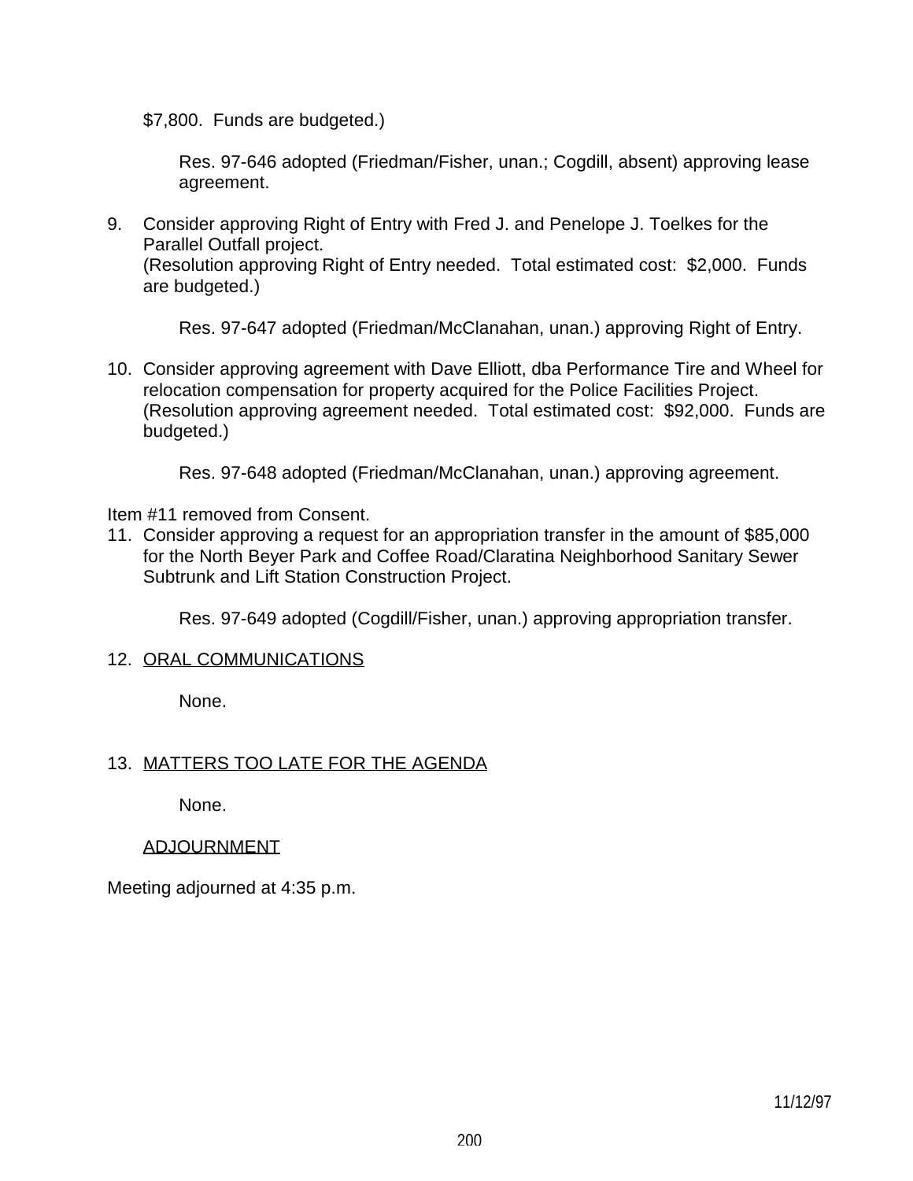$7,800. Funds are budgeted.)

Res. 97-646 adopted (Friedman/Fisher, unan.; Cogdill, absent) approving lease agreement.

9. Consider approving Right of Entry with Fred J. and Penelope J. Toelkes for the Parallel Outfall project.
   (Resolution approving Right of Entry needed. Total estimated cost: $2,000. Funds are budgeted.)

   Res. 97-647 adopted (Friedman/McClanahan, unan.) approving Right of Entry.

10. Consider approving agreement with Dave Elliott, dba Performance Tire and Wheel for relocation compensation for property acquired for the Police Facilities Project.
    (Resolution approving agreement needed. Total estimated cost: $92,000. Funds are budgeted.)

    Res. 97-648 adopted (Friedman/McClanahan, unan.) approving agreement.

Item #11 removed from Consent.

11. Consider approving a request for an appropriation transfer in the amount of $85,000 for the North Beyer Park and Coffee Road/Claratina Neighborhood Sanitary Sewer Subtrunk and Lift Station Construction Project.

    Res. 97-649 adopted (Cogdill/Fisher, unan.) approving appropriation transfer.

12. ORAL COMMUNICATIONS

    None.

13. MATTERS TOO LATE FOR THE AGENDA

    None.

ADJOURNMENT

Meeting adjourned at 4:35 p.m.

11/12/97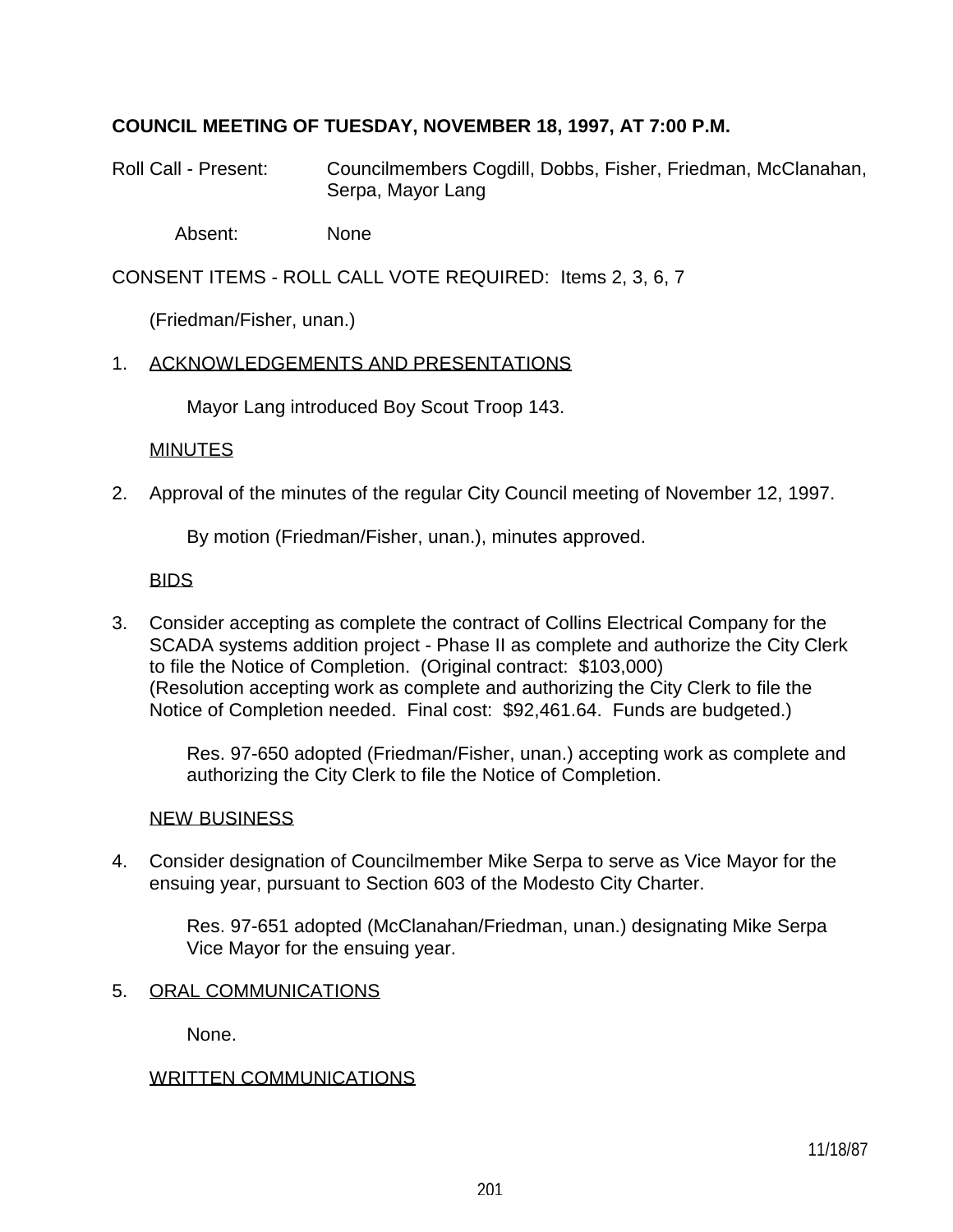**COUNCIL MEETING OF TUESDAY, NOVEMBER 18, 1997, AT 7:00 P.M.**

Roll Call - Present: Councilmembers Cogdill, Dobbs, Fisher, Friedman, McClanahan, Serpa, Mayor Lang

Absent: None

CONSENT ITEMS - ROLL CALL VOTE REQUIRED: Items 2, 3, 6, 7

(Friedman/Fisher, unan.)

1. ACKNOWLEDGEMENTS AND PRESENTATIONS

   Mayor Lang introduced Boy Scout Troop 143.

   MINUTES

2. Approval of the minutes of the regular City Council meeting of November 12, 1997.

   By motion (Friedman/Fisher, unan.), minutes approved.

   BIDS

3. Consider accepting as complete the contract of Collins Electrical Company for the SCADA systems addition project - Phase II as complete and authorize the City Clerk to file the Notice of Completion. (Original contract: $103,000) (Resolution accepting work as complete and authorizing the City Clerk to file the Notice of Completion needed. Final cost: $92,461.64. Funds are budgeted.)

   Res. 97-650 adopted (Friedman/Fisher, unan.) accepting work as complete and authorizing the City Clerk to file the Notice of Completion.

   NEW BUSINESS

4. Consider designation of Councilmember Mike Serpa to serve as Vice Mayor for the ensuing year, pursuant to Section 603 of the Modesto City Charter.

   Res. 97-651 adopted (McClanahan/Friedman, unan.) designating Mike Serpa Vice Mayor for the ensuing year.

5. ORAL COMMUNICATIONS

   None.

   WRITTEN COMMUNICATIONS

11/18/87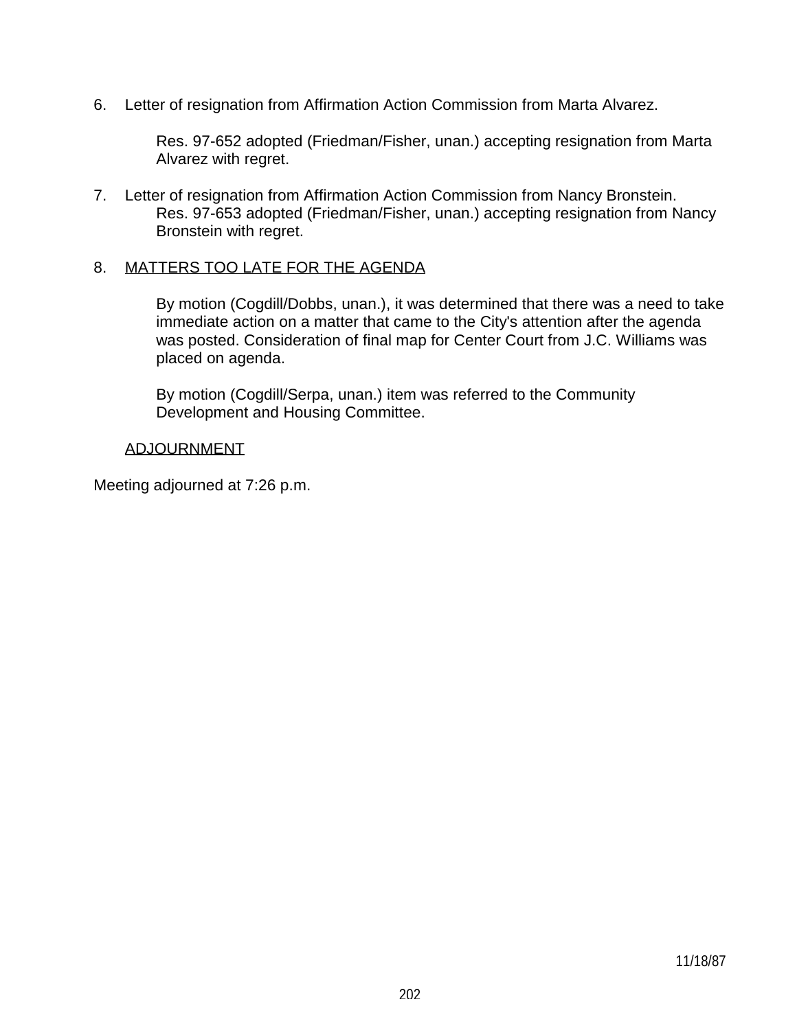6. Letter of resignation from Affirmation Action Commission from Marta Alvarez.

   Res. 97-652 adopted (Friedman/Fisher, unan.) accepting resignation from Marta Alvarez with regret.

7. Letter of resignation from Affirmation Action Commission from Nancy Bronstein.
   Res. 97-653 adopted (Friedman/Fisher, unan.) accepting resignation from Nancy Bronstein with regret.

8. MATTERS TOO LATE FOR THE AGENDA

   By motion (Cogdill/Dobbs, unan.), it was determined that there was a need to take immediate action on a matter that came to the City's attention after the agenda was posted. Consideration of final map for Center Court from J.C. Williams was placed on agenda.

   By motion (Cogdill/Serpa, unan.) item was referred to the Community Development and Housing Committee.

ADJOURNMENT

Meeting adjourned at 7:26 p.m.

11/18/87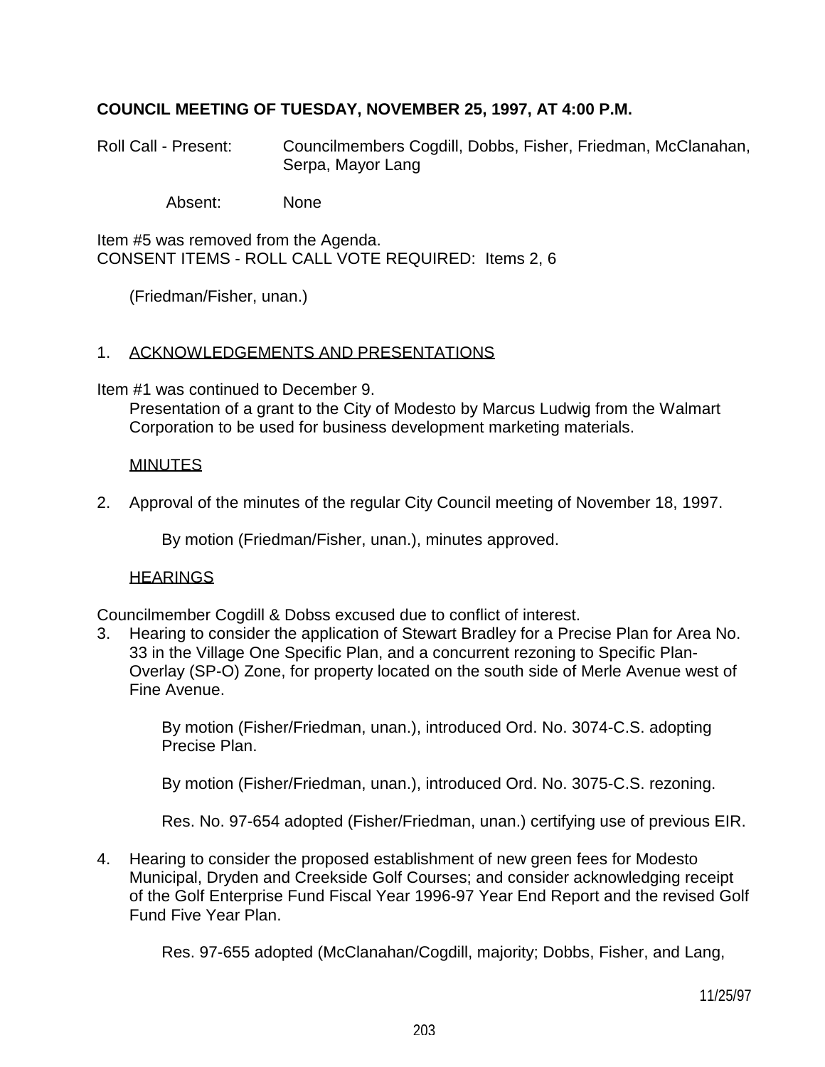**COUNCIL MEETING OF TUESDAY, NOVEMBER 25, 1997, AT 4:00 P.M.**

Roll Call - Present: Councilmembers Cogdill, Dobbs, Fisher, Friedman, McClanahan, Serpa, Mayor Lang

Absent: None

Item #5 was removed from the Agenda.
CONSENT ITEMS - ROLL CALL VOTE REQUIRED: Items 2, 6

(Friedman/Fisher, unan.)

1. ACKNOWLEDGEMENTS AND PRESENTATIONS

Item #1 was continued to December 9.
Presentation of a grant to the City of Modesto by Marcus Ludwig from the Walmart Corporation to be used for business development marketing materials.

MINUTES

2. Approval of the minutes of the regular City Council meeting of November 18, 1997.

By motion (Friedman/Fisher, unan.), minutes approved.

HEARINGS

Councilmember Cogdill & Dobss excused due to conflict of interest.

3. Hearing to consider the application of Stewart Bradley for a Precise Plan for Area No. 33 in the Village One Specific Plan, and a concurrent rezoning to Specific Plan-Overlay (SP-O) Zone, for property located on the south side of Merle Avenue west of Fine Avenue.

   By motion (Fisher/Friedman, unan.), introduced Ord. No. 3074-C.S. adopting Precise Plan.

   By motion (Fisher/Friedman, unan.), introduced Ord. No. 3075-C.S. rezoning.

   Res. No. 97-654 adopted (Fisher/Friedman, unan.) certifying use of previous EIR.

4. Hearing to consider the proposed establishment of new green fees for Modesto Municipal, Dryden and Creekside Golf Courses; and consider acknowledging receipt of the Golf Enterprise Fund Fiscal Year 1996-97 Year End Report and the revised Golf Fund Five Year Plan.

   Res. 97-655 adopted (McClanahan/Cogdill, majority; Dobbs, Fisher, and Lang,

11/25/97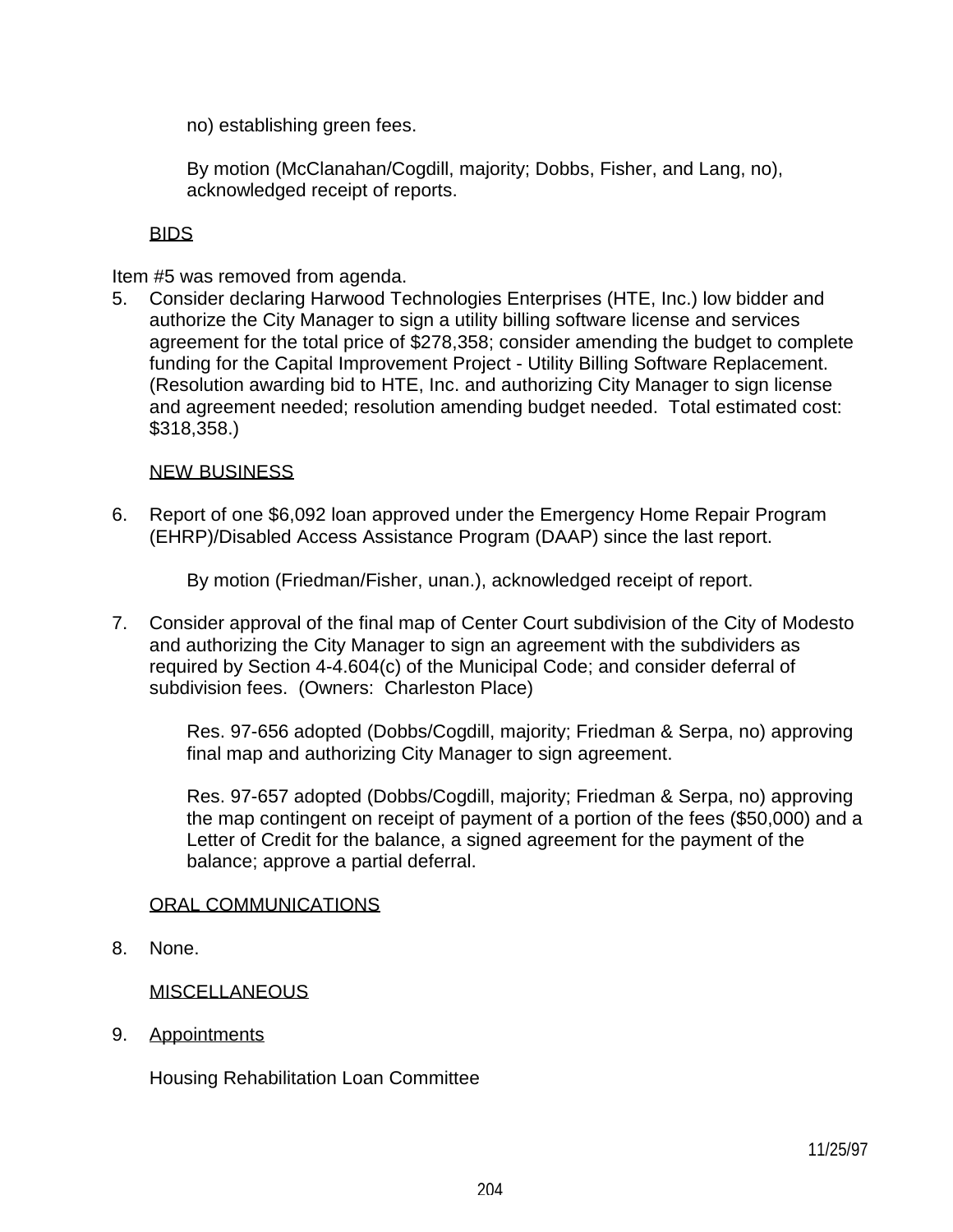no) establishing green fees.

By motion (McClanahan/Cogdill, majority; Dobbs, Fisher, and Lang, no), acknowledged receipt of reports.

BIDS

Item #5 was removed from agenda.

5. Consider declaring Harwood Technologies Enterprises (HTE, Inc.) low bidder and authorize the City Manager to sign a utility billing software license and services agreement for the total price of $278,358; consider amending the budget to complete funding for the Capital Improvement Project - Utility Billing Software Replacement. (Resolution awarding bid to HTE, Inc. and authorizing City Manager to sign license and agreement needed; resolution amending budget needed. Total estimated cost: $318,358.)

NEW BUSINESS

6. Report of one $6,092 loan approved under the Emergency Home Repair Program (EHRP)/Disabled Access Assistance Program (DAAP) since the last report.

   By motion (Friedman/Fisher, unan.), acknowledged receipt of report.

7. Consider approval of the final map of Center Court subdivision of the City of Modesto and authorizing the City Manager to sign an agreement with the subdividers as required by Section 4-4.604(c) of the Municipal Code; and consider deferral of subdivision fees. (Owners: Charleston Place)

   Res. 97-656 adopted (Dobbs/Cogdill, majority; Friedman & Serpa, no) approving final map and authorizing City Manager to sign agreement.

   Res. 97-657 adopted (Dobbs/Cogdill, majority; Friedman & Serpa, no) approving the map contingent on receipt of payment of a portion of the fees ($50,000) and a Letter of Credit for the balance, a signed agreement for the payment of the balance; approve a partial deferral.

ORAL COMMUNICATIONS

8. None.

MISCELLANEOUS

9. Appointments

   Housing Rehabilitation Loan Committee

11/25/97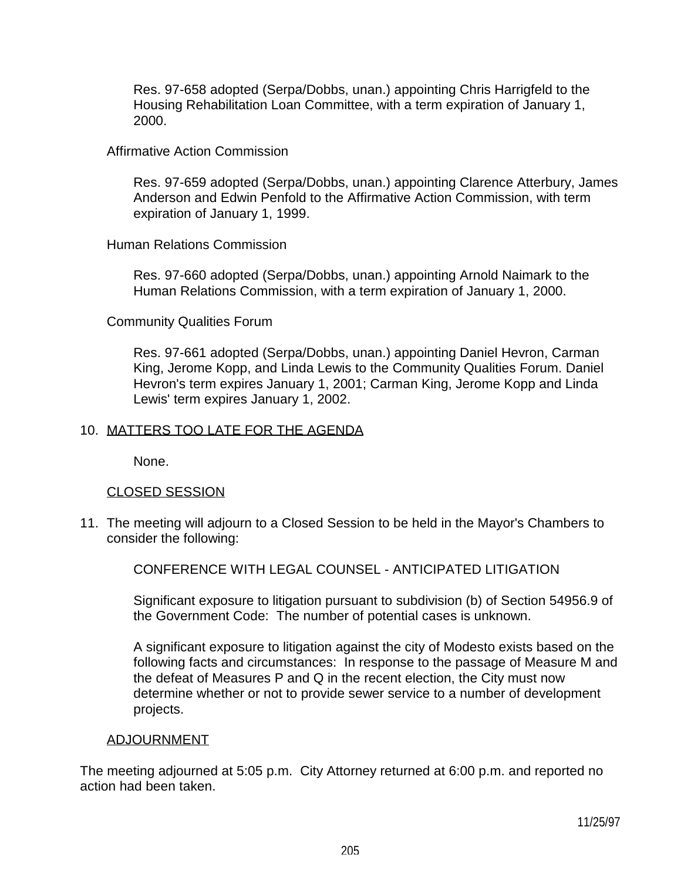Res. 97-658 adopted (Serpa/Dobbs, unan.) appointing Chris Harrigfeld to the Housing Rehabilitation Loan Committee, with a term expiration of January 1, 2000.

Affirmative Action Commission

Res. 97-659 adopted (Serpa/Dobbs, unan.) appointing Clarence Atterbury, James Anderson and Edwin Penfold to the Affirmative Action Commission, with term expiration of January 1, 1999.

Human Relations Commission

Res. 97-660 adopted (Serpa/Dobbs, unan.) appointing Arnold Naimark to the Human Relations Commission, with a term expiration of January 1, 2000.

Community Qualities Forum

Res. 97-661 adopted (Serpa/Dobbs, unan.) appointing Daniel Hevron, Carman King, Jerome Kopp, and Linda Lewis to the Community Qualities Forum. Daniel Hevron's term expires January 1, 2001; Carman King, Jerome Kopp and Linda Lewis' term expires January 1, 2002.

10. MATTERS TOO LATE FOR THE AGENDA

None.

CLOSED SESSION

11. The meeting will adjourn to a Closed Session to be held in the Mayor's Chambers to consider the following:

CONFERENCE WITH LEGAL COUNSEL - ANTICIPATED LITIGATION

Significant exposure to litigation pursuant to subdivision (b) of Section 54956.9 of the Government Code: The number of potential cases is unknown.

A significant exposure to litigation against the city of Modesto exists based on the following facts and circumstances: In response to the passage of Measure M and the defeat of Measures P and Q in the recent election, the City must now determine whether or not to provide sewer service to a number of development projects.

ADJOURNMENT

The meeting adjourned at 5:05 p.m. City Attorney returned at 6:00 p.m. and reported no action had been taken.

11/25/97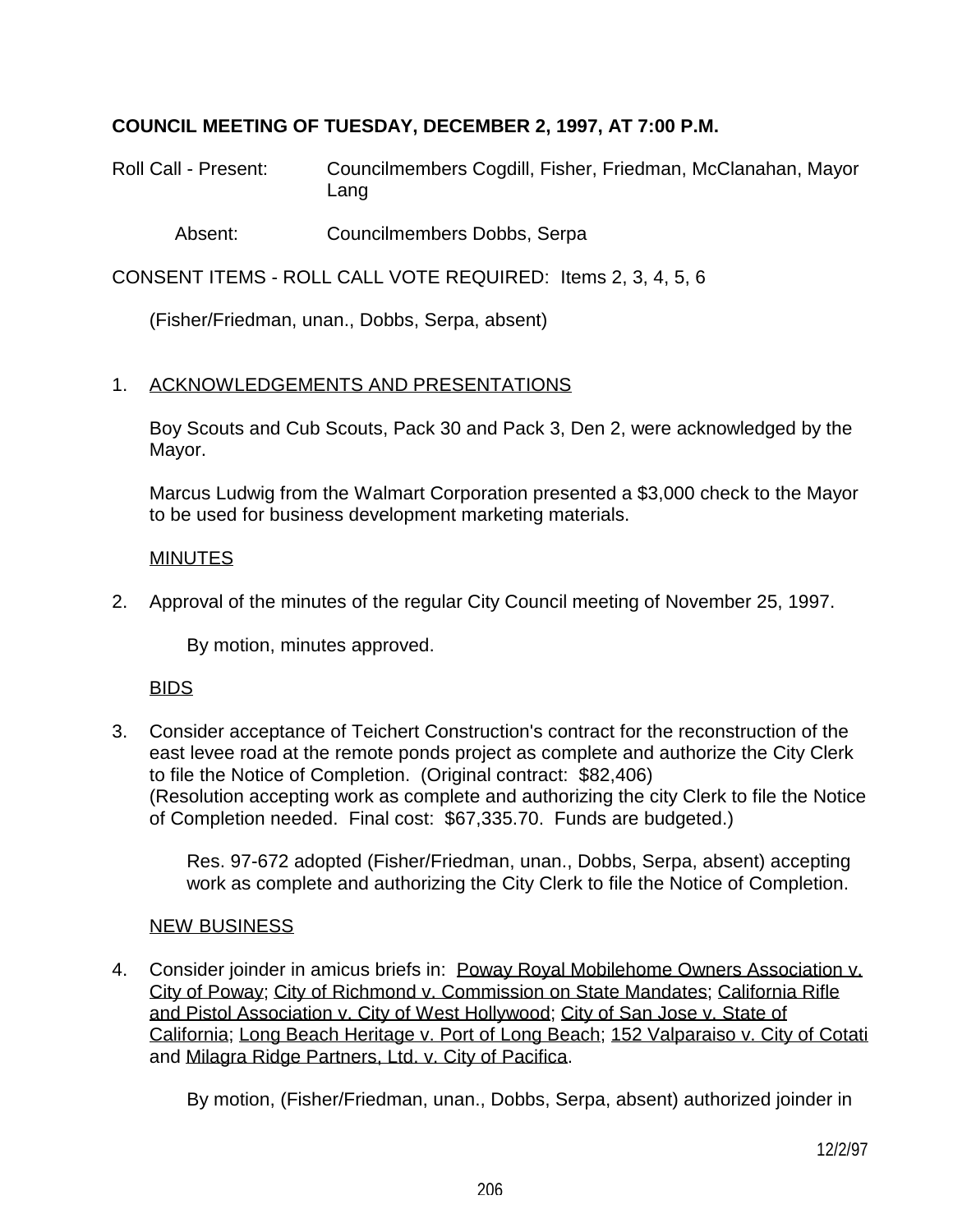**COUNCIL MEETING OF TUESDAY, DECEMBER 2, 1997, AT 7:00 P.M.**

Roll Call - Present: Councilmembers Cogdill, Fisher, Friedman, McClanahan, Mayor Lang

Absent: Councilmembers Dobbs, Serpa

CONSENT ITEMS - ROLL CALL VOTE REQUIRED: Items 2, 3, 4, 5, 6

(Fisher/Friedman, unan., Dobbs, Serpa, absent)

1. ACKNOWLEDGEMENTS AND PRESENTATIONS

   Boy Scouts and Cub Scouts, Pack 30 and Pack 3, Den 2, were acknowledged by the Mayor.

   Marcus Ludwig from the Walmart Corporation presented a $3,000 check to the Mayor to be used for business development marketing materials.

   MINUTES

2. Approval of the minutes of the regular City Council meeting of November 25, 1997.

   By motion, minutes approved.

   BIDS

3. Consider acceptance of Teichert Construction's contract for the reconstruction of the east levee road at the remote ponds project as complete and authorize the City Clerk to file the Notice of Completion. (Original contract: $82,406)
   (Resolution accepting work as complete and authorizing the city Clerk to file the Notice of Completion needed. Final cost: $67,335.70. Funds are budgeted.)

   Res. 97-672 adopted (Fisher/Friedman, unan., Dobbs, Serpa, absent) accepting work as complete and authorizing the City Clerk to file the Notice of Completion.

   NEW BUSINESS

4. Consider joinder in amicus briefs in: Poway Royal Mobilehome Owners Association v. City of Poway; City of Richmond v. Commission on State Mandates; California Rifle and Pistol Association v. City of West Hollywood; City of San Jose v. State of California; Long Beach Heritage v. Port of Long Beach; 152 Valparaiso v. City of Cotati and Milagra Ridge Partners, Ltd. v. City of Pacifica.

   By motion, (Fisher/Friedman, unan., Dobbs, Serpa, absent) authorized joinder in

12/2/97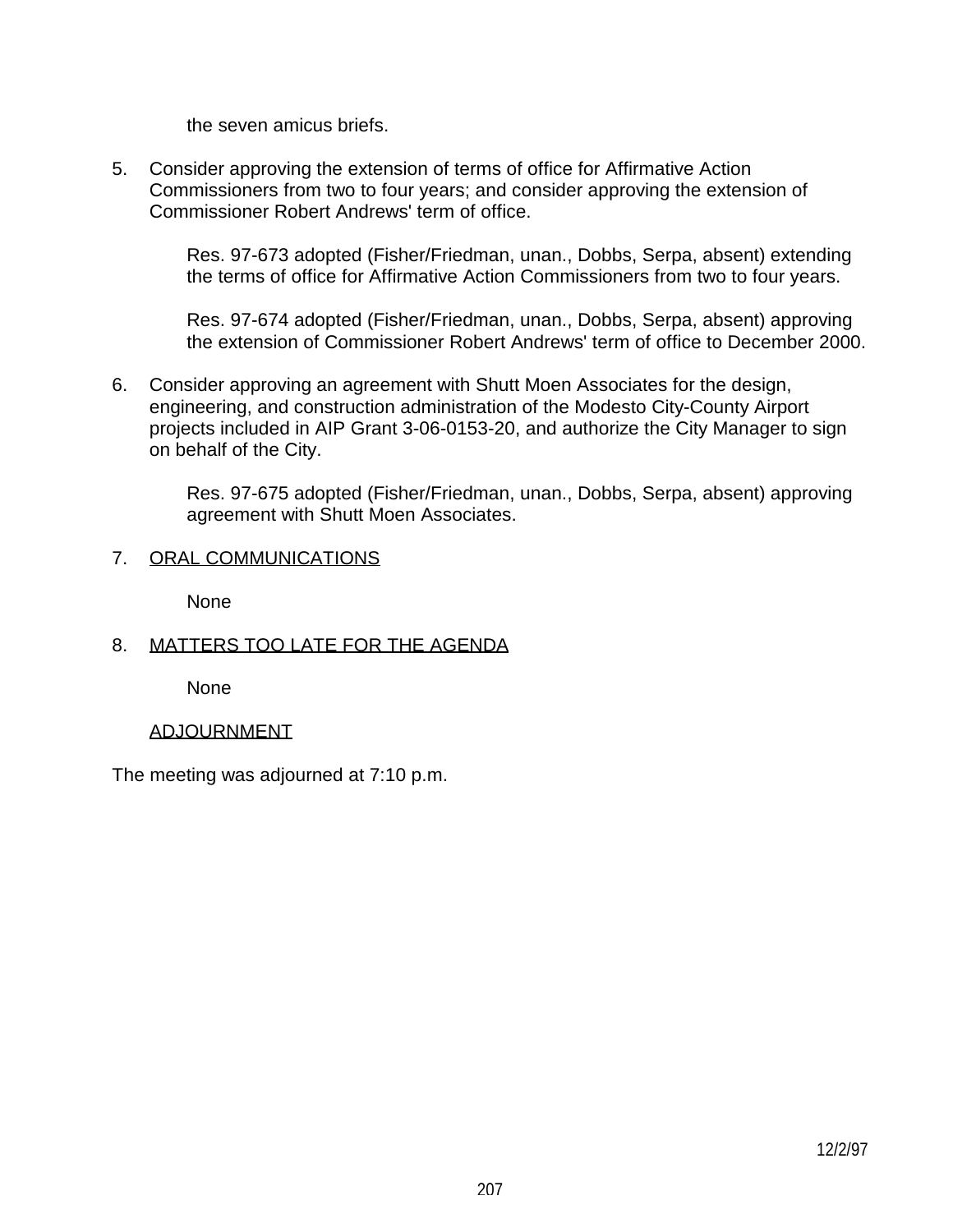the seven amicus briefs.

5. Consider approving the extension of terms of office for Affirmative Action Commissioners from two to four years; and consider approving the extension of Commissioner Robert Andrews' term of office.

   Res. 97-673 adopted (Fisher/Friedman, unan., Dobbs, Serpa, absent) extending the terms of office for Affirmative Action Commissioners from two to four years.

   Res. 97-674 adopted (Fisher/Friedman, unan., Dobbs, Serpa, absent) approving the extension of Commissioner Robert Andrews' term of office to December 2000.

6. Consider approving an agreement with Shutt Moen Associates for the design, engineering, and construction administration of the Modesto City-County Airport projects included in AIP Grant 3-06-0153-20, and authorize the City Manager to sign on behalf of the City.

   Res. 97-675 adopted (Fisher/Friedman, unan., Dobbs, Serpa, absent) approving agreement with Shutt Moen Associates.

7. <u>ORAL COMMUNICATIONS</u>

   None

8. <u>MATTERS TOO LATE FOR THE AGENDA</u>

   None

<u>ADJOURNMENT</u>

The meeting was adjourned at 7:10 p.m.

12/2/97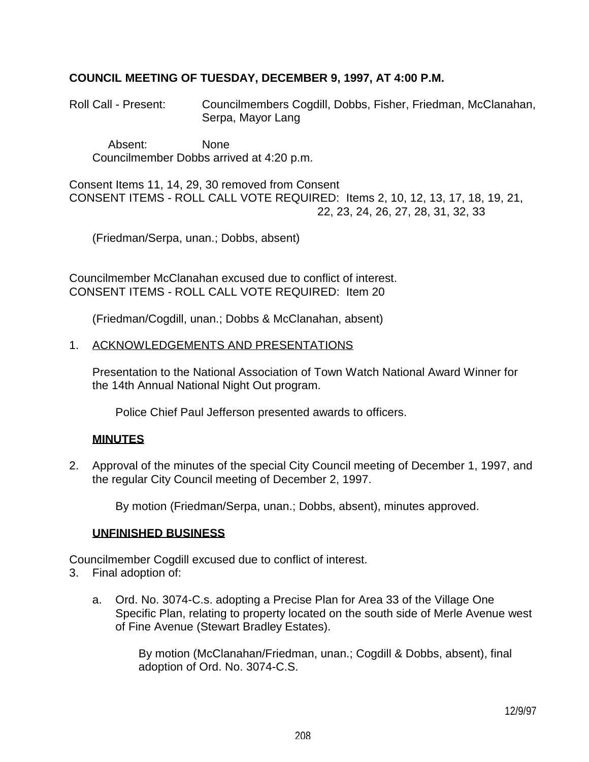**COUNCIL MEETING OF TUESDAY, DECEMBER 9, 1997, AT 4:00 P.M.**

Roll Call - Present: Councilmembers Cogdill, Dobbs, Fisher, Friedman, McClanahan, Serpa, Mayor Lang

Absent: None

Councilmember Dobbs arrived at 4:20 p.m.

Consent Items 11, 14, 29, 30 removed from Consent
CONSENT ITEMS - ROLL CALL VOTE REQUIRED: Items 2, 10, 12, 13, 17, 18, 19, 21, 22, 23, 24, 26, 27, 28, 31, 32, 33

(Friedman/Serpa, unan.; Dobbs, absent)

Councilmember McClanahan excused due to conflict of interest.
CONSENT ITEMS - ROLL CALL VOTE REQUIRED: Item 20

(Friedman/Cogdill, unan.; Dobbs & McClanahan, absent)

1. ACKNOWLEDGEMENTS AND PRESENTATIONS

   Presentation to the National Association of Town Watch National Award Winner for the 14th Annual National Night Out program.

   Police Chief Paul Jefferson presented awards to officers.

**MINUTES**

2. Approval of the minutes of the special City Council meeting of December 1, 1997, and the regular City Council meeting of December 2, 1997.

   By motion (Friedman/Serpa, unan.; Dobbs, absent), minutes approved.

**UNFINISHED BUSINESS**

Councilmember Cogdill excused due to conflict of interest.

3. Final adoption of:

   a. Ord. No. 3074-C.s. adopting a Precise Plan for Area 33 of the Village One Specific Plan, relating to property located on the south side of Merle Avenue west of Fine Avenue (Stewart Bradley Estates).

      By motion (McClanahan/Friedman, unan.; Cogdill & Dobbs, absent), final adoption of Ord. No. 3074-C.S.

12/9/97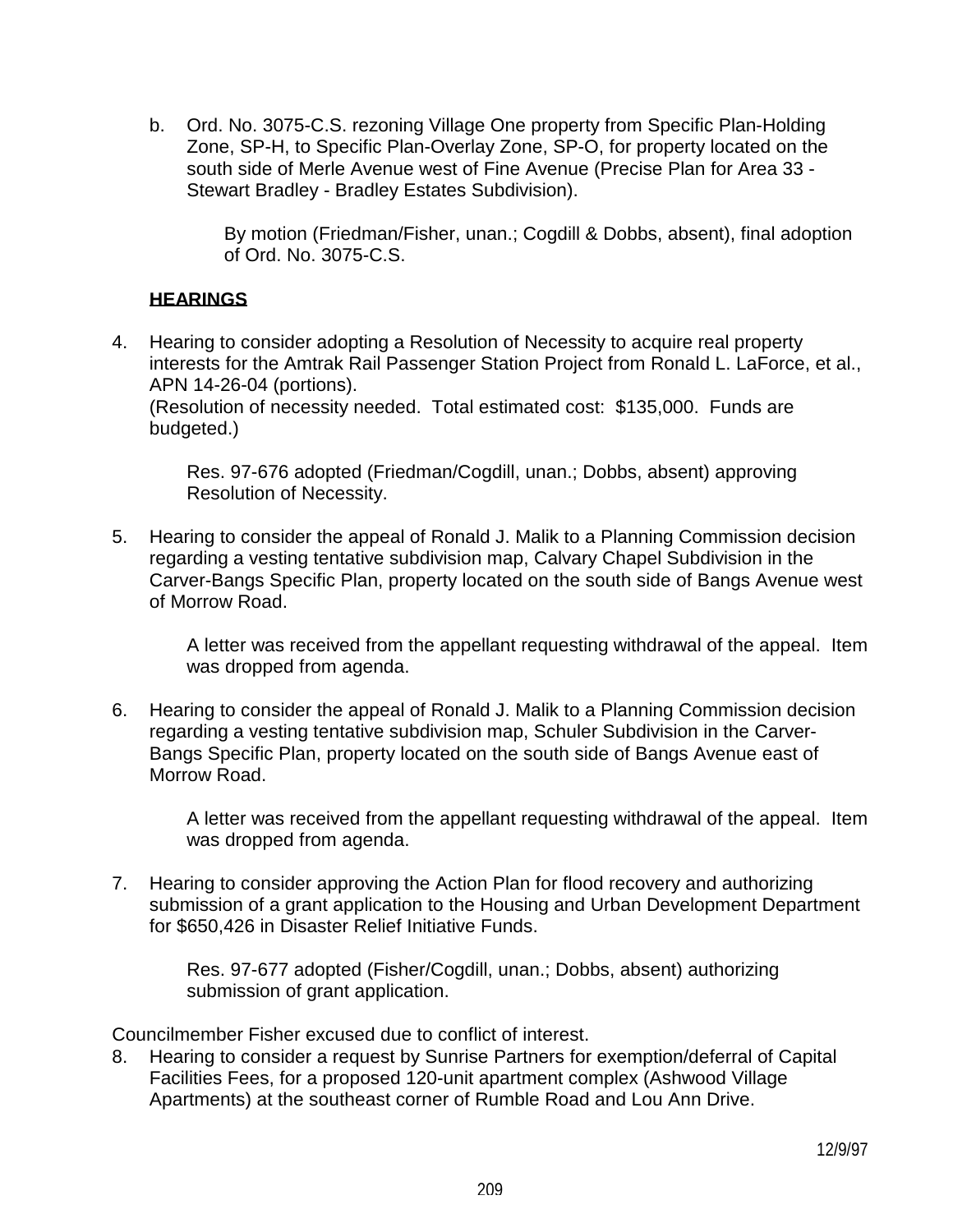b. Ord. No. 3075-C.S. rezoning Village One property from Specific Plan-Holding Zone, SP-H, to Specific Plan-Overlay Zone, SP-O, for property located on the south side of Merle Avenue west of Fine Avenue (Precise Plan for Area 33 - Stewart Bradley - Bradley Estates Subdivision).

   By motion (Friedman/Fisher, unan.; Cogdill & Dobbs, absent), final adoption of Ord. No. 3075-C.S.

**HEARINGS**

4. Hearing to consider adopting a Resolution of Necessity to acquire real property interests for the Amtrak Rail Passenger Station Project from Ronald L. LaForce, et al., APN 14-26-04 (portions).
   (Resolution of necessity needed. Total estimated cost: $135,000. Funds are budgeted.)

   Res. 97-676 adopted (Friedman/Cogdill, unan.; Dobbs, absent) approving Resolution of Necessity.

5. Hearing to consider the appeal of Ronald J. Malik to a Planning Commission decision regarding a vesting tentative subdivision map, Calvary Chapel Subdivision in the Carver-Bangs Specific Plan, property located on the south side of Bangs Avenue west of Morrow Road.

   A letter was received from the appellant requesting withdrawal of the appeal. Item was dropped from agenda.

6. Hearing to consider the appeal of Ronald J. Malik to a Planning Commission decision regarding a vesting tentative subdivision map, Schuler Subdivision in the Carver-Bangs Specific Plan, property located on the south side of Bangs Avenue east of Morrow Road.

   A letter was received from the appellant requesting withdrawal of the appeal. Item was dropped from agenda.

7. Hearing to consider approving the Action Plan for flood recovery and authorizing submission of a grant application to the Housing and Urban Development Department for $650,426 in Disaster Relief Initiative Funds.

   Res. 97-677 adopted (Fisher/Cogdill, unan.; Dobbs, absent) authorizing submission of grant application.

Councilmember Fisher excused due to conflict of interest.

8. Hearing to consider a request by Sunrise Partners for exemption/deferral of Capital Facilities Fees, for a proposed 120-unit apartment complex (Ashwood Village Apartments) at the southeast corner of Rumble Road and Lou Ann Drive.

12/9/97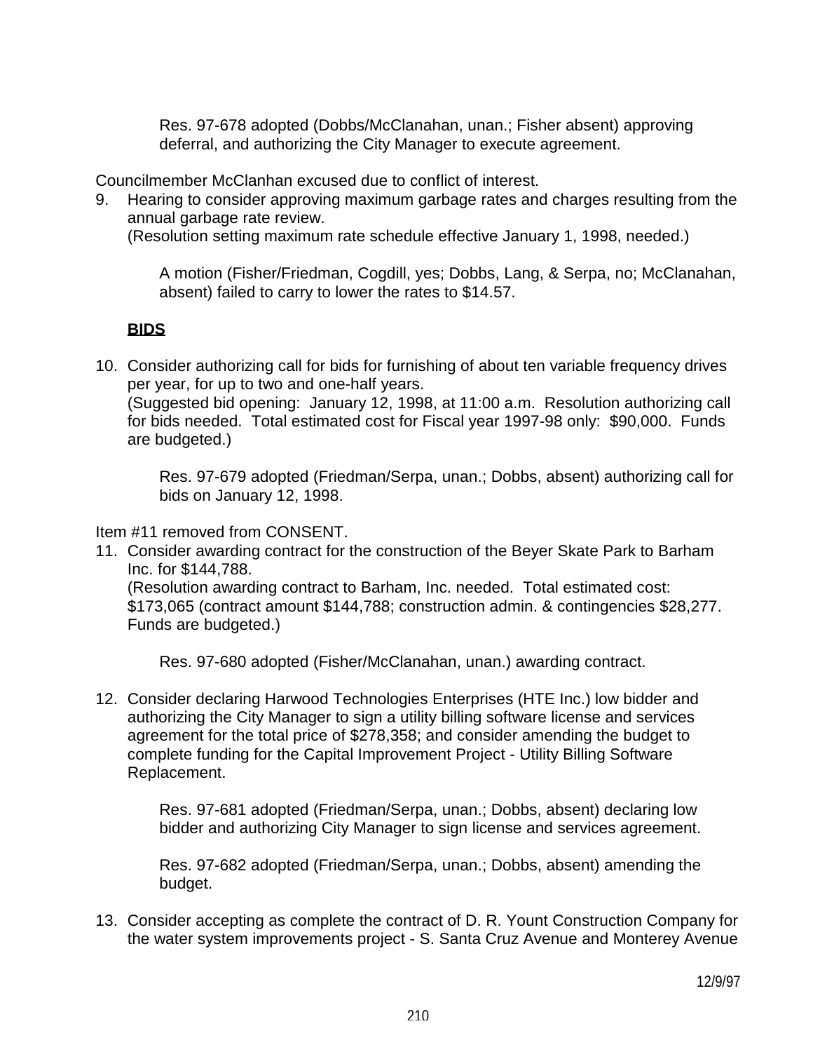Res. 97-678 adopted (Dobbs/McClanahan, unan.; Fisher absent) approving deferral, and authorizing the City Manager to execute agreement.

Councilmember McClanhan excused due to conflict of interest.

9. Hearing to consider approving maximum garbage rates and charges resulting from the annual garbage rate review.
   (Resolution setting maximum rate schedule effective January 1, 1998, needed.)

   A motion (Fisher/Friedman, Cogdill, yes; Dobbs, Lang, & Serpa, no; McClanahan, absent) failed to carry to lower the rates to $14.57.

**BIDS**

10. Consider authorizing call for bids for furnishing of about ten variable frequency drives per year, for up to two and one-half years.
    (Suggested bid opening: January 12, 1998, at 11:00 a.m. Resolution authorizing call for bids needed. Total estimated cost for Fiscal year 1997-98 only: $90,000. Funds are budgeted.)

    Res. 97-679 adopted (Friedman/Serpa, unan.; Dobbs, absent) authorizing call for bids on January 12, 1998.

Item #11 removed from CONSENT.

11. Consider awarding contract for the construction of the Beyer Skate Park to Barham Inc. for $144,788.
    (Resolution awarding contract to Barham, Inc. needed. Total estimated cost: $173,065 (contract amount $144,788; construction admin. & contingencies $28,277. Funds are budgeted.)

    Res. 97-680 adopted (Fisher/McClanahan, unan.) awarding contract.

12. Consider declaring Harwood Technologies Enterprises (HTE Inc.) low bidder and authorizing the City Manager to sign a utility billing software license and services agreement for the total price of $278,358; and consider amending the budget to complete funding for the Capital Improvement Project - Utility Billing Software Replacement.

    Res. 97-681 adopted (Friedman/Serpa, unan.; Dobbs, absent) declaring low bidder and authorizing City Manager to sign license and services agreement.

    Res. 97-682 adopted (Friedman/Serpa, unan.; Dobbs, absent) amending the budget.

13. Consider accepting as complete the contract of D. R. Yount Construction Company for the water system improvements project - S. Santa Cruz Avenue and Monterey Avenue

12/9/97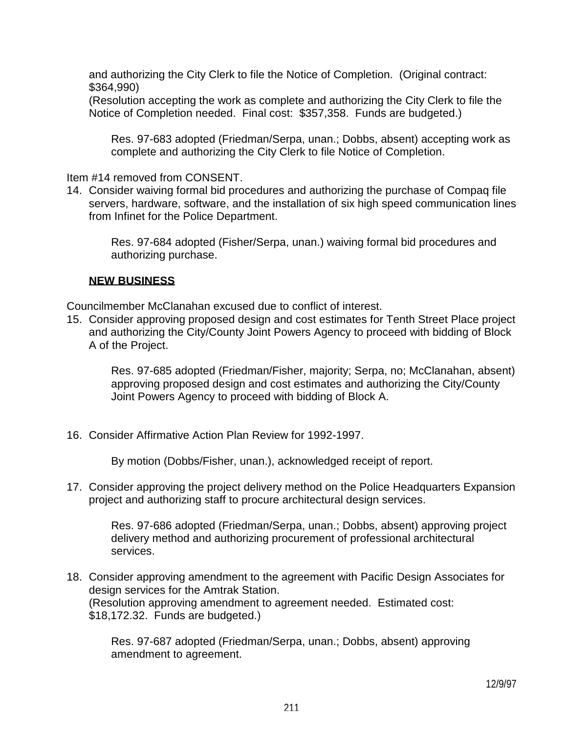and authorizing the City Clerk to file the Notice of Completion. (Original contract: $364,990)
(Resolution accepting the work as complete and authorizing the City Clerk to file the Notice of Completion needed. Final cost: $357,358. Funds are budgeted.)

> Res. 97-683 adopted (Friedman/Serpa, unan.; Dobbs, absent) accepting work as complete and authorizing the City Clerk to file Notice of Completion.

Item #14 removed from CONSENT.

14. Consider waiving formal bid procedures and authorizing the purchase of Compaq file servers, hardware, software, and the installation of six high speed communication lines from Infinet for the Police Department.

> Res. 97-684 adopted (Fisher/Serpa, unan.) waiving formal bid procedures and authorizing purchase.

**NEW BUSINESS**

Councilmember McClanahan excused due to conflict of interest.

15. Consider approving proposed design and cost estimates for Tenth Street Place project and authorizing the City/County Joint Powers Agency to proceed with bidding of Block A of the Project.

> Res. 97-685 adopted (Friedman/Fisher, majority; Serpa, no; McClanahan, absent) approving proposed design and cost estimates and authorizing the City/County Joint Powers Agency to proceed with bidding of Block A.

16. Consider Affirmative Action Plan Review for 1992-1997.

> By motion (Dobbs/Fisher, unan.), acknowledged receipt of report.

17. Consider approving the project delivery method on the Police Headquarters Expansion project and authorizing staff to procure architectural design services.

> Res. 97-686 adopted (Friedman/Serpa, unan.; Dobbs, absent) approving project delivery method and authorizing procurement of professional architectural services.

18. Consider approving amendment to the agreement with Pacific Design Associates for design services for the Amtrak Station.
(Resolution approving amendment to agreement needed. Estimated cost: $18,172.32. Funds are budgeted.)

> Res. 97-687 adopted (Friedman/Serpa, unan.; Dobbs, absent) approving amendment to agreement.

12/9/97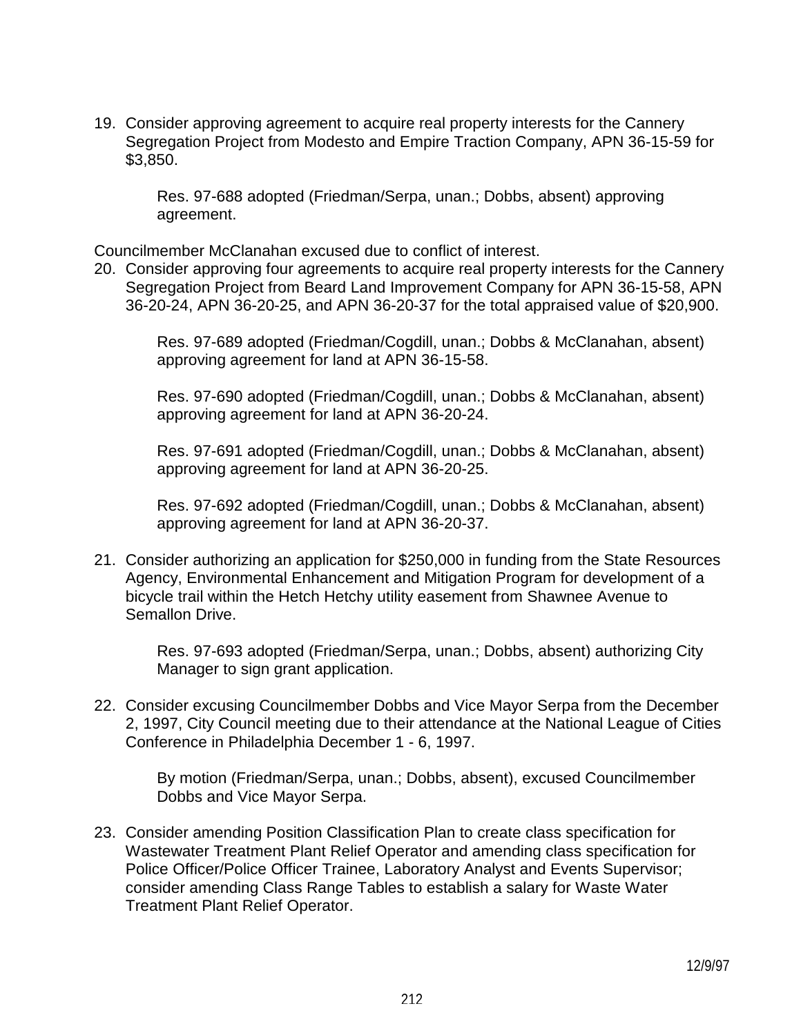19. Consider approving agreement to acquire real property interests for the Cannery Segregation Project from Modesto and Empire Traction Company, APN 36-15-59 for $3,850.

    Res. 97-688 adopted (Friedman/Serpa, unan.; Dobbs, absent) approving agreement.

Councilmember McClanahan excused due to conflict of interest.

20. Consider approving four agreements to acquire real property interests for the Cannery Segregation Project from Beard Land Improvement Company for APN 36-15-58, APN 36-20-24, APN 36-20-25, and APN 36-20-37 for the total appraised value of $20,900.

    Res. 97-689 adopted (Friedman/Cogdill, unan.; Dobbs & McClanahan, absent) approving agreement for land at APN 36-15-58.

    Res. 97-690 adopted (Friedman/Cogdill, unan.; Dobbs & McClanahan, absent) approving agreement for land at APN 36-20-24.

    Res. 97-691 adopted (Friedman/Cogdill, unan.; Dobbs & McClanahan, absent) approving agreement for land at APN 36-20-25.

    Res. 97-692 adopted (Friedman/Cogdill, unan.; Dobbs & McClanahan, absent) approving agreement for land at APN 36-20-37.

21. Consider authorizing an application for $250,000 in funding from the State Resources Agency, Environmental Enhancement and Mitigation Program for development of a bicycle trail within the Hetch Hetchy utility easement from Shawnee Avenue to Semallon Drive.

    Res. 97-693 adopted (Friedman/Serpa, unan.; Dobbs, absent) authorizing City Manager to sign grant application.

22. Consider excusing Councilmember Dobbs and Vice Mayor Serpa from the December 2, 1997, City Council meeting due to their attendance at the National League of Cities Conference in Philadelphia December 1 - 6, 1997.

    By motion (Friedman/Serpa, unan.; Dobbs, absent), excused Councilmember Dobbs and Vice Mayor Serpa.

23. Consider amending Position Classification Plan to create class specification for Wastewater Treatment Plant Relief Operator and amending class specification for Police Officer/Police Officer Trainee, Laboratory Analyst and Events Supervisor; consider amending Class Range Tables to establish a salary for Waste Water Treatment Plant Relief Operator.

12/9/97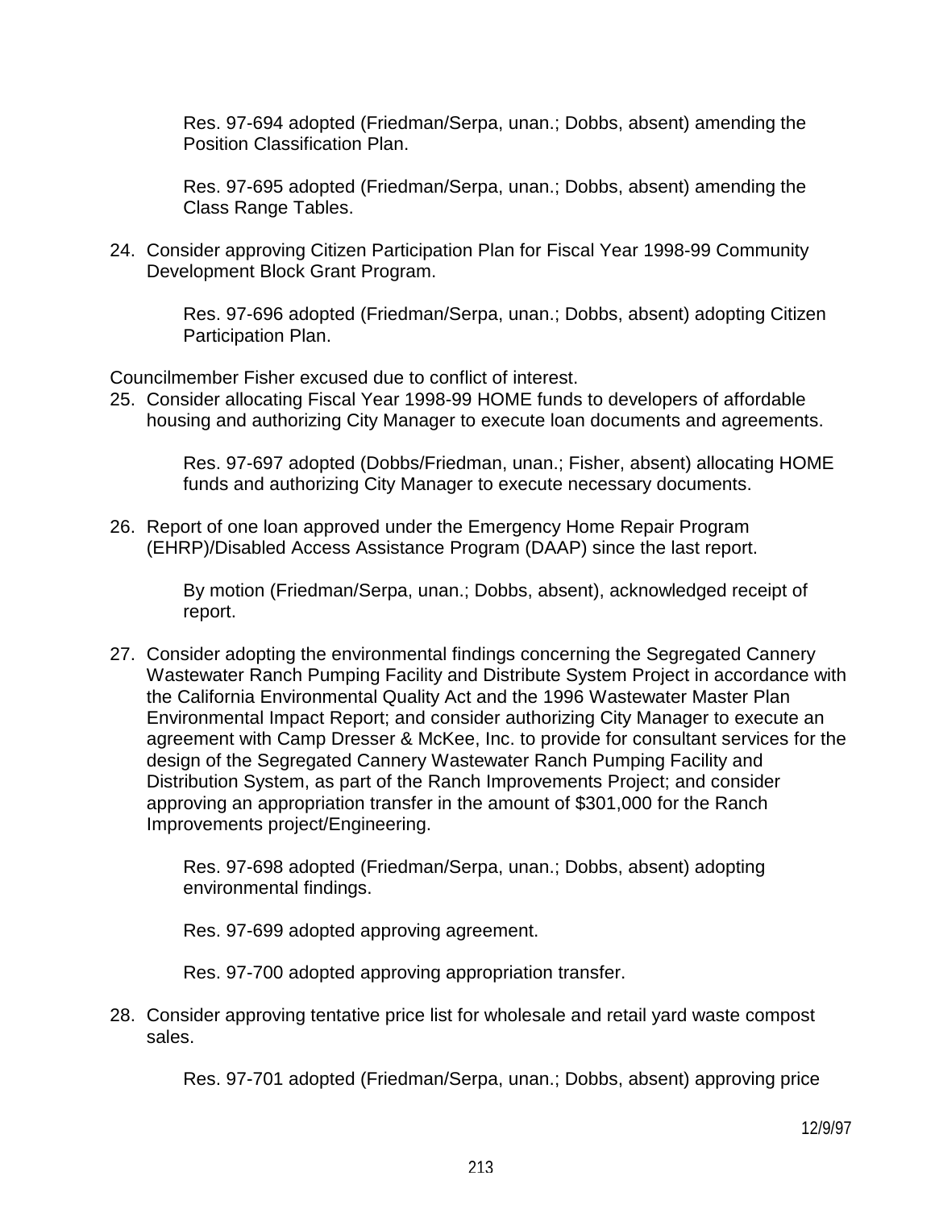Res. 97-694 adopted (Friedman/Serpa, unan.; Dobbs, absent) amending the Position Classification Plan.

Res. 97-695 adopted (Friedman/Serpa, unan.; Dobbs, absent) amending the Class Range Tables.

24. Consider approving Citizen Participation Plan for Fiscal Year 1998-99 Community Development Block Grant Program.

    Res. 97-696 adopted (Friedman/Serpa, unan.; Dobbs, absent) adopting Citizen Participation Plan.

Councilmember Fisher excused due to conflict of interest.

25. Consider allocating Fiscal Year 1998-99 HOME funds to developers of affordable housing and authorizing City Manager to execute loan documents and agreements.

    Res. 97-697 adopted (Dobbs/Friedman, unan.; Fisher, absent) allocating HOME funds and authorizing City Manager to execute necessary documents.

26. Report of one loan approved under the Emergency Home Repair Program (EHRP)/Disabled Access Assistance Program (DAAP) since the last report.

    By motion (Friedman/Serpa, unan.; Dobbs, absent), acknowledged receipt of report.

27. Consider adopting the environmental findings concerning the Segregated Cannery Wastewater Ranch Pumping Facility and Distribute System Project in accordance with the California Environmental Quality Act and the 1996 Wastewater Master Plan Environmental Impact Report; and consider authorizing City Manager to execute an agreement with Camp Dresser & McKee, Inc. to provide for consultant services for the design of the Segregated Cannery Wastewater Ranch Pumping Facility and Distribution System, as part of the Ranch Improvements Project; and consider approving an appropriation transfer in the amount of $301,000 for the Ranch Improvements project/Engineering.

    Res. 97-698 adopted (Friedman/Serpa, unan.; Dobbs, absent) adopting environmental findings.

    Res. 97-699 adopted approving agreement.

    Res. 97-700 adopted approving appropriation transfer.

28. Consider approving tentative price list for wholesale and retail yard waste compost sales.

    Res. 97-701 adopted (Friedman/Serpa, unan.; Dobbs, absent) approving price

12/9/97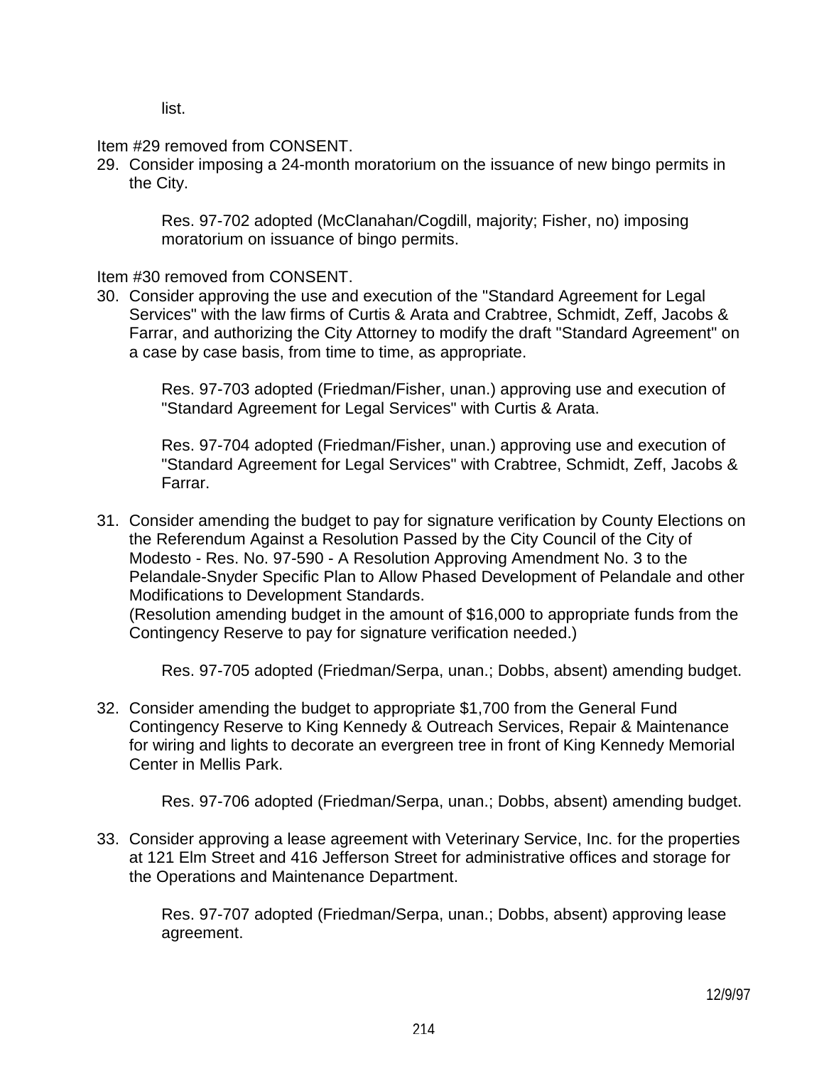list.

Item #29 removed from CONSENT.

29. Consider imposing a 24-month moratorium on the issuance of new bingo permits in the City.

    Res. 97-702 adopted (McClanahan/Cogdill, majority; Fisher, no) imposing moratorium on issuance of bingo permits.

Item #30 removed from CONSENT.

30. Consider approving the use and execution of the "Standard Agreement for Legal Services" with the law firms of Curtis & Arata and Crabtree, Schmidt, Zeff, Jacobs & Farrar, and authorizing the City Attorney to modify the draft "Standard Agreement" on a case by case basis, from time to time, as appropriate.

    Res. 97-703 adopted (Friedman/Fisher, unan.) approving use and execution of "Standard Agreement for Legal Services" with Curtis & Arata.

    Res. 97-704 adopted (Friedman/Fisher, unan.) approving use and execution of "Standard Agreement for Legal Services" with Crabtree, Schmidt, Zeff, Jacobs & Farrar.

31. Consider amending the budget to pay for signature verification by County Elections on the Referendum Against a Resolution Passed by the City Council of the City of Modesto - Res. No. 97-590 - A Resolution Approving Amendment No. 3 to the Pelandale-Snyder Specific Plan to Allow Phased Development of Pelandale and other Modifications to Development Standards.
    (Resolution amending budget in the amount of $16,000 to appropriate funds from the Contingency Reserve to pay for signature verification needed.)

    Res. 97-705 adopted (Friedman/Serpa, unan.; Dobbs, absent) amending budget.

32. Consider amending the budget to appropriate $1,700 from the General Fund Contingency Reserve to King Kennedy & Outreach Services, Repair & Maintenance for wiring and lights to decorate an evergreen tree in front of King Kennedy Memorial Center in Mellis Park.

    Res. 97-706 adopted (Friedman/Serpa, unan.; Dobbs, absent) amending budget.

33. Consider approving a lease agreement with Veterinary Service, Inc. for the properties at 121 Elm Street and 416 Jefferson Street for administrative offices and storage for the Operations and Maintenance Department.

    Res. 97-707 adopted (Friedman/Serpa, unan.; Dobbs, absent) approving lease agreement.

12/9/97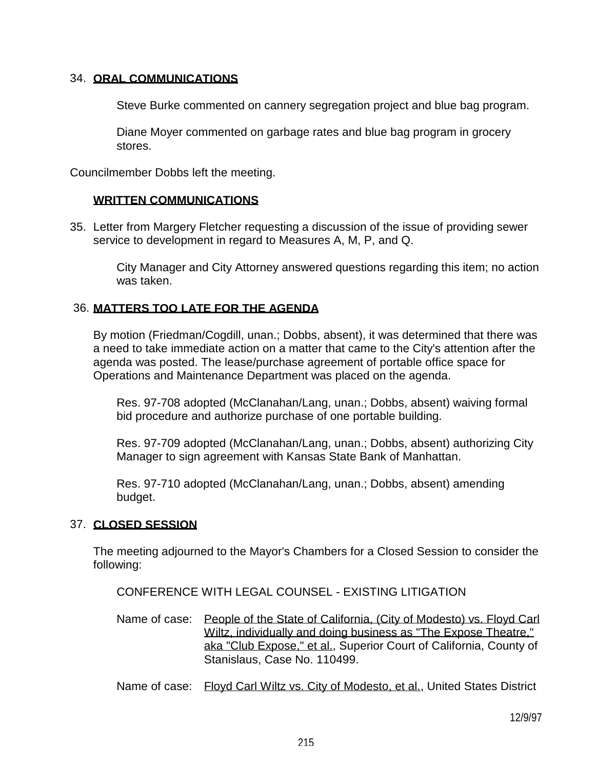34. **ORAL COMMUNICATIONS**

    Steve Burke commented on cannery segregation project and blue bag program.

    Diane Moyer commented on garbage rates and blue bag program in grocery stores.

Councilmember Dobbs left the meeting.

**WRITTEN COMMUNICATIONS**

35. Letter from Margery Fletcher requesting a discussion of the issue of providing sewer service to development in regard to Measures A, M, P, and Q.

    City Manager and City Attorney answered questions regarding this item; no action was taken.

36. **MATTERS TOO LATE FOR THE AGENDA**

    By motion (Friedman/Cogdill, unan.; Dobbs, absent), it was determined that there was a need to take immediate action on a matter that came to the City's attention after the agenda was posted. The lease/purchase agreement of portable office space for Operations and Maintenance Department was placed on the agenda.

    Res. 97-708 adopted (McClanahan/Lang, unan.; Dobbs, absent) waiving formal bid procedure and authorize purchase of one portable building.

    Res. 97-709 adopted (McClanahan/Lang, unan.; Dobbs, absent) authorizing City Manager to sign agreement with Kansas State Bank of Manhattan.

    Res. 97-710 adopted (McClanahan/Lang, unan.; Dobbs, absent) amending budget.

37. **CLOSED SESSION**

    The meeting adjourned to the Mayor's Chambers for a Closed Session to consider the following:

    CONFERENCE WITH LEGAL COUNSEL - EXISTING LITIGATION

    Name of case: People of the State of California, (City of Modesto) vs. Floyd Carl Wiltz, individually and doing business as "The Expose Theatre," aka "Club Expose," et al., Superior Court of California, County of Stanislaus, Case No. 110499.

    Name of case: Floyd Carl Wiltz vs. City of Modesto, et al., United States District

12/9/97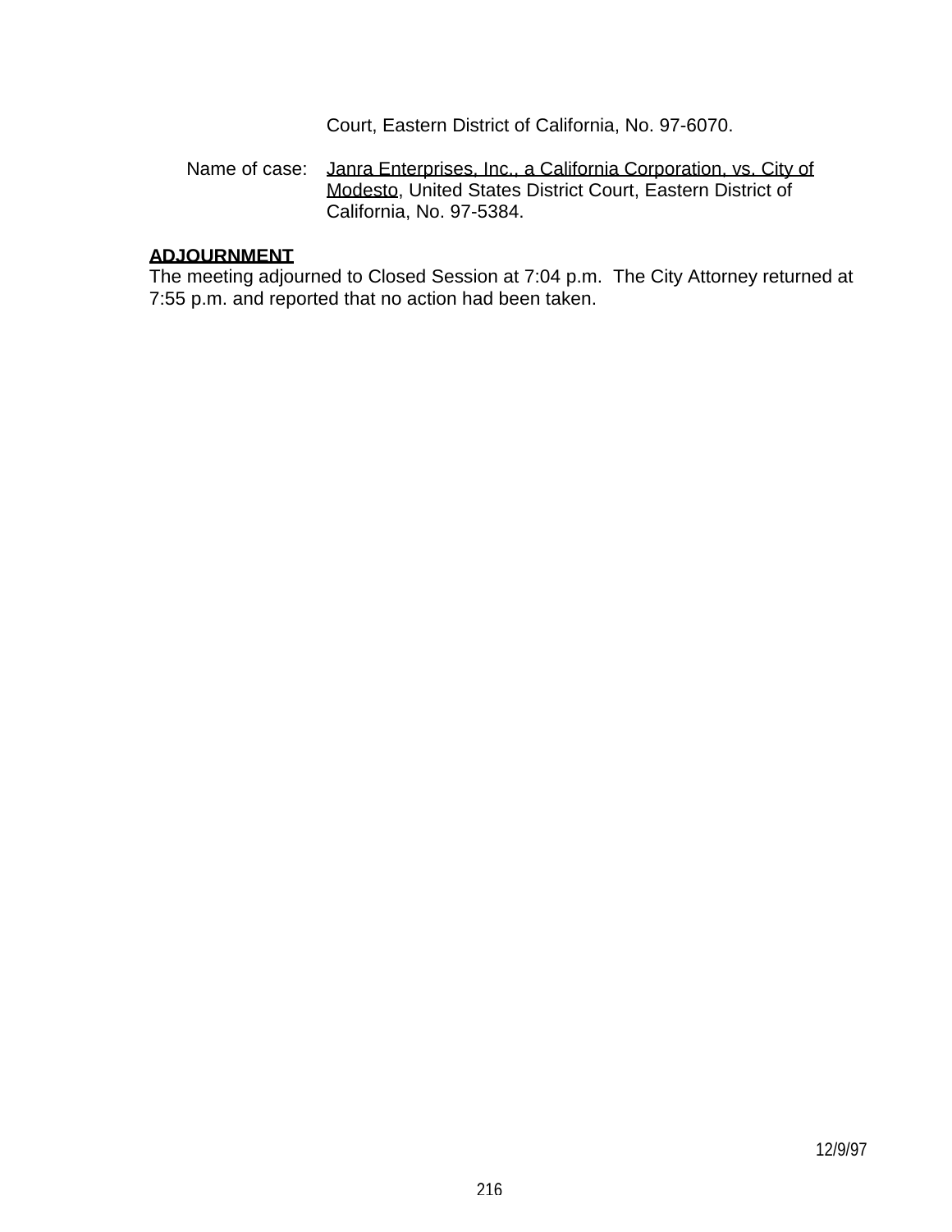Court, Eastern District of California, No. 97-6070.

Name of case: Janra Enterprises, Inc., a California Corporation, vs. City of Modesto, United States District Court, Eastern District of California, No. 97-5384.

**ADJOURNMENT**

The meeting adjourned to Closed Session at 7:04 p.m. The City Attorney returned at 7:55 p.m. and reported that no action had been taken.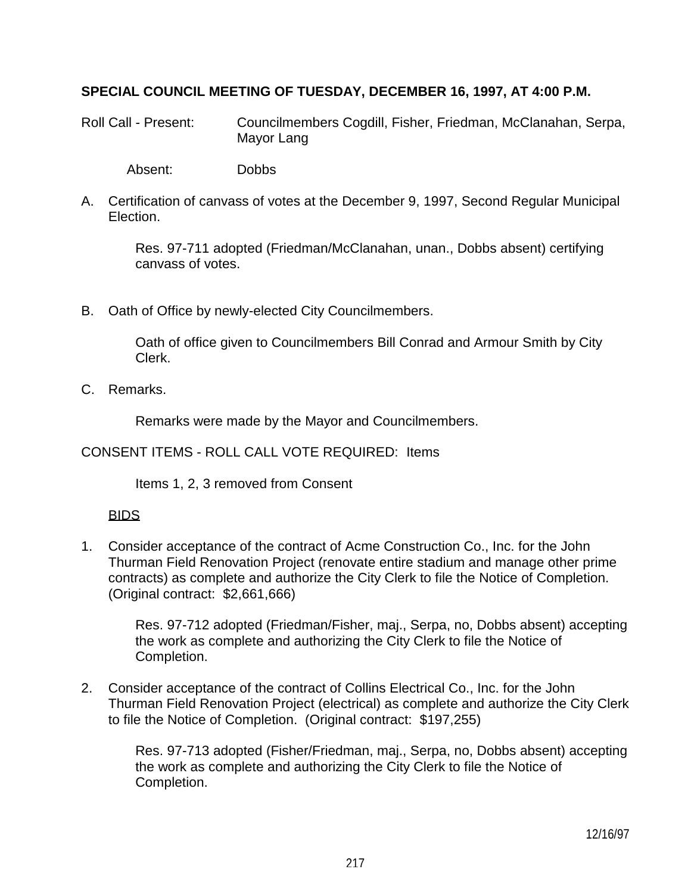**SPECIAL COUNCIL MEETING OF TUESDAY, DECEMBER 16, 1997, AT 4:00 P.M.**

Roll Call - Present: Councilmembers Cogdill, Fisher, Friedman, McClanahan, Serpa, Mayor Lang

Absent: Dobbs

A. Certification of canvass of votes at the December 9, 1997, Second Regular Municipal Election.

   Res. 97-711 adopted (Friedman/McClanahan, unan., Dobbs absent) certifying canvass of votes.

B. Oath of Office by newly-elected City Councilmembers.

   Oath of office given to Councilmembers Bill Conrad and Armour Smith by City Clerk.

C. Remarks.

   Remarks were made by the Mayor and Councilmembers.

CONSENT ITEMS - ROLL CALL VOTE REQUIRED: Items

   Items 1, 2, 3 removed from Consent

BIDS

1. Consider acceptance of the contract of Acme Construction Co., Inc. for the John Thurman Field Renovation Project (renovate entire stadium and manage other prime contracts) as complete and authorize the City Clerk to file the Notice of Completion. (Original contract: $2,661,666)

   Res. 97-712 adopted (Friedman/Fisher, maj., Serpa, no, Dobbs absent) accepting the work as complete and authorizing the City Clerk to file the Notice of Completion.

2. Consider acceptance of the contract of Collins Electrical Co., Inc. for the John Thurman Field Renovation Project (electrical) as complete and authorize the City Clerk to file the Notice of Completion. (Original contract: $197,255)

   Res. 97-713 adopted (Fisher/Friedman, maj., Serpa, no, Dobbs absent) accepting the work as complete and authorizing the City Clerk to file the Notice of Completion.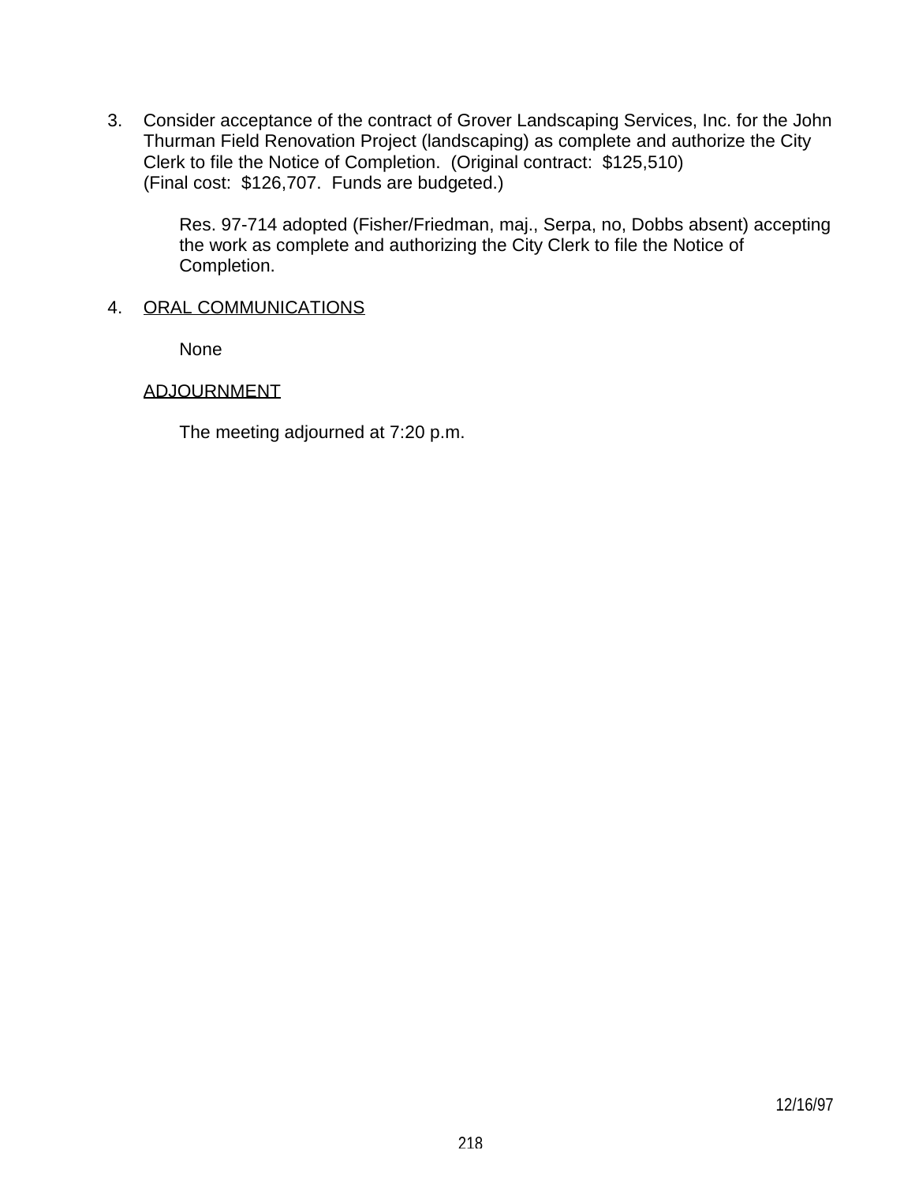3. Consider acceptance of the contract of Grover Landscaping Services, Inc. for the John Thurman Field Renovation Project (landscaping) as complete and authorize the City Clerk to file the Notice of Completion. (Original contract: $125,510) (Final cost: $126,707. Funds are budgeted.)

   Res. 97-714 adopted (Fisher/Friedman, maj., Serpa, no, Dobbs absent) accepting the work as complete and authorizing the City Clerk to file the Notice of Completion.

4. ORAL COMMUNICATIONS

   None

ADJOURNMENT

The meeting adjourned at 7:20 p.m.

12/16/97